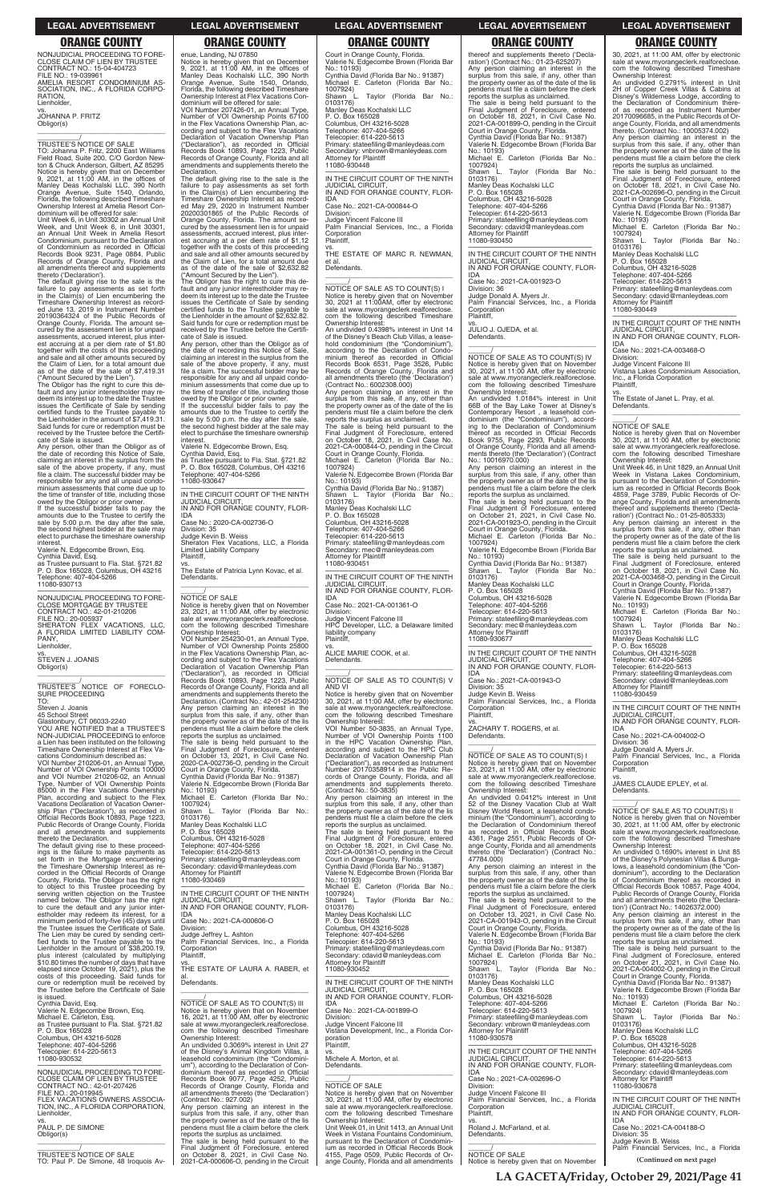NONJUDICIAL PROCEEDING TO FORECLOSE CLAIM OF LIEN BY TRUSTEE
CONTRACT NO.: 15-04-404723
FILE NO.: 19-039961
AMELIA RESORT CONDOMINIUM ASSOCIATION, INC., A FLORIDA CORPORATION,
Lienholder,
vs.
JOHANNA P. FRITZ
Obligor(s)

\_\_\_\_\_\_\_\_\_\_\_\_\_\_\_\_\_\_\_\_\_\_\_\_\_\_\_\_\_\_\_\_\_/

TRUSTEE'S NOTICE OF SALE
TO: Johanna P. Fritz, 2200 East Williams Field Road, Suite 200, C/O Gordon Newton & Chuck Anderson, Gilbert, AZ 85295
Notice is hereby given that on December 9, 2021, at 11:00 AM, in the offices of Manley Deas Kochalski LLC, 390 North Orange Avenue, Suite 1540, Orlando, Florida, the following described Timeshare Ownership Interest at Amelia Resort Condominium will be offered for sale:
Unit Week 6, in Unit 30302 an Annual Unit Week, and Unit Week 6, in Unit 30301, an Annual Unit Week in Amelia Resort Condominium, pursuant to the Declaration of Condominium as recorded in Official Records Book 9231, Page 0884, Public Records of Orange County, Florida and all amendments and supplements thereto ('Declaration').
The default giving rise to the sale is the failure to pay assessments as set forth in the Claim(s) of Lien encumbering the Timeshare Ownership Interest as recorded June 13, 2019 in Instrument Number 20190364324 of the Public Records of Orange County, Florida. The amount secured by the assessment lien is for unpaid assessments, accrued interest, plus interest accruing at a per diem rate of $1.80 together with the costs of this proceeding and sale and all other amounts secured by the Claim of Lien, for a total amount due as of the date of the sale of $7,419.31 ("Amount Secured by the Lien").
The Obligor has the right to cure this default and any junior interestholder may redeem its interest up to the date the Trustee issues the Certificate of Sale by sending certified funds to the Trustee payable to the Lienholder in the amount of $7,419.31. Said funds for cure or redemption must be received by the Trustee before the Certificate of Sale is issued.
Any person, other than the Obligor as of the date of recording this Notice of Sale, claiming an interest in the surplus from the sale of the above property, if any, must file a claim. The successful bidder may be responsible for any and all unpaid condominium assessments that come due up to the time of transfer of title, including those owed by the Obligor or prior owner.
If the successful bidder fails to pay the amounts due to the Trustee to certify the sale by 5:00 p.m. the day after the sale, the second highest bidder at the sale may elect to purchase the timeshare ownership interest.
Valerie N. Edgecombe Brown, Esq.
Cynthia David, Esq.
as Trustee pursuant to Fla. Stat. §721.82
P. O. Box 165028, Columbus, OH 43216
Telephone: 407-404-5266
11080-930713

NONJUDICIAL PROCEEDING TO FORECLOSE MORTGAGE BY TRUSTEE
CONTRACT NO.: 42-01-210206
FILE NO.: 20-005937
SHERATON FLEX VACATIONS, LLC, A FLORIDA LIMITED LIABILITY COMPANY,
Lienholder,
vs.
STEVEN J. JOANIS
Obligor(s)

\_\_\_\_\_\_\_\_\_\_\_\_\_\_\_\_\_\_\_\_\_\_\_\_\_\_\_\_\_\_\_\_\_/

TRUSTEE'S NOTICE OF FORECLOSURE PROCEEDING
TO:
Steven J. Joanis
45 School Street
Glastonbury, CT 06033-2240
YOU ARE NOTIFIED that a TRUSTEE'S NON-JUDICIAL PROCEEDING to enforce a Lien has been instituted on the following Timeshare Ownership Interest at Flex Vacations Condominium described as:
VOI Number 210206-01, an Annual Type, Number of VOI Ownership Points 100000 and VOI Number 210206-02, an Annual Type, Number of VOI Ownership Points 85000 in the Flex Vacations Ownership Plan, according and subject to the Flex Vacations Declaration of Vacation Ownership Plan ("Declaration"), as recorded in Official Records Book 10893, Page 1223, Public Records of Orange County, Florida and all amendments and supplements thereto the Declaration.
The default giving rise to these proceedings is the failure to make payments as set forth in the Mortgage encumbering the Timeshare Ownership Interest as recorded in the Official Records of Orange County, Florida. The Obligor has the right to object to this Trustee proceeding by serving written objection on the Trustee named below. The Obligor has the right to cure the default and any junior interestholder may redeem its interest, for a minimum period of forty-five (45) days until the Trustee issues the Certificate of Sale. The Lien may be cured by sending certified funds to the Trustee payable to the Lienholder in the amount of $38,200.19, plus interest (calculated by multiplying $10.80 times the number of days that have elapsed since October 19, 2021), plus the costs of this proceeding. Said funds for cure or redemption must be received by the Trustee before the Certificate of Sale is issued.
Cynthia David, Esq.
Valerie N. Edgecombe Brown, Esq.
Michael E. Carleton, Esq.
as Trustee pursuant to Fla. Stat. §721.82
P. O. Box 165028
Columbus, OH 43216-5028
Telephone: 407-404-5266
Telecopier: 614-220-5613
11080-930532

NONJUDICIAL PROCEEDING TO FORECLOSE CLAIM OF LIEN BY TRUSTEE
CONTRACT NO.: 42-01-207426
FILE NO.: 20-019945
FLEX VACATIONS OWNERS ASSOCIATION, INC., A FLORIDA CORPORATION,
Lienholder,
vs.
PAUL P. DE SIMONE
Obligor(s)

\_\_\_\_\_\_\_\_\_\_\_\_\_\_\_\_\_\_\_\_\_\_\_\_\_\_\_\_\_\_\_\_\_/

TRUSTEE'S NOTICE OF SALE
TO: Paul P. De Simone, 48 Iroquois Avenue, Landing, NJ 07850
Notice is hereby given that on December 9, 2021, at 11:00 AM, in the offices of Manley Deas Kochalski LLC, 390 North Orange Avenue, Suite 1540, Orlando, Florida, the following described Timeshare Ownership Interest at Flex Vacations Condominium will be offered for sale:
VOI Number 207426-01, an Annual Type, Number of VOI Ownership Points 67100 in the Flex Vacations Ownership Plan, according and subject to the Flex Vacations Declaration of Vacation Ownership Plan ("Declaration"), as recorded in Official Records Book 10893, Page 1223, Public Records of Orange County, Florida and all amendments and supplements thereto the Declaration.
The default giving rise to the sale is the failure to pay assessments as set forth in the Claim(s) of Lien encumbering the Timeshare Ownership Interest as recorded May 29, 2020 in Instrument Number 20200301865 of the Public Records of Orange County, Florida. The amount secured by the assessment lien is for unpaid assessments, accrued interest, plus interest accruing at a per diem rate of $1.12 together with the costs of this proceeding and sale and all other amounts secured by the Claim of Lien, for a total amount due as of the date of the sale of $2,632.82 ("Amount Secured by the Lien").
The Obligor has the right to cure this default and any junior interestholder may redeem its interest up to the date the Trustee issues the Certificate of Sale by sending certified funds to the Trustee payable to the Lienholder in the amount of $2,632.82. Said funds for cure or redemption must be received by the Trustee before the Certificate of Sale is issued.
Any person, other than the Obligor as of the date of recording this Notice of Sale, claiming an interest in the surplus from the sale of the above property, if any, must file a claim. The successful bidder may be responsible for any and all unpaid condominium assessments that come due up to the time of transfer of title, including those owed by the Obligor or prior owner.
If the successful bidder fails to pay the amounts due to the Trustee to certify the sale by 5:00 p.m. the day after the sale, the second highest bidder at the sale may elect to purchase the timeshare ownership interest.
Valerie N. Edgecombe Brown, Esq.
Cynthia David, Esq.
as Trustee pursuant to Fla. Stat. §721.82
P. O. Box 165028, Columbus, OH 43216
Telephone: 407-404-5266
11080-930647

IN THE CIRCUIT COURT OF THE NINTH JUDICIAL CIRCUIT,
IN AND FOR ORANGE COUNTY, FLORIDA
Case No.: 2020-CA-002736-O
Division: 35
Judge Kevin B. Weiss
Sheraton Flex Vacations, LLC, a Florida Limited Liability Company
Plaintiff,
vs.
The Estate of Patricia Lynn Kovac, et al.
Defendants.

\_\_\_\_\_\_\_\_\_\_\_\_\_\_\_\_/

NOTICE OF SALE
Notice is hereby given that on November 23, 2021, at 11:00 AM, offer by electronic sale at www.myorangeclerk.realforeclose.com the following described Timeshare Ownership Interest:
VOI Number 254230-01, an Annual Type, Number of VOI Ownership Points 25800 in the Flex Vacations Ownership Plan, according and subject to the Flex Vacations Declaration of Vacation Ownership Plan ("Declaration"), as recorded in Official Records Book 10893, Page 1223, Public Records of Orange County, Florida and all amendments and supplements thereto the Declaration. (Contract No.: 42-01-254230)
Any person claiming an interest in the surplus from this sale, if any, other than the property owner as of the date of the lis pendens must file a claim before the clerk reports the surplus as unclaimed.
The sale is being held pursuant to the Final Judgment of Foreclosure, entered on October 13, 2021, in Civil Case No. 2020-CA-002736-O, pending in the Circuit Court in Orange County, Florida.
Cynthia David (Florida Bar No.: 91387)
Valerie N. Edgecombe Brown (Florida Bar No.: 10193)
Michael E. Carleton (Florida Bar No.: 1007924)
Shawn L. Taylor (Florida Bar No.: 0103176)
Manley Deas Kochalski LLC
P. O. Box 165028
Columbus, OH 43216-5028
Telephone: 407-404-5266
Telecopier: 614-220-5613
Primary: stateefiling@manleydeas.com
Secondary: cdavid@manleydeas.com
Attorney for Plaintiff
11080-930469

IN THE CIRCUIT COURT OF THE NINTH JUDICIAL CIRCUIT,
IN AND FOR ORANGE COUNTY, FLORIDA
Case No.: 2021-CA-000606-O
Division:
Judge Jeffrey L. Ashton
Palm Financial Services, Inc., a Florida Corporation
Plaintiff,
vs.
THE ESTATE OF LAURA A. RABER, et al.
Defendants.

\_\_\_\_\_\_\_\_\_\_\_\_\_\_\_\_/

NOTICE OF SALE AS TO COUNT(S) III
Notice is hereby given that on November 16, 2021, at 11:00 AM, offer by electronic sale at www.myorangeclerk.realforeclose.com the following described Timeshare Ownership Interest:
An undivided 0.3069% interest in Unit 27 of the Disney's Animal Kingdom Villas, a leasehold condominium (the "Condominium"), according to the Declaration of Condominium thereof as recorded in Official Records Book 9077, Page 4252, Public Records of Orange County, Florida and all amendments thereto (the 'Declaration') (Contract No.: 9027.002)
Any person claiming an interest in the surplus from this sale, if any, other than the property owner as of the date of the lis pendens must file a claim before the clerk reports the surplus as unclaimed.
The sale is being held pursuant to the Final Judgment of Foreclosure, entered on October 8, 2021, in Civil Case No. 2021-CA-000606-O, pending in the Circuit Court in Orange County, Florida.
Valerie N. Edgecombe Brown (Florida Bar No.: 10193)
Cynthia David (Florida Bar No.: 91387)
Michael E. Carleton (Florida Bar No.: 1007924)
Shawn L. Taylor (Florida Bar No.: 0103176)
Manley Deas Kochalski LLC
P. O. Box 165028
Columbus, OH 43216-5028
Telephone: 407-404-5266
Telecopier: 614-220-5613
Primary: stateefiling@manleydeas.com
Secondary: vnbrown@manleydeas.com
Attorney for Plaintiff
11080-930448

IN THE CIRCUIT COURT OF THE NINTH JUDICIAL CIRCUIT,
IN AND FOR ORANGE COUNTY, FLORIDA
Case No.: 2021-CA-000844-O
Division:
Judge Vincent Falcone III
Palm Financial Services, Inc., a Florida Corporation
Plaintiff,
vs.
THE ESTATE OF MARC R. NEWMAN, et al.
Defendants.

\_\_\_\_\_\_\_\_\_\_\_\_\_\_\_\_/

NOTICE OF SALE AS TO COUNT(S) I
Notice is hereby given that on November 30, 2021, at 11:00AM, offer by electronic sale at www.myorangeclerk.realforeclose.com the following described Timeshare Ownership Interest:
An undivided 0.4398% interest in Unit 14 of the Disney's Beach Club Villas, a leasehold condominium (the "Condominium"), according to the Declaration of Condominium thereof as recorded in Official Records Book 6531, Page 3526, Public Records of Orange County, Florida and all amendments thereto (the 'Declaration') (Contract No.: 6002308.000)
Any person claiming an interest in the surplus from this sale, if any, other than the property owner as of the date of the lis pendens must file a claim before the clerk reports the surplus as unclaimed.
The sale is being held pursuant to the Final Judgment of Foreclosure, entered on October 18, 2021, in Civil Case No. 2021-CA-000844-O, pending in the Circuit Court in Orange County, Florida.
Michael E. Carleton (Florida Bar No.: 1007924)
Valerie N. Edgecombe Brown (Florida Bar No.: 10193)
Cynthia David (Florida Bar No.: 91387)
Shawn L. Taylor (Florida Bar No.: 0103176)
Manley Deas Kochalski LLC
P. O. Box 165028
Columbus, OH 43216-5028
Telephone: 407-404-5266
Telecopier: 614-220-5613
Primary: stateefiling@manleydeas.com
Secondary: mec@manleydeas.com
Attorney for Plaintiff
11080-930451

IN THE CIRCUIT COURT OF THE NINTH JUDICIAL CIRCUIT,
IN AND FOR ORANGE COUNTY, FLORIDA
Case No.: 2021-CA-001361-O
Division:
Judge Vincent Falcone III
HPC Developer, LLC, a Delaware limited liability company
Plaintiff,
vs.
ALICE MARIE COOK, et al.
Defendants.

\_\_\_\_\_\_\_\_\_\_\_\_\_\_\_\_/

NOTICE OF SALE AS TO COUNT(S) V AND VI
Notice is hereby given that on November 30, 2021, at 11:00 AM, offer by electronic sale at www.myorangeclerk.realforeclose.com the following described Timeshare Ownership Interest:
VOI Number 50-3835, an Annual Type, Number of VOI Ownership Points 1100 in the HPC Vacation Ownership Plan, according and subject to the HPC Club Declaration of Vacation Ownership Plan ("Declaration"), as recorded as Instrument Number 20170358914 in the Public Records of Orange County, Florida, and all amendments and supplements thereto. (Contract No.: 50-3835)
Any person claiming an interest in the surplus from this sale, if any, other than the property owner as of the date of the lis pendens must file a claim before the clerk reports the surplus as unclaimed.
The sale is being held pursuant to the Final Judgment of Foreclosure, entered on October 18, 2021, in Civil Case No. 2021-CA-001361-O, pending in the Circuit Court in Orange County, Florida.
Cynthia David (Florida Bar No.: 91387)
Valerie N. Edgecombe Brown (Florida Bar No.: 10193)
Michael E. Carleton (Florida Bar No.: 1007924)
Shawn L. Taylor (Florida Bar No.: 0103176)
Manley Deas Kochalski LLC
P. O. Box 165028
Columbus, OH 43216-5028
Telephone: 407-404-5266
Telecopier: 614-220-5613
Primary: stateefiling@manleydeas.com
Secondary: cdavid@manleydeas.com
Attorney for Plaintiff
11080-930452

IN THE CIRCUIT COURT OF THE NINTH JUDICIAL CIRCUIT,
IN AND FOR ORANGE COUNTY, FLORIDA
Case No.: 2021-CA-001899-O
Division:
Judge Vincent Falcone III
Vistana Development, Inc., a Florida Corporation
Plaintiff,
vs.
Michele A. Morton, et al.
Defendants.

\_\_\_\_\_\_\_\_\_\_\_\_\_\_\_\_/

NOTICE OF SALE
Notice is hereby given that on November 30, 2021, at 11:00 AM, offer by electronic sale at www.myorangeclerk.realforeclose.com the following described Timeshare Ownership Interest:
Unit Week 01, in Unit 1413, an Annual Unit Week in Vistana Fountains Condominium, pursuant to the Declaration of Condominium as recorded in Official Records Book 4155, Page 0509, Public Records of Orange County, Florida and all amendments thereof and supplements thereto ('Declaration') (Contract No.: 01-23-625207)
Any person claiming an interest in the surplus from this sale, if any, other than the property owner as of the date of the lis pendens must file a claim before the clerk reports the surplus as unclaimed.
The sale is being held pursuant to the Final Judgment of Foreclosure, entered on October 18, 2021, in Civil Case No. 2021-CA-001899-O, pending in the Circuit Court in Orange County, Florida.
Cynthia David (Florida Bar No.: 91387)
Valerie N. Edgecombe Brown (Florida Bar No.: 10193)
Michael E. Carleton (Florida Bar No.: 1007924)
Shawn L. Taylor (Florida Bar No.: 0103176)
Manley Deas Kochalski LLC
P. O. Box 165028
Columbus, OH 43216-5028
Telephone: 407-404-5266
Telecopier: 614-220-5613
Primary: stateefiling@manleydeas.com
Secondary: cdavid@manleydeas.com
Attorney for Plaintiff
11080-930450

IN THE CIRCUIT COURT OF THE NINTH JUDICIAL CIRCUIT,
IN AND FOR ORANGE COUNTY, FLORIDA
Case No.: 2021-CA-001923-O
Division: 36
Judge Donald A. Myers Jr.
Palm Financial Services, Inc., a Florida Corporation
Plaintiff,
vs.
JULIO J. OJEDA, et al.
Defendants.

\_\_\_\_\_\_\_\_\_\_\_\_\_\_\_\_/

NOTICE OF SALE AS TO COUNT(S) IV
Notice is hereby given that on November 30, 2021, at 11:00 AM, offer by electronic sale at www.myorangeclerk.realforeclose.com the following described Timeshare Ownership Interest:
An undivided 1.0184% interest in Unit 66B of the Bay Lake Tower at Disney's Contemporary Resort, a leasehold condominium (the "Condominium"), according to the Declaration of Condominium thereof as recorded in Official Records Book 9755, Page 2293, Public Records of Orange County, Florida and all amendments thereto (the 'Declaration') (Contract No.: 10016970.000)
Any person claiming an interest in the surplus from this sale, if any, other than the property owner as of the date of the lis pendens must file a claim before the clerk reports the surplus as unclaimed.
The sale is being held pursuant to the Final Judgment of Foreclosure, entered on October 21, 2021, in Civil Case No. 2021-CA-001923-O, pending in the Circuit Court in Orange County, Florida.
Michael E. Carleton (Florida Bar No.: 1007924)
Valerie N. Edgecombe Brown (Florida Bar No.: 10193)
Cynthia David (Florida Bar No.: 91387)
Shawn L. Taylor (Florida Bar No.: 0103176)
Manley Deas Kochalski LLC
P. O. Box 165028
Columbus, OH 43216-5028
Telephone: 407-404-5266
Telecopier: 614-220-5613
Primary: stateefiling@manleydeas.com
Secondary: mec@manleydeas.com
Attorney for Plaintiff
11080-930677

IN THE CIRCUIT COURT OF THE NINTH JUDICIAL CIRCUIT,
IN AND FOR ORANGE COUNTY, FLORIDA
Case No.: 2021-CA-001943-O
Division: 35
Judge Kevin B. Weiss
Palm Financial Services, Inc., a Florida Corporation
Plaintiff,
vs.
ZACHARY T. ROGERS, et al.
Defendants.

\_\_\_\_\_\_\_\_\_\_\_\_\_\_\_\_/

NOTICE OF SALE AS TO COUNT(S) I
Notice is hereby given that on November 23, 2021, at 11:00 AM, offer by electronic sale at www.myorangeclerk.realforeclose.com the following described Timeshare Ownership Interest:
An undivided 0.0412% interest in Unit 52 of the Disney Vacation Club at Walt Disney World Resort, a leasehold condominium (the "Condominium"), according to the Declaration of Condominium thereof as recorded in Official Records Book 4361, Page 2551, Public Records of Orange County, Florida and all amendments thereto (the 'Declaration') (Contract No.: 47784.000)
Any person claiming an interest in the surplus from this sale, if any, other than the property owner as of the date of the lis pendens must file a claim before the clerk reports the surplus as unclaimed.
The sale is being held pursuant to the Final Judgment of Foreclosure, entered on October 13, 2021, in Civil Case No. 2021-CA-001943-O, pending in the Circuit Court in Orange County, Florida.
Valerie N. Edgecombe Brown (Florida Bar No.: 10193)
Cynthia David (Florida Bar No.: 91387)
Michael E. Carleton (Florida Bar No.: 1007924)
Shawn L. Taylor (Florida Bar No.: 0103176)
Manley Deas Kochalski LLC
P. O. Box 165028
Columbus, OH 43216-5028
Telephone: 407-404-5266
Telecopier: 614-220-5613
Primary: stateefiling@manleydeas.com
Secondary: vnbrown@manleydeas.com
Attorney for Plaintiff
11080-930578

IN THE CIRCUIT COURT OF THE NINTH JUDICIAL CIRCUIT,
IN AND FOR ORANGE COUNTY, FLORIDA
Case No.: 2021-CA-002696-O
Division:
Judge Vincent Falcone III
Palm Financial Services, Inc., a Florida Corporation
Plaintiff,
vs.
Roland J. McFarland, et al.
Defendants.

\_\_\_\_\_\_\_\_\_\_\_\_\_\_\_\_/

NOTICE OF SALE
Notice is hereby given that on November 30, 2021, at 11:00 AM, offer by electronic sale at www.myorangeclerk.realforeclose.com the following described Timeshare Ownership Interest:
An undivided 0.2791% interest in Unit 2H of Copper Creek Villas & Cabins at Disney's Wilderness Lodge, according to the Declaration of Condominium thereof as recorded as Instrument Number 20170096685, in the Public Records of Orange County, Florida, and all amendments thereto. (Contract No.: 10005374.002)
Any person claiming an interest in the surplus from this sale, if any, other than the property owner as of the date of the lis pendens must file a claim before the clerk reports the surplus as unclaimed.
The sale is being held pursuant to the Final Judgment of Foreclosure, entered on October 18, 2021, in Civil Case No. 2021-CA-002696-O, pending in the Circuit Court in Orange County, Florida.
Cynthia David (Florida Bar No.: 91387)
Valerie N. Edgecombe Brown (Florida Bar No.: 10193)
Michael E. Carleton (Florida Bar No.: 1007924)
Shawn L. Taylor (Florida Bar No.: 0103176)
Manley Deas Kochalski LLC
P. O. Box 165028
Columbus, OH 43216-5028
Telephone: 407-404-5266
Telecopier: 614-220-5613
Primary: stateefiling@manleydeas.com
Secondary: cdavid@manleydeas.com
Attorney for Plaintiff
11080-930449

IN THE CIRCUIT COURT OF THE NINTH JUDICIAL CIRCUIT,
IN AND FOR ORANGE COUNTY, FLORIDA
Case No.: 2021-CA-003468-O
Division:
Judge Vincent Falcone III
Vistana Lakes Condominium Association, Inc., a Florida Corporation
Plaintiff,
vs.
The Estate of Janet L. Pray, et al.
Defendants.

\_\_\_\_\_\_\_\_\_\_\_\_\_\_\_\_/

NOTICE OF SALE
Notice is hereby given that on November 30, 2021, at 11:00 AM, offer by electronic sale at www.myorangeclerk.realforeclose.com the following described Timeshare Ownership Interest:
Unit Week 46, in Unit 1829, an Annual Unit Week in Vistana Lakes Condominium, pursuant to the Declaration of Condominium as recorded in Official Records Book 4859, Page 3789, Public Records of Orange County, Florida and all amendments thereof and supplements thereto ('Declaration') (Contract No.: 01-25-805333)
Any person claiming an interest in the surplus from this sale, if any, other than the property owner as of the date of the lis pendens must file a claim before the clerk reports the surplus as unclaimed.
The sale is being held pursuant to the Final Judgment of Foreclosure, entered on October 18, 2021, in Civil Case No. 2021-CA-003468-O, pending in the Circuit Court in Orange County, Florida.
Cynthia David (Florida Bar No.: 91387)
Valerie N. Edgecombe Brown (Florida Bar No.: 10193)
Michael E. Carleton (Florida Bar No.: 1007924)
Shawn L. Taylor (Florida Bar No.: 0103176)
Manley Deas Kochalski LLC
P. O. Box 165028
Columbus, OH 43216-5028
Telephone: 407-404-5266
Telecopier: 614-220-5613
Primary: stateefiling@manleydeas.com
Secondary: cdavid@manleydeas.com
Attorney for Plaintiff
11080-930459

IN THE CIRCUIT COURT OF THE NINTH JUDICIAL CIRCUIT,
IN AND FOR ORANGE COUNTY, FLORIDA
Case No.: 2021-CA-004002-O
Division: 36
Judge Donald A. Myers Jr.
Palm Financial Services, Inc., a Florida Corporation
Plaintiff,
vs.
JAMES CLAUDE EPLEY, et al.
Defendants.

\_\_\_\_\_\_\_\_\_\_\_\_\_\_\_\_/

NOTICE OF SALE AS TO COUNT(S) II
Notice is hereby given that on November 30, 2021, at 11:00 AM, offer by electronic sale at www.myorangeclerk.realforeclose.com the following described Timeshare Ownership Interest:
An undivided 0.1690% interest in Unit 85 of the Disney's Polynesian Villas & Bungalows, a leasehold condominium (the "Condominium"), according to the Declaration of Condominium thereof as recorded in Official Records Book 10857, Page 4004, Public Records of Orange County, Florida and all amendments thereto (the 'Declaration') (Contract No.: 14026372.000)
Any person claiming an interest in the surplus from this sale, if any, other than the property owner as of the date of the lis pendens must file a claim before the clerk reports the surplus as unclaimed.
The sale is being held pursuant to the Final Judgment of Foreclosure, entered on October 21, 2021, in Civil Case No. 2021-CA-004002-O, pending in the Circuit Court in Orange County, Florida.
Cynthia David (Florida Bar No.: 91387)
Valerie N. Edgecombe Brown (Florida Bar No.: 10193)
Michael E. Carleton (Florida Bar No.: 1007924)
Shawn L. Taylor (Florida Bar No.: 0103176)
Manley Deas Kochalski LLC
P. O. Box 165028
Columbus, OH 43216-5028
Telephone: 407-404-5266
Telecopier: 614-220-5613
Primary: stateefiling@manleydeas.com
Secondary: cdavid@manleydeas.com
Attorney for Plaintiff
11080-930678

IN THE CIRCUIT COURT OF THE NINTH JUDICIAL CIRCUIT,
IN AND FOR ORANGE COUNTY, FLORIDA
Case No.: 2021-CA-004188-O
Division: 35
Judge Kevin B. Weiss
Palm Financial Services, Inc., a Florida

(Continued on next page)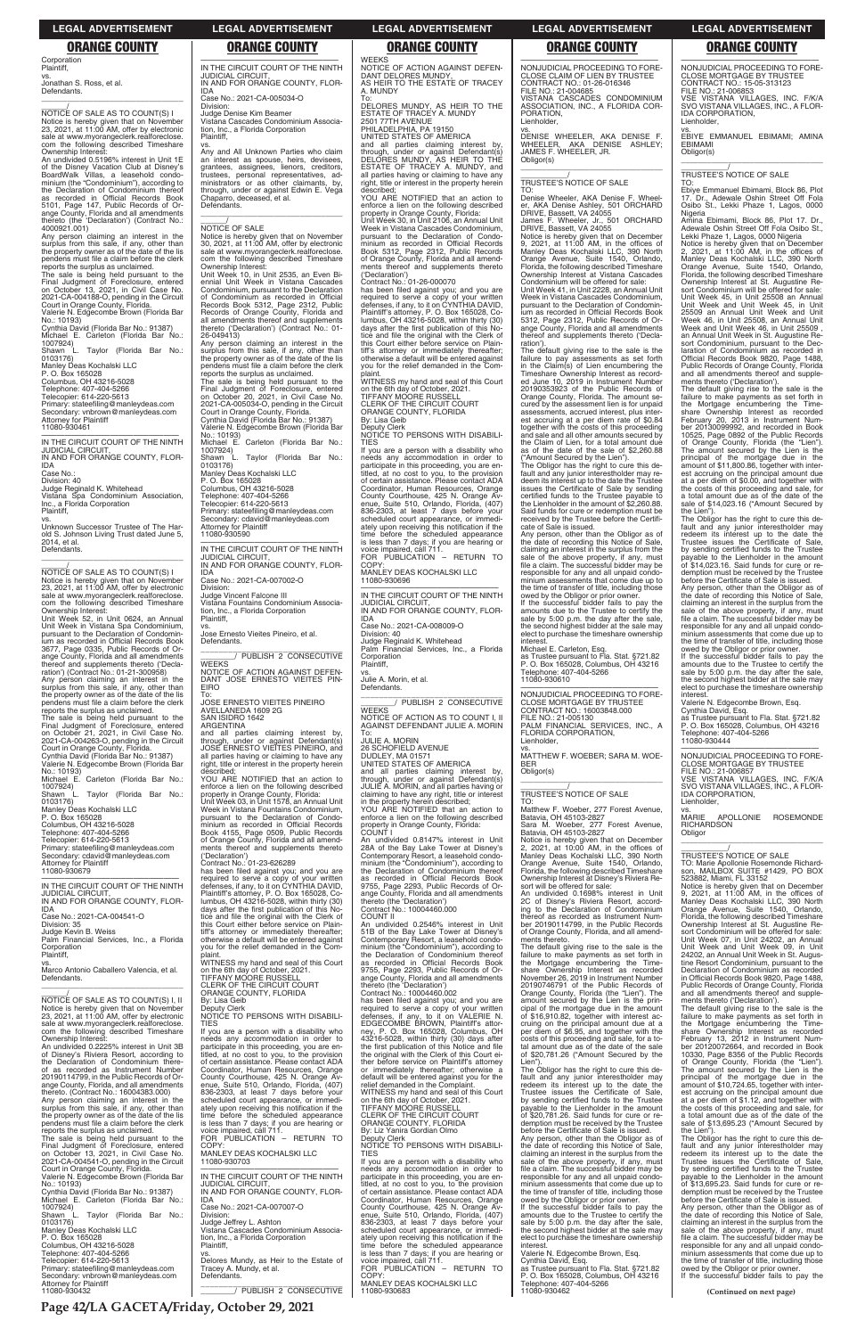Corporation
Plaintiff,
vs.
Jonathan S. Ross, et al.
Defendants.

\_\_\_\_\_\_\_\_\_\_\_\_\_\_\_/

NOTICE OF SALE AS TO COUNT(S) I

Notice is hereby given that on November 23, 2021, at 11:00 AM, offer by electronic sale at www.myorangeclerk.realforeclose.com the following described Timeshare Ownership Interest:

An undivided 0.5196% interest in Unit 1E of the Disney Vacation Club at Disney's BoardWalk Villas, a leasehold condominium (the "Condominium"), according to the Declaration of Condominium thereof as recorded in Official Records Book 5101, Page 147, Public Records of Orange County, Florida and all amendments thereto (the 'Declaration') (Contract No.: 4000921.001)

Any person claiming an interest in the surplus from this sale, if any, other than the property owner as of the date of the lis pendens must file a claim before the clerk reports the surplus as unclaimed.

The sale is being held pursuant to the Final Judgment of Foreclosure, entered on October 13, 2021, in Civil Case No. 2021-CA-004188-O, pending in the Circuit Court in Orange County, Florida.

Valerie N. Edgecombe Brown (Florida Bar No.: 10193)
Cynthia David (Florida Bar No.: 91387)
Michael E. Carleton (Florida Bar No.: 1007924)
Shawn L. Taylor (Florida Bar No.: 0103176)
Manley Deas Kochalski LLC
P. O. Box 165028
Columbus, OH 43216-5028
Telephone: 407-404-5266
Telecopier: 614-220-5613
Primary: stateefiling@manleydeas.com
Secondary: vnbrown@manleydeas.com
Attorney for Plaintiff
11080-930461

IN THE CIRCUIT COURT OF THE NINTH JUDICIAL CIRCUIT,
IN AND FOR ORANGE COUNTY, FLORIDA
Case No.:
Division: 40
Judge Reginald K. Whitehead
Vistana Spa Condominium Association, Inc., a Florida Corporation
Plaintiff,
vs.
Unknown Successor Trustee of The Harold S. Johnson Living Trust dated June 5, 2014, et al.
Defendants.

\_\_\_\_\_\_\_\_\_\_\_\_\_\_\_/

NOTICE OF SALE AS TO COUNT(S) I

Notice is hereby given that on November 23, 2021, at 11:00 AM, offer by electronic sale at www.myorangeclerk.realforeclose.com the following described Timeshare Ownership Interest:

Unit Week 52, in Unit 0624, an Annual Unit Week in Vistana Spa Condominium, pursuant to the Declaration of Condominium as recorded in Official Records Book 3677, Page 0335, Public Records of Orange County, Florida and all amendments thereof and supplements thereto ('Declaration') (Contract No.: 01-21-300958)

Any person claiming an interest in the surplus from this sale, if any, other than the property owner as of the date of the lis pendens must file a claim before the clerk reports the surplus as unclaimed.

The sale is being held pursuant to the Final Judgment of Foreclosure, entered on October 21, 2021, in Civil Case No. 2021-CA-004263-O, pending in the Circuit Court in Orange County, Florida.

Cynthia David (Florida Bar No.: 91387)
Valerie N. Edgecombe Brown (Florida Bar No.: 10193)
Michael E. Carleton (Florida Bar No.: 1007924)
Shawn L. Taylor (Florida Bar No.: 0103176)
Manley Deas Kochalski LLC
P. O. Box 165028
Columbus, OH 43216-5028
Telephone: 407-404-5266
Telecopier: 614-220-5613
Primary: stateefiling@manleydeas.com
Secondary: cdavid@manleydeas.com
Attorney for Plaintiff
11080-930679

IN THE CIRCUIT COURT OF THE NINTH JUDICIAL CIRCUIT,
IN AND FOR ORANGE COUNTY, FLORIDA
Case No.: 2021-CA-004541-O
Division: 35
Judge Kevin B. Weiss
Palm Financial Services, Inc., a Florida Corporation
Plaintiff,
vs.
Marco Antonio Caballero Valencia, et al.
Defendants.

\_\_\_\_\_\_\_\_\_\_\_\_\_\_\_/

NOTICE OF SALE AS TO COUNT(S) I, II

Notice is hereby given that on November 23, 2021, at 11:00 AM, offer by electronic sale at www.myorangeclerk.realforeclose.com the following described Timeshare Ownership Interest:

An undivided 0.2225% interest in Unit 3B of Disney's Riviera Resort, according to the Declaration of Condominium thereof as recorded as Instrument Number 20190114799, in the Public Records of Orange County, Florida, and all amendments thereto. (Contract No.: 16004383.000)

Any person claiming an interest in the surplus from this sale, if any, other than the property owner as of the date of the lis pendens must file a claim before the clerk reports the surplus as unclaimed.

The sale is being held pursuant to the Final Judgment of Foreclosure, entered on October 13, 2021, in Civil Case No. 2021-CA-004541-O, pending in the Circuit Court in Orange County, Florida.

Valerie N. Edgecombe Brown (Florida Bar No.: 10193)
Cynthia David (Florida Bar No.: 91387)
Michael E. Carleton (Florida Bar No.: 1007924)
Shawn L. Taylor (Florida Bar No.: 0103176)
Manley Deas Kochalski LLC
P. O. Box 165028
Columbus, OH 43216-5028
Telephone: 407-404-5266
Telecopier: 614-220-5613
Primary: stateefiling@manleydeas.com
Secondary: vnbrown@manleydeas.com
Attorney for Plaintiff
11080-930432

IN THE CIRCUIT COURT OF THE NINTH JUDICIAL CIRCUIT,
IN AND FOR ORANGE COUNTY, FLORIDA
Case No.: 2021-CA-005034-O
Division:
Judge Denise Kim Beamer
Vistana Cascades Condominium Association, Inc., a Florida Corporation
Plaintiff,
vs.
Any and All Unknown Parties who claim an interest as spouse, heirs, devisees, grantees, assignees, lienors, creditors, trustees, personal representatives, administrators or as other claimants, by, through, under or against Edwin E. Vega Chaparro, deceased, et al.
Defendants.

\_\_\_\_\_\_\_\_\_\_\_\_\_\_\_/

NOTICE OF SALE

Notice is hereby given that on November 30, 2021, at 11:00 AM, offer by electronic sale at www.myorangeclerk.realforeclose.com the following described Timeshare Ownership Interest:

Unit Week 10, in Unit 2535, an Even Biennial Unit Week in Vistana Cascades Condominium, pursuant to the Declaration of Condominium as recorded in Official Records Book 5312, Page 2312, Public Records of Orange County, Florida and all amendments thereof and supplements thereto ('Declaration') (Contract No.: 01-26-049413)

Any person claiming an interest in the surplus from this sale, if any, other than the property owner as of the date of the lis pendens must file a claim before the clerk reports the surplus as unclaimed.

The sale is being held pursuant to the Final Judgment of Foreclosure, entered on October 20, 2021, in Civil Case No. 2021-CA-005034-O, pending in the Circuit Court in Orange County, Florida.

Cynthia David (Florida Bar No.: 91387)
Valerie N. Edgecombe Brown (Florida Bar No.: 10193)
Michael E. Carleton (Florida Bar No.: 1007924)
Shawn L. Taylor (Florida Bar No.: 0103176)
Manley Deas Kochalski LLC
P. O. Box 165028
Columbus, OH 43216-5028
Telephone: 407-404-5266
Telecopier: 614-220-5613
Primary: stateefiling@manleydeas.com
Secondary: cdavid@manleydeas.com
Attorney for Plaintiff
11080-930590

IN THE CIRCUIT COURT OF THE NINTH JUDICIAL CIRCUIT,
IN AND FOR ORANGE COUNTY, FLORIDA
Case No.: 2021-CA-007002-O
Division:
Judge Vincent Falcone III
Vistana Fountains Condominium Association, Inc., a Florida Corporation
Plaintiff,
vs.
Jose Ernesto Vieites Pineiro, et al.
Defendants.

\_\_\_\_\_\_\_\_\_\_\_\_\_\_\_/ PUBLISH 2 CONSECUTIVE WEEKS

NOTICE OF ACTION AGAINST DEFENDANT JOSE ERNESTO VIEITES PINEIRO

To:
JOSE ERNESTO VIEITES PINEIRO
AVELLANEDA 1609 2G
SAN ISIDRO 1642
ARGENTINA

and all parties claiming interest by, through, under or against Defendant(s) JOSE ERNESTO VIEITES PINEIRO, and all parties having or claiming to have any right, title or interest in the property herein described;

YOU ARE NOTIFIED that an action to enforce a lien on the following described property in Orange County, Florida:

Unit Week 03, in Unit 1578, an Annual Unit Week in Vistana Fountains Condominium, pursuant to the Declaration of Condominium as recorded in Official Records Book 4155, Page 0509, Public Records of Orange County, Florida and all amendments thereof and supplements thereto ('Declaration')

Contract No.: 01-23-626289

has been filed against you; and you are required to serve a copy of your written defenses, if any, to it on CYNTHIA DAVID, Plaintiff's attorney, P. O. Box 165028, Columbus, OH 43216-5028, within thirty (30) days after the first publication of this Notice and file the original with the Clerk of this Court either before service on Plaintiff's attorney or immediately thereafter; otherwise a default will be entered against you for the relief demanded in the Complaint.

WITNESS my hand and seal of this Court on the 6th day of October, 2021.

TIFFANY MOORE RUSSELL
CLERK OF THE CIRCUIT COURT
ORANGE COUNTY, FLORIDA
By: Lisa Geib
Deputy Clerk

NOTICE TO PERSONS WITH DISABILITIES

If you are a person with a disability who needs any accommodation in order to participate in this proceeding, you are entitled, at no cost to you, to the provision of certain assistance. Please contact ADA Coordinator, Human Resources, Orange County Courthouse, 425 N. Orange Avenue, Suite 510, Orlando, Florida, (407) 836-2303, at least 7 days before your scheduled court appearance, or immediately upon receiving this notification if the time before the scheduled appearance is less than 7 days; if you are hearing or voice impaired, call 711.

FOR PUBLICATION – RETURN TO COPY:
MANLEY DEAS KOCHALSKI LLC
11080-930703

IN THE CIRCUIT COURT OF THE NINTH JUDICIAL CIRCUIT,
IN AND FOR ORANGE COUNTY, FLORIDA
Case No.: 2021-CA-007007-O
Division:
Judge Jeffrey L. Ashton
Vistana Cascades Condominium Association, Inc., a Florida Corporation
Plaintiff,
vs.
Delores Mundy, as Heir to the Estate of Tracey A. Mundy, et al.
Defendants.

\_\_\_\_\_\_\_\_\_\_\_\_\_\_\_/ PUBLISH 2 CONSECUTIVE WEEKS

NOTICE OF ACTION AGAINST DEFENDANT DELORES MUNDY, AS HEIR TO THE ESTATE OF TRACEY A. MUNDY

To:
DELORES MUNDY, AS HEIR TO THE ESTATE OF TRACEY A. MUNDY
2501 77TH AVENUE
PHILADELPHIA, PA 19150
UNITED STATES OF AMERICA

and all parties claiming interest by, through, under or against Defendant(s) DELORES MUNDY, AS HEIR TO THE ESTATE OF TRACEY A. MUNDY, and all parties having or claiming to have any right, title or interest in the property herein described;

YOU ARE NOTIFIED that an action to enforce a lien on the following described property in Orange County, Florida:

Unit Week 30, in Unit 2106, an Annual Unit Week in Vistana Cascades Condominium, pursuant to the Declaration of Condominium as recorded in Official Records Book 5312, Page 2312, Public Records of Orange County, Florida and all amendments thereof and supplements thereto ('Declaration')

Contract No.: 01-26-000070

has been filed against you; and you are required to serve a copy of your written defenses, if any, to it on CYNTHIA DAVID, Plaintiff's attorney, P. O. Box 165028, Columbus, OH 43216-5028, within thirty (30) days after the first publication of this Notice and file the original with the Clerk of this Court either before service on Plaintiff's attorney or immediately thereafter; otherwise a default will be entered against you for the relief demanded in the Complaint.

WITNESS my hand and seal of this Court on the 6th day of October, 2021.

TIFFANY MOORE RUSSELL
CLERK OF THE CIRCUIT COURT
ORANGE COUNTY, FLORIDA
By: Lisa Geib
Deputy Clerk

NOTICE TO PERSONS WITH DISABILITIES

If you are a person with a disability who needs any accommodation in order to participate in this proceeding, you are entitled, at no cost to you, to the provision of certain assistance. Please contact ADA Coordinator, Human Resources, Orange County Courthouse, 425 N. Orange Avenue, Suite 510, Orlando, Florida, (407) 836-2303, at least 7 days before your scheduled court appearance, or immediately upon receiving this notification if the time before the scheduled appearance is less than 7 days; if you are hearing or voice impaired, call 711.

FOR PUBLICATION – RETURN TO COPY:
MANLEY DEAS KOCHALSKI LLC
11080-930696

IN THE CIRCUIT COURT OF THE NINTH JUDICIAL CIRCUIT,
IN AND FOR ORANGE COUNTY, FLORIDA
Case No.: 2021-CA-008009-O
Division: 40
Judge Reginald K. Whitehead
Palm Financial Services, Inc., a Florida Corporation
Plaintiff,
vs.
Julie A. Morin, et al.
Defendants.

\_\_\_\_\_\_\_\_\_\_\_\_\_\_\_/ PUBLISH 2 CONSECUTIVE WEEKS

NOTICE OF ACTION AS TO COUNT I, II AGAINST DEFENDANT JULIE A. MORIN

To:
JULIE A. MORIN
26 SCHOFIELD AVENUE
DUDLEY, MA 01571
UNITED STATES OF AMERICA

and all parties claiming interest by, through, under or against Defendant(s) JULIE A. MORIN, and all parties having or claiming to have any right, title or interest in the property herein described;

YOU ARE NOTIFIED that an action to enforce a lien on the following described property in Orange County, Florida:

COUNT I

An undivided 0.8147% interest in Unit 28A of the Bay Lake Tower at Disney's Contemporary Resort, a leasehold condominium (the "Condominium"), according to the Declaration of Condominium thereof as recorded in Official Records Book 9755, Page 2293, Public Records of Orange County, Florida and all amendments thereto (the 'Declaration')

Contract No.: 10004460.000

COUNT II

An undivided 0.2546% interest in Unit 51B of the Bay Lake Tower at Disney's Contemporary Resort, a leasehold condominium (the "Condominium"), according to the Declaration of Condominium thereof as recorded in Official Records Book 9755, Page 2293, Public Records of Orange County, Florida and all amendments thereto (the 'Declaration')

Contract No.: 10004460.002

has been filed against you; and you are required to serve a copy of your written defenses, if any, to it on VALERIE N. EDGECOMBE BROWN, Plaintiff's attorney, P. O. Box 165028, Columbus, OH 43216-5028, within thirty (30) days after the first publication of this Notice and file the original with the Clerk of this Court either before service on Plaintiff's attorney or immediately thereafter; otherwise a default will be entered against you for the relief demanded in the Complaint.

WITNESS my hand and seal of this Court on the 6th day of October, 2021.

TIFFANY MOORE RUSSELL
CLERK OF THE CIRCUIT COURT
ORANGE COUNTY, FLORIDA
By: Liz Yanira Gordian Olmo
Deputy Clerk

NOTICE TO PERSONS WITH DISABILITIES

If you are a person with a disability who needs any accommodation in order to participate in this proceeding, you are entitled, at no cost to you, to the provision of certain assistance. Please contact ADA Coordinator, Human Resources, Orange County Courthouse, 425 N. Orange Avenue, Suite 510, Orlando, Florida, (407) 836-2303, at least 7 days before your scheduled court appearance, or immediately upon receiving this notification if the time before the scheduled appearance is less than 7 days; if you are hearing or voice impaired, call 711.

FOR PUBLICATION – RETURN TO COPY:
MANLEY DEAS KOCHALSKI LLC
11080-930683

NONJUDICIAL PROCEEDING TO FORECLOSE CLAIM OF LIEN BY TRUSTEE
CONTRACT NO.: 01-26-016346
FILE NO.: 21-004685
VISTANA CASCADES CONDOMINIUM ASSOCIATION, INC., A FLORIDA CORPORATION,
Lienholder,
vs.
DENISE WHEELER, AKA DENISE F. WHEELER, AKA DENISE ASHLEY; JAMES F. WHEELER, JR.
Obligor(s)

\_\_\_\_\_\_\_\_\_\_\_\_\_\_\_/

TRUSTEE'S NOTICE OF SALE

TO:
Denise Wheeler, AKA Denise F. Wheeler, AKA Denise Ashley, 501 ORCHARD DRIVE, Bassett, VA 24055
James F. Wheeler, Jr., 501 ORCHARD DRIVE, Bassett, VA 24055

Notice is hereby given that on December 9, 2021, at 11:00 AM, in the offices of Manley Deas Kochalski LLC, 390 North Orange Avenue, Suite 1540, Orlando, Florida, the following described Timeshare Ownership Interest at Vistana Cascades Condominium will be offered for sale:

Unit Week 41, in Unit 2228, an Annual Unit Week in Vistana Cascades Condominium, pursuant to the Declaration of Condominium as recorded in Official Records Book 5312, Page 2312, Public Records of Orange County, Florida and all amendments thereof and supplements thereto ('Declaration').

The default giving rise to the sale is the failure to pay assessments as set forth in the Claim(s) of Lien encumbering the Timeshare Ownership Interest as recorded June 10, 2019 in Instrument Number 20190353923 of the Public Records of Orange County, Florida. The amount secured by the assessment lien is for unpaid assessments, accrued interest, plus interest accruing at a per diem rate of $0.84 together with the costs of this proceeding and sale and all other amounts secured by the Claim of Lien, for a total amount due as of the date of the sale of $2,260.88 ("Amount Secured by the Lien").

The Obligor has the right to cure this default and any junior interestholder may redeem its interest up to the date the Trustee issues the Certificate of Sale by sending certified funds to the Trustee payable to the Lienholder in the amount of $2,260.88. Said funds for cure or redemption must be received by the Trustee before the Certificate of Sale is issued.

Any person, other than the Obligor as of the date of recording this Notice of Sale, claiming an interest in the surplus from the sale of the above property, if any, must file a claim. The successful bidder may be responsible for any and all unpaid condominium assessments that come due up to the time of transfer of title, including those owed by the Obligor or prior owner.

If the successful bidder fails to pay the amounts due to the Trustee to certify the sale by 5:00 p.m. the day after the sale, the second highest bidder at the sale may elect to purchase the timeshare ownership interest.

Michael E. Carleton, Esq.
as Trustee pursuant to Fla. Stat. §721.82
P. O. Box 165028, Columbus, OH 43216
Telephone: 407-404-5266
11080-930610

NONJUDICIAL PROCEEDING TO FORECLOSE MORTGAGE BY TRUSTEE
CONTRACT NO.: 16003848.000
FILE NO.: 21-005130
PALM FINANCIAL SERVICES, INC., A FLORIDA CORPORATION,
Lienholder,
vs.
MATTHEW F. WOEBER; SARA M. WOEBER
Obligor(s)

\_\_\_\_\_\_\_\_\_\_\_\_\_\_\_/

TRUSTEE'S NOTICE OF SALE

TO:
Matthew F. Woeber, 277 Forest Avenue, Batavia, OH 45103-2827
Sara M. Woeber, 277 Forest Avenue, Batavia, OH 45103-2827

Notice is hereby given that on December 2, 2021, at 10:00 AM, in the offices of Manley Deas Kochalski LLC, 390 North Orange Avenue, Suite 1540, Orlando, Florida, the following described Timeshare Ownership Interest at Disney's Riviera Resort will be offered for sale:

An undivided 0.1698% interest in Unit 2C of Disney's Riviera Resort, according to the Declaration of Condominium thereof as recorded as Instrument Number 20190114799, in the Public Records of Orange County, Florida, and all amendments thereto.

The default giving rise to the sale is the failure to make payments as set forth in the Mortgage encumbering the Timeshare Ownership Interest as recorded November 26, 2019 in Instrument Number 20190746791 of the Public Records of Orange County, Florida (the "Lien"). The amount secured by the Lien is the principal of the mortgage due in the amount of $16,910.82, together with interest accruing on the principal amount due at a per diem of $6.95, and together with the costs of this proceeding and sale, for a total amount due as of the date of the sale of $20,781.26 ("Amount Secured by the Lien").

The Obligor has the right to cure this default and any junior interestholder may redeem its interest up to the date the Trustee issues the Certificate of Sale, by sending certified funds to the Trustee payable to the Lienholder in the amount of $20,781.26. Said funds for cure or redemption must be received by the Trustee before the Certificate of Sale is issued.

Any person, other than the Obligor as of the date of recording this Notice of Sale, claiming an interest in the surplus from the sale of the above property, if any, must file a claim. The successful bidder may be responsible for any and all unpaid condominium assessments that come due up to the time of transfer of title, including those owed by the Obligor or prior owner.

If the successful bidder fails to pay the amounts due to the Trustee to certify the sale by 5:00 p.m. the day after the sale, the second highest bidder at the sale may elect to purchase the timeshare ownership interest.

Valerie N. Edgecombe Brown, Esq.
Cynthia David, Esq.
as Trustee pursuant to Fla. Stat. §721.82
P. O. Box 165028, Columbus, OH 43216
Telephone: 407-404-5266
11080-930462

NONJUDICIAL PROCEEDING TO FORECLOSE MORTGAGE BY TRUSTEE
CONTRACT NO.: 15-05-313123
FILE NO.: 21-006853
VSE VISTANA VILLAGES, INC. F/K/A SVO VISTANA VILLAGES, INC., A FLORIDA CORPORATION,
Lienholder,
vs.
EBIYE EMMANUEL EBIMAMI; AMINA EBIMAMI
Obligor(s)

\_\_\_\_\_\_\_\_\_\_\_\_\_\_\_/

TRUSTEE'S NOTICE OF SALE

TO:
Ebiye Emmanuel Ebimami, Block 86, Plot 17. Dr., Adewale Oshin Street Off Fola Osibo St., Lekki Phase 1, Lagos, 0000 Nigeria
Amina Ebimami, Block 86, Plot 17. Dr., Adewale Oshin Street Off Fola Osibo St., Lekki Phase 1 Lagos, 0000 Nigeria

Notice is hereby given that on December 2, 2021, at 11:00 AM, in the offices of Manley Deas Kochalski LLC, 390 North Orange Avenue, Suite 1540, Orlando, Florida, the following described Timeshare Ownership Interest at St. Augustine Resort Condominium will be offered for sale:

Unit Week 45, in Unit 25508 an Annual Unit Week and Unit Week 45, in Unit 25509 an Annual Unit Week and Unit Week 46, in Unit 25508, an Annual Unit Week and Unit Week 46, in Unit 25509 , an Annual Unit Week in St. Augustine Resort Condominium, pursuant to the Declaration of Condominium as recorded in Official Records Book 9820, Page 1488, Public Records of Orange County, Florida and all amendments thereof and supplements thereto ('Declaration').

The default giving rise to the sale is the failure to make payments as set forth in the Mortgage encumbering the Timeshare Ownership Interest as recorded February 20, 2013 in Instrument Number 20130099992, and recorded in Book 10525, Page 0892 of the Public Records of Orange County, Florida (the "Lien"). The amount secured by the Lien is the principal of the mortgage due in the amount of $11,800.86, together with interest accruing on the principal amount due at a per diem of $0.00, and together with the costs of this proceeding and sale, for a total amount due as of the date of the sale of $14,023.16 ("Amount Secured by the Lien").

The Obligor has the right to cure this default and any junior interestholder may redeem its interest up to the date the Trustee issues the Certificate of Sale, by sending certified funds to the Trustee payable to the Lienholder in the amount of $14,023.16. Said funds for cure or redemption must be received by the Trustee before the Certificate of Sale is issued.

Any person, other than the Obligor as of the date of recording this Notice of Sale, claiming an interest in the surplus from the sale of the above property, if any, must file a claim. The successful bidder may be responsible for any and all unpaid condominium assessments that come due up to the time of transfer of title, including those owed by the Obligor or prior owner.

If the successful bidder fails to pay the amounts due to the Trustee to certify the sale by 5:00 p.m. the day after the sale, the second highest bidder at the sale may elect to purchase the timeshare ownership interest.

Valerie N. Edgecombe Brown, Esq.
Cynthia David, Esq.
as Trustee pursuant to Fla. Stat. §721.82
P. O. Box 165028, Columbus, OH 43216
Telephone: 407-404-5266
11080-930444

NONJUDICIAL PROCEEDING TO FORECLOSE MORTGAGE BY TRUSTEE
FILE NO.: 21-006857
VSE VISTANA VILLAGES, INC. F/K/A SVO VISTANA VILLAGES, INC., A FLORIDA CORPORATION,
Lienholder,
vs.
MARIE APOLLONIE ROSEMONDE RICHARDSON
Obligor

\_\_\_\_\_\_\_\_\_\_\_\_\_\_\_/

TRUSTEE'S NOTICE OF SALE

TO: Marie Apollonie Rosemonde Richardson, MAILBOX SUITE #1429, PO BOX 523882, Miami, FL 33152

Notice is hereby given that on December 2, 2021, at 11:00 AM, in the offices of Manley Deas Kochalski LLC, 390 North Orange Avenue, Suite 1540, Orlando, Florida, the following described Timeshare Ownership Interest at St. Augustine Resort Condominium will be offered for sale:

Unit Week 07, in Unit 24202, an Annual Unit Week and Unit Week 09, in Unit 24202, an Annual Unit Week in St. Augustine Resort Condominium, pursuant to the Declaration of Condominium as recorded in Official Records Book 9820, Page 1488, Public Records of Orange County, Florida and all amendments thereof and supplements thereto ('Declaration').

The default giving rise to the sale is the failure to make payments as set forth in the Mortgage encumbering the Timeshare Ownership Interest as recorded February 13, 2012 in Instrument Number 20120072664, and recorded in Book 10330, Page 8356 of the Public Records of Orange County, Florida (the "Lien"). The amount secured by the Lien is the principal of the mortgage due in the amount of $10,724.65, together with interest accruing on the principal amount due at a per diem of $1.12, and together with the costs of this proceeding and sale, for a total amount due as of the date of the sale of $13,695.23 ("Amount Secured by the Lien").

The Obligor has the right to cure this default and any junior interestholder may redeem its interest up to the date the Trustee issues the Certificate of Sale, by sending certified funds to the Trustee payable to the Lienholder in the amount of $13,695.23. Said funds for cure or redemption must be received by the Trustee before the Certificate of Sale is issued.

Any person, other than the Obligor as of the date of recording this Notice of Sale, claiming an interest in the surplus from the sale of the above property, if any, must file a claim. The successful bidder may be responsible for any and all unpaid condominium assessments that come due up to the time of transfer of title, including those owed by the Obligor or prior owner.

If the successful bidder fails to pay the

**(Continued on next page)**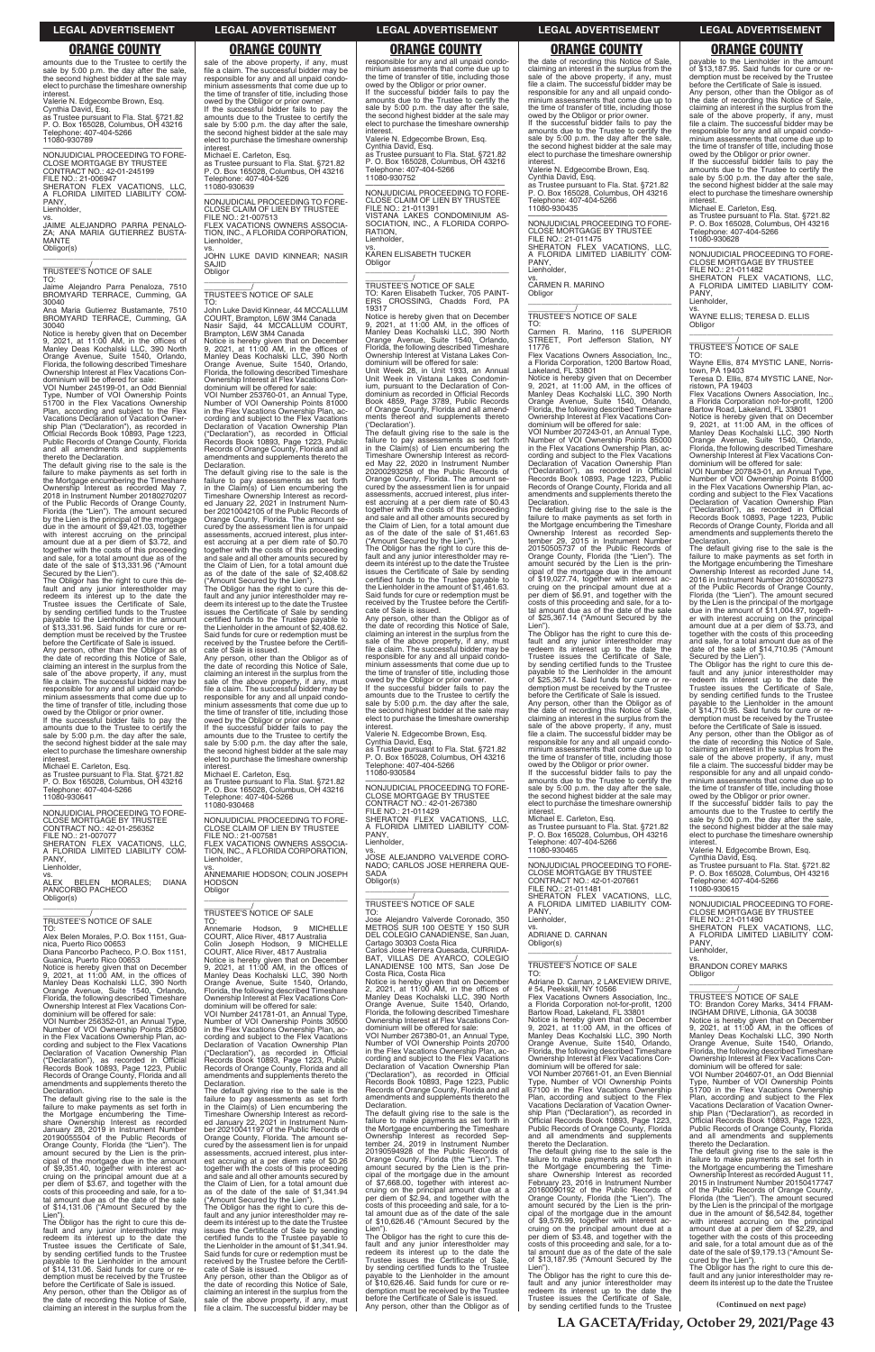amounts due to the Trustee to certify the sale by 5:00 p.m. the day after the sale, the second highest bidder at the sale may elect to purchase the timeshare ownership interest.
Valerie N. Edgecombe Brown, Esq.
Cynthia David, Esq.
as Trustee pursuant to Fla. Stat. §721.82
P. O. Box 165028, Columbus, OH 43216
Telephone: 407-404-5266
11080-930789

NONJUDICIAL PROCEEDING TO FORECLOSE MORTGAGE BY TRUSTEE
CONTRACT NO.: 42-01-245199
FILE NO.: 21-006947
SHERATON FLEX VACATIONS, LLC, A FLORIDA LIMITED LIABILITY COMPANY,
Lienholder,
vs.
JAIME ALEJANDRO PARRA PENALOZA; ANA MARIA GUTIERREZ BUSTAMANTE
Obligor(s)

_______________/
TRUSTEE'S NOTICE OF SALE
TO:
Jaime Alejandro Parra Penaloza, 7510 BROMYARD TERRACE, Cumming, GA 30040
Ana Maria Gutierrez Bustamante, 7510 BROMYARD TERRACE, Cumming, GA 30040
Notice is hereby given that on December 9, 2021, at 11:00 AM, in the offices of Manley Deas Kochalski LLC, 390 North Orange Avenue, Suite 1540, Orlando, Florida, the following described Timeshare Ownership Interest at Flex Vacations Condominium will be offered for sale:
VOI Number 245199-01, an Odd Biennial Type, Number of VOI Ownership Points 51700 in the Flex Vacations Ownership Plan, according and subject to the Flex Vacations Declaration of Vacation Ownership Plan ("Declaration"), as recorded in Official Records Book 10893, Page 1223, Public Records of Orange County, Florida and all amendments and supplements thereto the Declaration.
The default giving rise to the sale is the failure to make payments as set forth in the Mortgage encumbering the Timeshare Ownership Interest as recorded May 7, 2018 in Instrument Number 20180270207 of the Public Records of Orange County, Florida (the "Lien"). The amount secured by the Lien is the principal of the mortgage due in the amount of $9,421.03, together with interest accruing on the principal amount due at a per diem of $3.72, and together with the costs of this proceeding and sale, for a total amount due as of the date of the sale of $13,331.96 ("Amount Secured by the Lien").
The Obligor has the right to cure this default and any junior interestholder may redeem its interest up to the date the Trustee issues the Certificate of Sale, by sending certified funds to the Trustee payable to the Lienholder in the amount of $13,331.96. Said funds for cure or redemption must be received by the Trustee before the Certificate of Sale is issued.
Any person, other than the Obligor as of the date of recording this Notice of Sale, claiming an interest in the surplus from the sale of the above property, if any, must file a claim. The successful bidder may be responsible for any and all unpaid condominium assessments that come due up to the time of transfer of title, including those owed by the Obligor or prior owner.
If the successful bidder fails to pay the amounts due to the Trustee to certify the sale by 5:00 p.m. the day after the sale, the second highest bidder at the sale may elect to purchase the timeshare ownership interest.
Michael E. Carleton, Esq.
as Trustee pursuant to Fla. Stat. §721.82
P. O. Box 165028, Columbus, OH 43216
Telephone: 407-404-5266
11080-930641

NONJUDICIAL PROCEEDING TO FORECLOSE MORTGAGE BY TRUSTEE
CONTRACT NO.: 42-01-256352
FILE NO.: 21-007077
SHERATON FLEX VACATIONS, LLC, A FLORIDA LIMITED LIABILITY COMPANY,
Lienholder,
vs.
ALEX BELEN MORALES; DIANA PANCORBO PACHECO
Obligor(s)

_______________/
TRUSTEE'S NOTICE OF SALE
TO:
Alex Belen Morales, P.O. Box 1151, Guanica, Puerto Rico 00653
Diana Pancorbo Pacheco, P.O. Box 1151, Guanica, Puerto Rico 00653
Notice is hereby given that on December 9, 2021, at 11:00 AM, in the offices of Manley Deas Kochalski LLC, 390 North Orange Avenue, Suite 1540, Orlando, Florida, the following described Timeshare Ownership Interest at Flex Vacations Condominium will be offered for sale:
VOI Number 256352-01, an Annual Type, Number of VOI Ownership Points 25800 in the Flex Vacations Ownership Plan, according and subject to the Flex Vacations Declaration of Vacation Ownership Plan ("Declaration"), as recorded in Official Records Book 10893, Page 1223, Public Records of Orange County, Florida and all amendments and supplements thereto the Declaration.
The default giving rise to the sale is the failure to make payments as set forth in the Mortgage encumbering the Timeshare Ownership Interest as recorded January 28, 2019 in Instrument Number 20190055504 of the Public Records of Orange County, Florida (the "Lien"). The amount secured by the Lien is the principal of the mortgage due in the amount of $9,351.40, together with interest accruing on the principal amount due at a per diem of $3.67, and together with the costs of this proceeding and sale, for a total amount due as of the date of the sale of $14,131.06 ("Amount Secured by the Lien").
The Obligor has the right to cure this default and any junior interestholder may redeem its interest up to the date the Trustee issues the Certificate of Sale, by sending certified funds to the Trustee payable to the Lienholder in the amount of $14,131.06. Said funds for cure or redemption must be received by the Trustee before the Certificate of Sale is issued.
Any person, other than the Obligor as of the date of recording this Notice of Sale, claiming an interest in the surplus from the sale of the above property, if any, must file a claim. The successful bidder may be responsible for any and all unpaid condominium assessments that come due up to the time of transfer of title, including those owed by the Obligor or prior owner.
If the successful bidder fails to pay the amounts due to the Trustee to certify the sale by 5:00 p.m. the day after the sale, the second highest bidder at the sale may elect to purchase the timeshare ownership interest.
Michael E. Carleton, Esq.
as Trustee pursuant to Fla. Stat. §721.82
P. O. Box 165028, Columbus, OH 43216
Telephone: 407-404-526
11080-930639

NONJUDICIAL PROCEEDING TO FORECLOSE CLAIM OF LIEN BY TRUSTEE
FILE NO.: 21-007513
FLEX VACATIONS OWNERS ASSOCIATION, INC., A FLORIDA CORPORATION,
Lienholder,
vs.
JOHN LUKE DAVID KINNEAR; NASIR SAJID
Obligor

_______________/
TRUSTEE'S NOTICE OF SALE
TO:
John Luke David Kinnear, 44 MCCALLUM COURT, Brampton, L6W 3M4 Canada
Nasir Sajid, 44 MCCALLUM COURT, Brampton, L6W 3M4 Canada
Notice is hereby given that on December 9, 2021, at 11:00 AM, in the offices of Manley Deas Kochalski LLC, 390 North Orange Avenue, Suite 1540, Orlando, Florida, the following described Timeshare Ownership Interest at Flex Vacations Condominium will be offered for sale:
VOI Number 253760-01, an Annual Type, Number of VOI Ownership Points 81000 in the Flex Vacations Ownership Plan, according and subject to the Flex Vacations Declaration of Vacation Ownership Plan ("Declaration"), as recorded in Official Records Book 10893, Page 1223, Public Records of Orange County, Florida and all amendments and supplements thereto the Declaration.
The default giving rise to the sale is the failure to pay assessments as set forth in the Claim(s) of Lien encumbering the Timeshare Ownership Interest as recorded January 22, 2021 in Instrument Number 20210042105 of the Public Records of Orange County, Florida. The amount secured by the assessment lien is for unpaid assessments, accrued interest, plus interest accruing at a per diem rate of $0.70 together with the costs of this proceeding and sale and all other amounts secured by the Claim of Lien, for a total amount due as of the date of the sale of $2,408.62 ("Amount Secured by the Lien").
The Obligor has the right to cure this default and any junior interestholder may redeem its interest up to the date the Trustee issues the Certificate of Sale by sending certified funds to the Trustee payable to the Lienholder in the amount of $2,408.62. Said funds for cure or redemption must be received by the Trustee before the Certificate of Sale is issued.
Any person, other than the Obligor as of the date of recording this Notice of Sale, claiming an interest in the surplus from the sale of the above property, if any, must file a claim. The successful bidder may be responsible for any and all unpaid condominium assessments that come due up to the time of transfer of title, including those owed by the Obligor or prior owner.
If the successful bidder fails to pay the amounts due to the Trustee to certify the sale by 5:00 p.m. the day after the sale, the second highest bidder at the sale may elect to purchase the timeshare ownership interest.
Michael E. Carleton, Esq.
as Trustee pursuant to Fla. Stat. §721.82
P. O. Box 165028, Columbus, OH 43216
Telephone: 407-404-5266
11080-930468

NONJUDICIAL PROCEEDING TO FORECLOSE CLAIM OF LIEN BY TRUSTEE
FILE NO.: 21-007581
FLEX VACATIONS OWNERS ASSOCIATION, INC., A FLORIDA CORPORATION,
Lienholder,
vs.
ANNEMARIE HODSON; COLIN JOSEPH HODSON
Obligor

_______________/
TRUSTEE'S NOTICE OF SALE
TO:
Annemarie Hodson, 9 MICHELLE COURT, Alice River, 4817 Australia
Colin Joseph Hodson, 9 MICHELLE COURT, Alice River, 4817 Australia
Notice is hereby given that on December 9, 2021, at 11:00 AM, in the offices of Manley Deas Kochalski LLC, 390 North Orange Avenue, Suite 1540, Orlando, Florida, the following described Timeshare Ownership Interest at Flex Vacations Condominium will be offered for sale:
VOI Number 241781-01, an Annual Type, Number of VOI Ownership Points 30500 in the Flex Vacations Ownership Plan, according and subject to the Flex Vacations Declaration of Vacation Ownership Plan ("Declaration"), as recorded in Official Records Book 10893, Page 1223, Public Records of Orange County, Florida and all amendments and supplements thereto the Declaration.
The default giving rise to the sale is the failure to pay assessments as set forth in the Claim(s) of Lien encumbering the Timeshare Ownership Interest as recorded January 22, 2021 in Instrument Number 20210041197 of the Public Records of Orange County, Florida. The amount secured by the assessment lien is for unpaid assessments, accrued interest, plus interest accruing at a per diem rate of $0.26 together with the costs of this proceeding and sale and all other amounts secured by the Claim of Lien, for a total amount due as of the date of the sale of $1,341.94 ("Amount Secured by the Lien").
The Obligor has the right to cure this default and any junior interestholder may redeem its interest up to the date the Trustee issues the Certificate of Sale by sending certified funds to the Trustee payable to the Lienholder in the amount of $1,341.94. Said funds for cure or redemption must be received by the Trustee before the Certificate of Sale is issued.
Any person, other than the Obligor as of the date of recording this Notice of Sale, claiming an interest in the surplus from the sale of the above property, if any, must file a claim. The successful bidder may be responsible for any and all unpaid condominium assessments that come due up to the time of transfer of title, including those owed by the Obligor or prior owner.
If the successful bidder fails to pay the amounts due to the Trustee to certify the sale by 5:00 p.m. the day after the sale, the second highest bidder at the sale may elect to purchase the timeshare ownership interest.
Valerie N. Edgecombe Brown, Esq.
Cynthia David, Esq.
as Trustee pursuant to Fla. Stat. §721.82
P. O. Box 165028, Columbus, OH 43216
Telephone: 407-404-5266
11080-930752

NONJUDICIAL PROCEEDING TO FORECLOSE CLAIM OF LIEN BY TRUSTEE
FILE NO.: 21-011391
VISTANA LAKES CONDOMINIUM ASSOCIATION, INC., A FLORIDA CORPORATION,
Lienholder,
vs.
KAREN ELISABETH TUCKER
Obligor

_______________/
TRUSTEE'S NOTICE OF SALE
TO: Karen Elisabeth Tucker, 705 PAINTERS CROSSING, Chadds Ford, PA 19317
Notice is hereby given that on December 9, 2021, at 11:00 AM, in the offices of Manley Deas Kochalski LLC, 390 North Orange Avenue, Suite 1540, Orlando, Florida, the following described Timeshare Ownership Interest at Vistana Lakes Condominium will be offered for sale:
Unit Week 28, in Unit 1933, an Annual Unit Week in Vistana Lakes Condominium, pursuant to the Declaration of Condominium as recorded in Official Records Book 4859, Page 3789, Public Records of Orange County, Florida and all amendments thereof and supplements thereto ('Declaration').
The default giving rise to the sale is the failure to pay assessments as set forth in the Claim(s) of Lien encumbering the Timeshare Ownership Interest as recorded May 22, 2020 in Instrument Number 20200293258 of the Public Records of Orange County, Florida. The amount secured by the assessment lien is for unpaid assessments, accrued interest, plus interest accruing at a per diem rate of $0.43 together with the costs of this proceeding and sale and all other amounts secured by the Claim of Lien, for a total amount due as of the date of the sale of $1,461.63 ("Amount Secured by the Lien").
The Obligor has the right to cure this default and any junior interestholder may redeem its interest up to the date the Trustee issues the Certificate of Sale by sending certified funds to the Trustee payable to the Lienholder in the amount of $1,461.63. Said funds for cure or redemption must be received by the Trustee before the Certificate of Sale is issued.
Any person, other than the Obligor as of the date of recording this Notice of Sale, claiming an interest in the surplus from the sale of the above property, if any, must file a claim. The successful bidder may be responsible for any and all unpaid condominium assessments that come due up to the time of transfer of title, including those owed by the Obligor or prior owner.
If the successful bidder fails to pay the amounts due to the Trustee to certify the sale by 5:00 p.m. the day after the sale, the second highest bidder at the sale may elect to purchase the timeshare ownership interest.
Valerie N. Edgecombe Brown, Esq.
Cynthia David, Esq.
as Trustee pursuant to Fla. Stat. §721.82
P. O. Box 165028, Columbus, OH 43216
Telephone: 407-404-5266
11080-930584

NONJUDICIAL PROCEEDING TO FORECLOSE MORTGAGE BY TRUSTEE
CONTRACT NO.: 42-01-267380
FILE NO.: 21-011429
SHERATON FLEX VACATIONS, LLC, A FLORIDA LIMITED LIABILITY COMPANY,
Lienholder,
vs.
JOSE ALEJANDRO VALVERDE CORONADO; CARLOS JOSE HERRERA QUESADA
Obligor(s)

_______________/
TRUSTEE'S NOTICE OF SALE
TO:
Jose Alejandro Valverde Coronado, 350 METROS SUR 100 OESTE Y 150 SUR DEL COLEGIO CANADIENSE, San Juan, Cartago 30303 Costa Rica
Carlos Jose Herrera Quesada, CURRIDABAT, VILLAS DE AYARCO, COLEGIO LANADIENSE 100 MTS, San Jose De Costa Rica, Costa Rica
Notice is hereby given that on December 2, 2021, at 11:00 AM, in the offices of Manley Deas Kochalski LLC, 390 North Orange Avenue, Suite 1540, Orlando, Florida, the following described Timeshare Ownership Interest at Flex Vacations Condominium will be offered for sale:
VOI Number 267380-01, an Annual Type, Number of VOI Ownership Points 20700 in the Flex Vacations Ownership Plan, according and subject to the Flex Vacations Declaration of Vacation Ownership Plan ("Declaration"), as recorded in Official Records Book 10893, Page 1223, Public Records of Orange County, Florida and all amendments and supplements thereto the Declaration.
The default giving rise to the sale is the failure to make payments as set forth in the Mortgage encumbering the Timeshare Ownership Interest as recorded September 24, 2019 in Instrument Number 20190594928 of the Public Records of Orange County, Florida (the "Lien"). The amount secured by the Lien is the principal of the mortgage due in the amount of $7,668.00, together with interest accruing on the principal amount due at a per diem of $2.94, and together with the costs of this proceeding and sale, for a total amount due as of the date of the sale of $10,626.46 ("Amount Secured by the Lien").
The Obligor has the right to cure this default and any junior interestholder may redeem its interest up to the date the Trustee issues the Certificate of Sale, by sending certified funds to the Trustee payable to the Lienholder in the amount of $10,626.46. Said funds for cure or redemption must be received by the Trustee before the Certificate of Sale is issued.
Any person, other than the Obligor as of the date of recording this Notice of Sale, claiming an interest in the surplus from the sale of the above property, if any, must file a claim. The successful bidder may be responsible for any and all unpaid condominium assessments that come due up to the time of transfer of title, including those owed by the Obligor or prior owner.
If the successful bidder fails to pay the amounts due to the Trustee to certify the sale by 5:00 p.m. the day after the sale, the second highest bidder at the sale may elect to purchase the timeshare ownership interest.
Valerie N. Edgecombe Brown, Esq.
Cynthia David, Esq.
as Trustee pursuant to Fla. Stat. §721.82
P. O. Box 165028, Columbus, OH 43216
Telephone: 407-404-5266
11080-930435

NONJUDICIAL PROCEEDING TO FORECLOSE MORTGAGE BY TRUSTEE
FILE NO.: 21-011475
SHERATON FLEX VACATIONS, LLC, A FLORIDA LIMITED LIABILITY COMPANY,
Lienholder,
vs.
CARMEN R. MARINO
Obligor

_______________/
TRUSTEE'S NOTICE OF SALE
TO:
Carmen R. Marino, 116 SUPERIOR STREET, Port Jefferson Station, NY 11776
Flex Vacations Owners Association, Inc., a Florida Corporation, 1200 Bartow Road, Lakeland, FL 33801
Notice is hereby given that on December 9, 2021, at 11:00 AM, in the offices of Manley Deas Kochalski LLC, 390 North Orange Avenue, Suite 1540, Orlando, Florida, the following described Timeshare Ownership Interest at Flex Vacations Condominium will be offered for sale:
VOI Number 207243-01, an Annual Type, Number of VOI Ownership Points 85000 in the Flex Vacations Ownership Plan, according and subject to the Flex Vacations Declaration of Vacation Ownership Plan ("Declaration"), as recorded in Official Records Book 10893, Page 1223, Public Records of Orange County, Florida and all amendments and supplements thereto the Declaration.
The default giving rise to the sale is the failure to make payments as set forth in the Mortgage encumbering the Timeshare Ownership Interest as recorded September 29, 2015 in Instrument Number 20150505737 of the Public Records of Orange County, Florida (the "Lien"). The amount secured by the Lien is the principal of the mortgage due in the amount of $19,027.74, together with interest accruing on the principal amount due at a per diem of $6.91, and together with the costs of this proceeding and sale, for a total amount due as of the date of the sale of $25,367.14 ("Amount Secured by the Lien").
The Obligor has the right to cure this default and any junior interestholder may redeem its interest up to the date the Trustee issues the Certificate of Sale, by sending certified funds to the Trustee payable to the Lienholder in the amount of $25,367.14. Said funds for cure or redemption must be received by the Trustee before the Certificate of Sale is issued.
Any person, other than the Obligor as of the date of recording this Notice of Sale, claiming an interest in the surplus from the sale of the above property, if any, must file a claim. The successful bidder may be responsible for any and all unpaid condominium assessments that come due up to the time of transfer of title, including those owed by the Obligor or prior owner.
If the successful bidder fails to pay the amounts due to the Trustee to certify the sale by 5:00 p.m. the day after the sale, the second highest bidder at the sale may elect to purchase the timeshare ownership interest.
Michael E. Carleton, Esq.
as Trustee pursuant to Fla. Stat. §721.82
P. O. Box 165028, Columbus, OH 43216
Telephone: 407-404-5266
11080-930465

NONJUDICIAL PROCEEDING TO FORECLOSE MORTGAGE BY TRUSTEE
CONTRACT NO.: 42-01-207661
FILE NO.: 21-011481
SHERATON FLEX VACATIONS, LLC, A FLORIDA LIMITED LIABILITY COMPANY,
Lienholder,
vs.
ADRIANE D. CARNAN
Obligor(s)

_______________/
TRUSTEE'S NOTICE OF SALE
TO:
Adriane D. Carnan, 2 LAKEVIEW DRIVE, # 54, Peekskill, NY 10566
Flex Vacations Owners Association, Inc., a Florida Corporation not-for-profit, 1200 Bartow Road, Lakeland, FL 33801
Notice is hereby given that on December 9, 2021, at 11:00 AM, in the offices of Manley Deas Kochalski LLC, 390 North Orange Avenue, Suite 1540, Orlando, Florida, the following described Timeshare Ownership Interest at Flex Vacations Condominium will be offered for sale:
VOI Number 207661-01, an Even Biennial Type, Number of VOI Ownership Points 67100 in the Flex Vacations Ownership Plan, according and subject to the Flex Vacations Declaration of Vacation Ownership Plan ("Declaration"), as recorded in Official Records Book 10893, Page 1223, Public Records of Orange County, Florida and all amendments and supplements thereto the Declaration.
The default giving rise to the sale is the failure to make payments as set forth in the Mortgage encumbering the Timeshare Ownership Interest as recorded February 23, 2016 in Instrument Number 20160090192 of the Public Records of Orange County, Florida (the "Lien"). The amount secured by the Lien is the principal of the mortgage due in the amount of $9,578.99, together with interest accruing on the principal amount due at a per diem of $3.48, and together with the costs of this proceeding and sale, for a total amount due as of the date of the sale of $13,187.95 ("Amount Secured by the Lien").
The Obligor has the right to cure this default and any junior interestholder may redeem its interest up to the date the Trustee issues the Certificate of Sale, by sending certified funds to the Trustee payable to the Lienholder in the amount of $13,187.95. Said funds for cure or redemption must be received by the Trustee before the Certificate of Sale is issued.
Any person, other than the Obligor as of the date of recording this Notice of Sale, claiming an interest in the surplus from the sale of the above property, if any, must file a claim. The successful bidder may be responsible for any and all unpaid condominium assessments that come due up to the time of transfer of title, including those owed by the Obligor or prior owner.
If the successful bidder fails to pay the amounts due to the Trustee to certify the sale by 5:00 p.m. the day after the sale, the second highest bidder at the sale may elect to purchase the timeshare ownership interest.
Michael E. Carleton, Esq.
as Trustee pursuant to Fla. Stat. §721.82
P. O. Box 165028, Columbus, OH 43216
Telephone: 407-404-5266
11080-930628

NONJUDICIAL PROCEEDING TO FORECLOSE MORTGAGE BY TRUSTEE
FILE NO.: 21-011482
SHERATON FLEX VACATIONS, LLC, A FLORIDA LIMITED LIABILITY COMPANY,
Lienholder,
vs.
WAYNE ELLIS; TERESA D. ELLIS
Obligor

_______________/
TRUSTEE'S NOTICE OF SALE
TO:
Wayne Ellis, 874 MYSTIC LANE, Norristown, PA 19403
Teresa D. Ellis, 874 MYSTIC LANE, Norristown, PA 19403
Flex Vacations Owners Association, Inc., a Florida Corporation not-for-profit, 1200 Bartow Road, Lakeland, FL 33801
Notice is hereby given that on December 9, 2021, at 11:00 AM, in the offices of Manley Deas Kochalski LLC, 390 North Orange Avenue, Suite 1540, Orlando, Florida, the following described Timeshare Ownership Interest at Flex Vacations Condominium will be offered for sale:
VOI Number 207843-01, an Annual Type, Number of VOI Ownership Points 81000 in the Flex Vacations Ownership Plan, according and subject to the Flex Vacations Declaration of Vacation Ownership Plan ("Declaration"), as recorded in Official Records Book 10893, Page 1223, Public Records of Orange County, Florida and all amendments and supplements thereto the Declaration.
The default giving rise to the sale is the failure to make payments as set forth in the Mortgage encumbering the Timeshare Ownership Interest as recorded June 14, 2016 in Instrument Number 20160305273 of the Public Records of Orange County, Florida (the "Lien"). The amount secured by the Lien is the principal of the mortgage due in the amount of $11,004.97, together with interest accruing on the principal amount due at a per diem of $3.73, and together with the costs of this proceeding and sale, for a total amount due as of the date of the sale of $14,710.95 ("Amount Secured by the Lien").
The Obligor has the right to cure this default and any junior interestholder may redeem its interest up to the date the Trustee issues the Certificate of Sale, by sending certified funds to the Trustee payable to the Lienholder in the amount of $14,710.95. Said funds for cure or redemption must be received by the Trustee before the Certificate of Sale is issued.
Any person, other than the Obligor as of the date of recording this Notice of Sale, claiming an interest in the surplus from the sale of the above property, if any, must file a claim. The successful bidder may be responsible for any and all unpaid condominium assessments that come due up to the time of transfer of title, including those owed by the Obligor or prior owner.
If the successful bidder fails to pay the amounts due to the Trustee to certify the sale by 5:00 p.m. the day after the sale, the second highest bidder at the sale may elect to purchase the timeshare ownership interest.
Valerie N. Edgecombe Brown, Esq.
Cynthia David, Esq.
as Trustee pursuant to Fla. Stat. §721.82
P. O. Box 165028, Columbus, OH 43216
Telephone: 407-404-5266
11080-930615

NONJUDICIAL PROCEEDING TO FORECLOSE MORTGAGE BY TRUSTEE
FILE NO.: 21-011490
SHERATON FLEX VACATIONS, LLC, A FLORIDA LIMITED LIABILITY COMPANY,
Lienholder,
vs.
BRANDON COREY MARKS
Obligor

_______________/
TRUSTEE'S NOTICE OF SALE
TO: Brandon Corey Marks, 3414 FRAMINGHAM DRIVE, Lithonia, GA 30038
Notice is hereby given that on December 9, 2021, at 11:00 AM, in the offices of Manley Deas Kochalski LLC, 390 North Orange Avenue, Suite 1540, Orlando, Florida, the following described Timeshare Ownership Interest at Flex Vacations Condominium will be offered for sale:
VOI Number 204607-01, an Odd Biennial Type, Number of VOI Ownership Points 51700 in the Flex Vacations Ownership Plan, according and subject to the Flex Vacations Declaration of Vacation Ownership Plan ("Declaration"), as recorded in Official Records Book 10893, Page 1223, Public Records of Orange County, Florida and all amendments and supplements thereto the Declaration.
The default giving rise to the sale is the failure to make payments as set forth in the Mortgage encumbering the Timeshare Ownership Interest as recorded August 11, 2015 in Instrument Number 20150417747 of the Public Records of Orange County, Florida (the "Lien"). The amount secured by the Lien is the principal of the mortgage due in the amount of $6,542.84, together with interest accruing on the principal amount due at a per diem of $2.29, and together with the costs of this proceeding and sale, for a total amount due as of the date of the sale of $9,179.13 ("Amount Secured by the Lien").
The Obligor has the right to cure this default and any junior interestholder may redeem its interest up to the date the Trustee

**(Continued on next page)**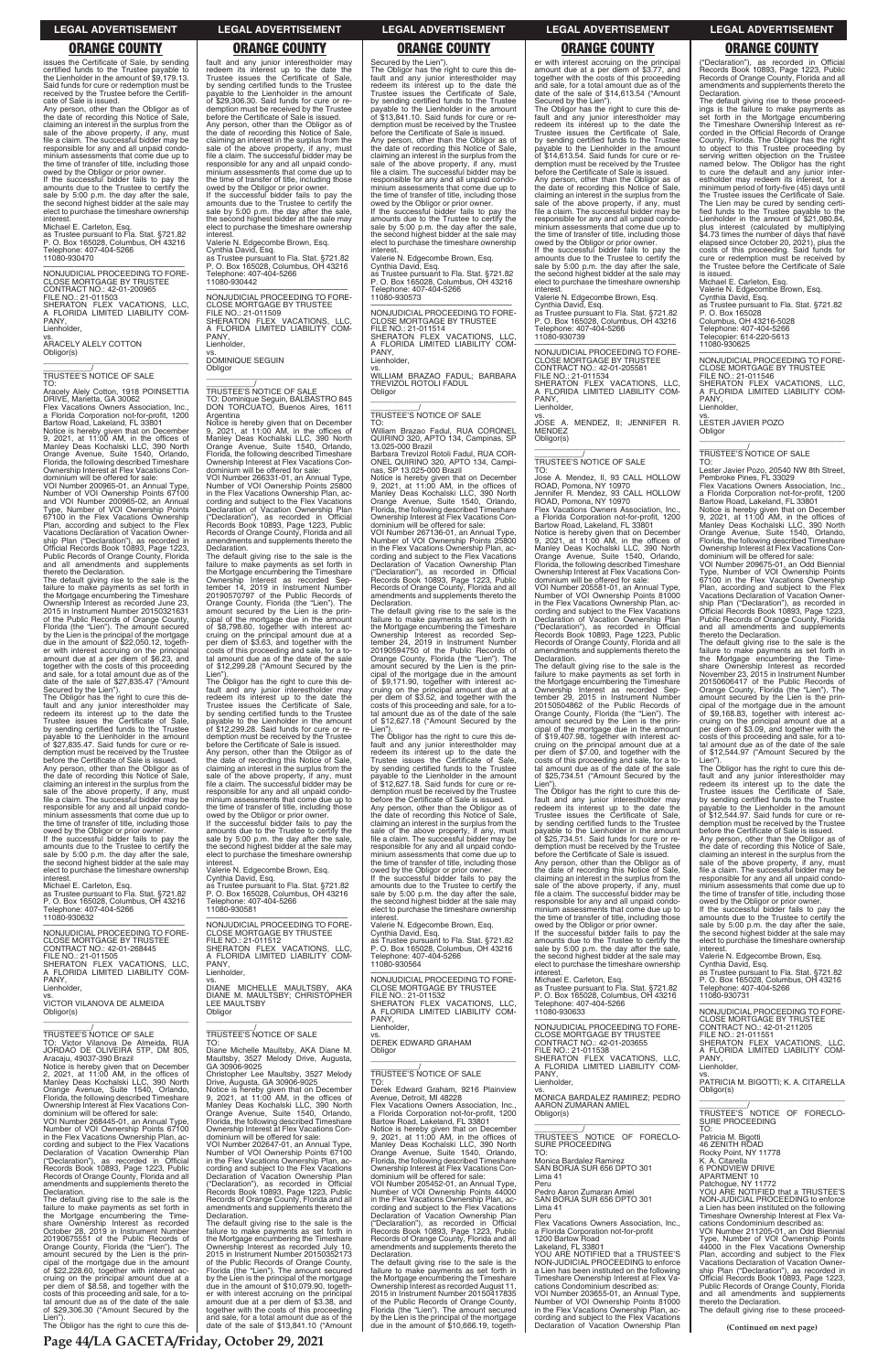issues the Certificate of Sale, by sending certified funds to the Trustee payable to the Lienholder in the amount of $9,179.13. Said funds for cure or redemption must be received by the Trustee before the Certificate of Sale is issued.

Any person, other than the Obligor as of the date of recording this Notice of Sale, claiming an interest in the surplus from the sale of the above property, if any, must file a claim. The successful bidder may be responsible for any and all unpaid condominium assessments that come due up to the time of transfer of title, including those owed by the Obligor or prior owner.

If the successful bidder fails to pay the amounts due to the Trustee to certify the sale by 5:00 p.m. the day after the sale, the second highest bidder at the sale may elect to purchase the timeshare ownership interest.

Michael E. Carleton, Esq.
as Trustee pursuant to Fla. Stat. §721.82
P. O. Box 165028, Columbus, OH 43216
Telephone: 407-404-5266
11080-930470

NONJUDICIAL PROCEEDING TO FORECLOSE MORTGAGE BY TRUSTEE
CONTRACT NO.: 42-01-200965
FILE NO.: 21-011503
SHERATON FLEX VACATIONS, LLC, A FLORIDA LIMITED LIABILITY COMPANY,
Lienholder,
vs.
ARACELY ALELY COTTON
Obligor(s)

TRUSTEE'S NOTICE OF SALE
TO:
Aracely Alely Cotton, 1918 POINSETTIA DRIVE, Marietta, GA 30062
Flex Vacations Owners Association, Inc., a Florida Corporation not-for-profit, 1200 Bartow Road, Lakeland, FL 33801

Notice is hereby given that on December 9, 2021, at 11:00 AM, in the offices of Manley Deas Kochalski LLC, 390 North Orange Avenue, Suite 1540, Orlando, Florida, the following described Timeshare Ownership Interest at Flex Vacations Condominium will be offered for sale:

VOI Number 200965-01, an Annual Type, Number of VOI Ownership Points 67100 and VOI Number 200965-02, an Annual Type, Number of VOI Ownership Points 67100 in the Flex Vacations Ownership Plan, according and subject to the Flex Vacations Declaration of Vacation Ownership Plan ("Declaration"), as recorded in Official Records Book 10893, Page 1223, Public Records of Orange County, Florida and all amendments and supplements thereto the Declaration.

The default giving rise to the sale is the failure to make payments as set forth in the Mortgage encumbering the Timeshare Ownership Interest as recorded June 23, 2015 in Instrument Number 20150321631 of the Public Records of Orange County, Florida (the "Lien"). The amount secured by the Lien is the principal of the mortgage due in the amount of $22,050.12, together with interest accruing on the principal amount due at a per diem of $6.23, and together with the costs of this proceeding and sale, for a total amount due as of the date of the sale of $27,835.47 ("Amount Secured by the Lien").

The Obligor has the right to cure this default and any junior interestholder may redeem its interest up to the date the Trustee issues the Certificate of Sale, by sending certified funds to the Trustee payable to the Lienholder in the amount of $27,835.47. Said funds for cure or redemption must be received by the Trustee before the Certificate of Sale is issued.

Any person, other than the Obligor as of the date of recording this Notice of Sale, claiming an interest in the surplus from the sale of the above property, if any, must file a claim. The successful bidder may be responsible for any and all unpaid condominium assessments that come due up to the time of transfer of title, including those owed by the Obligor or prior owner.

If the successful bidder fails to pay the amounts due to the Trustee to certify the sale by 5:00 p.m. the day after the sale, the second highest bidder at the sale may elect to purchase the timeshare ownership interest.

Michael E. Carleton, Esq.
as Trustee pursuant to Fla. Stat. §721.82
P. O. Box 165028, Columbus, OH 43216
Telephone: 407-404-5266
11080-930632

NONJUDICIAL PROCEEDING TO FORECLOSE MORTGAGE BY TRUSTEE
CONTRACT NO.: 42-01-268445
FILE NO.: 21-011505
SHERATON FLEX VACATIONS, LLC, A FLORIDA LIMITED LIABILITY COMPANY,
Lienholder,
vs.
VICTOR VILANOVA DE ALMEIDA
Obligor(s)

TRUSTEE'S NOTICE OF SALE
TO: Victor Vilanova De Almeida, RUA JORDAO DE OLIVEIRA 5TP, DM 805, Aracaju, 49037-390 Brazil

Notice is hereby given that on December 2, 2021, at 11:00 AM, in the offices of Manley Deas Kochalski LLC, 390 North Orange Avenue, Suite 1540, Orlando, Florida, the following described Timeshare Ownership Interest at Flex Vacations Condominium will be offered for sale:

VOI Number 268445-01, an Annual Type, Number of VOI Ownership Points 67100 in the Flex Vacations Ownership Plan, according and subject to the Flex Vacations Declaration of Vacation Ownership Plan ("Declaration"), as recorded in Official Records Book 10893, Page 1223, Public Records of Orange County, Florida and all amendments and supplements thereto the Declaration.

The default giving rise to the sale is the failure to make payments as set forth in the Mortgage encumbering the Timeshare Ownership Interest as recorded October 28, 2019 in Instrument Number 20190675551 of the Public Records of Orange County, Florida (the "Lien"). The amount secured by the Lien is the principal of the mortgage due in the amount of $22,228.60, together with interest accruing on the principal amount due at a per diem of $8.58, and together with the costs of this proceeding and sale, for a total amount due as of the date of the sale of $29,306.30 ("Amount Secured by the Lien").

The Obligor has the right to cure this default and any junior interestholder may redeem its interest up to the date the Trustee issues the Certificate of Sale, by sending certified funds to the Trustee payable to the Lienholder in the amount of $29,306.30. Said funds for cure or redemption must be received by the Trustee before the Certificate of Sale is issued.

Any person, other than the Obligor as of the date of recording this Notice of Sale, claiming an interest in the surplus from the sale of the above property, if any, must file a claim. The successful bidder may be responsible for any and all unpaid condominium assessments that come due up to the time of transfer of title, including those owed by the Obligor or prior owner.

If the successful bidder fails to pay the amounts due to the Trustee to certify the sale by 5:00 p.m. the day after the sale, the second highest bidder at the sale may elect to purchase the timeshare ownership interest.

Valerie N. Edgecombe Brown, Esq.
Cynthia David, Esq.
as Trustee pursuant to Fla. Stat. §721.82
P. O. Box 165028, Columbus, OH 43216
Telephone: 407-404-5266
11080-930442

NONJUDICIAL PROCEEDING TO FORECLOSE MORTGAGE BY TRUSTEE
FILE NO.: 21-011509
SHERATON FLEX VACATIONS, LLC, A FLORIDA LIMITED LIABILITY COMPANY,
Lienholder,
vs.
DOMINIQUE SEGUIN
Obligor

TRUSTEE'S NOTICE OF SALE
TO: Dominique Seguin, BALBASTRO 845 DON TORCUATO, Buenos Aires, 1611 Argentina

Notice is hereby given that on December 9, 2021, at 11:00 AM, in the offices of Manley Deas Kochalski LLC, 390 North Orange Avenue, Suite 1540, Orlando, Florida, the following described Timeshare Ownership Interest at Flex Vacations Condominium will be offered for sale:

VOI Number 266331-01, an Annual Type, Number of VOI Ownership Points 25800 in the Flex Vacations Ownership Plan, according and subject to the Flex Vacations Declaration of Vacation Ownership Plan ("Declaration"), as recorded in Official Records Book 10893, Page 1223, Public Records of Orange County, Florida and all amendments and supplements thereto the Declaration.

The default giving rise to the sale is the failure to make payments as set forth in the Mortgage encumbering the Timeshare Ownership Interest as recorded September 14, 2019 in Instrument Number 20190570797 of the Public Records of Orange County, Florida (the "Lien"). The amount secured by the Lien is the principal of the mortgage due in the amount of $8,798.60, together with interest accruing on the principal amount due at a per diem of $3.63, and together with the costs of this proceeding and sale, for a total amount due as of the date of the sale of $12,299.28 ("Amount Secured by the Lien").

The Obligor has the right to cure this default and any junior interestholder may redeem its interest up to the date the Trustee issues the Certificate of Sale, by sending certified funds to the Trustee payable to the Lienholder in the amount of $12,299.28. Said funds for cure or redemption must be received by the Trustee before the Certificate of Sale is issued.

Any person, other than the Obligor as of the date of recording this Notice of Sale, claiming an interest in the surplus from the sale of the above property, if any, must file a claim. The successful bidder may be responsible for any and all unpaid condominium assessments that come due up to the time of transfer of title, including those owed by the Obligor or prior owner.

If the successful bidder fails to pay the amounts due to the Trustee to certify the sale by 5:00 p.m. the day after the sale, the second highest bidder at the sale may elect to purchase the timeshare ownership interest.

Valerie N. Edgecombe Brown, Esq.
Cynthia David, Esq.
as Trustee pursuant to Fla. Stat. §721.82
P. O. Box 165028, Columbus, OH 43216
Telephone: 407-404-5266
11080-930581

NONJUDICIAL PROCEEDING TO FORECLOSE MORTGAGE BY TRUSTEE
FILE NO.: 21-011512
SHERATON FLEX VACATIONS, LLC, A FLORIDA LIMITED LIABILITY COMPANY,
Lienholder,
vs.
DIANE MICHELLE MAULTSBY, AKA DIANE M. MAULTSBY; CHRISTOPHER LEE MAULTSBY
Obligor

TRUSTEE'S NOTICE OF SALE
TO:
Diane Michelle Maultsby, AKA Diane M. Maultsby, 3527 Melody Drive, Augusta, GA 30906-9025
Christopher Lee Maultsby, 3527 Melody Drive, Augusta, GA 30906-9025

Notice is hereby given that on December 9, 2021, at 11:00 AM, in the offices of Manley Deas Kochalski LLC, 390 North Orange Avenue, Suite 1540, Orlando, Florida, the following described Timeshare Ownership Interest at Flex Vacations Condominium will be offered for sale:

VOI Number 202647-01, an Annual Type, Number of VOI Ownership Points 67100 in the Flex Vacations Ownership Plan, according and subject to the Flex Vacations Declaration of Vacation Ownership Plan ("Declaration"), as recorded in Official Records Book 10893, Page 1223, Public Records of Orange County, Florida and all amendments and supplements thereto the Declaration.

The default giving rise to the sale is the failure to make payments as set forth in the Mortgage encumbering the Timeshare Ownership Interest as recorded July 10, 2015 in Instrument Number 20150352173 of the Public Records of Orange County, Florida (the "Lien"). The amount secured by the Lien is the principal of the mortgage due in the amount of $10,079.90, together with interest accruing on the principal amount due at a per diem of $3.38, and together with the costs of this proceeding and sale, for a total amount due as of the date of the sale of $13,841.10 ("Amount Secured by the Lien").

The Obligor has the right to cure this default and any junior interestholder may redeem its interest up to the date the Trustee issues the Certificate of Sale, by sending certified funds to the Trustee payable to the Lienholder in the amount of $13,841.10. Said funds for cure or redemption must be received by the Trustee before the Certificate of Sale is issued.

Any person, other than the Obligor as of the date of recording this Notice of Sale, claiming an interest in the surplus from the sale of the above property, if any, must file a claim. The successful bidder may be responsible for any and all unpaid condominium assessments that come due up to the time of transfer of title, including those owed by the Obligor or prior owner.

If the successful bidder fails to pay the amounts due to the Trustee to certify the sale by 5:00 p.m. the day after the sale, the second highest bidder at the sale may elect to purchase the timeshare ownership interest.

Valerie N. Edgecombe Brown, Esq.
Cynthia David, Esq.
as Trustee pursuant to Fla. Stat. §721.82
P. O. Box 165028, Columbus, OH 43216
Telephone: 407-404-5266
11080-930573

NONJUDICIAL PROCEEDING TO FORECLOSE MORTGAGE BY TRUSTEE
FILE NO.: 21-011514
SHERATON FLEX VACATIONS, LLC, A FLORIDA LIMITED LIABILITY COMPANY,
Lienholder,
vs.
WILLIAM BRAZAO FADUL; BARBARA TREVIZOL ROTOLI FADUL
Obligor

TRUSTEE'S NOTICE OF SALE
TO:
William Brazao Fadul, RUA CORONEL QUIRINO 320, APTO 134, Campinas, SP 13.025-000 Brazil
Barbara Trevizol Rotoli Fadul, RUA CORONEL QUIRINO 320, APTO 134, Campinas, SP 13.025-000 Brazil

Notice is hereby given that on December 9, 2021, at 11:00 AM, in the offices of Manley Deas Kochalski LLC, 390 North Orange Avenue, Suite 1540, Orlando, Florida, the following described Timeshare Ownership Interest at Flex Vacations Condominium will be offered for sale:

VOI Number 267136-01, an Annual Type, Number of VOI Ownership Points 25800 in the Flex Vacations Ownership Plan, according and subject to the Flex Vacations Declaration of Vacation Ownership Plan ("Declaration"), as recorded in Official Records Book 10893, Page 1223, Public Records of Orange County, Florida and all amendments and supplements thereto the Declaration.

The default giving rise to the sale is the failure to make payments as set forth in the Mortgage encumbering the Timeshare Ownership Interest as recorded September 24, 2019 in Instrument Number 20190594750 of the Public Records of Orange County, Florida (the "Lien"). The amount secured by the Lien is the principal of the mortgage due in the amount of $9,171.90, together with interest accruing on the principal amount due at a per diem of $3.52, and together with the costs of this proceeding and sale, for a total amount due as of the date of the sale of $12,627.18 ("Amount Secured by the Lien").

The Obligor has the right to cure this default and any junior interestholder may redeem its interest up to the date the Trustee issues the Certificate of Sale, by sending certified funds to the Trustee payable to the Lienholder in the amount of $12,627.18. Said funds for cure or redemption must be received by the Trustee before the Certificate of Sale is issued.

Any person, other than the Obligor as of the date of recording this Notice of Sale, claiming an interest in the surplus from the sale of the above property, if any, must file a claim. The successful bidder may be responsible for any and all unpaid condominium assessments that come due up to the time of transfer of title, including those owed by the Obligor or prior owner.

If the successful bidder fails to pay the amounts due to the Trustee to certify the sale by 5:00 p.m. the day after the sale, the second highest bidder at the sale may elect to purchase the timeshare ownership interest.

Valerie N. Edgecombe Brown, Esq.
Cynthia David, Esq.
as Trustee pursuant to Fla. Stat. §721.82
P. O. Box 165028, Columbus, OH 43216
Telephone: 407-404-5266
11080-930564

NONJUDICIAL PROCEEDING TO FORECLOSE MORTGAGE BY TRUSTEE
FILE NO.: 21-011532
SHERATON FLEX VACATIONS, LLC, A FLORIDA LIMITED LIABILITY COMPANY,
Lienholder,
vs.
DEREK EDWARD GRAHAM
Obligor

TRUSTEE'S NOTICE OF SALE
TO:
Derek Edward Graham, 9216 Plainview Avenue, Detroit, MI 48228
Flex Vacations Owners Association, Inc., a Florida Corporation not-for-profit, 1200 Bartow Road, Lakeland, FL 33801

Notice is hereby given that on December 9, 2021, at 11:00 AM, in the offices of Manley Deas Kochalski LLC, 390 North Orange Avenue, Suite 1540, Orlando, Florida, the following described Timeshare Ownership Interest at Flex Vacations Condominium will be offered for sale:

VOI Number 205452-01, an Annual Type, Number of VOI Ownership Points 44000 in the Flex Vacations Ownership Plan, according and subject to the Flex Vacations Declaration of Vacation Ownership Plan ("Declaration"), as recorded in Official Records Book 10893, Page 1223, Public Records of Orange County, Florida and all amendments and supplements thereto the Declaration.

The default giving rise to the sale is the failure to make payments as set forth in the Mortgage encumbering the Timeshare Ownership Interest as recorded August 11, 2015 in Instrument Number 20150417835 of the Public Records of Orange County, Florida (the "Lien"). The amount secured by the Lien is the principal of the mortgage due in the amount of $10,666.19, together with interest accruing on the principal amount due at a per diem of $3.77, and together with the costs of this proceeding and sale, for a total amount due as of the date of the sale of $14,613.54 ("Amount Secured by the Lien").

The Obligor has the right to cure this default and any junior interestholder may redeem its interest up to the date the Trustee issues the Certificate of Sale, by sending certified funds to the Trustee payable to the Lienholder in the amount of $14,613.54. Said funds for cure or redemption must be received by the Trustee before the Certificate of Sale is issued.

Any person, other than the Obligor as of the date of recording this Notice of Sale, claiming an interest in the surplus from the sale of the above property, if any, must file a claim. The successful bidder may be responsible for any and all unpaid condominium assessments that come due up to the time of transfer of title, including those owed by the Obligor or prior owner.

If the successful bidder fails to pay the amounts due to the Trustee to certify the sale by 5:00 p.m. the day after the sale, the second highest bidder at the sale may elect to purchase the timeshare ownership interest.

Valerie N. Edgecombe Brown, Esq.
Cynthia David, Esq.
as Trustee pursuant to Fla. Stat. §721.82
P. O. Box 165028, Columbus, OH 43216
Telephone: 407-404-5266
11080-930739

NONJUDICIAL PROCEEDING TO FORECLOSE MORTGAGE BY TRUSTEE
CONTRACT NO.: 42-01-205581
FILE NO.: 21-011534
SHERATON FLEX VACATIONS, LLC, A FLORIDA LIMITED LIABILITY COMPANY,
Lienholder,
vs.
JOSE A. MENDEZ, II; JENNIFER R. MENDEZ
Obligor(s)

TRUSTEE'S NOTICE OF SALE
TO:
Jose A. Mendez, II, 93 CALL HOLLOW ROAD, Pomona, NY 10970
Jennifer R. Mendez, 93 CALL HOLLOW ROAD, Pomona, NY 10970
Flex Vacations Owners Association, Inc., a Florida Corporation not-for-profit, 1200 Bartow Road, Lakeland, FL 33801

Notice is hereby given that on December 9, 2021, at 11:00 AM, in the offices of Manley Deas Kochalski LLC, 390 North Orange Avenue, Suite 1540, Orlando, Florida, the following described Timeshare Ownership Interest at Flex Vacations Condominium will be offered for sale:

VOI Number 205581-01, an Annual Type, Number of VOI Ownership Points 81000 in the Flex Vacations Ownership Plan, according and subject to the Flex Vacations Declaration of Vacation Ownership Plan ("Declaration"), as recorded in Official Records Book 10893, Page 1223, Public Records of Orange County, Florida and all amendments and supplements thereto the Declaration.

The default giving rise to the sale is the failure to make payments as set forth in the Mortgage encumbering the Timeshare Ownership Interest as recorded September 29, 2015 in Instrument Number 20150504862 of the Public Records of Orange County, Florida (the "Lien"). The amount secured by the Lien is the principal of the mortgage due in the amount of $19,407.98, together with interest accruing on the principal amount due at a per diem of $7.00, and together with the costs of this proceeding and sale, for a total amount due as of the date of the sale of $25,734.51 ("Amount Secured by the Lien").

The Obligor has the right to cure this default and any junior interestholder may redeem its interest up to the date the Trustee issues the Certificate of Sale, by sending certified funds to the Trustee payable to the Lienholder in the amount of $25,734.51. Said funds for cure or redemption must be received by the Trustee before the Certificate of Sale is issued.

Any person, other than the Obligor as of the date of recording this Notice of Sale, claiming an interest in the surplus from the sale of the above property, if any, must file a claim. The successful bidder may be responsible for any and all unpaid condominium assessments that come due up to the time of transfer of title, including those owed by the Obligor or prior owner.

If the successful bidder fails to pay the amounts due to the Trustee to certify the sale by 5:00 p.m. the day after the sale, the second highest bidder at the sale may elect to purchase the timeshare ownership interest.

Michael E. Carleton, Esq.
as Trustee pursuant to Fla. Stat. §721.82
P. O. Box 165028, Columbus, OH 43216
Telephone: 407-404-5266
11080-930633

NONJUDICIAL PROCEEDING TO FORECLOSE MORTGAGE BY TRUSTEE
CONTRACT NO.: 42-01-203655
FILE NO.: 21-011538
SHERATON FLEX VACATIONS, LLC, A FLORIDA LIMITED LIABILITY COMPANY,
Lienholder,
vs.
MONICA BARDALEZ RAMIREZ; PEDRO AARON ZUMARAN AMIEL
Obligor(s)

TRUSTEE'S NOTICE OF FORECLOSURE PROCEEDING
TO:
Monica Bardalez Ramirez
SAN BORJA SUR 656 DPTO 301
Lima 41
Peru
Pedro Aaron Zumaran Amiel
SAN BORJA SUR 656 DPTO 301
Lima 41
Peru
Flex Vacations Owners Association, Inc., a Florida Corporation not-for-profit
1200 Bartow Road
Lakeland, FL 33801

YOU ARE NOTIFIED that a TRUSTEE'S NON-JUDICIAL PROCEEDING to enforce a Lien has been instituted on the following Timeshare Ownership Interest at Flex Vacations Condominium described as:

VOI Number 203655-01, an Annual Type, Number of VOI Ownership Points 81000 in the Flex Vacations Ownership Plan, according and subject to the Flex Vacations Declaration of Vacation Ownership Plan ("Declaration"), as recorded in Official Records Book 10893, Page 1223, Public Records of Orange County, Florida and all amendments and supplements thereto the Declaration.

The default giving rise to these proceedings is the failure to make payments as set forth in the Mortgage encumbering the Timeshare Ownership Interest as recorded in the Official Records of Orange County, Florida. The Obligor has the right to object to this Trustee proceeding by serving written objection on the Trustee named below. The Obligor has the right to cure the default and any junior interestholder may redeem its interest, for a minimum period of forty-five (45) days until the Trustee issues the Certificate of Sale. The Lien may be cured by sending certified funds to the Trustee payable to the Lienholder in the amount of $21,080.84, plus interest (calculated by multiplying $4.73 times the number of days that have elapsed since October 20, 2021), plus the costs of this proceeding. Said funds for cure or redemption must be received by the Trustee before the Certificate of Sale is issued.

Michael E. Carleton, Esq.
Valerie N. Edgecombe Brown, Esq.
Cynthia David, Esq.
as Trustee pursuant to Fla. Stat. §721.82
P. O. Box 165028
Columbus, OH 43216-5028
Telephone: 407-404-5266
Telecopier: 614-220-5613
11080-930625

NONJUDICIAL PROCEEDING TO FORECLOSE MORTGAGE BY TRUSTEE
FILE NO.: 21-011546
SHERATON FLEX VACATIONS, LLC, A FLORIDA LIMITED LIABILITY COMPANY,
Lienholder,
vs.
LESTER JAVIER POZO
Obligor

TRUSTEE'S NOTICE OF SALE
TO:
Lester Javier Pozo, 20540 NW 8th Street, Pembroke Pines, FL 33029
Flex Vacations Owners Association, Inc., a Florida Corporation not-for-profit, 1200 Bartow Road, Lakeland, FL 33801

Notice is hereby given that on December 9, 2021, at 11:00 AM, in the offices of Manley Deas Kochalski LLC, 390 North Orange Avenue, Suite 1540, Orlando, Florida, the following described Timeshare Ownership Interest at Flex Vacations Condominium will be offered for sale:

VOI Number 209675-01, an Odd Biennial Type, Number of VOI Ownership Points 67100 in the Flex Vacations Ownership Plan, according and subject to the Flex Vacations Declaration of Vacation Ownership Plan ("Declaration"), as recorded in Official Records Book 10893, Page 1223, Public Records of Orange County, Florida and all amendments and supplements thereto the Declaration.

The default giving rise to the sale is the failure to make payments as set forth in the Mortgage encumbering the Timeshare Ownership Interest as recorded November 23, 2015 in Instrument Number 20150606417 of the Public Records of Orange County, Florida (the "Lien"). The amount secured by the Lien is the principal of the mortgage due in the amount of $9,168.83, together with interest accruing on the principal amount due at a per diem of $3.09, and together with the costs of this proceeding and sale, for a total amount due as of the date of the sale of $12,544.97 ("Amount Secured by the Lien").

The Obligor has the right to cure this default and any junior interestholder may redeem its interest up to the date the Trustee issues the Certificate of Sale, by sending certified funds to the Trustee payable to the Lienholder in the amount of $12,544.97. Said funds for cure or redemption must be received by the Trustee before the Certificate of Sale is issued.

Any person, other than the Obligor as of the date of recording this Notice of Sale, claiming an interest in the surplus from the sale of the above property, if any, must file a claim. The successful bidder may be responsible for any and all unpaid condominium assessments that come due up to the time of transfer of title, including those owed by the Obligor or prior owner.

If the successful bidder fails to pay the amounts due to the Trustee to certify the sale by 5:00 p.m. the day after the sale, the second highest bidder at the sale may elect to purchase the timeshare ownership interest.

Valerie N. Edgecombe Brown, Esq.
Cynthia David, Esq.
as Trustee pursuant to Fla. Stat. §721.82
P. O. Box 165028, Columbus, OH 43216
Telephone: 407-404-5266
11080-930731

NONJUDICIAL PROCEEDING TO FORECLOSE MORTGAGE BY TRUSTEE
CONTRACT NO.: 42-01-211205
FILE NO.: 21-011551
SHERATON FLEX VACATIONS, LLC, A FLORIDA LIMITED LIABILITY COMPANY,
Lienholder,
vs.
PATRICIA M. BIGOTTI; K. A. CITARELLA
Obligor(s)

TRUSTEE'S NOTICE OF FORECLOSURE PROCEEDING
TO:
Patricia M. Bigotti
46 ZENITH ROAD
Rocky Point, NY 11778
K. A. Citarella
6 PONDVIEW DRIVE
APARTMENT 10
Patchogue, NY 11772

YOU ARE NOTIFIED that a TRUSTEE'S NON-JUDICIAL PROCEEDING to enforce a Lien has been instituted on the following Timeshare Ownership Interest at Flex Vacations Condominium described as:

VOI Number 211205-01, an Odd Biennial Type, Number of VOI Ownership Points 44000 in the Flex Vacations Ownership Plan, according and subject to the Flex Vacations Declaration of Vacation Ownership Plan ("Declaration"), as recorded in Official Records Book 10893, Page 1223, Public Records of Orange County, Florida and all amendments and supplements thereto the Declaration.

The default giving rise to these proceed-

(Continued on next page)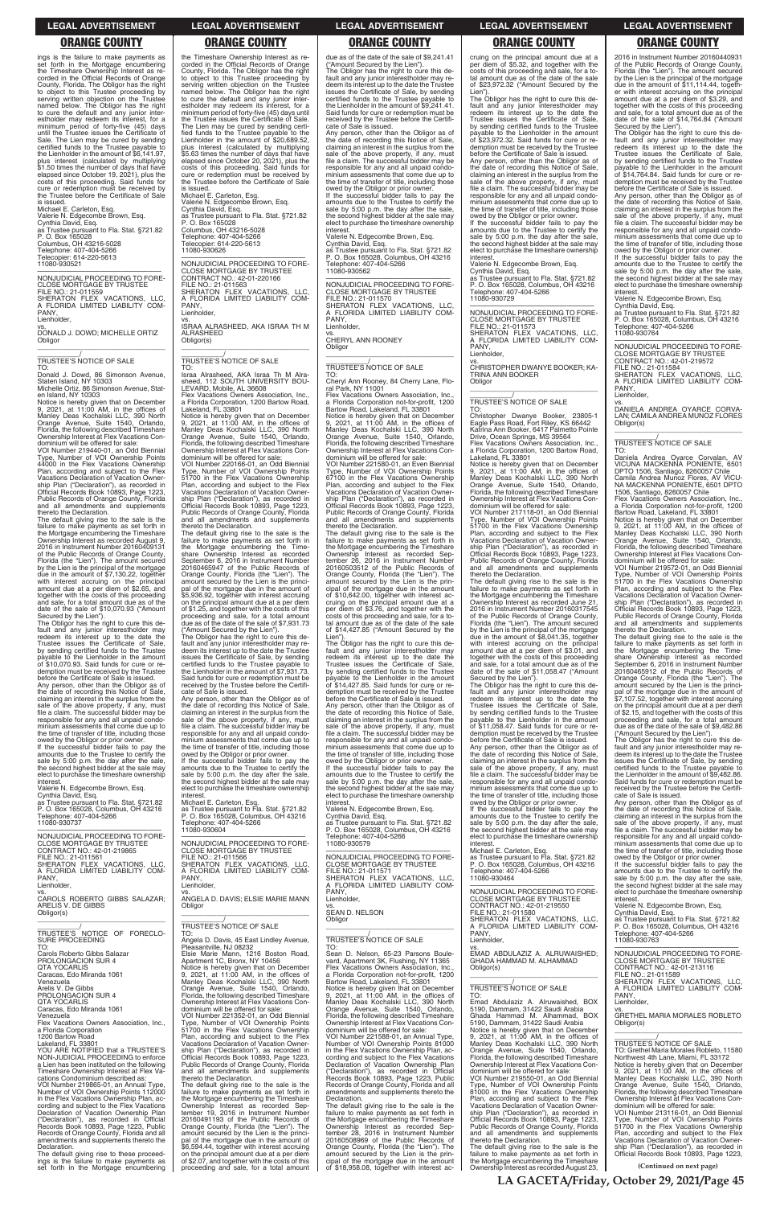ings is the failure to make payments as set forth in the Mortgage encumbering the Timeshare Ownership Interest as recorded in the Official Records of Orange County, Florida. The Obligor has the right to object to this Trustee proceeding by serving written objection on the Trustee named below. The Obligor has the right to cure the default and any junior interestholder may redeem its interest, for a minimum period of forty-five (45) days until the Trustee issues the Certificate of Sale. The Lien may be cured by sending certified funds to the Trustee payable to the Lienholder in the amount of $6,141.97, plus interest (calculated by multiplying $1.50 times the number of days that have elapsed since October 19, 2021), plus the costs of this proceeding. Said funds for cure or redemption must be received by the Trustee before the Certificate of Sale is issued.
Michael E. Carleton, Esq.
Valerie N. Edgecombe Brown, Esq.
Cynthia David, Esq.
as Trustee pursuant to Fla. Stat. §721.82
P. O. Box 165028
Columbus, OH 43216-5028
Telephone: 407-404-5266
Telecopier: 614-220-5613
11080-930521

NONJUDICIAL PROCEEDING TO FORECLOSE MORTGAGE BY TRUSTEE
FILE NO.: 21-011559
SHERATON FLEX VACATIONS, LLC, A FLORIDA LIMITED LIABILITY COMPANY,
Lienholder,
vs.
DONALD J. DOWD; MICHELLE ORTIZ
Obligor
_______________________/
TRUSTEE'S NOTICE OF SALE
TO:
Donald J. Dowd, 86 Simonson Avenue, Staten Island, NY 10303
Michelle Ortiz, 86 Simonson Avenue, Staten Island, NY 10303
Notice is hereby given that on December 9, 2021, at 11:00 AM, in the offices of Manley Deas Kochalski LLC, 390 North Orange Avenue, Suite 1540, Orlando, Florida, the following described Timeshare Ownership Interest at Flex Vacations Condominium will be offered for sale:
VOI Number 219440-01, an Odd Biennial Type, Number of VOI Ownership Points 44000 in the Flex Vacations Ownership Plan, according and subject to the Flex Vacations Declaration of Vacation Ownership Plan ("Declaration"), as recorded in Official Records Book 10893, Page 1223, Public Records of Orange County, Florida and all amendments and supplements thereto the Declaration.
The default giving rise to the sale is the failure to make payments as set forth in the Mortgage encumbering the Timeshare Ownership Interest as recorded August 9, 2016 in Instrument Number 20160409131 of the Public Records of Orange County, Florida (the "Lien"). The amount secured by the Lien is the principal of the mortgage due in the amount of $7,130.22, together with interest accruing on the principal amount due at a per diem of $2.65, and together with the costs of this proceeding and sale, for a total amount due as of the date of the sale of $10,070.93 ("Amount Secured by the Lien").
The Obligor has the right to cure this default and any junior interestholder may redeem its interest up to the date the Trustee issues the Certificate of Sale, by sending certified funds to the Trustee payable to the Lienholder in the amount of $10,070.93. Said funds for cure or redemption must be received by the Trustee before the Certificate of Sale is issued.
Any person, other than the Obligor as of the date of recording this Notice of Sale, claiming an interest in the surplus from the sale of the above property, if any, must file a claim. The successful bidder may be responsible for any and all unpaid condominium assessments that come due up to the time of transfer of title, including those owed by the Obligor or prior owner.
If the successful bidder fails to pay the amounts due to the Trustee to certify the sale by 5:00 p.m. the day after the sale, the second highest bidder at the sale may elect to purchase the timeshare ownership interest.
Valerie N. Edgecombe Brown, Esq.
Cynthia David, Esq.
as Trustee pursuant to Fla. Stat. §721.82
P. O. Box 165028, Columbus, OH 43216
Telephone: 407-404-5266
11080-930737

NONJUDICIAL PROCEEDING TO FORECLOSE MORTGAGE BY TRUSTEE
CONTRACT NO.: 42-01-219865
FILE NO.: 21-011561
SHERATON FLEX VACATIONS, LLC, A FLORIDA LIMITED LIABILITY COMPANY,
Lienholder,
vs.
CAROLS ROBERTO GIBBS SALAZAR; ARELIS V. DE GIBBS
Obligor(s)
_______________________/
TRUSTEE'S NOTICE OF FORECLOSURE PROCEEDING
TO:
Carols Roberto Gibbs Salazar
PROLONGACION SUR 4
QTA YOCARLIS
Caracas, Edo Miranda 1061
Venezuela
Arelis V. De Gibbs
PROLONGACION SUR 4
QTA YOCARLIS
Caracas, Edo Miranda 1061
Venezuela
Flex Vacations Owners Association, Inc., a Florida Corporation
1200 Bartow Road
Lakeland, FL 33801
YOU ARE NOTIFIED that a TRUSTEE'S NON-JUDICIAL PROCEEDING to enforce a Lien has been instituted on the following Timeshare Ownership Interest at Flex Vacations Condominium described as:
VOI Number 219865-01, an Annual Type, Number of VOI Ownership Points 112000 in the Flex Vacations Ownership Plan, according and subject to the Flex Vacations Declaration of Vacation Ownership Plan ("Declaration"), as recorded in Official Records Book 10893, Page 1223, Public Records of Orange County, Florida and all amendments and supplements thereto the Declaration.
The default giving rise to these proceedings is the failure to make payments as set forth in the Mortgage encumbering the Timeshare Ownership Interest as recorded in the Official Records of Orange County, Florida. The Obligor has the right to object to this Trustee proceeding by serving written objection on the Trustee named below. The Obligor has the right to cure the default and any junior interestholder may redeem its interest, for a minimum period of forty-five (45) days until the Trustee issues the Certificate of Sale. The Lien may be cured by sending certified funds to the Trustee payable to the Lienholder in the amount of $20,689.52, plus interest (calculated by multiplying $5.63 times the number of days that have elapsed since October 20, 2021), plus the costs of this proceeding. Said funds for cure or redemption must be received by the Trustee before the Certificate of Sale is issued.
Michael E. Carleton, Esq.
Valerie N. Edgecombe Brown, Esq.
Cynthia David, Esq.
as Trustee pursuant to Fla. Stat. §721.82
P. O. Box 165028
Columbus, OH 43216-5028
Telephone: 407-404-5266
Telecopier: 614-220-5613
11080-930626

NONJUDICIAL PROCEEDING TO FORECLOSE MORTGAGE BY TRUSTEE
CONTRACT NO.: 42-01-220166
FILE NO.: 21-011563
SHERATON FLEX VACATIONS, LLC, A FLORIDA LIMITED LIABILITY COMPANY,
Lienholder,
vs.
ISRAA ALRASHEED, AKA ISRAA TH M ALRASHEED
Obligor(s)
_______________________/
TRUSTEE'S NOTICE OF SALE
TO:
Israa Alrasheed, AKA Israa Th M Alrasheed, 112 SOUTH UNIVERSITY BOULEVARD, Mobile, AL 36608
Flex Vacations Owners Association, Inc., a Florida Corporation, 1200 Bartow Road, Lakeland, FL 33801
Notice is hereby given that on December 9, 2021, at 11:00 AM, in the offices of Manley Deas Kochalski LLC, 390 North Orange Avenue, Suite 1540, Orlando, Florida, the following described Timeshare Ownership Interest at Flex Vacations Condominium will be offered for sale:
VOI Number 220166-01, an Odd Biennial Type, Number of VOI Ownership Points 51700 in the Flex Vacations Ownership Plan, according and subject to the Flex Vacations Declaration of Vacation Ownership Plan ("Declaration"), as recorded in Official Records Book 10893, Page 1223, Public Records of Orange County, Florida and all amendments and supplements thereto the Declaration.
The default giving rise to the sale is the failure to make payments as set forth in the Mortgage encumbering the Timeshare Ownership Interest as recorded September 6, 2016 in Instrument Number 20160465947 of the Public Records of Orange County, Florida (the "Lien"). The amount secured by the Lien is the principal of the mortgage due in the amount of $5,936.92, together with interest accruing on the principal amount due at a per diem of $1.25, and together with the costs of this proceeding and sale, for a total amount due as of the date of the sale of $7,931.73 ("Amount Secured by the Lien").
The Obligor has the right to cure this default and any junior interestholder may redeem its interest up to the date the Trustee issues the Certificate of Sale, by sending certified funds to the Trustee payable to the Lienholder in the amount of $7,931.73. Said funds for cure or redemption must be received by the Trustee before the Certificate of Sale is issued.
Any person, other than the Obligor as of the date of recording this Notice of Sale, claiming an interest in the surplus from the sale of the above property, if any, must file a claim. The successful bidder may be responsible for any and all unpaid condominium assessments that come due up to the time of transfer of title, including those owed by the Obligor or prior owner.
If the successful bidder fails to pay the amounts due to the Trustee to certify the sale by 5:00 p.m. the day after the sale, the second highest bidder at the sale may elect to purchase the timeshare ownership interest.
Michael E. Carleton, Esq.
as Trustee pursuant to Fla. Stat. §721.82
P. O. Box 165028, Columbus, OH 43216
Telephone: 407-404-5266
11080-930604

NONJUDICIAL PROCEEDING TO FORECLOSE MORTGAGE BY TRUSTEE
FILE NO.: 21-011566
SHERATON FLEX VACATIONS, LLC, A FLORIDA LIMITED LIABILITY COMPANY,
Lienholder,
vs.
ANGELA D. DAVIS; ELSIE MARIE MANN
Obligor
_______________________/
TRUSTEE'S NOTICE OF SALE
TO:
Angela D. Davis, 45 East Lindley Avenue, Pleasantville, NJ 08232
Elsie Marie Mann, 1216 Boston Road, Apartment 1C, Bronx, NY 10456
Notice is hereby given that on December 9, 2021, at 11:00 AM, in the offices of Manley Deas Kochalski LLC, 390 North Orange Avenue, Suite 1540, Orlando, Florida, the following described Timeshare Ownership Interest at Flex Vacations Condominium will be offered for sale:
VOI Number 221352-01, an Odd Biennial Type, Number of VOI Ownership Points 51700 in the Flex Vacations Ownership Plan, according and subject to the Flex Vacations Declaration of Vacation Ownership Plan ("Declaration"), as recorded in Official Records Book 10893, Page 1223, Public Records of Orange County, Florida and all amendments and supplements thereto the Declaration.
The default giving rise to the sale is the failure to make payments as set forth in the Mortgage encumbering the Timeshare Ownership Interest as recorded September 19, 2016 in Instrument Number 20160491193 of the Public Records of Orange County, Florida (the "Lien"). The amount secured by the Lien is the principal of the mortgage due in the amount of $6,594.44, together with interest accruing on the principal amount due at a per diem of $2.07, and together with the costs of this proceeding and sale, for a total amount due as of the date of the sale of $9,241.41 ("Amount Secured by the Lien").
The Obligor has the right to cure this default and any junior interestholder may redeem its interest up to the date the Trustee issues the Certificate of Sale, by sending certified funds to the Trustee payable to the Lienholder in the amount of $9,241.41. Said funds for cure or redemption must be received by the Trustee before the Certificate of Sale is issued.
Any person, other than the Obligor as of the date of recording this Notice of Sale, claiming an interest in the surplus from the sale of the above property, if any, must file a claim. The successful bidder may be responsible for any and all unpaid condominium assessments that come due up to the time of transfer of title, including those owed by the Obligor or prior owner.
If the successful bidder fails to pay the amounts due to the Trustee to certify the sale by 5:00 p.m. the day after the sale, the second highest bidder at the sale may elect to purchase the timeshare ownership interest.
Valerie N. Edgecombe Brown, Esq.
Cynthia David, Esq.
as Trustee pursuant to Fla. Stat. §721.82
P. O. Box 165028, Columbus, OH 43216
Telephone: 407-404-5266
11080-930562

NONJUDICIAL PROCEEDING TO FORECLOSE MORTGAGE BY TRUSTEE
FILE NO.: 21-011570
SHERATON FLEX VACATIONS, LLC, A FLORIDA LIMITED LIABILITY COMPANY,
Lienholder,
vs.
CHERYL ANN ROONEY
Obligor
_______________________/
TRUSTEE'S NOTICE OF SALE
TO:
Cheryl Ann Rooney, 84 Cherry Lane, Floral Park, NY 11001
Flex Vacations Owners Association, Inc., a Florida Corporation not-for-profit, 1200 Bartow Road, Lakeland, FL 33801
Notice is hereby given that on December 9, 2021, at 11:00 AM, in the offices of Manley Deas Kochalski LLC, 390 North Orange Avenue, Suite 1540, Orlando, Florida, the following described Timeshare Ownership Interest at Flex Vacations Condominium will be offered for sale:
VOI Number 221580-01, an Even Biennial Type, Number of VOI Ownership Points 67100 in the Flex Vacations Ownership Plan, according and subject to the Flex Vacations Declaration of Vacation Ownership Plan ("Declaration"), as recorded in Official Records Book 10893, Page 1223, Public Records of Orange County, Florida and all amendments and supplements thereto the Declaration.
The default giving rise to the sale is the failure to make payments as set forth in the Mortgage encumbering the Timeshare Ownership Interest as recorded September 28, 2016 in Instrument Number 20160503512 of the Public Records of Orange County, Florida (the "Lien"). The amount secured by the Lien is the principal of the mortgage due in the amount of $10,642.00, together with interest accruing on the principal amount due at a per diem of $3.76, and together with the costs of this proceeding and sale, for a total amount due as of the date of the sale of $14,427.85 ("Amount Secured by the Lien").
The Obligor has the right to cure this default and any junior interestholder may redeem its interest up to the date the Trustee issues the Certificate of Sale, by sending certified funds to the Trustee payable to the Lienholder in the amount of $14,427.85. Said funds for cure or redemption must be received by the Trustee before the Certificate of Sale is issued.
Any person, other than the Obligor as of the date of recording this Notice of Sale, claiming an interest in the surplus from the sale of the above property, if any, must file a claim. The successful bidder may be responsible for any and all unpaid condominium assessments that come due up to the time of transfer of title, including those owed by the Obligor or prior owner.
If the successful bidder fails to pay the amounts due to the Trustee to certify the sale by 5:00 p.m. the day after the sale, the second highest bidder at the sale may elect to purchase the timeshare ownership interest.
Valerie N. Edgecombe Brown, Esq.
Cynthia David, Esq.
as Trustee pursuant to Fla. Stat. §721.82
P. O. Box 165028, Columbus, OH 43216
Telephone: 407-404-5266
11080-930579

NONJUDICIAL PROCEEDING TO FORECLOSE MORTGAGE BY TRUSTEE
FILE NO.: 21-011571
SHERATON FLEX VACATIONS, LLC, A FLORIDA LIMITED LIABILITY COMPANY,
Lienholder,
vs.
SEAN D. NELSON
Obligor
_______________________/
TRUSTEE'S NOTICE OF SALE
TO:
Sean D. Nelson, 65-23 Parsons Boulevard, Apartment 3K, Flushing, NY 11365
Flex Vacations Owners Association, Inc., a Florida Corporation not-for-profit, 1200 Bartow Road, Lakeland, FL 33801
Notice is hereby given that on December 9, 2021, at 11:00 AM, in the offices of Manley Deas Kochalski LLC, 390 North Orange Avenue, Suite 1540, Orlando, Florida, the following described Timeshare Ownership Interest at Flex Vacations Condominium will be offered for sale:
VOI Number 221588-01, an Annual Type, Number of VOI Ownership Points 81000 in the Flex Vacations Ownership Plan, according and subject to the Flex Vacations Declaration of Vacation Ownership Plan ("Declaration"), as recorded in Official Records Book 10893, Page 1223, Public Records of Orange County, Florida and all amendments and supplements thereto the Declaration.
The default giving rise to the sale is the failure to make payments as set forth in the Mortgage encumbering the Timeshare Ownership Interest as recorded September 28, 2016 in Instrument Number 20160508969 of the Public Records of Orange County, Florida (the "Lien"). The amount secured by the Lien is the principal of the mortgage due in the amount of $18,958.08, together with interest accruing on the principal amount due at a per diem of $5.32, and together with the costs of this proceeding and sale, for a total amount due as of the date of the sale of $23,972.32 ("Amount Secured by the Lien").
The Obligor has the right to cure this default and any junior interestholder may redeem its interest up to the date the Trustee issues the Certificate of Sale, by sending certified funds to the Trustee payable to the Lienholder in the amount of $23,972.32. Said funds for cure or redemption must be received by the Trustee before the Certificate of Sale is issued.
Any person, other than the Obligor as of the date of recording this Notice of Sale, claiming an interest in the surplus from the sale of the above property, if any, must file a claim. The successful bidder may be responsible for any and all unpaid condominium assessments that come due up to the time of transfer of title, including those owed by the Obligor or prior owner.
If the successful bidder fails to pay the amounts due to the Trustee to certify the sale by 5:00 p.m. the day after the sale, the second highest bidder at the sale may elect to purchase the timeshare ownership interest.
Valerie N. Edgecombe Brown, Esq.
Cynthia David, Esq.
as Trustee pursuant to Fla. Stat. §721.82
P. O. Box 165028, Columbus, OH 43216
Telephone: 407-404-5266
11080-930729

NONJUDICIAL PROCEEDING TO FORECLOSE MORTGAGE BY TRUSTEE
FILE NO.: 21-011573
SHERATON FLEX VACATIONS, LLC, A FLORIDA LIMITED LIABILITY COMPANY,
Lienholder,
vs.
CHRISTOPHER DWANYE BOOKER; KATRINA ANN BOOKER
Obligor
_______________________/
TRUSTEE'S NOTICE OF SALE
TO:
Christopher Dwanye Booker, 23805-1 Eagle Pass Road, Fort Riley, KS 66442
Katrina Ann Booker, 6417 Palmetto Pointe Drive, Ocean Springs, MS 39564
Flex Vacations Owners Association, Inc., a Florida Corporation, 1200 Bartow Road, Lakeland, FL 33801
Notice is hereby given that on December 9, 2021, at 11:00 AM, in the offices of Manley Deas Kochalski LLC, 390 North Orange Avenue, Suite 1540, Orlando, Florida, the following described Timeshare Ownership Interest at Flex Vacations Condominium will be offered for sale:
VOI Number 217118-01, an Odd Biennial Type, Number of VOI Ownership Points 51700 in the Flex Vacations Ownership Plan, according and subject to the Flex Vacations Declaration of Vacation Ownership Plan ("Declaration"), as recorded in Official Records Book 10893, Page 1223, Public Records of Orange County, Florida and all amendments and supplements thereto the Declaration.
The default giving rise to the sale is the failure to make payments as set forth in the Mortgage encumbering the Timeshare Ownership Interest as recorded June 21, 2016 in Instrument Number 20160317545 of the Public Records of Orange County, Florida (the "Lien"). The amount secured by the Lien is the principal of the mortgage due in the amount of $8,041.35, together with interest accruing on the principal amount due at a per diem of $3.01, and together with the costs of this proceeding and sale, for a total amount due as of the date of the sale of $11,058.47 ("Amount Secured by the Lien").
The Obligor has the right to cure this default and any junior interestholder may redeem its interest up to the date the Trustee issues the Certificate of Sale, by sending certified funds to the Trustee payable to the Lienholder in the amount of $11,058.47. Said funds for cure or redemption must be received by the Trustee before the Certificate of Sale is issued.
Any person, other than the Obligor as of the date of recording this Notice of Sale, claiming an interest in the surplus from the sale of the above property, if any, must file a claim. The successful bidder may be responsible for any and all unpaid condominium assessments that come due up to the time of transfer of title, including those owed by the Obligor or prior owner.
If the successful bidder fails to pay the amounts due to the Trustee to certify the sale by 5:00 p.m. the day after the sale, the second highest bidder at the sale may elect to purchase the timeshare ownership interest.
Michael E. Carleton, Esq.
as Trustee pursuant to Fla. Stat. §721.82
P. O. Box 165028, Columbus, OH 43216
Telephone: 407-404-5266
11080-930464

NONJUDICIAL PROCEEDING TO FORECLOSE MORTGAGE BY TRUSTEE
CONTRACT NO.: 42-01-219550
FILE NO.: 21-011580
SHERATON FLEX VACATIONS, LLC, A FLORIDA LIMITED LIABILITY COMPANY,
Lienholder,
vs.
EMAD ABDULAZIZ A. ALRUWAISHED; GHADA HAMMAD M. ALHAMMAD
Obligor(s)
_______________________/
TRUSTEE'S NOTICE OF SALE
TO:
Emad Abdulaziz A. Alruwaished, BOX 5190, Dammam, 31422 Saudi Arabia
Ghada Hammad M. Alhammad, BOX 5190, Dammam, 31422 Saudi Arabia
Notice is hereby given that on December 9, 2021, at 11:00 AM, in the offices of Manley Deas Kochalski LLC, 390 North Orange Avenue, Suite 1540, Orlando, Florida, the following described Timeshare Ownership Interest at Flex Vacations Condominium will be offered for sale:
VOI Number 219550-01, an Odd Biennial Type, Number of VOI Ownership Points 81000 in the Flex Vacations Ownership Plan, according and subject to the Flex Vacations Declaration of Vacation Ownership Plan ("Declaration"), as recorded in Official Records Book 10893, Page 1223, Public Records of Orange County, Florida and all amendments and supplements thereto the Declaration.
The default giving rise to the sale is the failure to make payments as set forth in the Mortgage encumbering the Timeshare Ownership Interest as recorded August 23, 2016 in Instrument Number 20160440931 of the Public Records of Orange County, Florida (the "Lien"). The amount secured by the Lien is the principal of the mortgage due in the amount of $11,114.44, together with interest accruing on the principal amount due at a per diem of $3.29, and together with the costs of this proceeding and sale, for a total amount due as of the date of the sale of $14,764.84 ("Amount Secured by the Lien").
The Obligor has the right to cure this default and any junior interestholder may redeem its interest up to the date the Trustee issues the Certificate of Sale, by sending certified funds to the Trustee payable to the Lienholder in the amount of $14,764.84. Said funds for cure or redemption must be received by the Trustee before the Certificate of Sale is issued.
Any person, other than the Obligor as of the date of recording this Notice of Sale, claiming an interest in the surplus from the sale of the above property, if any, must file a claim. The successful bidder may be responsible for any and all unpaid condominium assessments that come due up to the time of transfer of title, including those owed by the Obligor or prior owner.
If the successful bidder fails to pay the amounts due to the Trustee to certify the sale by 5:00 p.m. the day after the sale, the second highest bidder at the sale may elect to purchase the timeshare ownership interest.
Valerie N. Edgecombe Brown, Esq.
Cynthia David, Esq.
as Trustee pursuant to Fla. Stat. §721.82
P. O. Box 165028, Columbus, OH 43216
Telephone: 407-404-5266
11080-930764

NONJUDICIAL PROCEEDING TO FORECLOSE MORTGAGE BY TRUSTEE
CONTRACT NO.: 42-01-219572
FILE NO.: 21-011584
SHERATON FLEX VACATIONS, LLC, A FLORIDA LIMITED LIABILITY COMPANY,
Lienholder,
vs.
DANIELA ANDREA OYARCE CORVALAN; CAMILA ANDREA MUNOZ FLORES
Obligor(s)
_______________________/
TRUSTEE'S NOTICE OF SALE
TO:
Daniela Andrea Oyarce Corvalan, AV VICUNA MACKENNA PONIENTE, 6501 DPTO 1506, Santiago, 8260057 Chile
Camila Andrea Munoz Flores, AV VICUNA MACKENNA PONIENTE, 6501 DPTO 1506, Santiago, 8260057 Chile
Flex Vacations Owners Association, Inc., a Florida Corporation not-for-profit, 1200 Bartow Road, Lakeland, FL 33801
Notice is hereby given that on December 9, 2021, at 11:00 AM, in the offices of Manley Deas Kochalski LLC, 390 North Orange Avenue, Suite 1540, Orlando, Florida, the following described Timeshare Ownership Interest at Flex Vacations Condominium will be offered for sale:
VOI Number 219572-01, an Odd Biennial Type, Number of VOI Ownership Points 51700 in the Flex Vacations Ownership Plan, according and subject to the Flex Vacations Declaration of Vacation Ownership Plan ("Declaration"), as recorded in Official Records Book 10893, Page 1223, Public Records of Orange County, Florida and all amendments and supplements thereto the Declaration.
The default giving rise to the sale is the failure to make payments as set forth in the Mortgage encumbering the Timeshare Ownership Interest as recorded September 6, 2016 in Instrument Number 20160465912 of the Public Records of Orange County, Florida (the "Lien"). The amount secured by the Lien is the principal of the mortgage due in the amount of $7,107.52, together with interest accruing on the principal amount due at a per diem of $2.15, and together with the costs of this proceeding and sale, for a total amount due as of the date of the sale of $9,482.86 ("Amount Secured by the Lien").
The Obligor has the right to cure this default and any junior interestholder may redeem its interest up to the date the Trustee issues the Certificate of Sale, by sending certified funds to the Trustee payable to the Lienholder in the amount of $9,482.86. Said funds for cure or redemption must be received by the Trustee before the Certificate of Sale is issued.
Any person, other than the Obligor as of the date of recording this Notice of Sale, claiming an interest in the surplus from the sale of the above property, if any, must file a claim. The successful bidder may be responsible for any and all unpaid condominium assessments that come due up to the time of transfer of title, including those owed by the Obligor or prior owner.
If the successful bidder fails to pay the amounts due to the Trustee to certify the sale by 5:00 p.m. the day after the sale, the second highest bidder at the sale may elect to purchase the timeshare ownership interest.
Valerie N. Edgecombe Brown, Esq.
Cynthia David, Esq.
as Trustee pursuant to Fla. Stat. §721.82
P. O. Box 165028, Columbus, OH 43216
Telephone: 407-404-5266
11080-930763

NONJUDICIAL PROCEEDING TO FORECLOSE MORTGAGE BY TRUSTEE
CONTRACT NO.: 42-01-213116
FILE NO.: 21-011589
SHERATON FLEX VACATIONS, LLC, A FLORIDA LIMITED LIABILITY COMPANY,
Lienholder,
vs.
GRETHEL MARIA MORALES ROBLETO
Obligor(s)
_______________________/
TRUSTEE'S NOTICE OF SALE
TO: Grethel Maria Morales Robleto, 11580 Northwest 4th Lane, Miami, FL 33172
Notice is hereby given that on December 9, 2021, at 11:00 AM, in the offices of Manley Deas Kochalski LLC, 390 North Orange Avenue, Suite 1540, Orlando, Florida, the following described Timeshare Ownership Interest at Flex Vacations Condominium will be offered for sale:
VOI Number 213116-01, an Odd Biennial Type, Number of VOI Ownership Points 51700 in the Flex Vacations Ownership Plan, according and subject to the Flex Vacations Declaration of Vacation Ownership Plan ("Declaration"), as recorded in Official Records Book 10893, Page 1223,

**(Continued on next page)**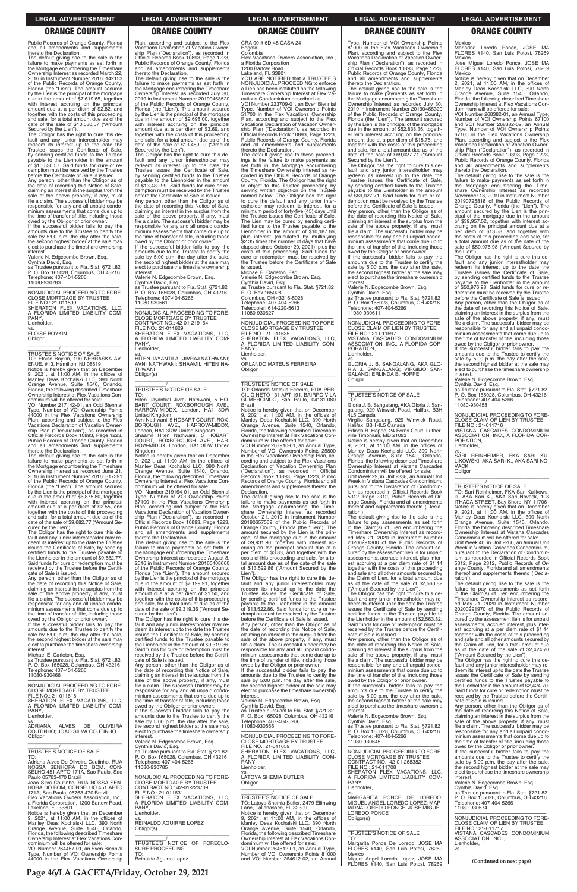Public Records of Orange County, Florida and all amendments and supplements thereto the Declaration.

The default giving rise to the sale is the failure to make payments as set forth in the Mortgage encumbering the Timeshare Ownership Interest as recorded March 22, 2016 in Instrument Number 20160142153 of the Public Records of Orange County, Florida (the "Lien"). The amount secured by the Lien is the principal of the mortgage due in the amount of $7,619.65, together with interest accruing on the principal amount due at a per diem of $2.82, and together with the costs of this proceeding and sale, for a total amount due as of the date of the sale of $10,530.57 ("Amount Secured by the Lien").

The Obligor has the right to cure this default and any junior interestholder may redeem its interest up to the date the Trustee issues the Certificate of Sale, by sending certified funds to the Trustee payable to the Lienholder in the amount of $10,530.57. Said funds for cure or redemption must be received by the Trustee before the Certificate of Sale is issued.

Any person, other than the Obligor as of the date of recording this Notice of Sale, claiming an interest in the surplus from the sale of the above property, if any, must file a claim. The successful bidder may be responsible for any and all unpaid condominium assessments that come due up to the time of transfer of title, including those owed by the Obligor or prior owner.

If the successful bidder fails to pay the amounts due to the Trustee to certify the sale by 5:00 p.m. the day after the sale, the second highest bidder at the sale may elect to purchase the timeshare ownership interest.

Valerie N. Edgecombe Brown, Esq.
Cynthia David, Esq.
as Trustee pursuant to Fla. Stat. §721.82
P. O. Box 165028, Columbus, OH 43216
Telephone: 407-404-5266
11080-930783

---

NONJUDICIAL PROCEEDING TO FORECLOSE MORTGAGE BY TRUSTEE
FILE NO.: 21-011599
SHERATON FLEX VACATIONS, LLC, A FLORIDA LIMITED LIABILITY COMPANY,
Lienholder,
vs.
ELOISE BOYKIN
Obligor

TRUSTEE'S NOTICE OF SALE
TO: Eloise Boykin, 190 NEBRASKA AVENUE, #13, Hamilton, NJ 08619

Notice is hereby given that on December 9, 2021, at 11:00 AM, in the offices of Manley Deas Kochalski LLC, 390 North Orange Avenue, Suite 1540, Orlando, Florida, the following described Timeshare Ownership Interest at Flex Vacations Condominium will be offered for sale:

VOI Number 217142-01, an Odd Biennial Type, Number of VOI Ownership Points 44000 in the Flex Vacations Ownership Plan, according and subject to the Flex Vacations Declaration of Vacation Ownership Plan ("Declaration"), as recorded in Official Records Book 10893, Page 1223, Public Records of Orange County, Florida and all amendments and supplements thereto the Declaration.

The default giving rise to the sale is the failure to make payments as set forth in the Mortgage encumbering the Timeshare Ownership Interest as recorded June 21, 2016 in Instrument Number 20160317391 of the Public Records of Orange County, Florida (the "Lien"). The amount secured by the Lien is the principal of the mortgage due in the amount of $6,875.80, together with interest accruing on the principal amount due at a per diem of $2.55, and together with the costs of this proceeding and sale, for a total amount due as of the date of the sale of $9,682.77 ("Amount Secured by the Lien").

The Obligor has the right to cure this default and any junior interestholder may redeem its interest up to the date the Trustee issues the Certificate of Sale, by sending certified funds to the Trustee payable to the Lienholder in the amount of $9,682.77. Said funds for cure or redemption must be received by the Trustee before the Certificate of Sale is issued.

Any person, other than the Obligor as of the date of recording this Notice of Sale, claiming an interest in the surplus from the sale of the above property, if any, must file a claim. The successful bidder may be responsible for any and all unpaid condominium assessments that come due up to the time of transfer of title, including those owed by the Obligor or prior owner.

If the successful bidder fails to pay the amounts due to the Trustee to certify the sale by 5:00 p.m. the day after the sale, the second highest bidder at the sale may elect to purchase the timeshare ownership interest.

Michael E. Carleton, Esq.
as Trustee pursuant to Fla. Stat. §721.82
P. O. Box 165028, Columbus, OH 43216
Telephone: 407-404-5266
11080-930466

---

NONJUDICIAL PROCEEDING TO FORECLOSE MORTGAGE BY TRUSTEE
FILE NO.: 21-011618
SHERATON FLEX VACATIONS, LLC, A FLORIDA LIMITED LIABILITY COMPANY,
Lienholder,
vs.
ADRIANA ALVES DE OLIVEIRA COUTINHO; JOAO SILVA COUTINHO
Obligor

TRUSTEE'S NOTICE OF SALE
TO:
Adriana Alves De Oliveira Coutinho, RUA NOSSA SENHORA DO BOM, CONSELHO 451 APTO 171A, Sao Paulo, Sao Paulo 05763-470 Brazil
Joao Silva Coutinho, RUA NOSSA SENHORA DO BOM, CONSELHO 451 APTO 171A, Sao Paulo, 05763-470 Brazil
Flex Vacations Owners Association, Inc., a Florida Corporation, 1200 Bartow Road, Lakeland, FL 33801

Notice is hereby given that on December 9, 2021, at 11:00 AM, in the offices of Manley Deas Kochalski LLC, 390 North Orange Avenue, Suite 1540, Orlando, Florida, the following described Timeshare Ownership Interest at Flex Vacations Condominium will be offered for sale:

VOI Number 264457-01, an Even Biennial Type, Number of VOI Ownership Points 44000 in the Flex Vacations Ownership Plan, according and subject to the Flex Vacations Declaration of Vacation Ownership Plan ("Declaration"), as recorded in Official Records Book 10893, Page 1223, Public Records of Orange County, Florida and all amendments and supplements thereto the Declaration.

The default giving rise to the sale is the failure to make payments as set forth in the Mortgage encumbering the Timeshare Ownership Interest as recorded July 30, 2019 in Instrument Number 20190468520 of the Public Records of Orange County, Florida (the "Lien"). The amount secured by the Lien is the principal of the mortgage due in the amount of $9,698.00, together with interest accruing on the principal amount due at a per diem of $3.69, and together with the costs of this proceeding and sale, for a total amount due as of the date of the sale of $13,489.99 ("Amount Secured by the Lien").

The Obligor has the right to cure this default and any junior interestholder may redeem its interest up to the date the Trustee issues the Certificate of Sale, by sending certified funds to the Trustee payable to the Lienholder in the amount of $13,489.99. Said funds for cure or redemption must be received by the Trustee before the Certificate of Sale is issued.

Any person, other than the Obligor as of the date of recording this Notice of Sale, claiming an interest in the surplus from the sale of the above property, if any, must file a claim. The successful bidder may be responsible for any and all unpaid condominium assessments that come due up to the time of transfer of title, including those owed by the Obligor or prior owner.

If the successful bidder fails to pay the amounts due to the Trustee to certify the sale by 5:00 p.m. the day after the sale, the second highest bidder at the sale may elect to purchase the timeshare ownership interest.

Valerie N. Edgecombe Brown, Esq.
Cynthia David, Esq.
as Trustee pursuant to Fla. Stat. §721.82
P. O. Box 165028, Columbus, OH 43216
Telephone: 407-404-5266
11080-930561

---

NONJUDICIAL PROCEEDING TO FORECLOSE MORTGAGE BY TRUSTEE
CONTRACT NO.: 42-01-219164
FILE NO.: 21-011629
SHERATON FLEX VACATIONS, LLC, A FLORIDA LIMITED LIABILITY COMPANY,
Lienholder,
vs.
HITEN JAYANTILAL JIVRAJ NATHWANI; AVNI NATHWANI; SHAAMIL HITEN NATHWANI
Obligor(s)

TRUSTEE'S NOTICE OF SALE
TO:
Hiten Jayantilal Jivraj Nathwani, 5 HOBART COURT, ROXBOROUGH AVE., HARROW-MIDDX, London, HA1 3DW United Kingdom
Avni Nathwani, 5 HOBART COURT, ROXBOROUGH AVE., HARROW-MIDDX, London, HA1 3DW United Kingdom
Shaamil Hiten Nathwani, 5 HOBART COURT, ROXBOROUGH AVE., HARROW-MIDDX, London, HA1 3DW United Kingdom

Notice is hereby given that on December 9, 2021, at 11:00 AM, in the offices of Manley Deas Kochalski LLC, 390 North Orange Avenue, Suite 1540, Orlando, Florida, the following described Timeshare Ownership Interest at Flex Vacations Condominium will be offered for sale:

VOI Number 219164-01, an Odd Biennial Type, Number of VOI Ownership Points 67100 in the Flex Vacations Ownership Plan, according and subject to the Flex Vacations Declaration of Vacation Ownership Plan ("Declaration"), as recorded in Official Records Book 10893, Page 1223, Public Records of Orange County, Florida and all amendments and supplements thereto the Declaration.

The default giving rise to the sale is the failure to make payments as set forth in the Mortgage encumbering the Timeshare Ownership Interest as recorded August 8, 2016 in Instrument Number 20160408600 of the Public Records of Orange County, Florida (the "Lien"). The amount secured by the Lien is the principal of the mortgage due in the amount of $7,199.91, together with interest accruing on the principal amount due at a per diem of $1.50, and together with the costs of this proceeding and sale, for a total amount due as of the date of the sale of $9,319.36 ("Amount Secured by the Lien").

The Obligor has the right to cure this default and any junior interestholder may redeem its interest up to the date the Trustee issues the Certificate of Sale, by sending certified funds to the Trustee payable to the Lienholder in the amount of $9,319.36. Said funds for cure or redemption must be received by the Trustee before the Certificate of Sale is issued.

Any person, other than the Obligor as of the date of recording this Notice of Sale, claiming an interest in the surplus from the sale of the above property, if any, must file a claim. The successful bidder may be responsible for any and all unpaid condominium assessments that come due up to the time of transfer of title, including those owed by the Obligor or prior owner.

If the successful bidder fails to pay the amounts due to the Trustee to certify the sale by 5:00 p.m. the day after the sale, the second highest bidder at the sale may elect to purchase the timeshare ownership interest.

Valerie N. Edgecombe Brown, Esq.
Cynthia David, Esq.
as Trustee pursuant to Fla. Stat. §721.82
P. O. Box 165028, Columbus, OH 43216
Telephone: 407-404-5266
11080-930785

---

NONJUDICIAL PROCEEDING TO FORECLOSE MORTGAGE BY TRUSTEE
CONTRACT NO.: 42-01-223709
FILE NO.: 21-011631
SHERATON FLEX VACATIONS, LLC, A FLORIDA LIMITED LIABILITY COMPANY,
Lienholder,
vs.
REINALDO AGUIRRE LOPEZ
Obligor(s)

TRUSTEE'S NOTICE OF FORECLOSURE PROCEEDING
TO:
Reinaldo Aguirre Lopez
CRA 90 # 6D-48 CASA 24
Bogota
Colombia
Flex Vacations Owners Association, Inc., a Florida Corporation
1200 Bartow Road
Lakeland, FL 33801

YOU ARE NOTIFIED that a TRUSTEE'S NON-JUDICIAL PROCEEDING to enforce a Lien has been instituted on the following Timeshare Ownership Interest at Flex Vacations Condominium described as:

VOI Number 223709-01, an Even Biennial Type, Number of VOI Ownership Points 51700 in the Flex Vacations Ownership Plan, according and subject to the Flex Vacations Declaration of Vacation Ownership Plan ("Declaration"), as recorded in Official Records Book 10893, Page 1223, Public Records of Orange County, Florida and all amendments and supplements thereto the Declaration.

The default giving rise to these proceedings is the failure to make payments as set forth in the Mortgage encumbering the Timeshare Ownership Interest as recorded in the Official Records of Orange County, Florida. The Obligor has the right to object to this Trustee proceeding by serving written objection on the Trustee named below. The Obligor has the right to cure the default and any junior interestholder may redeem its interest, for a minimum period of forty-five (45) days until the Trustee issues the Certificate of Sale. The Lien may be cured by sending certified funds to the Trustee payable to the Lienholder in the amount of $10,187.66, plus interest (calculated by multiplying $2.35 times the number of days that have elapsed since October 20, 2021), plus the costs of this proceeding. Said funds for cure or redemption must be received by the Trustee before the Certificate of Sale is issued.

Michael E. Carleton, Esq.
Valerie N. Edgecombe Brown, Esq.
Cynthia David, Esq.
as Trustee pursuant to Fla. Stat. §721.82
P. O. Box 165028
Columbus, OH 43216-5028
Telephone: 407-404-5266
Telecopier: 614-220-5613
11080-930627

---

NONJUDICIAL PROCEEDING TO FORECLOSE MORTGAGE BY TRUSTEE
FILE NO.: 21-011635
SHERATON FLEX VACATIONS, LLC, A FLORIDA LIMITED LIABILITY COMPANY,
Lienholder,
vs.
ORLANDO MATEUS FERREIRA
Obligor

TRUSTEE'S NOTICE OF SALE
TO: Orlando Mateus Ferreira, RUA PERCILIO NETO 131 APT 191, BAIRRO VILA GUMERCINDO, Sao Paulo, 04131-080 Brazil

Notice is hereby given that on December 9, 2021, at 11:00 AM, in the offices of Manley Deas Kochalski LLC, 390 North Orange Avenue, Suite 1540, Orlando, Florida, the following described Timeshare Ownership Interest at Flex Vacations Condominium will be offered for sale:

VOI Number 267910-01, an Annual Type, Number of VOI Ownership Points 25800 in the Flex Vacations Ownership Plan, according and subject to the Flex Vacations Declaration of Vacation Ownership Plan ("Declaration"), as recorded in Official Records Book 10893, Page 1223, Public Records of Orange County, Florida and all amendments and supplements thereto the Declaration.

The default giving rise to the sale is the failure to make payments as set forth in the Mortgage encumbering the Timeshare Ownership Interest as recorded October 21, 2019 in Instrument Number 20190657569 of the Public Records of Orange County, Florida (the "Lien"). The amount secured by the Lien is the principal of the mortgage due in the amount of $9,931.90, together with interest accruing on the principal amount due at a per diem of $3.83, and together with the costs of this proceeding and sale, for a total amount due as of the date of the sale of $13,522.86 ("Amount Secured by the Lien").

The Obligor has the right to cure this default and any junior interestholder may redeem its interest up to the date the Trustee issues the Certificate of Sale, by sending certified funds to the Trustee payable to the Lienholder in the amount of $13,522.86. Said funds for cure or redemption must be received by the Trustee before the Certificate of Sale is issued.

Any person, other than the Obligor as of the date of recording this Notice of Sale, claiming an interest in the surplus from the sale of the above property, if any, must file a claim. The successful bidder may be responsible for any and all unpaid condominium assessments that come due up to the time of transfer of title, including those owed by the Obligor or prior owner.

If the successful bidder fails to pay the amounts due to the Trustee to certify the sale by 5:00 p.m. the day after the sale, the second highest bidder at the sale may elect to purchase the timeshare ownership interest.

Valerie N. Edgecombe Brown, Esq.
Cynthia David, Esq.
as Trustee pursuant to Fla. Stat. §721.82
P. O. Box 165028, Columbus, OH 43216
Telephone: 407-404-5266
11080-930566

---

NONJUDICIAL PROCEEDING TO FORECLOSE MORTGAGE BY TRUSTEE
FILE NO.: 21-011659
SHERATON FLEX VACATIONS, LLC, A FLORIDA LIMITED LIABILITY COMPANY,
Lienholder,
vs.
LATOYA SHEMIA BUTLER
Obligor

TRUSTEE'S NOTICE OF SALE
TO: Latoya Shemia Butler, 2479 Elfinwing Lane, Tallahassee, FL 32309

Notice is hereby given that on December 9, 2021, at 11:00 AM, in the offices of Manley Deas Kochalski LLC, 390 North Orange Avenue, Suite 1540, Orlando, Florida, the following described Timeshare Ownership Interest at Flex Vacations Condominium will be offered for sale:

VOI Number 264612-01, an Annual Type, Number of VOI Ownership Points 81000 and VOI Number 264612-02, an Annual Type, Number of VOI Ownership Points 81000 in the Flex Vacations Ownership Plan, according and subject to the Flex Vacations Declaration of Vacation Ownership Plan ("Declaration"), as recorded in Official Records Book 10893, Page 1223, Public Records of Orange County, Florida and all amendments and supplements thereto the Declaration.

The default giving rise to the sale is the failure to make payments as set forth in the Mortgage encumbering the Timeshare Ownership Interest as recorded July 30, 2019 in Instrument Number 20190468320 of the Public Records of Orange County, Florida (the "Lien"). The amount secured by the Lien is the principal of the mortgage due in the amount of $52,838.36, together with interest accruing on the principal amount due at a per diem of $18.75, and together with the costs of this proceeding and sale, for a total amount due as of the date of the sale of $69,027.71 ("Amount Secured by the Lien").

The Obligor has the right to cure this default and any junior interestholder may redeem its interest up to the date the Trustee issues the Certificate of Sale, by sending certified funds to the Trustee payable to the Lienholder in the amount of $69,027.71. Said funds for cure or redemption must be received by the Trustee before the Certificate of Sale is issued.

Any person, other than the Obligor as of the date of recording this Notice of Sale, claiming an interest in the surplus from the sale of the above property, if any, must file a claim. The successful bidder may be responsible for any and all unpaid condominium assessments that come due up to the time of transfer of title, including those owed by the Obligor or prior owner.

If the successful bidder fails to pay the amounts due to the Trustee to certify the sale by 5:00 p.m. the day after the sale, the second highest bidder at the sale may elect to purchase the timeshare ownership interest.

Valerie N. Edgecombe Brown, Esq.
Cynthia David, Esq.
as Trustee pursuant to Fla. Stat. §721.82
P. O. Box 165028, Columbus, OH 43216
Telephone: 407-404-5266
11080-930611

---

NONJUDICIAL PROCEEDING TO FORECLOSE CLAIM OF LIEN BY TRUSTEE
FILE NO.: 21-011697
VISTANA CASCADES CONDOMINIUM ASSOCIATION, INC., A FLORIDA CORPORATION,
Lienholder,
vs.
GLORIA J. B. SANGALANG, AKA GLORIA J. SANGALANG; VIRGILIO SANGALANG; ERLINDA B. HOPPE
Obligor

TRUSTEE'S NOTICE OF SALE
TO:
Gloria J. B. Sangalang, AKA Gloria J. Sangalang, 929 Winwick Road, Halifax, B3H 4L5 Canada
Virgilio Sangalang, 929 Winwick Road, Halifax, B3H 4L5 Canada
Erlinda B. Hoppe, 24 Ferns Court, Lutherville Timonium, MD 21093

Notice is hereby given that on December 9, 2021, at 11:00 AM, in the offices of Manley Deas Kochalski LLC, 390 North Orange Avenue, Suite 1540, Orlando, Florida, the following described Timeshare Ownership Interest at Vistana Cascades Condominium will be offered for sale:

Unit Week 29, in Unit 2338, an Annual Unit Week in Vistana Cascades Condominium, pursuant to the Declaration of Condominium as recorded in Official Records Book 5312, Page 2312, Public Records of Orange County, Florida and all amendments thereof and supplements thereto ('Declaration').

The default giving rise to the sale is the failure to pay assessments as set forth in the Claim(s) of Lien encumbering the Timeshare Ownership Interest as recorded May 21, 2020 in Instrument Number 20200291300 of the Public Records of Orange County, Florida. The amount secured by the assessment lien is for unpaid assessments, accrued interest, plus interest accruing at a per diem rate of $1.14 together with the costs of this proceeding and sale and all other amounts secured by the Claim of Lien, for a total amount due as of the date of the sale of $2,563.82 ("Amount Secured by the Lien").

The Obligor has the right to cure this default and any junior interestholder may redeem its interest up to the date the Trustee issues the Certificate of Sale by sending certified funds to the Trustee payable to the Lienholder in the amount of $2,563.82. Said funds for cure or redemption must be received by the Trustee before the Certificate of Sale is issued.

Any person, other than the Obligor as of the date of recording this Notice of Sale, claiming an interest in the surplus from the sale of the above property, if any, must file a claim. The successful bidder may be responsible for any and all unpaid condominium assessments that come due up to the time of transfer of title, including those owed by the Obligor or prior owner.

If the successful bidder fails to pay the amounts due to the Trustee to certify the sale by 5:00 p.m. the day after the sale, the second highest bidder at the sale may elect to purchase the timeshare ownership interest.

Valerie N. Edgecombe Brown, Esq.
Cynthia David, Esq.
as Trustee pursuant to Fla. Stat. §721.82
P. O. Box 165028, Columbus, OH 43216
Telephone: 407-404-5266
11080-930645

---

NONJUDICIAL PROCEEDING TO FORECLOSE MORTGAGE BY TRUSTEE
CONTRACT NO.: 42-01-268382
FILE NO.: 21-011708
SHERATON FLEX VACATIONS, LLC, A FLORIDA LIMITED LIABILITY COMPANY,
Lienholder,
vs.
MARGARITA PONCE DE LOREDO; MIGUEL ANGEL LOREDO LOPEZ; MARIADNA LOREDO PONCE; JOSE MIGUEL LOREDO PONCE
Obligor(s)

TRUSTEE'S NOTICE OF SALE
TO:
Margarita Ponce De Loredo, JOSE MA FLORES #140, San Luis Potosi, 78269 Mexico
Miguel Angel Loredo Lopez, JOSE MA FLORES #140, San Luis Potosi, 78269 Mexico
Mariadna Loredo Ponce, JOSE MA FLORES #140, San Luis Potosi, 78269 Mexico
Jose Miguel Loredo Ponce, JOSE MA FLORES #140, San Luis Potosi, 78269 Mexico

Notice is hereby given that on December 2, 2021, at 11:00 AM, in the offices of Manley Deas Kochalski LLC, 390 North Orange Avenue, Suite 1540, Orlando, Florida, the following described Timeshare Ownership Interest at Flex Vacations Condominium will be offered for sale:

VOI Number 268382-01, an Annual Type, Number of VOI Ownership Points 67100 and VOI Number 268382-02, an Annual Type, Number of VOI Ownership Points 67100 in the Flex Vacations Ownership Plan, according and subject to the Flex Vacations Declaration of Vacation Ownership Plan ("Declaration"), as recorded in Official Records Book 10893, Page 1223, Public Records of Orange County, Florida and all amendments and supplements thereto the Declaration.

The default giving rise to the sale is the failure to make payments as set forth in the Mortgage encumbering the Timeshare Ownership Interest as recorded November 18, 2019 in Instrument Number 20190725818 of the Public Records of Orange County, Florida (the "Lien"). The amount secured by the Lien is the principal of the mortgage due in the amount of $39,957.52, together with interest accruing on the principal amount due at a per diem of $13.58, and together with the costs of this proceeding and sale, for a total amount due as of the date of the sale of $50,976.98 ("Amount Secured by the Lien").

The Obligor has the right to cure this default and any junior interestholder may redeem its interest up to the date the Trustee issues the Certificate of Sale, by sending certified funds to the Trustee payable to the Lienholder in the amount of $50,976.98. Said funds for cure or redemption must be received by the Trustee before the Certificate of Sale is issued.

Any person, other than the Obligor as of the date of recording this Notice of Sale, claiming an interest in the surplus from the sale of the above property, if any, must file a claim. The successful bidder may be responsible for any and all unpaid condominium assessments that come due up to the time of transfer of title, including those owed by the Obligor or prior owner.

If the successful bidder fails to pay the amounts due to the Trustee to certify the sale by 5:00 p.m. the day after the sale, the second highest bidder at the sale may elect to purchase the timeshare ownership interest.

Valerie N. Edgecombe Brown, Esq.
Cynthia David, Esq.
as Trustee pursuant to Fla. Stat. §721.82
P. O. Box 165028, Columbus, OH 43216
Telephone: 407-404-5266
11080-930458

---

NONJUDICIAL PROCEEDING TO FORECLOSE CLAIM OF LIEN BY TRUSTEE
FILE NO.: 21-011716
VISTANA CASCADES CONDOMINIUM ASSOCIATION, INC., A FLORIDA CORPORATION,
Lienholder,
vs.
SARI REINHEIMER, FKA SARI KULIKOWSKI, AKA SARI K., AKA SARI NOVACK
Obligor

TRUSTEE'S NOTICE OF SALE
TO: Sari Reinheimer, FKA Sari Kulikowski, AKA Sari K., AKA Sari Novack, 108 ITHACA STREET, Bay Shore, NY 11706

Notice is hereby given that on December 9, 2021, at 11:00 AM, in the offices of Manley Deas Kochalski LLC, 390 North Orange Avenue, Suite 1540, Orlando, Florida, the following described Timeshare Ownership Interest at Vistana Cascades Condominium will be offered for sale:

Unit Week 40, in Unit 2260, an Annual Unit Week in Vistana Cascades Condominium, pursuant to the Declaration of Condominium as recorded in Official Records Book 5312, Page 2312, Public Records of Orange County, Florida and all amendments thereof and supplements thereto ('Declaration').

The default giving rise to the sale is the failure to pay assessments as set forth in the Claim(s) of Lien encumbering the Timeshare Ownership Interest as recorded May 21, 2020 in Instrument Number 20200291970 of the Public Records of Orange County, Florida. The amount secured by the assessment lien is for unpaid assessments, accrued interest, plus interest accruing at a per diem rate of $1.14 together with the costs of this proceeding and sale and all other amounts secured by the Claim of Lien, for a total amount due as of the date of the sale of $2,424.70 ("Amount Secured by the Lien").

The Obligor has the right to cure this default and any junior interestholder may redeem its interest up to the date the Trustee issues the Certificate of Sale by sending certified funds to the Trustee payable to the Lienholder in the amount of $2,424.70. Said funds for cure or redemption must be received by the Trustee before the Certificate of Sale is issued.

Any person, other than the Obligor as of the date of recording this Notice of Sale, claiming an interest in the surplus from the sale of the above property, if any, must file a claim. The successful bidder may be responsible for any and all unpaid condominium assessments that come due up to the time of transfer of title, including those owed by the Obligor or prior owner.

If the successful bidder fails to pay the amounts due to the Trustee to certify the sale by 5:00 p.m. the day after the sale, the second highest bidder at the sale may elect to purchase the timeshare ownership interest.

Valerie N. Edgecombe Brown, Esq.
Cynthia David, Esq.
as Trustee pursuant to Fla. Stat. §721.82
P. O. Box 165028, Columbus, OH 43216
Telephone: 407-404-5266
11080-930574

---

NONJUDICIAL PROCEEDING TO FORECLOSE CLAIM OF LIEN BY TRUSTEE
FILE NO.: 21-011717
VISTANA CASCADES CONDOMINIUM ASSOCIATION, INC.,
Lienholder,
vs.

**(Continued on next page)**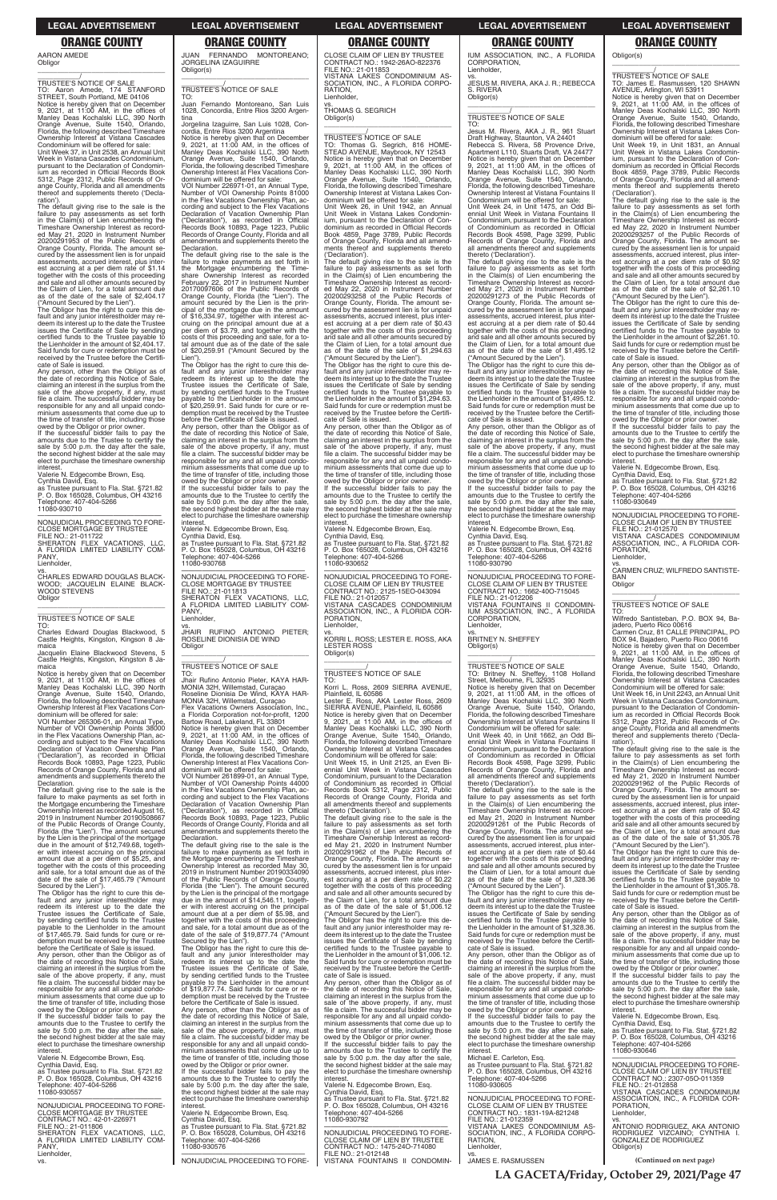AARON AMEDE
Obligor

__________________/

TRUSTEE'S NOTICE OF SALE

TO: Aaron Amede, 174 STANFORD STREET, South Portland, ME 04106

Notice is hereby given that on December 9, 2021, at 11:00 AM, in the offices of Manley Deas Kochalski LLC, 390 North Orange Avenue, Suite 1540, Orlando, Florida, the following described Timeshare Ownership Interest at Vistana Cascades Condominium will be offered for sale:

Unit Week 37, in Unit 2538, an Annual Unit Week in Vistana Cascades Condominium, pursuant to the Declaration of Condominium as recorded in Official Records Book 5312, Page 2312, Public Records of Orange County, Florida and all amendments thereof and supplements thereto ('Declaration').

The default giving rise to the sale is the failure to pay assessments as set forth in the Claim(s) of Lien encumbering the Timeshare Ownership Interest as recorded May 21, 2020 in Instrument Number 20200291953 of the Public Records of Orange County, Florida. The amount secured by the assessment lien is for unpaid assessments, accrued interest, plus interest accruing at a per diem rate of $1.14 together with the costs of this proceeding and sale and all other amounts secured by the Claim of Lien, for a total amount due as of the date of the sale of $2,404.17 ("Amount Secured by the Lien").

The Obligor has the right to cure this default and any junior interestholder may redeem its interest up to the date the Trustee issues the Certificate of Sale by sending certified funds to the Trustee payable to the Lienholder in the amount of $2,404.17. Said funds for cure or redemption must be received by the Trustee before the Certificate of Sale is issued.

Any person, other than the Obligor as of the date of recording this Notice of Sale, claiming an interest in the surplus from the sale of the above property, if any, must file a claim. The successful bidder may be responsible for any and all unpaid condominium assessments that come due up to the time of transfer of title, including those owed by the Obligor or prior owner.

If the successful bidder fails to pay the amounts due to the Trustee to certify the sale by 5:00 p.m. the day after the sale, the second highest bidder at the sale may elect to purchase the timeshare ownership interest.

Valerie N. Edgecombe Brown, Esq.
Cynthia David, Esq.
as Trustee pursuant to Fla. Stat. §721.82
P. O. Box 165028, Columbus, OH 43216
Telephone: 407-404-5266
11080-930710

__________________________________

NONJUDICIAL PROCEEDING TO FORECLOSE MORTGAGE BY TRUSTEE
FILE NO.: 21-011722
SHERATON FLEX VACATIONS, LLC, A FLORIDA LIMITED LIABILITY COMPANY,
Lienholder,
vs.
CHARLES EDWARD DOUGLAS BLACKWOOD; JACQUELIN ELAINE BLACKWOOD STEVENS
Obligor

__________________/

TRUSTEE'S NOTICE OF SALE

TO:
Charles Edward Douglas Blackwood, 5 Castle Heights, Kingston, Kingston 8 Jamaica
Jacquelin Elaine Blackwood Stevens, 5 Castle Heights, Kingston, Kingston 8 Jamaica

Notice is hereby given that on December 9, 2021, at 11:00 AM, in the offices of Manley Deas Kochalski LLC, 390 North Orange Avenue, Suite 1540, Orlando, Florida, the following described Timeshare Ownership Interest at Flex Vacations Condominium will be offered for sale:

VOI Number 265306-01, an Annual Type, Number of VOI Ownership Points 38000 in the Flex Vacations Ownership Plan, according and subject to the Flex Vacations Declaration of Vacation Ownership Plan ("Declaration"), as recorded in Official Records Book 10893, Page 1223, Public Records of Orange County, Florida and all amendments and supplements thereto the Declaration.

The default giving rise to the sale is the failure to make payments as set forth in the Mortgage encumbering the Timeshare Ownership Interest as recorded August 16, 2019 in Instrument Number 20190508667 of the Public Records of Orange County, Florida (the "Lien"). The amount secured by the Lien is the principal of the mortgage due in the amount of $12,749.68, together with interest accruing on the principal amount due at a per diem of $5.25, and together with the costs of this proceeding and sale, for a total amount due as of the date of the sale of $17,465.79 ("Amount Secured by the Lien").

The Obligor has the right to cure this default and any junior interestholder may redeem its interest up to the date the Trustee issues the Certificate of Sale, by sending certified funds to the Trustee payable to the Lienholder in the amount of $17,465.79. Said funds for cure or redemption must be received by the Trustee before the Certificate of Sale is issued.

Any person, other than the Obligor as of the date of recording this Notice of Sale, claiming an interest in the surplus from the sale of the above property, if any, must file a claim. The successful bidder may be responsible for any and all unpaid condominium assessments that come due up to the time of transfer of title, including those owed by the Obligor or prior owner.

If the successful bidder fails to pay the amounts due to the Trustee to certify the sale by 5:00 p.m. the day after the sale, the second highest bidder at the sale may elect to purchase the timeshare ownership interest.

Valerie N. Edgecombe Brown, Esq.
Cynthia David, Esq.
as Trustee pursuant to Fla. Stat. §721.82
P. O. Box 165028, Columbus, OH 43216
Telephone: 407-404-5266
11080-930557

__________________________________

NONJUDICIAL PROCEEDING TO FORECLOSE MORTGAGE BY TRUSTEE
CONTRACT NO.: 42-01-226971
FILE NO.: 21-011806
SHERATON FLEX VACATIONS, LLC, A FLORIDA LIMITED LIABILITY COMPANY,
Lienholder,
vs.
JUAN FERNANDO MONTOREANO; JORGELINA IZAGUIRRE
Obligor(s)

__________________/

TRUSTEE'S NOTICE OF SALE

TO:
Juan Fernando Montoreano, San Luis 1028, Concordia, Entre Rios 3200 Argentina
Jorgelina Izaguirre, San Luis 1028, Concordia, Entre Rios 3200 Argentina

Notice is hereby given that on December 9, 2021, at 11:00 AM, in the offices of Manley Deas Kochalski LLC, 390 North Orange Avenue, Suite 1540, Orlando, Florida, the following described Timeshare Ownership Interest at Flex Vacations Condominium will be offered for sale:

VOI Number 226971-01, an Annual Type, Number of VOI Ownership Points 81000 in the Flex Vacations Ownership Plan, according and subject to the Flex Vacations Declaration of Vacation Ownership Plan ("Declaration"), as recorded in Official Records Book 10893, Page 1223, Public Records of Orange County, Florida and all amendments and supplements thereto the Declaration.

The default giving rise to the sale is the failure to make payments as set forth in the Mortgage encumbering the Timeshare Ownership Interest as recorded February 22, 2017 in Instrument Number 20170097606 of the Public Records of Orange County, Florida (the "Lien"). The amount secured by the Lien is the principal of the mortgage due in the amount of $16,334.97, together with interest accruing on the principal amount due at a per diem of $3.79, and together with the costs of this proceeding and sale, for a total amount due as of the date of the sale of $20,259.91 ("Amount Secured by the Lien").

The Obligor has the right to cure this default and any junior interestholder may redeem its interest up to the date the Trustee issues the Certificate of Sale, by sending certified funds to the Trustee payable to the Lienholder in the amount of $20,259.91. Said funds for cure or redemption must be received by the Trustee before the Certificate of Sale is issued.

Any person, other than the Obligor as of the date of recording this Notice of Sale, claiming an interest in the surplus from the sale of the above property, if any, must file a claim. The successful bidder may be responsible for any and all unpaid condominium assessments that come due up to the time of transfer of title, including those owed by the Obligor or prior owner.

If the successful bidder fails to pay the amounts due to the Trustee to certify the sale by 5:00 p.m. the day after the sale, the second highest bidder at the sale may elect to purchase the timeshare ownership interest.

Valerie N. Edgecombe Brown, Esq.
Cynthia David, Esq.
as Trustee pursuant to Fla. Stat. §721.82
P. O. Box 165028, Columbus, OH 43216
Telephone: 407-404-5266
11080-930768

__________________________________

NONJUDICIAL PROCEEDING TO FORECLOSE MORTGAGE BY TRUSTEE
FILE NO.: 21-011813
SHERATON FLEX VACATIONS, LLC, A FLORIDA LIMITED LIABILITY COMPANY,
Lienholder,
vs.
JHAIR RUFINO ANTONIO PIETER; ROSELINE DIONISIA DE WIND
Obligor

__________________/

TRUSTEE'S NOTICE OF SALE

TO:
Jhair Rufino Antonio Pieter, KAYA HARMONIA 32H, Willemstad, Curaçao
Roseline Dionisia De Wind, KAYA HARMONIA 32H, Willemstad, Curaçao
Flex Vacations Owners Association, Inc., a Florida Corporation not-for-profit, 1200 Bartow Road, Lakeland, FL 33801

Notice is hereby given that on December 9, 2021, at 11:00 AM, in the offices of Manley Deas Kochalski LLC, 390 North Orange Avenue, Suite 1540, Orlando, Florida, the following described Timeshare Ownership Interest at Flex Vacations Condominium will be offered for sale:

VOI Number 261899-01, an Annual Type, Number of VOI Ownership Points 44000 in the Flex Vacations Ownership Plan, according and subject to the Flex Vacations Declaration of Vacation Ownership Plan ("Declaration"), as recorded in Official Records Book 10893, Page 1223, Public Records of Orange County, Florida and all amendments and supplements thereto the Declaration.

The default giving rise to the sale is the failure to make payments as set forth in the Mortgage encumbering the Timeshare Ownership Interest as recorded May 30, 2019 in Instrument Number 20190334090 of the Public Records of Orange County, Florida (the "Lien"). The amount secured by the Lien is the principal of the mortgage due in the amount of $14,546.11, together with interest accruing on the principal amount due at a per diem of $5.98, and together with the costs of this proceeding and sale, for a total amount due as of the date of the sale of $19,877.74 ("Amount Secured by the Lien").

The Obligor has the right to cure this default and any junior interestholder may redeem its interest up to the date the Trustee issues the Certificate of Sale, by sending certified funds to the Trustee payable to the Lienholder in the amount of $19,877.74. Said funds for cure or redemption must be received by the Trustee before the Certificate of Sale is issued.

Any person, other than the Obligor as of the date of recording this Notice of Sale, claiming an interest in the surplus from the sale of the above property, if any, must file a claim. The successful bidder may be responsible for any and all unpaid condominium assessments that come due up to the time of transfer of title, including those owed by the Obligor or prior owner.

If the successful bidder fails to pay the amounts due to the Trustee to certify the sale by 5:00 p.m. the day after the sale, the second highest bidder at the sale may elect to purchase the timeshare ownership interest.

Valerie N. Edgecombe Brown, Esq.
Cynthia David, Esq.
as Trustee pursuant to Fla. Stat. §721.82
P. O. Box 165028, Columbus, OH 43216
Telephone: 407-404-5266
11080-930576

__________________________________

NONJUDICIAL PROCEEDING TO FORECLOSE CLAIM OF LIEN BY TRUSTEE
CONTRACT NO.: 1942-26AO-822376
FILE NO.: 21-011853
VISTANA LAKES CONDOMINIUM ASSOCIATION, INC., A FLORIDA CORPORATION,
Lienholder,
vs.
THOMAS G. SEGRICH
Obligor(s)

__________________/

TRUSTEE'S NOTICE OF SALE

TO: Thomas G. Segrich, 816 HOMESTEAD AVENUE, Maybrook, NY 12543

Notice is hereby given that on December 9, 2021, at 11:00 AM, in the offices of Manley Deas Kochalski LLC, 390 North Orange Avenue, Suite 1540, Orlando, Florida, the following described Timeshare Ownership Interest at Vistana Lakes Condominium will be offered for sale:

Unit Week 26, in Unit 1942, an Annual Unit Week in Vistana Lakes Condominium, pursuant to the Declaration of Condominium as recorded in Official Records Book 4859, Page 3789, Public Records of Orange County, Florida and all amendments thereof and supplements thereto ('Declaration').

The default giving rise to the sale is the failure to pay assessments as set forth in the Claim(s) of Lien encumbering the Timeshare Ownership Interest as recorded May 22, 2020 in Instrument Number 20200293258 of the Public Records of Orange County, Florida. The amount secured by the assessment lien is for unpaid assessments, accrued interest, plus interest accruing at a per diem rate of $0.43 together with the costs of this proceeding and sale and all other amounts secured by the Claim of Lien, for a total amount due as of the date of the sale of $1,294.63 ("Amount Secured by the Lien").

The Obligor has the right to cure this default and any junior interestholder may redeem its interest up to the date the Trustee issues the Certificate of Sale by sending certified funds to the Trustee payable to the Lienholder in the amount of $1,294.63. Said funds for cure or redemption must be received by the Trustee before the Certificate of Sale is issued.

Any person, other than the Obligor as of the date of recording this Notice of Sale, claiming an interest in the surplus from the sale of the above property, if any, must file a claim. The successful bidder may be responsible for any and all unpaid condominium assessments that come due up to the time of transfer of title, including those owed by the Obligor or prior owner.

If the successful bidder fails to pay the amounts due to the Trustee to certify the sale by 5:00 p.m. the day after the sale, the second highest bidder at the sale may elect to purchase the timeshare ownership interest.

Valerie N. Edgecombe Brown, Esq.
Cynthia David, Esq.
as Trustee pursuant to Fla. Stat. §721.82
P. O. Box 165028, Columbus, OH 43216
Telephone: 407-404-5266
11080-930652

__________________________________

NONJUDICIAL PROCEEDING TO FORECLOSE CLAIM OF LIEN BY TRUSTEE
CONTRACT NO.: 2125-15EO-043094
FILE NO.: 21-012057
VISTANA CASCADES CONDOMINIUM ASSOCIATION, INC., A FLORIDA CORPORATION,
Lienholder,
vs.
KORRI L. ROSS; LESTER E. ROSS, AKA LESTER ROSS
Obligor(s)

__________________/

TRUSTEE'S NOTICE OF SALE

TO:
Korri L. Ross, 2609 SIERRA AVENUE, Plainfield, IL 60586
Lester E. Ross, AKA Lester Ross, 2609 SIERRA AVENUE, Plainfield, IL 60586

Notice is hereby given that on December 9, 2021, at 11:00 AM, in the offices of Manley Deas Kochalski LLC, 390 North Orange Avenue, Suite 1540, Orlando, Florida, the following described Timeshare Ownership Interest at Vistana Cascades Condominium will be offered for sale:

Unit Week 15, in Unit 2125, an Even Biennial Unit Week in Vistana Cascades Condominium, pursuant to the Declaration of Condominium as recorded in Official Records Book 5312, Page 2312, Public Records of Orange County, Florida and all amendments thereof and supplements thereto ('Declaration').

The default giving rise to the sale is the failure to pay assessments as set forth in the Claim(s) of Lien encumbering the Timeshare Ownership Interest as recorded May 21, 2020 in Instrument Number 20200291962 of the Public Records of Orange County, Florida. The amount secured by the assessment lien is for unpaid assessments, accrued interest, plus interest accruing at a per diem rate of $0.22 together with the costs of this proceeding and sale and all other amounts secured by the Claim of Lien, for a total amount due as of the date of the sale of $1,006.12 ("Amount Secured by the Lien").

The Obligor has the right to cure this default and any junior interestholder may redeem its interest up to the date the Trustee issues the Certificate of Sale by sending certified funds to the Trustee payable to the Lienholder in the amount of $1,006.12. Said funds for cure or redemption must be received by the Trustee before the Certificate of Sale is issued.

Any person, other than the Obligor as of the date of recording this Notice of Sale, claiming an interest in the surplus from the sale of the above property, if any, must file a claim. The successful bidder may be responsible for any and all unpaid condominium assessments that come due up to the time of transfer of title, including those owed by the Obligor or prior owner.

If the successful bidder fails to pay the amounts due to the Trustee to certify the sale by 5:00 p.m. the day after the sale, the second highest bidder at the sale may elect to purchase the timeshare ownership interest.

Valerie N. Edgecombe Brown, Esq.
Cynthia David, Esq.
as Trustee pursuant to Fla. Stat. §721.82
P. O. Box 165028, Columbus, OH 43216
Telephone: 407-404-5266
11080-930792

__________________________________

NONJUDICIAL PROCEEDING TO FORECLOSE CLAIM OF LIEN BY TRUSTEE
CONTRACT NO.: 1475-24O-714080
FILE NO.: 21-012148
VISTANA FOUNTAINS II CONDOMINIUM ASSOCIATION, INC., A FLORIDA CORPORATION,
Lienholder,
vs.
JESUS M. RIVERA, AKA J. R.; REBECCA S. RIVERA
Obligor(s)

__________________/

TRUSTEE'S NOTICE OF SALE

TO:
Jesus M. Rivera, AKA J. R., 961 Stuart Draft Highway, Staunton, VA 24401
Rebecca S. Rivera, 58 Provence Drive, Apartment L110, Stuarts Draft, VA 24477

Notice is hereby given that on December 9, 2021, at 11:00 AM, in the offices of Manley Deas Kochalski LLC, 390 North Orange Avenue, Suite 1540, Orlando, Florida, the following described Timeshare Ownership Interest at Vistana Fountains II Condominium will be offered for sale:

Unit Week 24, in Unit 1475, an Odd Biennial Unit Week in Vistana Fountains II Condominium, pursuant to the Declaration of Condominium as recorded in Official Records Book 4598, Page 3299, Public Records of Orange County, Florida and all amendments thereof and supplements thereto ('Declaration').

The default giving rise to the sale is the failure to pay assessments as set forth in the Claim(s) of Lien encumbering the Timeshare Ownership Interest as recorded May 21, 2020 in Instrument Number 20200291273 of the Public Records of Orange County, Florida. The amount secured by the assessment lien is for unpaid assessments, accrued interest, plus interest accruing at a per diem rate of $0.44 together with the costs of this proceeding and sale and all other amounts secured by the Claim of Lien, for a total amount due as of the date of the sale of $1,495.12 ("Amount Secured by the Lien").

The Obligor has the right to cure this default and any junior interestholder may redeem its interest up to the date the Trustee issues the Certificate of Sale by sending certified funds to the Trustee payable to the Lienholder in the amount of $1,495.12. Said funds for cure or redemption must be received by the Trustee before the Certificate of Sale is issued.

Any person, other than the Obligor as of the date of recording this Notice of Sale, claiming an interest in the surplus from the sale of the above property, if any, must file a claim. The successful bidder may be responsible for any and all unpaid condominium assessments that come due up to the time of transfer of title, including those owed by the Obligor or prior owner.

If the successful bidder fails to pay the amounts due to the Trustee to certify the sale by 5:00 p.m. the day after the sale, the second highest bidder at the sale may elect to purchase the timeshare ownership interest.

Valerie N. Edgecombe Brown, Esq.
Cynthia David, Esq.
as Trustee pursuant to Fla. Stat. §721.82
P. O. Box 165028, Columbus, OH 43216
Telephone: 407-404-5266
11080-930790

__________________________________

NONJUDICIAL PROCEEDING TO FORECLOSE CLAIM OF LIEN BY TRUSTEE
CONTRACT NO.: 1662-40O-715045
FILE NO.: 21-012206
VISTANA FOUNTAINS II CONDOMINIUM ASSOCIATION, INC., A FLORIDA CORPORATION,
Lienholder,
vs.
BRITNEY N. SHEFFEY
Obligor(s)

__________________/

TRUSTEE'S NOTICE OF SALE

TO: Britney N. Sheffey, 1108 Holland Street, Melbourne, FL 32935

Notice is hereby given that on December 9, 2021, at 11:00 AM, in the offices of Manley Deas Kochalski LLC, 390 North Orange Avenue, Suite 1540, Orlando, Florida, the following described Timeshare Ownership Interest at Vistana Fountains II Condominium will be offered for sale:

Unit Week 40, in Unit 1662, an Odd Biennial Unit Week in Vistana Fountains II Condominium, pursuant to the Declaration of Condominium as recorded in Official Records Book 4598, Page 3299, Public Records of Orange County, Florida and all amendments thereof and supplements thereto ('Declaration').

The default giving rise to the sale is the failure to pay assessments as set forth in the Claim(s) of Lien encumbering the Timeshare Ownership Interest as recorded May 21, 2020 in Instrument Number 20200291281 of the Public Records of Orange County, Florida. The amount secured by the assessment lien is for unpaid assessments, accrued interest, plus interest accruing at a per diem rate of $0.44 together with the costs of this proceeding and sale and all other amounts secured by the Claim of Lien, for a total amount due as of the date of the sale of $1,328.36 ("Amount Secured by the Lien").

The Obligor has the right to cure this default and any junior interestholder may redeem its interest up to the date the Trustee issues the Certificate of Sale by sending certified funds to the Trustee payable to the Lienholder in the amount of $1,328.36. Said funds for cure or redemption must be received by the Trustee before the Certificate of Sale is issued.

Any person, other than the Obligor as of the date of recording this Notice of Sale, claiming an interest in the surplus from the sale of the above property, if any, must file a claim. The successful bidder may be responsible for any and all unpaid condominium assessments that come due up to the time of transfer of title, including those owed by the Obligor or prior owner.

If the successful bidder fails to pay the amounts due to the Trustee to certify the sale by 5:00 p.m. the day after the sale, the second highest bidder at the sale may elect to purchase the timeshare ownership interest.

Michael E. Carleton, Esq.
as Trustee pursuant to Fla. Stat. §721.82
P. O. Box 165028, Columbus, OH 43216
Telephone: 407-404-5266
11080-930605

__________________________________

NONJUDICIAL PROCEEDING TO FORECLOSE CLAIM OF LIEN BY TRUSTEE
CONTRACT NO.: 1831-19A-821248
FILE NO.: 21-012359
VISTANA LAKES CONDOMINIUM ASSOCIATION, INC., A FLORIDA CORPORATION,
Lienholder,
vs.
JAMES E. RASMUSSEN
Obligor(s)

__________________/

TRUSTEE'S NOTICE OF SALE

TO: James E. Rasmussen, 120 SHAWN AVENUE, Arlington, WI 53911

Notice is hereby given that on December 9, 2021, at 11:00 AM, in the offices of Manley Deas Kochalski LLC, 390 North Orange Avenue, Suite 1540, Orlando, Florida, the following described Timeshare Ownership Interest at Vistana Lakes Condominium will be offered for sale:

Unit Week 19, in Unit 1831, an Annual Unit Week in Vistana Lakes Condominium, pursuant to the Declaration of Condominium as recorded in Official Records Book 4859, Page 3789, Public Records of Orange County, Florida and all amendments thereof and supplements thereto ('Declaration').

The default giving rise to the sale is the failure to pay assessments as set forth in the Claim(s) of Lien encumbering the Timeshare Ownership Interest as recorded May 22, 2020 in Instrument Number 20200293257 of the Public Records of Orange County, Florida. The amount secured by the assessment lien is for unpaid assessments, accrued interest, plus interest accruing at a per diem rate of $0.92 together with the costs of this proceeding and sale and all other amounts secured by the Claim of Lien, for a total amount due as of the date of the sale of $2,261.10 ("Amount Secured by the Lien").

The Obligor has the right to cure this default and any junior interestholder may redeem its interest up to the date the Trustee issues the Certificate of Sale by sending certified funds to the Trustee payable to the Lienholder in the amount of $2,261.10. Said funds for cure or redemption must be received by the Trustee before the Certificate of Sale is issued.

Any person, other than the Obligor as of the date of recording this Notice of Sale, claiming an interest in the surplus from the sale of the above property, if any, must file a claim. The successful bidder may be responsible for any and all unpaid condominium assessments that come due up to the time of transfer of title, including those owed by the Obligor or prior owner.

If the successful bidder fails to pay the amounts due to the Trustee to certify the sale by 5:00 p.m. the day after the sale, the second highest bidder at the sale may elect to purchase the timeshare ownership interest.

Valerie N. Edgecombe Brown, Esq.
Cynthia David, Esq.
as Trustee pursuant to Fla. Stat. §721.82
P. O. Box 165028, Columbus, OH 43216
Telephone: 407-404-5266
11080-930649

__________________________________

NONJUDICIAL PROCEEDING TO FORECLOSE CLAIM OF LIEN BY TRUSTEE
FILE NO.: 21-012570
VISTANA CASCADES CONDOMINIUM ASSOCIATION, INC., A FLORIDA CORPORATION,
Lienholder,
vs.
CARMEN CRUZ; WILFREDO SANTISTEBAN
Obligor

__________________/

TRUSTEE'S NOTICE OF SALE

TO:
Wilfredo Santisteban, P.O. BOX 94, Bajadero, Puerto Rico 00616
Carmen Cruz, 81 CALLE PRINCIPAL, PO BOX 94, Bajadero, Puerto Rico 00616

Notice is hereby given that on December 9, 2021, at 11:00 AM, in the offices of Manley Deas Kochalski LLC, 390 North Orange Avenue, Suite 1540, Orlando, Florida, the following described Timeshare Ownership Interest at Vistana Cascades Condominium will be offered for sale:

Unit Week 16, in Unit 2243, an Annual Unit Week in Vistana Cascades Condominium, pursuant to the Declaration of Condominium as recorded in Official Records Book 5312, Page 2312, Public Records of Orange County, Florida and all amendments thereof and supplements thereto ('Declaration').

The default giving rise to the sale is the failure to pay assessments as set forth in the Claim(s) of Lien encumbering the Timeshare Ownership Interest as recorded May 21, 2020 in Instrument Number 20200291962 of the Public Records of Orange County, Florida. The amount secured by the assessment lien is for unpaid assessments, accrued interest, plus interest accruing at a per diem rate of $0.42 together with the costs of this proceeding and sale and all other amounts secured by the Claim of Lien, for a total amount due as of the date of the sale of $1,305.78 ("Amount Secured by the Lien").

The Obligor has the right to cure this default and any junior interestholder may redeem its interest up to the date the Trustee issues the Certificate of Sale by sending certified funds to the Trustee payable to the Lienholder in the amount of $1,305.78. Said funds for cure or redemption must be received by the Trustee before the Certificate of Sale is issued.

Any person, other than the Obligor as of the date of recording this Notice of Sale, claiming an interest in the surplus from the sale of the above property, if any, must file a claim. The successful bidder may be responsible for any and all unpaid condominium assessments that come due up to the time of transfer of title, including those owed by the Obligor or prior owner.

If the successful bidder fails to pay the amounts due to the Trustee to certify the sale by 5:00 p.m. the day after the sale, the second highest bidder at the sale may elect to purchase the timeshare ownership interest.

Valerie N. Edgecombe Brown, Esq.
Cynthia David, Esq.
as Trustee pursuant to Fla. Stat. §721.82
P. O. Box 165028, Columbus, OH 43216
Telephone: 407-404-5266
11080-930646

__________________________________

NONJUDICIAL PROCEEDING TO FORECLOSE CLAIM OF LIEN BY TRUSTEE
CONTRACT NO.: 2307-05O-011359
FILE NO.: 21-012858
VISTANA CASCADES CONDOMINIUM ASSOCIATION, INC., A FLORIDA CORPORATION,
Lienholder,
vs.
ANTONIO RODRIGUEZ, AKA ANTONIO RODRIGUEZ VIZCAINO; CYNTHIA I. GONZALEZ DE RODRIGUEZ
Obligor(s)

**(Continued on next page)**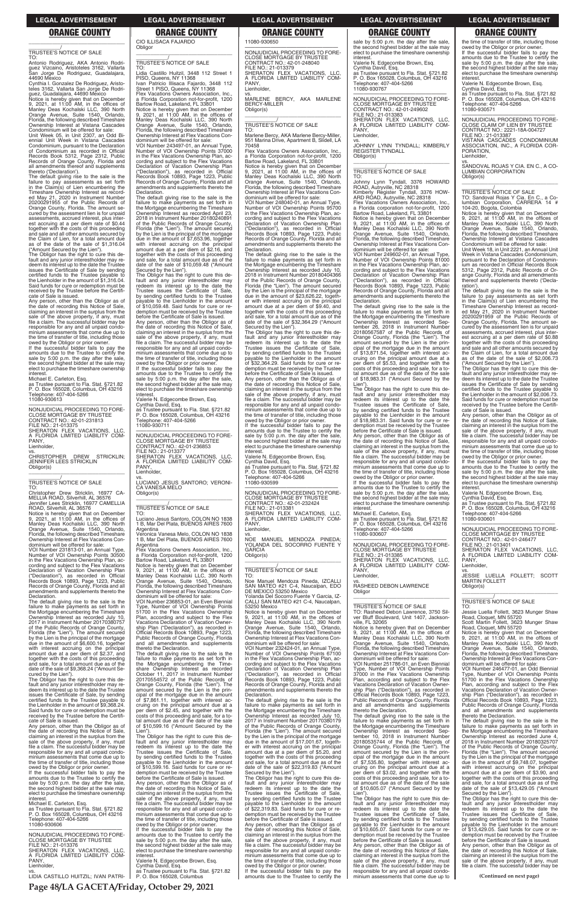## ORANGE COUNTY

TRUSTEE'S NOTICE OF SALE

TO:

Antonio Rodriguez, AKA Antonio Rodriguez Vizcaino, Aristoteles 3162, Vallarta San Jorge De Rodriguez, Guadalajara, 44690 Mexico

Cynthia I. Gonzalez De Rodriguez, Aristoteles 3162, Vallarta San Jorge De Rodriguez, Guadalajara, 44690 Mexico

Notice is hereby given that on December 9, 2021, at 11:00 AM, in the offices of Manley Deas Kochalski LLC, 390 North Orange Avenue, Suite 1540, Orlando, Florida, the following described Timeshare Ownership Interest at Vistana Cascades Condominium will be offered for sale:

Unit Week 05, in Unit 2207, an Odd Biennial Unit Week in Vistana Cascades Condominium, pursuant to the Declaration of Condominium as recorded in Official Records Book 5312, Page 2312, Public Records of Orange County, Florida and all amendments thereof and supplements thereto ('Declaration').

The default giving rise to the sale is the failure to pay assessments as set forth in the Claim(s) of Lien encumbering the Timeshare Ownership Interest as recorded May 21, 2020 in Instrument Number 20200291955 of the Public Records of Orange County, Florida. The amount secured by the assessment lien is for unpaid assessments, accrued interest, plus interest accruing at a per diem rate of $0.44 together with the costs of this proceeding and sale and all other amounts secured by the Claim of Lien, for a total amount due as of the date of the sale of $1,316.04 ("Amount Secured by the Lien").

The Obligor has the right to cure this default and any junior interestholder may redeem its interest up to the date the Trustee issues the Certificate of Sale by sending certified funds to the Trustee payable to the Lienholder in the amount of $1,316.04. Said funds for cure or redemption must be received by the Trustee before the Certificate of Sale is issued.

Any person, other than the Obligor as of the date of recording this Notice of Sale, claiming an interest in the surplus from the sale of the above property, if any, must file a claim. The successful bidder may be responsible for any and all unpaid condominium assessments that come due up to the time of transfer of title, including those owed by the Obligor or prior owner.

If the successful bidder fails to pay the amounts due to the Trustee to certify the sale by 5:00 p.m. the day after the sale, the second highest bidder at the sale may elect to purchase the timeshare ownership interest.

Michael E. Carleton, Esq.
as Trustee pursuant to Fla. Stat. §721.82
P. O. Box 165028, Columbus, OH 43216
Telephone: 407-404-5266
11080-930613

---

NONJUDICIAL PROCEEDING TO FORECLOSE MORTGAGE BY TRUSTEE
CONTRACT NO.: 42-01-231813
FILE NO.: 21-013375
SHERATON FLEX VACATIONS, LLC, A FLORIDA LIMITED LIABILITY COMPANY,
Lienholder,
vs.
CHRISTOPHER DREW STRICKLIN; JENNIFER LEES STRICKLIN
Obligor(s)

TRUSTEE'S NOTICE OF SALE

TO:

Christopher Drew Stricklin, 16977 CAMELLIA ROAD, Silverhill, AL 36576

Jennifer Lees Stricklin, 16977 CAMELLIA ROAD, Silverhill, AL 36576

Notice is hereby given that on December 9, 2021, at 11:00 AM, in the offices of Manley Deas Kochalski LLC, 390 North Orange Avenue, Suite 1540, Orlando, Florida, the following described Timeshare Ownership Interest at Flex Vacations Condominium will be offered for sale:

VOI Number 231813-01, an Annual Type, Number of VOI Ownership Points 30500 in the Flex Vacations Ownership Plan, according and subject to the Flex Vacations Declaration of Vacation Ownership Plan ("Declaration"), as recorded in Official Records Book 10893, Page 1223, Public Records of Orange County, Florida and all amendments and supplements thereto the Declaration.

The default giving rise to the sale is the failure to make payments as set forth in the Mortgage encumbering the Timeshare Ownership Interest as recorded July 10, 2017 in Instrument Number 20170380757 of the Public Records of Orange County, Florida (the "Lien"). The amount secured by the Lien is the principal of the mortgage due in the amount of $6,600.16, together with interest accruing on the principal amount due at a per diem of $2.37, and together with the costs of this proceeding and sale, for a total amount due as of the date of the sale of $9,368.24 ("Amount Secured by the Lien").

The Obligor has the right to cure this default and any junior interestholder may redeem its interest up to the date the Trustee issues the Certificate of Sale, by sending certified funds to the Trustee payable to the Lienholder in the amount of $9,368.24. Said funds for cure or redemption must be received by the Trustee before the Certificate of Sale is issued.

Any person, other than the Obligor as of the date of recording this Notice of Sale, claiming an interest in the surplus from the sale of the above property, if any, must file a claim. The successful bidder may be responsible for any and all unpaid condominium assessments that come due up to the time of transfer of title, including those owed by the Obligor or prior owner.

If the successful bidder fails to pay the amounts due to the Trustee to certify the sale by 5:00 p.m. the day after the sale, the second highest bidder at the sale may elect to purchase the timeshare ownership interest.

Michael E. Carleton, Esq.
as Trustee pursuant to Fla. Stat. §721.82
P. O. Box 165028, Columbus, OH 43216
Telephone: 407-404-5266
11080-930606

---

NONJUDICIAL PROCEEDING TO FORECLOSE MORTGAGE BY TRUSTEE
FILE NO.: 21-013376
SHERATON FLEX VACATIONS, LLC, A FLORIDA LIMITED LIABILITY COMPANY,
Lienholder,
vs.
LIDIA CASTILLO HUITZIL; IVAN PATRICIO ILLISACA FAJARDO
Obligor

TRUSTEE'S NOTICE OF SALE

TO:

Lidia Castillo Huitzil, 3448 112 Street 1 PISO, Queens, NY 11368

Ivan Patricio Illisaca Fajardo, 3448 112 Street 1 PISO, Queens, NY 11368

Flex Vacations Owners Association, Inc., a Florida Corporation not-for-profit, 1200 Bartow Road, Lakeland, FL 33801

Notice is hereby given that on December 9, 2021, at 11:00 AM, in the offices of Manley Deas Kochalski LLC, 390 North Orange Avenue, Suite 1540, Orlando, Florida, the following described Timeshare Ownership Interest at Flex Vacations Condominium will be offered for sale:

VOI Number 243497-01, an Annual Type, Number of VOI Ownership Points 37000 in the Flex Vacations Ownership Plan, according and subject to the Flex Vacations Declaration of Vacation Ownership Plan ("Declaration"), as recorded in Official Records Book 10893, Page 1223, Public Records of Orange County, Florida and all amendments and supplements thereto the Declaration.

The default giving rise to the sale is the failure to make payments as set forth in the Mortgage encumbering the Timeshare Ownership Interest as recorded April 23, 2018 in Instrument Number 20180240891 of the Public Records of Orange County, Florida (the "Lien"). The amount secured by the Lien is the principal of the mortgage due in the amount of $7,653.96, together with interest accruing on the principal amount due at a per diem of $2.16, and together with the costs of this proceeding and sale, for a total amount due as of the date of the sale of $10,059.48 ("Amount Secured by the Lien").

The Obligor has the right to cure this default and any junior interestholder may redeem its interest up to the date the Trustee issues the Certificate of Sale, by sending certified funds to the Trustee payable to the Lienholder in the amount of $10,059.48. Said funds for cure or redemption must be received by the Trustee before the Certificate of Sale is issued.

Any person, other than the Obligor as of the date of recording this Notice of Sale, claiming an interest in the surplus from the sale of the above property, if any, must file a claim. The successful bidder may be responsible for any and all unpaid condominium assessments that come due up to the time of transfer of title, including those owed by the Obligor or prior owner.

If the successful bidder fails to pay the amounts due to the Trustee to certify the sale by 5:00 p.m. the day after the sale, the second highest bidder at the sale may elect to purchase the timeshare ownership interest.

Valerie N. Edgecombe Brown, Esq.
Cynthia David, Esq.
as Trustee pursuant to Fla. Stat. §721.82
P. O. Box 165028, Columbus, OH 43216
Telephone: 407-404-5266
11080-930711

---

NONJUDICIAL PROCEEDING TO FORECLOSE MORTGAGE BY TRUSTEE
CONTRACT NO.: 42-01-236853
FILE NO.: 21-013377
SHERATON FLEX VACATIONS, LLC, A FLORIDA LIMITED LIABILITY COMPANY,
Lienholder,
vs.
LUCIANO JESUS SANTORO; VERONICA VANESA MELO
Obligor(s)

TRUSTEE'S NOTICE OF SALE

TO:

Luciano Jesus Santoro, COLON NO 1838 1 B, Mar Del Plata, BUENOS AIRES 7600 Argentina

Veronica Vanesa Melo, COLON NO 1838 1 B, Mar Del Plata, BUENOS AIRES 7600 Argentina

Flex Vacations Owners Association, Inc., a Florida Corporation not-for-profit, 1200 Bartow Road, Lakeland, FL 33801

Notice is hereby given that on December 9, 2021, at 11:00 AM, in the offices of Manley Deas Kochalski LLC, 390 North Orange Avenue, Suite 1540, Orlando, Florida, the following described Timeshare Ownership Interest at Flex Vacations Condominium will be offered for sale:

VOI Number 236853-01, an Even Biennial Type, Number of VOI Ownership Points 51700 in the Flex Vacations Ownership Plan, according and subject to the Flex Vacations Declaration of Vacation Ownership Plan ("Declaration"), as recorded in Official Records Book 10893, Page 1223, Public Records of Orange County, Florida and all amendments and supplements thereto the Declaration.

The default giving rise to the sale is the failure to make payments as set forth in the Mortgage encumbering the Timeshare Ownership Interest as recorded October 11, 2017 in Instrument Number 20170554572 of the Public Records of Orange County, Florida (the "Lien"). The amount secured by the Lien is the principal of the mortgage due in the amount of $7,861.11, together with interest accruing on the principal amount due at a per diem of $2.45, and together with the costs of this proceeding and sale, for a total amount due as of the date of the sale of $10,599.16 ("Amount Secured by the Lien").

The Obligor has the right to cure this default and any junior interestholder may redeem its interest up to the date the Trustee issues the Certificate of Sale, by sending certified funds to the Trustee payable to the Lienholder in the amount of $10,599.16. Said funds for cure or redemption must be received by the Trustee before the Certificate of Sale is issued.

Any person, other than the Obligor as of the date of recording this Notice of Sale, claiming an interest in the surplus from the sale of the above property, if any, must file a claim. The successful bidder may be responsible for any and all unpaid condominium assessments that come due up to the time of transfer of title, including those owed by the Obligor or prior owner.

If the successful bidder fails to pay the amounts due to the Trustee to certify the sale by 5:00 p.m. the day after the sale, the second highest bidder at the sale may elect to purchase the timeshare ownership interest.

Valerie N. Edgecombe Brown, Esq.
Cynthia David, Esq.
as Trustee pursuant to Fla. Stat. §721.82
P. O. Box 165028, Columbus, OH 43216
Telephone: 407-404-5266
11080-930650

---

NONJUDICIAL PROCEEDING TO FORECLOSE MORTGAGE BY TRUSTEE
CONTRACT NO.: 42-01-248040
FILE NO.: 21-013379
SHERATON FLEX VACATIONS, LLC, A FLORIDA LIMITED LIABILITY COMPANY,
Lienholder,
vs.
MARLENE BERCY, AKA MARLENE BERCY-MILLER
Obligor(s)

TRUSTEE'S NOTICE OF SALE

TO:

Marlene Bercy, AKA Marlene Bercy-Miller, 951 Marina Drive, Apartment B, Slidell, LA 70458

Flex Vacations Owners Association, Inc., a Florida Corporation not-for-profit, 1200 Bartow Road, Lakeland, FL 33801

Notice is hereby given that on December 9, 2021, at 11:00 AM, in the offices of Manley Deas Kochalski LLC, 390 North Orange Avenue, Suite 1540, Orlando, Florida, the following described Timeshare Ownership Interest at Flex Vacations Condominium will be offered for sale:

VOI Number 248040-01, an Annual Type, Number of VOI Ownership Points 95700 in the Flex Vacations Ownership Plan, according and subject to the Flex Vacations Declaration of Vacation Ownership Plan ("Declaration"), as recorded in Official Records Book 10893, Page 1223, Public Records of Orange County, Florida and all amendments and supplements thereto the Declaration.

The default giving rise to the sale is the failure to make payments as set forth in the Mortgage encumbering the Timeshare Ownership Interest as recorded July 10, 2018 in Instrument Number 20180404366 of the Public Records of Orange County, Florida (the "Lien"). The amount secured by the Lien is the principal of the mortgage due in the amount of $23,626.22, together with interest accruing on the principal amount due at a per diem of $9.40, and together with the costs of this proceeding and sale, for a total amount due as of the date of the sale of $32,364.29 ("Amount Secured by the Lien").

The Obligor has the right to cure this default and any junior interestholder may redeem its interest up to the date the Trustee issues the Certificate of Sale, by sending certified funds to the Trustee payable to the Lienholder in the amount of $32,364.29. Said funds for cure or redemption must be received by the Trustee before the Certificate of Sale is issued.

Any person, other than the Obligor as of the date of recording this Notice of Sale, claiming an interest in the surplus from the sale of the above property, if any, must file a claim. The successful bidder may be responsible for any and all unpaid condominium assessments that come due up to the time of transfer of title, including those owed by the Obligor or prior owner.

If the successful bidder fails to pay the amounts due to the Trustee to certify the sale by 5:00 p.m. the day after the sale, the second highest bidder at the sale may elect to purchase the timeshare ownership interest.

Valerie N. Edgecombe Brown, Esq.
Cynthia David, Esq.
as Trustee pursuant to Fla. Stat. §721.82
P. O. Box 165028, Columbus, OH 43216
Telephone: 407-404-5266
11080-930599

---

NONJUDICIAL PROCEEDING TO FORECLOSE MORTGAGE BY TRUSTEE
CONTRACT NO.: 42-01-232424
FILE NO.: 21-013381
SHERATON FLEX VACATIONS, LLC, A FLORIDA LIMITED LIABILITY COMPANY,
Lienholder,
vs.
NOE MANUEL MENDOZA PINEDA; YOLANDA DEL SOCORRO FUENTE Y GARCIA
Obligor(s)

TRUSTEE'S NOTICE OF SALE

TO:

Noe Manuel Mendoza Pineda, IZCALLI SAN MATEO #21 C-4, Naucalpan, EDO DE MEXICO 53250 Mexico

Yolanda Del Socorro Fuente Y Garcia, IZCALLI SAN MATEO #21 C-4, Naucalpan, 53250 Mexico

Notice is hereby given that on December 9, 2021, at 11:00 AM, in the offices of Manley Deas Kochalski LLC, 390 North Orange Avenue, Suite 1540, Orlando, Florida, the following described Timeshare Ownership Interest at Flex Vacations Condominium will be offered for sale:

VOI Number 232424-01, an Annual Type, Number of VOI Ownership Points 67100 in the Flex Vacations Ownership Plan, according and subject to the Flex Vacations Declaration of Vacation Ownership Plan ("Declaration"), as recorded in Official Records Book 10893, Page 1223, Public Records of Orange County, Florida and all amendments and supplements thereto the Declaration.

The default giving rise to the sale is the failure to make payments as set forth in the Mortgage encumbering the Timeshare Ownership Interest as recorded July 10, 2017 in Instrument Number 20170380179 of the Public Records of Orange County, Florida (the "Lien"). The amount secured by the Lien is the principal of the mortgage due in the amount of $17,001.67, together with interest accruing on the principal amount due at a per diem of $5.20, and together with the costs of this proceeding and sale, for a total amount due as of the date of the sale of $22,319.83 ("Amount Secured by the Lien").

The Obligor has the right to cure this default and any junior interestholder may redeem its interest up to the date the Trustee issues the Certificate of Sale, by sending certified funds to the Trustee payable to the Lienholder in the amount of $22,319.83. Said funds for cure or redemption must be received by the Trustee before the Certificate of Sale is issued.

Any person, other than the Obligor as of the date of recording this Notice of Sale, claiming an interest in the surplus from the sale of the above property, if any, must file a claim. The successful bidder may be responsible for any and all unpaid condominium assessments that come due up to the time of transfer of title, including those owed by the Obligor or prior owner.

If the successful bidder fails to pay the amounts due to the Trustee to certify the sale by 5:00 p.m. the day after the sale, the second highest bidder at the sale may elect to purchase the timeshare ownership interest.

Valerie N. Edgecombe Brown, Esq.
Cynthia David, Esq.
as Trustee pursuant to Fla. Stat. §721.82
P. O. Box 165028, Columbus, OH 43216
Telephone: 407-404-5266
11080-930767

---

NONJUDICIAL PROCEEDING TO FORECLOSE MORTGAGE BY TRUSTEE
CONTRACT NO.: 42-01-249602
FILE NO.: 21-013383
SHERATON FLEX VACATIONS, LLC, A FLORIDA LIMITED LIABILITY COMPANY,
Lienholder,
vs.
JOHNNY LYNN TYNDALL; KIMBERLY REGISTER TYNDALL
Obligor(s)

TRUSTEE'S NOTICE OF SALE

TO:

Johnny Lynn Tyndall, 3376 HOWARD ROAD, Autryville, NC 28318

Kimberly Register Tyndall, 3376 HOWARD ROAD, Autryville, NC 28318

Flex Vacations Owners Association, Inc., a Florida corporation not-for-profit, 1200 Bartow Road, Lakeland, FL 33801

Notice is hereby given that on December 9, 2021, at 11:00 AM, in the offices of Manley Deas Kochalski LLC, 390 North Orange Avenue, Suite 1540, Orlando, Florida, the following described Timeshare Ownership Interest at Flex Vacations Condominium will be offered for sale:

VOI Number 249602-01, an Annual Type, Number of VOI Ownership Points 81000 in the Flex Vacations Ownership Plan, according and subject to the Flex Vacations Declaration of Vacation Ownership Plan ("Declaration"), as recorded in Official Records Book 10893, Page 1223, Public Records of Orange County, Florida and all amendments and supplements thereto the Declaration.

The default giving rise to the sale is the failure to make payments as set forth in the Mortgage encumbering the Timeshare Ownership Interest as recorded September 26, 2018 in Instrument Number 20180567587 of the Public Records of Orange County, Florida (the "Lien"). The amount secured by the Lien is the principal of the mortgage due in the amount of $13,871.54, together with interest accruing on the principal amount due at a per diem of $5.53, and together with the costs of this proceeding and sale, for a total amount due as of the date of the sale of $18,983.31 ("Amount Secured by the Lien").

The Obligor has the right to cure this default and any junior interestholder may redeem its interest up to the date the Trustee issues the Certificate of Sale, by sending certified funds to the Trustee payable to the Lienholder in the amount of $18,983.31. Said funds for cure or redemption must be received by the Trustee before the Certificate of Sale is issued.

Any person, other than the Obligor as of the date of recording this Notice of Sale, claiming an interest in the surplus from the sale of the above property, if any, must file a claim. The successful bidder may be responsible for any and all unpaid condominium assessments that come due up to the time of transfer of title, including those owed by the Obligor or prior owner.

If the successful bidder fails to pay the amounts due to the Trustee to certify the sale by 5:00 p.m. the day after the sale, the second highest bidder at the sale may elect to purchase the timeshare ownership interest.

Michael E. Carleton, Esq.
as Trustee pursuant to Fla. Stat. §721.82
P. O. Box 165028, Columbus, OH 43216
Telephone: 407-404-5266
11080-930607

---

NONJUDICIAL PROCEEDING TO FORECLOSE MORTGAGE BY TRUSTEE
FILE NO.: 21-013385
SHERATON FLEX VACATIONS, LLC, A FLORIDA LIMITED LIABILITY COMPANY,
Lienholder,
vs.
RASHEED DEBON LAWRENCE
Obligor

TRUSTEE'S NOTICE OF SALE

TO: Rasheed Debon Lawrence, 3750 Silver Bluff Boulevard, Unit 1407, Jacksonville, FL 32065

Notice is hereby given that on December 9, 2021, at 11:00 AM, in the offices of Manley Deas Kochalski LLC, 390 North Orange Avenue, Suite 1540, Orlando, Florida, the following described Timeshare Ownership Interest at Flex Vacations Condominium will be offered for sale:

VOI Number 251786-01, an Even Biennial Type, Number of VOI Ownership Points 37000 in the Flex Vacations Ownership Plan, according and subject to the Flex Vacations Declaration of Vacation Ownership Plan ("Declaration"), as recorded in Official Records Book 10893, Page 1223, Public Records of Orange County, Florida and all amendments and supplements thereto the Declaration.

The default giving rise to the sale is the failure to make payments as set forth in the Mortgage encumbering the Timeshare Ownership Interest as recorded September 10, 2018 in Instrument Number 20180535744 of the Public Records of Orange County, Florida (the "Lien"). The amount secured by the Lien is the principal of the mortgage due in the amount of $7,535.80, together with interest accruing on the principal amount due at a per diem of $3.02, and together with the costs of this proceeding and sale, for a total amount due as of the date of the sale of $10,605.07 ("Amount Secured by the Lien").

The Obligor has the right to cure this default and any junior interestholder may redeem its interest up to the date the Trustee issues the Certificate of Sale, by sending certified funds to the Trustee payable to the Lienholder in the amount of $10,605.07. Said funds for cure or redemption must be received by the Trustee before the Certificate of Sale is issued.

Any person, other than the Obligor as of the date of recording this Notice of Sale, claiming an interest in the surplus from the sale of the above property, if any, must file a claim. The successful bidder may be responsible for any and all unpaid condominium assessments that come due up to the time of transfer of title, including those owed by the Obligor or prior owner.

If the successful bidder fails to pay the amounts due to the Trustee to certify the sale by 5:00 p.m. the day after the sale, the second highest bidder at the sale may elect to purchase the timeshare ownership interest.

Valerie N. Edgecombe Brown, Esq.
Cynthia David, Esq.
as Trustee pursuant to Fla. Stat. §721.82
P. O. Box 165028, Columbus, OH 43216
Telephone: 407-404-5266
11080-930571

---

NONJUDICIAL PROCEEDING TO FORECLOSE CLAIM OF LIEN BY TRUSTEE
CONTRACT NO.: 2221-18A-004727
FILE NO.: 21-013387
VISTANA CASCADES CONDOMINIUM ASSOCIATION, INC., A FLORIDA CORPORATION,
Lienholder,
vs.
SANDOVAL ROJAS Y CIA. EN C., A COLUMBIAN CORPORATION
Obligor(s)

TRUSTEE'S NOTICE OF SALE

TO: Sandoval Rojas Y Cia. En C., a Columbian Corporation, CARRERA 14 # 104-20, Bogota, Colombia

Notice is hereby given that on December 9, 2021, at 11:00 AM, in the offices of Manley Deas Kochalski LLC, 390 North Orange Avenue, Suite 1540, Orlando, Florida, the following described Timeshare Ownership Interest at Vistana Cascades Condominium will be offered for sale:

Unit Week 18, in Unit 2221, an Annual Unit Week in Vistana Cascades Condominium, pursuant to the Declaration of Condominium as recorded in Official Records Book 5312, Page 2312, Public Records of Orange County, Florida and all amendments thereof and supplements thereto ('Declaration').

The default giving rise to the sale is the failure to pay assessments as set forth in the Claim(s) of Lien encumbering the Timeshare Ownership Interest as recorded May 21, 2020 in Instrument Number 20200291959 of the Public Records of Orange County, Florida. The amount secured by the assessment lien is for unpaid assessments, accrued interest, plus interest accruing at a per diem rate of $0.88 together with the costs of this proceeding and sale and all other amounts secured by the Claim of Lien, for a total amount due as of the date of the sale of $2,006.73 ("Amount Secured by the Lien").

The Obligor has the right to cure this default and any junior interestholder may redeem its interest up to the date the Trustee issues the Certificate of Sale by sending certified funds to the Trustee payable to the Lienholder in the amount of $2,006.73. Said funds for cure or redemption must be received by the Trustee before the Certificate of Sale is issued.

Any person, other than the Obligor as of the date of recording this Notice of Sale, claiming an interest in the surplus from the sale of the above property, if any, must file a claim. The successful bidder may be responsible for any and all unpaid condominium assessments that come due up to the time of transfer of title, including those owed by the Obligor or prior owner.

If the successful bidder fails to pay the amounts due to the Trustee to certify the sale by 5:00 p.m. the day after the sale, the second highest bidder at the sale may elect to purchase the timeshare ownership interest.

Valerie N. Edgecombe Brown, Esq.
Cynthia David, Esq.
as Trustee pursuant to Fla. Stat. §721.82
P. O. Box 165028, Columbus, OH 43216
Telephone: 407-404-5266
11080-930601

---

NONJUDICIAL PROCEEDING TO FORECLOSE MORTGAGE BY TRUSTEE
CONTRACT NO.: 42-01-246477
FILE NO.: 21-013401
SHERATON FLEX VACATIONS, LLC, A FLORIDA LIMITED LIABILITY COMPANY,
Lienholder,
vs.
JESSIE LUELLA FOLLETT; SCOTT MARTIN FOLLETT
Obligor(s)

TRUSTEE'S NOTICE OF SALE

TO:

Jessie Luella Follett, 3623 Munger Shaw Road, Cloquet, MN 55720

Scott Martin Follett, 3623 Munger Shaw Road, Cloquet, MN 55720

Notice is hereby given that on December 9, 2021, at 11:00 AM, in the offices of Manley Deas Kochalski LLC, 390 North Orange Avenue, Suite 1540, Orlando, Florida, the following described Timeshare Ownership Interest at Flex Vacations Condominium will be offered for sale:

VOI Number 246477-01, an Odd Biennial Type, Number of VOI Ownership Points 51700 in the Flex Vacations Ownership Plan, according and subject to the Flex Vacations Declaration of Vacation Ownership Plan ("Declaration"), as recorded in Official Records Book 10893, Page 1223, Public Records of Orange County, Florida and all amendments and supplements thereto the Declaration.

The default giving rise to the sale is the failure to make payments as set forth in the Mortgage encumbering the Timeshare Ownership Interest as recorded June 4, 2018 in Instrument Number 20180325707 of the Public Records of Orange County, Florida (the "Lien"). The amount secured by the Lien is the principal of the mortgage due in the amount of $9,748.07, together with interest accruing on the principal amount due at a per diem of $3.90, and together with the costs of this proceeding and sale, for a total amount due as of the date of the sale of $13,429.05 ("Amount Secured by the Lien").

The Obligor has the right to cure this default and any junior interestholder may redeem its interest up to the date the Trustee issues the Certificate of Sale, by sending certified funds to the Trustee payable to the Lienholder in the amount of $13,429.05. Said funds for cure or redemption must be received by the Trustee before the Certificate of Sale is issued.

Any person, other than the Obligor as of the date of recording this Notice of Sale, claiming an interest in the surplus from the sale of the above property, if any, must file a claim. The successful bidder may be

**(Continued on next page)**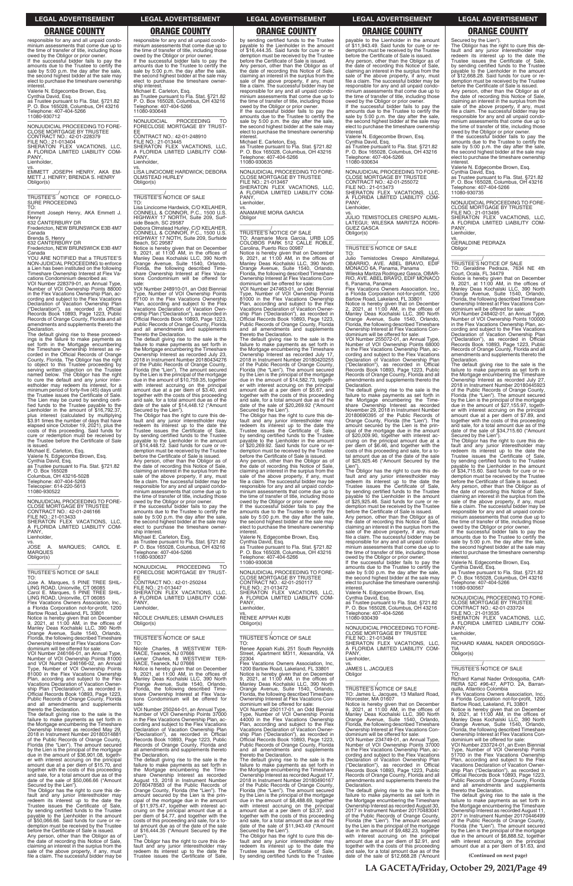responsible for any and all unpaid condominium assessments that come due up to the time of transfer of title, including those owed by the Obligor or prior owner.
If the successful bidder fails to pay the amounts due to the Trustee to certify the sale by 5:00 p.m. the day after the sale, the second highest bidder at the sale may elect to purchase the timeshare ownership interest.
Valerie N. Edgecombe Brown, Esq.
Cynthia David, Esq.
as Trustee pursuant to Fla. Stat. §721.82
P. O. Box 165028, Columbus, OH 43216
Telephone: 407-404-5266
11080-930712

---

NONJUDICIAL PROCEEDING TO FORECLOSE MORTGAGE BY TRUSTEE
CONTRACT NO.: 42-01-228379
FILE NO.: 21-013404
SHERATON FLEX VACATIONS, LLC, A FLORIDA LIMITED LIABILITY COMPANY,
Lienholder,
vs.
EMMETT JOSEPH HENRY, AKA EMMETT J. HENRY; BRENDA S. HENRY
Obligor(s)

_______________/

TRUSTEE'S NOTICE OF FORECLOSURE PROCEEDING
TO:
Emmett Joseph Henry, AKA Emmett J. Henry
632 CANTERBURY DR
Fredericton, NEW BRUNSWICK E3B 4M7
Canada
Brenda S. Henry
632 CANTERBURY DR
Fredericton, NEW BRUNSWICK E3B 4M7
Canada
YOU ARE NOTIFIED that a TRUSTEE'S NON-JUDICIAL PROCEEDING to enforce a Lien has been instituted on the following Timeshare Ownership Interest at Flex Vacations Condominium described as:
VOI Number 228379-01, an Annual Type, Number of VOI Ownership Points 88000 in the Flex Vacations Ownership Plan, according and subject to the Flex Vacations Declaration of Vacation Ownership Plan ("Declaration"), as recorded in Official Records Book 10893, Page 1223, Public Records of Orange County, Florida and all amendments and supplements thereto the Declaration.
The default giving rise to these proceedings is the failure to make payments as set forth in the Mortgage encumbering the Timeshare Ownership Interest as recorded in the Official Records of Orange County, Florida. The Obligor has the right to object to this Trustee proceeding by serving written objection on the Trustee named below. The Obligor has the right to cure the default and any junior interestholder may redeem its interest, for a minimum period of forty-five (45) days until the Trustee issues the Certificate of Sale. The Lien may be cured by sending certified funds to the Trustee payable to the Lienholder in the amount of $16,792.37, plus interest (calculated by multiplying $3.91 times the number of days that have elapsed since October 19, 2021), plus the costs of this proceeding. Said funds for cure or redemption must be received by the Trustee before the Certificate of Sale is issued.
Michael E. Carleton, Esq.
Valerie N. Edgecombe Brown, Esq.
Cynthia David, Esq.
as Trustee pursuant to Fla. Stat. §721.82
P. O. Box 165028
Columbus, OH 43216-5028
Telephone: 407-404-5266
Telecopier: 614-220-5613
11080-930522

---

NONJUDICIAL PROCEEDING TO FORECLOSE MORTGAGE BY TRUSTEE
CONTRACT NO.: 42-01-246166
FILE NO.: 21-013433
SHERATON FLEX VACATIONS, LLC, A FLORIDA LIMITED LIABILITY COMPANY,
Lienholder,
vs.
JOSE A. MARQUES; CAROL E. MARQUES
Obligor(s)

_______________/

TRUSTEE'S NOTICE OF SALE
TO:
Jose A. Marques, 5 PINE TREE SHILLING ROAD, Unionville, CT 06085
Carol E. Marques, 5 PINE TREE SHILLING ROAD, Unionville, CT 06085
Flex Vacations Owners Association, Inc., a Florida Corporation not-for-profit, 1200 Bartow Road, Lakeland, FL 33801
Notice is hereby given that on December 9, 2021, at 11:00 AM, in the offices of Manley Deas Kochalski LLC, 390 North Orange Avenue, Suite 1540, Orlando, Florida, the following described Timeshare Ownership Interest at Flex Vacations Condominium will be offered for sale:
VOI Number 246166-01, an Annual Type, Number of VOI Ownership Points 81000 and VOI Number 246166-02, an Annual Type, Number of VOI Ownership Points 81000 in the Flex Vacations Ownership Plan, according and subject to the Flex Vacations Declaration of Vacation Ownership Plan ("Declaration"), as recorded in Official Records Book 10893, Page 1223, Public Records of Orange County, Florida and all amendments and supplements thereto the Declaration.
The default giving rise to the sale is the failure to make payments as set forth in the Mortgage encumbering the Timeshare Ownership Interest as recorded May 29, 2018 in Instrument Number 20180314881 of the Public Records of Orange County, Florida (the "Lien"). The amount secured by the Lien is the principal of the mortgage due in the amount of $36,901.08, together with interest accruing on the principal amount due at a per diem of $15.70, and together with the costs of this proceeding and sale, for a total amount due as of the date of the sale of $50,066.66 ("Amount Secured by the Lien").
The Obligor has the right to cure this default and any junior interestholder may redeem its interest up to the date the Trustee issues the Certificate of Sale, by sending certified funds to the Trustee payable to the Lienholder in the amount of $50,066.66. Said funds for cure or redemption must be received by the Trustee before the Certificate of Sale is issued.
Any person, other than the Obligor as of the date of recording this Notice of Sale, claiming an interest in the surplus from the sale of the above property, if any, must file a claim. The successful bidder may be responsible for any and all unpaid condominium assessments that come due up to the time of transfer of title, including those owed by the Obligor or prior owner.
If the successful bidder fails to pay the amounts due to the Trustee to certify the sale by 5:00 p.m. the day after the sale, the second highest bidder at the sale may elect to purchase the timeshare ownership interest.
Michael E. Carleton, Esq.
as Trustee pursuant to Fla. Stat. §721.82
P. O. Box 165028, Columbus, OH 43216
Telephone: 407-404-5266
11080-930648

---

NONJUDICIAL PROCEEDING TO FORECLOSE MORTGAGE BY TRUSTEE
CONTRACT NO.: 42-01-248910
FILE NO.: 21-013445
SHERATON FLEX VACATIONS, LLC, A FLORIDA LIMITED LIABILITY COMPANY,
Lienholder,
vs.
LISA LINCICOME HARDWICK; DEBORA OLMSTEAD HURLEY
Obligor(s)

_______________/

TRUSTEE'S NOTICE OF SALE
TO:
Lisa Lincicome Hardwick, C/O KELAHER, CONNELL & CONNOR, P.C., 1500 U.S. HIGHWAY 17 NORTH, Suite 209, Surfside Beach, SC 29587
Debora Olmstead Hurley, C/O KELAHER, CONNELL & CONNOR, P.C., 1500 U.S. HIGHWAY 17 NORTH, Suite 209, Surfside Beach, SC 29587
Notice is hereby given that on December 9, 2021, at 11:00 AM, in the offices of Manley Deas Kochalski LLC, 390 North Orange Avenue, Suite 1540, Orlando, Florida, the following described Timeshare Ownership Interest at Flex Vacations Condominium will be offered for sale:
VOI Number 248910-01, an Odd Biennial Type, Number of VOI Ownership Points 67100 in the Flex Vacations Ownership Plan, according and subject to the Flex Vacations Declaration of Vacation Ownership Plan ("Declaration"), as recorded in Official Records Book 10893, Page 1223, Public Records of Orange County, Florida and all amendments and supplements thereto the Declaration.
The default giving rise to the sale is the failure to make payments as set forth in the Mortgage encumbering the Timeshare Ownership Interest as recorded July 23, 2018 in Instrument Number 20180434276 of the Public Records of Orange County, Florida (the "Lien"). The amount secured by the Lien is the principal of the mortgage due in the amount of $10,759.35, together with interest accruing on the principal amount due at a per diem of $3.40, and together with the costs of this proceeding and sale, for a total amount due as of the date of the sale of $14,448.12 ("Amount Secured by the Lien").
The Obligor has the right to cure this default and any junior interestholder may redeem its interest up to the date the Trustee issues the Certificate of Sale, by sending certified funds to the Trustee payable to the Lienholder in the amount of $14,448.12. Said funds for cure or redemption must be received by the Trustee before the Certificate of Sale is issued.
Any person, other than the Obligor as of the date of recording this Notice of Sale, claiming an interest in the surplus from the sale of the above property, if any, must file a claim. The successful bidder may be responsible for any and all unpaid condominium assessments that come due up to the time of transfer of title, including those owed by the Obligor or prior owner.
If the successful bidder fails to pay the amounts due to the Trustee to certify the sale by 5:00 p.m. the day after the sale, the second highest bidder at the sale may elect to purchase the timeshare ownership interest.
Michael E. Carleton, Esq.
as Trustee pursuant to Fla. Stat. §721.82
P. O. Box 165028, Columbus, OH 43216
Telephone: 407-404-5266
11080-930637

---

NONJUDICIAL PROCEEDING TO FORECLOSE MORTGAGE BY TRUSTEE
CONTRACT NO.: 42-01-250244
FILE NO.: 21-013447
SHERATON FLEX VACATIONS, LLC, A FLORIDA LIMITED LIABILITY COMPANY,
Lienholder,
vs.
NICOLE CHARLES; LEMAR CHARLES
Obligor(s)

_______________/

TRUSTEE'S NOTICE OF SALE
TO:
Nicole Charles, 8 WESTVIEW TERRACE, Teaneck, NJ 07666
Lemar Charles, 8 WESTVIEW TERRACE, Teaneck, NJ 07666
Notice is hereby given that on December 9, 2021, at 11:00 AM, in the offices of Manley Deas Kochalski LLC, 390 North Orange Avenue, Suite 1540, Orlando, Florida, the following described Timeshare Ownership Interest at Flex Vacations Condominium will be offered for sale:
VOI Number 250244-01, an Annual Type, Number of VOI Ownership Points 37000 in the Flex Vacations Ownership Plan, according and subject to the Flex Vacations Declaration of Vacation Ownership Plan ("Declaration"), as recorded in Official Records Book 10893, Page 1223, Public Records of Orange County, Florida and all amendments and supplements thereto the Declaration.
The default giving rise to the sale is the failure to make payments as set forth in the Mortgage encumbering the Timeshare Ownership Interest as recorded August 13, 2018 in Instrument Number 20180478583 of the Public Records of Orange County, Florida (the "Lien"). The amount secured by the Lien is the principal of the mortgage due in the amount of $11,975.47, together with interest accruing on the principal amount due at a per diem of $4.77, and together with the costs of this proceeding and sale, for a total amount due as of the date of the sale of $16,444.35 ("Amount Secured by the Lien").
The Obligor has the right to cure this default and any junior interestholder may redeem its interest up to the date the Trustee issues the Certificate of Sale, by sending certified funds to the Trustee payable to the Lienholder in the amount of $16,444.35. Said funds for cure or redemption must be received by the Trustee before the Certificate of Sale is issued.
Any person, other than the Obligor as of the date of recording this Notice of Sale, claiming an interest in the surplus from the sale of the above property, if any, must file a claim. The successful bidder may be responsible for any and all unpaid condominium assessments that come due up to the time of transfer of title, including those owed by the Obligor or prior owner.
If the successful bidder fails to pay the amounts due to the Trustee to certify the sale by 5:00 p.m. the day after the sale, the second highest bidder at the sale may elect to purchase the timeshare ownership interest.
Michael E. Carleton, Esq.
as Trustee pursuant to Fla. Stat. §721.82
P. O. Box 165028, Columbus, OH 43216
Telephone: 407-404-5266
11080-930635

---

NONJUDICIAL PROCEEDING TO FORECLOSE MORTGAGE BY TRUSTEE
FILE NO.: 21-013467
SHERATON FLEX VACATIONS, LLC, A FLORIDA LIMITED LIABILITY COMPANY,
Lienholder,
vs.
ANAMARIE MORA GARCIA
Obligor

_______________/

TRUSTEE'S NOTICE OF SALE
TO: Anamarie Mora Garcia, URB LOS COLOBOS PARK 512 CALLE ROBLE, Carolina, Puerto Rico 00987
Notice is hereby given that on December 9, 2021, at 11:00 AM, in the offices of Manley Deas Kochalski LLC, 390 North Orange Avenue, Suite 1540, Orlando, Florida, the following described Timeshare Ownership Interest at Flex Vacations Condominium will be offered for sale:
VOI Number 247463-01, an Odd Biennial Type, Number of VOI Ownership Points 81000 in the Flex Vacations Ownership Plan, according and subject to the Flex Vacations Declaration of Vacation Ownership Plan ("Declaration"), as recorded in Official Records Book 10893, Page 1223, Public Records of Orange County, Florida and all amendments and supplements thereto the Declaration.
The default giving rise to the sale is the failure to make payments as set forth in the Mortgage encumbering the Timeshare Ownership Interest as recorded July 17, 2018 in Instrument Number 20180420255 of the Public Records of Orange County, Florida (the "Lien"). The amount secured by the Lien is the principal of the mortgage due in the amount of $14,582.73, together with interest accruing on the principal amount due at a per diem of $5.67, and together with the costs of this proceeding and sale, for a total amount due as of the date of the sale of $20,269.92 ("Amount Secured by the Lien").
The Obligor has the right to cure this default and any junior interestholder may redeem its interest up to the date the Trustee issues the Certificate of Sale, by sending certified funds to the Trustee payable to the Lienholder in the amount of $20,269.92. Said funds for cure or redemption must be received by the Trustee before the Certificate of Sale is issued.
Any person, other than the Obligor as of the date of recording this Notice of Sale, claiming an interest in the surplus from the sale of the above property, if any, must file a claim. The successful bidder may be responsible for any and all unpaid condominium assessments that come due up to the time of transfer of title, including those owed by the Obligor or prior owner.
If the successful bidder fails to pay the amounts due to the Trustee to certify the sale by 5:00 p.m. the day after the sale, the second highest bidder at the sale may elect to purchase the timeshare ownership interest.
Valerie N. Edgecombe Brown, Esq.
Cynthia David, Esq.
as Trustee pursuant to Fla. Stat. §721.82
P. O. Box 165028, Columbus, OH 43216
Telephone: 407-404-5266
11080-930638

---

NONJUDICIAL PROCEEDING TO FORECLOSE MORTGAGE BY TRUSTEE
CONTRACT NO.: 42-01-250117
FILE NO.: 21-013472
SHERATON FLEX VACATIONS, LLC, A FLORIDA LIMITED LIABILITY COMPANY,
Lienholder,
vs.
RENEE APPIAH KUBI
Obligor(s)

_______________/

TRUSTEE'S NOTICE OF SALE
TO:
Renee Appiah Kubi, 251 South Reynolds Street, Apartment M311, Alexandria, VA 22304
Flex Vacations Owners Association, Inc, 1200 Bartow Road, Lakeland, FL 33801
Notice is hereby given that on December 9, 2021, at 11:00 AM, in the offices of Manley Deas Kochalski LLC, 390 North Orange Avenue, Suite 1540, Orlando, Florida, the following described Timeshare Ownership Interest at Flex Vacations Condominium will be offered for sale:
VOI Number 250117-01, an Odd Biennial Type, Number of VOI Ownership Points 44000 in the Flex Vacations Ownership Plan, according and subject to the Flex Vacations Declaration of Vacation Ownership Plan ("Declaration"), as recorded in Official Records Book 10893, Page 1223, Public Records of Orange County, Florida and all amendments and supplements thereto the Declaration.
The default giving rise to the sale is the failure to make payments as set forth in the Mortgage encumbering the Timeshare Ownership Interest as recorded August 17, 2018 in Instrument Number 20180490167 of the Public Records of Orange County, Florida (the "Lien"). The amount secured by the Lien is the principal of the mortgage due in the amount of $8,488.69, together with interest accruing on the principal amount due at a per diem of $3.37, and together with the costs of this proceeding and sale, for a total amount due as of the date of the sale of $11,943.49 ("Amount Secured by the Lien").
The Obligor has the right to cure this default and any junior interestholder may redeem its interest up to the date the Trustee issues the Certificate of Sale, by sending certified funds to the Trustee payable to the Lienholder in the amount of $11,943.49. Said funds for cure or redemption must be received by the Trustee before the Certificate of Sale is issued.
Any person, other than the Obligor as of the date of recording this Notice of Sale, claiming an interest in the surplus from the sale of the above property, if any, must file a claim. The successful bidder may be responsible for any and all unpaid condominium assessments that come due up to the time of transfer of title, including those owed by the Obligor or prior owner.
If the successful bidder fails to pay the amounts due to the Trustee to certify the sale by 5:00 p.m. the day after the sale, the second highest bidder at the sale may elect to purchase the timeshare ownership interest.
Valerie N. Edgecombe Brown, Esq.
Cynthia David, Esq.
as Trustee pursuant to Fla. Stat. §721.82
P. O. Box 165028, Columbus, OH 43216
Telephone: 407-404-5266
11080-930634

---

NONJUDICIAL PROCEEDING TO FORECLOSE MORTGAGE BY TRUSTEE
CONTRACT NO.: 42-01-255072
FILE NO.: 21-013473
SHERATON FLEX VACATIONS, LLC, A FLORIDA LIMITED LIABILITY COMPANY,
Lienholder,
vs.
JULIO TEMISTOCLES CRESPO ALMILLATEGUI; WILESKA MARITZA RODRIGUEZ GASCA
Obligor(s)

_______________/

TRUSTEE'S NOTICE OF SALE
TO:
Julio Temistocles Crespo Almillategui, OBARRIO, AVE. ABEL BRAVO, EDIF MONACO 6A, Panama, Panama
Wileska Maritza Rodriguez Gasca, OBARRIO, AVE. ABEL BRAVO, EDIF MONACO 6, Panama, Panama
Flex Vacations Owners Association, Inc., a Florida Corporation not-for-profit, 1200 Bartow Road, Lakeland, FL 33801
Notice is hereby given that on December 2, 2021, at 11:00 AM, in the offices of Manley Deas Kochalski LLC, 390 North Orange Avenue, Suite 1540, Orlando, Florida, the following described Timeshare Ownership Interest at Flex Vacations Condominium will be offered for sale:
VOI Number 255072-01, an Annual Type, Number of VOI Ownership Points 68000 in the Flex Vacations Ownership Plan, according and subject to the Flex Vacations Declaration of Vacation Ownership Plan ("Declaration"), as recorded in Official Records Book 10893, Page 1223, Public Records of Orange County, Florida and all amendments and supplements thereto the Declaration.
The default giving rise to the sale is the failure to make payments as set forth in the Mortgage encumbering the Timeshare Ownership Interest as recorded November 29, 2018 in Instrument Number 20180690395 of the Public Records of Orange County, Florida (the "Lien"). The amount secured by the Lien is the principal of the mortgage due in the amount of $20,009.30, together with interest accruing on the principal amount due at a per diem of $6.46, and together with the costs of this proceeding and sale, for a total amount due as of the date of the sale of $25,925.48 ("Amount Secured by the Lien").
The Obligor has the right to cure this default and any junior interestholder may redeem its interest up to the date the Trustee issues the Certificate of Sale, by sending certified funds to the Trustee payable to the Lienholder in the amount of $25,925.48. Said funds for cure or redemption must be received by the Trustee before the Certificate of Sale is issued.
Any person, other than the Obligor as of the date of recording this Notice of Sale, claiming an interest in the surplus from the sale of the above property, if any, must file a claim. The successful bidder may be responsible for any and all unpaid condominium assessments that come due up to the time of transfer of title, including those owed by the Obligor or prior owner.
If the successful bidder fails to pay the amounts due to the Trustee to certify the sale by 5:00 p.m. the day after the sale, the second highest bidder at the sale may elect to purchase the timeshare ownership interest.
Valerie N. Edgecombe Brown, Esq.
Cynthia David, Esq.
as Trustee pursuant to Fla. Stat. §721.82
P. O. Box 165028, Columbus, OH 43216
Telephone: 407-404-5266
11080-930439

---

NONJUDICIAL PROCEEDING TO FORECLOSE MORTGAGE BY TRUSTEE
FILE NO.: 21-013484
SHERATON FLEX VACATIONS, LLC, A FLORIDA LIMITED LIABILITY COMPANY,
Lienholder,
vs.
JAMES L. JACQUES
Obligor

_______________/

TRUSTEE'S NOTICE OF SALE
TO: James L. Jacques, 13 Mallard Road, Worcester, MA 01607
Notice is hereby given that on December 9, 2021, at 11:00 AM, in the offices of Manley Deas Kochalski LLC, 390 North Orange Avenue, Suite 1540, Orlando, Florida, the following described Timeshare Ownership Interest at Flex Vacations Condominium will be offered for sale:
VOI Number 234749-01, an Annual Type, Number of VOI Ownership Points 37000 in the Flex Vacations Ownership Plan, according and subject to the Flex Vacations Declaration of Vacation Ownership Plan ("Declaration"), as recorded in Official Records Book 10893, Page 1223, Public Records of Orange County, Florida and all amendments and supplements thereto the Declaration.
The default giving rise to the sale is the failure to make payments as set forth in the Mortgage encumbering the Timeshare Ownership Interest as recorded August 30, 2017 in Instrument Number 20170483041 of the Public Records of Orange County, Florida (the "Lien"). The amount secured by the Lien is the principal of the mortgage due in the amount of $9,482.23, together with interest accruing on the principal amount due at a per diem of $2.91, and together with the costs of this proceeding and sale, for a total amount due as of the date of the sale of $12,668.28 ("Amount Secured by the Lien").
The Obligor has the right to cure this default and any junior interestholder may redeem its interest up to the date the Trustee issues the Certificate of Sale, by sending certified funds to the Trustee payable to the Lienholder in the amount of $12,668.28. Said funds for cure or redemption must be received by the Trustee before the Certificate of Sale is issued.
Any person, other than the Obligor as of the date of recording this Notice of Sale, claiming an interest in the surplus from the sale of the above property, if any, must file a claim. The successful bidder may be responsible for any and all unpaid condominium assessments that come due up to the time of transfer of title, including those owed by the Obligor or prior owner.
If the successful bidder fails to pay the amounts due to the Trustee to certify the sale by 5:00 p.m. the day after the sale, the second highest bidder at the sale may elect to purchase the timeshare ownership interest.
Valerie N. Edgecombe Brown, Esq.
Cynthia David, Esq.
as Trustee pursuant to Fla. Stat. §721.82
P. O. Box 165028, Columbus, OH 43216
Telephone: 407-404-5266
11080-930735

---

NONJUDICIAL PROCEEDING TO FORECLOSE MORTGAGE BY TRUSTEE
FILE NO.: 21-013495
SHERATON FLEX VACATIONS, LLC, A FLORIDA LIMITED LIABILITY COMPANY,
Lienholder,
vs.
GERALDINE PEDRAZA
Obligor

_______________/

TRUSTEE'S NOTICE OF SALE
TO: Geraldine Pedraza, 7634 NE 4th Court, Ocala, FL 34479
Notice is hereby given that on December 9, 2021, at 11:00 AM, in the offices of Manley Deas Kochalski LLC, 390 North Orange Avenue, Suite 1540, Orlando, Florida, the following described Timeshare Ownership Interest at Flex Vacations Condominium will be offered for sale:
VOI Number 248402-01, an Annual Type, Number of VOI Ownership Points 100000 in the Flex Vacations Ownership Plan, according and subject to the Flex Vacations Declaration of Vacation Ownership Plan ("Declaration"), as recorded in Official Records Book 10893, Page 1223, Public Records of Orange County, Florida and all amendments and supplements thereto the Declaration.
The default giving rise to the sale is the failure to make payments as set forth in the Mortgage encumbering the Timeshare Ownership Interest as recorded July 27, 2018 in Instrument Number 20180445923 of the Public Records of Orange County, Florida (the "Lien"). The amount secured by the Lien is the principal of the mortgage due in the amount of $27,155.97, together with interest accruing on the principal amount due at a per diem of $7.89, and together with the costs of this proceeding and sale, for a total amount due as of the date of the sale of $34,715.60 ("Amount Secured by the Lien").
The Obligor has the right to cure this default and any junior interestholder may redeem its interest up to the date the Trustee issues the Certificate of Sale, by sending certified funds to the Trustee payable to the Lienholder in the amount of $34,715.60. Said funds for cure or redemption must be received by the Trustee before the Certificate of Sale is issued.
Any person, other than the Obligor as of the date of recording this Notice of Sale, claiming an interest in the surplus from the sale of the above property, if any, must file a claim. The successful bidder may be responsible for any and all unpaid condominium assessments that come due up to the time of transfer of title, including those owed by the Obligor or prior owner.
If the successful bidder fails to pay the amounts due to the Trustee to certify the sale by 5:00 p.m. the day after the sale, the second highest bidder at the sale may elect to purchase the timeshare ownership interest.
Valerie N. Edgecombe Brown, Esq.
Cynthia David, Esq.
as Trustee pursuant to Fla. Stat. §721.82
P. O. Box 165028, Columbus, OH 43216
Telephone: 407-404-5266
11080-930567

---

NONJUDICIAL PROCEEDING TO FORECLOSE MORTGAGE BY TRUSTEE
CONTRACT NO.: 42-01-233724
FILE NO.: 21-013535
SHERATON FLEX VACATIONS, LLC, A FLORIDA LIMITED LIABILITY COMPANY,
Lienholder,
vs.
RICHARD KAMAL NADER ORDOSGOITIA
Obligor(s)

_______________/

TRUSTEE'S NOTICE OF SALE
TO:
Richard Kamal Nader Ordosgoitia, CARRERA 52C #96-47, APTO. 2A, Barranquilla, Atlantico Colombia
Flex Vacations Owners Association, Inc., a Florida Corporation not-for-profit, 1200 Bartow Road, Lakeland, FL 33801
Notice is hereby given that on December 9, 2021, at 11:00 AM, in the offices of Manley Deas Kochalski LLC, 390 North Orange Avenue, Suite 1540, Orlando, Florida, the following described Timeshare Ownership Interest at Flex Vacations Condominium will be offered for sale:
VOI Number 233724-01, an Even Biennial Type, Number of VOI Ownership Points 51700 in the Flex Vacations Ownership Plan, according and subject to the Flex Vacations Declaration of Vacation Ownership Plan ("Declaration"), as recorded in Official Records Book 10893, Page 1223, Public Records of Orange County, Florida and all amendments and supplements thereto the Declaration.
The default giving rise to the sale is the failure to make payments as set forth in the Mortgage encumbering the Timeshare Ownership Interest as recorded August 11, 2017 in Instrument Number 20170446499 of the Public Records of Orange County, Florida (the "Lien"). The amount secured by the Lien is the principal of the mortgage due in the amount of $6,888.52, together with interest accruing on the principal amount due at a per diem of $1.63, and

**(Continued on next page)**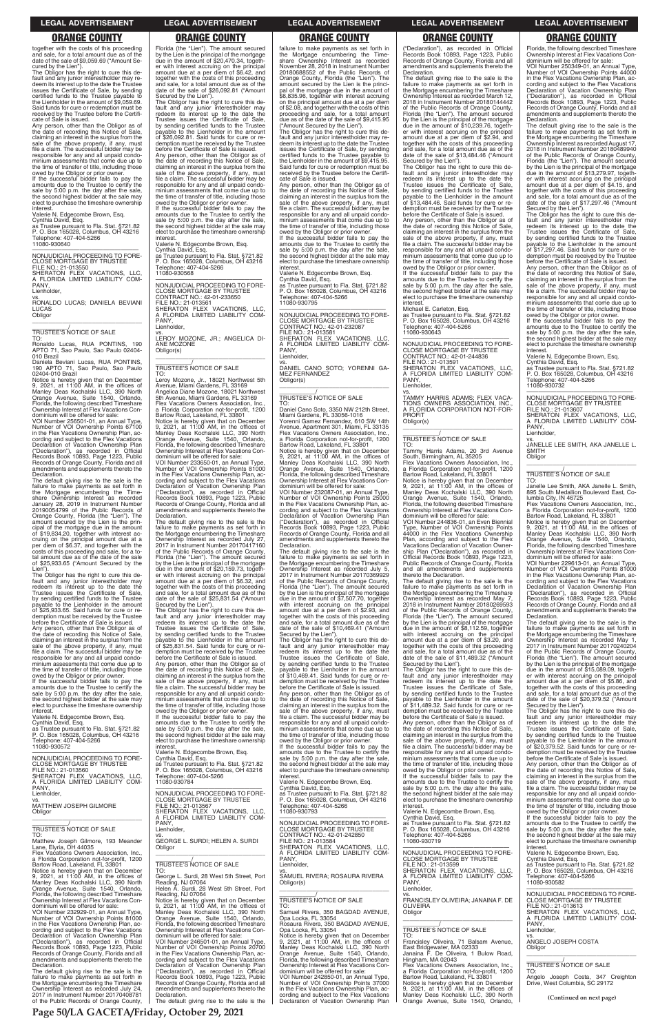together with the costs of this proceeding and sale, for a total amount due as of the date of the sale of $9,059.69 ("Amount Secured by the Lien").

The Obligor has the right to cure this default and any junior interestholder may redeem its interest up to the date the Trustee issues the Certificate of Sale, by sending certified funds to the Trustee payable to the Lienholder in the amount of $9,059.69. Said funds for cure or redemption must be received by the Trustee before the Certificate of Sale is issued.

Any person, other than the Obligor as of the date of recording this Notice of Sale, claiming an interest in the surplus from the sale of the above property, if any, must file a claim. The successful bidder may be responsible for any and all unpaid condominium assessments that come due up to the time of transfer of title, including those owed by the Obligor or prior owner.

If the successful bidder fails to pay the amounts due to the Trustee to certify the sale by 5:00 p.m. the day after the sale, the second highest bidder at the sale may elect to purchase the timeshare ownership interest.

Valerie N. Edgecombe Brown, Esq.
Cynthia David, Esq.
as Trustee pursuant to Fla. Stat. §721.82
P. O. Box 165028, Columbus, OH 43216
Telephone: 407-404-5266
11080-930640

---

NONJUDICIAL PROCEEDING TO FORECLOSE MORTGAGE BY TRUSTEE
FILE NO.: 21-013550
SHERATON FLEX VACATIONS, LLC, A FLORIDA LIMITED LIABILITY COMPANY,
Lienholder,
vs.
RONALDO LUCAS; DANIELA BEVIANI LUCAS
Obligor

TRUSTEE'S NOTICE OF SALE

TO:
Ronaldo Lucas, RUA PONTINS, 190 APTO 71, Sao Paulo, Sao Paulo 02404-010 Brazil
Daniela Beviani Lucas, RUA PONTINS, 190 APTO 71, Sao Paulo, Sao Paulo 02404-010 Brazil

Notice is hereby given that on December 9, 2021, at 11:00 AM, in the offices of Manley Deas Kochalski LLC, 390 North Orange Avenue, Suite 1540, Orlando, Florida, the following described Timeshare Ownership Interest at Flex Vacations Condominium will be offered for sale:

VOI Number 256501-01, an Annual Type, Number of VOI Ownership Points 67100 in the Flex Vacations Ownership Plan, according and subject to the Flex Vacations Declaration of Vacation Ownership Plan ("Declaration"), as recorded in Official Records Book 10893, Page 1223, Public Records of Orange County, Florida and all amendments and supplements thereto the Declaration.

The default giving rise to the sale is the failure to make payments as set forth in the Mortgage encumbering the Timeshare Ownership Interest as recorded January 28, 2019 in Instrument Number 20190054799 of the Public Records of Orange County, Florida (the "Lien"). The amount secured by the Lien is the principal of the mortgage due in the amount of $19,834.20, together with interest accruing on the principal amount due at a per diem of $6.37, and together with the costs of this proceeding and sale, for a total amount due as of the date of the sale of $25,933.65 ("Amount Secured by the Lien").

The Obligor has the right to cure this default and any junior interestholder may redeem its interest up to the date the Trustee issues the Certificate of Sale, by sending certified funds to the Trustee payable to the Lienholder in the amount of $25,933.65. Said funds for cure or redemption must be received by the Trustee before the Certificate of Sale is issued.

Any person, other than the Obligor as of the date of recording this Notice of Sale, claiming an interest in the surplus from the sale of the above property, if any, must file a claim. The successful bidder may be responsible for any and all unpaid condominium assessments that come due up to the time of transfer of title, including those owed by the Obligor or prior owner.

If the successful bidder fails to pay the amounts due to the Trustee to certify the sale by 5:00 p.m. the day after the sale, the second highest bidder at the sale may elect to purchase the timeshare ownership interest.

Valerie N. Edgecombe Brown, Esq.
Cynthia David, Esq.
as Trustee pursuant to Fla. Stat. §721.82
P. O. Box 165028, Columbus, OH 43216
Telephone: 407-404-5266
11080-930572

---

NONJUDICIAL PROCEEDING TO FORECLOSE MORTGAGE BY TRUSTEE
FILE NO.: 21-013560
SHERATON FLEX VACATIONS, LLC, A FLORIDA LIMITED LIABILITY COMPANY,
Lienholder,
vs.
MATTHEW JOSEPH GILMORE
Obligor

TRUSTEE'S NOTICE OF SALE

TO:
Matthew Joseph Gilmore, 193 Meander Lane, Elyria, OH 44035
Flex Vacations Owners Association, Inc., a Florida Corporation not-for-profit, 1200 Bartow Road, Lakeland, FL 33801

Notice is hereby given that on December 9, 2021, at 11:00 AM, in the offices of Manley Deas Kochalski LLC, 390 North Orange Avenue, Suite 1540, Orlando, Florida, the following described Timeshare Ownership Interest at Flex Vacations Condominium will be offered for sale:

VOI Number 232929-01, an Annual Type, Number of VOI Ownership Points 81000 in the Flex Vacations Ownership Plan, according and subject to the Flex Vacations Declaration of Vacation Ownership Plan ("Declaration"), as recorded in Official Records Book 10893, Page 1223, Public Records of Orange County, Florida and all amendments and supplements thereto the Declaration.

The default giving rise to the sale is the failure to make payments as set forth in the Mortgage encumbering the Timeshare Ownership Interest as recorded July 24, 2017 in Instrument Number 20170408781 of the Public Records of Orange County, Florida (the "Lien"). The amount secured by the Lien is the principal of the mortgage due in the amount of $20,470.34, together with interest accruing on the principal amount due at a per diem of $6.42, and together with the costs of this proceeding and sale, for a total amount due as of the date of the sale of $26,092.81 ("Amount Secured by the Lien").

The Obligor has the right to cure this default and any junior interestholder may redeem its interest up to the date the Trustee issues the Certificate of Sale, by sending certified funds to the Trustee payable to the Lienholder in the amount of $26,092.81. Said funds for cure or redemption must be received by the Trustee before the Certificate of Sale is issued.

Any person, other than the Obligor as of the date of recording this Notice of Sale, claiming an interest in the surplus from the sale of the above property, if any, must file a claim. The successful bidder may be responsible for any and all unpaid condominium assessments that come due up to the time of transfer of title, including those owed by the Obligor or prior owner.

If the successful bidder fails to pay the amounts due to the Trustee to certify the sale by 5:00 p.m. the day after the sale, the second highest bidder at the sale may elect to purchase the timeshare ownership interest.

Valerie N. Edgecombe Brown, Esq.
Cynthia David, Esq.
as Trustee pursuant to Fla. Stat. §721.82
P. O. Box 165028, Columbus, OH 43216
Telephone: 407-404-5266
11080-930568

---

NONJUDICIAL PROCEEDING TO FORECLOSE MORTGAGE BY TRUSTEE
CONTRACT NO.: 42-01-233650
FILE NO.: 21-013561
SHERATON FLEX VACATIONS, LLC, A FLORIDA LIMITED LIABILITY COMPANY,
Lienholder,
vs.
LEROY MOZONE, JR.; ANGELICA DIANE MOZONE
Obligor(s)

TRUSTEE'S NOTICE OF SALE

TO:
Leroy Mozone, Jr., 18021 Northwest 5th Avenue, Miami Gardens, FL 33169
Angelica Diane Mozone, 18021 Northwest 5th Avenue, Miami Gardens, FL 33169
Flex Vacations Owners Association, Inc., a Florida Corporation not-for-profit, 1200 Bartow Road, Lakeland, FL 33801

Notice is hereby given that on December 9, 2021, at 11:00 AM, in the offices of Manley Deas Kochalski LLC, 390 North Orange Avenue, Suite 1540, Orlando, Florida, the following described Timeshare Ownership Interest at Flex Vacations Condominium will be offered for sale:

VOI Number 233650-01, an Annual Type, Number of VOI Ownership Points 81000 in the Flex Vacations Ownership Plan, according and subject to the Flex Vacations Declaration of Vacation Ownership Plan ("Declaration"), as recorded in Official Records Book 10893, Page 1223, Public Records of Orange County, Florida and all amendments and supplements thereto the Declaration.

The default giving rise to the sale is the failure to make payments as set forth in the Mortgage encumbering the Timeshare Ownership Interest as recorded July 27, 2017 in Instrument Number 20170417160 of the Public Records of Orange County, Florida (the "Lien"). The amount secured by the Lien is the principal of the mortgage due in the amount of $20,159.73, together with interest accruing on the principal amount due at a per diem of $6.32, and together with the costs of this proceeding and sale, for a total amount due as of the date of the sale of $25,831.54 ("Amount Secured by the Lien").

The Obligor has the right to cure this default and any junior interestholder may redeem its interest up to the date the Trustee issues the Certificate of Sale, by sending certified funds to the Trustee payable to the Lienholder in the amount of $25,831.54. Said funds for cure or redemption must be received by the Trustee before the Certificate of Sale is issued.

Any person, other than the Obligor as of the date of recording this Notice of Sale, claiming an interest in the surplus from the sale of the above property, if any, must file a claim. The successful bidder may be responsible for any and all unpaid condominium assessments that come due up to the time of transfer of title, including those owed by the Obligor or prior owner.

If the successful bidder fails to pay the amounts due to the Trustee to certify the sale by 5:00 p.m. the day after the sale, the second highest bidder at the sale may elect to purchase the timeshare ownership interest.

Valerie N. Edgecombe Brown, Esq.
Cynthia David, Esq.
as Trustee pursuant to Fla. Stat. §721.82
P. O. Box 165028, Columbus, OH 43216
Telephone: 407-404-5266
11080-930784

---

NONJUDICIAL PROCEEDING TO FORECLOSE MORTGAGE BY TRUSTEE
FILE NO.: 21-013567
SHERATON FLEX VACATIONS, LLC, A FLORIDA LIMITED LIABILITY COMPANY,
Lienholder,
vs.
GEORGE L. SURDI; HELEN A. SURDI
Obligor

TRUSTEE'S NOTICE OF SALE

TO:
George L. Surdi, 28 West 5th Street, Port Reading, NJ 07064
Helen A. Surdi, 28 West 5th Street, Port Reading, NJ 07064

Notice is hereby given that on December 9, 2021, at 11:00 AM, in the offices of Manley Deas Kochalski LLC, 390 North Orange Avenue, Suite 1540, Orlando, Florida, the following described Timeshare Ownership Interest at Flex Vacations Condominium will be offered for sale:

VOI Number 246501-01, an Annual Type, Number of VOI Ownership Points 20700 in the Flex Vacations Ownership Plan, according and subject to the Flex Vacations Declaration of Vacation Ownership Plan ("Declaration"), as recorded in Official Records Book 10893, Page 1223, Public Records of Orange County, Florida and all amendments and supplements thereto the Declaration.

The default giving rise to the sale is the failure to make payments as set forth in the Mortgage encumbering the Timeshare Ownership Interest as recorded November 28, 2018 in Instrument Number 20180688552 of the Public Records of Orange County, Florida (the "Lien"). The amount secured by the Lien is the principal of the mortgage due in the amount of $6,835.96, together with interest accruing on the principal amount due at a per diem of $2.08, and together with the costs of this proceeding and sale, for a total amount due as of the date of the sale of $9,415.95 ("Amount Secured by the Lien").

The Obligor has the right to cure this default and any junior interestholder may redeem its interest up to the date the Trustee issues the Certificate of Sale, by sending certified funds to the Trustee payable to the Lienholder in the amount of $9,415.95. Said funds for cure or redemption must be received by the Trustee before the Certificate of Sale is issued.

Any person, other than the Obligor as of the date of recording this Notice of Sale, claiming an interest in the surplus from the sale of the above property, if any, must file a claim. The successful bidder may be responsible for any and all unpaid condominium assessments that come due up to the time of transfer of title, including those owed by the Obligor or prior owner.

If the successful bidder fails to pay the amounts due to the Trustee to certify the sale by 5:00 p.m. the day after the sale, the second highest bidder at the sale may elect to purchase the timeshare ownership interest.

Valerie N. Edgecombe Brown, Esq.
Cynthia David, Esq.
as Trustee pursuant to Fla. Stat. §721.82
P. O. Box 165028, Columbus, OH 43216
Telephone: 407-404-5266
11080-930795

---

NONJUDICIAL PROCEEDING TO FORECLOSE MORTGAGE BY TRUSTEE
CONTRACT NO.: 42-01-232087
FILE NO.: 21-013581
SHERATON FLEX VACATIONS, LLC, A FLORIDA LIMITED LIABILITY COMPANY,
Lienholder,
vs.
DANIEL CANO SOTO; YORENNI GAMEZ FERNANDEZ
Obligor(s)

TRUSTEE'S NOTICE OF SALE

TO:
Daniel Cano Soto, 3350 NW 212th Street, Miami Gardens, FL 33056-1016
Yorenni Gamez Fernandez, 610 SW 14th Avenue, Apartment 301, Miami, FL 33135
Flex Vacations Owners Association, Inc., a Florida Corporation not-for-profit, 1200 Bartow Road, Lakeland, FL 33801

Notice is hereby given that on December 9, 2021, at 11:00 AM, in the offices of Manley Deas Kochalski LLC, 390 North Orange Avenue, Suite 1540, Orlando, Florida, the following described Timeshare Ownership Interest at Flex Vacations Condominium will be offered for sale:

VOI Number 232087-01, an Annual Type, Number of VOI Ownership Points 25000 in the Flex Vacations Ownership Plan, according and subject to the Flex Vacations Declaration of Vacation Ownership Plan ("Declaration"), as recorded in Official Records Book 10893, Page 1223, Public Records of Orange County, Florida and all amendments and supplements thereto the Declaration.

The default giving rise to the sale is the failure to make payments as set forth in the Mortgage encumbering the Timeshare Ownership Interest as recorded July 5, 2017 in Instrument Number 20170369929 of the Public Records of Orange County, Florida (the "Lien"). The amount secured by the Lien is the principal of the mortgage due in the amount of $7,507.70, together with interest accruing on the principal amount due at a per diem of $2.93, and together with the costs of this proceeding and sale, for a total amount due as of the date of the sale of $10,469.41 ("Amount Secured by the Lien").

The Obligor has the right to cure this default and any junior interestholder may redeem its interest up to the date the Trustee issues the Certificate of Sale, by sending certified funds to the Trustee payable to the Lienholder in the amount of $10,469.41. Said funds for cure or redemption must be received by the Trustee before the Certificate of Sale is issued.

Any person, other than the Obligor as of the date of recording this Notice of Sale, claiming an interest in the surplus from the sale of the above property, if any, must file a claim. The successful bidder may be responsible for any and all unpaid condominium assessments that come due up to the time of transfer of title, including those owed by the Obligor or prior owner.

If the successful bidder fails to pay the amounts due to the Trustee to certify the sale by 5:00 p.m. the day after the sale, the second highest bidder at the sale may elect to purchase the timeshare ownership interest.

Valerie N. Edgecombe Brown, Esq.
Cynthia David, Esq.
as Trustee pursuant to Fla. Stat. §721.82
P. O. Box 165028, Columbus, OH 43216
Telephone: 407-404-5266
11080-930793

---

NONJUDICIAL PROCEEDING TO FORECLOSE MORTGAGE BY TRUSTEE
CONTRACT NO.: 42-01-242850
FILE NO.: 21-013584
SHERATON FLEX VACATIONS, LLC, A FLORIDA LIMITED LIABILITY COMPANY,
Lienholder,
vs.
SAMUEL RIVERA; ROSAURA RIVERA
Obligor(s)

TRUSTEE'S NOTICE OF SALE

TO:
Samuel Rivera, 350 BAGDAD AVENUE, Opa Locka, FL 33054
Rosaura Rivera, 350 BAGDAD AVENUE, Opa Locka, FL 33054

Notice is hereby given that on December 9, 2021, at 11:00 AM, in the offices of Manley Deas Kochalski LLC, 390 North Orange Avenue, Suite 1540, Orlando, Florida, the following described Timeshare Ownership Interest at Flex Vacations Condominium will be offered for sale:

VOI Number 242850-01, an Annual Type, Number of VOI Ownership Points 37000 in the Flex Vacations Ownership Plan, according and subject to the Flex Vacations Declaration of Vacation Ownership Plan ("Declaration"), as recorded in Official Records Book 10893, Page 1223, Public Records of Orange County, Florida and all amendments and supplements thereto the Declaration.

The default giving rise to the sale is the failure to make payments as set forth in the Mortgage encumbering the Timeshare Ownership Interest as recorded March 12, 2018 in Instrument Number 20180144442 of the Public Records of Orange County, Florida (the "Lien"). The amount secured by the Lien is the principal of the mortgage due in the amount of $10,239.76, together with interest accruing on the principal amount due at a per diem of $2.94, and together with the costs of this proceeding and sale, for a total amount due as of the date of the sale of $13,484.46 ("Amount Secured by the Lien").

The Obligor has the right to cure this default and any junior interestholder may redeem its interest up to the date the Trustee issues the Certificate of Sale, by sending certified funds to the Trustee payable to the Lienholder in the amount of $13,484.46. Said funds for cure or redemption must be received by the Trustee before the Certificate of Sale is issued.

Any person, other than the Obligor as of the date of recording this Notice of Sale, claiming an interest in the surplus from the sale of the above property, if any, must file a claim. The successful bidder may be responsible for any and all unpaid condominium assessments that come due up to the time of transfer of title, including those owed by the Obligor or prior owner.

If the successful bidder fails to pay the amounts due to the Trustee to certify the sale by 5:00 p.m. the day after the sale, the second highest bidder at the sale may elect to purchase the timeshare ownership interest.

Michael E. Carleton, Esq.
as Trustee pursuant to Fla. Stat. §721.82
P. O. Box 165028, Columbus, OH 43216
Telephone: 407-404-5266
11080-930643

---

NONJUDICIAL PROCEEDING TO FORECLOSE MORTGAGE BY TRUSTEE
CONTRACT NO.: 42-01-244836
FILE NO.: 21-013591
SHERATON FLEX VACATIONS, LLC, A FLORIDA LIMITED LIABILITY COMPANY,
Lienholder,
vs.
TAMMY HARRIS ADAMS; FLEX VACATIONS OWNERS ASSOCIATION, INC., A FLORIDA CORPORATION NOT-FOR-PROFIT
Obligor(s)

TRUSTEE'S NOTICE OF SALE

TO:
Tammy Harris Adams, 20 3rd Avenue South, Birmingham, AL 35205
Flex Vacations Owners Association, Inc., a Florida Corporation not-for-profit, 1200 Bartow Road, Lakeland, FL 33801

Notice is hereby given that on December 9, 2021, at 11:00 AM, in the offices of Manley Deas Kochalski LLC, 390 North Orange Avenue, Suite 1540, Orlando, Florida, the following described Timeshare Ownership Interest at Flex Vacations Condominium will be offered for sale:

VOI Number 244836-01, an Even Biennial Type, Number of VOI Ownership Points 44000 in the Flex Vacations Ownership Plan, according and subject to the Flex Vacations Declaration of Vacation Ownership Plan ("Declaration"), as recorded in Official Records Book 10893, Page 1223, Public Records of Orange County, Florida and all amendments and supplements thereto the Declaration.

The default giving rise to the sale is the failure to make payments as set forth in the Mortgage encumbering the Timeshare Ownership Interest as recorded May 7, 2018 in Instrument Number 20180269593 of the Public Records of Orange County, Florida (the "Lien"). The amount secured by the Lien is the principal of the mortgage due in the amount of $8,112.59, together with interest accruing on the principal amount due at a per diem of $3.20, and together with the costs of this proceeding and sale, for a total amount due as of the date of the sale of $11,489.32 ("Amount Secured by the Lien").

The Obligor has the right to cure this default and any junior interestholder may redeem its interest up to the date the Trustee issues the Certificate of Sale, by sending certified funds to the Trustee payable to the Lienholder in the amount of $11,489.32. Said funds for cure or redemption must be received by the Trustee before the Certificate of Sale is issued.

Any person, other than the Obligor as of the date of recording this Notice of Sale, claiming an interest in the surplus from the sale of the above property, if any, must file a claim. The successful bidder may be responsible for any and all unpaid condominium assessments that come due up to the time of transfer of title, including those owed by the Obligor or prior owner.

If the successful bidder fails to pay the amounts due to the Trustee to certify the sale by 5:00 p.m. the day after the sale, the second highest bidder at the sale may elect to purchase the timeshare ownership interest.

Valerie N. Edgecombe Brown, Esq.
Cynthia David, Esq.
as Trustee pursuant to Fla. Stat. §721.82
P. O. Box 165028, Columbus, OH 43216
Telephone: 407-404-5266
11080-930719

---

NONJUDICIAL PROCEEDING TO FORECLOSE MORTGAGE BY TRUSTEE
FILE NO.: 21-013599
SHERATON FLEX VACATIONS, LLC, A FLORIDA LIMITED LIABILITY COMPANY,
Lienholder,
vs.
FRANCISLEY OLIVEIRA; JANAINA F. DE OLIVEIRA
Obligor

TRUSTEE'S NOTICE OF SALE

TO:
Francisley Oliveira, 71 Balsam Avenue, East Bridgewater, MA 02333
Janaina F. De Oliveira, 1 Bulow Road, Hingham, MA 02043
Flex Vacations Owners Association, Inc., a Florida Corporation not-for-profit, 1200 Bartow Road, Lakeland, FL 33801

Notice is hereby given that on December 9, 2021, at 11:00 AM, in the offices of Manley Deas Kochalski LLC, 390 North Orange Avenue, Suite 1540, Orlando, Florida, the following described Timeshare Ownership Interest at Flex Vacations Condominium will be offered for sale:

VOI Number 250349-01, an Annual Type, Number of VOI Ownership Points 44000 in the Flex Vacations Ownership Plan, according and subject to the Flex Vacations Declaration of Vacation Ownership Plan ("Declaration"), as recorded in Official Records Book 10893, Page 1223, Public Records of Orange County, Florida and all amendments and supplements thereto the Declaration.

The default giving rise to the sale is the failure to make payments as set forth in the Mortgage encumbering the Timeshare Ownership Interest as recorded August 17, 2018 in Instrument Number 20180489940 of the Public Records of Orange County, Florida (the "Lien"). The amount secured by the Lien is the principal of the mortgage due in the amount of $13,279.97, together with interest accruing on the principal amount due at a per diem of $4.15, and together with the costs of this proceeding and sale, for a total amount due as of the date of the sale of $17,297.46 ("Amount Secured by the Lien").

The Obligor has the right to cure this default and any junior interestholder may redeem its interest up to the date the Trustee issues the Certificate of Sale, by sending certified funds to the Trustee payable to the Lienholder in the amount of $17,297.46. Said funds for cure or redemption must be received by the Trustee before the Certificate of Sale is issued.

Any person, other than the Obligor as of the date of recording this Notice of Sale, claiming an interest in the surplus from the sale of the above property, if any, must file a claim. The successful bidder may be responsible for any and all unpaid condominium assessments that come due up to the time of transfer of title, including those owed by the Obligor or prior owner.

If the successful bidder fails to pay the amounts due to the Trustee to certify the sale by 5:00 p.m. the day after the sale, the second highest bidder at the sale may elect to purchase the timeshare ownership interest.

Valerie N. Edgecombe Brown, Esq.
Cynthia David, Esq.
as Trustee pursuant to Fla. Stat. §721.82
P. O. Box 165028, Columbus, OH 43216
Telephone: 407-404-5266
11080-930732

---

NONJUDICIAL PROCEEDING TO FORECLOSE MORTGAGE BY TRUSTEE
FILE NO.: 21-013607
SHERATON FLEX VACATIONS, LLC, A FLORIDA LIMITED LIABILITY COMPANY,
Lienholder,
vs.
JANELLE LEE SMITH, AKA JANELLE L. SMITH
Obligor

TRUSTEE'S NOTICE OF SALE

TO:
Janelle Lee Smith, AKA Janelle L. Smith, 895 South Medallion Boulevard East, Columbia City, IN 46725
Flex Vacations Owners Association, Inc., a Florida Corporation not-for-profit, 1200 Bartow Road, Lakeland, FL 33801

Notice is hereby given that on December 9, 2021, at 11:00 AM, in the offices of Manley Deas Kochalski LLC, 390 North Orange Avenue, Suite 1540, Orlando, Florida, the following described Timeshare Ownership Interest at Flex Vacations Condominium will be offered for sale:

VOI Number 229613-01, an Annual Type, Number of VOI Ownership Points 81000 in the Flex Vacations Ownership Plan, according and subject to the Flex Vacations Declaration of Vacation Ownership Plan ("Declaration"), as recorded in Official Records Book 10893, Page 1223, Public Records of Orange County, Florida and all amendments and supplements thereto the Declaration.

The default giving rise to the sale is the failure to make payments as set forth in the Mortgage encumbering the Timeshare Ownership Interest as recorded May 1, 2017 in Instrument Number 20170240204 of the Public Records of Orange County, Florida (the "Lien"). The amount secured by the Lien is the principal of the mortgage due in the amount of $15,089.09, together with interest accruing on the principal amount due at a per diem of $5.86, and together with the costs of this proceeding and sale, for a total amount due as of the date of the sale of $20,379.52 ("Amount Secured by the Lien").

The Obligor has the right to cure this default and any junior interestholder may redeem its interest up to the date the Trustee issues the Certificate of Sale, by sending certified funds to the Trustee payable to the Lienholder in the amount of $20,379.52. Said funds for cure or redemption must be received by the Trustee before the Certificate of Sale is issued.

Any person, other than the Obligor as of the date of recording this Notice of Sale, claiming an interest in the surplus from the sale of the above property, if any, must file a claim. The successful bidder may be responsible for any and all unpaid condominium assessments that come due up to the time of transfer of title, including those owed by the Obligor or prior owner.

If the successful bidder fails to pay the amounts due to the Trustee to certify the sale by 5:00 p.m. the day after the sale, the second highest bidder at the sale may elect to purchase the timeshare ownership interest.

Valerie N. Edgecombe Brown, Esq.
Cynthia David, Esq.
as Trustee pursuant to Fla. Stat. §721.82
P. O. Box 165028, Columbus, OH 43216
Telephone: 407-404-5266
11080-930582

---

NONJUDICIAL PROCEEDING TO FORECLOSE MORTGAGE BY TRUSTEE
FILE NO.: 21-013613
SHERATON FLEX VACATIONS, LLC, A FLORIDA LIMITED LIABILITY COMPANY,
Lienholder,
vs.
ANGELO JOSEPH COSTA
Obligor

TRUSTEE'S NOTICE OF SALE

TO:
Angelo Joseph Costa, 347 Creighton Drive, West Columbia, SC 29172

**(Continued on next page)**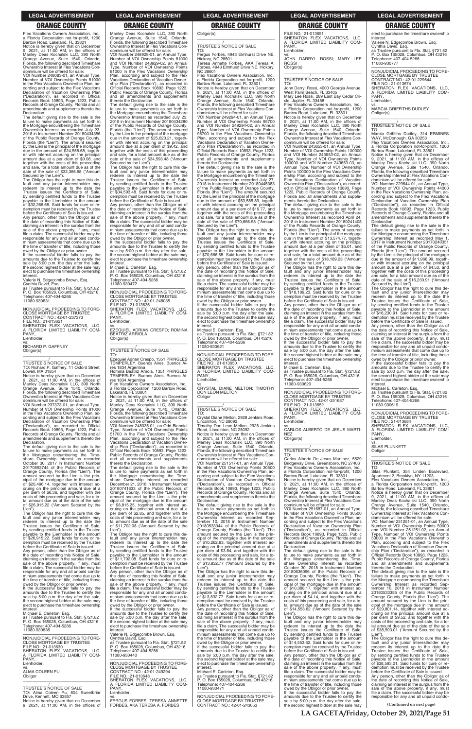## ORANGE COUNTY

Flex Vacations Owners Association, Inc., a Florida Corporation not-for-profit, 1200 Bartow Road, Lakeland, FL 33801

Notice is hereby given that on December 9, 2021, at 11:00 AM, in the offices of Manley Deas Kochalski LLC, 390 North Orange Avenue, Suite 1540, Orlando, Florida, the following described Timeshare Ownership Interest at Flex Vacations Condominium will be offered for sale:

VOI Number 248083-01, an Annual Type, Number of VOI Ownership Points 81000 in the Flex Vacations Ownership Plan, according and subject to the Flex Vacations Declaration of Vacation Ownership Plan ("Declaration"), as recorded in Official Records Book 10893, Page 1223, Public Records of Orange County, Florida and all amendments and supplements thereto the Declaration.

The default giving rise to the sale is the failure to make payments as set forth in the Mortgage encumbering the Timeshare Ownership Interest as recorded July 23, 2018 in Instrument Number 20180434356 of the Public Records of Orange County, Florida (the "Lien"). The amount secured by the Lien is the principal of the mortgage due in the amount of $24,558.68, together with interest accruing on the principal amount due at a per diem of $9.08, and together with the costs of this proceeding and sale, for a total amount due as of the date of the sale of $32,366.68 ("Amount Secured by the Lien").

The Obligor has the right to cure this default and any junior interestholder may redeem its interest up to the date the Trustee issues the Certificate of Sale, by sending certified funds to the Trustee payable to the Lienholder in the amount of $32,366.68. Said funds for cure or redemption must be received by the Trustee before the Certificate of Sale is issued.

Any person, other than the Obligor as of the date of recording this Notice of Sale, claiming an interest in the surplus from the sale of the above property, if any, must file a claim. The successful bidder may be responsible for any and all unpaid condominium assessments that come due up to the time of transfer of title, including those owed by the Obligor or prior owner.

If the successful bidder fails to pay the amounts due to the Trustee to certify the sale by 5:00 p.m. the day after the sale, the second highest bidder at the sale may elect to purchase the timeshare ownership interest.

Valerie N. Edgecombe Brown, Esq.
Cynthia David, Esq.
as Trustee pursuant to Fla. Stat. §721.82
P. O. Box 165028, Columbus, OH 43216
Telephone: 407-404-5266
11080-930631

---

NONJUDICIAL PROCEEDING TO FORECLOSE MORTGAGE BY TRUSTEE
CONTRACT NO.: 42-01-237373
FILE NO.: 21-013621
SHERATON FLEX VACATIONS, LLC, A FLORIDA LIMITED LIABILITY COMPANY,
Lienholder,
vs.
RICHARD P. GAFFNEY
Obligor(s)

TRUSTEE'S NOTICE OF SALE
TO: Richard P. Gaffney, 11 Oxford Street, Lowell, MA 01854

Notice is hereby given that on December 9, 2021, at 11:00 AM, in the offices of Manley Deas Kochalski LLC, 390 North Orange Avenue, Suite 1540, Orlando, Florida, the following described Timeshare Ownership Interest at Flex Vacations Condominium will be offered for sale:

VOI Number 237373-01, an Annual Type, Number of VOI Ownership Points 81000 in the Flex Vacations Ownership Plan, according and subject to the Flex Vacations Declaration of Vacation Ownership Plan ("Declaration"), as recorded in Official Records Book 10893, Page 1223, Public Records of Orange County, Florida and all amendments and supplements thereto the Declaration.

The default giving rise to the sale is the failure to make payments as set forth in the Mortgage encumbering the Timeshare Ownership Interest as recorded October 30, 2017 in Instrument Number 20170593744 of the Public Records of Orange County, Florida (the "Lien"). The amount secured by the Lien is the principal of the mortgage due in the amount of $20,496.14, together with interest accruing on the principal amount due at a per diem of $6.36, and together with the costs of this proceeding and sale, for a total amount due as of the date of the sale of $26,915.22 ("Amount Secured by the Lien").

The Obligor has the right to cure this default and any junior interestholder may redeem its interest up to the date the Trustee issues the Certificate of Sale, by sending certified funds to the Trustee payable to the Lienholder in the amount of $26,915.22. Said funds for cure or redemption must be received by the Trustee before the Certificate of Sale is issued.

Any person, other than the Obligor as of the date of recording this Notice of Sale, claiming an interest in the surplus from the sale of the above property, if any, must file a claim. The successful bidder may be responsible for any and all unpaid condominium assessments that come due up to the time of transfer of title, including those owed by the Obligor or prior owner.

If the successful bidder fails to pay the amounts due to the Trustee to certify the sale by 5:00 p.m. the day after the sale, the second highest bidder at the sale may elect to purchase the timeshare ownership interest.

Michael E. Carleton, Esq.
as Trustee pursuant to Fla. Stat. §721.82
P. O. Box 165028, Columbus, OH 43216
Telephone: 407-404-5266
11080-930636

---

NONJUDICIAL PROCEEDING TO FORECLOSE MORTGAGE BY TRUSTEE
FILE NO.: 21-013630
SHERATON FLEX VACATIONS, LLC, A FLORIDA LIMITED LIABILITY COMPANY,
Lienholder,
vs.
ALMA COLEEN PU
Obligor

TRUSTEE'S NOTICE OF SALE
TO: Alma Coleen Pu, 804 Sweetbriar Drive, Kennett, MO 63857

Notice is hereby given that on December 9, 2021, at 11:00 AM, in the offices of Manley Deas Kochalski LLC, 390 North Orange Avenue, Suite 1540, Orlando, Florida, the following described Timeshare Ownership Interest at Flex Vacations Condominium will be offered for sale:

VOI Number 248929-01, an Annual Type, Number of VOI Ownership Points 81000 and VOI Number 248929-02, an Annual Type, Number of VOI Ownership Points 81000 in the Flex Vacations Ownership Plan, according and subject to the Flex Vacations Declaration of Vacation Ownership Plan ("Declaration"), as recorded in Official Records Book 10893, Page 1223, Public Records of Orange County, Florida and all amendments and supplements thereto the Declaration.

The default giving rise to the sale is the failure to make payments as set forth in the Mortgage encumbering the Timeshare Ownership Interest as recorded July 23, 2018 in Instrument Number 20180434280 of the Public Records of Orange County, Florida (the "Lien"). The amount secured by the Lien is the principal of the mortgage due in the amount of $25,620.21, together with interest accruing on the principal amount due at a per diem of $9.42, and together with the costs of this proceeding and sale, for a total amount due as of the date of the sale of $34,593.48 ("Amount Secured by the Lien").

The Obligor has the right to cure this default and any junior interestholder may redeem its interest up to the date the Trustee issues the Certificate of Sale, by sending certified funds to the Trustee payable to the Lienholder in the amount of $34,593.48. Said funds for cure or redemption must be received by the Trustee before the Certificate of Sale is issued.

Any person, other than the Obligor as of the date of recording this Notice of Sale, claiming an interest in the surplus from the sale of the above property, if any, must file a claim. The successful bidder may be responsible for any and all unpaid condominium assessments that come due up to the time of transfer of title, including those owed by the Obligor or prior owner.

If the successful bidder fails to pay the amounts due to the Trustee to certify the sale by 5:00 p.m. the day after the sale, the second highest bidder at the sale may elect to purchase the timeshare ownership interest.

Michael E. Carleton, Esq.
as Trustee pursuant to Fla. Stat. §721.82
P. O. Box 165028, Columbus, OH 43216
Telephone: 407-404-5266
11080-930472

---

NONJUDICIAL PROCEEDING TO FORECLOSE MORTGAGE BY TRUSTEE
CONTRACT NO.: 42-01-248035
FILE NO.: 21-013636
SHERATON FLEX VACATIONS, LLC, A FLORIDA LIMITED LIABILITY COMPANY,
Lienholder,
vs.
EZEQUIEL ADRIAN CRESPO; ROMINA BEATRIZ ARRIOLA
Obligor(s)

TRUSTEE'S NOTICE OF SALE
TO:
Ezequiel Adrian Crespo, 1351 PRINGLES TEMPERLEY, Buenos Aires, Buenos Aires 1834 Argentina
Romina Beatriz Arriola, 1351 PRINGLES TEMPERLEY, Buenos Aires, Buenos Aires 1834 Argentina
Flex Vacations Owners Association, Inc., a Florida Corporation, 1200 Bartow Road, Lakeland, FL 33801

Notice is hereby given that on December 2, 2021, at 11:00 AM, in the offices of Manley Deas Kochalski LLC, 390 North Orange Avenue, Suite 1540, Orlando, Florida, the following described Timeshare Ownership Interest at Flex Vacations Condominium will be offered for sale:

VOI Number 248035-01, an Odd Biennial Type, Number of VOI Ownership Points 51700 in the Flex Vacations Ownership Plan, according and subject to the Flex Vacations Declaration of Vacation Ownership Plan ("Declaration"), as recorded in Official Records Book 10893, Page 1223, Public Records of Orange County, Florida and all amendments and supplements thereto the Declaration.

The default giving rise to the sale is the failure to make payments as set forth in the Mortgage encumbering the Timeshare Ownership Interest as recorded December 21, 2018 in Instrument Number 20180741633 of the Public Records of Orange County, Florida (the "Lien"). The amount secured by the Lien is the principal of the mortgage due in the amount of $8,815.25, together with interest accruing on the principal amount due at a per diem of $2.85, and together with the costs of this proceeding and sale, for a total amount due as of the date of the sale of $11,702.08 ("Amount Secured by the Lien").

The Obligor has the right to cure this default and any junior interestholder may redeem its interest up to the date the Trustee issues the Certificate of Sale, by sending certified funds to the Trustee payable to the Lienholder in the amount of $11,702.08. Said funds for cure or redemption must be received by the Trustee before the Certificate of Sale is issued.

Any person, other than the Obligor as of the date of recording this Notice of Sale, claiming an interest in the surplus from the sale of the above property, if any, must file a claim. The successful bidder may be responsible for any and all unpaid condominium assessments that come due up to the time of transfer of title, including those owed by the Obligor or prior owner.

If the successful bidder fails to pay the amounts due to the Trustee to certify the sale by 5:00 p.m. the day after the sale, the second highest bidder at the sale may elect to purchase the timeshare ownership interest.

Valerie N. Edgecombe Brown, Esq.
Cynthia David, Esq.
as Trustee pursuant to Fla. Stat. §721.82
P. O. Box 165028, Columbus, OH 43216
Telephone: 407-404-5266
11080-930440

---

NONJUDICIAL PROCEEDING TO FORECLOSE MORTGAGE BY TRUSTEE
CONTRACT NO.: 42-01-249294
FILE NO.: 21-013648
SHERATON FLEX VACATIONS, LLC, A FLORIDA LIMITED LIABILITY COMPANY,
Lienholder,
vs.
FERGUS FORBES; TERESA ANNETTE FORBES, AKA TERESA A. FORBES
Obligor(s)

TRUSTEE'S NOTICE OF SALE
TO:
Fergus Forbes, 4943 Elmhurst Drive NE, Hickory, NC 28601
Teresa Annette Forbes, AKA Teresa A. Forbes, 4943 Elmhurst Drive NE, Hickory, NC 28601
Flex Vacations Owners Association, Inc., a Florida Corporation not-for-profit, 1200 Bartow Road, Lakeland, FL 33801

Notice is hereby given that on December 9, 2021, at 11:00 AM, in the offices of Manley Deas Kochalski LLC, 390 North Orange Avenue, Suite 1540, Orlando, Florida, the following described Timeshare Ownership Interest at Flex Vacations Condominium will be offered for sale:

VOI Number 249294-01, an Annual Type, Number of VOI Ownership Points 95700 and VOI Number 249294-02, an Annual Type, Number of VOI Ownership Points 95700 in the Flex Vacations Ownership Plan, according and subject to the Flex Vacations Declaration of Vacation Ownership Plan ("Declaration"), as recorded in Official Records Book 10893, Page 1223, Public Records of Orange County, Florida and all amendments and supplements thereto the Declaration.

The default giving rise to the sale is the failure to make payments as set forth in the Mortgage encumbering the Timeshare Ownership Interest as recorded July 27, 2018 in Instrument Number 20180445383 of the Public Records of Orange County, Florida (the "Lien"). The amount secured by the Lien is the principal of the mortgage due in the amount of $53,585.89, together with interest accruing on the principal amount due at a per diem of $19.77, and together with the costs of this proceeding and sale, for a total amount due as of the date of the sale of $70,666.58 ("Amount Secured by the Lien").

The Obligor has the right to cure this default and any junior interestholder may redeem its interest up to the date the Trustee issues the Certificate of Sale, by sending certified funds to the Trustee payable to the Lienholder in the amount of $70,666.58. Said funds for cure or redemption must be received by the Trustee before the Certificate of Sale is issued.

Any person, other than the Obligor as of the date of recording this Notice of Sale, claiming an interest in the surplus from the sale of the above property, if any, must file a claim. The successful bidder may be responsible for any and all unpaid condominium assessments that come due up to the time of transfer of title, including those owed by the Obligor or prior owner.

If the successful bidder fails to pay the amounts due to the Trustee to certify the sale by 5:00 p.m. the day after the sale, the second highest bidder at the sale may elect to purchase the timeshare ownership interest.

Michael E. Carleton, Esq.
as Trustee pursuant to Fla. Stat. §721.82
P. O. Box 165028, Columbus, OH 43216
Telephone: 407-404-5266
11080-930621

---

NONJUDICIAL PROCEEDING TO FORECLOSE MORTGAGE BY TRUSTEE
FILE NO.: 21-013650
SHERATON FLEX VACATIONS, LLC, A FLORIDA LIMITED LIABILITY COMPANY,
Lienholder,
vs.
CRYSTAL DIANE MELTON; TIMOTHY DON LEON MELTON
Obligor

TRUSTEE'S NOTICE OF SALE
TO:
Crystal Diane Melton, 2928 Jenkins Road, Lincolnton, NC 28092
Timothy Don Leon Melton, 2928 Jenkins Road, Lincolnton, NC 28092

Notice is hereby given that on December 9, 2021, at 11:00 AM, in the offices of Manley Deas Kochalski LLC, 390 North Orange Avenue, Suite 1540, Orlando, Florida, the following described Timeshare Ownership Interest at Flex Vacations Condominium will be offered for sale:

VOI Number 251517-01, an Annual Type, Number of VOI Ownership Points 30500 in the Flex Vacations Ownership Plan, according and subject to the Flex Vacations Declaration of Vacation Ownership Plan ("Declaration"), as recorded in Official Records Book 10893, Page 1223, Public Records of Orange County, Florida and all amendments and supplements thereto the Declaration.

The default giving rise to the sale is the failure to make payments as set forth in the Mortgage encumbering the Timeshare Ownership Interest as recorded September 10, 2018 in Instrument Number 20180533004 of the Public Records of Orange County, Florida (the "Lien"). The amount secured by the Lien is the principal of the mortgage due in the amount of $10,262.93, together with interest accruing on the principal amount due at a per diem of $3.84, and together with the costs of this proceeding and sale, for a total amount due as of the date of the sale of $13,832.77 ("Amount Secured by the Lien").

The Obligor has the right to cure this default and any junior interestholder may redeem its interest up to the date the Trustee issues the Certificate of Sale, by sending certified funds to the Trustee payable to the Lienholder in the amount of $13,832.77. Said funds for cure or redemption must be received by the Trustee before the Certificate of Sale is issued.

Any person, other than the Obligor as of the date of recording this Notice of Sale, claiming an interest in the surplus from the sale of the above property, if any, must file a claim. The successful bidder may be responsible for any and all unpaid condominium assessments that come due up to the time of transfer of title, including those owed by the Obligor or prior owner.

If the successful bidder fails to pay the amounts due to the Trustee to certify the sale by 5:00 p.m. the day after the sale, the second highest bidder at the sale may elect to purchase the timeshare ownership interest.

Michael E. Carleton, Esq.
as Trustee pursuant to Fla. Stat. §721.82
P. O. Box 165028, Columbus, OH 43216
Telephone: 407-404-5266
11080-930471

---

NONJUDICIAL PROCEEDING TO FORECLOSE MORTGAGE BY TRUSTEE
CONTRACT NO.: 42-01-243653
FILE NO.: 21-013651
SHERATON FLEX VACATIONS, LLC, A FLORIDA LIMITED LIABILITY COMPANY,
Lienholder,
vs.
JOHN DARRYL ROSSI; MARY LEE ROSSI
Obligor(s)

TRUSTEE'S NOTICE OF SALE
TO:
John Darryl Rossi, 4000 Georgia Avenue, West Palm Beach, FL 33405
Mary Lee Rossi, 289 East Bay Cedar Circle, Jupiter, FL 33458
Flex Vacations Owners Association, Inc., a Florida Corporation not-for-profit, 1200 Bartow Road, Lakeland, FL 33801

Notice is hereby given that on December 9, 2021, at 11:00 AM, in the offices of Manley Deas Kochalski LLC, 390 North Orange Avenue, Suite 1540, Orlando, Florida, the following described Timeshare Ownership Interest at Flex Vacations Condominium will be offered for sale:

VOI Number 243653-01, an Annual Type, Number of VOI Ownership Points 100000 and VOI Number 243653-02, an Annual Type, Number of VOI Ownership Points 100000 in the Flex Vacations Ownership Plan, according and subject to the Flex Vacations Declaration of Vacation Ownership Plan ("Declaration"), as recorded in Official Records Book 10893, Page 1223, Public Records of Orange County, Florida and all amendments and supplements thereto the Declaration.

The default giving rise to the sale is the failure to make payments as set forth in the Mortgage encumbering the Timeshare Ownership Interest as recorded April 24, 2018 in Instrument Number 20180241408 of the Public Records of Orange County, Florida (the "Lien"). The amount secured by the Lien is the principal of the mortgage due in the amount of $13,574.77, together with interest accruing on the principal amount due at a per diem of $5.01, and together with the costs of this proceeding and sale, for a total amount due as of the date of the sale of $18,189.23 ("Amount Secured by the Lien").

The Obligor has the right to cure this default and any junior interestholder may redeem its interest up to the date the Trustee issues the Certificate of Sale, by sending certified funds to the Trustee payable to the Lienholder in the amount of $18,189.23. Said funds for cure or redemption must be received by the Trustee before the Certificate of Sale is issued.

Any person, other than the Obligor as of the date of recording this Notice of Sale, claiming an interest in the surplus from the sale of the above property, if any, must file a claim. The successful bidder may be responsible for any and all unpaid condominium assessments that come due up to the time of transfer of title, including those owed by the Obligor or prior owner.

If the successful bidder fails to pay the amounts due to the Trustee to certify the sale by 5:00 p.m. the day after the sale, the second highest bidder at the sale may elect to purchase the timeshare ownership interest.

Michael E. Carleton, Esq.
as Trustee pursuant to Fla. Stat. §721.82
P. O. Box 165028, Columbus, OH 43216
Telephone: 407-404-5266
11080-930620

---

NONJUDICIAL PROCEEDING TO FORECLOSE MORTGAGE BY TRUSTEE
CONTRACT NO.: 42-01-251687
FILE NO.: 21-013652
SHERATON FLEX VACATIONS, LLC, A FLORIDA LIMITED LIABILITY COMPANY,
Lienholder,
vs.
CARLOS ALBERTO DE JESUS MARTINEZ
Obligor(s)

TRUSTEE'S NOTICE OF SALE
TO:
Carlos Alberto De Jesus Martinez, 5529 Bridgeway Drive, Greensboro, NC 27406
Flex Vacations Owners Association, Inc., a Florida Corporation not-for-profit, 1200 Bartow Road, Lakeland, FL 33801

Notice is hereby given that on December 9, 2021, at 11:00 AM, in the offices of Manley Deas Kochalski LLC, 390 North Orange Avenue, Suite 1540, Orlando, Florida, the following described Timeshare Ownership Interest at Flex Vacations Condominium will be offered for sale:

VOI Number 251687-01, an Annual Type, Number of VOI Ownership Points 30500 in the Flex Vacations Ownership Plan, according and subject to the Flex Vacations Declaration of Vacation Ownership Plan ("Declaration"), as recorded in Official Records Book 10893, Page 1223, Public Records of Orange County, Florida and all amendments and supplements thereto the Declaration.

The default giving rise to the sale is the failure to make payments as set forth in the Mortgage encumbering the Timeshare Ownership Interest as recorded October 30, 2018 in Instrument Number 20180636096 of the Public Records of Orange County, Florida (the "Lien"). The amount secured by the Lien is the principal of the mortgage due in the amount of $10,388.17, together with interest accruing on the principal amount due at a per diem of $4.14, and together with the costs of this proceeding and sale, for a total amount due as of the date of the sale of $14,553.62 ("Amount Secured by the Lien").

The Obligor has the right to cure this default and any junior interestholder may redeem its interest up to the date the Trustee issues the Certificate of Sale, by sending certified funds to the Trustee payable to the Lienholder in the amount of $14,553.62. Said funds for cure or redemption must be received by the Trustee before the Certificate of Sale is issued.

Any person, other than the Obligor as of the date of recording this Notice of Sale, claiming an interest in the surplus from the sale of the above property, if any, must file a claim. The successful bidder may be responsible for any and all unpaid condominium assessments that come due up to the time of transfer of title, including those owed by the Obligor or prior owner.

If the successful bidder fails to pay the amounts due to the Trustee to certify the sale by 5:00 p.m. the day after the sale, the second highest bidder at the sale may elect to purchase the timeshare ownership interest.

Valerie N. Edgecombe Brown, Esq.
Cynthia David, Esq.
as Trustee pursuant to Fla. Stat. §721.82
P. O. Box 165028, Columbus, OH 43216
Telephone: 407-404-5266
11080-930777

---

NONJUDICIAL PROCEEDING TO FORECLOSE MORTGAGE BY TRUSTEE
CONTRACT NO.: 42-01-229644
FILE NO.: 21-013674
SHERATON FLEX VACATIONS, LLC, A FLORIDA LIMITED LIABILITY COMPANY,
Lienholder,
vs.
MARCIA GRIFFITHS DUDLEY
Obligor(s)

TRUSTEE'S NOTICE OF SALE
TO:
Marcia Griffiths Dudley, 314 ERMINES WAY, McDonough, GA 30253
Flex Vacations Owners Association, Inc., a Florida Corporation not-for-profit, 1200 Bartow Road, Lakeland, FL 33801

Notice is hereby given that on December 9, 2021, at 11:00 AM, in the offices of Manley Deas Kochalski LLC, 390 North Orange Avenue, Suite 1540, Orlando, Florida, the following described Timeshare Ownership Interest at Flex Vacations Condominium will be offered for sale:

VOI Number 229644-01, an Annual Type, Number of VOI Ownership Points 44000 in the Flex Vacations Ownership Plan, according and subject to the Flex Vacations Declaration of Vacation Ownership Plan ("Declaration"), as recorded in Official Records Book 10893, Page 1223, Public Records of Orange County, Florida and all amendments and supplements thereto the Declaration.

The default giving rise to the sale is the failure to make payments as set forth in the Mortgage encumbering the Timeshare Ownership Interest as recorded May 1, 2017 in Instrument Number 20170240351 of the Public Records of Orange County, Florida (the "Lien"). The amount secured by the Lien is the principal of the mortgage due in the amount of $11,968.99, together with interest accruing on the principal amount due at a per diem of $4.53, and together with the costs of this proceeding and sale, for a total amount due as of the date of the sale of $16,230.91 ("Amount Secured by the Lien").

The Obligor has the right to cure this default and any junior interestholder may redeem its interest up to the date the Trustee issues the Certificate of Sale, by sending certified funds to the Trustee payable to the Lienholder in the amount of $16,230.91. Said funds for cure or redemption must be received by the Trustee before the Certificate of Sale is issued.

Any person, other than the Obligor as of the date of recording this Notice of Sale, claiming an interest in the surplus from the sale of the above property, if any, must file a claim. The successful bidder may be responsible for any and all unpaid condominium assessments that come due up to the time of transfer of title, including those owed by the Obligor or prior owner.

If the successful bidder fails to pay the amounts due to the Trustee to certify the sale by 5:00 p.m. the day after the sale, the second highest bidder at the sale may elect to purchase the timeshare ownership interest.

Michael E. Carleton, Esq.
as Trustee pursuant to Fla. Stat. §721.82
P. O. Box 165028, Columbus, OH 43216
Telephone: 407-404-5266
11080-930619

---

NONJUDICIAL PROCEEDING TO FORECLOSE MORTGAGE BY TRUSTEE
FILE NO.: 21-013684
SHERATON FLEX VACATIONS, LLC, A FLORIDA LIMITED LIABILITY COMPANY,
Lienholder,
vs.
SILAS PLUNKETT
Obligor

TRUSTEE'S NOTICE OF SALE
TO:
Silas Plunkett, 354 Linden Boulevard, Apartment 2, Brooklyn, NY 11203
Flex Vacations Owners Association, Inc., a Florida Corporation not-for-profit, 1200 Bartow Road, Lakeland, FL 33801

Notice is hereby given that on December 9, 2021, at 11:00 AM, in the offices of Manley Deas Kochalski LLC, 390 North Orange Avenue, Suite 1540, Orlando, Florida, the following described Timeshare Ownership Interest at Flex Vacations Condominium will be offered for sale:

VOI Number 251251-01, an Annual Type, Number of VOI Ownership Points 50000 and VOI Number 251251-02, an Annual Type, Number of VOI Ownership Points 50000 in the Flex Vacations Ownership Plan, according and subject to the Flex Vacations Declaration of Vacation Ownership Plan ("Declaration"), as recorded in Official Records Book 10893, Page 1223, Public Records of Orange County, Florida and all amendments and supplements thereto the Declaration.

The default giving rise to the sale is the failure to make payments as set forth in the Mortgage encumbering the Timeshare Ownership Interest as recorded September 10, 2018 in Instrument Number 20180533385 of the Public Records of Orange County, Florida (the "Lien"). The amount secured by the Lien is the principal of the mortgage due in the amount of $29,801.14, together with interest accruing on the principal amount due at a per diem of $9.52, and together with the costs of this proceeding and sale, for a total amount due as of the date of the sale of $38,593.01 ("Amount Secured by the Lien").

The Obligor has the right to cure this default and any junior interestholder may redeem its interest up to the date the Trustee issues the Certificate of Sale, by sending certified funds to the Trustee payable to the Lienholder in the amount of $38,593.01. Said funds for cure or redemption must be received by the Trustee before the Certificate of Sale is issued.

Any person, other than the Obligor as of the date of recording this Notice of Sale, claiming an interest in the surplus from the sale of the above property, if any, must file a claim. The successful bidder may be responsible for any and all unpaid condo-

**(Continued on next page)**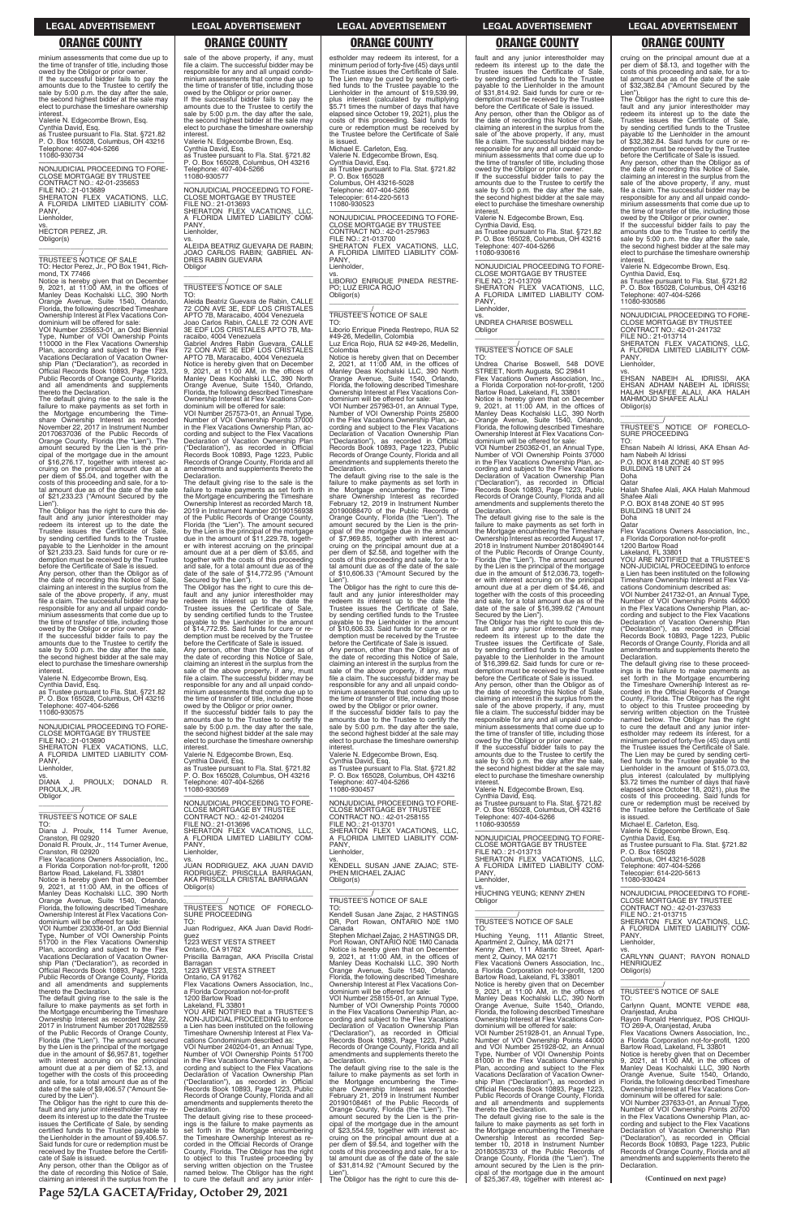minium assessments that come due up to the time of transfer of title, including those owed by the Obligor or prior owner.

If the successful bidder fails to pay the amounts due to the Trustee to certify the sale by 5:00 p.m. the day after the sale, the second highest bidder at the sale may elect to purchase the timeshare ownership interest.

Valerie N. Edgecombe Brown, Esq.
Cynthia David, Esq.
as Trustee pursuant to Fla. Stat. §721.82
P. O. Box 165028, Columbus, OH 43216
Telephone: 407-404-5266
11080-930734

---

NONJUDICIAL PROCEEDING TO FORECLOSE MORTGAGE BY TRUSTEE
CONTRACT NO.: 42-01-235653
FILE NO.: 21-013689
SHERATON FLEX VACATIONS, LLC, A FLORIDA LIMITED LIABILITY COMPANY,
Lienholder,
vs.
HECTOR PEREZ, JR.
Obligor(s)

TRUSTEE'S NOTICE OF SALE
TO: Hector Perez, Jr., PO Box 1941, Richmond, TX 77466

Notice is hereby given that on December 9, 2021, at 11:00 AM, in the offices of Manley Deas Kochalski LLC, 390 North Orange Avenue, Suite 1540, Orlando, Florida, the following described Timeshare Ownership Interest at Flex Vacations Condominium will be offered for sale:

VOI Number 235653-01, an Odd Biennial Type, Number of VOI Ownership Points 110000 in the Flex Vacations Ownership Plan, according and subject to the Flex Vacations Declaration of Vacation Ownership Plan ("Declaration"), as recorded in Official Records Book 10893, Page 1223, Public Records of Orange County, Florida and all amendments and supplements thereto the Declaration.

The default giving rise to the sale is the failure to make payments as set forth in the Mortgage encumbering the Timeshare Ownership Interest as recorded November 22, 2017 in Instrument Number 20170637036 of the Public Records of Orange County, Florida (the "Lien"). The amount secured by the Lien is the principal of the mortgage due in the amount of $16,276.17, together with interest accruing on the principal amount due at a per diem of $5.04, and together with the costs of this proceeding and sale, for a total amount due as of the date of the sale of $21,233.23 ("Amount Secured by the Lien").

The Obligor has the right to cure this default and any junior interestholder may redeem its interest up to the date the Trustee issues the Certificate of Sale, by sending certified funds to the Trustee payable to the Lienholder in the amount of $21,233.23. Said funds for cure or redemption must be received by the Trustee before the Certificate of Sale is issued.

Any person, other than the Obligor as of the date of recording this Notice of Sale, claiming an interest in the surplus from the sale of the above property, if any, must file a claim. The successful bidder may be responsible for any and all unpaid condominium assessments that come due up to the time of transfer of title, including those owed by the Obligor or prior owner.

If the successful bidder fails to pay the amounts due to the Trustee to certify the sale by 5:00 p.m. the day after the sale, the second highest bidder at the sale may elect to purchase the timeshare ownership interest.

Valerie N. Edgecombe Brown, Esq.
Cynthia David, Esq.
as Trustee pursuant to Fla. Stat. §721.82
P. O. Box 165028, Columbus, OH 43216
Telephone: 407-404-5266
11080-930575

---

NONJUDICIAL PROCEEDING TO FORECLOSE MORTGAGE BY TRUSTEE
FILE NO.: 21-013690
SHERATON FLEX VACATIONS, LLC, A FLORIDA LIMITED LIABILITY COMPANY,
Lienholder,
vs.
DIANA J. PROULX; DONALD R. PROULX, JR.
Obligor

TRUSTEE'S NOTICE OF SALE
TO:
Diana J. Proulx, 114 Turner Avenue, Cranston, RI 02920
Donald R. Proulx, Jr., 114 Turner Avenue, Cranston, RI 02920
Flex Vacations Owners Association, Inc., a Florida Corporation not-for-profit, 1200 Bartow Road, Lakeland, FL 33801

Notice is hereby given that on December 9, 2021, at 11:00 AM, in the offices of Manley Deas Kochalski LLC, 390 North Orange Avenue, Suite 1540, Orlando, Florida, the following described Timeshare Ownership Interest at Flex Vacations Condominium will be offered for sale:

VOI Number 230336-01, an Odd Biennial Type, Number of VOI Ownership Points 51700 in the Flex Vacations Ownership Plan, according and subject to the Flex Vacations Declaration of Vacation Ownership Plan ("Declaration"), as recorded in Official Records Book 10893, Page 1223, Public Records of Orange County, Florida and all amendments and supplements thereto the Declaration.

The default giving rise to the sale is the failure to make payments as set forth in the Mortgage encumbering the Timeshare Ownership Interest as recorded May 22, 2017 in Instrument Number 20170282559 of the Public Records of Orange County, Florida (the "Lien"). The amount secured by the Lien is the principal of the mortgage due in the amount of $6,957.81, together with interest accruing on the principal amount due at a per diem of $2.13, and together with the costs of this proceeding and sale, for a total amount due as of the date of the sale of $9,406.57 ("Amount Secured by the Lien").

The Obligor has the right to cure this default and any junior interestholder may redeem its interest up to the date the Trustee issues the Certificate of Sale, by sending certified funds to the Trustee payable to the Lienholder in the amount of $9,406.57. Said funds for cure or redemption must be received by the Trustee before the Certificate of Sale is issued.

Any person, other than the Obligor as of the date of recording this Notice of Sale, claiming an interest in the surplus from the sale of the above property, if any, must file a claim. The successful bidder may be responsible for any and all unpaid condominium assessments that come due up to the time of transfer of title, including those owed by the Obligor or prior owner.

If the successful bidder fails to pay the amounts due to the Trustee to certify the sale by 5:00 p.m. the day after the sale, the second highest bidder at the sale may elect to purchase the timeshare ownership interest.

Valerie N. Edgecombe Brown, Esq.
Cynthia David, Esq.
as Trustee pursuant to Fla. Stat. §721.82
P. O. Box 165028, Columbus, OH 43216
Telephone: 407-404-5266
11080-930577

---

NONJUDICIAL PROCEEDING TO FORECLOSE MORTGAGE BY TRUSTEE
FILE NO.: 21-013693
SHERATON FLEX VACATIONS, LLC, A FLORIDA LIMITED LIABILITY COMPANY,
Lienholder,
vs.
ALEIDA BEATRIZ GUEVARA DE RABIN; JOAO CARLOS RABIN; GABRIEL ANDRES RABIN GUEVARA
Obligor

TRUSTEE'S NOTICE OF SALE
TO:
Aleida Beatriz Guevara de Rabin, CALLE 72 CON AVE 3E, EDF LOS CRISTALES APTO 7B, Maracaibo, 4004 Venezuela
Joao Carlos Rabin, CALLE 72 CON AVE 3E EDF LOS CRISTALES APTO 7B, Maracaibo, 4004 Venezuela
Gabriel Andres Rabin Guevara, CALLE 72 CON AVE 3E EDF LOS CRISTALES APTO 7B, Maracaibo, 4004 Venezuela

Notice is hereby given that on December 9, 2021, at 11:00 AM, in the offices of Manley Deas Kochalski LLC, 390 North Orange Avenue, Suite 1540, Orlando, Florida, the following described Timeshare Ownership Interest at Flex Vacations Condominium will be offered for sale:

VOI Number 257573-01, an Annual Type, Number of VOI Ownership Points 37000 in the Flex Vacations Ownership Plan, according and subject to the Flex Vacations Declaration of Vacation Ownership Plan ("Declaration"), as recorded in Official Records Book 10893, Page 1223, Public Records of Orange County, Florida and all amendments and supplements thereto the Declaration.

The default giving rise to the sale is the failure to make payments as set forth in the Mortgage encumbering the Timeshare Ownership Interest as recorded March 18, 2019 in Instrument Number 20190156938 of the Public Records of Orange County, Florida (the "Lien"). The amount secured by the Lien is the principal of the mortgage due in the amount of $11,229.78, together with interest accruing on the principal amount due at a per diem of $3.65, and together with the costs of this proceeding and sale, for a total amount due as of the date of the sale of $14,772.95 ("Amount Secured by the Lien").

The Obligor has the right to cure this default and any junior interestholder may redeem its interest up to the date the Trustee issues the Certificate of Sale, by sending certified funds to the Trustee payable to the Lienholder in the amount of $14,772.95. Said funds for cure or redemption must be received by the Trustee before the Certificate of Sale is issued.

Any person, other than the Obligor as of the date of recording this Notice of Sale, claiming an interest in the surplus from the sale of the above property, if any, must file a claim. The successful bidder may be responsible for any and all unpaid condominium assessments that come due up to the time of transfer of title, including those owed by the Obligor or prior owner.

If the successful bidder fails to pay the amounts due to the Trustee to certify the sale by 5:00 p.m. the day after the sale, the second highest bidder at the sale may elect to purchase the timeshare ownership interest.

Valerie N. Edgecombe Brown, Esq.
Cynthia David, Esq.
as Trustee pursuant to Fla. Stat. §721.82
P. O. Box 165028, Columbus, OH 43216
Telephone: 407-404-5266
11080-930569

---

NONJUDICIAL PROCEEDING TO FORECLOSE MORTGAGE BY TRUSTEE
CONTRACT NO.: 42-01-240204
FILE NO.: 21-013696
SHERATON FLEX VACATIONS, LLC, A FLORIDA LIMITED LIABILITY COMPANY,
Lienholder,
vs.
JUAN RODRIGUEZ, AKA JUAN DAVID RODRIGUEZ; PRISCILLA BARRAGAN, AKA PRISCILLA CRISTAL BARRAGAN
Obligor(s)

TRUSTEE'S NOTICE OF FORECLOSURE PROCEEDING
TO:
Juan Rodriguez, AKA Juan David Rodriguez
1223 WEST VESTA STREET
Ontario, CA 91762
Priscilla Barragan, AKA Priscilla Cristal Barragan
1223 WEST VESTA STREET
Ontario, CA 91762
Flex Vacations Owners Association, Inc., a Florida Corporation not-for-profit
1200 Bartow Road
Lakeland, FL 33801

YOU ARE NOTIFIED that a TRUSTEE'S NON-JUDICIAL PROCEEDING to enforce a Lien has been instituted on the following Timeshare Ownership Interest at Flex Vacations Condominium described as:

VOI Number 240204-01, an Annual Type, Number of VOI Ownership Points 51700 in the Flex Vacations Ownership Plan, according and subject to the Flex Vacations Declaration of Vacation Ownership Plan ("Declaration"), as recorded in Official Records Book 10893, Page 1223, Public Records of Orange County, Florida and all amendments and supplements thereto the Declaration.

The default giving rise to these proceedings is the failure to make payments as set forth in the Mortgage encumbering the Timeshare Ownership Interest as recorded in the Official Records of Orange County, Florida. The Obligor has the right to object to this Trustee proceeding by serving written objection on the Trustee named below. The Obligor has the right to cure the default and any junior interestholder may redeem its interest, for a minimum period of forty-five (45) days until the Trustee issues the Certificate of Sale. The Lien may be cured by sending certified funds to the Trustee payable to the Lienholder in the amount of $19,539.99, plus interest (calculated by multiplying $5.71 times the number of days that have elapsed since October 19, 2021), plus the costs of this proceeding. Said funds for cure or redemption must be received by the Trustee before the Certificate of Sale is issued.

Michael E. Carleton, Esq.
Valerie N. Edgecombe Brown, Esq.
Cynthia David, Esq.
as Trustee pursuant to Fla. Stat. §721.82
P. O. Box 165028
Columbus, OH 43216-5028
Telephone: 407-404-5266
Telecopier: 614-220-5613
11080-930523

---

NONJUDICIAL PROCEEDING TO FORECLOSE MORTGAGE BY TRUSTEE
CONTRACT NO.: 42-01-257963
FILE NO.: 21-013700
SHERATON FLEX VACATIONS, LLC, A FLORIDA LIMITED LIABILITY COMPANY,
Lienholder,
vs.
LIBORIO ENRIQUE PINEDA RESTREPO; LUZ ERICA ROJO
Obligor(s)

TRUSTEE'S NOTICE OF SALE
TO:
Liborio Enrique Pineda Restrepo, RUA 52 #49-26, Medellin, Colombia
Luz Erica Rojo, RUA 52 #49-26, Medellin, Colombia

Notice is hereby given that on December 2, 2021, at 11:00 AM, in the offices of Manley Deas Kochalski LLC, 390 North Orange Avenue, Suite 1540, Orlando, Florida, the following described Timeshare Ownership Interest at Flex Vacations Condominium will be offered for sale:

VOI Number 257963-01, an Annual Type, Number of VOI Ownership Points 25800 in the Flex Vacations Ownership Plan, according and subject to the Flex Vacations Declaration of Vacation Ownership Plan ("Declaration"), as recorded in Official Records Book 10893, Page 1223, Public Records of Orange County, Florida and all amendments and supplements thereto the Declaration.

The default giving rise to the sale is the failure to make payments as set forth in the Mortgage encumbering the Timeshare Ownership Interest as recorded February 12, 2019 in Instrument Number 20190088470 of the Public Records of Orange County, Florida (the "Lien"). The amount secured by the Lien is the principal of the mortgage due in the amount of $7,969.85, together with interest accruing on the principal amount due at a per diem of $2.58, and together with the costs of this proceeding and sale, for a total amount due as of the date of the sale of $10,606.33 ("Amount Secured by the Lien").

The Obligor has the right to cure this default and any junior interestholder may redeem its interest up to the date the Trustee issues the Certificate of Sale, by sending certified funds to the Trustee payable to the Lienholder in the amount of $10,606.33. Said funds for cure or redemption must be received by the Trustee before the Certificate of Sale is issued.

Any person, other than the Obligor as of the date of recording this Notice of Sale, claiming an interest in the surplus from the sale of the above property, if any, must file a claim. The successful bidder may be responsible for any and all unpaid condominium assessments that come due up to the time of transfer of title, including those owed by the Obligor or prior owner.

If the successful bidder fails to pay the amounts due to the Trustee to certify the sale by 5:00 p.m. the day after the sale, the second highest bidder at the sale may elect to purchase the timeshare ownership interest.

Valerie N. Edgecombe Brown, Esq.
Cynthia David, Esq.
as Trustee pursuant to Fla. Stat. §721.82
P. O. Box 165028, Columbus, OH 43216
Telephone: 407-404-5266
11080-930457

---

NONJUDICIAL PROCEEDING TO FORECLOSE MORTGAGE BY TRUSTEE
CONTRACT NO.: 42-01-258155
FILE NO.: 21-013701
SHERATON FLEX VACATIONS, LLC, A FLORIDA LIMITED LIABILITY COMPANY,
Lienholder,
vs.
KENDELL SUSAN JANE ZAJAC; STEPHEN MICHAEL ZAJAC
Obligor(s)

TRUSTEE'S NOTICE OF SALE
TO:
Kendell Susan Jane Zajac, 2 HASTINGS DR, Port Rowan, ONTARIO N0E 1M0 Canada
Stephen Michael Zajac, 2 HASTINGS DR, Port Rowan, ONTARIO N0E 1M0 Canada

Notice is hereby given that on December 9, 2021, at 11:00 AM, in the offices of Manley Deas Kochalski LLC, 390 North Orange Avenue, Suite 1540, Orlando, Florida, the following described Timeshare Ownership Interest at Flex Vacations Condominium will be offered for sale:

VOI Number 258155-01, an Annual Type, Number of VOI Ownership Points 70000 in the Flex Vacations Ownership Plan, according and subject to the Flex Vacations Declaration of Vacation Ownership Plan ("Declaration"), as recorded in Official Records Book 10893, Page 1223, Public Records of Orange County, Florida and all amendments and supplements thereto the Declaration.

The default giving rise to the sale is the failure to make payments as set forth in the Mortgage encumbering the Timeshare Ownership Interest as recorded February 21, 2019 in Instrument Number 20190108461 of the Public Records of Orange County, Florida (the "Lien"). The amount secured by the Lien is the principal of the mortgage due in the amount of $23,554.59, together with interest accruing on the principal amount due at a per diem of $8.54, and together with the costs of this proceeding and sale, for a total amount due as of the date of the sale of $31,814.92 ("Amount Secured by the Lien").

The Obligor has the right to cure this default and any junior interestholder may redeem its interest up to the date the Trustee issues the Certificate of Sale, by sending certified funds to the Trustee payable to the Lienholder in the amount of $31,814.92. Said funds for cure or redemption must be received by the Trustee before the Certificate of Sale is issued.

Any person, other than the Obligor as of the date of recording this Notice of Sale, claiming an interest in the surplus from the sale of the above property, if any, must file a claim. The successful bidder may be responsible for any and all unpaid condominium assessments that come due up to the time of transfer of title, including those owed by the Obligor or prior owner.

If the successful bidder fails to pay the amounts due to the Trustee to certify the sale by 5:00 p.m. the day after the sale, the second highest bidder at the sale may elect to purchase the timeshare ownership interest.

Valerie N. Edgecombe Brown, Esq.
Cynthia David, Esq.
as Trustee pursuant to Fla. Stat. §721.82
P. O. Box 165028, Columbus, OH 43216
Telephone: 407-404-5266
11080-930616

---

NONJUDICIAL PROCEEDING TO FORECLOSE MORTGAGE BY TRUSTEE
FILE NO.: 21-013709
SHERATON FLEX VACATIONS, LLC, A FLORIDA LIMITED LIABILITY COMPANY,
Lienholder,
vs.
UNDREA CHARISE BOSWELL
Obligor

TRUSTEE'S NOTICE OF SALE
TO:
Undrea Charise Boswell, 548 DOVE STREET, North Augusta, SC 29841
Flex Vacations Owners Association, Inc., a Florida Corporation not-for-profit, 1200 Bartow Road, Lakeland, FL 33801

Notice is hereby given that on December 9, 2021, at 11:00 AM, in the offices of Manley Deas Kochalski LLC, 390 North Orange Avenue, Suite 1540, Orlando, Florida, the following described Timeshare Ownership Interest at Flex Vacations Condominium will be offered for sale:

VOI Number 250362-01, an Annual Type, Number of VOI Ownership Points 37000 in the Flex Vacations Ownership Plan, according and subject to the Flex Vacations Declaration of Vacation Ownership Plan ("Declaration"), as recorded in Official Records Book 10893, Page 1223, Public Records of Orange County, Florida and all amendments and supplements thereto the Declaration.

The default giving rise to the sale is the failure to make payments as set forth in the Mortgage encumbering the Timeshare Ownership Interest as recorded August 17, 2018 in Instrument Number 20180490144 of the Public Records of Orange County, Florida (the "Lien"). The amount secured by the Lien is the principal of the mortgage due in the amount of $12,036.73, together with interest accruing on the principal amount due at a per diem of $4.46, and together with the costs of this proceeding and sale, for a total amount due as of the date of the sale of $16,399.62 ("Amount Secured by the Lien").

The Obligor has the right to cure this default and any junior interestholder may redeem its interest up to the date the Trustee issues the Certificate of Sale, by sending certified funds to the Trustee payable to the Lienholder in the amount of $16,399.62. Said funds for cure or redemption must be received by the Trustee before the Certificate of Sale is issued.

Any person, other than the Obligor as of the date of recording this Notice of Sale, claiming an interest in the surplus from the sale of the above property, if any, must file a claim. The successful bidder may be responsible for any and all unpaid condominium assessments that come due up to the time of transfer of title, including those owed by the Obligor or prior owner.

If the successful bidder fails to pay the amounts due to the Trustee to certify the sale by 5:00 p.m. the day after the sale, the second highest bidder at the sale may elect to purchase the timeshare ownership interest.

Valerie N. Edgecombe Brown, Esq.
Cynthia David, Esq.
as Trustee pursuant to Fla. Stat. §721.82
P. O. Box 165028, Columbus, OH 43216
Telephone: 407-404-5266
11080-930559

---

NONJUDICIAL PROCEEDING TO FORECLOSE MORTGAGE BY TRUSTEE
FILE NO.: 21-013713
SHERATON FLEX VACATIONS, LLC, A FLORIDA LIMITED LIABILITY COMPANY,
Lienholder,
vs.
HIUCHING YEUNG; KENNY ZHEN
Obligor

TRUSTEE'S NOTICE OF SALE
TO:
Hiuching Yeung, 111 Atlantic Street, Apartment 2, Quincy, MA 02171
Kenny Zhen, 111 Atlantic Street, Apartment 2, Quincy, MA 02171
Flex Vacations Owners Association, Inc., a Florida Corporation not-for-profit, 1200 Bartow Road, Lakeland, FL 33801

Notice is hereby given that on December 9, 2021, at 11:00 AM, in the offices of Manley Deas Kochalski LLC, 390 North Orange Avenue, Suite 1540, Orlando, Florida, the following described Timeshare Ownership Interest at Flex Vacations Condominium will be offered for sale:

VOI Number 251928-01, an Annual Type, Number of VOI Ownership Points 44000 and VOI Number 251928-02, an Annual Type, Number of VOI Ownership Points 81000 in the Flex Vacations Ownership Plan, according and subject to the Flex Vacations Declaration of Vacation Ownership Plan ("Declaration"), as recorded in Official Records Book 10893, Page 1223, Public Records of Orange County, Florida and all amendments and supplements thereto the Declaration.

The default giving rise to the sale is the failure to make payments as set forth in the Mortgage encumbering the Timeshare Ownership Interest as recorded September 10, 2018 in Instrument Number 20180535733 of the Public Records of Orange County, Florida (the "Lien"). The amount secured by the Lien is the principal of the mortgage due in the amount of $25,367.49, together with interest accruing on the principal amount due at a per diem of $8.13, and together with the costs of this proceeding and sale, for a total amount due as of the date of the sale of $32,382.84 ("Amount Secured by the Lien").

The Obligor has the right to cure this default and any junior interestholder may redeem its interest up to the date the Trustee issues the Certificate of Sale, by sending certified funds to the Trustee payable to the Lienholder in the amount of $32,382.84. Said funds for cure or redemption must be received by the Trustee before the Certificate of Sale is issued.

Any person, other than the Obligor as of the date of recording this Notice of Sale, claiming an interest in the surplus from the sale of the above property, if any, must file a claim. The successful bidder may be responsible for any and all unpaid condominium assessments that come due up to the time of transfer of title, including those owed by the Obligor or prior owner.

If the successful bidder fails to pay the amounts due to the Trustee to certify the sale by 5:00 p.m. the day after the sale, the second highest bidder at the sale may elect to purchase the timeshare ownership interest.

Valerie N. Edgecombe Brown, Esq.
Cynthia David, Esq.
as Trustee pursuant to Fla. Stat. §721.82
P. O. Box 165028, Columbus, OH 43216
Telephone: 407-404-5266
11080-930586

---

NONJUDICIAL PROCEEDING TO FORECLOSE MORTGAGE BY TRUSTEE
CONTRACT NO.: 42-01-241732
FILE NO.: 21-013714
SHERATON FLEX VACATIONS, LLC, A FLORIDA LIMITED LIABILITY COMPANY,
Lienholder,
vs.
EHSAN NABEIH AL IDRISSI, AKA EHSAN ADHAM NABEIH AL IDRISSI; HALAH SHAFEE ALALI, AKA HALAH MAHMOUD SHAFEE ALALI
Obligor(s)

TRUSTEE'S NOTICE OF FORECLOSURE PROCEEDING
TO:
Ehsan Nabeih Al Idrissi, AKA Ehsan Adham Nabeih Al Idrissi
P.O. BOX 8148 ZONE 40 ST 995
BUILDING 18 UNIT 24
Doha
Qatar
Halah Shafee Alali, AKA Halah Mahmoud Shafee Alali
P.O. BOX 8148 ZONE 40 ST 995
BUILDING 18 UNIT 24
Doha
Qatar
Flex Vacations Owners Association, Inc., a Florida Corporation not-for-profit
1200 Bartow Road
Lakeland, FL 33801

YOU ARE NOTIFIED that a TRUSTEE'S NON-JUDICIAL PROCEEDING to enforce a Lien has been instituted on the following Timeshare Ownership Interest at Flex Vacations Condominium described as:

VOI Number 241732-01, an Annual Type, Number of VOI Ownership Points 44000 in the Flex Vacations Ownership Plan, according and subject to the Flex Vacations Declaration of Vacation Ownership Plan ("Declaration"), as recorded in Official Records Book 10893, Page 1223, Public Records of Orange County, Florida and all amendments and supplements thereto the Declaration.

The default giving rise to these proceedings is the failure to make payments as set forth in the Mortgage encumbering the Timeshare Ownership Interest as recorded in the Official Records of Orange County, Florida. The Obligor has the right to object to this Trustee proceeding by serving written objection on the Trustee named below. The Obligor has the right to cure the default and any junior interestholder may redeem its interest, for a minimum period of forty-five (45) days until the Trustee issues the Certificate of Sale. The Lien may be cured by sending certified funds to the Trustee payable to the Lienholder in the amount of $15,073.03, plus interest (calculated by multiplying $3.72 times the number of days that have elapsed since October 18, 2021), plus the costs of this proceeding. Said funds for cure or redemption must be received by the Trustee before the Certificate of Sale is issued.

Michael E. Carleton, Esq.
Valerie N. Edgecombe Brown, Esq.
Cynthia David, Esq.
as Trustee pursuant to Fla. Stat. §721.82
P. O. Box 165028
Columbus, OH 43216-5028
Telephone: 407-404-5266
Telecopier: 614-220-5613
11080-930424

---

NONJUDICIAL PROCEEDING TO FORECLOSE MORTGAGE BY TRUSTEE
CONTRACT NO.: 42-01-237633
FILE NO.: 21-013715
SHERATON FLEX VACATIONS, LLC, A FLORIDA LIMITED LIABILITY COMPANY,
Lienholder,
vs.
CARLYNN QUANT; RAYON RONALD HENRIQUEZ
Obligor(s)

TRUSTEE'S NOTICE OF SALE
TO:
Carlynn Quant, MONTE VERDE #88, Oranjestad, Aruba
Rayon Ronald Henriquez, POS CHIQUITO 29-A, Oranjestad, Aruba
Flex Vacations Owners Association, Inc., a Florida Corporation not-for-profit, 1200 Bartow Road, Lakeland, FL 33801

Notice is hereby given that on December 9, 2021, at 11:00 AM, in the offices of Manley Deas Kochalski LLC, 390 North Orange Avenue, Suite 1540, Orlando, Florida, the following described Timeshare Ownership Interest at Flex Vacations Condominium will be offered for sale:

VOI Number 237633-01, an Annual Type, Number of VOI Ownership Points 20700 in the Flex Vacations Ownership Plan, according and subject to the Flex Vacations Declaration of Vacation Ownership Plan ("Declaration"), as recorded in Official Records Book 10893, Page 1223, Public Records of Orange County, Florida and all amendments and supplements thereto the Declaration.

**(Continued on next page)**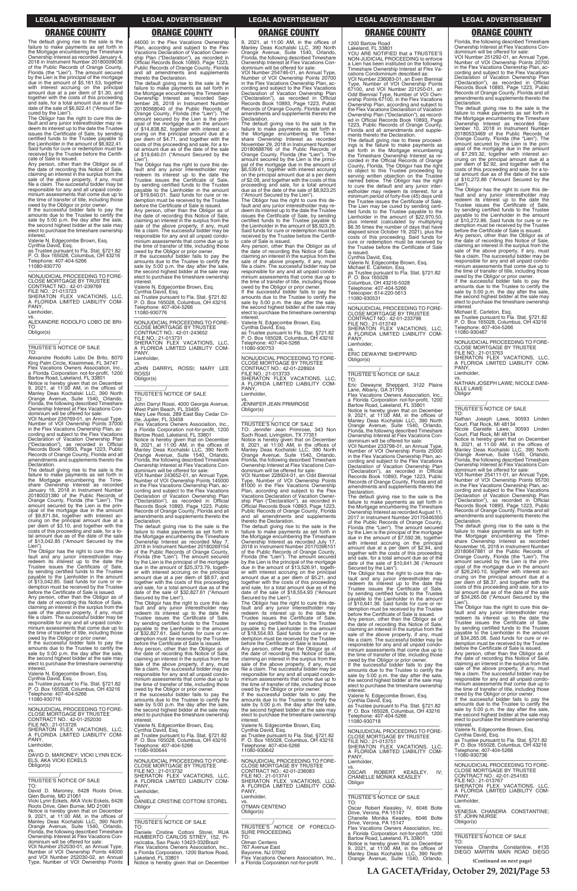The default giving rise to the sale is the failure to make payments as set forth in the Mortgage encumbering the Timeshare Ownership Interest as recorded January 4, 2018 in Instrument Number 20180009036 of the Public Records of Orange County, Florida (the "Lien"). The amount secured by the Lien is the principal of the mortgage due in the amount of $5,161.53, together with interest accruing on the principal amount due at a per diem of $1.30, and together with the costs of this proceeding and sale, for a total amount due as of the date of the sale of $6,922.41 ("Amount Secured by the Lien").

The Obligor has the right to cure this default and any junior interestholder may redeem its interest up to the date the Trustee issues the Certificate of Sale, by sending certified funds to the Trustee payable to the Lienholder in the amount of $6,922.41. Said funds for cure or redemption must be received by the Trustee before the Certificate of Sale is issued.

Any person, other than the Obligor as of the date of recording this Notice of Sale, claiming an interest in the surplus from the sale of the above property, if any, must file a claim. The successful bidder may be responsible for any and all unpaid condominium assessments that come due up to the time of transfer of title, including those owed by the Obligor or prior owner.

If the successful bidder fails to pay the amounts due to the Trustee to certify the sale by 5:00 p.m. the day after the sale, the second highest bidder at the sale may elect to purchase the timeshare ownership interest.

Valerie N. Edgecombe Brown, Esq.
Cynthia David, Esq.
as Trustee pursuant to Fla. Stat. §721.82
P. O. Box 165028, Columbus, OH 43216
Telephone: 407-404-5266
11080-930770

---

NONJUDICIAL PROCEEDING TO FORECLOSE MORTGAGE BY TRUSTEE
CONTRACT NO.: 42-01-239769
FILE NO.: 21-013723
SHERATON FLEX VACATIONS, LLC, A FLORIDA LIMITED LIABILITY COMPANY,
Lienholder,
vs.
ALEXANDRE RODOLFO LOBO DE BRITO
Obligor(s)

TRUSTEE'S NOTICE OF SALE
TO:
Alexandre Rodolfo Lobo De Brito, 8070 King Palm Circle, Kissimmee, FL 34747
Flex Vacations Owners Association, Inc., a Florida Corporation not-for-profit, 1200 Bartow Road, Lakeland, FL 33801

Notice is hereby given that on December 9, 2021, at 11:00 AM, in the offices of Manley Deas Kochalski LLC, 390 North Orange Avenue, Suite 1540, Orlando, Florida, the following described Timeshare Ownership Interest at Flex Vacations Condominium will be offered for sale:

VOI Number 239769-01, an Annual Type, Number of VOI Ownership Points 37000 in the Flex Vacations Ownership Plan, according and subject to the Flex Vacations Declaration of Vacation Ownership Plan ("Declaration"), as recorded in Official Records Book 10893, Page 1223, Public Records of Orange County, Florida and all amendments and supplements thereto the Declaration.

The default giving rise to the sale is the failure to make payments as set forth in the Mortgage encumbering the Timeshare Ownership Interest as recorded January 16, 2018 in Instrument Number 20180031380 of the Public Records of Orange County, Florida (the "Lien"). The amount secured by the Lien is the principal of the mortgage due in the amount of $9,871.84, together with interest accruing on the principal amount due at a per diem of $3.10, and together with the costs of this proceeding and sale, for a total amount due as of the date of the sale of $13,042.85 ("Amount Secured by the Lien").

The Obligor has the right to cure this default and any junior interestholder may redeem its interest up to the date the Trustee issues the Certificate of Sale, by sending certified funds to the Trustee payable to the Lienholder in the amount of $13,042.85. Said funds for cure or redemption must be received by the Trustee before the Certificate of Sale is issued.

Any person, other than the Obligor as of the date of recording this Notice of Sale, claiming an interest in the surplus from the sale of the above property, if any, must file a claim. The successful bidder may be responsible for any and all unpaid condominium assessments that come due up to the time of transfer of title, including those owed by the Obligor or prior owner.

If the successful bidder fails to pay the amounts due to the Trustee to certify the sale by 5:00 p.m. the day after the sale, the second highest bidder at the sale may elect to purchase the timeshare ownership interest.

Valerie N. Edgecombe Brown, Esq.
Cynthia David, Esq.
as Trustee pursuant to Fla. Stat. §721.82
P. O. Box 165028, Columbus, OH 43216
Telephone: 407-404-5266
11080-930716

---

NONJUDICIAL PROCEEDING TO FORECLOSE MORTGAGE BY TRUSTEE
CONTRACT NO.: 42-01-252030
FILE NO.: 21-013726
SHERATON FLEX VACATIONS, LLC, A FLORIDA LIMITED LIABILITY COMPANY,
Lienholder,
vs.
DAVID D. MARONEY; VICKI LYNN ECKELS, AKA VICKI ECKELS
Obligor(s)

TRUSTEE'S NOTICE OF SALE
TO:
David D. Maroney, 6428 Roots Drive, Glen Burnie, MD 21061
Vicki Lynn Eckels, AKA Vicki Eckels, 6428 Roots Drive, Glen Burnie, MD 21061

Notice is hereby given that on December 9, 2021, at 11:00 AM, in the offices of Manley Deas Kochalski LLC, 390 North Orange Avenue, Suite 1540, Orlando, Florida, the following described Timeshare Ownership Interest at Flex Vacations Condominium will be offered for sale:

VOI Number 252030-01, an Annual Type, Number of VOI Ownership Points 44000 and VOI Number 252030-02, an Annual Type, Number of VOI Ownership Points 44000 in the Flex Vacations Ownership Plan, according and subject to the Flex Vacations Declaration of Vacation Ownership Plan ("Declaration"), as recorded in Official Records Book 10893, Page 1223, Public Records of Orange County, Florida and all amendments and supplements thereto the Declaration.

The default giving rise to the sale is the failure to make payments as set forth in the Mortgage encumbering the Timeshare Ownership Interest as recorded September 26, 2018 in Instrument Number 20180568040 of the Public Records of Orange County, Florida (the "Lien"). The amount secured by the Lien is the principal of the mortgage due in the amount of $14,838.82, together with interest accruing on the principal amount due at a per diem of $4.71, and together with the costs of this proceeding and sale, for a total amount due as of the date of the sale of $19,640.01 ("Amount Secured by the Lien").

The Obligor has the right to cure this default and any junior interestholder may redeem its interest up to the date the Trustee issues the Certificate of Sale, by sending certified funds to the Trustee payable to the Lienholder in the amount of $19,640.01. Said funds for cure or redemption must be received by the Trustee before the Certificate of Sale is issued.

Any person, other than the Obligor as of the date of recording this Notice of Sale, claiming an interest in the surplus from the sale of the above property, if any, must file a claim. The successful bidder may be responsible for any and all unpaid condominium assessments that come due up to the time of transfer of title, including those owed by the Obligor or prior owner.

If the successful bidder fails to pay the amounts due to the Trustee to certify the sale by 5:00 p.m. the day after the sale, the second highest bidder at the sale may elect to purchase the timeshare ownership interest.

Valerie N. Edgecombe Brown, Esq.
Cynthia David, Esq.
as Trustee pursuant to Fla. Stat. §721.82
P. O. Box 165028, Columbus, OH 43216
Telephone: 407-404-5266
11080-930776

---

NONJUDICIAL PROCEEDING TO FORECLOSE MORTGAGE BY TRUSTEE
CONTRACT NO.: 42-01-243652
FILE NO.: 21-013731
SHERATON FLEX VACATIONS, LLC, A FLORIDA LIMITED LIABILITY COMPANY,
Lienholder,
vs.
JOHN DARRYL ROSSI; MARY LEE ROSSI
Obligor(s)

TRUSTEE'S NOTICE OF SALE
TO:
John Darryl Rossi, 4000 Georgia Avenue, West Palm Beach, FL 33405
Mary Lee Rossi, 289 East Bay Cedar Circle, Jupiter, FL 33458
Flex Vacations Owners Association, Inc., a Florida Corporation not-for-profit, 1200 Bartow Road, Lakeland, FL 33801

Notice is hereby given that on December 9, 2021, at 11:00 AM, in the offices of Manley Deas Kochalski LLC, 390 North Orange Avenue, Suite 1540, Orlando, Florida, the following described Timeshare Ownership Interest at Flex Vacations Condominium will be offered for sale:

VOI Number 243652-01, an Annual Type, Number of VOI Ownership Points 145000 in the Flex Vacations Ownership Plan, according and subject to the Flex Vacations Declaration of Vacation Ownership Plan ("Declaration"), as recorded in Official Records Book 10893, Page 1223, Public Records of Orange County, Florida and all amendments and supplements thereto the Declaration.

The default giving rise to the sale is the failure to make payments as set forth in the Mortgage encumbering the Timeshare Ownership Interest as recorded May 7, 2018 in Instrument Number 20180269154 of the Public Records of Orange County, Florida (the "Lien"). The amount secured by the Lien is the principal of the mortgage due in the amount of $25,373.79, together with interest accruing on the principal amount due at a per diem of $8.67, and together with the costs of this proceeding and sale, for a total amount due as of the date of the sale of $32,827.61 ("Amount Secured by the Lien").

The Obligor has the right to cure this default and any junior interestholder may redeem its interest up to the date the Trustee issues the Certificate of Sale, by sending certified funds to the Trustee payable to the Lienholder in the amount of $32,827.61. Said funds for cure or redemption must be received by the Trustee before the Certificate of Sale is issued.

Any person, other than the Obligor as of the date of recording this Notice of Sale, claiming an interest in the surplus from the sale of the above property, if any, must file a claim. The successful bidder may be responsible for any and all unpaid condominium assessments that come due up to the time of transfer of title, including those owed by the Obligor or prior owner.

If the successful bidder fails to pay the amounts due to the Trustee to certify the sale by 5:00 p.m. the day after the sale, the second highest bidder at the sale may elect to purchase the timeshare ownership interest.

Valerie N. Edgecombe Brown, Esq.
Cynthia David, Esq.
as Trustee pursuant to Fla. Stat. §721.82
P. O. Box 165028, Columbus, OH 43216
Telephone: 407-404-5266
11080-930644

---

NONJUDICIAL PROCEEDING TO FORECLOSE MORTGAGE BY TRUSTEE
FILE NO.: 21-013732
SHERATON FLEX VACATIONS, LLC, A FLORIDA LIMITED LIABILITY COMPANY,
Lienholder,
vs.
DANIELE CRISTINE COTTONI STOREL
Obligor

TRUSTEE'S NOTICE OF SALE
TO:
Daniele Cristine Cottoni Storel, RUA HUMBERTO CARLOS STREY, 152, Piracicaba, Sao Paulo 13423-332Brazil
Flex Vacations Owners Association, Inc., a Florida Corporation, 1200 Bartow Road, Lakeland, FL 33801

Notice is hereby given that on December 9, 2021, at 11:00 AM, in the offices of Manley Deas Kochalski LLC, 390 North Orange Avenue, Suite 1540, Orlando, Florida, the following described Timeshare Ownership Interest at Flex Vacations Condominium will be offered for sale:

VOI Number 254746-01, an Annual Type, Number of VOI Ownership Points 20700 in the Flex Vacations Ownership Plan, according and subject to the Flex Vacations Declaration of Vacation Ownership Plan ("Declaration"), as recorded in Official Records Book 10893, Page 1223, Public Records of Orange County, Florida and all amendments and supplements thereto the Declaration.

The default giving rise to the sale is the failure to make payments as set forth in the Mortgage encumbering the Timeshare Ownership Interest as recorded November 29, 2018 in Instrument Number 20180688766 of the Public Records of Orange County, Florida (the "Lien"). The amount secured by the Lien is the principal of the mortgage due in the amount of $6,539.61, together with interest accruing on the principal amount due at a per diem of $2.09, and together with the costs of this proceeding and sale, for a total amount due as of the date of the sale of $8,923.25 ("Amount Secured by the Lien").

The Obligor has the right to cure this default and any junior interestholder may redeem its interest up to the date the Trustee issues the Certificate of Sale, by sending certified funds to the Trustee payable to the Lienholder in the amount of $8,923.25. Said funds for cure or redemption must be received by the Trustee before the Certificate of Sale is issued.

Any person, other than the Obligor as of the date of recording this Notice of Sale, claiming an interest in the surplus from the sale of the above property, if any, must file a claim. The successful bidder may be responsible for any and all unpaid condominium assessments that come due up to the time of transfer of title, including those owed by the Obligor or prior owner.

If the successful bidder fails to pay the amounts due to the Trustee to certify the sale by 5:00 p.m. the day after the sale, the second highest bidder at the sale may elect to purchase the timeshare ownership interest.

Valerie N. Edgecombe Brown, Esq.
Cynthia David, Esq.
as Trustee pursuant to Fla. Stat. §721.82
P. O. Box 165028, Columbus, OH 43216
Telephone: 407-404-5266
11080-930753

---

NONJUDICIAL PROCEEDING TO FORECLOSE MORTGAGE BY TRUSTEE
CONTRACT NO.: 42-01-228924
FILE NO.: 21-013733
SHERATON FLEX VACATIONS, LLC, A FLORIDA LIMITED LIABILITY COMPANY,
Lienholder,
vs.
JENNIFER JEAN PRIMROSE
Obligor(s)

TRUSTEE'S NOTICE OF SALE
TO: Jennifer Jean Primrose, 343 Non Such Road, Livingston, TX 77351

Notice is hereby given that on December 9, 2021, at 11:00 AM, in the offices of Manley Deas Kochalski LLC, 390 North Orange Avenue, Suite 1540, Orlando, Florida, the following described Timeshare Ownership Interest at Flex Vacations Condominium will be offered for sale:

VOI Number 228924-01, an Odd Biennial Type, Number of VOI Ownership Points 81000 in the Flex Vacations Ownership Plan, according and subject to the Flex Vacations Declaration of Vacation Ownership Plan ("Declaration"), as recorded in Official Records Book 10893, Page 1223, Public Records of Orange County, Florida and all amendments and supplements thereto the Declaration.

The default giving rise to the sale is the failure to make payments as set forth in the Mortgage encumbering the Timeshare Ownership Interest as recorded July 17, 2018 in Instrument Number 20180396151 of the Public Records of Orange County, Florida (the "Lien"). The amount secured by the Lien is the principal of the mortgage due in the amount of $13,526.91, together with interest accruing on the principal amount due at a per diem of $5.21, and together with the costs of this proceeding and sale, for a total amount due as of the date of the sale of $18,554.93 ("Amount Secured by the Lien").

The Obligor has the right to cure this default and any junior interestholder may redeem its interest up to the date the Trustee issues the Certificate of Sale, by sending certified funds to the Trustee payable to the Lienholder in the amount of $18,554.93. Said funds for cure or redemption must be received by the Trustee before the Certificate of Sale is issued.

Any person, other than the Obligor as of the date of recording this Notice of Sale, claiming an interest in the surplus from the sale of the above property, if any, must file a claim. The successful bidder may be responsible for any and all unpaid condominium assessments that come due up to the time of transfer of title, including those owed by the Obligor or prior owner.

If the successful bidder fails to pay the amounts due to the Trustee to certify the sale by 5:00 p.m. the day after the sale, the second highest bidder at the sale may elect to purchase the timeshare ownership interest.

Valerie N. Edgecombe Brown, Esq.
Cynthia David, Esq.
as Trustee pursuant to Fla. Stat. §721.82
P. O. Box 165028, Columbus, OH 43216
Telephone: 407-404-5266
11080-930642

---

NONJUDICIAL PROCEEDING TO FORECLOSE MORTGAGE BY TRUSTEE
CONTRACT NO.: 42-01-236083
FILE NO.: 21-013741
SHERATON FLEX VACATIONS, LLC, A FLORIDA LIMITED LIABILITY COMPANY,
Lienholder,
vs.
OTMAN CENTENO
Obligor(s)

TRUSTEE'S NOTICE OF FORECLOSURE PROCEEDING
TO:
Otman Centeno
767 Avenue East
Bayonne, NJ 07002
Flex Vacations Owners Association, Inc., a Florida Corporation not-for-profit
1200 Bartow Road
Lakeland, FL 33801

YOU ARE NOTIFIED that a TRUSTEE'S NON-JUDICIAL PROCEEDING to enforce a Lien has been instituted on the following Timeshare Ownership Interest at Flex Vacations Condominium described as:

VOI Number 236083-01, an Even Biennial Type, Number of VOI Ownership Points 67100, and VOI Number 221250-01, an Odd Biennial Type, Number of VOI Ownership Points 67100, in the Flex Vacations Ownership Plan, according and subject to the Flex Vacations Declaration of Vacation Ownership Plan ("Declaration"), as recorded in Official Records Book 10893, Page 1223, Public Records of Orange County, Florida and all amendments and supplements thereto the Declaration.

The default giving rise to these proceedings is the failure to make payments as set forth in the Mortgage encumbering the Timeshare Ownership Interest as recorded in the Official Records of Orange County, Florida. The Obligor has the right to object to this Trustee proceeding by serving written objection on the Trustee named below. The Obligor has the right to cure the default and any junior interestholder may redeem its interest, for a minimum period of forty-five (45) days until the Trustee issues the Certificate of Sale. The Lien may be cured by sending certified funds to the Trustee payable to the Lienholder in the amount of $22,970.50, plus interest (calculated by multiplying $6.35 times the number of days that have elapsed since October 19, 2021), plus the costs of this proceeding. Said funds for cure or redemption must be received by the Trustee before the Certificate of Sale is issued.

Cynthia David, Esq.
Valerie N. Edgecombe Brown, Esq.
Michael E. Carleton, Esq.
as Trustee pursuant to Fla. Stat. §721.82
P. O. Box 165028
Columbus, OH 43216-5028
Telephone: 407-404-5266
Telecopier: 614-220-5613
11080-930531

---

NONJUDICIAL PROCEEDING TO FORECLOSE MORTGAGE BY TRUSTEE
CONTRACT NO.: 42-01-233798
FILE NO.: 21-013749
SHERATON FLEX VACATIONS, LLC, A FLORIDA LIMITED LIABILITY COMPANY,
Lienholder,
vs.
ERIC DEWAYNE SHEPPARD
Obligor(s)

TRUSTEE'S NOTICE OF SALE
TO:
Eric Dewayne Sheppard, 3122 Plains Lane, Albany, GA 31705
Flex Vacations Owners Association, Inc., a Florida Corporation not-for-profit, 1200 Bartow Road, Lakeland, FL 33801

Notice is hereby given that on December 9, 2021, at 11:00 AM, in the offices of Manley Deas Kochalski LLC, 390 North Orange Avenue, Suite 1540, Orlando, Florida, the following described Timeshare Ownership Interest at Flex Vacations Condominium will be offered for sale:

VOI Number 233798-01, an Annual Type, Number of VOI Ownership Points 25000 in the Flex Vacations Ownership Plan, according and subject to the Flex Vacations Declaration of Vacation Ownership Plan ("Declaration"), as recorded in Official Records Book 10893, Page 1223, Public Records of Orange County, Florida and all amendments and supplements thereto the Declaration.

The default giving rise to the sale is the failure to make payments as set forth in the Mortgage encumbering the Timeshare Ownership Interest as recorded August 11, 2017 in Instrument Number 20170446350 of the Public Records of Orange County, Florida (the "Lien"). The amount secured by the Lien is the principal of the mortgage due in the amount of $7,592.36, together with interest accruing on the principal amount due at a per diem of $2.94, and together with the costs of this proceeding and sale, for a total amount due as of the date of the sale of $10,641.36 ("Amount Secured by the Lien").

The Obligor has the right to cure this default and any junior interestholder may redeem its interest up to the date the Trustee issues the Certificate of Sale, by sending certified funds to the Trustee payable to the Lienholder in the amount of $10,641.36. Said funds for cure or redemption must be received by the Trustee before the Certificate of Sale is issued.

Any person, other than the Obligor as of the date of recording this Notice of Sale, claiming an interest in the surplus from the sale of the above property, if any, must file a claim. The successful bidder may be responsible for any and all unpaid condominium assessments that come due up to the time of transfer of title, including those owed by the Obligor or prior owner.

If the successful bidder fails to pay the amounts due to the Trustee to certify the sale by 5:00 p.m. the day after the sale, the second highest bidder at the sale may elect to purchase the timeshare ownership interest.

Valerie N. Edgecombe Brown, Esq.
Cynthia David, Esq.
as Trustee pursuant to Fla. Stat. §721.82
P. O. Box 165028, Columbus, OH 43216
Telephone: 407-404-5266
11080-930718

---

NONJUDICIAL PROCEEDING TO FORECLOSE MORTGAGE BY TRUSTEE
FILE NO.: 21-013751
SHERATON FLEX VACATIONS, LLC, A FLORIDA LIMITED LIABILITY COMPANY,
Lienholder,
vs.
OSCAR ROBERT KEASLEY, IV; CHANELLE MONIKA KEASLEY
Obligor

TRUSTEE'S NOTICE OF SALE
TO:
Oscar Robert Keasley, IV, 6046 Bolte Drive, Verona, PA 15147
Chanelle Monika Keasley, 6046 Bolte Drive, Verona, PA 15147
Flex Vacations Owners Association, Inc., a Florida Corporation not-for-profit, 1200 Bartow Road, Lakeland, FL 33801

Notice is hereby given that on December 9, 2021, at 11:00 AM, in the offices of Manley Deas Kochalski LLC, 390 North Orange Avenue, Suite 1540, Orlando, Florida, the following described Timeshare Ownership Interest at Flex Vacations Condominium will be offered for sale:

VOI Number 251292-01, an Annual Type, Number of VOI Ownership Points 20700 in the Flex Vacations Ownership Plan, according and subject to the Flex Vacations Declaration of Vacation Ownership Plan ("Declaration"), as recorded in Official Records Book 10893, Page 1223, Public Records of Orange County, Florida and all amendments and supplements thereto the Declaration.

The default giving rise to the sale is the failure to make payments as set forth in the Mortgage encumbering the Timeshare Ownership Interest as recorded September 10, 2018 in Instrument Number 20180533469 of the Public Records of Orange County, Florida (the "Lien"). The amount secured by the Lien is the principal of the mortgage due in the amount of $7,293.32, together with interest accruing on the principal amount due at a per diem of $2.92, and together with the costs of this proceeding and sale, for a total amount due as of the date of the sale of $10,272.86 ("Amount Secured by the Lien").

The Obligor has the right to cure this default and any junior interestholder may redeem its interest up to the date the Trustee issues the Certificate of Sale, by sending certified funds to the Trustee payable to the Lienholder in the amount of $10,272.86. Said funds for cure or redemption must be received by the Trustee before the Certificate of Sale is issued.

Any person, other than the Obligor as of the date of recording this Notice of Sale, claiming an interest in the surplus from the sale of the above property, if any, must file a claim. The successful bidder may be responsible for any and all unpaid condominium assessments that come due up to the time of transfer of title, including those owed by the Obligor or prior owner.

If the successful bidder fails to pay the amounts due to the Trustee to certify the sale by 5:00 p.m. the day after the sale, the second highest bidder at the sale may elect to purchase the timeshare ownership interest.

Michael E. Carleton, Esq.
as Trustee pursuant to Fla. Stat. §721.82
P. O. Box 165028, Columbus, OH 43216
Telephone: 407-404-5266
11080-930467

---

NONJUDICIAL PROCEEDING TO FORECLOSE MORTGAGE BY TRUSTEE
FILE NO.: 21-013763
SHERATON FLEX VACATIONS, LLC, A FLORIDA LIMITED LIABILITY COMPANY,
Lienholder,
vs.
NATHAN JOSEPH LAWE; NICOLE DANIELLE LAWE
Obligor

TRUSTEE'S NOTICE OF SALE
TO:
Nathan Joseph Lawe, 30593 Linden Court, Flat Rock, MI 48134
Nicole Danielle Lawe, 30593 Linden Court, Flat Rock, MI 48134

Notice is hereby given that on December 9, 2021, at 11:00 AM, in the offices of Manley Deas Kochalski LLC, 390 North Orange Avenue, Suite 1540, Orlando, Florida, the following described Timeshare Ownership Interest at Flex Vacations Condominium will be offered for sale:

VOI Number 254111-01, an Annual Type, Number of VOI Ownership Points 95700 in the Flex Vacations Ownership Plan, according and subject to the Flex Vacations Declaration of Vacation Ownership Plan ("Declaration"), as recorded in Official Records Book 10893, Page 1223, Public Records of Orange County, Florida and all amendments and supplements thereto the Declaration.

The default giving rise to the sale is the failure to make payments as set forth in the Mortgage encumbering the Timeshare Ownership Interest as recorded November 16, 2018 in Instrument Number 20180667881 of the Public Records of Orange County, Florida (the "Lien"). The amount secured by the Lien is the principal of the mortgage due in the amount of $26,240.10, together with interest accruing on the principal amount due at a per diem of $8.37, and together with the costs of this proceeding and sale, for a total amount due as of the date of the sale of $34,265.06 ("Amount Secured by the Lien").

The Obligor has the right to cure this default and any junior interestholder may redeem its interest up to the date the Trustee issues the Certificate of Sale, by sending certified funds to the Trustee payable to the Lienholder in the amount of $34,265.06. Said funds for cure or redemption must be received by the Trustee before the Certificate of Sale is issued.

Any person, other than the Obligor as of the date of recording this Notice of Sale, claiming an interest in the surplus from the sale of the above property, if any, must file a claim. The successful bidder may be responsible for any and all unpaid condominium assessments that come due up to the time of transfer of title, including those owed by the Obligor or prior owner.

If the successful bidder fails to pay the amounts due to the Trustee to certify the sale by 5:00 p.m. the day after the sale, the second highest bidder at the sale may elect to purchase the timeshare ownership interest.

Valerie N. Edgecombe Brown, Esq.
Cynthia David, Esq.
as Trustee pursuant to Fla. Stat. §721.82
P. O. Box 165028, Columbus, OH 43216
Telephone: 407-404-5266
11080-930736

---

NONJUDICIAL PROCEEDING TO FORECLOSE MORTGAGE BY TRUSTEE
CONTRACT NO.: 42-01-254183
FILE NO.: 21-013767
SHERATON FLEX VACATIONS, LLC, A FLORIDA LIMITED LIABILITY COMPANY,
Lienholder,
vs.
VENESIA CHANDRA CONSTANTINE; ST. JOHN NURSE
Obligor(s)

TRUSTEE'S NOTICE OF SALE
TO:
Venesia Chandra Constantine, #135 DIEGO MARTIN MAIN ROAD DIEGO

**(Continued on next page)**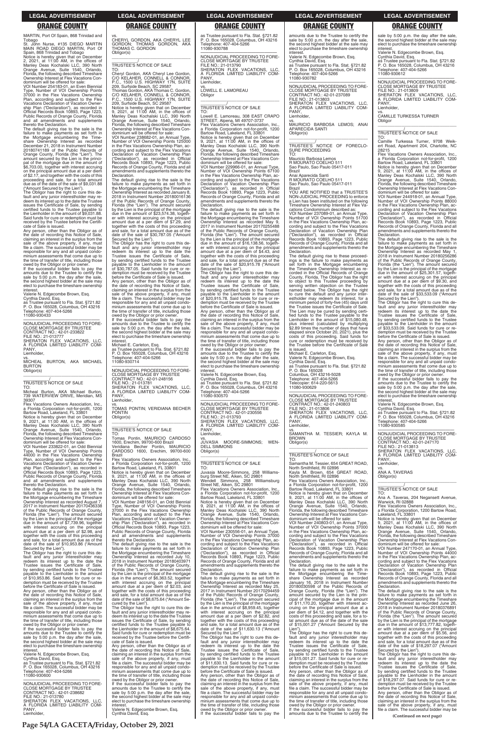MARTIN, Port Of Spain, 868 Trinidad and Tobago
St. John Nurse, #135 DIEGO MARTIN MAIN ROAD DIEGO MARTIN, Port Of Spain, 868 Trinidad and Tobago
Notice is hereby given that on December 2, 2021, at 11:00 AM, in the offices of Manley Deas Kochalski LLC, 390 North Orange Avenue, Suite 1540, Orlando, Florida, the following described Timeshare Ownership Interest at Flex Vacations Condominium will be offered for sale:
VOI Number 254183-01, an Even Biennial Type, Number of VOI Ownership Points 37000 in the Flex Vacations Ownership Plan, according and subject to the Flex Vacations Declaration of Vacation Ownership Plan ("Declaration"), as recorded in Official Records Book 10893, Page 1223, Public Records of Orange County, Florida and all amendments and supplements thereto the Declaration.
The default giving rise to the sale is the failure to make payments as set forth in the Mortgage encumbering the Timeshare Ownership Interest as recorded December 21, 2018 in Instrument Number 20180741189 of the Public Records of Orange County, Florida (the "Lien"). The amount secured by the Lien is the principal of the mortgage due in the amount of $6,703.00, together with interest accruing on the principal amount due at a per diem of $2.17, and together with the costs of this proceeding and sale, for a total amount due as of the date of the sale of $9,031.88 ("Amount Secured by the Lien").
The Obligor has the right to cure this default and any junior interestholder may redeem its interest up to the date the Trustee issues the Certificate of Sale, by sending certified funds to the Trustee payable to the Lienholder in the amount of $9,031.88. Said funds for cure or redemption must be received by the Trustee before the Certificate of Sale is issued.
Any person, other than the Obligor as of the date of recording this Notice of Sale, claiming an interest in the surplus from the sale of the above property, if any, must file a claim. The successful bidder may be responsible for any and all unpaid condominium assessments that come due up to the time of transfer of title, including those owed by the Obligor or prior owner.
If the successful bidder fails to pay the amounts due to the Trustee to certify the sale by 5:00 p.m. the day after the sale, the second highest bidder at the sale may elect to purchase the timeshare ownership interest.
Valerie N. Edgecombe Brown, Esq.
Cynthia David, Esq.
as Trustee pursuant to Fla. Stat. §721.82
P. O. Box 165028, Columbus, OH 43216
Telephone: 407-404-5266
11080-930433

---

NONJUDICIAL PROCEEDING TO FORECLOSE MORTGAGE BY TRUSTEE
CONTRACT NO.: 42-01-233822
FILE NO.: 21-013777
SHERATON FLEX VACATIONS, LLC, A FLORIDA LIMITED LIABILITY COMPANY,
Lienholder,
vs.
MICHEAL BURTON, AKA MICHAEL BURTON
Obligor(s)
\_\_\_\_\_\_\_\_\_\_\_\_\_\_\_\_\_\_\_\_\_\_\_\_\_\_\_\_\_\_\_\_\_/
TRUSTEE'S NOTICE OF SALE
TO:
Micheal Burton, AKA Michael Burton, 739 WATERVIEW DRIVE, Meridian, MS 39307
Flex Vacations Owners Association, Inc., a Florida Corporation not-for-profit, 1200 Bartow Road, Lakeland, FL 33801
Notice is hereby given that on December 9, 2021, at 11:00 AM, in the offices of Manley Deas Kochalski LLC, 390 North Orange Avenue, Suite 1540, Orlando, Florida, the following described Timeshare Ownership Interest at Flex Vacations Condominium will be offered for sale:
VOI Number 233822-01, an Odd Biennial Type, Number of VOI Ownership Points 44000 in the Flex Vacations Ownership Plan, according and subject to the Flex Vacations Declaration of Vacation Ownership Plan ("Declaration"), as recorded in Official Records Book 10893, Page 1223, Public Records of Orange County, Florida and all amendments and supplements thereto the Declaration.
The default giving rise to the sale is the failure to make payments as set forth in the Mortgage encumbering the Timeshare Ownership Interest as recorded August 7, 2017 in Instrument Number 20170436338 of the Public Records of Orange County, Florida (the "Lien"). The amount secured by the Lien is the principal of the mortgage due in the amount of $7,739.96, together with interest accruing on the principal amount due at a per diem of $2.98, and together with the costs of this proceeding and sale, for a total amount due as of the date of the sale of $10,953.86 ("Amount Secured by the Lien").
The Obligor has the right to cure this default and any junior interestholder may redeem its interest up to the date the Trustee issues the Certificate of Sale, by sending certified funds to the Trustee payable to the Lienholder in the amount of $10,953.86. Said funds for cure or redemption must be received by the Trustee before the Certificate of Sale is issued.
Any person, other than the Obligor as of the date of recording this Notice of Sale, claiming an interest in the surplus from the sale of the above property, if any, must file a claim. The successful bidder may be responsible for any and all unpaid condominium assessments that come due up to the time of transfer of title, including those owed by the Obligor or prior owner.
If the successful bidder fails to pay the amounts due to the Trustee to certify the sale by 5:00 p.m. the day after the sale, the second highest bidder at the sale may elect to purchase the timeshare ownership interest.
Valerie N. Edgecombe Brown, Esq.
Cynthia David, Esq.
as Trustee pursuant to Fla. Stat. §721.82
P. O. Box 165028, Columbus, OH 43216
Telephone: 407-404-5266
11080-930600

---

NONJUDICIAL PROCEEDING TO FORECLOSE MORTGAGE BY TRUSTEE
CONTRACT NO.: 42-01-238682
FILE NO.: 21-013780
SHERATON FLEX VACATIONS, LLC, A FLORIDA LIMITED LIABILITY COMPANY,
Lienholder,
vs.
CHERYL GORDON, AKA CHERYL LEE GORDON; THOMAS GORDON, AKA THOMAS C. GORDON
Obligor(s)
\_\_\_\_\_\_\_\_\_\_\_\_\_\_\_\_\_\_\_\_\_\_\_\_\_\_\_\_\_\_\_\_\_/
TRUSTEE'S NOTICE OF SALE
TO:
Cheryl Gordon, AKA Cheryl Lee Gordon, C/O KELAHER, CONNELL & CONNOR, P.C., 1500 U.S. HIGHWAY 17N, SUITE 209, Surfside Beach, SC 29587
Thomas Gordon, AKA Thomas C. Gordon, C/O KELAHER, CONNELL & CONNOR, P.C., 1500 U.S. HIGHWAY 17N, SUITE 209, Surfside Beach, SC 29587
Notice is hereby given that on December 9, 2021, at 11:00 AM, in the offices of Manley Deas Kochalski LLC, 390 North Orange Avenue, Suite 1540, Orlando, Florida, the following described Timeshare Ownership Interest at Flex Vacations Condominium will be offered for sale:
VOI Number 238682-01, an Annual Type, Number of VOI Ownership Points 125000 in the Flex Vacations Ownership Plan, according and subject to the Flex Vacations Declaration of Vacation Ownership Plan ("Declaration"), as recorded in Official Records Book 10893, Page 1223, Public Records of Orange County, Florida and all amendments and supplements thereto the Declaration.
The default giving rise to the sale is the failure to make payments as set forth in the Mortgage encumbering the Timeshare Ownership Interest as recorded January 8, 2018 in Instrument Number 20180016136 of the Public Records of Orange County, Florida (the "Lien"). The amount secured by the Lien is the principal of the mortgage due in the amount of $23,574.38, together with interest accruing on the principal amount due at a per diem of $7.29, and together with the costs of this proceeding and sale, for a total amount due as of the date of the sale of $30,787.05 ("Amount Secured by the Lien").
The Obligor has the right to cure this default and any junior interestholder may redeem its interest up to the date the Trustee issues the Certificate of Sale, by sending certified funds to the Trustee payable to the Lienholder in the amount of $30,787.05. Said funds for cure or redemption must be received by the Trustee before the Certificate of Sale is issued.
Any person, other than the Obligor as of the date of recording this Notice of Sale, claiming an interest in the surplus from the sale of the above property, if any, must file a claim. The successful bidder may be responsible for any and all unpaid condominium assessments that come due up to the time of transfer of title, including those owed by the Obligor or prior owner.
If the successful bidder fails to pay the amounts due to the Trustee to certify the sale by 5:00 p.m. the day after the sale, the second highest bidder at the sale may elect to purchase the timeshare ownership interest.
Michael E. Carleton, Esq.
as Trustee pursuant to Fla. Stat. §721.82
P. O. Box 165028, Columbus, OH 43216
Telephone: 407-404-5266
11080-930714

---

NONJUDICIAL PROCEEDING TO FORECLOSE MORTGAGE BY TRUSTEE
CONTRACT NO.: 42-01-248156
FILE NO.: 21-013781
SHERATON FLEX VACATIONS, LLC, A FLORIDA LIMITED LIABILITY COMPANY,
Lienholder,
vs.
TOMAS PONTIN; VERIDIANA BECHER PONTIN
Obligor(s)
\_\_\_\_\_\_\_\_\_\_\_\_\_\_\_\_\_\_\_\_\_\_\_\_\_\_\_\_\_\_\_\_\_/
TRUSTEE'S NOTICE OF SALE
TO:
Tomas Pontin, MAURICIO CARDOSO 1600, Erechim, 99700-600 Brazil
Veridiana Becher Pontin, MAURICIO CARDOSO 1600, Erechim, 99700-600 Brazil
Flex Vacations Owners Association, Inc., a Florida Corporation not-for-profit, 1200 Bartow Road, Lakeland, FL 33801
Notice is hereby given that on December 9, 2021, at 11:00 AM, in the offices of Manley Deas Kochalski LLC, 390 North Orange Avenue, Suite 1540, Orlando, Florida, the following described Timeshare Ownership Interest at Flex Vacations Condominium will be offered for sale:
VOI Number 248156-01, an Odd Biennial Type, Number of VOI Ownership Points 37000 in the Flex Vacations Ownership Plan, according and subject to the Flex Vacations Declaration of Vacation Ownership Plan ("Declaration"), as recorded in Official Records Book 10893, Page 1223, Public Records of Orange County, Florida and all amendments and supplements thereto the Declaration.
The default giving rise to the sale is the failure to make payments as set forth in the Mortgage encumbering the Timeshare Ownership Interest as recorded July 10, 2018 in Instrument Number 20180403971 of the Public Records of Orange County, Florida (the "Lien"). The amount secured by the Lien is the principal of the mortgage due in the amount of $6,363.52, together with interest accruing on the principal amount due at a per diem of $2.03, and together with the costs of this proceeding and sale, for a total amount due as of the date of the sale of $8,675.64 ("Amount Secured by the Lien").
The Obligor has the right to cure this default and any junior interestholder may redeem its interest up to the date the Trustee issues the Certificate of Sale, by sending certified funds to the Trustee payable to the Lienholder in the amount of $8,675.64. Said funds for cure or redemption must be received by the Trustee before the Certificate of Sale is issued.
Any person, other than the Obligor as of the date of recording this Notice of Sale, claiming an interest in the surplus from the sale of the above property, if any, must file a claim. The successful bidder may be responsible for any and all unpaid condominium assessments that come due up to the time of transfer of title, including those owed by the Obligor or prior owner.
If the successful bidder fails to pay the amounts due to the Trustee to certify the sale by 5:00 p.m. the day after the sale, the second highest bidder at the sale may elect to purchase the timeshare ownership interest.
Valerie N. Edgecombe Brown, Esq.
Cynthia David, Esq.
as Trustee pursuant to Fla. Stat. §721.82
P. O. Box 165028, Columbus, OH 43216
Telephone: 407-404-5266
11080-930788

---

NONJUDICIAL PROCEEDING TO FORECLOSE MORTGAGE BY TRUSTEE
FILE NO.: 21-013790
SHERATON FLEX VACATIONS, LLC, A FLORIDA LIMITED LIABILITY COMPANY,
Lienholder,
vs.
LOWELL E. LAMOREAU
Obligor
\_\_\_\_\_\_\_\_\_\_\_\_\_\_\_\_\_\_\_\_\_\_\_\_\_\_\_\_\_\_\_\_\_/
TRUSTEE'S NOTICE OF SALE
TO:
Lowell E. Lamoreau, 308 EAST CRAPO STREET, Alpena, MI 49707-3737
Flex Vacations Owners Association, Inc., a Florida Corporation not-for-profit, 1200 Bartow Road, Lakeland, FL 33801
Notice is hereby given that on December 9, 2021, at 11:00 AM, in the offices of Manley Deas Kochalski LLC, 390 North Orange Avenue, Suite 1540, Orlando, Florida, the following described Timeshare Ownership Interest at Flex Vacations Condominium will be offered for sale:
VOI Number 229966-01, an Annual Type, Number of VOI Ownership Points 67100 in the Flex Vacations Ownership Plan, according and subject to the Flex Vacations Declaration of Vacation Ownership Plan ("Declaration"), as recorded in Official Records Book 10893, Page 1223, Public Records of Orange County, Florida and all amendments and supplements thereto the Declaration.
The default giving rise to the sale is the failure to make payments as set forth in the Mortgage encumbering the Timeshare Ownership Interest as recorded May 9, 2017 in Instrument Number 20170255488 of the Public Records of Orange County, Florida (the "Lien"). The amount secured by the Lien is the principal of the mortgage due in the amount of $16,138.56, together with interest accruing on the principal amount due at a per diem of $4.43, and together with the costs of this proceeding and sale, for a total amount due as of the date of the sale of $20,915.78 ("Amount Secured by the Lien").
The Obligor has the right to cure this default and any junior interestholder may redeem its interest up to the date the Trustee issues the Certificate of Sale, by sending certified funds to the Trustee payable to the Lienholder in the amount of $20,915.78. Said funds for cure or redemption must be received by the Trustee before the Certificate of Sale is issued.
Any person, other than the Obligor as of the date of recording this Notice of Sale, claiming an interest in the surplus from the sale of the above property, if any, must file a claim. The successful bidder may be responsible for any and all unpaid condominium assessments that come due up to the time of transfer of title, including those owed by the Obligor or prior owner.
If the successful bidder fails to pay the amounts due to the Trustee to certify the sale by 5:00 p.m. the day after the sale, the second highest bidder at the sale may elect to purchase the timeshare ownership interest.
Valerie N. Edgecombe Brown, Esq.
Cynthia David, Esq.
as Trustee pursuant to Fla. Stat. §721.82
P. O. Box 165028, Columbus, OH 43216
Telephone: 407-404-5266
11080-930570

---

NONJUDICIAL PROCEEDING TO FORECLOSE MORTGAGE BY TRUSTEE
CONTRACT NO.: 42-01-230556
FILE NO.: 21-013793
SHERATON FLEX VACATIONS, LLC, A FLORIDA LIMITED LIABILITY COMPANY,
Lienholder,
vs.
JUVASIA MOORE-SIMMONS; WENDELL SIMMONS
Obligor(s)
\_\_\_\_\_\_\_\_\_\_\_\_\_\_\_\_\_\_\_\_\_\_\_\_\_\_\_\_\_\_\_\_\_/
TRUSTEE'S NOTICE OF SALE
TO:
Juvasia Moore-Simmons, 258 Williamsburg Street NE, Aiken, SC 29801
Wendell Simmons, 258 Williamsburg Street NE, Aiken, SC 29801
Flex Vacations Owners Association, Inc., a Florida Corporation not-for-profit, 1200 Bartow Road, Lakeland, FL 33801
Notice is hereby given that on December 9, 2021, at 11:00 AM, in the offices of Manley Deas Kochalski LLC, 390 North Orange Avenue, Suite 1540, Orlando, Florida, the following described Timeshare Ownership Interest at Flex Vacations Condominium will be offered for sale:
VOI Number 230556-01, an Annual Type, Number of VOI Ownership Points 37000 in the Flex Vacations Ownership Plan, according and subject to the Flex Vacations Declaration of Vacation Ownership Plan ("Declaration"), as recorded in Official Records Book 10893, Page 1223, Public Records of Orange County, Florida and all amendments and supplements thereto the Declaration.
The default giving rise to the sale is the failure to make payments as set forth in the Mortgage encumbering the Timeshare Ownership Interest as recorded May 25, 2017 in Instrument Number 20170294459 of the Public Records of Orange County, Florida (the "Lien"). The amount secured by the Lien is the principal of the mortgage due in the amount of $8,959.45, together with interest accruing on the principal amount due at a per diem of $2.82, and together with the costs of this proceeding and sale, for a total amount due as of the date of the sale of $11,630.13 ("Amount Secured by the Lien").
The Obligor has the right to cure this default and any junior interestholder may redeem its interest up to the date the Trustee issues the Certificate of Sale, by sending certified funds to the Trustee payable to the Lienholder in the amount of $11,630.13. Said funds for cure or redemption must be received by the Trustee before the Certificate of Sale is issued.
Any person, other than the Obligor as of the date of recording this Notice of Sale, claiming an interest in the surplus from the sale of the above property, if any, must file a claim. The successful bidder may be responsible for any and all unpaid condominium assessments that come due up to the time of transfer of title, including those owed by the Obligor or prior owner.
If the successful bidder fails to pay the amounts due to the Trustee to certify the sale by 5:00 p.m. the day after the sale, the second highest bidder at the sale may elect to purchase the timeshare ownership interest.
Valerie N. Edgecombe Brown, Esq.
Cynthia David, Esq.
as Trustee pursuant to Fla. Stat. §721.82
P. O. Box 165028, Columbus, OH 43216
Telephone: 407-404-5266
11080-930782

---

NONJUDICIAL PROCEEDING TO FORECLOSE MORTGAGE BY TRUSTEE
CONTRACT NO.: 42-01-237089
FILE NO.: 21-013803
SHERATON FLEX VACATIONS, LLC, A FLORIDA LIMITED LIABILITY COMPANY,
Lienholder,
vs.
MAURICIO BARBOSA LEMOS; ANAI APARECIDA SANTI
Obligor(s)
\_\_\_\_\_\_\_\_\_\_\_\_\_\_\_\_\_\_\_\_\_\_\_\_\_\_\_\_\_\_\_\_\_/
TRUSTEE'S NOTICE OF FORECLOSURE PROCEEDING
TO:
Mauricio Barbosa Lemos
R MOURATO COELHO 511
Sao Paulo, Sao Paulo 05417-011
Brazil
Anai Aparecida Santi
R MOURATO COELHO 511
Sao Paulo, Sao Paulo 05417-011
Brazil
YOU ARE NOTIFIED that a TRUSTEE'S NON-JUDICIAL PROCEEDING to enforce a Lien has been instituted on the following Timeshare Ownership Interest at Flex Vacations Condominium described as:
VOI Number 237089-01, an Annual Type, Number of VOI Ownership Points 51700 in the Flex Vacations Ownership Plan, according and subject to the Flex Vacations Declaration of Vacation Ownership Plan ("Declaration"), as recorded in Official Records Book 10893, Page 1223, Public Records of Orange County, Florida and all amendments and supplements thereto the Declaration.
The default giving rise to these proceedings is the failure to make payments as set forth in the Mortgage encumbering the Timeshare Ownership Interest as recorded in the Official Records of Orange County, Florida. The Obligor has the right to object to this Trustee proceeding by serving written objection on the Trustee named below. The Obligor has the right to cure the default and any junior interestholder may redeem its interest, for a minimum period of forty-five (45) days until the Trustee issues the Certificate of Sale. The Lien may be cured by sending certified funds to the Trustee payable to the Lienholder in the amount of $15,080.48, plus interest (calculated by multiplying $2.89 times the number of days that have elapsed since October 20, 2021), plus the costs of this proceeding. Said funds for cure or redemption must be received by the Trustee before the Certificate of Sale is issued.
Michael E. Carleton, Esq.
Valerie N. Edgecombe Brown, Esq.
Cynthia David, Esq.
as Trustee pursuant to Fla. Stat. §721.82
P. O. Box 165028
Columbus, OH 43216-5028
Telephone: 407-404-5266
Telecopier: 614-220-5613
11080-930629

---

NONJUDICIAL PROCEEDING TO FORECLOSE MORTGAGE BY TRUSTEE
CONTRACT NO.: 42-01-240803
FILE NO.: 21-013806
SHERATON FLEX VACATIONS, LLC, A FLORIDA LIMITED LIABILITY COMPANY,
Lienholder,
vs.
SAMANTHA M. TESSIER; KAYLA M. BROWN
Obligor(s)
\_\_\_\_\_\_\_\_\_\_\_\_\_\_\_\_\_\_\_\_\_\_\_\_\_\_\_\_\_\_\_\_\_/
TRUSTEE'S NOTICE OF SALE
TO:
Samantha M. Tessier, 654 GREAT ROAD, North Smithfield, RI 02896
Kayla M. Brown, 654 GREAT ROAD, North Smithfield, RI 02896
Flex Vacations Owners Association, Inc., a Florida Corporation not-for-profit, 1200 Bartow Road, Lakeland, FL 33801
Notice is hereby given that on December 9, 2021, at 11:00 AM, in the offices of Manley Deas Kochalski LLC, 390 North Orange Avenue, Suite 1540, Orlando, Florida, the following described Timeshare Ownership Interest at Flex Vacations Condominium will be offered for sale:
VOI Number 240803-01, an Annual Type, Number of VOI Ownership Points 37000 in the Flex Vacations Ownership Plan, according and subject to the Flex Vacations Declaration of Vacation Ownership Plan ("Declaration"), as recorded in Official Records Book 10893, Page 1223, Public Records of Orange County, Florida and all amendments and supplements thereto the Declaration.
The default giving rise to the sale is the failure to make payments as set forth in the Mortgage encumbering the Timeshare Ownership Interest as recorded January 16, 2018 in Instrument Number 20180030598 of the Public Records of Orange County, Florida (the "Lien"). The amount secured by the Lien is the principal of the mortgage due in the amount of $11,170.20, together with interest accruing on the principal amount due at a per diem of $4.12, and together with the costs of this proceeding and sale, for a total amount due as of the date of the sale of $15,001.27 ("Amount Secured by the Lien").
The Obligor has the right to cure this default and any junior interestholder may redeem its interest up to the date the Trustee issues the Certificate of Sale, by sending certified funds to the Trustee payable to the Lienholder in the amount of $15,001.27. Said funds for cure or redemption must be received by the Trustee before the Certificate of Sale is issued.
Any person, other than the Obligor as of the date of recording this Notice of Sale, claiming an interest in the surplus from the sale of the above property, if any, must file a claim. The successful bidder may be responsible for any and all unpaid condominium assessments that come due up to the time of transfer of title, including those owed by the Obligor or prior owner.
If the successful bidder fails to pay the amounts due to the Trustee to certify the sale by 5:00 p.m. the day after the sale, the second highest bidder at the sale may elect to purchase the timeshare ownership interest.
Valerie N. Edgecombe Brown, Esq.
Cynthia David, Esq.
as Trustee pursuant to Fla. Stat. §721.82
P. O. Box 165028, Columbus, OH 43216
Telephone: 407-404-5266
11080-930612

---

NONJUDICIAL PROCEEDING TO FORECLOSE MORTGAGE BY TRUSTEE
FILE NO.: 21-013809
SHERATON FLEX VACATIONS, LLC, A FLORIDA LIMITED LIABILITY COMPANY,
Lienholder,
vs.
CAMILLE TURKESSA TURNER
Obligor
\_\_\_\_\_\_\_\_\_\_\_\_\_\_\_\_\_\_\_\_\_\_\_\_\_\_\_\_\_\_\_\_\_/
TRUSTEE'S NOTICE OF SALE
TO:
Camille Turkessa Turner, 9708 Weikert Road, Apartment 204, Charlotte, NC 28215
Flex Vacations Owners Association, Inc., a Florida Corporation not-for-profit, 1200 Bartow Road, Lakeland, FL 33801
Notice is hereby given that on December 9, 2021, at 11:00 AM, in the offices of Manley Deas Kochalski LLC, 390 North Orange Avenue, Suite 1540, Orlando, Florida, the following described Timeshare Ownership Interest at Flex Vacations Condominium will be offered for sale:
VOI Number 244918-01, an Annual Type, Number of VOI Ownership Points 88000 in the Flex Vacations Ownership Plan, according and subject to the Flex Vacations Declaration of Vacation Ownership Plan ("Declaration"), as recorded in Official Records Book 10893, Page 1223, Public Records of Orange County, Florida and all amendments and supplements thereto the Declaration.
The default giving rise to the sale is the failure to make payments as set forth in the Mortgage encumbering the Timeshare Ownership Interest as recorded May 1, 2018 in Instrument Number 20180256286 of the Public Records of Orange County, Florida (the "Lien"). The amount secured by the Lien is the principal of the mortgage due in the amount of $25,301.57, together with interest accruing on the principal amount due at a per diem of $9.30, and together with the costs of this proceeding and sale, for a total amount due as of the date of the sale of $33,533.09 ("Amount Secured by the Lien").
The Obligor has the right to cure this default and any junior interestholder may redeem its interest up to the date the Trustee issues the Certificate of Sale, by sending certified funds to the Trustee payable to the Lienholder in the amount of $33,533.09. Said funds for cure or redemption must be received by the Trustee before the Certificate of Sale is issued.
Any person, other than the Obligor as of the date of recording this Notice of Sale, claiming an interest in the surplus from the sale of the above property, if any, must file a claim. The successful bidder may be responsible for any and all unpaid condominium assessments that come due up to the time of transfer of title, including those owed by the Obligor or prior owner.
If the successful bidder fails to pay the amounts due to the Trustee to certify the sale by 5:00 p.m. the day after the sale, the second highest bidder at the sale may elect to purchase the timeshare ownership interest.
Valerie N. Edgecombe Brown, Esq.
Cynthia David, Esq.
as Trustee pursuant to Fla. Stat. §721.82
P. O. Box 165028, Columbus, OH 43216
Telephone: 407-404-5266
11080-930585

---

NONJUDICIAL PROCEEDING TO FORECLOSE MORTGAGE BY TRUSTEE
CONTRACT NO.: 42-01-247170
FILE NO.: 21-013813
SHERATON FLEX VACATIONS, LLC, A FLORIDA LIMITED LIABILITY COMPANY,
Lienholder,
vs.
ANA A. TAVERAS
Obligor(s)
\_\_\_\_\_\_\_\_\_\_\_\_\_\_\_\_\_\_\_\_\_\_\_\_\_\_\_\_\_\_\_\_\_/
TRUSTEE'S NOTICE OF SALE
TO:
Ana A. Taveras, 204 Negansett Avenue, Warwick, RI 02888
Flex Vacations Owners Association, Inc., a Florida Corporation, 1200 Bartow Road, Lakeland, FL 33801
Notice is hereby given that on December 9, 2021, at 11:00 AM, in the offices of Manley Deas Kochalski LLC, 390 North Orange Avenue, Suite 1540, Orlando, Florida, the following described Timeshare Ownership Interest at Flex Vacations Condominium will be offered for sale:
VOI Number 247170-01, an Annual Type, Number of VOI Ownership Points 44000 in the Flex Vacations Ownership Plan, according and subject to the Flex Vacations Declaration of Vacation Ownership Plan ("Declaration"), as recorded in Official Records Book 10893, Page 1223, Public Records of Orange County, Florida and all amendments and supplements thereto the Declaration.
The default giving rise to the sale is the failure to make payments as set forth in the Mortgage encumbering the Timeshare Ownership Interest as recorded June 26, 2018 in Instrument Number 20180376891 of the Public Records of Orange County, Florida (the "Lien"). The amount secured by the Lien is the principal of the mortgage due in the amount of $13,777.82, together with interest accruing on the principal amount due at a per diem of $5.56, and together with the costs of this proceeding and sale, for a total amount due as of the date of the sale of $18,297.07 ("Amount Secured by the Lien").
The Obligor has the right to cure this default and any junior interestholder may redeem its interest up to the date the Trustee issues the Certificate of Sale, by sending certified funds to the Trustee payable to the Lienholder in the amount of $18,297.07. Said funds for cure or redemption must be received by the Trustee before the Certificate of Sale is issued.
Any person, other than the Obligor as of the date of recording this Notice of Sale, claiming an interest in the surplus from the sale of the above property, if any, must file a claim. The successful bidder may be

**(Continued on next page)**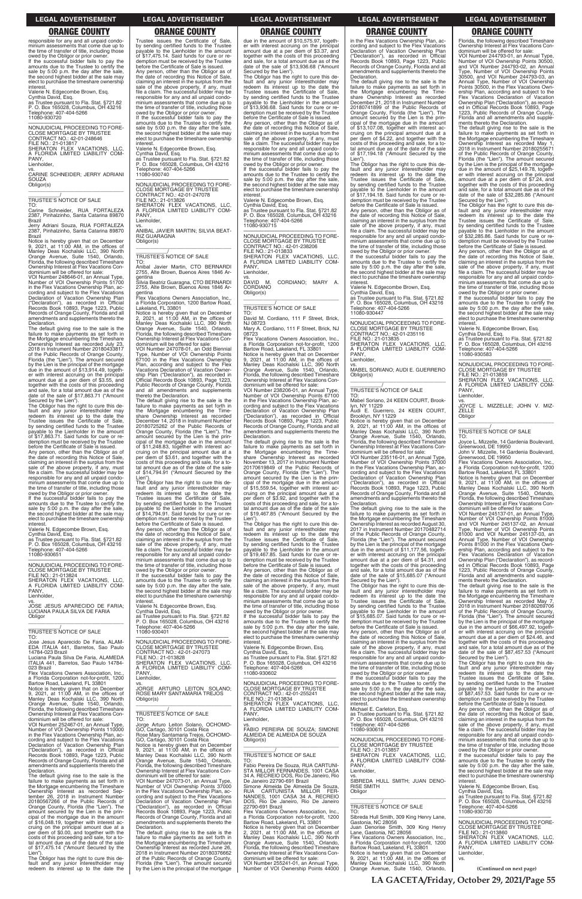responsible for any and all unpaid condominium assessments that come due up to the time of transfer of title, including those owed by the Obligor or prior owner.
If the successful bidder fails to pay the amounts due to the Trustee to certify the sale by 5:00 p.m. the day after the sale, the second highest bidder at the sale may elect to purchase the timeshare ownership interest.
Valerie N. Edgecombe Brown, Esq.
Cynthia David, Esq.
as Trustee pursuant to Fla. Stat. §721.82
P. O. Box 165028, Columbus, OH 43216
Telephone: 407-404-5266
11080-930720

—————————————————

NONJUDICIAL PROCEEDING TO FORECLOSE MORTGAGE BY TRUSTEE
CONTRACT NO.: 42-01-248646
FILE NO.: 21-013817
SHERATON FLEX VACATIONS, LLC, A FLORIDA LIMITED LIABILITY COMPANY,
Lienholder,
vs.
CARINE SCHNEIDER; JERRY ADRIANI SOUZA
Obligor(s)
_______________________________/

TRUSTEE'S NOTICE OF SALE
TO:
Carine Schneider, RUA FORTALEZA 2387, Pinhalzinho, Santa Catarina 89870 Brazil
Jerry Adriani Souza, RUA FORTALEZA 2387, Pinhalzinho, Santa Catarina 89870 Brazil
Notice is hereby given that on December 9, 2021, at 11:00 AM, in the offices of Manley Deas Kochalski LLC, 390 North Orange Avenue, Suite 1540, Orlando, Florida, the following described Timeshare Ownership Interest at Flex Vacations Condominium will be offered for sale:
VOI Number 248646-01, an Annual Type, Number of VOI Ownership Points 51700 in the Flex Vacations Ownership Plan, according and subject to the Flex Vacations Declaration of Vacation Ownership Plan ("Declaration"), as recorded in Official Records Book 10893, Page 1223, Public Records of Orange County, Florida and all amendments and supplements thereto the Declaration.
The default giving rise to the sale is the failure to make payments as set forth in the Mortgage encumbering the Timeshare Ownership Interest as recorded July 23, 2018 in Instrument Number 20180433817 of the Public Records of Orange County, Florida (the "Lien"). The amount secured by the Lien is the principal of the mortgage due in the amount of $13,914.49, together with interest accruing on the principal amount due at a per diem of $3.55, and together with the costs of this proceeding and sale, for a total amount due as of the date of the sale of $17,863.71 ("Amount Secured by the Lien").
The Obligor has the right to cure this default and any junior interestholder may redeem its interest up to the date the Trustee issues the Certificate of Sale, by sending certified funds to the Trustee payable to the Lienholder in the amount of $17,863.71. Said funds for cure or redemption must be received by the Trustee before the Certificate of Sale is issued.
Any person, other than the Obligor as of the date of recording this Notice of Sale, claiming an interest in the surplus from the sale of the above property, if any, must file a claim. The successful bidder may be responsible for any and all unpaid condominium assessments that come due up to the time of transfer of title, including those owed by the Obligor or prior owner.
If the successful bidder fails to pay the amounts due to the Trustee to certify the sale by 5:00 p.m. the day after the sale, the second highest bidder at the sale may elect to purchase the timeshare ownership interest.
Valerie N. Edgecombe Brown, Esq.
Cynthia David, Esq.
as Trustee pursuant to Fla. Stat. §721.82
P. O. Box 165028, Columbus, OH 43216
Telephone: 407-404-5266
11080-930651

—————————————————

NONJUDICIAL PROCEEDING TO FORECLOSE MORTGAGE BY TRUSTEE
FILE NO.: 21-013824
SHERATON FLEX VACATIONS, LLC, A FLORIDA LIMITED LIABILITY COMPANY,
Lienholder,
vs.
JOSE JESUS APARECIDO DE FARIA; LUCIANA PAULA SILVA DE FARIA
Obligor
_______________________________/

TRUSTEE'S NOTICE OF SALE
TO:
Jose Jesus Aparecido De Faria, ALAMEDA ITALIA 441, Barretos, Sao Paulo 14784-023 Brazil
Luciana Paula Silva De Faria, ALAMEDA ITALIA 441, Barretos, Sao Paulo 14784-023 Brazil
Flex Vacations Owners Association, Inc., a Florida Corporation not-for-profit, 1200 Bartow Road, Lakeland, FL 33801
Notice is hereby given that on December 9, 2021, at 11:00 AM, in the offices of Manley Deas Kochalski LLC, 390 North Orange Avenue, Suite 1540, Orlando, Florida, the following described Timeshare Ownership Interest at Flex Vacations Condominium will be offered for sale:
VOI Number 252467-01, an Annual Type, Number of VOI Ownership Points 110000 in the Flex Vacations Ownership Plan, according and subject to the Flex Vacations Declaration of Vacation Ownership Plan ("Declaration"), as recorded in Official Records Book 10893, Page 1223, Public Records of Orange County, Florida and all amendments and supplements thereto the Declaration.
The default giving rise to the sale is the failure to make payments as set forth in the Mortgage encumbering the Timeshare Ownership Interest as recorded September 26, 2018 in Instrument Number 20180567266 of the Public Records of Orange County, Florida (the "Lien"). The amount secured by the Lien is the principal of the mortgage due in the amount of $16,048.19, together with interest accruing on the principal amount due at a per diem of $0.00, and together with the costs of this proceeding and sale, for a total amount due as of the date of the sale of $17,475.14 ("Amount Secured by the Lien").
The Obligor has the right to cure this default and any junior interestholder may redeem its interest up to the date the Trustee issues the Certificate of Sale, by sending certified funds to the Trustee payable to the Lienholder in the amount of $17,475.14. Said funds for cure or redemption must be received by the Trustee before the Certificate of Sale is issued.
Any person, other than the Obligor as of the date of recording this Notice of Sale, claiming an interest in the surplus from the sale of the above property, if any, must file a claim. The successful bidder may be responsible for any and all unpaid condominium assessments that come due up to the time of transfer of title, including those owed by the Obligor or prior owner.
If the successful bidder fails to pay the amounts due to the Trustee to certify the sale by 5:00 p.m. the day after the sale, the second highest bidder at the sale may elect to purchase the timeshare ownership interest.
Valerie N. Edgecombe Brown, Esq.
Cynthia David, Esq.
as Trustee pursuant to Fla. Stat. §721.82
P. O. Box 165028, Columbus, OH 43216
Telephone: 407-404-5266
11080-930740

—————————————————

NONJUDICIAL PROCEEDING TO FORECLOSE MORTGAGE BY TRUSTEE
CONTRACT NO.: 42-01-247078
FILE NO.: 21-013826
SHERATON FLEX VACATIONS, LLC, A FLORIDA LIMITED LIABILITY COMPANY,
Lienholder,
vs.
ANIBAL JAVIER MARTIN; SILVIA BEATRIZ GUARAGNA
Obligor(s)
_______________________________/

TRUSTEE'S NOTICE OF SALE
TO:
Anibal Javier Martin, CTO BERNARDI 2755, Alte Brown, Buenos Aires 1846 Argentina
Silvia Beatriz Guaragna, CTO BERNARDI 2755, Alte Brown, Buenos Aires 1846 Argentina
Flex Vacations Owners Association, Inc., a Florida Corporation, 1200 Bartow Road, Lakeland, FL 33801
Notice is hereby given that on December 2, 2021, at 11:00 AM, in the offices of Manley Deas Kochalski LLC, 390 North Orange Avenue, Suite 1540, Orlando, Florida, the following described Timeshare Ownership Interest at Flex Vacations Condominium will be offered for sale:
VOI Number 247078-01, an Odd Biennial Type, Number of VOI Ownership Points 67100 in the Flex Vacations Ownership Plan, according and subject to the Flex Vacations Declaration of Vacation Ownership Plan ("Declaration"), as recorded in Official Records Book 10893, Page 1223, Public Records of Orange County, Florida and all amendments and supplements thereto the Declaration.
The default giving rise to the sale is the failure to make payments as set forth in the Mortgage encumbering the Timeshare Ownership Interest as recorded December 14, 2018 in Instrument Number 20180725262 of the Public Records of Orange County, Florida (the "Lien"). The amount secured by the Lien is the principal of the mortgage due in the amount of $11,248.83, together with interest accruing on the principal amount due at a per diem of $3.61, and together with the costs of this proceeding and sale, for a total amount due as of the date of the sale of $14,794.91 ("Amount Secured by the Lien").
The Obligor has the right to cure this default and any junior interestholder may redeem its interest up to the date the Trustee issues the Certificate of Sale, by sending certified funds to the Trustee payable to the Lienholder in the amount of $14,794.91. Said funds for cure or redemption must be received by the Trustee before the Certificate of Sale is issued.
Any person, other than the Obligor as of the date of recording this Notice of Sale, claiming an interest in the surplus from the sale of the above property, if any, must file a claim. The successful bidder may be responsible for any and all unpaid condominium assessments that come due up to the time of transfer of title, including those owed by the Obligor or prior owner.
If the successful bidder fails to pay the amounts due to the Trustee to certify the sale by 5:00 p.m. the day after the sale, the second highest bidder at the sale may elect to purchase the timeshare ownership interest.
Valerie N. Edgecombe Brown, Esq.
Cynthia David, Esq.
as Trustee pursuant to Fla. Stat. §721.82
P. O. Box 165028, Columbus, OH 43216
Telephone: 407-404-5266
11080-930401

—————————————————

NONJUDICIAL PROCEEDING TO FORECLOSE MORTGAGE BY TRUSTEE
CONTRACT NO.: 42-01-247073
FILE NO.: 21-013828
SHERATON FLEX VACATIONS, LLC, A FLORIDA LIMITED LIABILITY COMPANY,
Lienholder,
vs.
JORGE ARTURO LEITON SOLANO; ROSE MARY SANTAMARIA TREJOS
Obligor(s)
_______________________________/

TRUSTEE'S NOTICE OF SALE
TO:
Jorge Arturo Leiton Solano, OCHOMOGO, Cartago, 30101 Costa Rica
Rose Mary Santamaria Trejos, OCHOMOGO, Cartago, 30101 Costa Rica
Notice is hereby given that on December 9, 2021, at 11:00 AM, in the offices of Manley Deas Kochalski LLC, 390 North Orange Avenue, Suite 1540, Orlando, Florida, the following described Timeshare Ownership Interest at Flex Vacations Condominium will be offered for sale:
VOI Number 247073-01, an Annual Type, Number of VOI Ownership Points 37000 in the Flex Vacations Ownership Plan, according and subject to the Flex Vacations Declaration of Vacation Ownership Plan ("Declaration"), as recorded in Official Records Book 10893, Page 1223, Public Records of Orange County, Florida and all amendments and supplements thereto the Declaration.
The default giving rise to the sale is the failure to make payments as set forth in the Mortgage encumbering the Timeshare Ownership Interest as recorded June 26, 2018 in Instrument Number 20180376662 of the Public Records of Orange County, Florida (the "Lien"). The amount secured by the Lien is the principal of the mortgage due in the amount of $10,575.97, together with interest accruing on the principal amount due at a per diem of $3.37, and together with the costs of this proceeding and sale, for a total amount due as of the date of the sale of $13,936.68 ("Amount Secured by the Lien").
The Obligor has the right to cure this default and any junior interestholder may redeem its interest up to the date the Trustee issues the Certificate of Sale, by sending certified funds to the Trustee payable to the Lienholder in the amount of $13,936.68. Said funds for cure or redemption must be received by the Trustee before the Certificate of Sale is issued.
Any person, other than the Obligor as of the date of recording this Notice of Sale, claiming an interest in the surplus from the sale of the above property, if any, must file a claim. The successful bidder may be responsible for any and all unpaid condominium assessments that come due up to the time of transfer of title, including those owed by the Obligor or prior owner.
If the successful bidder fails to pay the amounts due to the Trustee to certify the sale by 5:00 p.m. the day after the sale, the second highest bidder at the sale may elect to purchase the timeshare ownership interest.
Valerie N. Edgecombe Brown, Esq.
Cynthia David, Esq.
as Trustee pursuant to Fla. Stat. §721.82
P. O. Box 165028, Columbus, OH 43216
Telephone: 407-404-5266
11080-930715

—————————————————

NONJUDICIAL PROCEEDING TO FORECLOSE MORTGAGE BY TRUSTEE
CONTRACT NO.: 42-01-238206
FILE NO.: 21-013833
SHERATON FLEX VACATIONS, LLC, A FLORIDA LIMITED LIABILITY COMPANY,
Lienholder,
vs.
DAVID M. CORDIANO; MARY A. CORDIANO
Obligor(s)
_______________________________/

TRUSTEE'S NOTICE OF SALE
TO:
David M. Cordiano, 111 F Street, Brick, NJ 08723
Mary A. Cordiano, 111 F Street, Brick, NJ 08723
Flex Vacations Owners Association, Inc., a Florida Corporation not-for-profit, 1200 Bartow Road, Lakeland, FL 33801
Notice is hereby given that on December 9, 2021, at 11:00 AM, in the offices of Manley Deas Kochalski LLC, 390 North Orange Avenue, Suite 1540, Orlando, Florida, the following described Timeshare Ownership Interest at Flex Vacations Condominium will be offered for sale:
VOI Number 238206-01, an Annual Type, Number of VOI Ownership Points 67100 in the Flex Vacations Ownership Plan, according and subject to the Flex Vacations Declaration of Vacation Ownership Plan ("Declaration"), as recorded in Official Records Book 10893, Page 1223, Public Records of Orange County, Florida and all amendments and supplements thereto the Declaration.
The default giving rise to the sale is the failure to make payments as set forth in the Mortgage encumbering the Timeshare Ownership Interest as recorded November 13, 2017 in Instrument Number 20170619849 of the Public Records of Orange County, Florida (the "Lien"). The amount secured by the Lien is the principal of the mortgage due in the amount of $15,559.54, together with interest accruing on the principal amount due at a per diem of $3.92, and together with the costs of this proceeding and sale, for a total amount due as of the date of the sale of $19,467.85 ("Amount Secured by the Lien").
The Obligor has the right to cure this default and any junior interestholder may redeem its interest up to the date the Trustee issues the Certificate of Sale, by sending certified funds to the Trustee payable to the Lienholder in the amount of $19,467.85. Said funds for cure or redemption must be received by the Trustee before the Certificate of Sale is issued.
Any person, other than the Obligor as of the date of recording this Notice of Sale, claiming an interest in the surplus from the sale of the above property, if any, must file a claim. The successful bidder may be responsible for any and all unpaid condominium assessments that come due up to the time of transfer of title, including those owed by the Obligor or prior owner.
If the successful bidder fails to pay the amounts due to the Trustee to certify the sale by 5:00 p.m. the day after the sale, the second highest bidder at the sale may elect to purchase the timeshare ownership interest.
Valerie N. Edgecombe Brown, Esq.
Cynthia David, Esq.
as Trustee pursuant to Fla. Stat. §721.82
P. O. Box 165028, Columbus, OH 43216
Telephone: 407-404-5266
11080-930602

—————————————————

NONJUDICIAL PROCEEDING TO FORECLOSE MORTGAGE BY TRUSTEE
CONTRACT NO.: 42-01-255241
FILE NO.: 21-013834
SHERATON FLEX VACATIONS, LLC, A FLORIDA LIMITED LIABILITY COMPANY,
Lienholder,
vs.
FABIO PEREIRA DE SOUZA; SIMONE ALMEIDA DE ALMEIDA DE SOUZA
Obligor(s)
_______________________________/

TRUSTEE'S NOTICE OF SALE
TO:
Fabio Pereira De Souza, RUA CARTUNISTA MILLOR FERNANDES, 1001 CASA 34 A. RECREIO DOS, Rio De Janeiro, Rio De Janeiro 22790-691 Brazil
Simone Almeida De Almeida De Souza, RUA CARTUNISTA MILLOR FERNANDES, 1001 CASA 34 A. RECREIO DOS, Rio De Janeiro, Rio De Janeiro 22790-691 Brazil
Flex Vacations Owners Association, Inc., a Florida Corporation not-for-profit, 1200 Bartow Road, Lakeland, FL 33801
Notice is hereby given that on December 2, 2021, at 11:00 AM, in the offices of Manley Deas Kochalski LLC, 390 North Orange Avenue, Suite 1540, Orlando, Florida, the following described Timeshare Ownership Interest at Flex Vacations Condominium will be offered for sale:
VOI Number 255241-01, an Annual Type, Number of VOI Ownership Points 44000 in the Flex Vacations Ownership Plan, according and subject to the Flex Vacations Declaration of Vacation Ownership Plan ("Declaration"), as recorded in Official Records Book 10893, Page 1223, Public Records of Orange County, Florida and all amendments and supplements thereto the Declaration.
The default giving rise to the sale is the failure to make payments as set forth in the Mortgage encumbering the Timeshare Ownership Interest as recorded December 21, 2018 in Instrument Number 20180741899 of the Public Records of Orange County, Florida (the "Lien"). The amount secured by the Lien is the principal of the mortgage due in the amount of $13,107.08, together with interest accruing on the principal amount due at a per diem of $4.22, and together with the costs of this proceeding and sale, for a total amount due as of the date of the sale of $17,194.18 ("Amount Secured by the Lien").
The Obligor has the right to cure this default and any junior interestholder may redeem its interest up to the date the Trustee issues the Certificate of Sale, by sending certified funds to the Trustee payable to the Lienholder in the amount of $17,194.18. Said funds for cure or redemption must be received by the Trustee before the Certificate of Sale is issued.
Any person, other than the Obligor as of the date of recording this Notice of Sale, claiming an interest in the surplus from the sale of the above property, if any, must file a claim. The successful bidder may be responsible for any and all unpaid condominium assessments that come due up to the time of transfer of title, including those owed by the Obligor or prior owner.
If the successful bidder fails to pay the amounts due to the Trustee to certify the sale by 5:00 p.m. the day after the sale, the second highest bidder at the sale may elect to purchase the timeshare ownership interest.
Valerie N. Edgecombe Brown, Esq.
Cynthia David, Esq.
as Trustee pursuant to Fla. Stat. §721.82
P. O. Box 165028, Columbus, OH 43216
Telephone: 407-404-5266
11080-930447

—————————————————

NONJUDICIAL PROCEEDING TO FORECLOSE MORTGAGE BY TRUSTEE
CONTRACT NO.: 42-01-235116
FILE NO.: 21-013835
SHERATON FLEX VACATIONS, LLC, A FLORIDA LIMITED LIABILITY COMPANY,
Lienholder,
vs.
MABEL SORIANO; AUDI E. GUERRERO
Obligor(s)
_______________________________/

TRUSTEE'S NOTICE OF SALE
TO:
Mabel Soriano, 24 KEEN COURT, Brooklyn, NY 11229
Audi E. Guerrero, 24 KEEN COURT, Brooklyn, NY 11229
Notice is hereby given that on December 9, 2021, at 11:00 AM, in the offices of Manley Deas Kochalski LLC, 390 North Orange Avenue, Suite 1540, Orlando, Florida, the following described Timeshare Ownership Interest at Flex Vacations Condominium will be offered for sale:
VOI Number 235116-01, an Annual Type, Number of VOI Ownership Points 37000 in the Flex Vacations Ownership Plan, according and subject to the Flex Vacations Declaration of Vacation Ownership Plan ("Declaration"), as recorded in Official Records Book 10893, Page 1223, Public Records of Orange County, Florida and all amendments and supplements thereto the Declaration.
The default giving rise to the sale is the failure to make payments as set forth in the Mortgage encumbering the Timeshare Ownership Interest as recorded August 30, 2017 in Instrument Number 20170482714 of the Public Records of Orange County, Florida (the "Lien"). The amount secured by the Lien is the principal of the mortgage due in the amount of $11,177.56, together with interest accruing on the principal amount due at a per diem of $4.31, and together with the costs of this proceeding and sale, for a total amount due as of the date of the sale of $15,685.07 ("Amount Secured by the Lien").
The Obligor has the right to cure this default and any junior interestholder may redeem its interest up to the date the Trustee issues the Certificate of Sale, by sending certified funds to the Trustee payable to the Lienholder in the amount of $15,685.07. Said funds for cure or redemption must be received by the Trustee before the Certificate of Sale is issued.
Any person, other than the Obligor as of the date of recording this Notice of Sale, claiming an interest in the surplus from the sale of the above property, if any, must file a claim. The successful bidder may be responsible for any and all unpaid condominium assessments that come due up to the time of transfer of title, including those owed by the Obligor or prior owner.
If the successful bidder fails to pay the amounts due to the Trustee to certify the sale by 5:00 p.m. the day after the sale, the second highest bidder at the sale may elect to purchase the timeshare ownership interest.
Michael E. Carleton, Esq.
as Trustee pursuant to Fla. Stat. §721.82
P. O. Box 165028, Columbus, OH 43216
Telephone: 407-404-5266
11080-930618

—————————————————

NONJUDICIAL PROCEEDING TO FORECLOSE MORTGAGE BY TRUSTEE
FILE NO.: 21-013857
SHERATON FLEX VACATIONS, LLC, A FLORIDA LIMITED LIABILITY COMPANY,
Lienholder,
vs.
SIBREDA HULL SMITH; JUAN DENORISE SMITH
Obligor
_______________________________/

TRUSTEE'S NOTICE OF SALE
TO:
Sibreda Hull Smith, 309 King Henry Lane, Gastonia, NC 28056
Juan Denorise Smith, 309 King Henry Lane, Gastonia, NC 28056
Flex Vacations Owners Association, Inc., a Florida Corporation not-for-profit, 1200 Bartow Road, Lakeland, FL 33801
Notice is hereby given that on December 9, 2021, at 11:00 AM, in the offices of Manley Deas Kochalski LLC, 390 North Orange Avenue, Suite 1540, Orlando, Florida, the following described Timeshare Ownership Interest at Flex Vacations Condominium will be offered for sale:
VOI Number 244793-01, an Annual Type, Number of VOI Ownership Points 30500, and VOI Number 244793-02, an Annual Type, Number of VOI Ownership Points 30500, and VOI Number 244793-03, an Annual Type, Number of VOI Ownership Points 30500, in the Flex Vacations Ownership Plan, according and subject to the Flex Vacations Declaration of Vacation Ownership Plan ("Declaration"), as recorded in Official Records Book 10893, Page 1223, Public Records of Orange County, Florida and all amendments and supplements thereto the Declaration.
The default giving rise to the sale is the failure to make payments as set forth in the Mortgage encumbering the Timeshare Ownership Interest as recorded May 1, 2018 in Instrument Number 20180255671 of the Public Records of Orange County, Florida (the "Lien"). The amount secured by the Lien is the principal of the mortgage due in the amount of $25,149.78, together with interest accruing on the principal amount due at a per diem of $7.24, and together with the costs of this proceeding and sale, for a total amount due as of the date of the sale of $32,285.86 ("Amount Secured by the Lien").
The Obligor has the right to cure this default and any junior interestholder may redeem its interest up to the date the Trustee issues the Certificate of Sale, by sending certified funds to the Trustee payable to the Lienholder in the amount of $32,285.86. Said funds for cure or redemption must be received by the Trustee before the Certificate of Sale is issued.
Any person, other than the Obligor as of the date of recording this Notice of Sale, claiming an interest in the surplus from the sale of the above property, if any, must file a claim. The successful bidder may be responsible for any and all unpaid condominium assessments that come due up to the time of transfer of title, including those owed by the Obligor or prior owner.
If the successful bidder fails to pay the amounts due to the Trustee to certify the sale by 5:00 p.m. the day after the sale, the second highest bidder at the sale may elect to purchase the timeshare ownership interest.
Valerie N. Edgecombe Brown, Esq.
Cynthia David, Esq.
as Trustee pursuant to Fla. Stat. §721.82
P. O. Box 165028, Columbus, OH 43216
Telephone: 407-404-5266
11080-930583

—————————————————

NONJUDICIAL PROCEEDING TO FORECLOSE MORTGAGE BY TRUSTEE
FILE NO.: 21-013859
SHERATON FLEX VACATIONS, LLC, A FLORIDA LIMITED LIABILITY COMPANY,
Lienholder,
vs.
JOYCE L. MIZZELLE; JOHN V. MIZZELLE
Obligor
_______________________________/

TRUSTEE'S NOTICE OF SALE
TO:
Joyce L. Mizzelle, 14 Gardenia Boulevard, Greenwood, DE 19950
John V. Mizzelle, 14 Gardenia Boulevard, Greenwood, DE 19950
Flex Vacations Owners Association, Inc., a Florida Corporation not-for-profit, 1200 Bartow Road, Lakeland, FL 33801
Notice is hereby given that on December 9, 2021, at 11:00 AM, in the offices of Manley Deas Kochalski LLC, 390 North Orange Avenue, Suite 1540, Orlando, Florida, the following described Timeshare Ownership Interest at Flex Vacations Condominium will be offered for sale:
VOI Number 245137-01, an Annual Type, Number of VOI Ownership Points 81000 and VOI Number 245137-02, an Annual Type, Number of VOI Ownership Points 81000 and VOI Number 245137-03, an Annual Type, Number of VOI Ownership Points 81000 in the Flex Vacations Ownership Plan, according and subject to the Flex Vacations Declaration of Vacation Ownership Plan ("Declaration"), as recorded in Official Records Book 10893, Page 1223, Public Records of Orange County, Florida and all amendments and supplements thereto the Declaration.
The default giving rise to the sale is the failure to make payments as set forth in the Mortgage encumbering the Timeshare Ownership Interest as recorded May 7, 2018 in Instrument Number 20180269706 of the Public Records of Orange County, Florida (the "Lien"). The amount secured by the Lien is the principal of the mortgage due in the amount of $66,497.92, together with interest accruing on the principal amount due at a per diem of $24.46, and together with the costs of this proceeding and sale, for a total amount due as of the date of the sale of $87,457.53 ("Amount Secured by the Lien").
The Obligor has the right to cure this default and any junior interestholder may redeem its interest up to the date the Trustee issues the Certificate of Sale, by sending certified funds to the Trustee payable to the Lienholder in the amount of $87,457.53. Said funds for cure or redemption must be received by the Trustee before the Certificate of Sale is issued.
Any person, other than the Obligor as of the date of recording this Notice of Sale, claiming an interest in the surplus from the sale of the above property, if any, must file a claim. The successful bidder may be responsible for any and all unpaid condominium assessments that come due up to the time of transfer of title, including those owed by the Obligor or prior owner.
If the successful bidder fails to pay the amounts due to the Trustee to certify the sale by 5:00 p.m. the day after the sale, the second highest bidder at the sale may elect to purchase the timeshare ownership interest.
Valerie N. Edgecombe Brown, Esq.
Cynthia David, Esq.
as Trustee pursuant to Fla. Stat. §721.82
P. O. Box 165028, Columbus, OH 43216
Telephone: 407-404-5266
11080-930730

—————————————————

NONJUDICIAL PROCEEDING TO FORECLOSE MORTGAGE BY TRUSTEE
FILE NO.: 21-013860
SHERATON FLEX VACATIONS, LLC, A FLORIDA LIMITED LIABILITY COMPANY,
Lienholder,
vs.

**(Continued on next page)**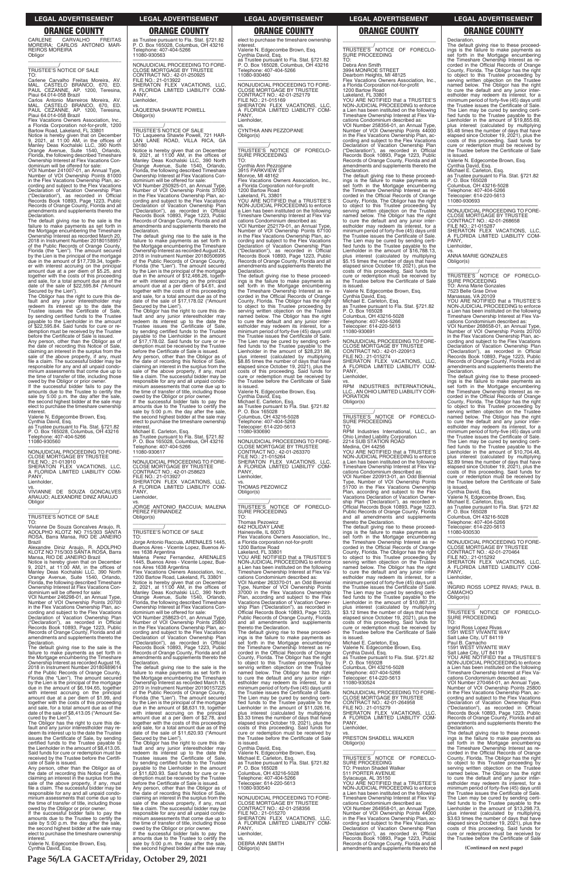CARLENE CARVALHO FREITAS MOREIRA; CARLOS ANTONIO MARREIROS MOREIRA
Obligor

\_\_\_\_\_\_\_\_\_\_\_\_\_\_\_\_\_\_\_\_\_\_\_\_\_\_\_\_\_\_\_\_\_\_\_\_\_\_\_\_\_\_\_\_\_\_\_\_\_

\_\_\_\_\_\_\_\_\_\_\_\_\_\_\_\_\_\_\_\_\_\_\_\_\_\_\_/

TRUSTEE'S NOTICE OF SALE

TO:

Carlene Carvalho Freitas Moreira, AV. MAL. CASTELO BRANCO, 670, ED. PAUL CEZANNE, AP. 1200, Teresina, Piaui 64.014-058 Brazil

Carlos Antonio Marreiros Moreira, AV. MAL. CASTELO BRANCO, 670, ED. PAUL CEZANNE, AP. 1200, Teresina, Piaui 64.014-058 Brazil

Flex Vacations Owners Association, Inc., a Florida Corporation not-for-profit, 1200 Bartow Road, Lakeland, FL 33801

Notice is hereby given that on December 9, 2021, at 11:00 AM, in the offices of Manley Deas Kochalski LLC, 390 North Orange Avenue, Suite 1540, Orlando, Florida, the following described Timeshare Ownership Interest at Flex Vacations Condominium will be offered for sale:

VOI Number 241007-01, an Annual Type, Number of VOI Ownership Points 81000 in the Flex Vacations Ownership Plan, according and subject to the Flex Vacations Declaration of Vacation Ownership Plan ("Declaration"), as recorded in Official Records Book 10893, Page 1223, Public Records of Orange County, Florida and all amendments and supplements thereto the Declaration.

The default giving rise to the sale is the failure to make payments as set forth in the Mortgage encumbering the Timeshare Ownership Interest as recorded March 20, 2018 in Instrument Number 20180158957 of the Public Records of Orange County, Florida (the "Lien"). The amount secured by the Lien is the principal of the mortgage due in the amount of $17,739.34, together with interest accruing on the principal amount due at a per diem of $5.25, and together with the costs of this proceeding and sale, for a total amount due as of the date of the sale of $22,595.84 ("Amount Secured by the Lien").

The Obligor has the right to cure this default and any junior interestholder may redeem its interest up to the date the Trustee issues the Certificate of Sale, by sending certified funds to the Trustee payable to the Lienholder in the amount of $22,595.84. Said funds for cure or redemption must be received by the Trustee before the Certificate of Sale is issued.

Any person, other than the Obligor as of the date of recording this Notice of Sale, claiming an interest in the surplus from the sale of the above property, if any, must file a claim. The successful bidder may be responsible for any and all unpaid condominium assessments that come due up to the time of transfer of title, including those owed by the Obligor or prior owner.

If the successful bidder fails to pay the amounts due to the Trustee to certify the sale by 5:00 p.m. the day after the sale, the second highest bidder at the sale may elect to purchase the timeshare ownership interest.

Valerie N. Edgecombe Brown, Esq.
Cynthia David, Esq.
as Trustee pursuant to Fla. Stat. §721.82
P. O. Box 165028, Columbus, OH 43216
Telephone: 407-404-5266
11080-930560

\_\_\_\_\_\_\_\_\_\_\_\_\_\_\_\_\_\_\_\_\_\_\_\_\_\_\_\_\_\_\_\_\_\_\_\_\_\_\_\_\_\_\_\_\_\_\_\_\_

NONJUDICIAL PROCEEDING TO FORECLOSE MORTGAGE BY TRUSTEE
FILE NO.: 21-013910
SHERATON FLEX VACATIONS, LLC, A FLORIDA LIMITED LIABILITY COMPANY,
Lienholder,
vs.
VIVIANNE DE SOUZA GONCALVES ARAUJO; ALEXANDRE DINIZ ARAUJO
Obligor

\_\_\_\_\_\_\_\_\_\_\_\_\_\_\_\_\_\_\_\_\_\_\_\_\_\_\_\_\_\_\_\_\_\_\_\_\_\_\_\_\_\_\_\_\_\_\_\_\_

\_\_\_\_\_\_\_\_\_\_\_\_\_\_\_\_\_\_\_\_\_\_\_\_\_\_\_/

TRUSTEE'S NOTICE OF SALE

TO:

Vivianne De Souza Goncalves Araujo, R. ADOLPHO KLOTZ NO 715/303 SANTA ROSA, Barra Mansa, RIO DE JANEIRO Brazil

Alexandre Diniz Araujo, R. ADOLPHO KLOTZ NO 715/303 SANTA ROSA, Barra Mansa, RIO DE JANEIRO Brazil

Notice is hereby given that on December 9, 2021, at 11:00 AM, in the offices of Manley Deas Kochalski LLC, 390 North Orange Avenue, Suite 1540, Orlando, Florida, the following described Timeshare Ownership Interest at Flex Vacations Condominium will be offered for sale:

VOI Number 246298-01, an Annual Type, Number of VOI Ownership Points 20700 in the Flex Vacations Ownership Plan, according and subject to the Flex Vacations Declaration of Vacation Ownership Plan ("Declaration"), as recorded in Official Records Book 10893, Page 1223, Public Records of Orange County, Florida and all amendments and supplements thereto the Declaration.

The default giving rise to the sale is the failure to make payments as set forth in the Mortgage encumbering the Timeshare Ownership Interest as recorded August 16, 2018 in Instrument Number 20180489614 of the Public Records of Orange County, Florida (the "Lien"). The amount secured by the Lien is the principal of the mortgage due in the amount of $6,194.65, together with interest accruing on the principal amount due at a per diem of $1.99, and together with the costs of this proceeding and sale, for a total amount due as of the date of the sale of $8,413.05 ("Amount Secured by the Lien").

The Obligor has the right to cure this default and any junior interestholder may redeem its interest up to the date the Trustee issues the Certificate of Sale, by sending certified funds to the Trustee payable to the Lienholder in the amount of $8,413.05. Said funds for cure or redemption must be received by the Trustee before the Certificate of Sale is issued.

Any person, other than the Obligor as of the date of recording this Notice of Sale, claiming an interest in the surplus from the sale of the above property, if any, must file a claim. The successful bidder may be responsible for any and all unpaid condominium assessments that come due up to the time of transfer of title, including those owed by the Obligor or prior owner.

If the successful bidder fails to pay the amounts due to the Trustee to certify the sale by 5:00 p.m. the day after the sale, the second highest bidder at the sale may elect to purchase the timeshare ownership interest.

Valerie N. Edgecombe Brown, Esq.
Cynthia David, Esq.
as Trustee pursuant to Fla. Stat. §721.82
P. O. Box 165028, Columbus, OH 43216
Telephone: 407-404-5266
11080-930563

\_\_\_\_\_\_\_\_\_\_\_\_\_\_\_\_\_\_\_\_\_\_\_\_\_\_\_\_\_\_\_\_\_\_\_\_\_\_\_\_\_\_\_\_\_\_\_\_\_

NONJUDICIAL PROCEEDING TO FORECLOSE MORTGAGE BY TRUSTEE
CONTRACT NO.: 42-01-250925
FILE NO.: 21-013922
SHERATON FLEX VACATIONS, LLC, A FLORIDA LIMITED LIABILITY COMPANY,
Lienholder,
vs.
LAQUEENA SHAWTE POWELL
Obligor(s)

\_\_\_\_\_\_\_\_\_\_\_\_\_\_\_\_\_\_\_\_\_\_\_\_\_\_\_\_\_\_\_\_\_\_\_\_\_\_\_\_\_\_\_\_\_\_\_\_\_

\_\_\_\_\_\_\_\_\_\_\_\_\_\_\_\_\_\_\_\_\_\_\_\_\_\_\_/

TRUSTEE'S NOTICE OF SALE

TO: Laqueena Shawte Powell, 721 HARLAN LANE ROAD, VILLA RICA, GA 30180

Notice is hereby given that on December 9, 2021, at 11:00 AM, in the offices of Manley Deas Kochalski LLC, 390 North Orange Avenue, Suite 1540, Orlando, Florida, the following described Timeshare Ownership Interest at Flex Vacations Condominium will be offered for sale:

VOI Number 250925-01, an Annual Type, Number of VOI Ownership Points 37000 in the Flex Vacations Ownership Plan, according and subject to the Flex Vacations Declaration of Vacation Ownership Plan ("Declaration"), as recorded in Official Records Book 10893, Page 1223, Public Records of Orange County, Florida and all amendments and supplements thereto the Declaration.

The default giving rise to the sale is the failure to make payments as set forth in the Mortgage encumbering the Timeshare Ownership Interest as recorded August 24, 2018 in Instrument Number 20180506995 of the Public Records of Orange County, Florida (the "Lien"). The amount secured by the Lien is the principal of the mortgage due in the amount of $12,466.26, together with interest accruing on the principal amount due at a per diem of $4.61, and together with the costs of this proceeding and sale, for a total amount due as of the date of the sale of $17,178.02 ("Amount Secured by the Lien").

The Obligor has the right to cure this default and any junior interestholder may redeem its interest up to the date the Trustee issues the Certificate of Sale, by sending certified funds to the Trustee payable to the Lienholder in the amount of $17,178.02. Said funds for cure or redemption must be received by the Trustee before the Certificate of Sale is issued.

Any person, other than the Obligor as of the date of recording this Notice of Sale, claiming an interest in the surplus from the sale of the above property, if any, must file a claim. The successful bidder may be responsible for any and all unpaid condominium assessments that come due up to the time of transfer of title, including those owed by the Obligor or prior owner.

If the successful bidder fails to pay the amounts due to the Trustee to certify the sale by 5:00 p.m. the day after the sale, the second highest bidder at the sale may elect to purchase the timeshare ownership interest.

Michael E. Carleton, Esq.
as Trustee pursuant to Fla. Stat. §721.82
P. O. Box 165028, Columbus, OH 43216
Telephone: 407-404-5266
11080-930617

\_\_\_\_\_\_\_\_\_\_\_\_\_\_\_\_\_\_\_\_\_\_\_\_\_\_\_\_\_\_\_\_\_\_\_\_\_\_\_\_\_\_\_\_\_\_\_\_\_

NONJUDICIAL PROCEEDING TO FORECLOSE MORTGAGE BY TRUSTEE
CONTRACT NO.: 42-01-258623
FILE NO.: 21-013927
SHERATON FLEX VACATIONS, LLC, A FLORIDA LIMITED LIABILITY COMPANY,
Lienholder,
vs.
JORGE ANTONIO RACCUIA; MALENA PEREZ FERNANDEZ
Obligor(s)

\_\_\_\_\_\_\_\_\_\_\_\_\_\_\_\_\_\_\_\_\_\_\_\_\_\_\_\_\_\_\_\_\_\_\_\_\_\_\_\_\_\_\_\_\_\_\_\_\_

\_\_\_\_\_\_\_\_\_\_\_\_\_\_\_\_\_\_\_\_\_\_\_\_\_\_\_/

TRUSTEE'S NOTICE OF SALE

TO:

Jorge Antonio Raccuia, ARENALES 1445, Buenos Aires - Vicente Lopez, Buenos Aires 1638 Argentina

Malena Perez Fernandez, ARENALES 1445, Buenos Aires - Vicente Lopez, Buenos Aires 1638 Argentina

Flex Vacations Owners Association, Inc., 1200 Bartow Road, Lakeland, FL 33801

Notice is hereby given that on December 2, 2021, at 11:00 AM, in the offices of Manley Deas Kochalski LLC, 390 North Orange Avenue, Suite 1540, Orlando, Florida, the following described Timeshare Ownership Interest at Flex Vacations Condominium will be offered for sale:

VOI Number 258623-01, an Annual Type, Number of VOI Ownership Points 25800 in the Flex Vacations Ownership Plan, according and subject to the Flex Vacations Declaration of Vacation Ownership Plan ("Declaration"), as recorded in Official Records Book 10893, Page 1223, Public Records of Orange County, Florida and all amendments and supplements thereto the Declaration.

The default giving rise to the sale is the failure to make payments as set forth in the Mortgage encumbering the Timeshare Ownership Interest as recorded March 18, 2019 in Instrument Number 20190157225 of the Public Records of Orange County, Florida (the "Lien"). The amount secured by the Lien is the principal of the mortgage due in the amount of $8,631.19, together with interest accruing on the principal amount due at a per diem of $2.78, and together with the costs of this proceeding and sale, for a total amount due as of the date of the sale of $11,620.93 ("Amount Secured by the Lien").

The Obligor has the right to cure this default and any junior interestholder may redeem its interest up to the date the Trustee issues the Certificate of Sale, by sending certified funds to the Trustee payable to the Lienholder in the amount of $11,620.93. Said funds for cure or redemption must be received by the Trustee before the Certificate of Sale is issued.

Any person, other than the Obligor as of the date of recording this Notice of Sale, claiming an interest in the surplus from the sale of the above property, if any, must file a claim. The successful bidder may be responsible for any and all unpaid condominium assessments that come due up to the time of transfer of title, including those owed by the Obligor or prior owner.

If the successful bidder fails to pay the amounts due to the Trustee to certify the sale by 5:00 p.m. the day after the sale, the second highest bidder at the sale may elect to purchase the timeshare ownership interest.

Valerie N. Edgecombe Brown, Esq.
Cynthia David, Esq.
as Trustee pursuant to Fla. Stat. §721.82
P. O. Box 165028, Columbus, OH 43216
Telephone: 407-404-5266
11080-930460

\_\_\_\_\_\_\_\_\_\_\_\_\_\_\_\_\_\_\_\_\_\_\_\_\_\_\_\_\_\_\_\_\_\_\_\_\_\_\_\_\_\_\_\_\_\_\_\_\_

NONJUDICIAL PROCEEDING TO FORECLOSE MORTGAGE BY TRUSTEE
CONTRACT NO.: 42-01-252179
FILE NO.: 21-015169
SHERATON FLEX VACATIONS, LLC, A FLORIDA LIMITED LIABILITY COMPANY,
Lienholder,
vs.
CYNTHIA ANN PEZZOPANE
Obligor(s)

\_\_\_\_\_\_\_\_\_\_\_\_\_\_\_\_\_\_\_\_\_\_\_\_\_\_\_\_\_\_\_\_\_\_\_\_\_\_\_\_\_\_\_\_\_\_\_\_\_

\_\_\_\_\_\_\_\_\_\_\_\_\_\_\_\_\_\_\_\_\_\_\_\_\_\_\_/

TRUSTEE'S NOTICE OF FORECLOSURE PROCEEDING

TO:
Cynthia Ann Pezzopane
3915 PARKVIEW ST
Monroe, MI 48162
Flex Vacations Owners Association, Inc., a Florida Corporation not-for-profit
1200 Bartow Road
Lakeland, FL 33801

YOU ARE NOTIFIED that a TRUSTEE'S NON-JUDICIAL PROCEEDING to enforce a Lien has been instituted on the following Timeshare Ownership Interest at Flex Vacations Condominium described as:

VOI Number 252179-01, an Annual Type, Number of VOI Ownership Points 67100 in the Flex Vacations Ownership Plan, according and subject to the Flex Vacations Declaration of Vacation Ownership Plan ("Declaration"), as recorded in Official Records Book 10893, Page 1223, Public Records of Orange County, Florida and all amendments and supplements thereto the Declaration.

The default giving rise to these proceedings is the failure to make payments as set forth in the Mortgage encumbering the Timeshare Ownership Interest as recorded in the Official Records of Orange County, Florida. The Obligor has the right to object to this Trustee proceeding by serving written objection on the Trustee named below. The Obligor has the right to cure the default and any junior interestholder may redeem its interest, for a minimum period of forty-five (45) days until the Trustee issues the Certificate of Sale. The Lien may be cured by sending certified funds to the Trustee payable to the Lienholder in the amount of $28,231.98, plus interest (calculated by multiplying $8.85 times the number of days that have elapsed since October 19, 2021), plus the costs of this proceeding. Said funds for cure or redemption must be received by the Trustee before the Certificate of Sale is issued.

Valerie N. Edgecombe Brown, Esq.
Cynthia David, Esq.
Michael E. Carleton, Esq.
as Trustee pursuant to Fla. Stat. §721.82
P. O. Box 165028
Columbus, OH 43216-5028
Telephone: 407-404-5266
Telecopier: 614-220-5613
11080-930690

\_\_\_\_\_\_\_\_\_\_\_\_\_\_\_\_\_\_\_\_\_\_\_\_\_\_\_\_\_\_\_\_\_\_\_\_\_\_\_\_\_\_\_\_\_\_\_\_\_

NONJUDICIAL PROCEEDING TO FORECLOSE MORTGAGE BY TRUSTEE
CONTRACT NO.: 42-01-263370
FILE NO.: 21-015264
SHERATON FLEX VACATIONS, LLC, A FLORIDA LIMITED LIABILITY COMPANY,
Lienholder,
vs.
THOMAS PEZOWICZ
Obligor(s)

\_\_\_\_\_\_\_\_\_\_\_\_\_\_\_\_\_\_\_\_\_\_\_\_\_\_\_\_\_\_\_\_\_\_\_\_\_\_\_\_\_\_\_\_\_\_\_\_\_

\_\_\_\_\_\_\_\_\_\_\_\_\_\_\_\_\_\_\_\_\_\_\_\_\_\_\_/

TRUSTEE'S NOTICE OF FORECLOSURE PROCEEDING

TO:
Thomas Pezowicz
642 HOLIDAY LANE
Hainesville, IL 60073
Flex Vacations Owners Association, Inc., a Florida corporation not-for-profit
1200 Bartow Road
Lakeland, FL 33801

YOU ARE NOTIFIED that a TRUSTEE'S NON-JUDICIAL PROCEEDING to enforce a Lien has been instituted on the following Timeshare Ownership Interest at Flex Vacations Condominium described as:

VOI Number 263370-01, an Odd Biennial Type, Number of VOI Ownership Points 37000 in the Flex Vacations Ownership Plan, according and subject to the Flex Vacations Declaration of Vacation Ownership Plan ("Declaration"), as recorded in Official Records Book 10893, Page 1223, Public Records of Orange County, Florida and all amendments and supplements thereto the Declaration.

The default giving rise to these proceedings is the failure to make payments as set forth in the Mortgage encumbering the Timeshare Ownership Interest as recorded in the Official Records of Orange County, Florida. The Obligor has the right to object to this Trustee proceeding by serving written objection on the Trustee named below. The Obligor has the right to cure the default and any junior interestholder may redeem its interest, for a minimum period of forty-five (45) days until the Trustee issues the Certificate of Sale. The Lien may be cured by sending certified funds to the Trustee payable to the Lienholder in the amount of $11,026.16, plus interest (calculated by multiplying $3.33 times the number of days that have elapsed since October 19, 2021), plus the costs of this proceeding. Said funds for cure or redemption must be received by the Trustee before the Certificate of Sale is issued.

Cynthia David, Esq.
Valerie N. Edgecombe Brown, Esq.
Michael E. Carleton, Esq.
as Trustee pursuant to Fla. Stat. §721.82
P. O. Box 165028
Columbus, OH 43216-5028
Telephone: 407-404-5266
Telecopier: 614-220-5613
11080-930540

\_\_\_\_\_\_\_\_\_\_\_\_\_\_\_\_\_\_\_\_\_\_\_\_\_\_\_\_\_\_\_\_\_\_\_\_\_\_\_\_\_\_\_\_\_\_\_\_\_

NONJUDICIAL PROCEEDING TO FORECLOSE MORTGAGE BY TRUSTEE
CONTRACT NO.: 42-01-258356
FILE NO.: 21-015270
SHERATON FLEX VACATIONS, LLC, A FLORIDA LIMITED LIABILITY COMPANY,
Lienholder,
vs.
DEBRA ANN SMITH
Obligor(s)

\_\_\_\_\_\_\_\_\_\_\_\_\_\_\_\_\_\_\_\_\_\_\_\_\_\_\_\_\_\_\_\_\_\_\_\_\_\_\_\_\_\_\_\_\_\_\_\_\_

\_\_\_\_\_\_\_\_\_\_\_\_\_\_\_\_\_\_\_\_\_\_\_\_\_\_\_/

TRUSTEE'S NOTICE OF FORECLOSURE PROCEEDING

TO:
Debra Ann Smith
3994 MONROE STREET
Dearborn Heights, MI 48125
Flex Vacations Owners Association, Inc., a Florida Corporation not-for-profit
1200 Bartow Road
Lakeland, FL 33801

YOU ARE NOTIFIED that a TRUSTEE'S NON-JUDICIAL PROCEEDING to enforce a Lien has been instituted on the following Timeshare Ownership Interest at Flex Vacations Condominium described as:

VOI Number 258356-01, an Annual Type, Number of VOI Ownership Points 44000 in the Flex Vacations Ownership Plan, according and subject to the Flex Vacations Declaration of Vacation Ownership Plan ("Declaration"), as recorded in Official Records Book 10893, Page 1223, Public Records of Orange County, Florida and all amendments and supplements thereto the Declaration.

The default giving rise to these proceedings is the failure to make payments as set forth in the Mortgage encumbering the Timeshare Ownership Interest as recorded in the Official Records of Orange County, Florida. The Obligor has the right to object to this Trustee proceeding by serving written objection on the Trustee named below. The Obligor has the right to cure the default and any junior interestholder may redeem its interest, for a minimum period of forty-five (45) days until the Trustee issues the Certificate of Sale. The Lien may be cured by sending certified funds to the Trustee payable to the Lienholder in the amount of $16,788.13, plus interest (calculated by multiplying $5.15 times the number of days that have elapsed since October 19, 2021), plus the costs of this proceeding. Said funds for cure or redemption must be received by the Trustee before the Certificate of Sale is issued.

Valerie N. Edgecombe Brown, Esq.
Cynthia David, Esq.
Michael E. Carleton, Esq.
as Trustee pursuant to Fla. Stat. §721.82
P. O. Box 165028
Columbus, OH 43216-5028
Telephone: 407-404-5266
Telecopier: 614-220-5613
11080-930691

\_\_\_\_\_\_\_\_\_\_\_\_\_\_\_\_\_\_\_\_\_\_\_\_\_\_\_\_\_\_\_\_\_\_\_\_\_\_\_\_\_\_\_\_\_\_\_\_\_

NONJUDICIAL PROCEEDING TO FORECLOSE MORTGAGE BY TRUSTEE
CONTRACT NO.: 42-01-220913
FILE NO.: 21-015274
SHERATON FLEX VACATIONS, LLC, A FLORIDA LIMITED LIABILITY COMPANY,
Lienholder,
vs.
RPM INDUSTRIES INTERNATIONAL, LLC., AN OHIO LIMITED LIABILITY CORPORATION
Obligor(s)

\_\_\_\_\_\_\_\_\_\_\_\_\_\_\_\_\_\_\_\_\_\_\_\_\_\_\_\_\_\_\_\_\_\_\_\_\_\_\_\_\_\_\_\_\_\_\_\_\_

\_\_\_\_\_\_\_\_\_\_\_\_\_\_\_\_\_\_\_\_\_\_\_\_\_\_\_/

TRUSTEE'S NOTICE OF FORECLOSURE PROCEEDING

TO:
RPM Industries International, LLC., an Ohio Limited Liability Corporation
2214 SUB STATION ROAD
Medina, OH 44256

YOU ARE NOTIFIED that a TRUSTEE'S NON-JUDICIAL PROCEEDING to enforce a Lien has been instituted on the following Timeshare Ownership Interest at Flex Vacations Condominium described as:

VOI Number 220913-01, an Odd Biennial Type, Number of VOI Ownership Points 51700 in the Flex Vacations Ownership Plan, according and subject to the Flex Vacations Declaration of Vacation Ownership Plan ("Declaration"), as recorded in Official Records Book 10893, Page 1223, Public Records of Orange County, Florida and all amendments and supplements thereto the Declaration.

The default giving rise to these proceedings is the failure to make payments as set forth in the Mortgage encumbering the Timeshare Ownership Interest as recorded in the Official Records of Orange County, Florida. The Obligor has the right to object to this Trustee proceeding by serving written objection on the Trustee named below. The Obligor has the right to cure the default and any junior interestholder may redeem its interest, for a minimum period of forty-five (45) days until the Trustee issues the Certificate of Sale. The Lien may be cured by sending certified funds to the Trustee payable to the Lienholder in the amount of $10,867.31, plus interest (calculated by multiplying $3.12 times the number of days that have elapsed since October 19, 2021), plus the costs of this proceeding. Said funds for cure or redemption must be received by the Trustee before the Certificate of Sale is issued.

Michael E. Carleton, Esq.
Valerie N. Edgecombe Brown, Esq.
Cynthia David, Esq.
as Trustee pursuant to Fla. Stat. §721.82
P. O. Box 165028
Columbus, OH 43216-5028
Telephone: 407-404-5266
Telecopier: 614-220-5613
11080-930524

\_\_\_\_\_\_\_\_\_\_\_\_\_\_\_\_\_\_\_\_\_\_\_\_\_\_\_\_\_\_\_\_\_\_\_\_\_\_\_\_\_\_\_\_\_\_\_\_\_

NONJUDICIAL PROCEEDING TO FORECLOSE MORTGAGE BY TRUSTEE
CONTRACT NO.: 42-01-264958
FILE NO.: 21-015279
SHERATON FLEX VACATIONS, LLC, A FLORIDA LIMITED LIABILITY COMPANY,
Lienholder,
vs.
PRESTON SHADELL WALKER
Obligor(s)

\_\_\_\_\_\_\_\_\_\_\_\_\_\_\_\_\_\_\_\_\_\_\_\_\_\_\_\_\_\_\_\_\_\_\_\_\_\_\_\_\_\_\_\_\_\_\_\_\_

\_\_\_\_\_\_\_\_\_\_\_\_\_\_\_\_\_\_\_\_\_\_\_\_\_\_\_/

TRUSTEE'S NOTICE OF FORECLOSURE PROCEEDING

TO: Preston Shadell Walker
511 PORTER AVENUE
Sylacauga, AL 35150

YOU ARE NOTIFIED that a TRUSTEE'S NON-JUDICIAL PROCEEDING to enforce a Lien has been instituted on the following Timeshare Ownership Interest at Flex Vacations Condominium described as:

VOI Number 264958-01, an Annual Type, Number of VOI Ownership Points 44000 in the Flex Vacations Ownership Plan, according and subject to the Flex Vacations Declaration of Vacation Ownership Plan ("Declaration"), as recorded in Official Records Book 10893, Page 1223, Public Records of Orange County, Florida and all amendments and supplements thereto the Declaration.

The default giving rise to these proceedings is the failure to make payments as set forth in the Mortgage encumbering the Timeshare Ownership Interest as recorded in the Official Records of Orange County, Florida. The Obligor has the right to object to this Trustee proceeding by serving written objection on the Trustee named below. The Obligor has the right to cure the default and any junior interestholder may redeem its interest, for a minimum period of forty-five (45) days until the Trustee issues the Certificate of Sale. The Lien may be cured by sending certified funds to the Trustee payable to the Lienholder in the amount of $19,855.69, plus interest (calculated by multiplying $5.48 times the number of days that have elapsed since October 19, 2021), plus the costs of this proceeding. Said funds for cure or redemption must be received by the Trustee before the Certificate of Sale is issued.

Valerie N. Edgecombe Brown, Esq.
Cynthia David, Esq.
Michael E. Carleton, Esq.
as Trustee pursuant to Fla. Stat. §721.82
P. O. Box 165028
Columbus, OH 43216-5028
Telephone: 407-404-5266
Telecopier: 614-220-5613
11080-930693

\_\_\_\_\_\_\_\_\_\_\_\_\_\_\_\_\_\_\_\_\_\_\_\_\_\_\_\_\_\_\_\_\_\_\_\_\_\_\_\_\_\_\_\_\_\_\_\_\_

NONJUDICIAL PROCEEDING TO FORECLOSE MORTGAGE BY TRUSTEE
CONTRACT NO.: 42-01-268658
FILE NO.: 21-015287
SHERATON FLEX VACATIONS, LLC, A FLORIDA LIMITED LIABILITY COMPANY,
Lienholder,
vs.
ANNA MARIE GONZALES
Obligor(s)

\_\_\_\_\_\_\_\_\_\_\_\_\_\_\_\_\_\_\_\_\_\_\_\_\_\_\_\_\_\_\_\_\_\_\_\_\_\_\_\_\_\_\_\_\_\_\_\_\_

\_\_\_\_\_\_\_\_\_\_\_\_\_\_\_\_\_\_\_\_\_\_\_\_\_\_\_/

TRUSTEE'S NOTICE OF FORECLOSURE PROCEEDING

TO: Anna Marie Gonzales
7523 Belle Grae Drive
Manassas, VA 20109

YOU ARE NOTIFIED that a TRUSTEE'S NON-JUDICIAL PROCEEDING to enforce a Lien has been instituted on the following Timeshare Ownership Interest at Flex Vacations Condominium described as:

VOI Number 268658-01, an Annual Type, Number of VOI Ownership Points 20700 in the Flex Vacations Ownership Plan, according and subject to the Flex Vacations Declaration of Vacation Ownership Plan ("Declaration"), as recorded in Official Records Book 10893, Page 1223, Public Records of Orange County, Florida and all amendments and supplements thereto the Declaration.

The default giving rise to these proceedings is the failure to make payments as set forth in the Mortgage encumbering the Timeshare Ownership Interest as recorded in the Official Records of Orange County, Florida. The Obligor has the right to object to this Trustee proceeding by serving written objection on the Trustee named below. The Obligor has the right to cure the default and any junior interestholder may redeem its interest, for a minimum period of forty-five (45) days until the Trustee issues the Certificate of Sale. The Lien may be cured by sending certified funds to the Trustee payable to the Lienholder in the amount of $10,704.48, plus interest (calculated by multiplying $2.89 times the number of days that have elapsed since October 19, 2021), plus the costs of this proceeding. Said funds for cure or redemption must be received by the Trustee before the Certificate of Sale is issued.

Cynthia David, Esq.
Valerie N. Edgecombe Brown, Esq.
Michael E. Carleton, Esq.
as Trustee pursuant to Fla. Stat. §721.82
P. O. Box 165028
Columbus, OH 43216-5028
Telephone: 407-404-5266
Telecopier: 614-220-5613
11080-930530

\_\_\_\_\_\_\_\_\_\_\_\_\_\_\_\_\_\_\_\_\_\_\_\_\_\_\_\_\_\_\_\_\_\_\_\_\_\_\_\_\_\_\_\_\_\_\_\_\_

NONJUDICIAL PROCEEDING TO FORECLOSE MORTGAGE BY TRUSTEE
CONTRACT NO.: 42-01-270464
FILE NO.: 21-015292
SHERATON FLEX VACATIONS, LLC, A FLORIDA LIMITED LIABILITY COMPANY,
Lienholder,
vs.
INGRID ROSS LOPEZ RIVAS; PAUL B. CAMACHO
Obligor(s)

\_\_\_\_\_\_\_\_\_\_\_\_\_\_\_\_\_\_\_\_\_\_\_\_\_\_\_\_\_\_\_\_\_\_\_\_\_\_\_\_\_\_\_\_\_\_\_\_\_

\_\_\_\_\_\_\_\_\_\_\_\_\_\_\_\_\_\_\_\_\_\_\_\_\_\_\_/

TRUSTEE'S NOTICE OF FORECLOSURE PROCEEDING

TO:
Ingrid Ross Lopez Rivas
1591 WEST VIVANTE WAY
Salt Lake City, UT 84119
Paul B. Camacho
1591 WEST VIVANTE WAY
Salt Lake City, UT 84119

YOU ARE NOTIFIED that a TRUSTEE'S NON-JUDICIAL PROCEEDING to enforce a Lien has been instituted on the following Timeshare Ownership Interest at Flex Vacations Condominium described as:

VOI Number 270464-01, an Annual Type, Number of VOI Ownership Points 25800 in the Flex Vacations Ownership Plan, according and subject to the Flex Vacations Declaration of Vacation Ownership Plan ("Declaration"), as recorded in Official Records Book 10893, Page 1223, Public Records of Orange County, Florida and all amendments and supplements thereto the Declaration.

The default giving rise to these proceedings is the failure to make payments as set forth in the Mortgage encumbering the Timeshare Ownership Interest as recorded in the Official Records of Orange County, Florida. The Obligor has the right to object to this Trustee proceeding by serving written objection on the Trustee named below. The Obligor has the right to cure the default and any junior interestholder may redeem its interest, for a minimum period of forty-five (45) days until the Trustee issues the Certificate of Sale. The Lien may be cured by sending certified funds to the Trustee payable to the Lienholder in the amount of $13,298.73, plus interest (calculated by multiplying $3.63 times the number of days that have elapsed since October 19, 2021), plus the costs of this proceeding. Said funds for cure or redemption must be received by the Trustee before the Certificate of Sale

**(Continued on next page)**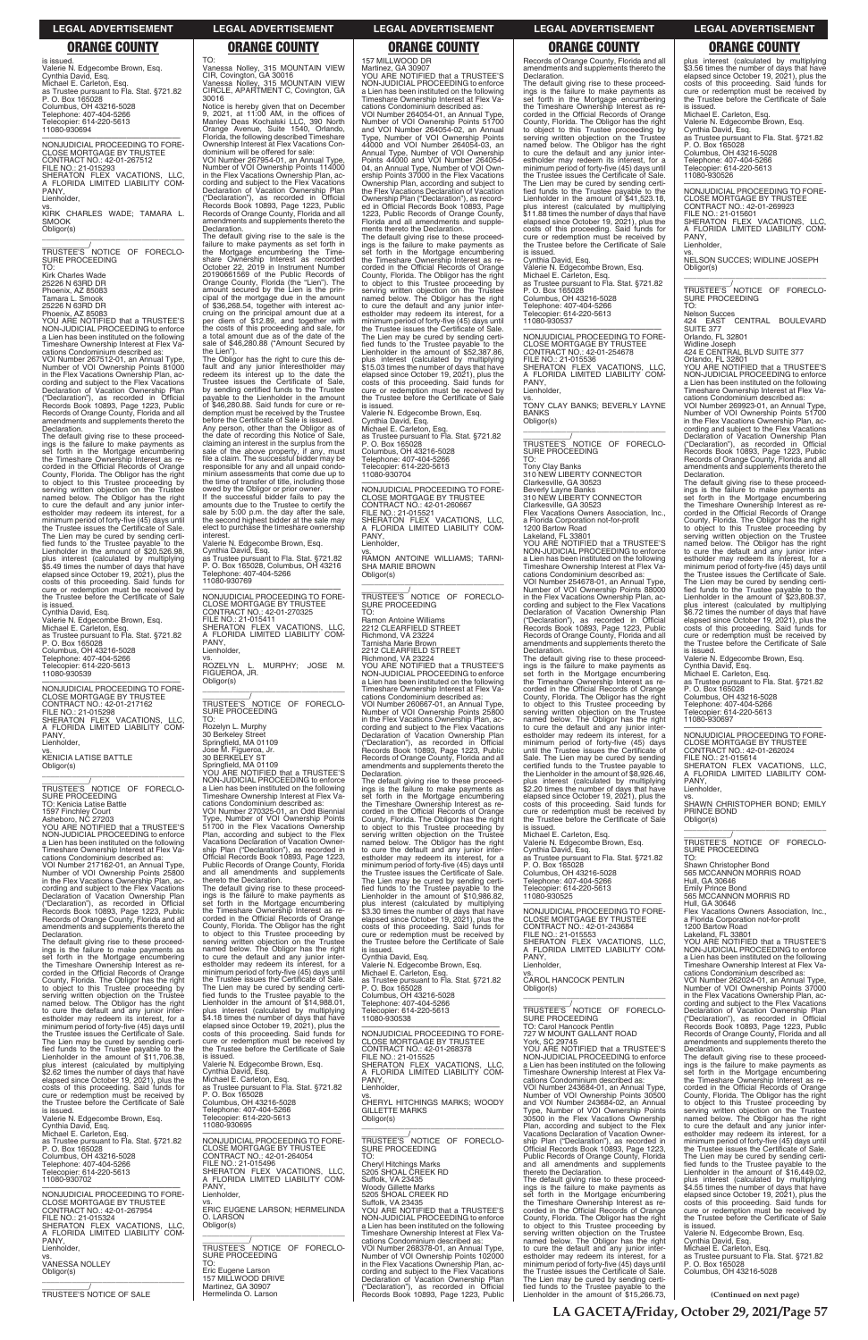is issued.
Valerie N. Edgecombe Brown, Esq.
Cynthia David, Esq.
Michael E. Carleton, Esq.
as Trustee pursuant to Fla. Stat. §721.82
P. O. Box 165028
Columbus, OH 43216-5028
Telephone: 407-404-5266
Telecopier: 614-220-5613
11080-930694

NONJUDICIAL PROCEEDING TO FORECLOSE MORTGAGE BY TRUSTEE
CONTRACT NO.: 42-01-267512
FILE NO.: 21-015293
SHERATON FLEX VACATIONS, LLC, A FLORIDA LIMITED LIABILITY COMPANY,
Lienholder,
vs.
KIRK CHARLES WADE; TAMARA L. SMOOK
Obligor(s)

TRUSTEE'S NOTICE OF FORECLOSURE PROCEEDING
TO:
Kirk Charles Wade
25226 N 63RD DR
Phoenix, AZ 85083
Tamara L. Smook
25226 N 63RD DR
Phoenix, AZ 85083
YOU ARE NOTIFIED that a TRUSTEE'S NON-JUDICIAL PROCEEDING to enforce a Lien has been instituted on the following Timeshare Ownership Interest at Flex Vacations Condominium described as:
VOI Number 267512-01, an Annual Type, Number of VOI Ownership Points 81000 in the Flex Vacations Ownership Plan, according and subject to the Flex Vacations Declaration of Vacation Ownership Plan ("Declaration"), as recorded in Official Records Book 10893, Page 1223, Public Records of Orange County, Florida and all amendments and supplements thereto the Declaration.
The default giving rise to these proceedings is the failure to make payments as set forth in the Mortgage encumbering the Timeshare Ownership Interest as recorded in the Official Records of Orange County, Florida. The Obligor has the right to object to this Trustee proceeding by serving written objection on the Trustee named below. The Obligor has the right to cure the default and any junior interestholder may redeem its interest, for a minimum period of forty-five (45) days until the Trustee issues the Certificate of Sale. The Lien may be cured by sending certified funds to the Trustee payable to the Lienholder in the amount of $20,526.98, plus interest (calculated by multiplying $5.49 times the number of days that have elapsed since October 19, 2021), plus the costs of this proceeding. Said funds for cure or redemption must be received by the Trustee before the Certificate of Sale is issued.
Cynthia David, Esq.
Valerie N. Edgecombe Brown, Esq.
Michael E. Carleton, Esq.
as Trustee pursuant to Fla. Stat. §721.82
P. O. Box 165028
Columbus, OH 43216-5028
Telephone: 407-404-5266
Telecopier: 614-220-5613
11080-930539

NONJUDICIAL PROCEEDING TO FORECLOSE MORTGAGE BY TRUSTEE
CONTRACT NO.: 42-01-217162
FILE NO.: 21-015298
SHERATON FLEX VACATIONS, LLC, A FLORIDA LIMITED LIABILITY COMPANY,
Lienholder,
vs.
KENICIA LATISE BATTLE
Obligor(s)

TRUSTEE'S NOTICE OF FORECLOSURE PROCEEDING
TO: Kenicia Latise Battle
1597 Finchley Court
Asheboro, NC 27203
YOU ARE NOTIFIED that a TRUSTEE'S NON-JUDICIAL PROCEEDING to enforce a Lien has been instituted on the following Timeshare Ownership Interest at Flex Vacations Condominium described as:
VOI Number 217162-01, an Annual Type, Number of VOI Ownership Points 25800 in the Flex Vacations Ownership Plan, according and subject to the Flex Vacations Declaration of Vacation Ownership Plan ("Declaration"), as recorded in Official Records Book 10893, Page 1223, Public Records of Orange County, Florida and all amendments and supplements thereto the Declaration.
The default giving rise to these proceedings is the failure to make payments as set forth in the Mortgage encumbering the Timeshare Ownership Interest as recorded in the Official Records of Orange County, Florida. The Obligor has the right to object to this Trustee proceeding by serving written objection on the Trustee named below. The Obligor has the right to cure the default and any junior interestholder may redeem its interest, for a minimum period of forty-five (45) days until the Trustee issues the Certificate of Sale. The Lien may be cured by sending certified funds to the Trustee payable to the Lienholder in the amount of $11,706.38, plus interest (calculated by multiplying $2.62 times the number of days that have elapsed since October 19, 2021), plus the costs of this proceeding. Said funds for cure or redemption must be received by the Trustee before the Certificate of Sale is issued.
Valerie N. Edgecombe Brown, Esq.
Cynthia David, Esq.
Michael E. Carleton, Esq.
as Trustee pursuant to Fla. Stat. §721.82
P. O. Box 165028
Columbus, OH 43216-5028
Telephone: 407-404-5266
Telecopier: 614-220-5613
11080-930702

NONJUDICIAL PROCEEDING TO FORECLOSE MORTGAGE BY TRUSTEE
CONTRACT NO.: 42-01-267954
FILE NO.: 21-015324
SHERATON FLEX VACATIONS, LLC, A FLORIDA LIMITED LIABILITY COMPANY,
Lienholder,
vs.
VANESSA NOLLEY
Obligor(s)

TRUSTEE'S NOTICE OF SALE
TO:
Vanessa Nolley, 315 MOUNTAIN VIEW CIR, Covington, GA 30016
Vanessa Nolley, 315 MOUNTAIN VIEW CIRCLE, APARTMENT C, Covington, GA 30016
Notice is hereby given that on December 9, 2021, at 11:00 AM, in the offices of Manley Deas Kochalski LLC, 390 North Orange Avenue, Suite 1540, Orlando, Florida, the following described Timeshare Ownership Interest at Flex Vacations Condominium will be offered for sale:
VOI Number 267954-01, an Annual Type, Number of VOI Ownership Points 114000 in the Flex Vacations Ownership Plan, according and subject to the Flex Vacations Declaration of Vacation Ownership Plan ("Declaration"), as recorded in Official Records Book 10893, Page 1223, Public Records of Orange County, Florida and all amendments and supplements thereto the Declaration.
The default giving rise to the sale is the failure to make payments as set forth in the Mortgage encumbering the Timeshare Ownership Interest as recorded October 22, 2019 in Instrument Number 20190661569 of the Public Records of Orange County, Florida (the "Lien"). The amount secured by the Lien is the principal of the mortgage due in the amount of $36,268.54, together with interest accruing on the principal amount due at a per diem of $12.89, and together with the costs of this proceeding and sale, for a total amount due as of the date of the sale of $46,280.88 ("Amount Secured by the Lien").
The Obligor has the right to cure this default and any junior interestholder may redeem its interest up to the date the Trustee issues the Certificate of Sale, by sending certified funds to the Trustee payable to the Lienholder in the amount of $46,280.88. Said funds for cure or redemption must be received by the Trustee before the Certificate of Sale is issued.
Any person, other than the Obligor as of the date of recording this Notice of Sale, claiming an interest in the surplus from the sale of the above property, if any, must file a claim. The successful bidder may be responsible for any and all unpaid condominium assessments that come due up to the time of transfer of title, including those owed by the Obligor or prior owner.
If the successful bidder fails to pay the amounts due to the Trustee to certify the sale by 5:00 p.m. the day after the sale, the second highest bidder at the sale may elect to purchase the timeshare ownership interest.
Valerie N. Edgecombe Brown, Esq.
Cynthia David, Esq.
as Trustee pursuant to Fla. Stat. §721.82
P. O. Box 165028, Columbus, OH 43216
Telephone: 407-404-5266
11080-930769

NONJUDICIAL PROCEEDING TO FORECLOSE MORTGAGE BY TRUSTEE
CONTRACT NO.: 42-01-270325
FILE NO.: 21-015411
SHERATON FLEX VACATIONS, LLC, A FLORIDA LIMITED LIABILITY COMPANY,
Lienholder,
vs.
ROZELYN L. MURPHY; JOSE M. FIGUEROA, JR.
Obligor(s)

TRUSTEE'S NOTICE OF FORECLOSURE PROCEEDING
TO:
Rozelyn L. Murphy
30 Berkeley Street
Springfield, MA 01109
Jose M. Figueroa, Jr.
30 BERKELEY ST
Springfield, MA 01109
YOU ARE NOTIFIED that a TRUSTEE'S NON-JUDICIAL PROCEEDING to enforce a Lien has been instituted on the following Timeshare Ownership Interest at Flex Vacations Condominium described as:
VOI Number 270325-01, an Odd Biennial Type, Number of VOI Ownership Points 51700 in the Flex Vacations Ownership Plan, according and subject to the Flex Vacations Declaration of Vacation Ownership Plan ("Declaration"), as recorded in Official Records Book 10893, Page 1223, Public Records of Orange County, Florida and all amendments and supplements thereto the Declaration.
The default giving rise to these proceedings is the failure to make payments as set forth in the Mortgage encumbering the Timeshare Ownership Interest as recorded in the Official Records of Orange County, Florida. The Obligor has the right to object to this Trustee proceeding by serving written objection on the Trustee named below. The Obligor has the right to cure the default and any junior interestholder may redeem its interest, for a minimum period of forty-five (45) days until the Trustee issues the Certificate of Sale. The Lien may be cured by sending certified funds to the Trustee payable to the Lienholder in the amount of $14,988.01, plus interest (calculated by multiplying $4.18 times the number of days that have elapsed since October 19, 2021), plus the costs of this proceeding. Said funds for cure or redemption must be received by the Trustee before the Certificate of Sale is issued.
Valerie N. Edgecombe Brown, Esq.
Cynthia David, Esq.
Michael E. Carleton, Esq.
as Trustee pursuant to Fla. Stat. §721.82
P. O. Box 165028
Columbus, OH 43216-5028
Telephone: 407-404-5266
Telecopier: 614-220-5613
11080-930695

NONJUDICIAL PROCEEDING TO FORECLOSE MORTGAGE BY TRUSTEE
CONTRACT NO.: 42-01-264054
FILE NO.: 21-015496
SHERATON FLEX VACATIONS, LLC, A FLORIDA LIMITED LIABILITY COMPANY,
Lienholder,
vs.
ERIC EUGENE LARSON; HERMELINDA O. LARSON
Obligor(s)

TRUSTEE'S NOTICE OF FORECLOSURE PROCEEDING
TO:
Eric Eugene Larson
157 MILLWOOD DRIVE
Martinez, GA 30907
Hermelinda O. Larson
157 MILLWOOD DR
Martinez, GA 30907
YOU ARE NOTIFIED that a TRUSTEE'S NON-JUDICIAL PROCEEDING to enforce a Lien has been instituted on the following Timeshare Ownership Interest at Flex Vacations Condominium described as:
VOI Number 264054-01, an Annual Type, Number of VOI Ownership Points 51700 and VOI Number 264054-02, an Annual Type, Number of VOI Ownership Points 44000 and VOI Number 264054-03, an Annual Type, Number of VOI Ownership Points 44000 and VOI Number 264054-04, an Annual Type, Number of VOI Ownership Points 37000 in the Flex Vacations Ownership Plan, according and subject to the Flex Vacations Declaration of Vacation Ownership Plan ("Declaration"), as recorded in Official Records Book 10893, Page 1223, Public Records of Orange County, Florida and all amendments and supplements thereto the Declaration.
The default giving rise to these proceedings is the failure to make payments as set forth in the Mortgage encumbering the Timeshare Ownership Interest as recorded in the Official Records of Orange County, Florida. The Obligor has the right to object to this Trustee proceeding by serving written objection on the Trustee named below. The Obligor has the right to cure the default and any junior interestholder may redeem its interest, for a minimum period of forty-five (45) days until the Trustee issues the Certificate of Sale. The Lien may be cured by sending certified funds to the Trustee payable to the Lienholder in the amount of $52,387.86, plus interest (calculated by multiplying $15.03 times the number of days that have elapsed since October 19, 2021), plus the costs of this proceeding. Said funds for cure or redemption must be received by the Trustee before the Certificate of Sale is issued.
Valerie N. Edgecombe Brown, Esq.
Cynthia David, Esq.
Michael E. Carleton, Esq.
as Trustee pursuant to Fla. Stat. §721.82
P. O. Box 165028
Columbus, OH 43216-5028
Telephone: 407-404-5266
Telecopier: 614-220-5613
11080-930704

NONJUDICIAL PROCEEDING TO FORECLOSE MORTGAGE BY TRUSTEE
CONTRACT NO.: 42-01-260667
FILE NO.: 21-015521
SHERATON FLEX VACATIONS, LLC, A FLORIDA LIMITED LIABILITY COMPANY,
Lienholder,
vs.
RAMON ANTOINE WILLIAMS; TARNISHA MARIE BROWN
Obligor(s)

TRUSTEE'S NOTICE OF FORECLOSURE PROCEEDING
TO:
Ramon Antoine Williams
2212 CLEARFIELD STREET
Richmond, VA 23224
Tarnisha Marie Brown
2212 CLEARFIELD STREET
Richmond, VA 23224
YOU ARE NOTIFIED that a TRUSTEE'S NON-JUDICIAL PROCEEDING to enforce a Lien has been instituted on the following Timeshare Ownership Interest at Flex Vacations Condominium described as:
VOI Number 260667-01, an Annual Type, Number of VOI Ownership Points 25800 in the Flex Vacations Ownership Plan, according and subject to the Flex Vacations Declaration of Vacation Ownership Plan ("Declaration"), as recorded in Official Records Book 10893, Page 1223, Public Records of Orange County, Florida and all amendments and supplements thereto the Declaration.
The default giving rise to these proceedings is the failure to make payments as set forth in the Mortgage encumbering the Timeshare Ownership Interest as recorded in the Official Records of Orange County, Florida. The Obligor has the right to object to this Trustee proceeding by serving written objection on the Trustee named below. The Obligor has the right to cure the default and any junior interestholder may redeem its interest, for a minimum period of forty-five (45) days until the Trustee issues the Certificate of Sale. The Lien may be cured by sending certified funds to the Trustee payable to the Lienholder in the amount of $10,986.82, plus interest (calculated by multiplying $3.30 times the number of days that have elapsed since October 19, 2021), plus the costs of this proceeding. Said funds for cure or redemption must be received by the Trustee before the Certificate of Sale is issued.
Cynthia David, Esq.
Valerie N. Edgecombe Brown, Esq.
Michael E. Carleton, Esq.
as Trustee pursuant to Fla. Stat. §721.82
P. O. Box 165028
Columbus, OH 43216-5028
Telephone: 407-404-5266
Telecopier: 614-220-5613
11080-930538

NONJUDICIAL PROCEEDING TO FORECLOSE MORTGAGE BY TRUSTEE
CONTRACT NO.: 42-01-268378
FILE NO.: 21-015525
SHERATON FLEX VACATIONS, LLC, A FLORIDA LIMITED LIABILITY COMPANY,
Lienholder,
vs.
CHERYL HITCHINGS MARKS; WOODY GILLETTE MARKS
Obligor(s)

TRUSTEE'S NOTICE OF FORECLOSURE PROCEEDING
TO:
Cheryl Hitchings Marks
5205 SHOAL CREEK RD
Suffolk, VA 23435
Woody Gillette Marks
5205 SHOAL CREEK RD
Suffolk, VA 23435
YOU ARE NOTIFIED that a TRUSTEE'S NON-JUDICIAL PROCEEDING to enforce a Lien has been instituted on the following Timeshare Ownership Interest at Flex Vacations Condominium described as:
VOI Number 268378-01, an Annual Type, Number of VOI Ownership Points 102000 in the Flex Vacations Ownership Plan, according and subject to the Flex Vacations Declaration of Vacation Ownership Plan ("Declaration"), as recorded in Official Records Book 10893, Page 1223, Public Records of Orange County, Florida and all amendments and supplements thereto the Declaration.
The default giving rise to these proceedings is the failure to make payments as set forth in the Mortgage encumbering the Timeshare Ownership Interest as recorded in the Official Records of Orange County, Florida. The Obligor has the right to object to this Trustee proceeding by serving written objection on the Trustee named below. The Obligor has the right to cure the default and any junior interestholder may redeem its interest, for a minimum period of forty-five (45) days until the Trustee issues the Certificate of Sale. The Lien may be cured by sending certified funds to the Trustee payable to the Lienholder in the amount of $41,523.18, plus interest (calculated by multiplying $11.88 times the number of days that have elapsed since October 19, 2021), plus the costs of this proceeding. Said funds for cure or redemption must be received by the Trustee before the Certificate of Sale is issued.
Cynthia David, Esq.
Valerie N. Edgecombe Brown, Esq.
Michael E. Carleton, Esq.
as Trustee pursuant to Fla. Stat. §721.82
P. O. Box 165028
Columbus, OH 43216-5028
Telephone: 407-404-5266
Telecopier: 614-220-5613
11080-930537

NONJUDICIAL PROCEEDING TO FORECLOSE MORTGAGE BY TRUSTEE
CONTRACT NO.: 42-01-254678
FILE NO.: 21-015536
SHERATON FLEX VACATIONS, LLC, A FLORIDA LIMITED LIABILITY COMPANY,
Lienholder,
vs.
TONY CLAY BANKS; BEVERLY LAYNE BANKS
Obligor(s)

TRUSTEE'S NOTICE OF FORECLOSURE PROCEEDING
TO:
Tony Clay Banks
310 NEW LIBERTY CONNECTOR
Clarkesville, GA 30523
Beverly Layne Banks
310 NEW LIBERTY CONNECTOR
Clarkesville, GA 30523
Flex Vacations Owners Association, Inc., a Florida Corporation not-for-profit
1200 Bartow Road
Lakeland, FL 33801
YOU ARE NOTIFIED that a TRUSTEE'S NON-JUDICIAL PROCEEDING to enforce a Lien has been instituted on the following Timeshare Ownership Interest at Flex Vacations Condominium described as:
VOI Number 254678-01, an Annual Type, Number of VOI Ownership Points 88000 in the Flex Vacations Ownership Plan, according and subject to the Flex Vacations Declaration of Vacation Ownership Plan ("Declaration"), as recorded in Official Records Book 10893, Page 1223, Public Records of Orange County, Florida and all amendments and supplements thereto the Declaration.
The default giving rise to these proceedings is the failure to make payments as set forth in the Mortgage encumbering the Timeshare Ownership Interest as recorded in the Official Records of Orange County, Florida. The Obligor has the right to object to this Trustee proceeding by serving written objection on the Trustee named below. The Obligor has the right to cure the default and any junior interestholder may redeem its interest, for a minimum period of forty-five (45) days until the Trustee issues the Certificate of Sale. The Lien may be cured by sending certified funds to the Trustee payable to the Lienholder in the amount of $8,926.46, plus interest (calculated by multiplying $2.20 times the number of days that have elapsed since October 19, 2021), plus the costs of this proceeding. Said funds for cure or redemption must be received by the Trustee before the Certificate of Sale is issued.
Michael E. Carleton, Esq.
Valerie N. Edgecombe Brown, Esq.
Cynthia David, Esq.
as Trustee pursuant to Fla. Stat. §721.82
P. O. Box 165028
Columbus, OH 43216-5028
Telephone: 407-404-5266
Telecopier: 614-220-5613
11080-930525

NONJUDICIAL PROCEEDING TO FORECLOSE MORTGAGE BY TRUSTEE
CONTRACT NO.: 42-01-243684
FILE NO.: 21-015553
SHERATON FLEX VACATIONS, LLC, A FLORIDA LIMITED LIABILITY COMPANY,
Lienholder,
vs.
CAROL HANCOCK PENTLIN
Obligor(s)

TRUSTEE'S NOTICE OF FORECLOSURE PROCEEDING
TO: Carol Hancock Pentlin
727 W MOUNT GALLANT ROAD
York, SC 29745
YOU ARE NOTIFIED that a TRUSTEE'S NON-JUDICIAL PROCEEDING to enforce a Lien has been instituted on the following Timeshare Ownership Interest at Flex Vacations Condominium described as:
VOI Number 243684-01, an Annual Type, Number of VOI Ownership Points 30500 and VOI Number 243684-02, an Annual Type, Number of VOI Ownership Points 30500 in the Flex Vacations Ownership Plan, according and subject to the Flex Vacations Declaration of Vacation Ownership Plan ("Declaration"), as recorded in Official Records Book 10893, Page 1223, Public Records of Orange County, Florida and all amendments and supplements thereto the Declaration.
The default giving rise to these proceedings is the failure to make payments as set forth in the Mortgage encumbering the Timeshare Ownership Interest as recorded in the Official Records of Orange County, Florida. The Obligor has the right to object to this Trustee proceeding by serving written objection on the Trustee named below. The Obligor has the right to cure the default and any junior interestholder may redeem its interest, for a minimum period of forty-five (45) days until the Trustee issues the Certificate of Sale. The Lien may be cured by sending certified funds to the Trustee payable to the Lienholder in the amount of $15,266.73, plus interest (calculated by multiplying $3.56 times the number of days that have elapsed since October 19, 2021), plus the costs of this proceeding. Said funds for cure or redemption must be received by the Trustee before the Certificate of Sale is issued.
Michael E. Carleton, Esq.
Valerie N. Edgecombe Brown, Esq.
Cynthia David, Esq.
as Trustee pursuant to Fla. Stat. §721.82
P. O. Box 165028
Columbus, OH 43216-5028
Telephone: 407-404-5266
Telecopier: 614-220-5613
11080-930526

NONJUDICIAL PROCEEDING TO FORECLOSE MORTGAGE BY TRUSTEE
CONTRACT NO.: 42-01-269923
FILE NO.: 21-015601
SHERATON FLEX VACATIONS, LLC, A FLORIDA LIMITED LIABILITY COMPANY,
Lienholder,
vs.
NELSON SUCCES; WIDLINE JOSEPH
Obligor(s)

TRUSTEE'S NOTICE OF FORECLOSURE PROCEEDING
TO:
Nelson Succes
424 EAST CENTRAL BOULEVARD SUITE 377
Orlando, FL 32801
Widline Joseph
424 E CENTRAL BLVD SUITE 377
Orlando, FL 32801
YOU ARE NOTIFIED that a TRUSTEE'S NON-JUDICIAL PROCEEDING to enforce a Lien has been instituted on the following Timeshare Ownership Interest at Flex Vacations Condominium described as:
VOI Number 269923-01, an Annual Type, Number of VOI Ownership Points 51700 in the Flex Vacations Ownership Plan, according and subject to the Flex Vacations Declaration of Vacation Ownership Plan ("Declaration"), as recorded in Official Records Book 10893, Page 1223, Public Records of Orange County, Florida and all amendments and supplements thereto the Declaration.
The default giving rise to these proceedings is the failure to make payments as set forth in the Mortgage encumbering the Timeshare Ownership Interest as recorded in the Official Records of Orange County, Florida. The Obligor has the right to object to this Trustee proceeding by serving written objection on the Trustee named below. The Obligor has the right to cure the default and any junior interestholder may redeem its interest, for a minimum period of forty-five (45) days until the Trustee issues the Certificate of Sale. The Lien may be cured by sending certified funds to the Trustee payable to the Lienholder in the amount of $23,808.37, plus interest (calculated by multiplying $6.72 times the number of days that have elapsed since October 19, 2021), plus the costs of this proceeding. Said funds for cure or redemption must be received by the Trustee before the Certificate of Sale is issued.
Valerie N. Edgecombe Brown, Esq.
Cynthia David, Esq.
Michael E. Carleton, Esq.
as Trustee pursuant to Fla. Stat. §721.82
P. O. Box 165028
Columbus, OH 43216-5028
Telephone: 407-404-5266
Telecopier: 614-220-5613
11080-930697

NONJUDICIAL PROCEEDING TO FORECLOSE MORTGAGE BY TRUSTEE
CONTRACT NO.: 42-01-262024
FILE NO.: 21-015614
SHERATON FLEX VACATIONS, LLC, A FLORIDA LIMITED LIABILITY COMPANY,
Lienholder,
vs.
SHAWN CHRISTOPHER BOND; EMILY PRINCE BOND
Obligor(s)

TRUSTEE'S NOTICE OF FORECLOSURE PROCEEDING
TO:
Shawn Christopher Bond
565 MCCANNON MORRIS ROAD
Hull, GA 30646
Emily Prince Bond
565 MCCANNON MORRIS RD
Hull, GA 30646
Flex Vacations Owners Association, Inc., a Florida Corporation not-for-profit
1200 Bartow Road
Lakeland, FL 33801
YOU ARE NOTIFIED that a TRUSTEE'S NON-JUDICIAL PROCEEDING to enforce a Lien has been instituted on the following Timeshare Ownership Interest at Flex Vacations Condominium described as:
VOI Number 262024-01, an Annual Type, Number of VOI Ownership Points 37000 in the Flex Vacations Ownership Plan, according and subject to the Flex Vacations Declaration of Vacation Ownership Plan ("Declaration"), as recorded in Official Records Book 10893, Page 1223, Public Records of Orange County, Florida and all amendments and supplements thereto the Declaration.
The default giving rise to these proceedings is the failure to make payments as set forth in the Mortgage encumbering the Timeshare Ownership Interest as recorded in the Official Records of Orange County, Florida. The Obligor has the right to object to this Trustee proceeding by serving written objection on the Trustee named below. The Obligor has the right to cure the default and any junior interestholder may redeem its interest, for a minimum period of forty-five (45) days until the Trustee issues the Certificate of Sale. The Lien may be cured by sending certified funds to the Trustee payable to the Lienholder in the amount of $16,449.02, plus interest (calculated by multiplying $4.55 times the number of days that have elapsed since October 19, 2021), plus the costs of this proceeding. Said funds for cure or redemption must be received by the Trustee before the Certificate of Sale is issued.
Valerie N. Edgecombe Brown, Esq.
Cynthia David, Esq.
Michael E. Carleton, Esq.
as Trustee pursuant to Fla. Stat. §721.82
P. O. Box 165028
Columbus, OH 43216-5028

**(Continued on next page)**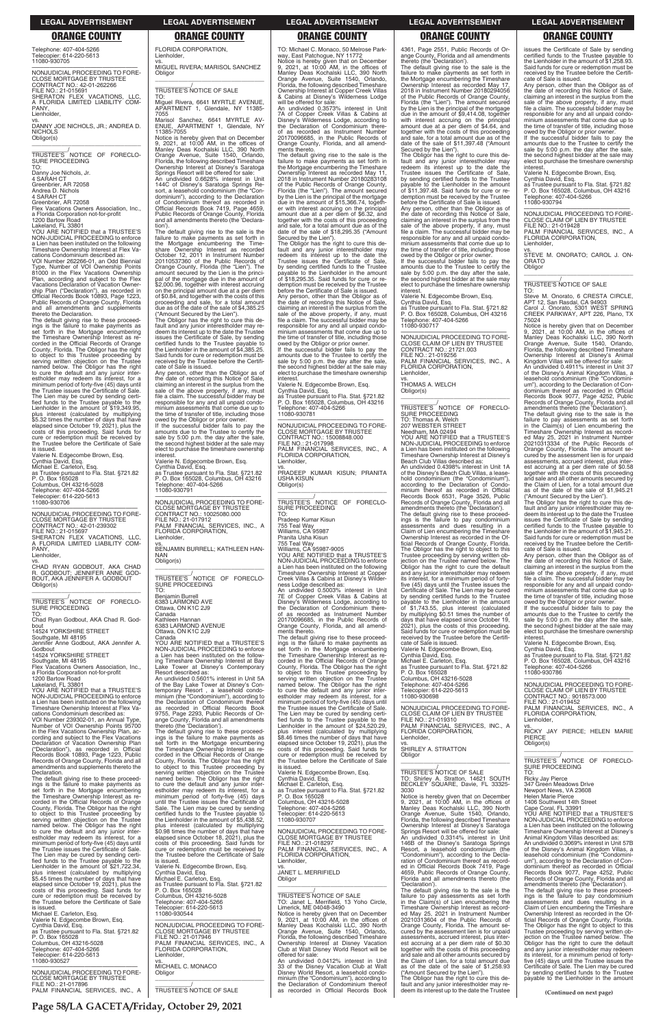Telephone: 407-404-5266
Telecopier: 614-220-5613
11080-930705

---

NONJUDICIAL PROCEEDING TO FORECLOSE MORTGAGE BY TRUSTEE
CONTRACT NO.: 42-01-262266
FILE NO.: 21-015691
SHERATON FLEX VACATIONS, LLC, A FLORIDA LIMITED LIABILITY COMPANY,
Lienholder,
vs.
DANNY JOE NICHOLS, JR.; ANDREA D. NICHOLS
Obligor(s)
\_\_\_\_\_\_\_\_\_\_\_\_\_\_\_\_\_\_\_\_\_\_\_\_\_\_\_\_\_\_\_\_\_/

TRUSTEE'S NOTICE OF FORECLOSURE PROCEEDING
TO:
Danny Joe Nichols, Jr.
4 SARAH CT
Greenbrier, AR 72058
Andrea D. Nichols
4 SARAH CT
Greenbrier, AR 72058
Flex Vacations Owners Association, Inc., a Florida Corporation not-for-profit
1200 Bartow Road
Lakeland, FL 33801
YOU ARE NOTIFIED that a TRUSTEE'S NON-JUDICIAL PROCEEDING to enforce a Lien has been instituted on the following Timeshare Ownership Interest at Flex Vacations Condominium described as:
VOI Number 262266-01, an Odd Biennial Type, Number of VOI Ownership Points 81000 in the Flex Vacations Ownership Plan, according and subject to the Flex Vacations Declaration of Vacation Ownership Plan ("Declaration"), as recorded in Official Records Book 10893, Page 1223, Public Records of Orange County, Florida and all amendments and supplements thereto the Declaration.
The default giving rise to these proceedings is the failure to make payments as set forth in the Mortgage encumbering the Timeshare Ownership Interest as recorded in the Official Records of Orange County, Florida. The Obligor has the right to object to this Trustee proceeding by serving written objection on the Trustee named below. The Obligor has the right to cure the default and any junior interestholder may redeem its interest, for a minimum period of forty-five (45) days until the Trustee issues the Certificate of Sale. The Lien may be cured by sending certified funds to the Trustee payable to the Lienholder in the amount of $19,349.95, plus interest (calculated by multiplying $5.32 times the number of days that have elapsed since October 19, 2021), plus the costs of this proceeding. Said funds for cure or redemption must be received by the Trustee before the Certificate of Sale is issued.
Valerie N. Edgecombe Brown, Esq.
Cynthia David, Esq.
Michael E. Carleton, Esq.
as Trustee pursuant to Fla. Stat. §721.82
P. O. Box 165028
Columbus, OH 43216-5028
Telephone: 407-404-5266
Telecopier: 614-220-5613
11080-930706

---

NONJUDICIAL PROCEEDING TO FORECLOSE MORTGAGE BY TRUSTEE
CONTRACT NO.: 42-01-239302
FILE NO.: 21-015697
SHERATON FLEX VACATIONS, LLC, A FLORIDA LIMITED LIABILITY COMPANY,
Lienholder,
vs.
CHAD RYAN GODBOUT, AKA CHAD R. GODBOUT; JENNIFER ANNE GODBOUT, AKA JENNIFER A. GODBOUT
Obligor(s)
\_\_\_\_\_\_\_\_\_\_\_\_\_\_\_\_\_\_\_\_\_\_\_\_\_\_\_\_\_\_\_\_\_/

TRUSTEE'S NOTICE OF FORECLOSURE PROCEEDING
TO:
Chad Ryan Godbout, AKA Chad R. Godbout
14524 YORKSHIRE STREET
Southgate, MI 48195
Jennifer Anne Godbout, AKA Jennifer A. Godbout
14524 YORKSHIRE STREET
Southgate, MI 48195
Flex Vacations Owners Association, Inc., a Florida Corporation not-for-profit
1200 Bartow Road
Lakeland, FL 33801
YOU ARE NOTIFIED that a TRUSTEE'S NON-JUDICIAL PROCEEDING to enforce a Lien has been instituted on the following Timeshare Ownership Interest at Flex Vacations Condominium described as:
VOI Number 239302-01, an Annual Type, Number of VOI Ownership Points 95700 in the Flex Vacations Ownership Plan, according and subject to the Flex Vacations Declaration of Vacation Ownership Plan ("Declaration"), as recorded in Official Records Book 10893, Page 1223, Public Records of Orange County, Florida and all amendments and supplements thereto the Declaration.
The default giving rise to these proceedings is the failure to make payments as set forth in the Mortgage encumbering the Timeshare Ownership Interest as recorded in the Official Records of Orange County, Florida. The Obligor has the right to object to this Trustee proceeding by serving written objection on the Trustee named below. The Obligor has the right to cure the default and any junior interestholder may redeem its interest, for a minimum period of forty-five (45) days until the Trustee issues the Certificate of Sale. The Lien may be cured by sending certified funds to the Trustee payable to the Lienholder in the amount of $21,722.34, plus interest (calculated by multiplying $5.45 times the number of days that have elapsed since October 19, 2021), plus the costs of this proceeding. Said funds for cure or redemption must be received by the Trustee before the Certificate of Sale is issued.
Michael E. Carleton, Esq.
Valerie N. Edgecombe Brown, Esq.
Cynthia David, Esq.
as Trustee pursuant to Fla. Stat. §721.82
P. O. Box 165028
Columbus, OH 43216-5028
Telephone: 407-404-5266
Telecopier: 614-220-5613
11080-930527

---

NONJUDICIAL PROCEEDING TO FORECLOSE MORTGAGE BY TRUSTEE
FILE NO.: 21-017896
PALM FINANCIAL SERVICES, INC., A FLORIDA CORPORATION,
Lienholder,
vs.
MIGUEL RIVERA; MARISOL SANCHEZ
Obligor
\_\_\_\_\_\_\_\_\_\_\_\_\_\_\_\_\_\_\_\_\_\_\_\_\_\_\_\_\_\_\_\_\_/

TRUSTEE'S NOTICE OF SALE
TO:
Miguel Rivera, 6641 MYRTLE AVENUE, APARTMENT 1, Glendale, NY 11385-7055
Marisol Sanchez, 6641 MYRTLE AVENUE, APARTMENT 1, Glendale, NY 11385-7055
Notice is hereby given that on December 9, 2021, at 10:00 AM, in the offices of Manley Deas Kochalski LLC, 390 North Orange Avenue, Suite 1540, Orlando, Florida, the following described Timeshare Ownership Interest at Disney's Saratoga Springs Resort will be offered for sale:
An undivided 0.6628% interest in Unit 144C of Disney's Saratoga Springs Resort, a leasehold condominium (the "Condominium"), according to the Declaration of Condominium thereof as recorded in Official Records Book 7419, Page 4659, Public Records of Orange County, Florida and all amendments thereto (the 'Declaration').
The default giving rise to the sale is the failure to make payments as set forth in the Mortgage encumbering the Timeshare Ownership Interest as recorded October 12, 2011 in Instrument Number 20110537360 of the Public Records of Orange County, Florida (the "Lien"). The amount secured by the Lien is the principal of the mortgage due in the amount of $2,000.96, together with interest accruing on the principal amount due at a per diem of $0.84, and together with the costs of this proceeding and sale, for a total amount due as of the date of the sale of $4,385.25 ("Amount Secured by the Lien").
The Obligor has the right to cure this default and any junior interestholder may redeem its interest up to the date the Trustee issues the Certificate of Sale, by sending certified funds to the Trustee payable to the Lienholder in the amount of $4,385.25. Said funds for cure or redemption must be received by the Trustee before the Certificate of Sale is issued.
Any person, other than the Obligor as of the date of recording this Notice of Sale, claiming an interest in the surplus from the sale of the above property, if any, must file a claim. The successful bidder may be responsible for any and all unpaid condominium assessments that come due up to the time of transfer of title, including those owed by the Obligor or prior owner.
If the successful bidder fails to pay the amounts due to the Trustee to certify the sale by 5:00 p.m. the day after the sale, the second highest bidder at the sale may elect to purchase the timeshare ownership interest.
Valerie N. Edgecombe Brown, Esq.
Cynthia David, Esq.
as Trustee pursuant to Fla. Stat. §721.82
P. O. Box 165028, Columbus, OH 43216
Telephone: 407-404-5266
11080-930791

---

NONJUDICIAL PROCEEDING TO FORECLOSE MORTGAGE BY TRUSTEE
CONTRACT NO.: 10025080.000
FILE NO.: 21-017912
PALM FINANCIAL SERVICES, INC., A FLORIDA CORPORATION,
Lienholder,
vs.
BENJAMIN BURRELL; KATHLEEN HANNAN
Obligor(s)
\_\_\_\_\_\_\_\_\_\_\_\_\_\_\_\_\_\_\_\_\_\_\_\_\_\_\_\_\_\_\_\_\_/

TRUSTEE'S NOTICE OF FORECLOSURE PROCEEDING
TO:
Benjamin Burrell
6383 LARMOND AVE
Ottawa, ON K1C 2J9
Canada
Kathleen Hannan
6383 LARMOND AVENUE
Ottawa, ON K1C 2J9
Canada
YOU ARE NOTIFIED that a TRUSTEE'S NON-JUDICIAL PROCEEDING to enforce a Lien has been instituted on the following Timeshare Ownership Interest at Bay Lake Tower at Disney's Contemporary Resort described as:
An undivided 0.5601% interest in Unit 5A of the Bay Lake Tower at Disney's Contemporary Resort, a leasehold condominium (the "Condominium"), according to the Declaration of Condominium thereof as recorded in Official Records Book 9755, Page 2293, Public Records of Orange County, Florida and all amendments thereto (the 'Declaration').
The default giving rise to these proceedings is the failure to make payments as set forth in the Mortgage encumbering the Timeshare Ownership Interest as recorded in the Official Records of Orange County, Florida. The Obligor has the right to object to this Trustee proceeding by serving written objection on the Trustee named below. The Obligor has the right to cure the default and any junior interestholder may redeem its interest, for a minimum period of forty-five (45) days until the Trustee issues the Certificate of Sale. The Lien may be cured by sending certified funds to the Trustee payable to the Lienholder in the amount of $5,438.52, plus interest (calculated by multiplying $0.98 times the number of days that have elapsed since October 18, 2021), plus the costs of this proceeding. Said funds for cure or redemption must be received by the Trustee before the Certificate of Sale is issued.
Valerie N. Edgecombe Brown, Esq.
Cynthia David, Esq.
Michael E. Carleton, Esq.
as Trustee pursuant to Fla. Stat. §721.82
P. O. Box 165028
Columbus, OH 43216-5028
Telephone: 407-404-5266
Telecopier: 614-220-5613
11080-930544

---

NONJUDICIAL PROCEEDING TO FORECLOSE MORTGAGE BY TRUSTEE
FILE NO.: 21-017946
PALM FINANCIAL SERVICES, INC., A FLORIDA CORPORATION,
Lienholder,
vs.
MICHAEL C. MONACO
Obligor
\_\_\_\_\_\_\_\_\_\_\_\_\_\_\_\_\_\_\_\_\_\_\_\_\_\_\_\_\_\_\_\_\_/

TRUSTEE'S NOTICE OF SALE
TO: Michael C. Monaco, 50 Melrose Parkway, East Patchogue, NY 11772
Notice is hereby given that on December 9, 2021, at 10:00 AM, in the offices of Manley Deas Kochalski LLC, 390 North Orange Avenue, Suite 1540, Orlando, Florida, the following described Timeshare Ownership Interest at Copper Creek Villas & Cabins at Disney's Wilderness Lodge will be offered for sale:
An undivided 0.3573% interest in Unit 7A of Copper Creek Villas & Cabins at Disney's Wilderness Lodge, according to the Declaration of Condominium thereof as recorded as Instrument Number 20170096685, in the Public Records of Orange County, Florida, and all amendments thereto.
The default giving rise to the sale is the failure to make payments as set forth in the Mortgage encumbering the Timeshare Ownership Interest as recorded May 11, 2018 in Instrument Number 20180283108 of the Public Records of Orange County, Florida (the "Lien"). The amount secured by the Lien is the principal of the mortgage due in the amount of $15,366.74, together with interest accruing on the principal amount due at a per diem of $6.32, and together with the costs of this proceeding and sale, for a total amount due as of the date of the sale of $18,295.35 ("Amount Secured by the Lien").
The Obligor has the right to cure this default and any junior interestholder may redeem its interest up to the date the Trustee issues the Certificate of Sale, by sending certified funds to the Trustee payable to the Lienholder in the amount of $18,295.35. Said funds for cure or redemption must be received by the Trustee before the Certificate of Sale is issued.
Any person, other than the Obligor as of the date of recording this Notice of Sale, claiming an interest in the surplus from the sale of the above property, if any, must file a claim. The successful bidder may be responsible for any and all unpaid condominium assessments that come due up to the time of transfer of title, including those owed by the Obligor or prior owner.
If the successful bidder fails to pay the amounts due to the Trustee to certify the sale by 5:00 p.m. the day after the sale, the second highest bidder at the sale may elect to purchase the timeshare ownership interest.
Valerie N. Edgecombe Brown, Esq.
Cynthia David, Esq.
as Trustee pursuant to Fla. Stat. §721.82
P. O. Box 165028, Columbus, OH 43216
Telephone: 407-404-5266
11080-930781

---

NONJUDICIAL PROCEEDING TO FORECLOSE MORTGAGE BY TRUSTEE
CONTRACT NO.: 15008848.000
FILE NO.: 21-017998
PALM FINANCIAL SERVICES, INC., A FLORIDA CORPORATION,
Lienholder,
vs.
PRADEEP KUMAR KISUN; PRANITA USHA KISUN
Obligor(s)
\_\_\_\_\_\_\_\_\_\_\_\_\_\_\_\_\_\_\_\_\_\_\_\_\_\_\_\_\_\_\_\_\_/

TRUSTEE'S NOTICE OF FORECLOSURE PROCEEDING
TO:
Pradeep Kumar Kisun
755 Teal Way
Williams, CA 95987
Pranita Usha Kisun
755 Teal Way
Williams, CA 95987-9005
YOU ARE NOTIFIED that a TRUSTEE'S NON-JUDICIAL PROCEEDING to enforce a Lien has been instituted on the following Timeshare Ownership Interest at Copper Creek Villas & Cabins at Disney's Wilderness Lodge described as:
An undivided 0.5003% interest in Unit 7E of Copper Creek Villas & Cabins at Disney's Wilderness Lodge, according to the Declaration of Condominium thereof as recorded as Instrument Number 20170096685, in the Public Records of Orange County, Florida, and all amendments thereto.
The default giving rise to these proceedings is the failure to make payments as set forth in the Mortgage encumbering the Timeshare Ownership Interest as recorded in the Official Records of Orange County, Florida. The Obligor has the right to object to this Trustee proceeding by serving written objection on the Trustee named below. The Obligor has the right to cure the default and any junior interestholder may redeem its interest, for a minimum period of forty-five (45) days until the Trustee issues the Certificate of Sale. The Lien may be cured by sending certified funds to the Trustee payable to the Lienholder in the amount of $24,520.29, plus interest (calculated by multiplying $8.46 times the number of days that have elapsed since October 19, 2021), plus the costs of this proceeding. Said funds for cure or redemption must be received by the Trustee before the Certificate of Sale is issued.
Valerie N. Edgecombe Brown, Esq.
Cynthia David, Esq.
Michael E. Carleton, Esq.
as Trustee pursuant to Fla. Stat. §721.82
P. O. Box 165028
Columbus, OH 43216-5028
Telephone: 407-404-5266
Telecopier: 614-220-5613
11080-930707

---

NONJUDICIAL PROCEEDING TO FORECLOSE MORTGAGE BY TRUSTEE
FILE NO.: 21-018297
PALM FINANCIAL SERVICES, INC., A FLORIDA CORPORATION,
Lienholder,
vs.
JANET L. MERRIFIELD
Obligor
\_\_\_\_\_\_\_\_\_\_\_\_\_\_\_\_\_\_\_\_\_\_\_\_\_\_\_\_\_\_\_\_\_/

TRUSTEE'S NOTICE OF SALE
TO: Janet L. Merrifield, 13 Yoho Circle, Limerick, ME 04048-3490
Notice is hereby given that on December 9, 2021, at 10:00 AM, in the offices of Manley Deas Kochalski LLC, 390 North Orange Avenue, Suite 1540, Orlando, Florida, the following described Timeshare Ownership Interest at Disney Vacation Club at Walt Disney World Resort will be offered for sale:
An undivided 0.0412% interest in Unit 33 of the Disney Vacation Club at Walt Disney World Resort, a leasehold condominium (the "Condominium"), according to the Declaration of Condominium thereof as recorded in Official Records Book 4361, Page 2551, Public Records of Orange County, Florida and all amendments thereto (the 'Declaration').
The default giving rise to the sale is the failure to make payments as set forth in the Mortgage encumbering the Timeshare Ownership Interest as recorded May 17, 2018 in Instrument Number 20180294056 of the Public Records of Orange County, Florida (the "Lien"). The amount secured by the Lien is the principal of the mortgage due in the amount of $9,414.08, together with interest accruing on the principal amount due at a per diem of $4.64, and together with the costs of this proceeding and sale, for a total amount due as of the date of the sale of $11,397.48 ("Amount Secured by the Lien").
The Obligor has the right to cure this default and any junior interestholder may redeem its interest up to the date the Trustee issues the Certificate of Sale, by sending certified funds to the Trustee payable to the Lienholder in the amount of $11,397.48. Said funds for cure or redemption must be received by the Trustee before the Certificate of Sale is issued.
Any person, other than the Obligor as of the date of recording this Notice of Sale, claiming an interest in the surplus from the sale of the above property, if any, must file a claim. The successful bidder may be responsible for any and all unpaid condominium assessments that come due up to the time of transfer of title, including those owed by the Obligor or prior owner.
If the successful bidder fails to pay the amounts due to the Trustee to certify the sale by 5:00 p.m. the day after the sale, the second highest bidder at the sale may elect to purchase the timeshare ownership interest.
Valerie N. Edgecombe Brown, Esq.
Cynthia David, Esq.
as Trustee pursuant to Fla. Stat. §721.82
P. O. Box 165028, Columbus, OH 43216
Telephone: 407-404-5266
11080-930717

---

NONJUDICIAL PROCEEDING TO FORECLOSE CLAIM OF LIEN BY TRUSTEE
CONTRACT NO.: 21721.003
FILE NO.: 21-019256
PALM FINANCIAL SERVICES, INC., A FLORIDA CORPORATION,
Lienholder,
vs.
THOMAS A. WELCH
Obligor(s)
\_\_\_\_\_\_\_\_\_\_\_\_\_\_\_\_\_\_\_\_\_\_\_\_\_\_\_\_\_\_\_\_\_/

TRUSTEE'S NOTICE OF FORECLOSURE PROCEEDING
TO: Thomas A. Welch
207 WEBSTER STREET
Needham, MA 02494
YOU ARE NOTIFIED that a TRUSTEE'S NON-JUDICIAL PROCEEDING to enforce a Lien has been instituted on the following Timeshare Ownership Interest at Disney's Beach Club Villas described as:
An undivided 0.4398% interest in Unit 1A of the Disney's Beach Club Villas, a leasehold condominium (the "Condominium"), according to the Declaration of Condominium thereof as recorded in Official Records Book 6531, Page 3526, Public Records of Orange County, Florida and all amendments thereto (the 'Declaration').
The default giving rise to these proceedings is the failure to pay condominium assessments and dues resulting in a Claim of Lien encumbering the Timeshare Ownership Interest as recorded in the Official Records of Orange County, Florida. The Obligor has the right to object to this Trustee proceeding by serving written objection on the Trustee named below. The Obligor has the right to cure the default and any junior interestholder may redeem its interest, for a minimum period of forty-five (45) days until the Trustee issues the Certificate of Sale. The Lien may be cured by sending certified funds to the Trustee payable to the Lienholder in the amount of $1,743.55, plus interest (calculated by multiplying $0.51 times the number of days that have elapsed since October 19, 2021), plus the costs of this proceeding. Said funds for cure or redemption must be received by the Trustee before the Certificate of Sale is issued.
Valerie N. Edgecombe Brown, Esq.
Cynthia David, Esq.
Michael E. Carleton, Esq.
as Trustee pursuant to Fla. Stat. §721.82
P. O. Box 165028
Columbus, OH 43216-5028
Telephone: 407-404-5266
Telecopier: 614-220-5613
11080-930698

---

NONJUDICIAL PROCEEDING TO FORECLOSE CLAIM OF LIEN BY TRUSTEE
FILE NO.: 21-019310
PALM FINANCIAL SERVICES, INC., A FLORIDA CORPORATION,
Lienholder,
vs.
SHIRLEY A. STRATTON
Obligor
\_\_\_\_\_\_\_\_\_\_\_\_\_\_\_\_\_\_\_\_\_\_\_\_\_\_\_\_\_\_\_\_\_/

TRUSTEE'S NOTICE OF SALE
TO: Shirley A. Stratton, 14621 SOUTH BECKLEY SQUARE, Davie, FL 33325-3030
Notice is hereby given that on December 9, 2021, at 10:00 AM, in the offices of Manley Deas Kochalski LLC, 390 North Orange Avenue, Suite 1540, Orlando, Florida, the following described Timeshare Ownership Interest at Disney's Saratoga Springs Resort will be offered for sale:
An undivided 0.3314% interest in Unit 146B of the Disney's Saratoga Springs Resort, a leasehold condominium (the "Condominium"), according to the Declaration of Condominium thereof as recorded in Official Records Book 7419, Page 4659, Public Records of Orange County, Florida and all amendments thereto (the 'Declaration').
The default giving rise to the sale is the failure to pay assessments as set forth in the Claim(s) of Lien encumbering the Timeshare Ownership Interest as recorded May 25, 2021 in Instrument Number 20210313604 of the Public Records of Orange County, Florida. The amount secured by the assessment lien is for unpaid assessments, accrued interest, plus interest accruing at a per diem rate of $0.30 together with the costs of this proceeding and sale and all other amounts secured by the Claim of Lien, for a total amount due as of the date of the sale of $1,258.93 ("Amount Secured by the Lien").
The Obligor has the right to cure this default and any junior interestholder may redeem its interest up to the date the Trustee issues the Certificate of Sale by sending certified funds to the Trustee payable to the Lienholder in the amount of $1,258.93. Said funds for cure or redemption must be received by the Trustee before the Certificate of Sale is issued.
Any person, other than the Obligor as of the date of recording this Notice of Sale, claiming an interest in the surplus from the sale of the above property, if any, must file a claim. The successful bidder may be responsible for any and all unpaid condominium assessments that come due up to the time of transfer of title, including those owed by the Obligor or prior owner.
If the successful bidder fails to pay the amounts due to the Trustee to certify the sale by 5:00 p.m. the day after the sale, the second highest bidder at the sale may elect to purchase the timeshare ownership interest.
Valerie N. Edgecombe Brown, Esq.
Cynthia David, Esq.
as Trustee pursuant to Fla. Stat. §721.82
P. O. Box 165028, Columbus, OH 43216
Telephone: 407-404-5266
11080-930794

---

NONJUDICIAL PROCEEDING TO FORECLOSE CLAIM OF LIEN BY TRUSTEE
FILE NO.: 21-019428
PALM FINANCIAL SERVICES, INC., A FLORIDA CORPORATION,
Lienholder,
vs.
STEVE M. ONORATO; CAROL J. ONORATO
Obligor
\_\_\_\_\_\_\_\_\_\_\_\_\_\_\_\_\_\_\_\_\_\_\_\_\_\_\_\_\_\_\_\_\_/

TRUSTEE'S NOTICE OF SALE
TO:
Steve M. Onorato, 6 CRESTA CIRCLE, APT 12, San Rasdal, CA 94903
Carol J. Onorato, 5301 WEST SPRING CREEK PARKWAY, APT 226, Plano, TX 75024
Notice is hereby given that on December 9, 2021, at 10:00 AM, in the offices of Manley Deas Kochalski LLC, 390 North Orange Avenue, Suite 1540, Orlando, Florida, the following described Timeshare Ownership Interest at Disney's Animal Kingdom Villas will be offered for sale:
An undivided 0.4911% interest in Unit 37 of the Disney's Animal Kingdom Villas, a leasehold condominium (the "Condominium"), according to the Declaration of Condominium thereof as recorded in Official Records Book 9077, Page 4252, Public Records of Orange County, Florida and all amendments thereto (the 'Declaration').
The default giving rise to the sale is the failure to pay assessments as set forth in the Claim(s) of Lien encumbering the Timeshare Ownership Interest as recorded May 25, 2021 in Instrument Number 20210313334 of the Public Records of Orange County, Florida. The amount secured by the assessment lien is for unpaid assessments, accrued interest, plus interest accruing at a per diem rate of $0.58 together with the costs of this proceeding and sale and all other amounts secured by the Claim of Lien, for a total amount due as of the date of the sale of $1,945.21 ("Amount Secured by the Lien").
The Obligor has the right to cure this default and any junior interestholder may redeem its interest up to the date the Trustee issues the Certificate of Sale by sending certified funds to the Trustee payable to the Lienholder in the amount of $1,945.21. Said funds for cure or redemption must be received by the Trustee before the Certificate of Sale is issued.
Any person, other than the Obligor as of the date of recording this Notice of Sale, claiming an interest in the surplus from the sale of the above property, if any, must file a claim. The successful bidder may be responsible for any and all unpaid condominium assessments that come due up to the time of transfer of title, including those owed by the Obligor or prior owner.
If the successful bidder fails to pay the amounts due to the Trustee to certify the sale by 5:00 p.m. the day after the sale, the second highest bidder at the sale may elect to purchase the timeshare ownership interest.
Valerie N. Edgecombe Brown, Esq.
Cynthia David, Esq.
as Trustee pursuant to Fla. Stat. §721.82
P. O. Box 165028, Columbus, OH 43216
Telephone: 407-404-5266
11080-930786

---

NONJUDICIAL PROCEEDING TO FORECLOSE CLAIM OF LIEN BY TRUSTEE
CONTRACT NO.: 9018573.000
FILE NO.: 21-019452
PALM FINANCIAL SERVICES, INC., A FLORIDA CORPORATION,
Lienholder,
vs.
RICKY JAY PIERCE; HELEN MARIE PIERCE
Obligor(s)
\_\_\_\_\_\_\_\_\_\_\_\_\_\_\_\_\_\_\_\_\_\_\_\_\_\_\_\_\_\_\_\_\_/

TRUSTEE'S NOTICE OF FORECLOSURE PROCEEDING
TO:
Ricky Jay Pierce
347 Green Meadows Drive
Newport News, VA 23608
Helen Marie Pierce
1406 Southwest 14th Street
Cape Coral, FL 33991
YOU ARE NOTIFIED that a TRUSTEE'S NON-JUDICIAL PROCEEDING to enforce a Lien has been instituted on the following Timeshare Ownership Interest at Disney's Animal Kingdom Villas described as:
An undivided 0.3069% interest in Unit 57B of the Disney's Animal Kingdom Villas, a leasehold condominium (the "Condominium"), according to the Declaration of Condominium thereof as recorded in Official Records Book 9077, Page 4252, Public Records of Orange County, Florida and all amendments thereto (the 'Declaration').
The default giving rise to these proceedings is the failure to pay condominium assessments and dues resulting in a Claim of Lien encumbering the Timeshare Ownership Interest as recorded in the Official Records of Orange County, Florida. The Obligor has the right to object to this Trustee proceeding by serving written objection on the Trustee named below. The Obligor has the right to cure the default and any junior interestholder may redeem its interest, for a minimum period of forty-five (45) days until the Trustee issues the Certificate of Sale. The Lien may be cured by sending certified funds to the Trustee payable to the Lienholder in the amount

**(Continued on next page)**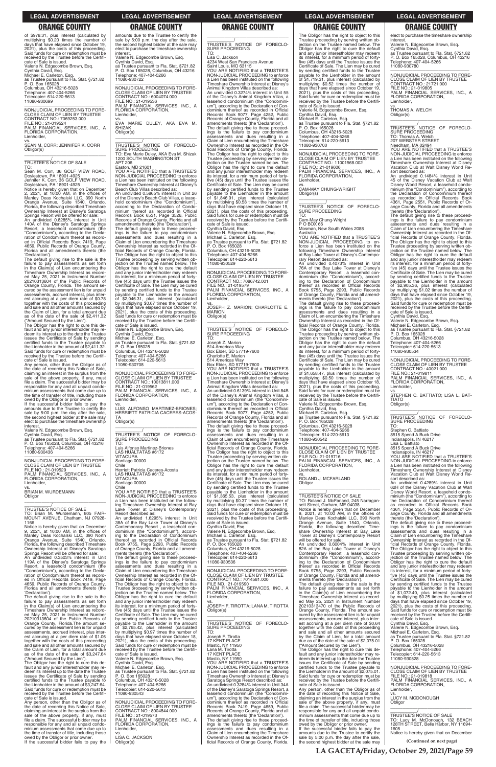of $978.31, plus interest (calculated by multiplying $0.20 times the number of days that have elapsed since October 19, 2021), plus the costs of this proceeding. Said funds for cure or redemption must be received by the Trustee before the Certificate of Sale is issued.
Valerie N. Edgecombe Brown, Esq.
Cynthia David, Esq.
Michael E. Carleton, Esq.
as Trustee pursuant to Fla. Stat. §721.82
P. O. Box 165028
Columbus, OH 43216-5028
Telephone: 407-404-5266
Telecopier: 614-220-5613
11080-930699

NONJUDICIAL PROCEEDING TO FORECLOSE CLAIM OF LIEN BY TRUSTEE
CONTRACT NO.: 7069253.000
FILE NO.: 21-019524
PALM FINANCIAL SERVICES, INC., A FLORIDA CORPORATION,
Lienholder,
vs.
SEAN M. CORR; JENNIFER K. CORR
Obligor(s)

TRUSTEE'S NOTICE OF SALE
TO:
Sean M. Corr, 36 GOLF VIEW ROAD, Doylestown, PA 18901-4925
Jennifer K. Corr, 36 GOLF VIEW ROAD, Doylestown, PA 18901-4925
Notice is hereby given that on December 2, 2021, at 10:00 AM, in the offices of Manley Deas Kochalski LLC, 390 North Orange Avenue, Suite 1540, Orlando, Florida, the following described Timeshare Ownership Interest at Disney's Saratoga Springs Resort will be offered for sale:
An undivided 0.8285% interest in Unit 140A of the Disney's Saratoga Springs Resort, a leasehold condominium (the "Condominium"), according to the Declaration of Condominium thereof as recorded in Official Records Book 7419, Page 4659, Public Records of Orange County, Florida and all amendments thereto (the 'Declaration').
The default giving rise to the sale is the failure to pay assessments as set forth in the Claim(s) of Lien encumbering the Timeshare Ownership Interest as recorded May 25, 2021 in Instrument Number 20210313604 of the Public Records of Orange County, Florida. The amount secured by the assessment lien is for unpaid assessments, accrued interest, plus interest accruing at a per diem rate of $0.78 together with the costs of this proceeding and sale and all other amounts secured by the Claim of Lien, for a total amount due as of the date of the sale of $2,411.32 ("Amount Secured by the Lien").
The Obligor has the right to cure this default and any junior interestholder may redeem its interest up to the date the Trustee issues the Certificate of Sale by sending certified funds to the Trustee payable to the Lienholder in the amount of $2,411.32. Said funds for cure or redemption must be received by the Trustee before the Certificate of Sale is issued.
Any person, other than the Obligor as of the date of recording this Notice of Sale, claiming an interest in the surplus from the sale of the above property, if any, must file a claim. The successful bidder may be responsible for any and all unpaid condominium assessments that come due up to the time of transfer of title, including those owed by the Obligor or prior owner.
If the successful bidder fails to pay the amounts due to the Trustee to certify the sale by 5:00 p.m. the day after the sale, the second highest bidder at the sale may elect to purchase the timeshare ownership interest.
Valerie N. Edgecombe Brown, Esq.
Cynthia David, Esq.
as Trustee pursuant to Fla. Stat. §721.82
P. O. Box 165028, Columbus, OH 43216
Telephone: 407-404-5266
11080-930436

NONJUDICIAL PROCEEDING TO FORECLOSE CLAIM OF LIEN BY TRUSTEE
FILE NO.: 21-019529
PALM FINANCIAL SERVICES, INC., A FLORIDA CORPORATION,
Lienholder,
vs.
BRIAN M. WURDEMANN
Obligor

TRUSTEE'S NOTICE OF SALE
TO: Brian M. Wurdemann, 805 FAIRMOUNT AVENUE, Chatham, NJ 07928-1166
Notice is hereby given that on December 9, 2021, at 10:00 AM, in the offices of Manley Deas Kochalski LLC, 390 North Orange Avenue, Suite 1540, Orlando, Florida, the following described Timeshare Ownership Interest at Disney's Saratoga Springs Resort will be offered for sale:
An undivided 0.5503% interest in Unit 119A of the Disney's Saratoga Springs Resort, a leasehold condominium (the "Condominium"), according to the Declaration of Condominium thereof as recorded in Official Records Book 7419, Page 4659, Public Records of Orange County, Florida and all amendments thereto (the 'Declaration').
The default giving rise to the sale is the failure to pay assessments as set forth in the Claim(s) of Lien encumbering the Timeshare Ownership Interest as recorded May 25, 2021 in Instrument Number 20210313604 of the Public Records of Orange County, Florida.The amount secured by the assessment lien is for unpaid assessments, accrued interest, plus interest accruing at a per diem rate of $1.06 together with the costs of this proceeding and sale and all other amounts secured by the Claim of Lien, for a total amount due as of the date of the sale of $3,247.64 ("Amount Secured by the Lien").
The Obligor has the right to cure this default and any junior interestholder may redeem its interest up to the date the Trustee issues the Certificate of Sale by sending certified funds to the Trustee payable to the Lienholder in the amount of $3,247.64. Said funds for cure or redemption must be received by the Trustee before the Certificate of Sale is issued.
Any person, other than the Obligor as of the date of recording this Notice of Sale, claiming an interest in the surplus from the sale of the above property, if any, must file a claim. The successful bidder may be responsible for any and all unpaid condominium assessments that come due up to the time of transfer of title, including those owed by the Obligor or prior owner.
If the successful bidder fails to pay the amounts due to the Trustee to certify the sale by 5:00 p.m. the day after the sale, the second highest bidder at the sale may elect to purchase the timeshare ownership interest.
Valerie N. Edgecombe Brown, Esq.
Cynthia David, Esq.
as Trustee pursuant to Fla. Stat. §721.82
P. O. Box 165028, Columbus, OH 43216
Telephone: 407-404-5266
11080-930722

NONJUDICIAL PROCEEDING TO FORECLOSE CLAIM OF LIEN BY TRUSTEE
CONTRACT NO.: 6004074.000
FILE NO.: 21-019536
PALM FINANCIAL SERVICES, INC., A FLORIDA CORPORATION,
Lienholder,
vs.
EVA MARIE DULEY, AKA EVA M. SHIZAK
Obligor(s)

TRUSTEE'S NOTICE OF FORECLOSURE PROCEEDING
TO: Eva Marie Duley, AKA Eva M. Shizak
1200 SOUTH WASHINGTON ST
APT 206
Easton, MD 21601
YOU ARE NOTIFIED that a TRUSTEE'S NON-JUDICIAL PROCEEDING to enforce a Lien has been instituted on the following Timeshare Ownership Interest at Disney's Beach Club Villas described as:
An undivided 0.5865% interest in Unit 26 of the Disney's Beach Club Villas, a leasehold condominium (the "Condominium"), according to the Declaration of Condominium thereof as recorded in Official Records Book 6531, Page 3526, Public Records of Orange County, Florida and all amendments thereto (the 'Declaration').
The default giving rise to these proceedings is the failure to pay condominium assessments and dues resulting in a Claim of Lien encumbering the Timeshare Ownership Interest as recorded in the Official Records of Orange County, Florida. The Obligor has the right to object to this Trustee proceeding by serving written objection on the Trustee named below. The Obligor has the right to cure the default and any junior interestholder may redeem its interest, for a minimum period of forty-five (45) days until the Trustee issues the Certificate of Sale. The Lien may be cured by sending certified funds to the Trustee payable to the Lienholder in the amount of $2,046.31, plus interest (calculated by multiplying $0.67 times the number of days that have elapsed since October 19, 2021), plus the costs of this proceeding. Said funds for cure or redemption must be received by the Trustee before the Certificate of Sale is issued.
Valerie N. Edgecombe Brown, Esq.
Cynthia David, Esq.
Michael E. Carleton, Esq.
as Trustee pursuant to Fla. Stat. §721.82
P. O. Box 165028
Columbus, OH 43216-5028
Telephone: 407-404-5266
Telecopier: 614-220-5613
11080-930708

NONJUDICIAL PROCEEDING TO FORECLOSE CLAIM OF LIEN BY TRUSTEE
CONTRACT NO.: 10013811.000
FILE NO.: 21-019562
PALM FINANCIAL SERVICES, INC., A FLORIDA CORPORATION,
Lienholder,
vs.
LUIS ALFONSO MARTINEZ-BRIONES; HERRIETT PATRICIA CACERES-ACOSTA
Obligor(s)

TRUSTEE'S NOTICE OF FORECLOSURE PROCEEDING
TO:
Luis Alfonso Martinez-Briones
LAS HUALTATAS #6172
VITACURA
Santiago 00000
Chile
Herriett Patricia Caceres-Acosta
LAS HUALTATAS #6172
VITACURA
Santiago 00000
Chile
YOU ARE NOTIFIED that a TRUSTEE'S NON-JUDICIAL PROCEEDING to enforce a Lien has been instituted on the following Timeshare Ownership Interest at Bay Lake Tower at Disney's Contemporary Resort described as:
An undivided 1.6295% interest in Unit 38A of the Bay Lake Tower at Disney's Contemporary Resort , a leasehold condominium (the "Condominium"), according to the Declaration of Condominium thereof as recorded in Official Records Book 9755, Page 2293, Public Records of Orange County, Florida and all amendments thereto (the 'Declaration').
The default giving rise to these proceedings is the failure to pay condominium assessments and dues resulting in a Claim of Lien encumbering the Timeshare Ownership Interest as recorded in the Official Records of Orange County, Florida. The Obligor has the right to object to this Trustee proceeding by serving written objection on the Trustee named below. The Obligor has the right to cure the default and any junior interestholder may redeem its interest, for a minimum period of forty-five (45) days until the Trustee issues the Certificate of Sale. The Lien may be cured by sending certified funds to the Trustee payable to the Lienholder in the amount of $2,765.42, plus interest (calculated by multiplying $0.97 times the number of days that have elapsed since October 18, 2021), plus the costs of this proceeding. Said funds for cure or redemption must be received by the Trustee before the Certificate of Sale is issued.
Valerie N. Edgecombe Brown, Esq.
Cynthia David, Esq.
Michael E. Carleton, Esq.
as Trustee pursuant to Fla. Stat. §721.82
P. O. Box 165028
Columbus, OH 43216-5028
Telephone: 407-404-5266
Telecopier: 614-220-5613
11080-930543

NONJUDICIAL PROCEEDING TO FORECLOSE CLAIM OF LIEN BY TRUSTEE
CONTRACT NO.: 8004844.000
FILE NO.: 21-019573
PALM FINANCIAL SERVICES, INC., A FLORIDA CORPORATION,
Lienholder,
vs.
LISA C. JACKSON
Obligor(s)

TRUSTEE'S NOTICE OF FORECLOSURE PROCEEDING
TO:
Lisa C. Jackson
4234 West San Francisco Avenue
Saint Louis, MO 63115
YOU ARE NOTIFIED that a TRUSTEE'S NON-JUDICIAL PROCEEDING to enforce a Lien has been instituted on the following Timeshare Ownership Interest at Disney's Animal Kingdom Villas described as:
An undivided 0.3274% interest in Unit 55 of the Disney's Animal Kingdom Villas, a leasehold condominium (the "Condominium"), according to the Declaration of Condominium thereof as recorded in Official Records Book 9077, Page 4252, Public Records of Orange County, Florida and all amendments thereto (the 'Declaration').
The default giving rise to these proceedings is the failure to pay condominium assessments and dues resulting in a Claim of Lien encumbering the Timeshare Ownership Interest as recorded in the Official Records of Orange County, Florida. The Obligor has the right to object to this Trustee proceeding by serving written objection on the Trustee named below. The Obligor has the right to cure the default and any junior interestholder may redeem its interest, for a minimum period of forty-five (45) days until the Trustee issues the Certificate of Sale. The Lien may be cured by sending certified funds to the Trustee payable to the Lienholder in the amount of $1,846.91, plus interest (calculated by multiplying $0.58 times the number of days that have elapsed since October 19, 2021), plus the costs of this proceeding. Said funds for cure or redemption must be received by the Trustee before the Certificate of Sale is issued.
Cynthia David, Esq.
Valerie N. Edgecombe Brown, Esq.
Michael E. Carleton, Esq.
as Trustee pursuant to Fla. Stat. §721.82
P. O. Box 165028
Columbus, OH 43216-5028
Telephone: 407-404-5266
Telecopier: 614-220-5613
11080-930529

NONJUDICIAL PROCEEDING TO FORECLOSE CLAIM OF LIEN BY TRUSTEE
CONTRACT NO.: 7086742.001
FILE NO.: 21-019579
PALM FINANCIAL SERVICES, INC., A FLORIDA CORPORATION,
Lienholder,
vs.
JOSEPH Z. MARION; CHARLOTTE E. MARION
Obligor(s)

TRUSTEE'S NOTICE OF FORECLOSURE PROCEEDING
TO:
Joseph Z. Marion
514 Americas Way
Box Elder, SD 57719-7600
Charlotte E. Marion
514 Americas Way
Box Elder, SD 57719-7600
YOU ARE NOTIFIED that a TRUSTEE'S NON-JUDICIAL PROCEEDING to enforce a Lien has been instituted on the following Timeshare Ownership Interest at Disney's Animal Kingdom Villas described as:
An undivided 0.6139% interest in Unit 84B of the Disney's Animal Kingdom Villas, a leasehold condominium (the "Condominium"), according to the Declaration of Condominium thereof as recorded in Official Records Book 9077, Page 4252, Public Records of Orange County, Florida and all amendments thereto (the 'Declaration').
The default giving rise to these proceedings is the failure to pay condominium assessments and dues resulting in a Claim of Lien encumbering the Timeshare Ownership Interest as recorded in the Official Records of Orange County, Florida. The Obligor has the right to object to this Trustee proceeding by serving written objection on the Trustee named below. The Obligor has the right to cure the default and any junior interestholder may redeem its interest, for a minimum period of forty-five (45) days until the Trustee issues the Certificate of Sale. The Lien may be cured by sending certified funds to the Trustee payable to the Lienholder in the amount of $1,365.53, plus interest (calculated by multiplying $0.37 times the number of days that have elapsed since October 19, 2021), plus the costs of this proceeding. Said funds for cure or redemption must be received by the Trustee before the Certificate of Sale is issued.
Cynthia David, Esq.
Valerie N. Edgecombe Brown, Esq.
Michael E. Carleton, Esq.
as Trustee pursuant to Fla. Stat. §721.82
P. O. Box 165028
Columbus, OH 43216-5028
Telephone: 407-404-5266
Telecopier: 614-220-5613
11080-930536

NONJUDICIAL PROCEEDING TO FORECLOSE CLAIM OF LIEN BY TRUSTEE
CONTRACT NO.: 7014581.000
FILE NO.: 21-019590
PALM FINANCIAL SERVICES, INC., A FLORIDA CORPORATION,
Lienholder,
vs.
JOSEPH F. TIROTTA; LANA M. TIROTTA
Obligor(s)

TRUSTEE'S NOTICE OF FORECLOSURE PROCEEDING
TO:
Joseph F. Tirotta
17 KENT PLACE
Mastic, NY 11950
Lana M. Tirotta
17 KENT PLACE
Mastic, NY 11950
YOU ARE NOTIFIED that a TRUSTEE'S NON-JUDICIAL PROCEEDING to enforce a Lien has been instituted on the following Timeshare Ownership Interest at Disney's Saratoga Springs Resort described as:
An undivided 0.3284% interest in Unit 34A of the Disney's Saratoga Springs Resort, a leasehold condominium (the "Condominium"), according to the Declaration of Condominium thereof as recorded in Official Records Book 7419, Page 4659, Public Records of Orange County, Florida and all amendments thereto (the 'Declaration').
The default giving rise to these proceedings is the failure to pay condominium assessments and dues resulting in a Claim of Lien encumbering the Timeshare Ownership Interest as recorded in the Official Records of Orange County, Florida. The Obligor has the right to object to this Trustee proceeding by serving written objection on the Trustee named below. The Obligor has the right to cure the default and any junior interestholder may redeem its interest, for a minimum period of forty-five (45) days until the Trustee issues the Certificate of Sale. The Lien may be cured by sending certified funds to the Trustee payable to the Lienholder in the amount of $1,719.31, plus interest (calculated by multiplying $0.52 times the number of days that have elapsed since October 19, 2021), plus the costs of this proceeding. Said funds for cure or redemption must be received by the Trustee before the Certificate of Sale is issued.
Valerie N. Edgecombe Brown, Esq.
Cynthia David, Esq.
Michael E. Carleton, Esq.
as Trustee pursuant to Fla. Stat. §721.82
P. O. Box 165028
Columbus, OH 43216-5028
Telephone: 407-404-5266
Telecopier: 614-220-5613
11080-930700

NONJUDICIAL PROCEEDING TO FORECLOSE CLAIM OF LIEN BY TRUSTEE
CONTRACT NO.: 11001568.002
FILE NO.: 21-019606
PALM FINANCIAL SERVICES, INC., A FLORIDA CORPORATION,
Lienholder,
vs.
CAM-MAY CHUNG-WRIGHT
Obligor(s)

TRUSTEE'S NOTICE OF FORECLOSURE PROCEEDING
TO:
Cam-May Chung-Wright
P O BOX 66
Mosman, New South Wales 2088
Australia
YOU ARE NOTIFIED that a TRUSTEE'S NON-JUDICIAL PROCEEDING to enforce a Lien has been instituted on the following Timeshare Ownership Interest at Bay Lake Tower at Disney's Contemporary Resort described as:
An undivided 0.4073% interest in Unit 76A of the Bay Lake Tower at Disney's Contemporary Resort , a leasehold condominium (the "Condominium"), according to the Declaration of Condominium thereof as recorded in Official Records Book 9755, Page 2293, Public Records of Orange County, Florida and all amendments thereto (the 'Declaration').
The default giving rise to these proceedings is the failure to pay condominium assessments and dues resulting in a Claim of Lien encumbering the Timeshare Ownership Interest as recorded in the Official Records of Orange County, Florida. The Obligor has the right to object to this Trustee proceeding by serving written objection on the Trustee named below. The Obligor has the right to cure the default and any junior interestholder may redeem its interest, for a minimum period of forty-five (45) days until the Trustee issues the Certificate of Sale. The Lien may be cured by sending certified funds to the Trustee payable to the Lienholder in the amount of $1,658.47, plus interest (calculated by multiplying $0.50 times the number of days that have elapsed since October 18, 2021), plus the costs of this proceeding. Said funds for cure or redemption must be received by the Trustee before the Certificate of Sale is issued.
Valerie N. Edgecombe Brown, Esq.
Cynthia David, Esq.
Michael E. Carleton, Esq.
as Trustee pursuant to Fla. Stat. §721.82
P. O. Box 165028
Columbus, OH 43216-5028
Telephone: 407-404-5266
Telecopier: 614-220-5613
11080-930542

NONJUDICIAL PROCEEDING TO FORECLOSE CLAIM OF LIEN BY TRUSTEE
FILE NO.: 21-019716
PALM FINANCIAL SERVICES, INC., A FLORIDA CORPORATION,
Lienholder,
vs.
ROLAND J. MCFARLAND
Obligor

TRUSTEE'S NOTICE OF SALE
TO: Roland J. McFarland, 245 Narragansett Street, Gorham, ME 04038
Notice is hereby given that on December 9, 2021, at 10:00 AM, in the offices of Manley Deas Kochalski LLC, 390 North Orange Avenue, Suite 1540, Orlando, Florida, the following described Timeshare Ownership Interest at Bay Lake Tower at Disney's Contemporary Resort will be offered for sale:
An undivided 0.6004% interest in Unit 82A of the Bay Lake Tower at Disney's Contemporary Resort , a leasehold condominium (the "Condominium"), according to the Declaration of Condominium thereof as recorded in Official Records Book 9755, Page 2293, Public Records of Orange County, Florida and all amendments thereto (the 'Declaration').
The default giving rise to the sale is the failure to pay assessments as set forth in the Claim(s) of Lien encumbering the Timeshare Ownership Interest as recorded May 25, 2021 in Instrument Number 20210313470 of the Public Records of Orange County, Florida. The amount secured by the assessment lien is for unpaid assessments, accrued interest, plus interest accruing at a per diem rate of $0.64 together with the costs of this proceeding and sale and all other amounts secured by the Claim of Lien, for a total amount due as of the date of the sale of $2,075.01 ("Amount Secured by the Lien").
The Obligor has the right to cure this default and any junior interestholder may redeem its interest up to the date the Trustee issues the Certificate of Sale by sending certified funds to the Trustee payable to the Lienholder in the amount of $2,075.01. Said funds for cure or redemption must be received by the Trustee before the Certificate of Sale is issued.
Any person, other than the Obligor as of the date of recording this Notice of Sale, claiming an interest in the surplus from the sale of the above property, if any, must file a claim. The successful bidder may be responsible for any and all unpaid condominium assessments that come due up to the time of transfer of title, including those owed by the Obligor or prior owner.
If the successful bidder fails to pay the amounts due to the Trustee to certify the sale by 5:00 p.m. the day after the sale, the second highest bidder at the sale may elect to purchase the timeshare ownership interest.
Valerie N. Edgecombe Brown, Esq.
Cynthia David, Esq.
as Trustee pursuant to Fla. Stat. §721.82
P. O. Box 165028, Columbus, OH 43216
Telephone: 407-404-5266
11080-930780

NONJUDICIAL PROCEEDING TO FORECLOSE CLAIM OF LIEN BY TRUSTEE
CONTRACT NO.: 21721.000
FILE NO.: 21-019805
PALM FINANCIAL SERVICES, INC., A FLORIDA CORPORATION,
Lienholder,
vs.
THOMAS A. WELCH
Obligor(s)

TRUSTEE'S NOTICE OF FORECLOSURE PROCEEDING
TO: Thomas A. Welch
207 WEBSTER STREET
Needham, MA 02494
YOU ARE NOTIFIED that a TRUSTEE'S NON-JUDICIAL PROCEEDING to enforce a Lien has been instituted on the following Timeshare Ownership Interest at Disney Vacation Club at Walt Disney World Resort described as:
An undivided 0.1484% interest in Unit 45 of the Disney Vacation Club at Walt Disney World Resort, a leasehold condominium (the "Condominium"), according to the Declaration of Condominium thereof as recorded in Official Records Book 4361, Page 2551, Public Records of Orange County, Florida and all amendments thereto (the 'Declaration').
The default giving rise to these proceedings is the failure to pay condominium assessments and dues resulting in a Claim of Lien encumbering the Timeshare Ownership Interest as recorded in the Official Records of Orange County, Florida. The Obligor has the right to object to this Trustee proceeding by serving written objection on the Trustee named below. The Obligor has the right to cure the default and any junior interestholder may redeem its interest, for a minimum period of forty-five (45) days until the Trustee issues the Certificate of Sale. The Lien may be cured by sending certified funds to the Trustee payable to the Lienholder in the amount of $2,905.36, plus interest (calculated by multiplying $1.02 times the number of days that have elapsed since October 19, 2021), plus the costs of this proceeding. Said funds for cure or redemption must be received by the Trustee before the Certificate of Sale is issued.
Cynthia David, Esq.
Valerie N. Edgecombe Brown, Esq.
Michael E. Carleton, Esq.
as Trustee pursuant to Fla. Stat. §721.82
P. O. Box 165028
Columbus, OH 43216-5028
Telephone: 407-404-5266
Telecopier: 614-220-5613
11080-930534

NONJUDICIAL PROCEEDING TO FORECLOSE CLAIM OF LIEN BY TRUSTEE
CONTRACT NO.: 40021.000
FILE NO.: 21-019811
PALM FINANCIAL SERVICES, INC., A FLORIDA CORPORATION,
Lienholder,
vs.
STEPHEN C. BATTIATO; LISA L. BATTIATO
Obligor(s)

TRUSTEE'S NOTICE OF FORECLOSURE PROCEEDING
TO:
Stephen C. Battiato
8515 Spend A Buck Drive
Indianapolis, IN 46217
Lisa L. Battiato
8515 Spend A Buck Drive
Indianapolis, IN 46217
YOU ARE NOTIFIED that a TRUSTEE'S NON-JUDICIAL PROCEEDING to enforce a Lien has been instituted on the following Timeshare Ownership Interest at Disney Vacation Club at Walt Disney World Resort described as:
An undivided 0.4289% interest in Unit 62H of the Disney Vacation Club at Walt Disney World Resort, a leasehold condominium (the "Condominium"), according to the Declaration of Condominium thereof as recorded in Official Records Book 4361, Page 2551, Public Records of Orange County, Florida and all amendments thereto (the 'Declaration').
The default giving rise to these proceedings is the failure to pay condominium assessments and dues resulting in a Claim of Lien encumbering the Timeshare Ownership Interest as recorded in the Official Records of Orange County, Florida. The Obligor has the right to object to this Trustee proceeding by serving written objection on the Trustee named below. The Obligor has the right to cure the default and any junior interestholder may redeem its interest, for a minimum period of forty-five (45) days until the Trustee issues the Certificate of Sale. The Lien may be cured by sending certified funds to the Trustee payable to the Lienholder in the amount of $1,072.40, plus interest (calculated by multiplying $0.25 times the number of days that have elapsed since October 19, 2021), plus the costs of this proceeding. Said funds for cure or redemption must be received by the Trustee before the Certificate of Sale is issued.
Cynthia David, Esq.
Valerie N. Edgecombe Brown, Esq.
Michael E. Carleton, Esq.
as Trustee pursuant to Fla. Stat. §721.82
P. O. Box 165028
Columbus, OH 43216-5028
Telephone: 407-404-5266
Telecopier: 614-220-5613
11080-930528

NONJUDICIAL PROCEEDING TO FORECLOSE CLAIM OF LIEN BY TRUSTEE
FILE NO.: 21-019818
PALM FINANCIAL SERVICES, INC., A FLORIDA CORPORATION,
Lienholder,
vs.
LUCY M. MCDONOUGH
Obligor

TRUSTEE'S NOTICE OF SALE
TO: Lucy M. McDonough, 132 BEACH 128TH STREET, Belle Harbor, NY 11694-1605
Notice is hereby given that on December

**(Continued on next page)**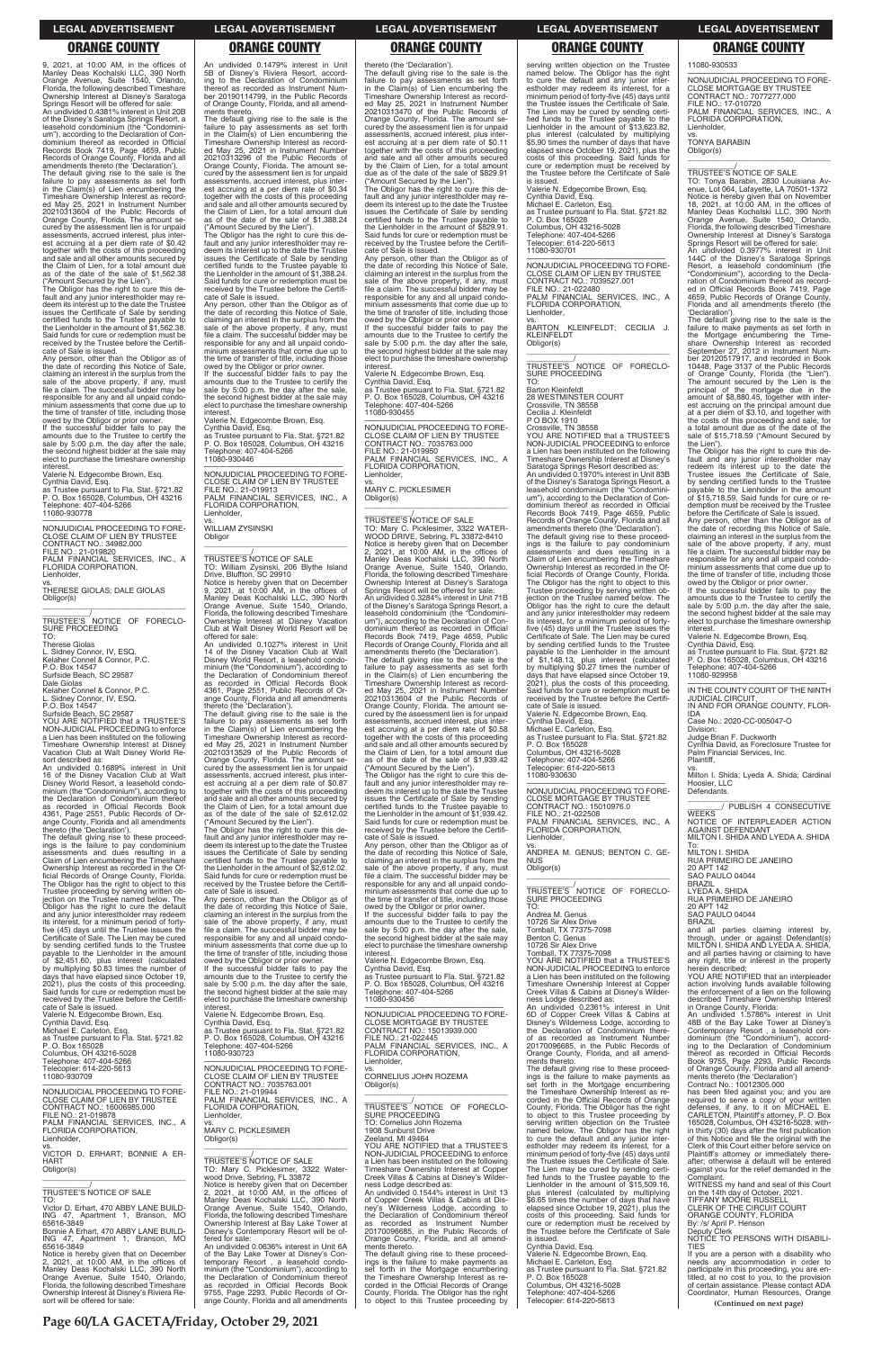9, 2021, at 10:00 AM, in the offices of Manley Deas Kochalski LLC, 390 North Orange Avenue, Suite 1540, Orlando, Florida, the following described Timeshare Ownership Interest at Disney's Saratoga Springs Resort will be offered for sale:

An undivided 0.4381% interest in Unit 20B of the Disney's Saratoga Springs Resort, a leasehold condominium (the "Condominium"), according to the Declaration of Condominium thereof as recorded in Official Records Book 7419, Page 4659, Public Records of Orange County, Florida and all amendments thereto (the 'Declaration').

The default giving rise to the sale is the failure to pay assessments as set forth in the Claim(s) of Lien encumbering the Timeshare Ownership Interest as recorded May 25, 2021 in Instrument Number 20210313604 of the Public Records of Orange County, Florida. The amount secured by the assessment lien is for unpaid assessments, accrued interest, plus interest accruing at a per diem rate of $0.42 together with the costs of this proceeding and sale and all other amounts secured by the Claim of Lien, for a total amount due as of the date of the sale of $1,562.38 ("Amount Secured by the Lien").

The Obligor has the right to cure this default and any junior interestholder may redeem its interest up to the date the Trustee issues the Certificate of Sale by sending certified funds to the Trustee payable to the Lienholder in the amount of $1,562.38. Said funds for cure or redemption must be received by the Trustee before the Certificate of Sale is issued.

Any person, other than the Obligor as of the date of recording this Notice of Sale, claiming an interest in the surplus from the sale of the above property, if any, must file a claim. The successful bidder may be responsible for any and all unpaid condominium assessments that come due up to the time of transfer of title, including those owed by the Obligor or prior owner.

If the successful bidder fails to pay the amounts due to the Trustee to certify the sale by 5:00 p.m. the day after the sale, the second highest bidder at the sale may elect to purchase the timeshare ownership interest.

Valerie N. Edgecombe Brown, Esq.
Cynthia David, Esq.
as Trustee pursuant to Fla. Stat. §721.82
P. O. Box 165028, Columbus, OH 43216
Telephone: 407-404-5266
11080-930778

—————————————————

NONJUDICIAL PROCEEDING TO FORECLOSE CLAIM OF LIEN BY TRUSTEE
CONTRACT NO.: 34982.000
FILE NO.: 21-019820
PALM FINANCIAL SERVICES, INC., A FLORIDA CORPORATION,
Lienholder,
vs.
THERESE GIOLAS; DALE GIOLAS
Obligor(s)

_______________________________/

TRUSTEE'S NOTICE OF FORECLOSURE PROCEEDING

TO:
Therese Giolas
L. Sidney Connor, IV, ESQ.
Kelaher Connel & Connor, P.C.
P.O. Box 14547
Surfside Beach, SC 29587
Dale Giolas
Kelaher Connel & Connor, P.C.
L. Sidney Connor, IV, ESQ.
P.O. Box 14547
Surfside Beach, SC 29587

YOU ARE NOTIFIED that a TRUSTEE'S NON-JUDICIAL PROCEEDING to enforce a Lien has been instituted on the following Timeshare Ownership Interest at Disney Vacation Club at Walt Disney World Resort described as:

An undivided 0.1689% interest in Unit 16 of the Disney Vacation Club at Walt Disney World Resort, a leasehold condominium (the "Condominium"), according to the Declaration of Condominium thereof as recorded in Official Records Book 4361, Page 2551, Public Records of Orange County, Florida and all amendments thereto (the 'Declaration').

The default giving rise to these proceedings is the failure to pay condominium assessments and dues resulting in a Claim of Lien encumbering the Timeshare Ownership Interest as recorded in the Official Records of Orange County, Florida. The Obligor has the right to object to this Trustee proceeding by serving written objection on the Trustee named below. The Obligor has the right to cure the default and any junior interestholder may redeem its interest, for a minimum period of forty-five (45) days until the Trustee issues the Certificate of Sale. The Lien may be cured by sending certified funds to the Trustee payable to the Lienholder in the amount of $2,451.60, plus interest (calculated by multiplying $0.83 times the number of days that have elapsed since October 19, 2021), plus the costs of this proceeding. Said funds for cure or redemption must be received by the Trustee before the Certificate of Sale is issued.

Valerie N. Edgecombe Brown, Esq.
Cynthia David, Esq.
Michael E. Carleton, Esq.
as Trustee pursuant to Fla. Stat. §721.82
P. O. Box 165028
Columbus, OH 43216-5028
Telephone: 407-404-5266
Telecopier: 614-220-5613
11080-930709

—————————————————

NONJUDICIAL PROCEEDING TO FORECLOSE CLAIM OF LIEN BY TRUSTEE
CONTRACT NO.: 16006985.000
FILE NO.: 21-019878
PALM FINANCIAL SERVICES, INC., A FLORIDA CORPORATION,
Lienholder,
vs.
VICTOR D. ERHART; BONNIE A ERHART
Obligor(s)

_______________________________/

TRUSTEE'S NOTICE OF SALE

TO:
Victor D. Erhart, 470 ABBY LANE BUILDING 47, Apartment 1, Branson, MO 65616-3849
Bonnie A Erhart, 470 ABBY LANE BUILDING 47, Apartment 1, Branson, MO 65616-3849

Notice is hereby given that on December 2, 2021, at 10:00 AM, in the offices of Manley Deas Kochalski LLC, 390 North Orange Avenue, Suite 1540, Orlando, Florida, the following described Timeshare Ownership Interest at Disney's Riviera Resort will be offered for sale:

An undivided 0.1479% interest in Unit 5B of Disney's Riviera Resort, according to the Declaration of Condominium thereof as recorded as Instrument Number 20190114799, in the Public Records of Orange County, Florida, and all amendments thereto.

The default giving rise to the sale is the failure to pay assessments as set forth in the Claim(s) of Lien encumbering the Timeshare Ownership Interest as recorded May 25, 2021 in Instrument Number 20210313296 of the Public Records of Orange County, Florida. The amount secured by the assessment lien is for unpaid assessments, accrued interest, plus interest accruing at a per diem rate of $0.34 together with the costs of this proceeding and sale and all other amounts secured by the Claim of Lien, for a total amount due as of the date of the sale of $1,388.24 ("Amount Secured by the Lien").

The Obligor has the right to cure this default and any junior interestholder may redeem its interest up to the date the Trustee issues the Certificate of Sale by sending certified funds to the Trustee payable to the Lienholder in the amount of $1,388.24. Said funds for cure or redemption must be received by the Trustee before the Certificate of Sale is issued.

Any person, other than the Obligor as of the date of recording this Notice of Sale, claiming an interest in the surplus from the sale of the above property, if any, must file a claim. The successful bidder may be responsible for any and all unpaid condominium assessments that come due up to the time of transfer of title, including those owed by the Obligor or prior owner.

If the successful bidder fails to pay the amounts due to the Trustee to certify the sale by 5:00 p.m. the day after the sale, the second highest bidder at the sale may elect to purchase the timeshare ownership interest.

Valerie N. Edgecombe Brown, Esq.
Cynthia David, Esq.
as Trustee pursuant to Fla. Stat. §721.82
P. O. Box 165028, Columbus, OH 43216
Telephone: 407-404-5266
11080-930446

—————————————————

NONJUDICIAL PROCEEDING TO FORECLOSE CLAIM OF LIEN BY TRUSTEE
FILE NO.: 21-019913
PALM FINANCIAL SERVICES, INC., A FLORIDA CORPORATION,
Lienholder,
vs.
WILLIAM ZYSINSKI
Obligor

_______________________________/

TRUSTEE'S NOTICE OF SALE

TO: William Zysinski, 206 Blythe Island Drive, Bluffton, SC 29910

Notice is hereby given that on December 9, 2021, at 10:00 AM, in the offices of Manley Deas Kochalski LLC, 390 North Orange Avenue, Suite 1540, Orlando, Florida, the following described Timeshare Ownership Interest at Disney Vacation Club at Walt Disney World Resort will be offered for sale:

An undivided 0.1027% interest in Unit 14 of the Disney Vacation Club at Walt Disney World Resort, a leasehold condominium (the "Condominium"), according to the Declaration of Condominium thereof as recorded in Official Records Book 4361, Page 2551, Public Records of Orange County, Florida and all amendments thereto (the 'Declaration').

The default giving rise to the sale is the failure to pay assessments as set forth in the Claim(s) of Lien encumbering the Timeshare Ownership Interest as recorded May 25, 2021 in Instrument Number 20210313529 of the Public Records of Orange County, Florida. The amount secured by the assessment lien is for unpaid assessments, accrued interest, plus interest accruing at a per diem rate of $0.87 together with the costs of this proceeding and sale and all other amounts secured by the Claim of Lien, for a total amount due as of the date of the sale of $2,612.02 ("Amount Secured by the Lien").

The Obligor has the right to cure this default and any junior interestholder may redeem its interest up to the date the Trustee issues the Certificate of Sale by sending certified funds to the Trustee payable to the Lienholder in the amount of $2,612.02. Said funds for cure or redemption must be received by the Trustee before the Certificate of Sale is issued.

Any person, other than the Obligor as of the date of recording this Notice of Sale, claiming an interest in the surplus from the sale of the above property, if any, must file a claim. The successful bidder may be responsible for any and all unpaid condominium assessments that come due up to the time of transfer of title, including those owed by the Obligor or prior owner.

If the successful bidder fails to pay the amounts due to the Trustee to certify the sale by 5:00 p.m. the day after the sale, the second highest bidder at the sale may elect to purchase the timeshare ownership interest.

Valerie N. Edgecombe Brown, Esq.
Cynthia David, Esq.
as Trustee pursuant to Fla. Stat. §721.82
P. O. Box 165028, Columbus, OH 43216
Telephone: 407-404-5266
11080-930723

—————————————————

NONJUDICIAL PROCEEDING TO FORECLOSE CLAIM OF LIEN BY TRUSTEE
CONTRACT NO.: 7035763.001
FILE NO.: 21-019944
PALM FINANCIAL SERVICES, INC., A FLORIDA CORPORATION,
Lienholder,
vs.
MARY C. PICKLESIMER
Obligor(s)

_______________________________/

TRUSTEE'S NOTICE OF SALE

TO: Mary C. Picklesimer, 3322 Waterwood Drive, Sebring, FL 33872

Notice is hereby given that on December 2, 2021, at 10:00 AM, in the offices of Manley Deas Kochalski LLC, 390 North Orange Avenue, Suite 1540, Orlando, Florida, the following described Timeshare Ownership Interest at Bay Lake Tower at Disney's Contemporary Resort will be offered for sale:

An undivided 0.0636% interest in Unit 6A of the Bay Lake Tower at Disney's Contemporary Resort , a leasehold condominium (the "Condominium"), according to the Declaration of Condominium thereof as recorded in Official Records Book 9755, Page 2293, Public Records of Orange County, Florida and all amendments thereto (the 'Declaration').

The default giving rise to the sale is the failure to pay assessments as set forth in the Claim(s) of Lien encumbering the Timeshare Ownership Interest as recorded May 25, 2021 in Instrument Number 20210313470 of the Public Records of Orange County, Florida. The amount secured by the assessment lien is for unpaid assessments, accrued interest, plus interest accruing at a per diem rate of $0.11 together with the costs of this proceeding and sale and all other amounts secured by the Claim of Lien, for a total amount due as of the date of the sale of $829.91 ("Amount Secured by the Lien").

The Obligor has the right to cure this default and any junior interestholder may redeem its interest up to the date the Trustee issues the Certificate of Sale by sending certified funds to the Trustee payable to the Lienholder in the amount of $829.91. Said funds for cure or redemption must be received by the Trustee before the Certificate of Sale is issued.

Any person, other than the Obligor as of the date of recording this Notice of Sale, claiming an interest in the surplus from the sale of the above property, if any, must file a claim. The successful bidder may be responsible for any and all unpaid condominium assessments that come due up to the time of transfer of title, including those owed by the Obligor or prior owner.

If the successful bidder fails to pay the amounts due to the Trustee to certify the sale by 5:00 p.m. the day after the sale, the second highest bidder at the sale may elect to purchase the timeshare ownership interest.

Valerie N. Edgecombe Brown, Esq.
Cynthia David, Esq.
as Trustee pursuant to Fla. Stat. §721.82
P. O. Box 165028, Columbus, OH 43216
Telephone: 407-404-5266
11080-930455

—————————————————

NONJUDICIAL PROCEEDING TO FORECLOSE CLAIM OF LIEN BY TRUSTEE
CONTRACT NO.: 7035763.000
FILE NO.: 21-019950
PALM FINANCIAL SERVICES, INC., A FLORIDA CORPORATION,
Lienholder,
vs.
MARY C. PICKLESIMER
Obligor(s)

_______________________________/

TRUSTEE'S NOTICE OF SALE

TO: Mary C. Picklesimer, 3322 WATERWOOD DRIVE, Sebring, FL 33872-8410

Notice is hereby given that on December 2, 2021, at 10:00 AM, in the offices of Manley Deas Kochalski LLC, 390 North Orange Avenue, Suite 1540, Orlando, Florida, the following described Timeshare Ownership Interest at Disney's Saratoga Springs Resort will be offered for sale:

An undivided 0.3284% interest in Unit 71B of the Disney's Saratoga Springs Resort, a leasehold condominium (the "Condominium"), according to the Declaration of Condominium thereof as recorded in Official Records Book 7419, Page 4659, Public Records of Orange County, Florida and all amendments thereto (the 'Declaration').

The default giving rise to the sale is the failure to pay assessments as set forth in the Claim(s) of Lien encumbering the Timeshare Ownership Interest as recorded May 25, 2021 in Instrument Number 20210313604 of the Public Records of Orange County, Florida. The amount secured by the assessment lien is for unpaid assessments, accrued interest, plus interest accruing at a per diem rate of $0.58 together with the costs of this proceeding and sale and all other amounts secured by the Claim of Lien, for a total amount due as of the date of the sale of $1,939.42 ("Amount Secured by the Lien").

The Obligor has the right to cure this default and any junior interestholder may redeem its interest up to the date the Trustee issues the Certificate of Sale by sending certified funds to the Trustee payable to the Lienholder in the amount of $1,939.42. Said funds for cure or redemption must be received by the Trustee before the Certificate of Sale is issued.

Any person, other than the Obligor as of the date of recording this Notice of Sale, claiming an interest in the surplus from the sale of the above property, if any, must file a claim. The successful bidder may be responsible for any and all unpaid condominium assessments that come due up to the time of transfer of title, including those owed by the Obligor or prior owner.

If the successful bidder fails to pay the amounts due to the Trustee to certify the sale by 5:00 p.m. the day after the sale, the second highest bidder at the sale may elect to purchase the timeshare ownership interest.

Valerie N. Edgecombe Brown, Esq.
Cynthia David, Esq.
as Trustee pursuant to Fla. Stat. §721.82
P. O. Box 165028, Columbus, OH 43216
Telephone: 407-404-5266
11080-930456

—————————————————

NONJUDICIAL PROCEEDING TO FORECLOSE MORTGAGE BY TRUSTEE
CONTRACT NO.: 15013939.000
FILE NO.: 21-022445
PALM FINANCIAL SERVICES, INC., A FLORIDA CORPORATION,
Lienholder,
vs.
CORNELIUS JOHN ROZEMA
Obligor(s)

_______________________________/

TRUSTEE'S NOTICE OF FORECLOSURE PROCEEDING

TO: Cornelius John Rozema
1908 Sunburst Drive
Zeeland, MI 49464

YOU ARE NOTIFIED that a TRUSTEE'S NON-JUDICIAL PROCEEDING to enforce a Lien has been instituted on the following Timeshare Ownership Interest at Copper Creek Villas & Cabins at Disney's Wilderness Lodge described as:

An undivided 0.1544% interest in Unit 13 of Copper Creek Villas & Cabins at Disney's Wilderness Lodge, according to the Declaration of Condominium thereof as recorded as Instrument Number 20170096685, in the Public Records of Orange County, Florida, and all amendments thereto.

The default giving rise to these proceedings is the failure to make payments as set forth in the Mortgage encumbering the Timeshare Ownership Interest as recorded in the Official Records of Orange County, Florida. The Obligor has the right to object to this Trustee proceeding by serving written objection on the Trustee named below. The Obligor has the right to cure the default and any junior interestholder may redeem its interest, for a minimum period of forty-five (45) days until the Trustee issues the Certificate of Sale. The Lien may be cured by sending certified funds to the Trustee payable to the Lienholder in the amount of $13,623.82, plus interest (calculated by multiplying $5.90 times the number of days that have elapsed since October 19, 2021), plus the costs of this proceeding. Said funds for cure or redemption must be received by the Trustee before the Certificate of Sale is issued.

Valerie N. Edgecombe Brown, Esq.
Cynthia David, Esq.
Michael E. Carleton, Esq.
as Trustee pursuant to Fla. Stat. §721.82
P. O. Box 165028
Columbus, OH 43216-5028
Telephone: 407-404-5266
Telecopier: 614-220-5613
11080-930701

—————————————————

NONJUDICIAL PROCEEDING TO FORECLOSE CLAIM OF LIEN BY TRUSTEE
CONTRACT NO.: 7039527.001
FILE NO.: 21-022480
PALM FINANCIAL SERVICES, INC., A FLORIDA CORPORATION,
Lienholder,
vs.
BARTON KLEINFELDT; CECILIA J. KLEINFELDT
Obligor(s)

_______________________________/

TRUSTEE'S NOTICE OF FORECLOSURE PROCEEDING

TO:
Barton Kleinfeldt
28 WESTMINSTER COURT
Crossville, TN 38558
Cecilia J. Kleinfeldt
P O BOX 1910
Crossville, TN 38558

YOU ARE NOTIFIED that a TRUSTEE'S NON-JUDICIAL PROCEEDING to enforce a Lien has been instituted on the following Timeshare Ownership Interest at Disney's Saratoga Springs Resort described as:

An undivided 0.1970% interest in Unit 83B of the Disney's Saratoga Springs Resort, a leasehold condominium (the "Condominium"), according to the Declaration of Condominium thereof as recorded in Official Records Book 7419, Page 4659, Public Records of Orange County, Florida and all amendments thereto (the 'Declaration').

The default giving rise to these proceedings is the failure to pay condominium assessments and dues resulting in a Claim of Lien encumbering the Timeshare Ownership Interest as recorded in the Official Records of Orange County, Florida. The Obligor has the right to object to this Trustee proceeding by serving written objection on the Trustee named below. The Obligor has the right to cure the default and any junior interestholder may redeem its interest, for a minimum period of forty-five (45) days until the Trustee issues the Certificate of Sale. The Lien may be cured by sending certified funds to the Trustee payable to the Lienholder in the amount of $1,148.13, plus interest (calculated by multiplying $0.27 times the number of days that have elapsed since October 19, 2021), plus the costs of this proceeding. Said funds for cure or redemption must be received by the Trustee before the Certificate of Sale is issued.

Valerie N. Edgecombe Brown, Esq.
Cynthia David, Esq.
Michael E. Carleton, Esq.
as Trustee pursuant to Fla. Stat. §721.82
P. O. Box 165028
Columbus, OH 43216-5028
Telephone: 407-404-5266
Telecopier: 614-220-5613
11080-930630

—————————————————

NONJUDICIAL PROCEEDING TO FORECLOSE MORTGAGE BY TRUSTEE
CONTRACT NO.: 15010976.0
FILE NO.: 21-022528
PALM FINANCIAL SERVICES, INC., A FLORIDA CORPORATION,
Lienholder,
vs.
ANDREA M. GENUS; BENTON C. GENUS
Obligor(s)

_______________________________/

TRUSTEE'S NOTICE OF FORECLOSURE PROCEEDING

TO:
Andrea M. Genus
10726 Sir Alex Drive
Tomball, TX 77375-7098
Benton C. Genus
10726 Sir Alex Drive
Tomball, TX 77375-7098

YOU ARE NOTIFIED that a TRUSTEE'S NON-JUDICIAL PROCEEDING to enforce a Lien has been instituted on the following Timeshare Ownership Interest at Copper Creek Villas & Cabins at Disney's Wilderness Lodge described as:

An undivided 0.2361% interest in Unit 6D of Copper Creek Villas & Cabins at Disney's Wilderness Lodge, according to the Declaration of Condominium thereof as recorded as Instrument Number 20170096685, in the Public Records of Orange County, Florida, and all amendments thereto.

The default giving rise to these proceedings is the failure to make payments as set forth in the Mortgage encumbering the Timeshare Ownership Interest as recorded in the Official Records of Orange County, Florida. The Obligor has the right to object to this Trustee proceeding by serving written objection on the Trustee named below. The Obligor has the right to cure the default and any junior interestholder may redeem its interest, for a minimum period of forty-five (45) days until the Trustee issues the Certificate of Sale. The Lien may be cured by sending certified funds to the Trustee payable to the Lienholder in the amount of $15,509.16, plus interest (calculated by multiplying $6.65 times the number of days that have elapsed since October 19, 2021), plus the costs of this proceeding. Said funds for cure or redemption must be received by the Trustee before the Certificate of Sale is issued.

Cynthia David, Esq.
Valerie N. Edgecombe Brown, Esq.
Michael E. Carleton, Esq.
as Trustee pursuant to Fla. Stat. §721.82
P. O. Box 165028
Columbus, OH 43216-5028
Telephone: 407-404-5266
Telecopier: 614-220-5613

11080-930533

—————————————————

NONJUDICIAL PROCEEDING TO FORECLOSE MORTGAGE BY TRUSTEE
CONTRACT NO.: 7077277.000
FILE NO.: 17-010720
PALM FINANCIAL SERVICES, INC., A FLORIDA CORPORATION,
Lienholder,
vs.
TONYA BARABIN
Obligor(s)

_______________________________/

TRUSTEE'S NOTICE OF SALE

TO: Tonya Barabin, 2830 Louisiana Avenue, Lot 064, Lafayette, LA 70501-1372

Notice is hereby given that on November 18, 2021, at 10:00 AM, in the offices of Manley Deas Kochalski LLC, 390 North Orange Avenue, Suite 1540, Orlando, Florida, the following described Timeshare Ownership Interest at Disney's Saratoga Springs Resort will be offered for sale:

An undivided 0.3977% interest in Unit 144C of the Disney's Saratoga Springs Resort, a leasehold condominium (the "Condominium"), according to the Declaration of Condominium thereof as recorded in Official Records Book 7419, Page 4659, Public Records of Orange County, Florida and all amendments thereto (the 'Declaration').

The default giving rise to the sale is the failure to make payments as set forth in the Mortgage encumbering the Timeshare Ownership Interest as recorded September 27, 2012 in Instrument Number 20120517917, and recorded in Book 10448, Page 3137 of the Public Records of Orange County, Florida (the "Lien"). The amount secured by the Lien is the principal of the mortgage due in the amount of $8,880.45, together with interest accruing on the principal amount due at a per diem of $3.10, and together with the costs of this proceeding and sale, for a total amount due as of the date of the sale of $15,718.59 ("Amount Secured by the Lien").

The Obligor has the right to cure this default and any junior interestholder may redeem its interest up to the date the Trustee issues the Certificate of Sale, by sending certified funds to the Trustee payable to the Lienholder in the amount of $15,718.59. Said funds for cure or redemption must be received by the Trustee before the Certificate of Sale is issued.

Any person, other than the Obligor as of the date of recording this Notice of Sale, claiming an interest in the surplus from the sale of the above property, if any, must file a claim. The successful bidder may be responsible for any and all unpaid condominium assessments that come due up to the time of transfer of title, including those owed by the Obligor or prior owner.

If the successful bidder fails to pay the amounts due to the Trustee to certify the sale by 5:00 p.m. the day after the sale, the second highest bidder at the sale may elect to purchase the timeshare ownership interest.

Valerie N. Edgecombe Brown, Esq.
Cynthia David, Esq.
as Trustee pursuant to Fla. Stat. §721.82
P. O. Box 165028, Columbus, OH 43216
Telephone: 407-404-5266
11080-929958

—————————————————

IN THE COUNTY COURT OF THE NINTH JUDICIAL CIRCUIT, IN AND FOR ORANGE COUNTY, FLORIDA

Case No.: 2020-CC-005047-O
Division:
Judge Brian F. Duckworth
Cynthia David, as Foreclosure Trustee for Palm Financial Services, Inc.
Plaintiff,
vs.
Milton I. Shida; Lyeda A. Shida; Cardinal Hoosier, LLC
Defendants.

_______/ PUBLISH 4 CONSECUTIVE WEEKS

NOTICE OF INTERPLEADER ACTION AGAINST DEFENDANT MILTON I. SHIDA AND LYEDA A. SHIDA

To:
MILTON I. SHIDA
RUA PRIMEIRO DE JANEIRO
20 APT 142
SAO PAULO 04044
BRAZIL
LYEDA A. SHIDA
RUA PRIMEIRO DE JANEIRO
20 APT 142
SAO PAULO 04044
BRAZIL

and all parties claiming interest by, through, under or against Defendant(s) MILTON I. SHIDA AND LYEDA A. SHIDA, and all parties having or claiming to have any right, title or interest in the property herein described;

YOU ARE NOTIFIED that an interpleader action involving funds available following the enforcement of a lien on the following described Timeshare Ownership Interest in Orange County, Florida:

An undivided 1.5786% interest in Unit 48B of the Bay Lake Tower at Disney's Contemporary Resort, a leasehold condominium (the "Condominium"), according to the Declaration of Condominium thereof as recorded in Official Records Book 9755, Page 2293, Public Records of Orange County, Florida and all amendments thereto (the 'Declaration')

Contract No.: 10012305.000

has been filed against you; and you are required to serve a copy of your written defenses, if any, to it on MICHAEL E. CARLETON, Plaintiff's attorney, P. O. Box 165028, Columbus, OH 43216-5028, within thirty (30) days after the first publication of this Notice and file the original with the Clerk of this Court either before service on Plaintiff's attorney or immediately thereafter; otherwise a default will be entered against you for the relief demanded in the Complaint.

WITNESS my hand and seal of this Court on the 14th day of October, 2021.

TIFFANY MOORE RUSSELL
CLERK OF THE CIRCUIT COURT
ORANGE COUNTY, FLORIDA
By: /s/ April P. Henson
Deputy Clerk

NOTICE TO PERSONS WITH DISABILITIES

If you are a person with a disability who needs any accommodation in order to participate in this proceeding, you are entitled, at no cost to you, to the provision of certain assistance. Please contact ADA Coordinator, Human Resources, Orange

**(Continued on next page)**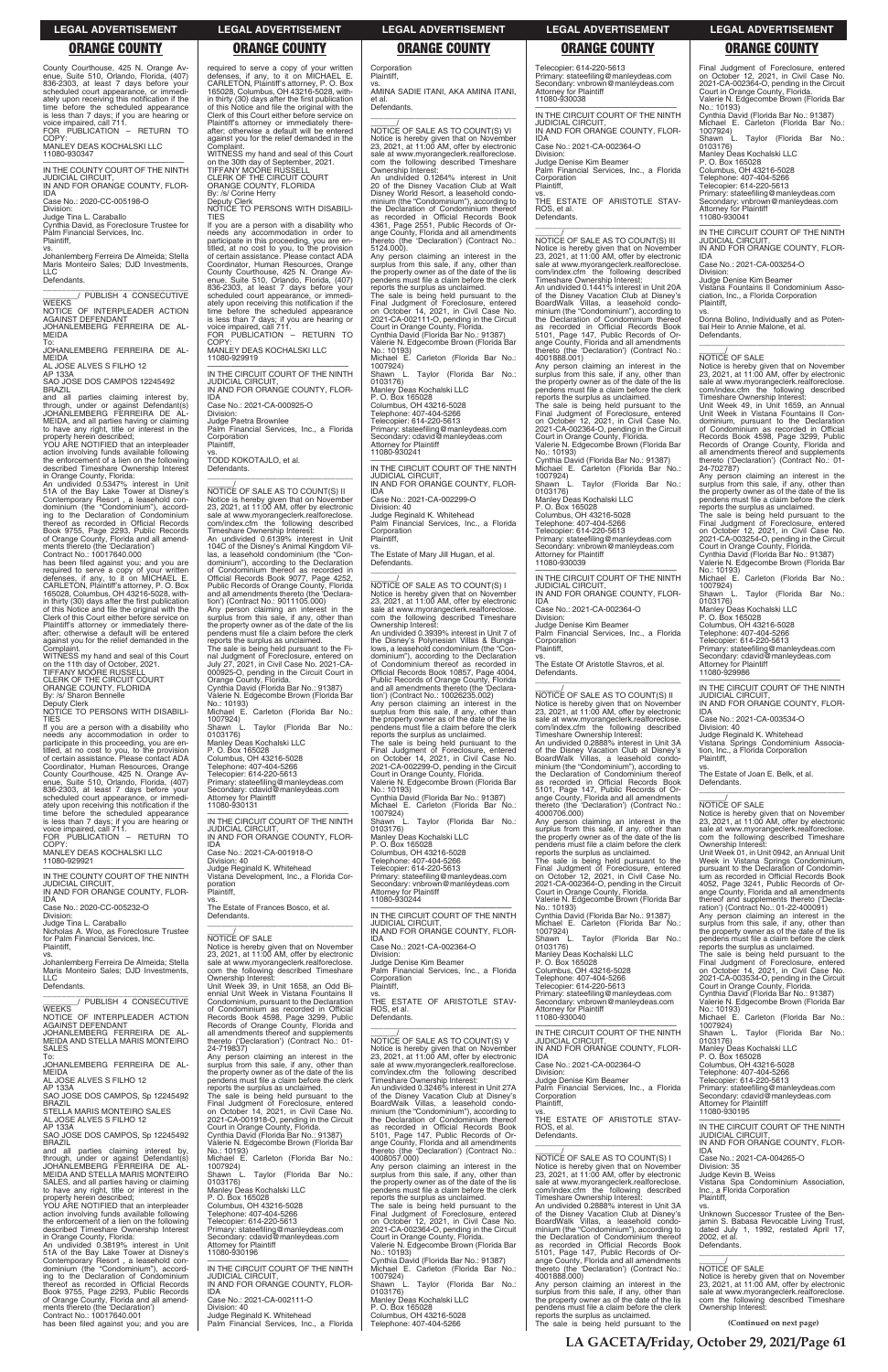County Courthouse, 425 N. Orange Avenue, Suite 510, Orlando, Florida, (407) 836-2303, at least 7 days before your scheduled court appearance, or immediately upon receiving this notification if the time before the scheduled appearance is less than 7 days; if you are hearing or voice impaired, call 711.
FOR PUBLICATION – RETURN TO COPY:
MANLEY DEAS KOCHALSKI LLC
11080-930347

IN THE COUNTY COURT OF THE NINTH JUDICIAL CIRCUIT,
IN AND FOR ORANGE COUNTY, FLORIDA
Case No.: 2020-CC-005198-O
Division:
Judge Tina L. Caraballo
Cynthia David, as Foreclosure Trustee for Palm Financial Services, Inc.
Plaintiff,
vs.
Johanlemberg Ferreira De Almeida; Stella Maris Monteiro Sales; DJD Investments, LLC
Defendants.

_______/ PUBLISH 4 CONSECUTIVE WEEKS
NOTICE OF INTERPLEADER ACTION AGAINST DEFENDANT
JOHANLEMBERG FERREIRA DE ALMEIDA
To:
JOHANLEMBERG FERREIRA DE ALMEIDA
AL JOSE ALVES S FILHO 12
AP 133A
SAO JOSE DOS CAMPOS 12245492
BRAZIL
and all parties claiming interest by, through, under or against Defendant(s) JOHANLEMBERG FERREIRA DE ALMEIDA, and all parties having or claiming to have any right, title or interest in the property herein described;
YOU ARE NOTIFIED that an interpleader action involving funds available following the enforcement of a lien on the following described Timeshare Ownership Interest in Orange County, Florida:
An undivided 0.5347% interest in Unit 51A of the Bay Lake Tower at Disney's Contemporary Resort , a leasehold condominium (the "Condominium"), according to the Declaration of Condominium thereof as recorded in Official Records Book 9755, Page 2293, Public Records of Orange County, Florida and all amendments thereto (the 'Declaration')
Contract No.: 10017640.000
has been filed against you; and you are required to serve a copy of your written defenses, if any, to it on MICHAEL E. CARLETON, Plaintiff's attorney, P. O. Box 165028, Columbus, OH 43216-5028, within thirty (30) days after the first publication of this Notice and file the original with the Clerk of this Court either before service on Plaintiff's attorney or immediately thereafter; otherwise a default will be entered against you for the relief demanded in the Complaint.
WITNESS my hand and seal of this Court on the 11th day of October, 2021.
TIFFANY MOORE RUSSELL
CLERK OF THE CIRCUIT COURT
ORANGE COUNTY, FLORIDA
By: /s/ Sharon Bennelle
Deputy Clerk
NOTICE TO PERSONS WITH DISABILITIES
If you are a person with a disability who needs any accommodation in order to participate in this proceeding, you are entitled, at no cost to you, to the provision of certain assistance. Please contact ADA Coordinator, Human Resources, Orange County Courthouse, 425 N. Orange Avenue, Suite 510, Orlando, Florida, (407) 836-2303, at least 7 days before your scheduled court appearance, or immediately upon receiving this notification if the time before the scheduled appearance is less than 7 days; if you are hearing or voice impaired, call 711.
FOR PUBLICATION – RETURN TO COPY:
MANLEY DEAS KOCHALSKI LLC
11080-929921

IN THE COUNTY COURT OF THE NINTH JUDICIAL CIRCUIT,
IN AND FOR ORANGE COUNTY, FLORIDA
Case No.: 2020-CC-005232-O
Division:
Judge Tina L. Caraballo
Nicholas A. Woo, as Foreclosure Trustee for Palm Financial Services, Inc.
Plaintiff,
vs.
Johanlemberg Ferreira De Almeida; Stella Maris Monteiro Sales; DJD Investments, LLC
Defendants.

_______/ PUBLISH 4 CONSECUTIVE WEEKS
NOTICE OF INTERPLEADER ACTION AGAINST DEFENDANT
JOHANLEMBERG FERREIRA DE ALMEIDA AND STELLA MARIS MONTEIRO SALES
To:
JOHANLEMBERG FERREIRA DE ALMEIDA
AL JOSE ALVES S FILHO 12
AP 133A
SAO JOSE DOS CAMPOS, Sp 12245492
BRAZIL
STELLA MARIS MONTEIRO SALES
AL JOSE ALVES S FILHO 12
AP 133A
SAO JOSE DOS CAMPOS, Sp 12245492
BRAZIL
and all parties claiming interest by, through, under or against Defendant(s) JOHANLEMBERG FERREIRA DE ALMEIDA AND STELLA MARIS MONTEIRO SALES, and all parties having or claiming to have any right, title or interest in the property herein described;
YOU ARE NOTIFIED that an interpleader action involving funds available following the enforcement of a lien on the following described Timeshare Ownership Interest in Orange County, Florida:
An undivided 0.3819% interest in Unit 51A of the Bay Lake Tower at Disney's Contemporary Resort , a leasehold condominium (the "Condominium"), according to the Declaration of Condominium thereof as recorded in Official Records Book 9755, Page 2293, Public Records of Orange County, Florida and all amendments thereto (the 'Declaration')
Contract No.: 10017640.001
has been filed against you; and you are required to serve a copy of your written defenses, if any, to it on MICHAEL E. CARLETON, Plaintiff's attorney, P. O. Box 165028, Columbus, OH 43216-5028, within thirty (30) days after the first publication of this Notice and file the original with the Clerk of this Court either before service on Plaintiff's attorney or immediately thereafter; otherwise a default will be entered against you for the relief demanded in the Complaint.
WITNESS my hand and seal of this Court on the 30th day of September, 2021.
TIFFANY MOORE RUSSELL
CLERK OF THE CIRCUIT COURT
ORANGE COUNTY, FLORIDA
By: /s/ Corine Herry
Deputy Clerk
NOTICE TO PERSONS WITH DISABILITIES
If you are a person with a disability who needs any accommodation in order to participate in this proceeding, you are entitled, at no cost to you, to the provision of certain assistance. Please contact ADA Coordinator, Human Resources, Orange County Courthouse, 425 N. Orange Avenue, Suite 510, Orlando, Florida, (407) 836-2303, at least 7 days before your scheduled court appearance, or immediately upon receiving this notification if the time before the scheduled appearance is less than 7 days; if you are hearing or voice impaired, call 711.
FOR PUBLICATION – RETURN TO COPY:
MANLEY DEAS KOCHALSKI LLC
11080-929919

IN THE CIRCUIT COURT OF THE NINTH JUDICIAL CIRCUIT,
IN AND FOR ORANGE COUNTY, FLORIDA
Case No.: 2021-CA-000925-O
Division:
Judge Paetra Brownlee
Palm Financial Services, Inc., a Florida Corporation
Plaintiff,
vs.
TODD KOKOTAJLO, et al.
Defendants.

_______/
NOTICE OF SALE AS TO COUNT(S) II
Notice is hereby given that on November 23, 2021, at 11:00 AM, offer by electronic sale at www.myorangeclerk.realforeclose.com/index.cfm the following described Timeshare Ownership Interest:
An undivided 0.6139% interest in Unit 104C of the Disney's Animal Kingdom Villas, a leasehold condominium (the "Condominium"), according to the Declaration of Condominium thereof as recorded in Official Records Book 9077, Page 4252, Public Records of Orange County, Florida and all amendments thereto (the 'Declaration') (Contract No.: 9011105.000)
Any person claiming an interest in the surplus from this sale, if any, other than the property owner as of the date of the lis pendens must file a claim before the clerk reports the surplus as unclaimed.
The sale is being held pursuant to the Final Judgment of Foreclosure, entered on July 27, 2021, in Civil Case No. 2021-CA-000925-O, pending in the Circuit Court in Orange County, Florida.
Cynthia David (Florida Bar No.: 91387)
Valerie N. Edgecombe Brown (Florida Bar No.: 10193)
Michael E. Carleton (Florida Bar No.: 1007924)
Shawn L. Taylor (Florida Bar No.: 0103176)
Manley Deas Kochalski LLC
P. O. Box 165028
Columbus, OH 43216-5028
Telephone: 407-404-5266
Telecopier: 614-220-5613
Primary: stateefiling@manleydeas.com
Secondary: cdavid@manleydeas.com
Attorney for Plaintiff
11080-930131

IN THE CIRCUIT COURT OF THE NINTH JUDICIAL CIRCUIT,
IN AND FOR ORANGE COUNTY, FLORIDA
Case No.: 2021-CA-001918-O
Division: 40
Judge Reginald K. Whitehead
Vistana Development, Inc., a Florida Corporation
Plaintiff,
vs.
The Estate of Frances Bosco, et al.
Defendants.

_______/
NOTICE OF SALE
Notice is hereby given that on November 23, 2021, at 11:00 AM, offer by electronic sale at www.myorangeclerk.realforeclose.com the following described Timeshare Ownership Interest:
Unit Week 39, in Unit 1658, an Odd Biennial Unit Week in Vistana Fountains II Condominium, pursuant to the Declaration of Condominium as recorded in Official Records Book 4598, Page 3299, Public Records of Orange County, Florida and all amendments thereof and supplements thereto ('Declaration') (Contract No.: 01-24-719837)
Any person claiming an interest in the surplus from this sale, if any, other than the property owner as of the date of the lis pendens must file a claim before the clerk reports the surplus as unclaimed.
The sale is being held pursuant to the Final Judgment of Foreclosure, entered on October 14, 2021, in Civil Case No. 2021-CA-001918-O, pending in the Circuit Court in Orange County, Florida.
Cynthia David (Florida Bar No.: 91387)
Valerie N. Edgecombe Brown (Florida Bar No.: 10193)
Michael E. Carleton (Florida Bar No.: 1007924)
Shawn L. Taylor (Florida Bar No.: 0103176)
Manley Deas Kochalski LLC
P. O. Box 165028
Columbus, OH 43216-5028
Telephone: 407-404-5266
Telecopier: 614-220-5613
Primary: stateefiling@manleydeas.com
Secondary: cdavid@manleydeas.com
Attorney for Plaintiff
11080-930196

IN THE CIRCUIT COURT OF THE NINTH JUDICIAL CIRCUIT,
IN AND FOR ORANGE COUNTY, FLORIDA
Case No.: 2021-CA-002111-O
Division: 40
Judge Reginald K. Whitehead
Palm Financial Services, Inc., a Florida Corporation
Plaintiff,
vs.
AMINA SADIE ITANI, AKA AMINA ITANI, et al.
Defendants.

_______/
NOTICE OF SALE AS TO COUNT(S) VI
Notice is hereby given that on November 23, 2021, at 11:00 AM, offer by electronic sale at www.myorangeclerk.realforeclose.com the following described Timeshare Ownership Interest:
An undivided 0.1264% interest in Unit 20 of the Disney Vacation Club at Walt Disney World Resort, a leasehold condominium (the "Condominium"), according to the Declaration of Condominium thereof as recorded in Official Records Book 4361, Page 2551, Public Records of Orange County, Florida and all amendments thereto (the 'Declaration') (Contract No.: 5124.000)
Any person claiming an interest in the surplus from this sale, if any, other than the property owner as of the date of the lis pendens must file a claim before the clerk reports the surplus as unclaimed.
The sale is being held pursuant to the Final Judgment of Foreclosure, entered on October 14, 2021, in Civil Case No. 2021-CA-002111-O, pending in the Circuit Court in Orange County, Florida.
Cynthia David (Florida Bar No.: 91387)
Valerie N. Edgecombe Brown (Florida Bar No.: 10193)
Michael E. Carleton (Florida Bar No.: 1007924)
Shawn L. Taylor (Florida Bar No.: 0103176)
Manley Deas Kochalski LLC
P. O. Box 165028
Columbus, OH 43216-5028
Telephone: 407-404-5266
Telecopier: 614-220-5613
Primary: stateefiling@manleydeas.com
Secondary: cdavid@manleydeas.com
Attorney for Plaintiff
11080-930241

IN THE CIRCUIT COURT OF THE NINTH JUDICIAL CIRCUIT,
IN AND FOR ORANGE COUNTY, FLORIDA
Case No.: 2021-CA-002299-O
Division: 40
Judge Reginald K. Whitehead
Palm Financial Services, Inc., a Florida Corporation
Plaintiff,
vs.
The Estate of Mary Jill Hugan, et al.
Defendants.

_______/
NOTICE OF SALE AS TO COUNT(S) I
Notice is hereby given that on November 23, 2021, at 11:00 AM, offer by electronic sale at www.myorangeclerk.realforeclose.com the following described Timeshare Ownership Interest:
An undivided 0.3939% interest in Unit 7 of the Disney's Polynesian Villas & Bungalows, a leasehold condominium (the "Condominium"), according to the Declaration of Condominium thereof as recorded in Official Records Book 10857, Page 4004, Public Records of Orange County, Florida and all amendments thereto (the 'Declaration') (Contract No.: 10026235.002)
Any person claiming an interest in the surplus from this sale, if any, other than the property owner as of the date of the lis pendens must file a claim before the clerk reports the surplus as unclaimed.
The sale is being held pursuant to the Final Judgment of Foreclosure, entered on October 14, 2021, in Civil Case No. 2021-CA-002299-O, pending in the Circuit Court in Orange County, Florida.
Valerie N. Edgecombe Brown (Florida Bar No.: 10193)
Cynthia David (Florida Bar No.: 91387)
Michael E. Carleton (Florida Bar No.: 1007924)
Shawn L. Taylor (Florida Bar No.: 0103176)
Manley Deas Kochalski LLC
P. O. Box 165028
Columbus, OH 43216-5028
Telephone: 407-404-5266
Telecopier: 614-220-5613
Primary: stateefiling@manleydeas.com
Secondary: vnbrown@manleydeas.com
Attorney for Plaintiff
11080-930244

IN THE CIRCUIT COURT OF THE NINTH JUDICIAL CIRCUIT,
IN AND FOR ORANGE COUNTY, FLORIDA
Case No.: 2021-CA-002364-O
Division:
Judge Denise Kim Beamer
Palm Financial Services, Inc., a Florida Corporation
Plaintiff,
vs.
THE ESTATE OF ARISTOTLE STAVROS, et al.
Defendants.

_______/
NOTICE OF SALE AS TO COUNT(S) V
Notice is hereby given that on November 23, 2021, at 11:00 AM, offer by electronic sale at www.myorangeclerk.realforeclose.com/index.cfm the following described Timeshare Ownership Interest:
An undivided 0.3246% interest in Unit 27A of the Disney Vacation Club at Disney's BoardWalk Villas, a leasehold condominium (the "Condominium"), according to the Declaration of Condominium thereof as recorded in Official Records Book 5101, Page 147, Public Records of Orange County, Florida and all amendments thereto (the 'Declaration') (Contract No.: 4008057.000)
Any person claiming an interest in the surplus from this sale, if any, other than the property owner as of the date of the lis pendens must file a claim before the clerk reports the surplus as unclaimed.
The sale is being held pursuant to the Final Judgment of Foreclosure, entered on October 12, 2021, in Civil Case No. 2021-CA-002364-O, pending in the Circuit Court in Orange County, Florida.
Valerie N. Edgecombe Brown (Florida Bar No.: 10193)
Cynthia David (Florida Bar No.: 91387)
Michael E. Carleton (Florida Bar No.: 1007924)
Shawn L. Taylor (Florida Bar No.: 0103176)
Manley Deas Kochalski LLC
P. O. Box 165028
Columbus, OH 43216-5028
Telephone: 407-404-5266
Telecopier: 614-220-5613
Primary: stateefiling@manleydeas.com
Secondary: vnbrown@manleydeas.com
Attorney for Plaintiff
11080-930038

IN THE CIRCUIT COURT OF THE NINTH JUDICIAL CIRCUIT,
IN AND FOR ORANGE COUNTY, FLORIDA
Case No.: 2021-CA-002364-O
Division:
Judge Denise Kim Beamer
Palm Financial Services, Inc., a Florida Corporation
Plaintiff,
vs.
THE ESTATE OF ARISTOTLE STAVROS, et al.
Defendants.

_______/
NOTICE OF SALE AS TO COUNT(S) III
Notice is hereby given that on November 23, 2021, at 11:00 AM, offer by electronic sale at www.myorangeclerk.realforeclose.com/index.cfm the following described Timeshare Ownership Interest:
An undivided 0.1441% interest in Unit 20A of the Disney Vacation Club at Disney's BoardWalk Villas, a leasehold condominium (the "Condominium"), according to the Declaration of Condominium thereof as recorded in Official Records Book 5101, Page 147, Public Records of Orange County, Florida and all amendments thereto (the 'Declaration') (Contract No.: 4001888.001)
Any person claiming an interest in the surplus from this sale, if any, other than the property owner as of the date of the lis pendens must file a claim before the clerk reports the surplus as unclaimed.
The sale is being held pursuant to the Final Judgment of Foreclosure, entered on October 12, 2021, in Civil Case No. 2021-CA-002364-O, pending in the Circuit Court in Orange County, Florida.
Valerie N. Edgecombe Brown (Florida Bar No.: 10193)
Cynthia David (Florida Bar No.: 91387)
Michael E. Carleton (Florida Bar No.: 1007924)
Shawn L. Taylor (Florida Bar No.: 0103176)
Manley Deas Kochalski LLC
P. O. Box 165028
Columbus, OH 43216-5028
Telephone: 407-404-5266
Telecopier: 614-220-5613
Primary: stateefiling@manleydeas.com
Secondary: vnbrown@manleydeas.com
Attorney for Plaintiff
11080-930039

IN THE CIRCUIT COURT OF THE NINTH JUDICIAL CIRCUIT,
IN AND FOR ORANGE COUNTY, FLORIDA
Case No.: 2021-CA-002364-O
Division:
Judge Denise Kim Beamer
Palm Financial Services, Inc., a Florida Corporation
Plaintiff,
vs.
The Estate Of Aristotle Stavros, et al.
Defendants.

_______/
NOTICE OF SALE AS TO COUNT(S) II
Notice is hereby given that on November 23, 2021, at 11:00 AM, offer by electronic sale at www.myorangeclerk.realforeclose.com/index.cfm the following described Timeshare Ownership Interest:
An undivided 0.2888% interest in Unit 3A of the Disney Vacation Club at Disney's BoardWalk Villas, a leasehold condominium (the "Condominium"), according to the Declaration of Condominium thereof as recorded in Official Records Book 5101, Page 147, Public Records of Orange County, Florida and all amendments thereto (the 'Declaration') (Contract No.: 4000706.000)
Any person claiming an interest in the surplus from this sale, if any, other than the property owner as of the date of the lis pendens must file a claim before the clerk reports the surplus as unclaimed.
The sale is being held pursuant to the Final Judgment of Foreclosure, entered on October 12, 2021, in Civil Case No. 2021-CA-002364-O, pending in the Circuit Court in Orange County, Florida.
Valerie N. Edgecombe Brown (Florida Bar No.: 10193)
Cynthia David (Florida Bar No.: 91387)
Michael E. Carleton (Florida Bar No.: 1007924)
Shawn L. Taylor (Florida Bar No.: 0103176)
Manley Deas Kochalski LLC
P. O. Box 165028
Columbus, OH 43216-5028
Telephone: 407-404-5266
Telecopier: 614-220-5613
Primary: stateefiling@manleydeas.com
Secondary: vnbrown@manleydeas.com
Attorney for Plaintiff
11080-930040

IN THE CIRCUIT COURT OF THE NINTH JUDICIAL CIRCUIT,
IN AND FOR ORANGE COUNTY, FLORIDA
Case No.: 2021-CA-002364-O
Division:
Judge Denise Kim Beamer
Palm Financial Services, Inc., a Florida Corporation
Plaintiff,
vs.
THE ESTATE OF ARISTOTLE STAVROS, et al.
Defendants.

_______/
NOTICE OF SALE AS TO COUNT(S) I
Notice is hereby given that on November 23, 2021, at 11:00 AM, offer by electronic sale at www.myorangeclerk.realforeclose.com/index.cfm the following described Timeshare Ownership Interest:
An undivided 0.2888% interest in Unit 3A of the Disney Vacation Club at Disney's BoardWalk Villas, a leasehold condominium (the "Condominium"), according to the Declaration of Condominium thereof as recorded in Official Records Book 5101, Page 147, Public Records of Orange County, Florida and all amendments thereto (the 'Declaration') (Contract No.: 4001888.000)
Any person claiming an interest in the surplus from this sale, if any, other than the property owner as of the date of the lis pendens must file a claim before the clerk reports the surplus as unclaimed.
The sale is being held pursuant to the Final Judgment of Foreclosure, entered on October 12, 2021, in Civil Case No. 2021-CA-002364-O, pending in the Circuit Court in Orange County, Florida.
Valerie N. Edgecombe Brown (Florida Bar No.: 10193)
Cynthia David (Florida Bar No.: 91387)
Michael E. Carleton (Florida Bar No.: 1007924)
Shawn L. Taylor (Florida Bar No.: 0103176)
Manley Deas Kochalski LLC
P. O. Box 165028
Columbus, OH 43216-5028
Telephone: 407-404-5266
Telecopier: 614-220-5613
Primary: stateefiling@manleydeas.com
Secondary: vnbrown@manleydeas.com
Attorney for Plaintiff
11080-930041

IN THE CIRCUIT COURT OF THE NINTH JUDICIAL CIRCUIT,
IN AND FOR ORANGE COUNTY, FLORIDA
Case No.: 2021-CA-003254-O
Division:
Judge Denise Kim Beamer
Vistana Fountains II Condominium Association, Inc., a Florida Corporation
Plaintiff,
vs.
Donna Bolino, Individually and as Potential Heir to Annie Malone, et al.
Defendants.

_______/
NOTICE OF SALE
Notice is hereby given that on November 23, 2021, at 11:00 AM, offer by electronic sale at www.myorangeclerk.realforeclose.com/index.cfm the following described Timeshare Ownership Interest:
Unit Week 49, in Unit 1659, an Annual Unit Week in Vistana Fountains II Condominium, pursuant to the Declaration of Condominium as recorded in Official Records Book 4598, Page 3299, Public Records of Orange County, Florida and all amendments thereof and supplements thereto ('Declaration') (Contract No.: 01-24-702787)
Any person claiming an interest in the surplus from this sale, if any, other than the property owner as of the date of the lis pendens must file a claim before the clerk reports the surplus as unclaimed.
The sale is being held pursuant to the Final Judgment of Foreclosure, entered on October 12, 2021, in Civil Case No. 2021-CA-003254-O, pending in the Circuit Court in Orange County, Florida.
Cynthia David (Florida Bar No.: 91387)
Valerie N. Edgecombe Brown (Florida Bar No.: 10193)
Michael E. Carleton (Florida Bar No.: 1007924)
Shawn L. Taylor (Florida Bar No.: 0103176)
Manley Deas Kochalski LLC
P. O. Box 165028
Columbus, OH 43216-5028
Telephone: 407-404-5266
Telecopier: 614-220-5613
Primary: stateefiling@manleydeas.com
Secondary: cdavid@manleydeas.com
Attorney for Plaintiff
11080-929986

IN THE CIRCUIT COURT OF THE NINTH JUDICIAL CIRCUIT,
IN AND FOR ORANGE COUNTY, FLORIDA
Case No.: 2021-CA-003534-O
Division: 40
Judge Reginald K. Whitehead
Vistana Springs Condominium Association, Inc., a Florida Corporation
Plaintiff,
vs.
The Estate of Joan E. Belk, et al.
Defendants.

_______/
NOTICE OF SALE
Notice is hereby given that on November 23, 2021, at 11:00 AM, offer by electronic sale at www.myorangeclerk.realforeclose.com the following described Timeshare Ownership Interest:
Unit Week 01, in Unit 0942, an Annual Unit Week in Vistana Springs Condominium, pursuant to the Declaration of Condominium as recorded in Official Records Book 4052, Page 3241, Public Records of Orange County, Florida and all amendments thereof and supplements thereto ('Declaration') (Contract No.: 01-22-400091)
Any person claiming an interest in the surplus from this sale, if any, other than the property owner as of the date of the lis pendens must file a claim before the clerk reports the surplus as unclaimed.
The sale is being held pursuant to the Final Judgment of Foreclosure, entered on October 14, 2021, in Civil Case No. 2021-CA-003534-O, pending in the Circuit Court in Orange County, Florida.
Cynthia David (Florida Bar No.: 91387)
Valerie N. Edgecombe Brown (Florida Bar No.: 10193)
Michael E. Carleton (Florida Bar No.: 1007924)
Shawn L. Taylor (Florida Bar No.: 0103176)
Manley Deas Kochalski LLC
P. O. Box 165028
Columbus, OH 43216-5028
Telephone: 407-404-5266
Telecopier: 614-220-5613
Primary: stateefiling@manleydeas.com
Secondary: cdavid@manleydeas.com
Attorney for Plaintiff
11080-930195

IN THE CIRCUIT COURT OF THE NINTH JUDICIAL CIRCUIT,
IN AND FOR ORANGE COUNTY, FLORIDA
Case No.: 2021-CA-004265-O
Division: 35
Judge Kevin B. Weiss
Vistana Spa Condominium Association, Inc., a Florida Corporation
Plaintiff,
vs.
Unknown Successor Trustee of the Benjamin S. Babasa Revocable Living Trust, dated July 1, 1992, restated April 17, 2002, et al.
Defendants.

_______/
NOTICE OF SALE
Notice is hereby given that on November 23, 2021, at 11:00 AM, offer by electronic sale at www.myorangeclerk.realforeclose.com the following described Timeshare Ownership Interest:

(Continued on next page)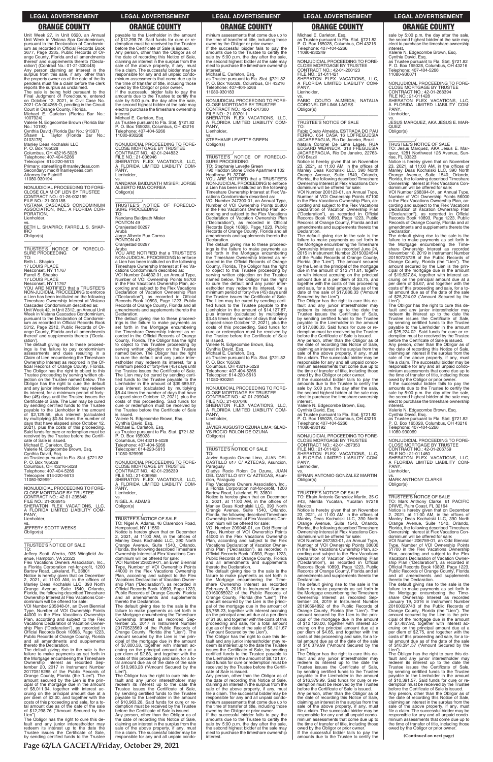## ORANGE COUNTY

Unit Week 27, in Unit 0620, an Annual Unit Week in Vistana Spa Condominium, pursuant to the Declaration of Condominium as recorded in Official Records Book 3677, Page 0335, Public Records of Orange County, Florida and all amendments thereof and supplements thereto ('Declaration') (Contract No.: 01-21-300448)

Any person claiming an interest in the surplus from this sale, if any, other than the property owner as of the date of the lis pendens must file a claim before the clerk reports the surplus as unclaimed.

The sale is being held pursuant to the Final Judgment of Foreclosure, entered on October 13, 2021, in Civil Case No. 2021-CA-004265-O, pending in the Circuit Court in Orange County, Florida.

Michael E. Carleton (Florida Bar No.: 1007924)
Valerie N. Edgecombe Brown (Florida Bar No.: 10193)
Cynthia David (Florida Bar No.: 91387)
Shawn L. Taylor (Florida Bar No.: 0103176)
Manley Deas Kochalski LLC
P. O. Box 165028
Columbus, OH 43216-5028
Telephone: 407-404-5266
Telecopier: 614-220-5613
Primary: stateefiling@manleydeas.com
Secondary: mec@manleydeas.com
Attorney for Plaintiff
11080-930194

---

NONJUDICIAL PROCEEDING TO FORECLOSE CLAIM OF LIEN BY TRUSTEE
CONTRACT NO.: 01-26-002199
FILE NO.: 21-003188
VISTANA CASCADES CONDOMINIUM ASSOCIATION, INC., A FLORIDA CORPORATION,
Lienholder,
vs.
BETH L. SHAPIRO; FARRELL S. SHAPIRO
Obligor(s)

TRUSTEE'S NOTICE OF FORECLOSURE PROCEEDING
TO:
Beth L. Shapiro
17 LOUIS PLACE
Nesconset, NY 11767
Farrell S. Shapiro
17 LOUIS PLACE
Nesconset, NY 11767

YOU ARE NOTIFIED that a TRUSTEE'S NON-JUDICIAL PROCEEDING to enforce a Lien has been instituted on the following Timeshare Ownership Interest at Vistana Cascades Condominium described as:

Unit Week 42, in Unit 2312, an Annual Unit Week in Vistana Cascades Condominium, pursuant to the Declaration of Condominium as recorded in Official Records Book 5312, Page 2312, Public Records of Orange County, Florida and all amendments thereof and supplements thereto ('Declaration').

The default giving rise to these proceedings is the failure to pay condominium assessments and dues resulting in a Claim of Lien encumbering the Timeshare Ownership Interest as recorded in the Official Records of Orange County, Florida. The Obligor has the right to object to this Trustee proceeding by serving written objection on the Trustee named below. The Obligor has the right to cure the default and any junior interestholder may redeem its interest, for a minimum period of forty-five (45) days until the Trustee issues the Certificate of Sale. The Lien may be cured by sending certified funds to the Trustee payable to the Lienholder in the amount of $2,125.56, plus interest (calculated by multiplying $0.84 times the number of days that have elapsed since October 12, 2021), plus the costs of this proceeding. Said funds for cure or redemption must be received by the Trustee before the Certificate of Sale is issued.

Michael E. Carleton, Esq.
Valerie N. Edgecombe Brown, Esq.
Cynthia David, Esq.
as Trustee pursuant to Fla. Stat. §721.82
P. O. Box 165028
Columbus, OH 43216-5028
Telephone: 407-404-5266
Telecopier: 614-220-5613
11080-929991

---

NONJUDICIAL PROCEEDING TO FORECLOSE MORTGAGE BY TRUSTEE
CONTRACT NO.: 42-01-235848
FILE NO.: 21-006915
SHERATON FLEX VACATIONS, LLC, A FLORIDA LIMITED LIABILITY COMPANY,
Lienholder,
vs.
JEFFERY SCOTT WEEKS
Obligor(s)

TRUSTEE'S NOTICE OF SALE
TO:
Jeffery Scott Weeks, 935 Wingfield Avenue, Hampton, VA 23323

Flex Vacations Owners Association, Inc., a Florida Corporation not-for-profit, 1200 Bartow Road, Lakeland, FL 33801

Notice is hereby given that on December 2, 2021, at 11:00 AM, in the offices of Manley Deas Kochalski LLC, 390 North Orange Avenue, Suite 1540, Orlando, Florida, the following described Timeshare Ownership Interest at Flex Vacations Condominium will be offered for sale:

VOI Number 235848-01, an Even Biennial Type, Number of VOI Ownership Points 44000 in the Flex Vacations Ownership Plan, according and subject to the Flex Vacations Declaration of Vacation Ownership Plan ("Declaration"), as recorded in Official Records Book 10893, Page 1223, Public Records of Orange County, Florida and all amendments and supplements thereto the Declaration.

The default giving rise to the sale is the failure to make payments as set forth in the Mortgage encumbering the Timeshare Ownership Interest as recorded September 20, 2017 in Instrument Number 20170515285 of the Public Records of Orange County, Florida (the "Lien"). The amount secured by the Lien is the principal of the mortgage due in the amount of $8,011.94, together with interest accruing on the principal amount due at a per diem of $3.00, and together with the costs of this proceeding and sale, for a total amount due as of the date of the sale of $12,298.76 ("Amount Secured by the Lien").

The Obligor has the right to cure this default and any junior interestholder may redeem its interest up to the date the Trustee issues the Certificate of Sale, by sending certified funds to the Trustee payable to the Lienholder in the amount of $12,298.76. Said funds for cure or redemption must be received by the Trustee before the Certificate of Sale is issued.

Any person, other than the Obligor as of the date of recording this Notice of Sale, claiming an interest in the surplus from the sale of the above property, if any, must file a claim. The successful bidder may be responsible for any and all unpaid condominium assessments that come due up to the time of transfer of title, including those owed by the Obligor or prior owner.

If the successful bidder fails to pay the amounts due to the Trustee to certify the sale by 5:00 p.m. the day after the sale, the second highest bidder at the sale may elect to purchase the timeshare ownership interest.

Michael E. Carleton, Esq.
as Trustee pursuant to Fla. Stat. §721.82
P. O. Box 165028, Columbus, OH 43216
Telephone: 407-404-5266
11080-930268

---

NONJUDICIAL PROCEEDING TO FORECLOSE MORTGAGE BY TRUSTEE
CONTRACT NO.: 42-01-244832
FILE NO.: 21-006946
SHERATON FLEX VACATIONS, LLC, A FLORIDA LIMITED LIABILITY COMPANY,
Lienholder,
vs.
NANDANA BAIDJNATH MISIER; JORGE ALBERTO RUA CORREA
Obligor(s)

TRUSTEE'S NOTICE OF FORECLOSURE PROCEEDING
TO:
Nandana Baidjnath Misier
PONTON 49
Oranjestad 00297
Aruba
Jorge Alberto Rua Correa
PONTON 49
Oranjestad 00297
Aruba

YOU ARE NOTIFIED that a TRUSTEE'S NON-JUDICIAL PROCEEDING to enforce a Lien has been instituted on the following Timeshare Ownership Interest at Flex Vacations Condominium described as:

VOI Number 244832-01, an Annual Type, Number of VOI Ownership Points 95700 in the Flex Vacations Ownership Plan, according and subject to the Flex Vacations Declaration of Vacation Ownership Plan ("Declaration"), as recorded in Official Records Book 10893, Page 1223, Public Records of Orange County, Florida and all amendments and supplements thereto the Declaration.

The default giving rise to these proceedings is the failure to make payments as set forth in the Mortgage encumbering the Timeshare Ownership Interest as recorded in the Official Records of Orange County, Florida. The Obligor has the right to object to this Trustee proceeding by serving written objection on the Trustee named below. The Obligor has the right to cure the default and any junior interestholder may redeem its interest, for a minimum period of forty-five (45) days until the Trustee issues the Certificate of Sale. The Lien may be cured by sending certified funds to the Trustee payable to the Lienholder in the amount of $39,689.57, plus interest (calculated by multiplying $8.44 times the number of days that have elapsed since October 12, 2021), plus the costs of this proceeding. Said funds for cure or redemption must be received by the Trustee before the Certificate of Sale is issued.

Valerie N. Edgecombe Brown, Esq.
Cynthia David, Esq.
Michael E. Carleton, Esq.
as Trustee pursuant to Fla. Stat. §721.82
P. O. Box 165028
Columbus, OH 43216-5028
Telephone: 407-404-5266
Telecopier: 614-220-5613
11080-929999

---

NONJUDICIAL PROCEEDING TO FORECLOSE MORTGAGE BY TRUSTEE
CONTRACT NO.: 42-01-236239
FILE NO.: 21-006958
SHERATON FLEX VACATIONS, LLC, A FLORIDA LIMITED LIABILITY COMPANY,
Lienholder,
vs.
NIGEL A. ADAMS
Obligor(s)

TRUSTEE'S NOTICE OF SALE
TO: Nigel A. Adams, 46 Clarendon Road, Hempstead, NY 11550

Notice is hereby given that on December 2, 2021, at 11:00 AM, in the offices of Manley Deas Kochalski LLC, 390 North Orange Avenue, Suite 1540, Orlando, Florida, the following described Timeshare Ownership Interest at Flex Vacations Condominium will be offered for sale:

VOI Number 236239-01, an Even Biennial Type, Number of VOI Ownership Points 44000 in the Flex Vacations Ownership Plan, according and subject to the Flex Vacations Declaration of Vacation Ownership Plan ("Declaration"), as recorded in Official Records Book 10893, Page 1223, Public Records of Orange County, Florida and all amendments and supplements thereto the Declaration.

The default giving rise to the sale is the failure to make payments as set forth in the Mortgage encumbering the Timeshare Ownership Interest as recorded September 25, 2017 in Instrument Number 20170523569 of the Public Records of Orange County, Florida (the "Lien"). The amount secured by the Lien is the principal of the mortgage due in the amount of $7,800.58, together with interest accruing on the principal amount due at a per diem of $2.63, and together with the costs of this proceeding and sale, for a total amount due as of the date of the sale of $10,963.28 ("Amount Secured by the Lien").

The Obligor has the right to cure this default and any junior interestholder may redeem its interest up to the date the Trustee issues the Certificate of Sale, by sending certified funds to the Trustee payable to the Lienholder in the amount of $10,963.28. Said funds for cure or redemption must be received by the Trustee before the Certificate of Sale is issued.

Any person, other than the Obligor as of the date of recording this Notice of Sale, claiming an interest in the surplus from the sale of the above property, if any, must file a claim. The successful bidder may be responsible for any and all unpaid condominium assessments that come due up to the time of transfer of title, including those owed by the Obligor or prior owner.

If the successful bidder fails to pay the amounts due to the Trustee to certify the sale by 5:00 p.m. the day after the sale, the second highest bidder at the sale may elect to purchase the timeshare ownership interest.

Michael E. Carleton, Esq.
as Trustee pursuant to Fla. Stat. §721.82
P. O. Box 165028, Columbus, OH 43216
Telephone: 407-404-5266
11080-930183

---

NONJUDICIAL PROCEEDING TO FORECLOSE MORTGAGE BY TRUSTEE
CONTRACT NO.: 42-01-247300
FILE NO.: 21-007011
SHERATON FLEX VACATIONS, LLC, A FLORIDA LIMITED LIABILITY COMPANY,
Lienholder,
vs.
STEPHANIE LEVETTE GREEN
Obligor(s)

TRUSTEE'S NOTICE OF FORECLOSURE PROCEEDING
TO: Stephanie Levette Green
790 Haddon Stone Circle Apartment 102
Heathrow, FL 32746

YOU ARE NOTIFIED that a TRUSTEE'S NON-JUDICIAL PROCEEDING to enforce a Lien has been instituted on the following Timeshare Ownership Interest at Flex Vacations Condominium described as:

VOI Number 247300-01, an Annual Type, Number of VOI Ownership Points 25800 in the Flex Vacations Ownership Plan, according and subject to the Flex Vacations Declaration of Vacation Ownership Plan ("Declaration"), as recorded in Official Records Book 10893, Page 1223, Public Records of Orange County, Florida and all amendments and supplements thereto the Declaration.

The default giving rise to these proceedings is the failure to make payments as set forth in the Mortgage encumbering the Timeshare Ownership Interest as recorded in the Official Records of Orange County, Florida. The Obligor has the right to object to this Trustee proceeding by serving written objection on the Trustee named below. The Obligor has the right to cure the default and any junior interestholder may redeem its interest, for a minimum period of forty-five (45) days until the Trustee issues the Certificate of Sale. The Lien may be cured by sending certified funds to the Trustee payable to the Lienholder in the amount of $14,127.87, plus interest (calculated by multiplying $3.45 times the number of days that have elapsed since October 12, 2021), plus the costs of this proceeding. Said funds for cure or redemption must be received by the Trustee before the Certificate of Sale is issued.

Valerie N. Edgecombe Brown, Esq.
Cynthia David, Esq.
Michael E. Carleton, Esq.
as Trustee pursuant to Fla. Stat. §721.82
P. O. Box 165028
Columbus, OH 43216-5028
Telephone: 407-404-5266
Telecopier: 614-220-5613
11080-930281

---

NONJUDICIAL PROCEEDING TO FORECLOSE MORTGAGE BY TRUSTEE
CONTRACT NO.: 42-01-209048
FILE NO.: 21-007046
SHERATON FLEX VACATIONS, LLC, A FLORIDA LIMITED LIABILITY COMPANY,
Lienholder,
vs.
JAVIER AUGUSTO OZUNA LIMA; GLADYS ROCIO ROLON DE OZUNA
Obligor(s)

TRUSTEE'S NOTICE OF SALE
TO:
Javier Augusto Ozuna Lima, JUAN DEL CASTILLO 617 C/ AZTECAS, Asuncion, Paraguay
Gladys Rocio Rolon De Ozuna, JUAN DEL CASTILLO 617 C/ AZTECAS, Asuncion, Paraguay
Flex Vacations Owners Association, Inc., a Florida Corporation not-for-profit, 1200 Bartow Road, Lakeland, FL 33801

Notice is hereby given that on December 2, 2021, at 11:00 AM, in the offices of Manley Deas Kochalski LLC, 390 North Orange Avenue, Suite 1540, Orlando, Florida, the following described Timeshare Ownership Interest at Flex Vacations Condominium will be offered for sale:

VOI Number 209048-01, an Odd Biennial Type, Number of VOI Ownership Points 44000 in the Flex Vacations Ownership Plan, according and subject to the Flex Vacations Declaration of Vacation Ownership Plan ("Declaration"), as recorded in Official Records Book 10893, Page 1223, Public Records of Orange County, Florida and all amendments and supplements thereto the Declaration.

The default giving rise to the sale is the failure to make payments as set forth in the Mortgage encumbering the Timeshare Ownership Interest as recorded February 8, 2016 in Instrument Number 20160065922 of the Public Records of Orange County, Florida (the "Lien"). The amount secured by the Lien is the principal of the mortgage due in the amount of $5,765.23, together with interest accruing on the principal amount due at a per diem of $1.66, and together with the costs of this proceeding and sale, for a total amount due as of the date of the sale of $8,121.67 ("Amount Secured by the Lien").

The Obligor has the right to cure this default and any junior interestholder may redeem its interest up to the date the Trustee issues the Certificate of Sale, by sending certified funds to the Trustee payable to the Lienholder in the amount of $8,121.67. Said funds for cure or redemption must be received by the Trustee before the Certificate of Sale is issued.

Any person, other than the Obligor as of the date of recording this Notice of Sale, claiming an interest in the surplus from the sale of the above property, if any, must file a claim. The successful bidder may be responsible for any and all unpaid condominium assessments that come due up to the time of transfer of title, including those owed by the Obligor or prior owner.

If the successful bidder fails to pay the amounts due to the Trustee to certify the sale by 5:00 p.m. the day after the sale, the second highest bidder at the sale may elect to purchase the timeshare ownership interest.

Michael E. Carleton, Esq.
as Trustee pursuant to Fla. Stat. §721.82
P. O. Box 165028, Columbus, OH 43216
Telephone: 407-404-5266
11080-930249

---

NONJUDICIAL PROCEEDING TO FORECLOSE MORTGAGE BY TRUSTEE
CONTRACT NO.: 42-01-200123
FILE NO.: 21-011421
SHERATON FLEX VACATIONS, LLC, A FLORIDA LIMITED LIABILITY COMPANY,
Lienholder,
vs.
FABIO COUTO ALMEIDA; NATALIA CORONEL DE LIMA LAGES
Obligor(s)

TRUSTEE'S NOTICE OF SALE
TO:
Fabio Couto Almeida, ESTRADA DO PAU FERRO, 654 CASA 16 LOFREGUESIA JACAREPAGUA, Rio De Janeiro, Brazil
Natalia Coronel De Lima Lages, RUA EDGARD WERNECK, 318 FREGUESIA JACAREPAGUA, Rio De Janeiro, 22763-010 Brazil

Notice is hereby given that on November 23, 2021, at 11:00 AM, in the offices of Manley Deas Kochalski LLC, 390 North Orange Avenue, Suite 1540, Orlando, Florida, the following described Timeshare Ownership Interest at Flex Vacations Condominium will be offered for sale:

VOI Number 200123-01, an Annual Type, Number of VOI Ownership Points 67100 in the Flex Vacations Ownership Plan, according and subject to the Flex Vacations Declaration of Vacation Ownership Plan ("Declaration"), as recorded in Official Records Book 10893, Page 1223, Public Records of Orange County, Florida and all amendments and supplements thereto the Declaration.

The default giving rise to the sale is the failure to make payments as set forth in the Mortgage encumbering the Timeshare Ownership Interest as recorded June 24, 2015 in Instrument Number 20150324544 of the Public Records of Orange County, Florida (the "Lien"). The amount secured by the Lien is the principal of the mortgage due in the amount of $13,711.81, together with interest accruing on the principal amount due at a per diem of $3.75, and together with the costs of this proceeding and sale, for a total amount due as of the date of the sale of $17,886.33 ("Amount Secured by the Lien").

The Obligor has the right to cure this default and any junior interestholder may redeem its interest up to the date the Trustee issues the Certificate of Sale, by sending certified funds to the Trustee payable to the Lienholder in the amount of $17,886.33. Said funds for cure or redemption must be received by the Trustee before the Certificate of Sale is issued.

Any person, other than the Obligor as of the date of recording this Notice of Sale, claiming an interest in the surplus from the sale of the above property, if any, must file a claim. The successful bidder may be responsible for any and all unpaid condominium assessments that come due up to the time of transfer of title, including those owed by the Obligor or prior owner.

If the successful bidder fails to pay the amounts due to the Trustee to certify the sale by 5:00 p.m. the day after the sale, the second highest bidder at the sale may elect to purchase the timeshare ownership interest.

Valerie N. Edgecombe Brown, Esq.
Cynthia David, Esq.
as Trustee pursuant to Fla. Stat. §721.82
P. O. Box 165028, Columbus, OH 43216
Telephone: 407-404-5266
11080-930192

---

NONJUDICIAL PROCEEDING TO FORECLOSE MORTGAGE BY TRUSTEE
CONTRACT NO.: 42-01-267353
FILE NO.: 21-011426
SHERATON FLEX VACATIONS, LLC, A FLORIDA LIMITED LIABILITY COMPANY,
Lienholder,
vs.
EFRAIN ANTONIO GONZALEZ MARTIN
Obligor(s)

TRUSTEE'S NOTICE OF SALE
TO: Efrain Antonio Gonzalez Martin, 35-C #43, Merida Yucatan, Yucatan 97218 Mexico

Notice is hereby given that on November 23, 2021, at 11:00 AM, in the offices of Manley Deas Kochalski LLC, 390 North Orange Avenue, Suite 1540, Orlando, Florida, the following described Timeshare Ownership Interest at Flex Vacations Condominium will be offered for sale:

VOI Number 267353-01, an Annual Type, Number of VOI Ownership Points 38000 in the Flex Vacations Ownership Plan, according and subject to the Flex Vacations Declaration of Vacation Ownership Plan ("Declaration"), as recorded in Official Records Book 10893, Page 1223, Public Records of Orange County, Florida and all amendments and supplements thereto the Declaration.

The default giving rise to the sale is the failure to make payments as set forth in the Mortgage encumbering the Timeshare Ownership Interest as recorded September 24, 2019 in Instrument Number 20190594892 of the Public Records of Orange County, Florida (the "Lien"). The amount secured by the Lien is the principal of the mortgage due in the amount of $12,120.00, together with interest accruing on the principal amount due at a per diem of $4.65, and together with the costs of this proceeding and sale, for a total amount due as of the date of the sale of $16,379.99 ("Amount Secured by the Lien").

The Obligor has the right to cure this default and any junior interestholder may redeem its interest up to the date the Trustee issues the Certificate of Sale, by sending certified funds to the Trustee payable to the Lienholder in the amount of $16,379.99. Said funds for cure or redemption must be received by the Trustee before the Certificate of Sale is issued.

Any person, other than the Obligor as of the date of recording this Notice of Sale, claiming an interest in the surplus from the sale of the above property, if any, must file a claim. The successful bidder may be responsible for any and all unpaid condominium assessments that come due up to the time of transfer of title, including those owed by the Obligor or prior owner.

If the successful bidder fails to pay the amounts due to the Trustee to certify the sale by 5:00 p.m. the day after the sale, the second highest bidder at the sale may elect to purchase the timeshare ownership interest.

Valerie N. Edgecombe Brown, Esq.
Cynthia David, Esq.
as Trustee pursuant to Fla. Stat. §721.82
P. O. Box 165028, Columbus, OH 43216
Telephone: 407-404-5266
11080-930071

---

NONJUDICIAL PROCEEDING TO FORECLOSE MORTGAGE BY TRUSTEE
CONTRACT NO.: 42-01-268394
FILE NO.: 21-011428
SHERATON FLEX VACATIONS, LLC, A FLORIDA LIMITED LIABILITY COMPANY,
Lienholder,
vs.
JESUS MARQUEZ, AKA JESUS E. MARQUEZ
Obligor(s)

TRUSTEE'S NOTICE OF SALE
TO: Jesus Marquez, AKA Jesus E. Marquez, 1281 Northwest 126 Avenue, Sunrise, FL 33323

Notice is hereby given that on November 23, 2021, at 11:00 AM, in the offices of Manley Deas Kochalski LLC, 390 North Orange Avenue, Suite 1540, Orlando, Florida, the following described Timeshare Ownership Interest at Flex Vacations Condominium will be offered for sale:

VOI Number 268394-01, an Annual Type, Number of VOI Ownership Points 56000 in the Flex Vacations Ownership Plan, according and subject to the Flex Vacations Declaration of Vacation Ownership Plan ("Declaration"), as recorded in Official Records Book 10893, Page 1223, Public Records of Orange County, Florida and all amendments and supplements thereto the Declaration.

The default giving rise to the sale is the failure to make payments as set forth in the Mortgage encumbering the Timeshare Ownership Interest as recorded November 18, 2019 in Instrument Number 20190725728 of the Public Records of Orange County, Florida (the "Lien"). The amount secured by the Lien is the principal of the mortgage due in the amount of $19,637.84, together with interest accruing on the principal amount due at a per diem of $6.67, and together with the costs of this proceeding and sale, for a total amount due as of the date of the sale of $25,224.02 ("Amount Secured by the Lien").

The Obligor has the right to cure this default and any junior interestholder may redeem its interest up to the date the Trustee issues the Certificate of Sale, by sending certified funds to the Trustee payable to the Lienholder in the amount of $25,224.02. Said funds for cure or redemption must be received by the Trustee before the Certificate of Sale is issued.

Any person, other than the Obligor as of the date of recording this Notice of Sale, claiming an interest in the surplus from the sale of the above property, if any, must file a claim. The successful bidder may be responsible for any and all unpaid condominium assessments that come due up to the time of transfer of title, including those owed by the Obligor or prior owner.

If the successful bidder fails to pay the amounts due to the Trustee to certify the sale by 5:00 p.m. the day after the sale, the second highest bidder at the sale may elect to purchase the timeshare ownership interest.

Valerie N. Edgecombe Brown, Esq.
Cynthia David, Esq.
as Trustee pursuant to Fla. Stat. §721.82
P. O. Box 165028, Columbus, OH 43216
Telephone: 407-404-5266
11080-930069

---

NONJUDICIAL PROCEEDING TO FORECLOSE MORTGAGE BY TRUSTEE
CONTRACT NO.: 42-01-206759
FILE NO.: 21-011460
SHERATON FLEX VACATIONS, LLC, A FLORIDA LIMITED LIABILITY COMPANY,
Lienholder,
vs.
MARK ANTHONY CLARKE
Obligor(s)

TRUSTEE'S NOTICE OF SALE
TO: Mark Anthony Clarke, 61 PACIFIC DRIVE, Palm Coast, FL 32164

Notice is hereby given that on December 2, 2021, at 11:00 AM, in the offices of Manley Deas Kochalski LLC, 390 North Orange Avenue, Suite 1540, Orlando, Florida, the following described Timeshare Ownership Interest at Flex Vacations Condominium will be offered for sale:

VOI Number 206759-01, an Odd Biennial Type, Number of VOI Ownership Points 51700 in the Flex Vacations Ownership Plan, according and subject to the Flex Vacations Declaration of Vacation Ownership Plan ("Declaration"), as recorded in Official Records Book 10893, Page 1223, Public Records of Orange County, Florida and all amendments and supplements thereto the Declaration.

The default giving rise to the sale is the failure to make payments as set forth in the Mortgage encumbering the Timeshare Ownership Interest as recorded January 19, 2016 in Instrument Number 20160029743 of the Public Records of Orange County, Florida (the "Lien"). The amount secured by the Lien is the principal of the mortgage due in the amount of $7,487.92, together with interest accruing on the principal amount due at a per diem of $2.75, and together with the costs of this proceeding and sale, for a total amount due as of the date of the sale of $10,391.57 ("Amount Secured by the Lien").

The Obligor has the right to cure this default and any junior interestholder may redeem its interest up to the date the Trustee issues the Certificate of Sale, by sending certified funds to the Trustee payable to the Lienholder in the amount of $10,391.57. Said funds for cure or redemption must be received by the Trustee before the Certificate of Sale is issued.

Any person, other than the Obligor as of the date of recording this Notice of Sale, claiming an interest in the surplus from the sale of the above property, if any, must file a claim. The successful bidder may be responsible for any and all unpaid condominium assessments that come due up to the time of transfer of title, including those owed by the Obligor or prior owner.

**(Continued on next page)**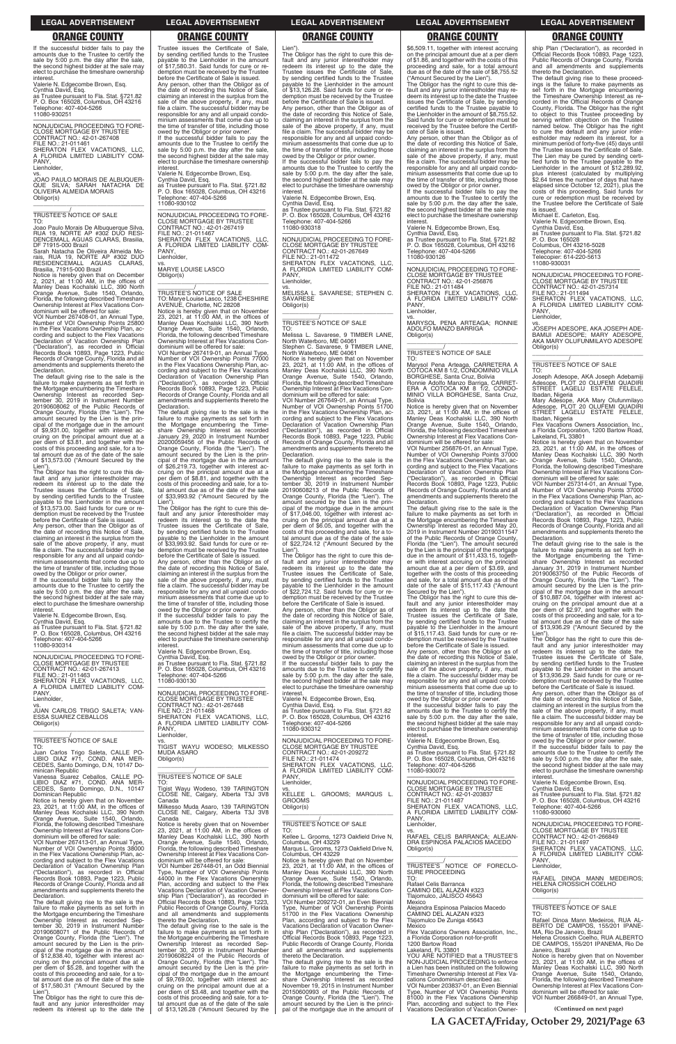If the successful bidder fails to pay the amounts due to the Trustee to certify the sale by 5:00 p.m. the day after the sale, the second highest bidder at the sale may elect to purchase the timeshare ownership interest.

Valerie N. Edgecombe Brown, Esq.
Cynthia David, Esq.
as Trustee pursuant to Fla. Stat. §721.82
P. O. Box 165028, Columbus, OH 43216
Telephone: 407-404-5266
11080-930251

—————————————————

NONJUDICIAL PROCEEDING TO FORECLOSE MORTGAGE BY TRUSTEE
CONTRACT NO.: 42-01-267408
FILE NO.: 21-011461
SHERATON FLEX VACATIONS, LLC, A FLORIDA LIMITED LIABILITY COMPANY,
Lienholder,
vs.
JOAO PAULO MORAIS DE ALBUQUERQUE SILVA; SARAH NATACHA DE OLIVEIRA ALMEIDA MORAIS
Obligor(s)
_______________________________/

TRUSTEE'S NOTICE OF SALE
TO:
Joao Paulo Morais De Albuquerque Silva, RUA 19, NORTE AP #302 DUO RESIDENCEMALL AGUAS CLARAS, Brasilia, DF 71915-000 Brazil
Sarah Natacha De Oliveira Almeida Morais, RUA 19, NORTE AP #302 DUO RESIDENCEMALL AGUAS CLARAS, Brasilia, 71915-000 Brazil

Notice is hereby given that on December 2, 2021, at 11:00 AM, in the offices of Manley Deas Kochalski LLC, 390 North Orange Avenue, Suite 1540, Orlando, Florida, the following described Timeshare Ownership Interest at Flex Vacations Condominium will be offered for sale:

VOI Number 267408-01, an Annual Type, Number of VOI Ownership Points 25800 in the Flex Vacations Ownership Plan, according and subject to the Flex Vacations Declaration of Vacation Ownership Plan ("Declaration"), as recorded in Official Records Book 10893, Page 1223, Public Records of Orange County, Florida and all amendments and supplements thereto the Declaration.

The default giving rise to the sale is the failure to make payments as set forth in the Mortgage encumbering the Timeshare Ownership Interest as recorded September 30, 2019 in Instrument Number 20190608062 of the Public Records of Orange County, Florida (the "Lien"). The amount secured by the Lien is the principal of the mortgage due in the amount of $9,931.00, together with interest accruing on the principal amount due at a per diem of $3.81, and together with the costs of this proceeding and sale, for a total amount due as of the date of the sale of $13,573.00 ("Amount Secured by the Lien").

The Obligor has the right to cure this default and any junior interestholder may redeem its interest up to the date the Trustee issues the Certificate of Sale, by sending certified funds to the Trustee payable to the Lienholder in the amount of $13,573.00. Said funds for cure or redemption must be received by the Trustee before the Certificate of Sale is issued.

Any person, other than the Obligor as of the date of recording this Notice of Sale, claiming an interest in the surplus from the sale of the above property, if any, must file a claim. The successful bidder may be responsible for any and all unpaid condominium assessments that come due up to the time of transfer of title, including those owed by the Obligor or prior owner.

If the successful bidder fails to pay the amounts due to the Trustee to certify the sale by 5:00 p.m. the day after the sale, the second highest bidder at the sale may elect to purchase the timeshare ownership interest.

Valerie N. Edgecombe Brown, Esq.
Cynthia David, Esq.
as Trustee pursuant to Fla. Stat. §721.82
P. O. Box 165028, Columbus, OH 43216
Telephone: 407-404-5266
11080-930314

—————————————————

NONJUDICIAL PROCEEDING TO FORECLOSE MORTGAGE BY TRUSTEE
CONTRACT NO.: 42-01-267413
FILE NO.: 21-011463
SHERATON FLEX VACATIONS, LLC, A FLORIDA LIMITED LIABILITY COMPANY,
Lienholder,
vs.
JUAN CARLOS TRIGO SALETA; VANESSA SUAREZ CEBALLOS
Obligor(s)
_______________________________/

TRUSTEE'S NOTICE OF SALE
TO:
Juan Carlos Trigo Saleta, CALLE POLIBIO DIAZ #71, COND. ANA MERCEDES, Santo Domingo, D.N, 10147 Dominican Republic
Vanessa Suarez Ceballos, CALLE POLIBIO DIAZ #71, COND. ANA MERCEDES, Santo Domingo, D.N., 10147 Dominican Republic

Notice is hereby given that on November 23, 2021, at 11:00 AM, in the offices of Manley Deas Kochalski LLC, 390 North Orange Avenue, Suite 1540, Orlando, Florida, the following described Timeshare Ownership Interest at Flex Vacations Condominium will be offered for sale:

VOI Number 267413-01, an Annual Type, Number of VOI Ownership Points 38000 in the Flex Vacations Ownership Plan, according and subject to the Flex Vacations Declaration of Vacation Ownership Plan ("Declaration"), as recorded in Official Records Book 10893, Page 1223, Public Records of Orange County, Florida and all amendments and supplements thereto the Declaration.

The default giving rise to the sale is the failure to make payments as set forth in the Mortgage encumbering the Timeshare Ownership Interest as recorded September 30, 2019 in Instrument Number 20190608071 of the Public Records of Orange County, Florida (the "Lien"). The amount secured by the Lien is the principal of the mortgage due in the amount of $12,838.40, together with interest accruing on the principal amount due at a per diem of $5.28, and together with the costs of this proceeding and sale, for a total amount due as of the date of the sale of $17,580.31 ("Amount Secured by the Lien").

The Obligor has the right to cure this default and any junior interestholder may redeem its interest up to the date the Trustee issues the Certificate of Sale, by sending certified funds to the Trustee payable to the Lienholder in the amount of $17,580.31. Said funds for cure or redemption must be received by the Trustee before the Certificate of Sale is issued.

Any person, other than the Obligor as of the date of recording this Notice of Sale, claiming an interest in the surplus from the sale of the above property, if any, must file a claim. The successful bidder may be responsible for any and all unpaid condominium assessments that come due up to the time of transfer of title, including those owed by the Obligor or prior owner.

If the successful bidder fails to pay the amounts due to the Trustee to certify the sale by 5:00 p.m. the day after the sale, the second highest bidder at the sale may elect to purchase the timeshare ownership interest.

Valerie N. Edgecombe Brown, Esq.
Cynthia David, Esq.
as Trustee pursuant to Fla. Stat. §721.82
P. O. Box 165028, Columbus, OH 43216
Telephone: 407-404-5266
11080-930102

—————————————————

NONJUDICIAL PROCEEDING TO FORECLOSE MORTGAGE BY TRUSTEE
CONTRACT NO.: 42-01-267419
FILE NO.: 21-011467
SHERATON FLEX VACATIONS, LLC, A FLORIDA LIMITED LIABILITY COMPANY,
Lienholder,
vs.
MARYE LOUISE LASCO
Obligor(s)
_______________________________/

TRUSTEE'S NOTICE OF SALE
TO: Marye Louise Lasco, 1238 CHESHIRE AVENUE, Charlotte, NC 28208

Notice is hereby given that on November 23, 2021, at 11:00 AM, in the offices of Manley Deas Kochalski LLC, 390 North Orange Avenue, Suite 1540, Orlando, Florida, the following described Timeshare Ownership Interest at Flex Vacations Condominium will be offered for sale:

VOI Number 267419-01, an Annual Type, Number of VOI Ownership Points 77000 in the Flex Vacations Ownership Plan, according and subject to the Flex Vacations Declaration of Vacation Ownership Plan ("Declaration"), as recorded in Official Records Book 10893, Page 1223, Public Records of Orange County, Florida and all amendments and supplements thereto the Declaration.

The default giving rise to the sale is the failure to make payments as set forth in the Mortgage encumbering the Timeshare Ownership Interest as recorded January 29, 2020 in Instrument Number 20200059456 of the Public Records of Orange County, Florida (the "Lien"). The amount secured by the Lien is the principal of the mortgage due in the amount of $26,219.73, together with interest accruing on the principal amount due at a per diem of $8.81, and together with the costs of this proceeding and sale, for a total amount due as of the date of the sale of $33,993.92 ("Amount Secured by the Lien").

The Obligor has the right to cure this default and any junior interestholder may redeem its interest up to the date the Trustee issues the Certificate of Sale, by sending certified funds to the Trustee payable to the Lienholder in the amount of $33,993.92. Said funds for cure or redemption must be received by the Trustee before the Certificate of Sale is issued.

Any person, other than the Obligor as of the date of recording this Notice of Sale, claiming an interest in the surplus from the sale of the above property, if any, must file a claim. The successful bidder may be responsible for any and all unpaid condominium assessments that come due up to the time of transfer of title, including those owed by the Obligor or prior owner.

If the successful bidder fails to pay the amounts due to the Trustee to certify the sale by 5:00 p.m. the day after the sale, the second highest bidder at the sale may elect to purchase the timeshare ownership interest.

Valerie N. Edgecombe Brown, Esq.
Cynthia David, Esq.
as Trustee pursuant to Fla. Stat. §721.82
P. O. Box 165028, Columbus, OH 43216
Telephone: 407-404-5266
11080-930130

—————————————————

NONJUDICIAL PROCEEDING TO FORECLOSE MORTGAGE BY TRUSTEE
CONTRACT NO.: 42-01-267448
FILE NO.: 21-011468
SHERATON FLEX VACATIONS, LLC, A FLORIDA LIMITED LIABILITY COMPANY,
Lienholder,
vs.
TIGIST WAYU WODESO; MILKESSO MUDA ASARO
Obligor(s)
_______________________________/

TRUSTEE'S NOTICE OF SALE
TO:
Tigist Wayu Wodeso, 139 TARINGTON CLOSE NE, Calgary, Alberta T3J 3V8 Canada
Milkesso Muda Asaro, 139 TARINGTON CLOSE NE, Calgary, Alberta T3J 3V8 Canada

Notice is hereby given that on November 23, 2021, at 11:00 AM, in the offices of Manley Deas Kochalski LLC, 390 North Orange Avenue, Suite 1540, Orlando, Florida, the following described Timeshare Ownership Interest at Flex Vacations Condominium will be offered for sale:

VOI Number 267448-01, an Odd Biennial Type, Number of VOI Ownership Points 44000 in the Flex Vacations Ownership Plan, according and subject to the Flex Vacations Declaration of Vacation Ownership Plan ("Declaration"), as recorded in Official Records Book 10893, Page 1223, Public Records of Orange County, Florida and all amendments and supplements thereto the Declaration.

The default giving rise to the sale is the failure to make payments as set forth in the Mortgage encumbering the Timeshare Ownership Interest as recorded September 30, 2019 in Instrument Number 20190608224 of the Public Records of Orange County, Florida (the "Lien"). The amount secured by the Lien is the principal of the mortgage due in the amount of $9,769.00, together with interest accruing on the principal amount due at a per diem of $3.48, and together with the costs of this proceeding and sale, for a total amount due as of the date of the sale of $13,126.28 ("Amount Secured by the Lien").

The Obligor has the right to cure this default and any junior interestholder may redeem its interest up to the date the Trustee issues the Certificate of Sale, by sending certified funds to the Trustee payable to the Lienholder in the amount of $13,126.28. Said funds for cure or redemption must be received by the Trustee before the Certificate of Sale is issued.

Any person, other than the Obligor as of the date of recording this Notice of Sale, claiming an interest in the surplus from the sale of the above property, if any, must file a claim. The successful bidder may be responsible for any and all unpaid condominium assessments that come due up to the time of transfer of title, including those owed by the Obligor or prior owner.

If the successful bidder fails to pay the amounts due to the Trustee to certify the sale by 5:00 p.m. the day after the sale, the second highest bidder at the sale may elect to purchase the timeshare ownership interest.

Valerie N. Edgecombe Brown, Esq.
Cynthia David, Esq.
as Trustee pursuant to Fla. Stat. §721.82
P. O. Box 165028, Columbus, OH 43216
Telephone: 407-404-5266
11080-930318

—————————————————

NONJUDICIAL PROCEEDING TO FORECLOSE MORTGAGE BY TRUSTEE
CONTRACT NO.: 42-01-267649
FILE NO.: 21-011472
SHERATON FLEX VACATIONS, LLC, A FLORIDA LIMITED LIABILITY COMPANY,
Lienholder,
vs.
MELISSA L. SAVARESE; STEPHEN C. SAVARESE
Obligor(s)
_______________________________/

TRUSTEE'S NOTICE OF SALE
TO:
Melissa L. Savarese, 9 TIMBER LANE, North Waterboro, ME 04061
Stephen C. Savarese, 9 TIMBER LANE, North Waterboro, ME 04061

Notice is hereby given that on November 23, 2021, at 11:00 AM, in the offices of Manley Deas Kochalski LLC, 390 North Orange Avenue, Suite 1540, Orlando, Florida, the following described Timeshare Ownership Interest at Flex Vacations Condominium will be offered for sale:

VOI Number 267649-01, an Annual Type, Number of VOI Ownership Points 51700 in the Flex Vacations Ownership Plan, according and subject to the Flex Vacations Declaration of Vacation Ownership Plan ("Declaration"), as recorded in Official Records Book 10893, Page 1223, Public Records of Orange County, Florida and all amendments and supplements thereto the Declaration.

The default giving rise to the sale is the failure to make payments as set forth in the Mortgage encumbering the Timeshare Ownership Interest as recorded September 30, 2019 in Instrument Number 20190608213 of the Public Records of Orange County, Florida (the "Lien"). The amount secured by the Lien is the principal of the mortgage due in the amount of $17,046.00, together with interest accruing on the principal amount due at a per diem of $6.05, and together with the costs of this proceeding and sale, for a total amount due as of the date of the sale of $22,724.12 ("Amount Secured by the Lien").

The Obligor has the right to cure this default and any junior interestholder may redeem its interest up to the date the Trustee issues the Certificate of Sale, by sending certified funds to the Trustee payable to the Lienholder in the amount of $22,724.12. Said funds for cure or redemption must be received by the Trustee before the Certificate of Sale is issued.

Any person, other than the Obligor as of the date of recording this Notice of Sale, claiming an interest in the surplus from the sale of the above property, if any, must file a claim. The successful bidder may be responsible for any and all unpaid condominium assessments that come due up to the time of transfer of title, including those owed by the Obligor or prior owner.

If the successful bidder fails to pay the amounts due to the Trustee to certify the sale by 5:00 p.m. the day after the sale, the second highest bidder at the sale may elect to purchase the timeshare ownership interest.

Valerie N. Edgecombe Brown, Esq.
Cynthia David, Esq.
as Trustee pursuant to Fla. Stat. §721.82
P. O. Box 165028, Columbus, OH 43216
Telephone: 407-404-5266
11080-930312

—————————————————

NONJUDICIAL PROCEEDING TO FORECLOSE MORTGAGE BY TRUSTEE
CONTRACT NO.: 42-01-209272
FILE NO.: 21-011474
SHERATON FLEX VACATIONS, LLC, A FLORIDA LIMITED LIABILITY COMPANY,
Lienholder,
vs.
KELLEE L. GROOMS; MARQUS L. GROOMS
Obligor(s)
_______________________________/

TRUSTEE'S NOTICE OF SALE
TO:
Kellee L. Grooms, 1273 Oakfield Drive N, Columbus, OH 43229
Marqus L. Grooms, 1273 Oakfield Drive N, Columbus, OH 43229

Notice is hereby given that on November 23, 2021, at 11:00 AM, in the offices of Manley Deas Kochalski LLC, 390 North Orange Avenue, Suite 1540, Orlando, Florida, the following described Timeshare Ownership Interest at Flex Vacations Condominium will be offered for sale:

VOI Number 209272-01, an Even Biennial Type, Number of VOI Ownership Points 51700 in the Flex Vacations Ownership Plan, according and subject to the Flex Vacations Declaration of Vacation Ownership Plan ("Declaration"), as recorded in Official Records Book 10893, Page 1223, Public Records of Orange County, Florida and all amendments and supplements thereto the Declaration.

The default giving rise to the sale is the failure to make payments as set forth in the Mortgage encumbering the Timeshare Ownership Interest as recorded November 19, 2015 in Instrument Number 20150600993 of the Public Records of Orange County, Florida (the "Lien"). The amount secured by the Lien is the principal of the mortgage due in the amount of $6,509.11, together with interest accruing on the principal amount due at a per diem of $1.86, and together with the costs of this proceeding and sale, for a total amount due as of the date of the sale of $8,755.52 ("Amount Secured by the Lien").

The Obligor has the right to cure this default and any junior interestholder may redeem its interest up to the date the Trustee issues the Certificate of Sale, by sending certified funds to the Trustee payable to the Lienholder in the amount of $8,755.52. Said funds for cure or redemption must be received by the Trustee before the Certificate of Sale is issued.

Any person, other than the Obligor as of the date of recording this Notice of Sale, claiming an interest in the surplus from the sale of the above property, if any, must file a claim. The successful bidder may be responsible for any and all unpaid condominium assessments that come due up to the time of transfer of title, including those owed by the Obligor or prior owner.

If the successful bidder fails to pay the amounts due to the Trustee to certify the sale by 5:00 p.m. the day after the sale, the second highest bidder at the sale may elect to purchase the timeshare ownership interest.

Valerie N. Edgecombe Brown, Esq.
Cynthia David, Esq.
as Trustee pursuant to Fla. Stat. §721.82
P. O. Box 165028, Columbus, OH 43216
Telephone: 407-404-5266
11080-930126

—————————————————

NONJUDICIAL PROCEEDING TO FORECLOSE MORTGAGE BY TRUSTEE
CONTRACT NO.: 42-01-256876
FILE NO.: 21-011484
SHERATON FLEX VACATIONS, LLC, A FLORIDA LIMITED LIABILITY COMPANY,
Lienholder,
vs.
MARYSOL PENA ARTEAGA; RONNIE ADOLFO MANZO BARRIGA
Obligor(s)
_______________________________/

TRUSTEE'S NOTICE OF SALE
TO:
Marysol Pena Arteaga, CARRETERA A COTOCA KM 8 1/2, CONDOMINIO VILLA BORGHESE, Santa Cruz, Bolivia
Ronnie Adolfo Manzo Barriga, CARRETERA A COTOCA KM 8 1/2, CONDOMINIO VILLA BORGHESE, Santa Cruz, Bolivia

Notice is hereby given that on November 23, 2021, at 11:00 AM, in the offices of Manley Deas Kochalski LLC, 390 North Orange Avenue, Suite 1540, Orlando, Florida, the following described Timeshare Ownership Interest at Flex Vacations Condominium will be offered for sale:

VOI Number 256876-01, an Annual Type, Number of VOI Ownership Points 37000 in the Flex Vacations Ownership Plan, according and subject to the Flex Vacations Declaration of Vacation Ownership Plan ("Declaration"), as recorded in Official Records Book 10893, Page 1223, Public Records of Orange County, Florida and all amendments and supplements thereto the Declaration.

The default giving rise to the sale is the failure to make payments as set forth in the Mortgage encumbering the Timeshare Ownership Interest as recorded May 20, 2019 in Instrument Number 20190311547 of the Public Records of Orange County, Florida (the "Lien"). The amount secured by the Lien is the principal of the mortgage due in the amount of $11,433.15, together with interest accruing on the principal amount due at a per diem of $3.69, and together with the costs of this proceeding and sale, for a total amount due as of the date of the sale of $15,117.43 ("Amount Secured by the Lien").

The Obligor has the right to cure this default and any junior interestholder may redeem its interest up to the date the Trustee issues the Certificate of Sale, by sending certified funds to the Trustee payable to the Lienholder in the amount of $15,117.43. Said funds for cure or redemption must be received by the Trustee before the Certificate of Sale is issued.

Any person, other than the Obligor as of the date of recording this Notice of Sale, claiming an interest in the surplus from the sale of the above property, if any, must file a claim. The successful bidder may be responsible for any and all unpaid condominium assessments that come due up to the time of transfer of title, including those owed by the Obligor or prior owner.

If the successful bidder fails to pay the amounts due to the Trustee to certify the sale by 5:00 p.m. the day after the sale, the second highest bidder at the sale may elect to purchase the timeshare ownership interest.

Valerie N. Edgecombe Brown, Esq.
Cynthia David, Esq.
as Trustee pursuant to Fla. Stat. §721.82
P. O. Box 165028, Columbus, OH 43216
Telephone: 407-404-5266
11080-930072

—————————————————

NONJUDICIAL PROCEEDING TO FORECLOSE MORTGAGE BY TRUSTEE
CONTRACT NO.: 42-01-203837
FILE NO.: 21-011487
SHERATON FLEX VACATIONS, LLC, A FLORIDA LIMITED LIABILITY COMPANY,
Lienholder,
vs.
RAFAEL CELIS BARRANCA; ALEJANDRA ESPINOSA PALACIOS MACEDO
Obligor(s)
_______________________________/

TRUSTEE'S NOTICE OF FORECLOSURE PROCEEDING
TO:
Rafael Celis Barranca
CAMINO DEL ALAZAN #323
Tlajomulco, JALISCO 45643
Mexico
Alejandra Espinosa Palacios Macedo
CAMINO DEL ALAZAN #323
Tlajomulco De Zuniga 45643
Mexico
Flex Vacations Owners Association, Inc., a Florida Corporation not-for-profit
1200 Bartow Road
Lakeland, FL 33801

YOU ARE NOTIFIED that a TRUSTEE'S NON-JUDICIAL PROCEEDING to enforce a Lien has been instituted on the following Timeshare Ownership Interest at Flex Vacations Condominium described as:

VOI Number 203837-01, an Even Biennial Type, Number of VOI Ownership Points 81000 in the Flex Vacations Ownership Plan, according and subject to the Flex Vacations Declaration of Vacation Ownership Plan ("Declaration"), as recorded in Official Records Book 10893, Page 1223, Public Records of Orange County, Florida and all amendments and supplements thereto the Declaration.

The default giving rise to these proceedings is the failure to make payments as set forth in the Mortgage encumbering the Timeshare Ownership Interest as recorded in the Official Records of Orange County, Florida. The Obligor has the right to object to this Trustee proceeding by serving written objection on the Trustee named below. The Obligor has the right to cure the default and any junior interestholder may redeem its interest, for a minimum period of forty-five (45) days until the Trustee issues the Certificate of Sale. The Lien may be cured by sending certified funds to the Trustee payable to the Lienholder in the amount of $12,289.92, plus interest (calculated by multiplying $2.64 times the number of days that have elapsed since October 12, 2021), plus the costs of this proceeding. Said funds for cure or redemption must be received by the Trustee before the Certificate of Sale is issued.

Michael E. Carleton, Esq.
Valerie N. Edgecombe Brown, Esq.
Cynthia David, Esq.
as Trustee pursuant to Fla. Stat. §721.82
P. O. Box 165028
Columbus, OH 43216-5028
Telephone: 407-404-5266
Telecopier: 614-220-5613
11080-930031

—————————————————

NONJUDICIAL PROCEEDING TO FORECLOSE MORTGAGE BY TRUSTEE
CONTRACT NO.: 42-01-257314
FILE NO.: 21-011494
SHERATON FLEX VACATIONS, LLC, A FLORIDA LIMITED LIABILITY COMPANY,
Lienholder,
vs.
JOSEPH ADESOPE, AKA JOSEPH ADEBAMIJI ADESOPE; MARY ADESOPE, AKA MARY OLUFUNMILAYO ADESOPE
Obligor(s)
_______________________________/

TRUSTEE'S NOTICE OF SALE
TO:
Joseph Adesope, AKA Joseph Adebamiji Adesope, PLOT 20 OLUFEMI QUADIRI STREET LAGELU ESTATE FELELE, Ibadan, Nigeria
Mary Adesope, AKA Mary Olufunmilayo Adesope, PLOT 20 OLUFEMI QUADIRI STREET LAGELU ESTATE FELELE, Ibadan, Nigeria
Flex Vacations Owners Association, Inc., a Florida Corporation, 1200 Bartow Road, Lakeland, FL 33801

Notice is hereby given that on November 23, 2021, at 11:00 AM, in the offices of Manley Deas Kochalski LLC, 390 North Orange Avenue, Suite 1540, Orlando, Florida, the following described Timeshare Ownership Interest at Flex Vacations Condominium will be offered for sale:

VOI Number 257314-01, an Annual Type, Number of VOI Ownership Points 37000 in the Flex Vacations Ownership Plan, according and subject to the Flex Vacations Declaration of Vacation Ownership Plan ("Declaration"), as recorded in Official Records Book 10893, Page 1223, Public Records of Orange County, Florida and all amendments and supplements thereto the Declaration.

The default giving rise to the sale is the failure to make payments as set forth in the Mortgage encumbering the Timeshare Ownership Interest as recorded January 31, 2019 in Instrument Number 20190063750 of the Public Records of Orange County, Florida (the "Lien"). The amount secured by the Lien is the principal of the mortgage due in the amount of $10,887.04, together with interest accruing on the principal amount due at a per diem of $2.97, and together with the costs of this proceeding and sale, for a total amount due as of the date of the sale of $13,936.29 ("Amount Secured by the Lien").

The Obligor has the right to cure this default and any junior interestholder may redeem its interest up to the date the Trustee issues the Certificate of Sale, by sending certified funds to the Trustee payable to the Lienholder in the amount of $13,936.29. Said funds for cure or redemption must be received by the Trustee before the Certificate of Sale is issued.

Any person, other than the Obligor as of the date of recording this Notice of Sale, claiming an interest in the surplus from the sale of the above property, if any, must file a claim. The successful bidder may be responsible for any and all unpaid condominium assessments that come due up to the time of transfer of title, including those owed by the Obligor or prior owner.

If the successful bidder fails to pay the amounts due to the Trustee to certify the sale by 5:00 p.m. the day after the sale, the second highest bidder at the sale may elect to purchase the timeshare ownership interest.

Valerie N. Edgecombe Brown, Esq.
Cynthia David, Esq.
as Trustee pursuant to Fla. Stat. §721.82
P. O. Box 165028, Columbus, OH 43216
Telephone: 407-404-5266
11080-930060

—————————————————

NONJUDICIAL PROCEEDING TO FORECLOSE MORTGAGE BY TRUSTEE
CONTRACT NO.: 42-01-266849
FILE NO.: 21-011497
SHERATON FLEX VACATIONS, LLC, A FLORIDA LIMITED LIABILITY COMPANY,
Lienholder,
vs.
RAFAEL DINOA MANN MEDEIROS; HELENA CROSSICH COELHO
Obligor(s)
_______________________________/

TRUSTEE'S NOTICE OF SALE
TO:
Rafael Dinoa Mann Medeiros, RUA ALBERTO DE CAMPOS, 155/201 IPANEMA, Rio De Janeiro, Brazil
Helena Crossich Coelho, RUA ALBERTO DE CAMPOS, 155/201 IPANEMA, Rio De Janeiro, Brazil

Notice is hereby given that on November 23, 2021, at 11:00 AM, in the offices of Manley Deas Kochalski LLC, 390 North Orange Avenue, Suite 1540, Orlando, Florida, the following described Timeshare Ownership Interest at Flex Vacations Condominium will be offered for sale:

VOI Number 266849-01, an Annual Type,

**(Continued on next page)**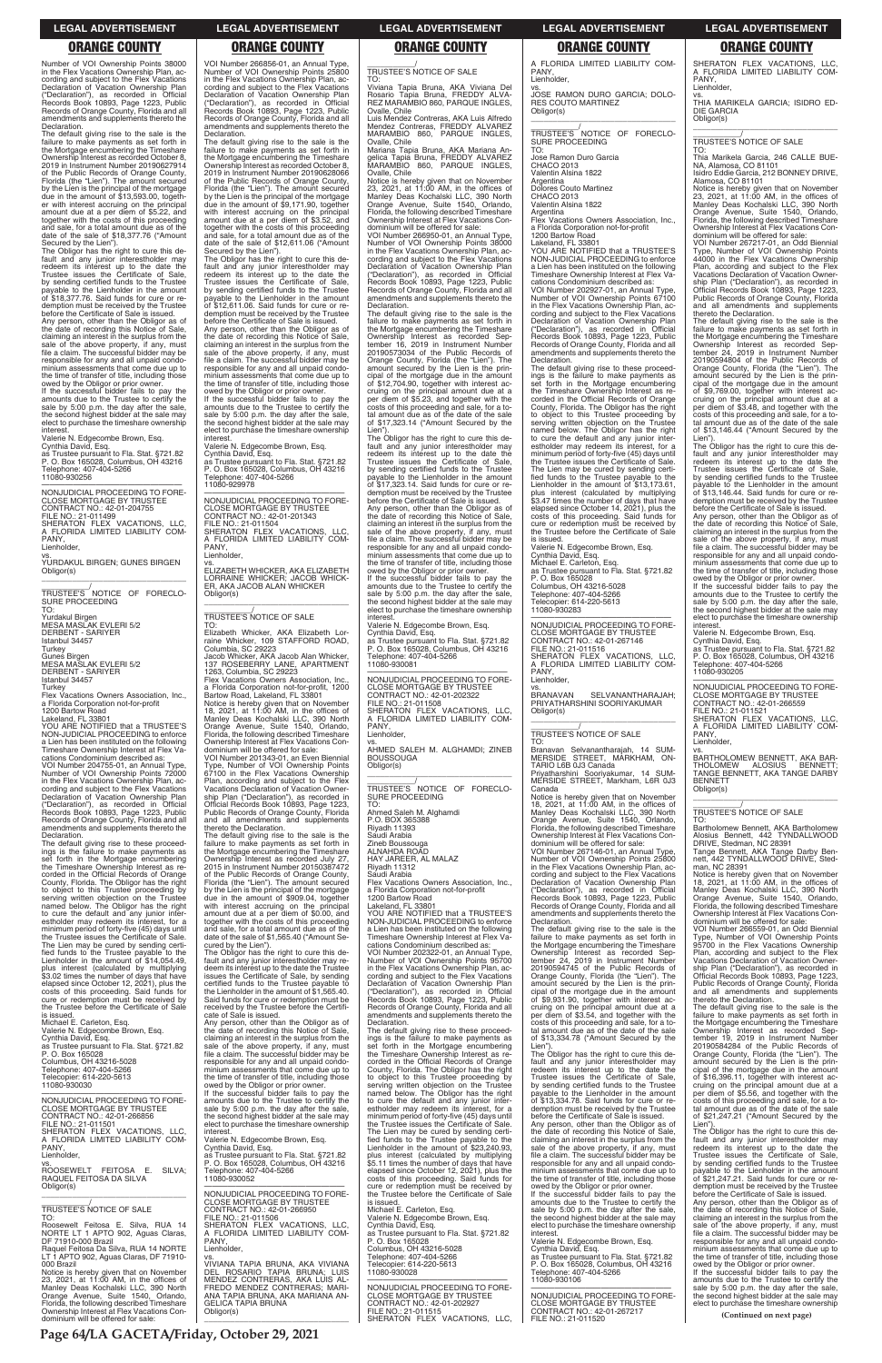Number of VOI Ownership Points 38000 in the Flex Vacations Ownership Plan, according and subject to the Flex Vacations Declaration of Vacation Ownership Plan ("Declaration"), as recorded in Official Records Book 10893, Page 1223, Public Records of Orange County, Florida and all amendments and supplements thereto the Declaration.

The default giving rise to the sale is the failure to make payments as set forth in the Mortgage encumbering the Timeshare Ownership Interest as recorded October 8, 2019 in Instrument Number 20190627914 of the Public Records of Orange County, Florida (the "Lien"). The amount secured by the Lien is the principal of the mortgage due in the amount of $13,593.00, together with interest accruing on the principal amount due at a per diem of $5.22, and together with the costs of this proceeding and sale, for a total amount due as of the date of the sale of $18,377.76 ("Amount Secured by the Lien").

The Obligor has the right to cure this default and any junior interestholder may redeem its interest up to the date the Trustee issues the Certificate of Sale, by sending certified funds to the Trustee payable to the Lienholder in the amount of $18,377.76. Said funds for cure or redemption must be received by the Trustee before the Certificate of Sale is issued.

Any person, other than the Obligor as of the date of recording this Notice of Sale, claiming an interest in the surplus from the sale of the above property, if any, must file a claim. The successful bidder may be responsible for any and all unpaid condominium assessments that come due up to the time of transfer of title, including those owed by the Obligor or prior owner.

If the successful bidder fails to pay the amounts due to the Trustee to certify the sale by 5:00 p.m. the day after the sale, the second highest bidder at the sale may elect to purchase the timeshare ownership interest.

Valerie N. Edgecombe Brown, Esq.
Cynthia David, Esq.
as Trustee pursuant to Fla. Stat. §721.82
P. O. Box 165028, Columbus, OH 43216
Telephone: 407-404-5266
11080-930256

---

NONJUDICIAL PROCEEDING TO FORECLOSE MORTGAGE BY TRUSTEE
CONTRACT NO.: 42-01-204755
FILE NO.: 21-011499
SHERATON FLEX VACATIONS, LLC, A FLORIDA LIMITED LIABILITY COMPANY,
Lienholder,
vs.
YURDAKUL BIRGEN; GUNES BIRGEN
Obligor(s)

_______________/

TRUSTEE'S NOTICE OF FORECLOSURE PROCEEDING
TO:
Yurdakul Birgen
MESA MASLAK EVLERI 5/2
DERBENT - SARIYER
Istanbul 34457
Turkey
Gunes Birgen
MESA MASLAK EVLERI 5/2
DERBENT - SARIYER
Istanbul 34457
Turkey
Flex Vacations Owners Association, Inc., a Florida Corporation not-for-profit
1200 Bartow Road
Lakeland, FL 33801

YOU ARE NOTIFIED that a TRUSTEE'S NON-JUDICIAL PROCEEDING to enforce a Lien has been instituted on the following Timeshare Ownership Interest at Flex Vacations Condominium described as:

VOI Number 204755-01, an Annual Type, Number of VOI Ownership Points 72000 in the Flex Vacations Ownership Plan, according and subject to the Flex Vacations Declaration of Vacation Ownership Plan ("Declaration"), as recorded in Official Records Book 10893, Page 1223, Public Records of Orange County, Florida and all amendments and supplements thereto the Declaration.

The default giving rise to these proceedings is the failure to make payments as set forth in the Mortgage encumbering the Timeshare Ownership Interest as recorded in the Official Records of Orange County, Florida. The Obligor has the right to object to this Trustee proceeding by serving written objection on the Trustee named below. The Obligor has the right to cure the default and any junior interestholder may redeem its interest, for a minimum period of forty-five (45) days until the Trustee issues the Certificate of Sale. The Lien may be cured by sending certified funds to the Trustee payable to the Lienholder in the amount of $14,054.49, plus interest (calculated by multiplying $3.02 times the number of days that have elapsed since October 12, 2021), plus the costs of this proceeding. Said funds for cure or redemption must be received by the Trustee before the Certificate of Sale is issued.

Michael E. Carleton, Esq.
Valerie N. Edgecombe Brown, Esq.
Cynthia David, Esq.
as Trustee pursuant to Fla. Stat. §721.82
P. O. Box 165028
Columbus, OH 43216-5028
Telephone: 407-404-5266
Telecopier: 614-220-5613
11080-930030

---

NONJUDICIAL PROCEEDING TO FORECLOSE MORTGAGE BY TRUSTEE
CONTRACT NO.: 42-01-266856
FILE NO.: 21-011501
SHERATON FLEX VACATIONS, LLC, A FLORIDA LIMITED LIABILITY COMPANY,
Lienholder,
vs.
ROOSEWELT FEITOSA E. SILVA; RAQUEL FEITOSA DA SILVA
Obligor(s)

_______________/

TRUSTEE'S NOTICE OF SALE
TO:
Roosewelt Feitosa E. Silva, RUA 14 NORTE LT 1 APTO 902, Aguas Claras, DF 71910-000 Brazil
Raquel Feitosa Da Silva, RUA 14 NORTE LT 1 APTO 902, Aguas Claras, DF 71910-000 Brazil

Notice is hereby given that on November 23, 2021, at 11:00 AM, in the offices of Manley Deas Kochalski LLC, 390 North Orange Avenue, Suite 1540, Orlando, Florida, the following described Timeshare Ownership Interest at Flex Vacations Condominium will be offered for sale:

VOI Number 266856-01, an Annual Type, Number of VOI Ownership Points 25800 in the Flex Vacations Ownership Plan, according and subject to the Flex Vacations Declaration of Vacation Ownership Plan ("Declaration"), as recorded in Official Records Book 10893, Page 1223, Public Records of Orange County, Florida and all amendments and supplements thereto the Declaration.

The default giving rise to the sale is the failure to make payments as set forth in the Mortgage encumbering the Timeshare Ownership Interest as recorded October 8, 2019 in Instrument Number 20190628066 of the Public Records of Orange County, Florida (the "Lien"). The amount secured by the Lien is the principal of the mortgage due in the amount of $9,171.90, together with interest accruing on the principal amount due at a per diem of $3.52, and together with the costs of this proceeding and sale, for a total amount due as of the date of the sale of $12,611.06 ("Amount Secured by the Lien").

The Obligor has the right to cure this default and any junior interestholder may redeem its interest up to the date the Trustee issues the Certificate of Sale, by sending certified funds to the Trustee payable to the Lienholder in the amount of $12,611.06. Said funds for cure or redemption must be received by the Trustee before the Certificate of Sale is issued.

Any person, other than the Obligor as of the date of recording this Notice of Sale, claiming an interest in the surplus from the sale of the above property, if any, must file a claim. The successful bidder may be responsible for any and all unpaid condominium assessments that come due up to the time of transfer of title, including those owed by the Obligor or prior owner.

If the successful bidder fails to pay the amounts due to the Trustee to certify the sale by 5:00 p.m. the day after the sale, the second highest bidder at the sale may elect to purchase the timeshare ownership interest.

Valerie N. Edgecombe Brown, Esq.
Cynthia David, Esq.
as Trustee pursuant to Fla. Stat. §721.82
P. O. Box 165028, Columbus, OH 43216
Telephone: 407-404-5266
11080-929978

---

NONJUDICIAL PROCEEDING TO FORECLOSE MORTGAGE BY TRUSTEE
CONTRACT NO.: 42-01-201343
FILE NO.: 21-011504
SHERATON FLEX VACATIONS, LLC, A FLORIDA LIMITED LIABILITY COMPANY,
Lienholder,
vs.
ELIZABETH WHICKER, AKA ELIZABETH LORRAINE WHICKER; JACOB WHICKER, AKA JACOB ALAN WHICKER
Obligor(s)

_______________/

TRUSTEE'S NOTICE OF SALE
TO:
Elizabeth Whicker, AKA Elizabeth Lorraine Whicker, 109 STAFFORD ROAD, Columbia, SC 29223
Jacob Whicker, AKA Jacob Alan Whicker, 137 ROSEBERRY LANE, APARTMENT 1263, Columbia, SC 29223
Flex Vacations Owners Association, Inc., a Florida Corporation not-for-profit, 1200 Bartow Road, Lakeland, FL 33801

Notice is hereby given that on November 18, 2021, at 11:00 AM, in the offices of Manley Deas Kochalski LLC, 390 North Orange Avenue, Suite 1540, Orlando, Florida, the following described Timeshare Ownership Interest at Flex Vacations Condominium will be offered for sale:

VOI Number 201343-01, an Even Biennial Type, Number of VOI Ownership Points 67100 in the Flex Vacations Ownership Plan, according and subject to the Flex Vacations Declaration of Vacation Ownership Plan ("Declaration"), as recorded in Official Records Book 10893, Page 1223, Public Records of Orange County, Florida and all amendments and supplements thereto the Declaration.

The default giving rise to the sale is the failure to make payments as set forth in the Mortgage encumbering the Timeshare Ownership Interest as recorded July 27, 2015 in Instrument Number 20150387472 of the Public Records of Orange County, Florida (the "Lien"). The amount secured by the Lien is the principal of the mortgage due in the amount of $909.04, together with interest accruing on the principal amount due at a per diem of $0.00, and together with the costs of this proceeding and sale, for a total amount due as of the date of the sale of $1,565.40 ("Amount Secured by the Lien").

The Obligor has the right to cure this default and any junior interestholder may redeem its interest up to the date the Trustee issues the Certificate of Sale, by sending certified funds to the Trustee payable to the Lienholder in the amount of $1,565.40. Said funds for cure or redemption must be received by the Trustee before the Certificate of Sale is issued.

Any person, other than the Obligor as of the date of recording this Notice of Sale, claiming an interest in the surplus from the sale of the above property, if any, must file a claim. The successful bidder may be responsible for any and all unpaid condominium assessments that come due up to the time of transfer of title, including those owed by the Obligor or prior owner.

If the successful bidder fails to pay the amounts due to the Trustee to certify the sale by 5:00 p.m. the day after the sale, the second highest bidder at the sale may elect to purchase the timeshare ownership interest.

Valerie N. Edgecombe Brown, Esq.
Cynthia David, Esq.
as Trustee pursuant to Fla. Stat. §721.82
P. O. Box 165028, Columbus, OH 43216
Telephone: 407-404-5266
11080-930052

---

NONJUDICIAL PROCEEDING TO FORECLOSE MORTGAGE BY TRUSTEE
CONTRACT NO.: 42-01-266950
FILE NO.: 21-011506
SHERATON FLEX VACATIONS, LLC, A FLORIDA LIMITED LIABILITY COMPANY,
Lienholder,
vs.
VIVIANA TAPIA BRUNA, AKA VIVIANA DEL ROSARIO TAPIA BRUNA; LUIS MENDEZ CONTRERAS, AKA LUIS ALFREDO MENDEZ CONTRERAS; MARIANA TAPIA BRUNA, AKA MARIANA ANGELICA TAPIA BRUNA
Obligor(s)

_______________/

TRUSTEE'S NOTICE OF SALE
TO:
Viviana Tapia Bruna, AKA Viviana Del Rosario Tapia Bruna, FREDDY ALVAREZ MARAMBIO 860, PARQUE INGLES, Ovalle, Chile
Luis Mendez Contreras, AKA Luis Alfredo Mendez Contreras, FREDDY ALVAREZ MARAMBIO 860, PARQUE INGLES, Ovalle, Chile
Mariana Tapia Bruna, AKA Mariana Angelica Tapia Bruna, FREDDY ALVAREZ MARAMBIO 860, PARQUE INGLES, Ovalle, Chile

Notice is hereby given that on November 23, 2021, at 11:00 AM, in the offices of Manley Deas Kochalski LLC, 390 North Orange Avenue, Suite 1540, Orlando, Florida, the following described Timeshare Ownership Interest at Flex Vacations Condominium will be offered for sale:

VOI Number 266950-01, an Annual Type, Number of VOI Ownership Points 38000 in the Flex Vacations Ownership Plan, according and subject to the Flex Vacations Declaration of Vacation Ownership Plan ("Declaration"), as recorded in Official Records Book 10893, Page 1223, Public Records of Orange County, Florida and all amendments and supplements thereto the Declaration.

The default giving rise to the sale is the failure to make payments as set forth in the Mortgage encumbering the Timeshare Ownership Interest as recorded September 16, 2019 in Instrument Number 20190573034 of the Public Records of Orange County, Florida (the "Lien"). The amount secured by the Lien is the principal of the mortgage due in the amount of $12,704.90, together with interest accruing on the principal amount due at a per diem of $5.23, and together with the costs of this proceeding and sale, for a total amount due as of the date of the sale of $17,323.14 ("Amount Secured by the Lien").

The Obligor has the right to cure this default and any junior interestholder may redeem its interest up to the date the Trustee issues the Certificate of Sale, by sending certified funds to the Trustee payable to the Lienholder in the amount of $17,323.14. Said funds for cure or redemption must be received by the Trustee before the Certificate of Sale is issued.

Any person, other than the Obligor as of the date of recording this Notice of Sale, claiming an interest in the surplus from the sale of the above property, if any, must file a claim. The successful bidder may be responsible for any and all unpaid condominium assessments that come due up to the time of transfer of title, including those owed by the Obligor or prior owner.

If the successful bidder fails to pay the amounts due to the Trustee to certify the sale by 5:00 p.m. the day after the sale, the second highest bidder at the sale may elect to purchase the timeshare ownership interest.

Valerie N. Edgecombe Brown, Esq.
Cynthia David, Esq.
as Trustee pursuant to Fla. Stat. §721.82
P. O. Box 165028, Columbus, OH 43216
Telephone: 407-404-5266
11080-930081

---

NONJUDICIAL PROCEEDING TO FORECLOSE MORTGAGE BY TRUSTEE
CONTRACT NO.: 42-01-202322
FILE NO.: 21-011508
SHERATON FLEX VACATIONS, LLC, A FLORIDA LIMITED LIABILITY COMPANY,
Lienholder,
vs.
AHMED SALEH M. ALGHAMDI; ZINEB BOUSSOUGA
Obligor(s)

_______________/

TRUSTEE'S NOTICE OF FORECLOSURE PROCEEDING
TO:
Ahmed Saleh M. Alghamdi
P.O. BOX 365388
Riyadh 11393
Saudi Arabia
Zineb Boussouga
ALNAHDA ROAD
HAY JAREER, AL MALAZ
Riyadh 11312
Saudi Arabia
Flex Vacations Owners Association, Inc., a Florida Corporation not-for-profit
1200 Bartow Road
Lakeland, FL 33801

YOU ARE NOTIFIED that a TRUSTEE'S NON-JUDICIAL PROCEEDING to enforce a Lien has been instituted on the following Timeshare Ownership Interest at Flex Vacations Condominium described as:

VOI Number 202322-01, an Annual Type, Number of VOI Ownership Points 95700 in the Flex Vacations Ownership Plan, according and subject to the Flex Vacations Declaration of Vacation Ownership Plan ("Declaration"), as recorded in Official Records Book 10893, Page 1223, Public Records of Orange County, Florida and all amendments and supplements thereto the Declaration.

The default giving rise to these proceedings is the failure to make payments as set forth in the Mortgage encumbering the Timeshare Ownership Interest as recorded in the Official Records of Orange County, Florida. The Obligor has the right to object to this Trustee proceeding by serving written objection on the Trustee named below. The Obligor has the right to cure the default and any junior interestholder may redeem its interest, for a minimum period of forty-five (45) days until the Trustee issues the Certificate of Sale. The Lien may be cured by sending certified funds to the Trustee payable to the Lienholder in the amount of $23,240.93, plus interest (calculated by multiplying $5.11 times the number of days that have elapsed since October 12, 2021), plus the costs of this proceeding. Said funds for cure or redemption must be received by the Trustee before the Certificate of Sale is issued.

Michael E. Carleton, Esq.
Valerie N. Edgecombe Brown, Esq.
Cynthia David, Esq.
as Trustee pursuant to Fla. Stat. §721.82
P. O. Box 165028
Columbus, OH 43216-5028
Telephone: 407-404-5266
Telecopier: 614-220-5613
11080-930028

---

NONJUDICIAL PROCEEDING TO FORECLOSE MORTGAGE BY TRUSTEE
CONTRACT NO.: 42-01-202927
FILE NO.: 21-011515
SHERATON FLEX VACATIONS, LLC, A FLORIDA LIMITED LIABILITY COMPANY,
Lienholder,
vs.
JOSE RAMON DURO GARCIA; DOLORES COUTO MARTINEZ
Obligor(s)

_______________/

TRUSTEE'S NOTICE OF FORECLOSURE PROCEEDING
TO:
Jose Ramon Duro Garcia
CHACO 2013
Valentin Alsina 1822
Argentina
Dolores Couto Martinez
CHACO 2013
Valentin Alsina 1822
Argentina
Flex Vacations Owners Association, Inc., a Florida Corporation not-for-profit
1200 Bartow Road
Lakeland, FL 33801

YOU ARE NOTIFIED that a TRUSTEE'S NON-JUDICIAL PROCEEDING to enforce a Lien has been instituted on the following Timeshare Ownership Interest at Flex Vacations Condominium described as:

VOI Number 202927-01, an Annual Type, Number of VOI Ownership Points 67100 in the Flex Vacations Ownership Plan, according and subject to the Flex Vacations Declaration of Vacation Ownership Plan ("Declaration"), as recorded in Official Records Book 10893, Page 1223, Public Records of Orange County, Florida and all amendments and supplements thereto the Declaration.

The default giving rise to these proceedings is the failure to make payments as set forth in the Mortgage encumbering the Timeshare Ownership Interest as recorded in the Official Records of Orange County, Florida. The Obligor has the right to object to this Trustee proceeding by serving written objection on the Trustee named below. The Obligor has the right to cure the default and any junior interestholder may redeem its interest, for a minimum period of forty-five (45) days until the Trustee issues the Certificate of Sale. The Lien may be cured by sending certified funds to the Trustee payable to the Lienholder in the amount of $13,173.61, plus interest (calculated by multiplying $3.47 times the number of days that have elapsed since October 14, 2021), plus the costs of this proceeding. Said funds for cure or redemption must be received by the Trustee before the Certificate of Sale is issued.

Valerie N. Edgecombe Brown, Esq.
Cynthia David, Esq.
Michael E. Carleton, Esq.
as Trustee pursuant to Fla. Stat. §721.82
P. O. Box 165028
Columbus, OH 43216-5028
Telephone: 407-404-5266
Telecopier: 614-220-5613
11080-930283

---

NONJUDICIAL PROCEEDING TO FORECLOSE MORTGAGE BY TRUSTEE
CONTRACT NO.: 42-01-267146
FILE NO.: 21-011516
SHERATON FLEX VACATIONS, LLC, A FLORIDA LIMITED LIABILITY COMPANY,
Lienholder,
vs.
BRANAVAN SELVANANTHARAJAH; PRIYATHARSHINI SOORIYAKUMAR
Obligor(s)

_______________/

TRUSTEE'S NOTICE OF SALE
TO:
Branavan Selvanantharajah, 14 SUMMERSIDE STREET, MARKHAM, ONTARIO L6B 0J3 Canada
Priyatharshini Sooriyakumar, 14 SUMMERSIDE STREET, Markham, L6R 0J3 Canada

Notice is hereby given that on November 18, 2021, at 11:00 AM, in the offices of Manley Deas Kochalski LLC, 390 North Orange Avenue, Suite 1540, Orlando, Florida, the following described Timeshare Ownership Interest at Flex Vacations Condominium will be offered for sale:

VOI Number 267146-01, an Annual Type, Number of VOI Ownership Points 25800 in the Flex Vacations Ownership Plan, according and subject to the Flex Vacations Declaration of Vacation Ownership Plan ("Declaration"), as recorded in Official Records Book 10893, Page 1223, Public Records of Orange County, Florida and all amendments and supplements thereto the Declaration.

The default giving rise to the sale is the failure to make payments as set forth in the Mortgage encumbering the Timeshare Ownership Interest as recorded September 24, 2019 in Instrument Number 20190594745 of the Public Records of Orange County, Florida (the "Lien"). The amount secured by the Lien is the principal of the mortgage due in the amount of $9,931.90, together with interest accruing on the principal amount due at a per diem of $3.54, and together with the costs of this proceeding and sale, for a total amount due as of the date of the sale of $13,334.78 ("Amount Secured by the Lien").

The Obligor has the right to cure this default and any junior interestholder may redeem its interest up to the date the Trustee issues the Certificate of Sale, by sending certified funds to the Trustee payable to the Lienholder in the amount of $13,334.78. Said funds for cure or redemption must be received by the Trustee before the Certificate of Sale is issued.

Any person, other than the Obligor as of the date of recording this Notice of Sale, claiming an interest in the surplus from the sale of the above property, if any, must file a claim. The successful bidder may be responsible for any and all unpaid condominium assessments that come due up to the time of transfer of title, including those owed by the Obligor or prior owner.

If the successful bidder fails to pay the amounts due to the Trustee to certify the sale by 5:00 p.m. the day after the sale, the second highest bidder at the sale may elect to purchase the timeshare ownership interest.

Valerie N. Edgecombe Brown, Esq.
Cynthia David, Esq.
as Trustee pursuant to Fla. Stat. §721.82
P. O. Box 165028, Columbus, OH 43216
Telephone: 407-404-5266
11080-930106

---

NONJUDICIAL PROCEEDING TO FORECLOSE MORTGAGE BY TRUSTEE
CONTRACT NO.: 42-01-267217
FILE NO.: 21-011520
SHERATON FLEX VACATIONS, LLC, A FLORIDA LIMITED LIABILITY COMPANY,
Lienholder,
vs.
THIA MARIKELA GARCIA; ISIDRO EDDIE GARCIA
Obligor(s)

_______________/

TRUSTEE'S NOTICE OF SALE
TO:
Thia Marikela Garcia, 246 CALLE BUENA, Alamosa, CO 81101
Isidro Eddie Garcia, 212 BONNEY DRIVE, Alamosa, CO 81101

Notice is hereby given that on November 23, 2021, at 11:00 AM, in the offices of Manley Deas Kochalski LLC, 390 North Orange Avenue, Suite 1540, Orlando, Florida, the following described Timeshare Ownership Interest at Flex Vacations Condominium will be offered for sale:

VOI Number 267217-01, an Odd Biennial Type, Number of VOI Ownership Points 44000 in the Flex Vacations Ownership Plan, according and subject to the Flex Vacations Declaration of Vacation Ownership Plan ("Declaration"), as recorded in Official Records Book 10893, Page 1223, Public Records of Orange County, Florida and all amendments and supplements thereto the Declaration.

The default giving rise to the sale is the failure to make payments as set forth in the Mortgage encumbering the Timeshare Ownership Interest as recorded September 24, 2019 in Instrument Number 20190594804 of the Public Records of Orange County, Florida (the "Lien"). The amount secured by the Lien is the principal of the mortgage due in the amount of $9,769.00, together with interest accruing on the principal amount due at a per diem of $3.48, and together with the costs of this proceeding and sale, for a total amount due as of the date of the sale of $13,146.44 ("Amount Secured by the Lien").

The Obligor has the right to cure this default and any junior interestholder may redeem its interest up to the date the Trustee issues the Certificate of Sale, by sending certified funds to the Trustee payable to the Lienholder in the amount of $13,146.44. Said funds for cure or redemption must be received by the Trustee before the Certificate of Sale is issued.

Any person, other than the Obligor as of the date of recording this Notice of Sale, claiming an interest in the surplus from the sale of the above property, if any, must file a claim. The successful bidder may be responsible for any and all unpaid condominium assessments that come due up to the time of transfer of title, including those owed by the Obligor or prior owner.

If the successful bidder fails to pay the amounts due to the Trustee to certify the sale by 5:00 p.m. the day after the sale, the second highest bidder at the sale may elect to purchase the timeshare ownership interest.

Valerie N. Edgecombe Brown, Esq.
Cynthia David, Esq.
as Trustee pursuant to Fla. Stat. §721.82
P. O. Box 165028, Columbus, OH 43216
Telephone: 407-404-5266
11080-930205

---

NONJUDICIAL PROCEEDING TO FORECLOSE MORTGAGE BY TRUSTEE
CONTRACT NO.: 42-01-266559
FILE NO.: 21-011521
SHERATON FLEX VACATIONS, LLC, A FLORIDA LIMITED LIABILITY COMPANY,
Lienholder,
vs.
BARTHOLOMEW BENNETT, AKA BARTHOLOMEW ALOSIUS BENNETT; TANGE BENNETT, AKA TANGE DARBY BENNETT
Obligor(s)

_______________/

TRUSTEE'S NOTICE OF SALE
TO:
Bartholomew Bennett, AKA Bartholomew Alosius Bennett, 442 TYNDALLWOOD DRIVE, Stedman, NC 28391
Tange Bennett, AKA Tange Darby Bennett, 442 TYNDALLWOOD DRIVE, Stedman, NC 28391

Notice is hereby given that on November 18, 2021, at 11:00 AM, in the offices of Manley Deas Kochalski LLC, 390 North Orange Avenue, Suite 1540, Orlando, Florida, the following described Timeshare Ownership Interest at Flex Vacations Condominium will be offered for sale:

VOI Number 266559-01, an Odd Biennial Type, Number of VOI Ownership Points 95700 in the Flex Vacations Ownership Plan, according and subject to the Flex Vacations Declaration of Vacation Ownership Plan ("Declaration"), as recorded in Official Records Book 10893, Page 1223, Public Records of Orange County, Florida and all amendments and supplements thereto the Declaration.

The default giving rise to the sale is the failure to make payments as set forth in the Mortgage encumbering the Timeshare Ownership Interest as recorded September 19, 2019 in Instrument Number 20190584284 of the Public Records of Orange County, Florida (the "Lien"). The amount secured by the Lien is the principal of the mortgage due in the amount of $16,398.11, together with interest accruing on the principal amount due at a per diem of $5.56, and together with the costs of this proceeding and sale, for a total amount due as of the date of the sale of $21,247.21 ("Amount Secured by the Lien").

The Obligor has the right to cure this default and any junior interestholder may redeem its interest up to the date the Trustee issues the Certificate of Sale, by sending certified funds to the Trustee payable to the Lienholder in the amount of $21,247.21. Said funds for cure or redemption must be received by the Trustee before the Certificate of Sale is issued.

Any person, other than the Obligor as of the date of recording this Notice of Sale, claiming an interest in the surplus from the sale of the above property, if any, must file a claim. The successful bidder may be responsible for any and all unpaid condominium assessments that come due up to the time of transfer of title, including those owed by the Obligor or prior owner.

If the successful bidder fails to pay the amounts due to the Trustee to certify the sale by 5:00 p.m. the day after the sale, the second highest bidder at the sale may elect to purchase the timeshare ownership interest

**(Continued on next page)**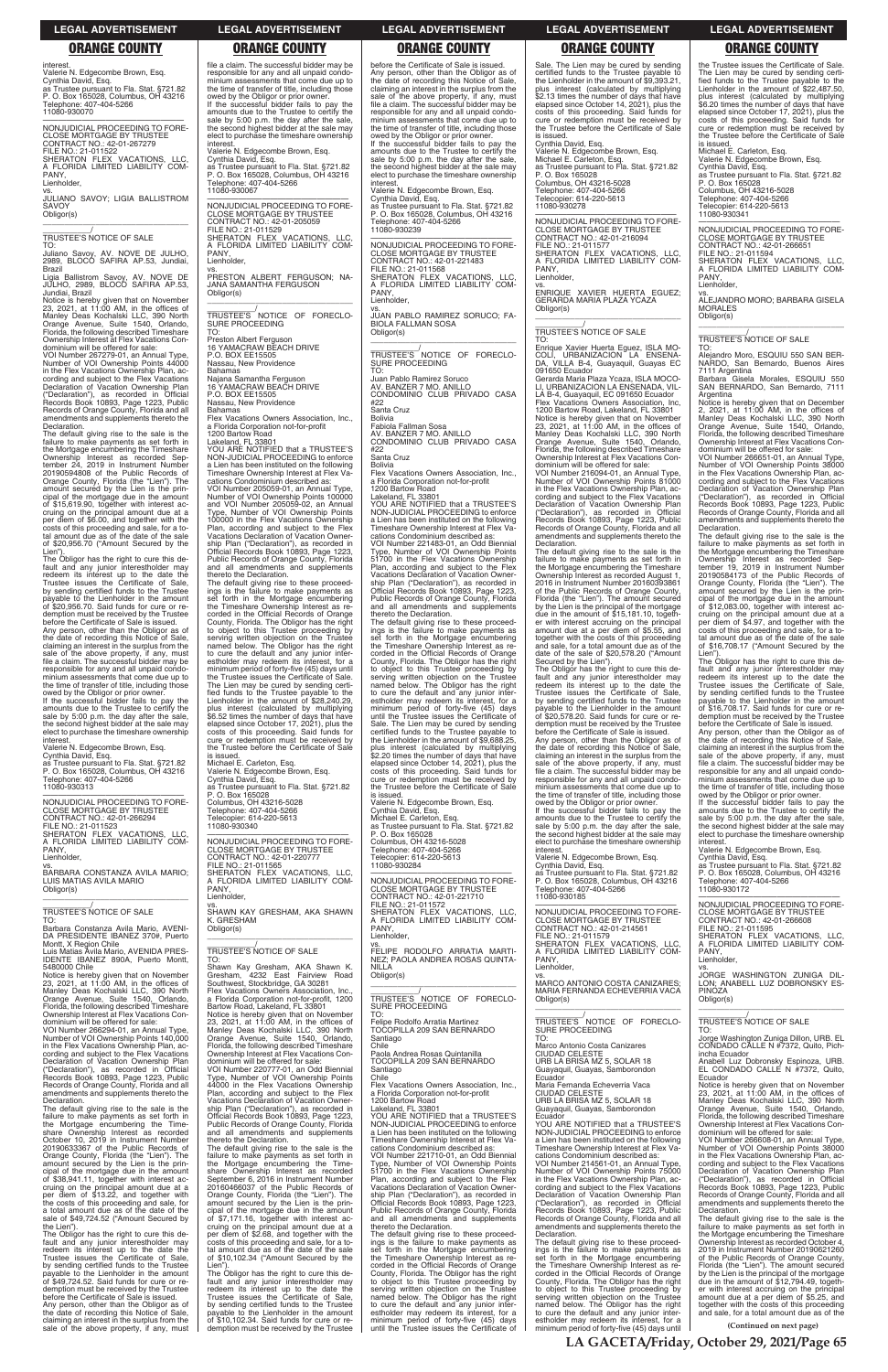interest.
Valerie N. Edgecombe Brown, Esq.
Cynthia David, Esq.
as Trustee pursuant to Fla. Stat. §721.82
P. O. Box 165028, Columbus, OH 43216
Telephone: 407-404-5266
11080-930070

—————————————————

NONJUDICIAL PROCEEDING TO FORECLOSE MORTGAGE BY TRUSTEE
CONTRACT NO.: 42-01-267279
FILE NO.: 21-011522
SHERATON FLEX VACATIONS, LLC, A FLORIDA LIMITED LIABILITY COMPANY,
Lienholder,
vs.
JULIANO SAVOY; LIGIA BALLISTROM SAVOY
Obligor(s)
_______________________________/

TRUSTEE'S NOTICE OF SALE
TO:
Juliano Savoy, AV. NOVE DE JULHO, 2989, BLOCO SAFIRA AP.53, Jundiai, Brazil
Ligia Ballistrom Savoy, AV. NOVE DE JULHO, 2989, BLOCO SAFIRA AP.53, Jundiai, Brazil
Notice is hereby given that on November 23, 2021, at 11:00 AM, in the offices of Manley Deas Kochalski LLC, 390 North Orange Avenue, Suite 1540, Orlando, Florida, the following described Timeshare Ownership Interest at Flex Vacations Condominium will be offered for sale:
VOI Number 267279-01, an Annual Type, Number of VOI Ownership Points 44000 in the Flex Vacations Ownership Plan, according and subject to the Flex Vacations Declaration of Vacation Ownership Plan ("Declaration"), as recorded in Official Records Book 10893, Page 1223, Public Records of Orange County, Florida and all amendments and supplements thereto the Declaration.
The default giving rise to the sale is the failure to make payments as set forth in the Mortgage encumbering the Timeshare Ownership Interest as recorded September 24, 2019 in Instrument Number 20190594808 of the Public Records of Orange County, Florida (the "Lien"). The amount secured by the Lien is the principal of the mortgage due in the amount of $15,619.90, together with interest accruing on the principal amount due at a per diem of $6.00, and together with the costs of this proceeding and sale, for a total amount due as of the date of the sale of $20,956.70 ("Amount Secured by the Lien").
The Obligor has the right to cure this default and any junior interestholder may redeem its interest up to the date the Trustee issues the Certificate of Sale, by sending certified funds to the Trustee payable to the Lienholder in the amount of $20,956.70. Said funds for cure or redemption must be received by the Trustee before the Certificate of Sale is issued.
Any person, other than the Obligor as of the date of recording this Notice of Sale, claiming an interest in the surplus from the sale of the above property, if any, must file a claim. The successful bidder may be responsible for any and all unpaid condominium assessments that come due up to the time of transfer of title, including those owed by the Obligor or prior owner.
If the successful bidder fails to pay the amounts due to the Trustee to certify the sale by 5:00 p.m. the day after the sale, the second highest bidder at the sale may elect to purchase the timeshare ownership interest.
Valerie N. Edgecombe Brown, Esq.
Cynthia David, Esq.
as Trustee pursuant to Fla. Stat. §721.82
P. O. Box 165028, Columbus, OH 43216
Telephone: 407-404-5266
11080-930313

—————————————————

NONJUDICIAL PROCEEDING TO FORECLOSE MORTGAGE BY TRUSTEE
CONTRACT NO.: 42-01-266294
FILE NO.: 21-011523
SHERATON FLEX VACATIONS, LLC, A FLORIDA LIMITED LIABILITY COMPANY,
Lienholder,
vs.
BARBARA CONSTANZA AVILA MARIO; LUIS MATIAS AVILA MARIO
Obligor(s)
_______________________________/

TRUSTEE'S NOTICE OF SALE
TO:
Barbara Constanza Avila Mario, AVENIDA PRESIDENTE IBANEZ 370#, Puerto Montt, X Region Chile
Luis Matias Avila Mario, AVENIDA PRESIDENTE IBANEZ 890A, Puerto Montt, 5480000 Chile
Notice is hereby given that on November 23, 2021, at 11:00 AM, in the offices of Manley Deas Kochalski LLC, 390 North Orange Avenue, Suite 1540, Orlando, Florida, the following described Timeshare Ownership Interest at Flex Vacations Condominium will be offered for sale:
VOI Number 266294-01, an Annual Type, Number of VOI Ownership Points 140,000 in the Flex Vacations Ownership Plan, according and subject to the Flex Vacations Declaration of Vacation Ownership Plan ("Declaration"), as recorded in Official Records Book 10893, Page 1223, Public Records of Orange County, Florida and all amendments and supplements thereto the Declaration.
The default giving rise to the sale is the failure to make payments as set forth in the Mortgage encumbering the Timeshare Ownership Interest as recorded October 10, 2019 in Instrument Number 20190633367 of the Public Records of Orange County, Florida (the "Lien"). The amount secured by the Lien is the principal of the mortgage due in the amount of $38,941.11, together with interest accruing on the principal amount due at a per diem of $13.22, and together with the costs of this proceeding and sale, for a total amount due as of the date of the sale of $49,724.52 ("Amount Secured by the Lien").
The Obligor has the right to cure this default and any junior interestholder may redeem its interest up to the date the Trustee issues the Certificate of Sale, by sending certified funds to the Trustee payable to the Lienholder in the amount of $49,724.52. Said funds for cure or redemption must be received by the Trustee before the Certificate of Sale is issued.
Any person, other than the Obligor as of the date of recording this Notice of Sale, claiming an interest in the surplus from the sale of the above property, if any, must file a claim. The successful bidder may be responsible for any and all unpaid condominium assessments that come due up to the time of transfer of title, including those owed by the Obligor or prior owner.
If the successful bidder fails to pay the amounts due to the Trustee to certify the sale by 5:00 p.m. the day after the sale, the second highest bidder at the sale may elect to purchase the timeshare ownership interest.
Valerie N. Edgecombe Brown, Esq.
Cynthia David, Esq.
as Trustee pursuant to Fla. Stat. §721.82
P. O. Box 165028, Columbus, OH 43216
Telephone: 407-404-5266
11080-930067

—————————————————

NONJUDICIAL PROCEEDING TO FORECLOSE MORTGAGE BY TRUSTEE
CONTRACT NO.: 42-01-205059
FILE NO.: 21-011529
SHERATON FLEX VACATIONS, LLC, A FLORIDA LIMITED LIABILITY COMPANY,
Lienholder,
vs.
PRESTON ALBERT FERGUSON; NAJANA SAMANTHA FERGUSON
Obligor(s)
_______________________________/

TRUSTEE'S NOTICE OF FORECLOSURE PROCEEDING
TO:
Preston Albert Ferguson
16 YAMACRAW BEACH DRIVE
P.O. BOX EE15505
Nassau, New Providence
Bahamas
Najana Samantha Ferguson
16 YAMACRAW BEACH DRIVE
P.O. BOX EE15505
Nassau, New Providence
Bahamas
Flex Vacations Owners Association, Inc., a Florida Corporation not-for-profit
1200 Bartow Road
Lakeland, FL 33801
YOU ARE NOTIFIED that a TRUSTEE'S NON-JUDICIAL PROCEEDING to enforce a Lien has been instituted on the following Timeshare Ownership Interest at Flex Vacations Condominium described as:
VOI Number 205059-01, an Annual Type, Number of VOI Ownership Points 100000 and VOI Number 205059-02, an Annual Type, Number of VOI Ownership Points 100000 in the Flex Vacations Ownership Plan, according and subject to the Flex Vacations Declaration of Vacation Ownership Plan ("Declaration"), as recorded in Official Records Book 10893, Page 1223, Public Records of Orange County, Florida and all amendments and supplements thereto the Declaration.
The default giving rise to these proceedings is the failure to make payments as set forth in the Mortgage encumbering the Timeshare Ownership Interest as recorded in the Official Records of Orange County, Florida. The Obligor has the right to object to this Trustee proceeding by serving written objection on the Trustee named below. The Obligor has the right to cure the default and any junior interestholder may redeem its interest, for a minimum period of forty-five (45) days until the Trustee issues the Certificate of Sale. The Lien may be cured by sending certified funds to the Trustee payable to the Lienholder in the amount of $28,240.29, plus interest (calculated by multiplying $6.52 times the number of days that have elapsed since October 17, 2021), plus the costs of this proceeding. Said funds for cure or redemption must be received by the Trustee before the Certificate of Sale is issued.
Michael E. Carleton, Esq.
Valerie N. Edgecombe Brown, Esq.
Cynthia David, Esq.
as Trustee pursuant to Fla. Stat. §721.82
P. O. Box 165028
Columbus, OH 43216-5028
Telephone: 407-404-5266
Telecopier: 614-220-5613
11080-930340

—————————————————

NONJUDICIAL PROCEEDING TO FORECLOSE MORTGAGE BY TRUSTEE
CONTRACT NO.: 42-01-220777
FILE NO.: 21-011565
SHERATON FLEX VACATIONS, LLC, A FLORIDA LIMITED LIABILITY COMPANY,
Lienholder,
vs.
SHAWN KAY GRESHAM, AKA SHAWN K. GRESHAM
Obligor(s)
_______________________________/

TRUSTEE'S NOTICE OF SALE
TO:
Shawn Kay Gresham, AKA Shawn K. Gresham, 4232 East Fairview Road Southwest, Stockbridge, GA 30281
Flex Vacations Owners Association, Inc., a Florida Corporation not-for-profit, 1200 Bartow Road, Lakeland, FL 33801
Notice is hereby given that on November 23, 2021, at 11:00 AM, in the offices of Manley Deas Kochalski LLC, 390 North Orange Avenue, Suite 1540, Orlando, Florida, the following described Timeshare Ownership Interest at Flex Vacations Condominium will be offered for sale:
VOI Number 220777-01, an Odd Biennial Type, Number of VOI Ownership Points 44000 in the Flex Vacations Ownership Plan, according and subject to the Flex Vacations Declaration of Vacation Ownership Plan ("Declaration"), as recorded in Official Records Book 10893, Page 1223, Public Records of Orange County, Florida and all amendments and supplements thereto the Declaration.
The default giving rise to the sale is the failure to make payments as set forth in the Mortgage encumbering the Timeshare Ownership Interest as recorded September 6, 2016 in Instrument Number 20160466037 of the Public Records of Orange County, Florida (the "Lien"). The amount secured by the Lien is the principal of the mortgage due in the amount of $7,171.16, together with interest accruing on the principal amount due at a per diem of $2.68, and together with the costs of this proceeding and sale, for a total amount due as of the date of the sale of $10,102.34 ("Amount Secured by the Lien").
The Obligor has the right to cure this default and any junior interestholder may redeem its interest up to the date the Trustee issues the Certificate of Sale, by sending certified funds to the Trustee payable to the Lienholder in the amount of $10,102.34. Said funds for cure or redemption must be received by the Trustee before the Certificate of Sale is issued.
Any person, other than the Obligor as of the date of recording this Notice of Sale, claiming an interest in the surplus from the sale of the above property, if any, must file a claim. The successful bidder may be responsible for any and all unpaid condominium assessments that come due up to the time of transfer of title, including those owed by the Obligor or prior owner.
If the successful bidder fails to pay the amounts due to the Trustee to certify the sale by 5:00 p.m. the day after the sale, the second highest bidder at the sale may elect to purchase the timeshare ownership interest.
Valerie N. Edgecombe Brown, Esq.
Cynthia David, Esq.
as Trustee pursuant to Fla. Stat. §721.82
P. O. Box 165028, Columbus, OH 43216
Telephone: 407-404-5266
11080-930239

—————————————————

NONJUDICIAL PROCEEDING TO FORECLOSE MORTGAGE BY TRUSTEE
CONTRACT NO.: 42-01-221483
FILE NO.: 21-011568
SHERATON FLEX VACATIONS, LLC, A FLORIDA LIMITED LIABILITY COMPANY,
Lienholder,
vs.
JUAN PABLO RAMIREZ SORUCO; FABIOLA FALLMAN SOSA
Obligor(s)
_______________________________/

TRUSTEE'S NOTICE OF FORECLOSURE PROCEEDING
TO:
Juan Pablo Ramirez Soruco
AV. BANZER 7 MO. ANILLO
CONDOMINIO CLUB PRIVADO CASA #22
Santa Cruz
Bolivia
Fabiola Fallman Sosa
AV. BANZER 7 MO. ANILLO
CONDOMINIO CLUB PRIVADO CASA #22
Santa Cruz
Bolivia
Flex Vacations Owners Association, Inc., a Florida Corporation not-for-profit
1200 Bartow Road
Lakeland, FL 33801
YOU ARE NOTIFIED that a TRUSTEE'S NON-JUDICIAL PROCEEDING to enforce a Lien has been instituted on the following Timeshare Ownership Interest at Flex Vacations Condominium described as:
VOI Number 221483-01, an Odd Biennial Type, Number of VOI Ownership Points 51700 in the Flex Vacations Ownership Plan, according and subject to the Flex Vacations Declaration of Vacation Ownership Plan ("Declaration"), as recorded in Official Records Book 10893, Page 1223, Public Records of Orange County, Florida and all amendments and supplements thereto the Declaration.
The default giving rise to these proceedings is the failure to make payments as set forth in the Mortgage encumbering the Timeshare Ownership Interest as recorded in the Official Records of Orange County, Florida. The Obligor has the right to object to this Trustee proceeding by serving written objection on the Trustee named below. The Obligor has the right to cure the default and any junior interestholder may redeem its interest, for a minimum period of forty-five (45) days until the Trustee issues the Certificate of Sale. The Lien may be cured by sending certified funds to the Trustee payable to the Lienholder in the amount of $9,688.25, plus interest (calculated by multiplying $2.20 times the number of days that have elapsed since October 14, 2021), plus the costs of this proceeding. Said funds for cure or redemption must be received by the Trustee before the Certificate of Sale is issued.
Valerie N. Edgecombe Brown, Esq.
Cynthia David, Esq.
Michael E. Carleton, Esq.
as Trustee pursuant to Fla. Stat. §721.82
P. O. Box 165028
Columbus, OH 43216-5028
Telephone: 407-404-5266
Telecopier: 614-220-5613
11080-930284

—————————————————

NONJUDICIAL PROCEEDING TO FORECLOSE MORTGAGE BY TRUSTEE
CONTRACT NO.: 42-01-221710
FILE NO.: 21-011572
SHERATON FLEX VACATIONS, LLC, A FLORIDA LIMITED LIABILITY COMPANY,
Lienholder,
vs.
FELIPE RODOLFO ARRATIA MARTINEZ; PAOLA ANDREA ROSAS QUINTANILLA
Obligor(s)
_______________________________/

TRUSTEE'S NOTICE OF FORECLOSURE PROCEEDING
TO:
Felipe Rodolfo Arratia Martinez
TOCOPILLA 209 SAN BERNARDO
Santiago
Chile
Paola Andrea Rosas Quintanilla
TOCOPILLA 209 SAN BERNARDO
Santiago
Chile
Flex Vacations Owners Association, Inc., a Florida Corporation not-for-profit
1200 Bartow Road
Lakeland, FL 33801
YOU ARE NOTIFIED that a TRUSTEE'S NON-JUDICIAL PROCEEDING to enforce a Lien has been instituted on the following Timeshare Ownership Interest at Flex Vacations Condominium described as:
VOI Number 221710-01, an Odd Biennial Type, Number of VOI Ownership Points 51700 in the Flex Vacations Ownership Plan, according and subject to the Flex Vacations Declaration of Vacation Ownership Plan ("Declaration"), as recorded in Official Records Book 10893, Page 1223, Public Records of Orange County, Florida and all amendments and supplements thereto the Declaration.
The default giving rise to these proceedings is the failure to make payments as set forth in the Mortgage encumbering the Timeshare Ownership Interest as recorded in the Official Records of Orange County, Florida. The Obligor has the right to object to this Trustee proceeding by serving written objection on the Trustee named below. The Obligor has the right to cure the default and any junior interestholder may redeem its interest, for a minimum period of forty-five (45) days until the Trustee issues the Certificate of Sale. The Lien may be cured by sending certified funds to the Trustee payable to the Lienholder in the amount of $9,393.21, plus interest (calculated by multiplying $2.13 times the number of days that have elapsed since October 14, 2021), plus the costs of this proceeding. Said funds for cure or redemption must be received by the Trustee before the Certificate of Sale is issued.
Cynthia David, Esq.
Valerie N. Edgecombe Brown, Esq.
Michael E. Carleton, Esq.
as Trustee pursuant to Fla. Stat. §721.82
P. O. Box 165028
Columbus, OH 43216-5028
Telephone: 407-404-5266
Telecopier: 614-220-5613
11080-930278

—————————————————

NONJUDICIAL PROCEEDING TO FORECLOSE MORTGAGE BY TRUSTEE
CONTRACT NO.: 42-01-216094
FILE NO.: 21-011577
SHERATON FLEX VACATIONS, LLC, A FLORIDA LIMITED LIABILITY COMPANY,
Lienholder,
vs.
ENRIQUE XAVIER HUERTA EGUEZ; GERARDA MARIA PLAZA YCAZA
Obligor(s)
_______________________________/

TRUSTEE'S NOTICE OF SALE
TO:
Enrique Xavier Huerta Eguez, ISLA MOCOLI, URBANIZACION LA ENSENADA, VILLA B-4, Guayaquil, Guayas EC 091650 Ecuador
Gerarda Maria Plaza Ycaza, ISLA MOCOLI, URBANIZACION LA ENSENADA, VILLA B-4, Guayaquil, EC 091650 Ecuador
Flex Vacations Owners Association, Inc, 1200 Bartow Road, Lakeland, FL 33801
Notice is hereby given that on November 23, 2021, at 11:00 AM, in the offices of Manley Deas Kochalski LLC, 390 North Orange Avenue, Suite 1540, Orlando, Florida, the following described Timeshare Ownership Interest at Flex Vacations Condominium will be offered for sale:
VOI Number 216094-01, an Annual Type, Number of VOI Ownership Points 81000 in the Flex Vacations Ownership Plan, according and subject to the Flex Vacations Declaration of Vacation Ownership Plan ("Declaration"), as recorded in Official Records Book 10893, Page 1223, Public Records of Orange County, Florida and all amendments and supplements thereto the Declaration.
The default giving rise to the sale is the failure to make payments as set forth in the Mortgage encumbering the Timeshare Ownership Interest as recorded August 1, 2016 in Instrument Number 20160393861 of the Public Records of Orange County, Florida (the "Lien"). The amount secured by the Lien is the principal of the mortgage due in the amount of $15,181.10, together with interest accruing on the principal amount due at a per diem of $5.55, and together with the costs of this proceeding and sale, for a total amount due as of the date of the sale of $20,578.20 ("Amount Secured by the Lien").
The Obligor has the right to cure this default and any junior interestholder may redeem its interest up to the date the Trustee issues the Certificate of Sale, by sending certified funds to the Trustee payable to the Lienholder in the amount of $20,578.20. Said funds for cure or redemption must be received by the Trustee before the Certificate of Sale is issued.
Any person, other than the Obligor as of the date of recording this Notice of Sale, claiming an interest in the surplus from the sale of the above property, if any, must file a claim. The successful bidder may be responsible for any and all unpaid condominium assessments that come due up to the time of transfer of title, including those owed by the Obligor or prior owner.
If the successful bidder fails to pay the amounts due to the Trustee to certify the sale by 5:00 p.m. the day after the sale, the second highest bidder at the sale may elect to purchase the timeshare ownership interest.
Valerie N. Edgecombe Brown, Esq.
Cynthia David, Esq.
as Trustee pursuant to Fla. Stat. §721.82
P. O. Box 165028, Columbus, OH 43216
Telephone: 407-404-5266
11080-930185

—————————————————

NONJUDICIAL PROCEEDING TO FORECLOSE MORTGAGE BY TRUSTEE
CONTRACT NO.: 42-01-214561
FILE NO.: 21-011579
SHERATON FLEX VACATIONS, LLC, A FLORIDA LIMITED LIABILITY COMPANY,
Lienholder,
vs.
MARCO ANTONIO COSTA CANIZARES; MARIA FERNANDA ECHEVERRIA VACA
Obligor(s)
_______________________________/

TRUSTEE'S NOTICE OF FORECLOSURE PROCEEDING
TO:
Marco Antonio Costa Canizares
CIUDAD CELESTE
URB LA BRISA MZ 5, SOLAR 18
Guayaquil, Guayas, Samborondon
Ecuador
Maria Fernanda Echeverria Vaca
CIUDAD CELESTE
URB LA BRISA MZ 5, SOLAR 18
Guayaquil, Guayas, Samborondon
Ecuador
YOU ARE NOTIFIED that a TRUSTEE'S NON-JUDICIAL PROCEEDING to enforce a Lien has been instituted on the following Timeshare Ownership Interest at Flex Vacations Condominium described as:
VOI Number 214561-01, an Annual Type, Number of VOI Ownership Points 75000 in the Flex Vacations Ownership Plan, according and subject to the Flex Vacations Declaration of Vacation Ownership Plan ("Declaration"), as recorded in Official Records Book 10893, Page 1223, Public Records of Orange County, Florida and all amendments and supplements thereto the Declaration.
The default giving rise to these proceedings is the failure to make payments as set forth in the Mortgage encumbering the Timeshare Ownership Interest as recorded in the Official Records of Orange County, Florida. The Obligor has the right to object to this Trustee proceeding by serving written objection on the Trustee named below. The Obligor has the right to cure the default and any junior interestholder may redeem its interest, for a minimum period of forty-five (45) days until the Trustee issues the Certificate of Sale. The Lien may be cured by sending certified funds to the Trustee payable to the Lienholder in the amount of $22,487.50, plus interest (calculated by multiplying $6.20 times the number of days that have elapsed since October 17, 2021), plus the costs of this proceeding. Said funds for cure or redemption must be received by the Trustee before the Certificate of Sale is issued.
Michael E. Carleton, Esq.
Valerie N. Edgecombe Brown, Esq.
Cynthia David, Esq.
as Trustee pursuant to Fla. Stat. §721.82
P. O. Box 165028
Columbus, OH 43216-5028
Telephone: 407-404-5266
Telecopier: 614-220-5613
11080-930341

—————————————————

NONJUDICIAL PROCEEDING TO FORECLOSE MORTGAGE BY TRUSTEE
CONTRACT NO.: 42-01-266651
FILE NO.: 21-011594
SHERATON FLEX VACATIONS, LLC, A FLORIDA LIMITED LIABILITY COMPANY,
Lienholder,
vs.
ALEJANDRO MORO; BARBARA GISELA MORALES
Obligor(s)
_______________________________/

TRUSTEE'S NOTICE OF SALE
TO:
Alejandro Moro, ESQUIU 550 SAN BERNARDO, San Bernardo, Buenos Aires 7111 Argentina
Barbara Gisela Morales, ESQUIU 550 SAN BERNARDO, San Bernardo, 7111 Argentina
Notice is hereby given that on December 2, 2021, at 11:00 AM, in the offices of Manley Deas Kochalski LLC, 390 North Orange Avenue, Suite 1540, Orlando, Florida, the following described Timeshare Ownership Interest at Flex Vacations Condominium will be offered for sale:
VOI Number 266651-01, an Annual Type, Number of VOI Ownership Points 38000 in the Flex Vacations Ownership Plan, according and subject to the Flex Vacations Declaration of Vacation Ownership Plan ("Declaration"), as recorded in Official Records Book 10893, Page 1223, Public Records of Orange County, Florida and all amendments and supplements thereto the Declaration.
The default giving rise to the sale is the failure to make payments as set forth in the Mortgage encumbering the Timeshare Ownership Interest as recorded September 19, 2019 in Instrument Number 20190584173 of the Public Records of Orange County, Florida (the "Lien"). The amount secured by the Lien is the principal of the mortgage due in the amount of $12,083.00, together with interest accruing on the principal amount due at a per diem of $4.97, and together with the costs of this proceeding and sale, for a total amount due as of the date of the sale of $16,708.17 ("Amount Secured by the Lien").
The Obligor has the right to cure this default and any junior interestholder may redeem its interest up to the date the Trustee issues the Certificate of Sale, by sending certified funds to the Trustee payable to the Lienholder in the amount of $16,708.17. Said funds for cure or redemption must be received by the Trustee before the Certificate of Sale is issued.
Any person, other than the Obligor as of the date of recording this Notice of Sale, claiming an interest in the surplus from the sale of the above property, if any, must file a claim. The successful bidder may be responsible for any and all unpaid condominium assessments that come due up to the time of transfer of title, including those owed by the Obligor or prior owner.
If the successful bidder fails to pay the amounts due to the Trustee to certify the sale by 5:00 p.m. the day after the sale, the second highest bidder at the sale may elect to purchase the timeshare ownership interest.
Valerie N. Edgecombe Brown, Esq.
Cynthia David, Esq.
as Trustee pursuant to Fla. Stat. §721.82
P. O. Box 165028, Columbus, OH 43216
Telephone: 407-404-5266
11080-930172

—————————————————

NONJUDICIAL PROCEEDING TO FORECLOSE MORTGAGE BY TRUSTEE
CONTRACT NO.: 42-01-266608
FILE NO.: 21-011595
SHERATON FLEX VACATIONS, LLC, A FLORIDA LIMITED LIABILITY COMPANY,
Lienholder,
vs.
JORGE WASHINGTON ZUNIGA DILLON; ANABELL LUZ DOBRONSKY ESPINOZA
Obligor(s)
_______________________________/

TRUSTEE'S NOTICE OF SALE
TO:
Jorge Washington Zuniga Dillon, URB. EL CONDADO CALLE N #7372, Quito, Pichincha Ecuador
Anabell Luz Dobronsky Espinoza, URB. EL CONDADO CALLE N #7372, Quito, Ecuador
Notice is hereby given that on November 23, 2021, at 11:00 AM, in the offices of Manley Deas Kochalski LLC, 390 North Orange Avenue, Suite 1540, Orlando, Florida, the following described Timeshare Ownership Interest at Flex Vacations Condominium will be offered for sale:
VOI Number 266608-01, an Annual Type, Number of VOI Ownership Points 38000 in the Flex Vacations Ownership Plan, according and subject to the Flex Vacations Declaration of Vacation Ownership Plan ("Declaration"), as recorded in Official Records Book 10893, Page 1223, Public Records of Orange County, Florida and all amendments and supplements thereto the Declaration.
The default giving rise to the sale is the failure to make payments as set forth in the Mortgage encumbering the Timeshare Ownership Interest as recorded October 4, 2019 in Instrument Number 20190621260 of the Public Records of Orange County, Florida (the "Lien"). The amount secured by the Lien is the principal of the mortgage due in the amount of $12,794.49, together with interest accruing on the principal amount due at a per diem of $5.25, and together with the costs of this proceeding and sale, for a total amount due as of the

**(Continued on next page)**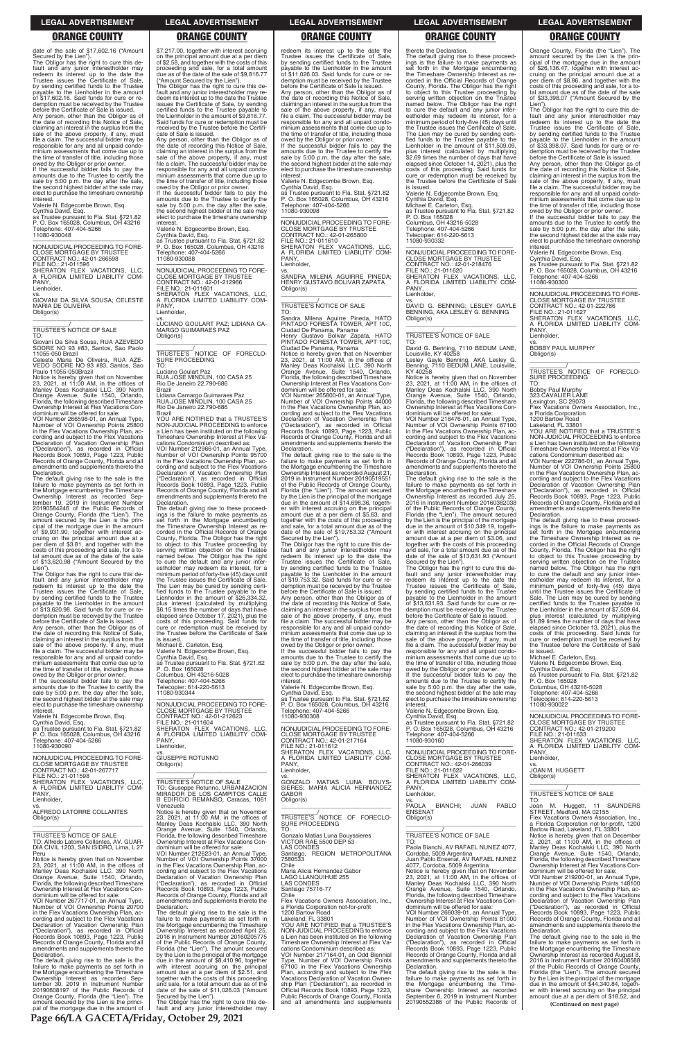date of the sale of $17,602.16 ("Amount Secured by the Lien").

The Obligor has the right to cure this default and any junior interestholder may redeem its interest up to the date the Trustee issues the Certificate of Sale, by sending certified funds to the Trustee payable to the Lienholder in the amount of $17,602.16. Said funds for cure or redemption must be received by the Trustee before the Certificate of Sale is issued.

Any person, other than the Obligor as of the date of recording this Notice of Sale, claiming an interest in the surplus from the sale of the above property, if any, must file a claim. The successful bidder may be responsible for any and all unpaid condominium assessments that come due up to the time of transfer of title, including those owed by the Obligor or prior owner.

If the successful bidder fails to pay the amounts due to the Trustee to certify the sale by 5:00 p.m. the day after the sale, the second highest bidder at the sale may elect to purchase the timeshare ownership interest.

Valerie N. Edgecombe Brown, Esq.
Cynthia David, Esq.
as Trustee pursuant to Fla. Stat. §721.82
P. O. Box 165028, Columbus, OH 43216
Telephone: 407-404-5266
11080-930048

—————————————————

NONJUDICIAL PROCEEDING TO FORECLOSE MORTGAGE BY TRUSTEE
CONTRACT NO.: 42-01-266598
FILE NO.: 21-011596
SHERATON FLEX VACATIONS, LLC, A FLORIDA LIMITED LIABILITY COMPANY,
Lienholder,
vs.
GIOVANI DA SILVA SOUSA; CELESTE MARIA DE OLIVEIRA
Obligor(s)

_______________________________/

TRUSTEE'S NOTICE OF SALE
TO:
Giovani Da Silva Sousa, RUA AZEVEDO SODRE NO 93 #83, Santos, Sao Paulo 11055-050 Brazil
Celeste Maria De Oliveira, RUA AZEVEDO SODRE NO 93 #83, Santos, Sao Paulo 11055-050Brazil

Notice is hereby given that on November 23, 2021, at 11:00 AM, in the offices of Manley Deas Kochalski LLC, 390 North Orange Avenue, Suite 1540, Orlando, Florida, the following described Timeshare Ownership Interest at Flex Vacations Condominium will be offered for sale:

VOI Number 266598-01, an Annual Type, Number of VOI Ownership Points 25800 in the Flex Vacations Ownership Plan, according and subject to the Flex Vacations Declaration of Vacation Ownership Plan ("Declaration"), as recorded in Official Records Book 10893, Page 1223, Public Records of Orange County, Florida and all amendments and supplements thereto the Declaration.

The default giving rise to the sale is the failure to make payments as set forth in the Mortgage encumbering the Timeshare Ownership Interest as recorded September 19, 2019 in Instrument Number 20190584246 of the Public Records of Orange County, Florida (the "Lien"). The amount secured by the Lien is the principal of the mortgage due in the amount of $9,931.90, together with interest accruing on the principal amount due at a per diem of $3.81, and together with the costs of this proceeding and sale, for a total amount due as of the date of the sale of $13,620.98 ("Amount Secured by the Lien").

The Obligor has the right to cure this default and any junior interestholder may redeem its interest up to the date the Trustee issues the Certificate of Sale, by sending certified funds to the Trustee payable to the Lienholder in the amount of $13,620.98. Said funds for cure or redemption must be received by the Trustee before the Certificate of Sale is issued.

Any person, other than the Obligor as of the date of recording this Notice of Sale, claiming an interest in the surplus from the sale of the above property, if any, must file a claim. The successful bidder may be responsible for any and all unpaid condominium assessments that come due up to the time of transfer of title, including those owed by the Obligor or prior owner.

If the successful bidder fails to pay the amounts due to the Trustee to certify the sale by 5:00 p.m. the day after the sale, the second highest bidder at the sale may elect to purchase the timeshare ownership interest.

Valerie N. Edgecombe Brown, Esq.
Cynthia David, Esq.
as Trustee pursuant to Fla. Stat. §721.82
P. O. Box 165028, Columbus, OH 43216
Telephone: 407-404-5266
11080-930090

—————————————————

NONJUDICIAL PROCEEDING TO FORECLOSE MORTGAGE BY TRUSTEE
CONTRACT NO.: 42-01-267717
FILE NO.: 21-011598
SHERATON FLEX VACATIONS, LLC, A FLORIDA LIMITED LIABILITY COMPANY,
Lienholder,
vs.
ALFREDO LATORRE COLLANTES
Obligor(s)

_______________________________/

TRUSTEE'S NOTICE OF SALE
TO: Alfredo Latorre Collantes, AV. GUARDIA CIVIL 1203, SAN ISIDRO, Lima, L 27 Peru

Notice is hereby given that on November 23, 2021, at 11:00 AM, in the offices of Manley Deas Kochalski LLC, 390 North Orange Avenue, Suite 1540, Orlando, Florida, the following described Timeshare Ownership Interest at Flex Vacations Condominium will be offered for sale:

VOI Number 267717-01, an Annual Type, Number of VOI Ownership Points 20700 in the Flex Vacations Ownership Plan, according and subject to the Flex Vacations Declaration of Vacation Ownership Plan ("Declaration"), as recorded in Official Records Book 10893, Page 1223, Public Records of Orange County, Florida and all amendments and supplements thereto the Declaration.

The default giving rise to the sale is the failure to make payments as set forth in the Mortgage encumbering the Timeshare Ownership Interest as recorded September 30, 2019 in Instrument Number 20190608197 of the Public Records of Orange County, Florida (the "Lien"). The amount secured by the Lien is the principal of the mortgage due in the amount of $7,217.00, together with interest accruing on the principal amount due at a per diem of $2.58, and together with the costs of this proceeding and sale, for a total amount due as of the date of the sale of $9,816.77 ("Amount Secured by the Lien").

The Obligor has the right to cure this default and any junior interestholder may redeem its interest up to the date the Trustee issues the Certificate of Sale, by sending certified funds to the Trustee payable to the Lienholder in the amount of $9,816.77. Said funds for cure or redemption must be received by the Trustee before the Certificate of Sale is issued.

Any person, other than the Obligor as of the date of recording this Notice of Sale, claiming an interest in the surplus from the sale of the above property, if any, must file a claim. The successful bidder may be responsible for any and all unpaid condominium assessments that come due up to the time of transfer of title, including those owed by the Obligor or prior owner.

If the successful bidder fails to pay the amounts due to the Trustee to certify the sale by 5:00 p.m. the day after the sale, the second highest bidder at the sale may elect to purchase the timeshare ownership interest.

Valerie N. Edgecombe Brown, Esq.
Cynthia David, Esq.
as Trustee pursuant to Fla. Stat. §721.82
P. O. Box 165028, Columbus, OH 43216
Telephone: 407-404-5266
11080-930088

—————————————————

NONJUDICIAL PROCEEDING TO FORECLOSE MORTGAGE BY TRUSTEE
CONTRACT NO.: 42-01-212966
FILE NO.: 21-011601
SHERATON FLEX VACATIONS, LLC, A FLORIDA LIMITED LIABILITY COMPANY,
Lienholder,
vs.
LUCIANO GOULART PAZ; LIDIANA CAMARGO GUIMARAES PAZ
Obligor(s)

_______________________________/

TRUSTEE'S NOTICE OF FORECLOSURE PROCEEDING
TO:
Luciano Goulart Paz
RUA JOSE MINDLIN, 100 CASA 25
Rio De Janeiro 22.790-686
Brazil
Lidiana Camargo Guimaraes Paz
RUA JOSE MINDLIN, 100 CASA 25
Rio De Janeiro 22.790-686
Brazil

YOU ARE NOTIFIED that a TRUSTEE'S NON-JUDICIAL PROCEEDING to enforce a Lien has been instituted on the following Timeshare Ownership Interest at Flex Vacations Condominium described as:

VOI Number 212966-01, an Annual Type, Number of VOI Ownership Points 95700 in the Flex Vacations Ownership Plan, according and subject to the Flex Vacations Declaration of Vacation Ownership Plan ("Declaration"), as recorded in Official Records Book 10893, Page 1223, Public Records of Orange County, Florida and all amendments and supplements thereto the Declaration.

The default giving rise to these proceedings is the failure to make payments as set forth in the Mortgage encumbering the Timeshare Ownership Interest as recorded in the Official Records of Orange County, Florida. The Obligor has the right to object to this Trustee proceeding by serving written objection on the Trustee named below. The Obligor has the right to cure the default and any junior interestholder may redeem its interest, for a minimum period of forty-five (45) days until the Trustee issues the Certificate of Sale. The Lien may be cured by sending certified funds to the Trustee payable to the Lienholder in the amount of $26,334.32, plus interest (calculated by multiplying $6.15 times the number of days that have elapsed since October 17, 2021), plus the costs of this proceeding. Said funds for cure or redemption must be received by the Trustee before the Certificate of Sale is issued.

Michael E. Carleton, Esq.
Valerie N. Edgecombe Brown, Esq.
Cynthia David, Esq.
as Trustee pursuant to Fla. Stat. §721.82
P. O. Box 165028
Columbus, OH 43216-5028
Telephone: 407-404-5266
Telecopier: 614-220-5613
11080-930344

—————————————————

NONJUDICIAL PROCEEDING TO FORECLOSE MORTGAGE BY TRUSTEE
CONTRACT NO.: 42-01-212623
FILE NO.: 21-011604
SHERATON FLEX VACATIONS, LLC, A FLORIDA LIMITED LIABILITY COMPANY,
Lienholder,
vs.
GIUSEPPE ROTUNNO
Obligor(s)

_______________________________/

TRUSTEE'S NOTICE OF SALE
TO: Giuseppe Rotunno, URBANIZACION MIRADOR DE LOS CAMPITOS CALLE B EDIFICIO REMANSO, Caracas, 1061 Venezuela

Notice is hereby given that on November 23, 2021, at 11:00 AM, in the offices of Manley Deas Kochalski LLC, 390 North Orange Avenue, Suite 1540, Orlando, Florida, the following described Timeshare Ownership Interest at Flex Vacations Condominium will be offered for sale:

VOI Number 212623-01, an Annual Type, Number of VOI Ownership Points 37000 in the Flex Vacations Ownership Plan, according and subject to the Flex Vacations Declaration of Vacation Ownership Plan ("Declaration"), as recorded in Official Records Book 10893, Page 1223, Public Records of Orange County, Florida and all amendments and supplements thereto the Declaration.

The default giving rise to the sale is the failure to make payments as set forth in the Mortgage encumbering the Timeshare Ownership Interest as recorded April 25, 2016 in Instrument Number 20160205775 of the Public Records of Orange County, Florida (the "Lien"). The amount secured by the Lien is the principal of the mortgage due in the amount of $8,410.96, together with interest accruing on the principal amount due at a per diem of $2.51, and together with the costs of this proceeding and sale, for a total amount due as of the date of the sale of $11,026.03 ("Amount Secured by the Lien").

The Obligor has the right to cure this default and any junior interestholder may redeem its interest up to the date the Trustee issues the Certificate of Sale, by sending certified funds to the Trustee payable to the Lienholder in the amount of $11,026.03. Said funds for cure or redemption must be received by the Trustee before the Certificate of Sale is issued.

Any person, other than the Obligor as of the date of recording this Notice of Sale, claiming an interest in the surplus from the sale of the above property, if any, must file a claim. The successful bidder may be responsible for any and all unpaid condominium assessments that come due up to the time of transfer of title, including those owed by the Obligor or prior owner.

If the successful bidder fails to pay the amounts due to the Trustee to certify the sale by 5:00 p.m. the day after the sale, the second highest bidder at the sale may elect to purchase the timeshare ownership interest.

Valerie N. Edgecombe Brown, Esq.
Cynthia David, Esq.
as Trustee pursuant to Fla. Stat. §721.82
P. O. Box 165028, Columbus, OH 43216
Telephone: 407-404-5266
11080-930098

—————————————————

NONJUDICIAL PROCEEDING TO FORECLOSE MORTGAGE BY TRUSTEE
CONTRACT NO.: 42-01-265800
FILE NO.: 21-011610
SHERATON FLEX VACATIONS, LLC, A FLORIDA LIMITED LIABILITY COMPANY,
Lienholder,
vs.
SANDRA MILENA AGUIRRE PINEDA; HENRY GUSTAVO BOLIVAR ZAPATA
Obligor(s)

_______________________________/

TRUSTEE'S NOTICE OF SALE
TO:
Sandra Milena Aguirre Pineda, HATO PINTADO FORESTA TOWER, APT 10C, Ciudad De Panama, Panama
Henry Gustavo Bolivar Zapata, HATO PINTADO FORESTA TOWER, APT 10C, Ciudad De Panama, Panama

Notice is hereby given that on November 23, 2021, at 11:00 AM, in the offices of Manley Deas Kochalski LLC, 390 North Orange Avenue, Suite 1540, Orlando, Florida, the following described Timeshare Ownership Interest at Flex Vacations Condominium will be offered for sale:

VOI Number 265800-01, an Annual Type, Number of VOI Ownership Points 44000 in the Flex Vacations Ownership Plan, according and subject to the Flex Vacations Declaration of Vacation Ownership Plan ("Declaration"), as recorded in Official Records Book 10893, Page 1223, Public Records of Orange County, Florida and all amendments and supplements thereto the Declaration.

The default giving rise to the sale is the failure to make payments as set forth in the Mortgage encumbering the Timeshare Ownership Interest as recorded August 21, 2019 in Instrument Number 20190519551 of the Public Records of Orange County, Florida (the "Lien"). The amount secured by the Lien is the principal of the mortgage due in the amount of $14,698.36, together with interest accruing on the principal amount due at a per diem of $5.63, and together with the costs of this proceeding and sale, for a total amount due as of the date of the sale of $19,753.32 ("Amount Secured by the Lien").

The Obligor has the right to cure this default and any junior interestholder may redeem its interest up to the date the Trustee issues the Certificate of Sale, by sending certified funds to the Trustee payable to the Lienholder in the amount of $19,753.32. Said funds for cure or redemption must be received by the Trustee before the Certificate of Sale is issued.

Any person, other than the Obligor as of the date of recording this Notice of Sale, claiming an interest in the surplus from the sale of the above property, if any, must file a claim. The successful bidder may be responsible for any and all unpaid condominium assessments that come due up to the time of transfer of title, including those owed by the Obligor or prior owner.

If the successful bidder fails to pay the amounts due to the Trustee to certify the sale by 5:00 p.m. the day after the sale, the second highest bidder at the sale may elect to purchase the timeshare ownership interest.

Valerie N. Edgecombe Brown, Esq.
Cynthia David, Esq.
as Trustee pursuant to Fla. Stat. §721.82
P. O. Box 165028, Columbus, OH 43216
Telephone: 407-404-5266
11080-930308

—————————————————

NONJUDICIAL PROCEEDING TO FORECLOSE MORTGAGE BY TRUSTEE
CONTRACT NO.: 42-01-217164
FILE NO.: 21-011612
SHERATON FLEX VACATIONS, LLC, A FLORIDA LIMITED LIABILITY COMPANY,
Lienholder,
vs.
GONZALO MATIAS LUNA BOUYSSIERES; MARIA ALICIA HERNANDEZ GABOR
Obligor(s)

_______________________________/

TRUSTEE'S NOTICE OF FORECLOSURE PROCEEDING
TO:
Gonzalo Matias Luna Bouyssieres
VICTOR RAE 5500 DEP 53
LAS CONDES
Santiago, REGION METROPOLITANA 7580533
Chile
Maria Alicia Hernandez Gabor
LAGO LLANQUIHUE 255
LAS CONDES
Santiago 75716-77
Chile
Flex Vacations Owners Association, Inc., a Florida Corporation not-for-profit
1200 Bartow Road
Lakeland, FL 33801

YOU ARE NOTIFIED that a TRUSTEE'S NON-JUDICIAL PROCEEDING to enforce a Lien has been instituted on the following Timeshare Ownership Interest at Flex Vacations Condominium described as:

VOI Number 217164-01, an Odd Biennial Type, Number of VOI Ownership Points 67100 in the Flex Vacations Ownership Plan, according and subject to the Flex Vacations Declaration of Vacation Ownership Plan ("Declaration"), as recorded in Official Records Book 10893, Page 1223, Public Records of Orange County, Florida and all amendments and supplements thereto the Declaration.

The default giving rise to these proceedings is the failure to make payments as set forth in the Mortgage encumbering the Timeshare Ownership Interest as recorded in the Official Records of Orange County, Florida. The Obligor has the right to object to this Trustee proceeding by serving written objection on the Trustee named below. The Obligor has the right to cure the default and any junior interestholder may redeem its interest, for a minimum period of forty-five (45) days until the Trustee issues the Certificate of Sale. The Lien may be cured by sending certified funds to the Trustee payable to the Lienholder in the amount of $11,509.09, plus interest (calculated by multiplying $2.69 times the number of days that have elapsed since October 14, 2021), plus the costs of this proceeding. Said funds for cure or redemption must be received by the Trustee before the Certificate of Sale is issued.

Valerie N. Edgecombe Brown, Esq.
Cynthia David, Esq.
Michael E. Carleton, Esq.
as Trustee pursuant to Fla. Stat. §721.82
P. O. Box 165028
Columbus, OH 43216-5028
Telephone: 407-404-5266
Telecopier: 614-220-5613
11080-930032

—————————————————

NONJUDICIAL PROCEEDING TO FORECLOSE MORTGAGE BY TRUSTEE
CONTRACT NO.: 42-01-218476
FILE NO.: 21-011620
SHERATON FLEX VACATIONS, LLC, A FLORIDA LIMITED LIABILITY COMPANY,
Lienholder,
vs.
DAVID G. BENNING; LESLEY GAYLE BENNING, AKA LESLEY G. BENNING
Obligor(s)

_______________________________/

TRUSTEE'S NOTICE OF SALE
TO:
David G. Benning, 7110 BEDUM LANE, Louisville, KY 40258
Lesley Gayle Benning, AKA Lesley G. Benning, 7110 BEDUM LANE, Louisville, KY 40258

Notice is hereby given that on November 23, 2021, at 11:00 AM, in the offices of Manley Deas Kochalski LLC, 390 North Orange Avenue, Suite 1540, Orlando, Florida, the following described Timeshare Ownership Interest at Flex Vacations Condominium will be offered for sale:

VOI Number 218476-01, an Annual Type, Number of VOI Ownership Points 67100 in the Flex Vacations Ownership Plan, according and subject to the Flex Vacations Declaration of Vacation Ownership Plan ("Declaration"), as recorded in Official Records Book 10893, Page 1223, Public Records of Orange County, Florida and all amendments and supplements thereto the Declaration.

The default giving rise to the sale is the failure to make payments as set forth in the Mortgage encumbering the Timeshare Ownership Interest as recorded July 25, 2016 in Instrument Number 20160382038 of the Public Records of Orange County, Florida (the "Lien"). The amount secured by the Lien is the principal of the mortgage due in the amount of $10,349.19, together with interest accruing on the principal amount due at a per diem of $3.06, and together with the costs of this proceeding and sale, for a total amount due as of the date of the sale of $13,631.93 ("Amount Secured by the Lien").

The Obligor has the right to cure this default and any junior interestholder may redeem its interest up to the date the Trustee issues the Certificate of Sale, by sending certified funds to the Trustee payable to the Lienholder in the amount of $13,631.93. Said funds for cure or redemption must be received by the Trustee before the Certificate of Sale is issued.

Any person, other than the Obligor as of the date of recording this Notice of Sale, claiming an interest in the surplus from the sale of the above property, if any, must file a claim. The successful bidder may be responsible for any and all unpaid condominium assessments that come due up to the time of transfer of title, including those owed by the Obligor or prior owner.

If the successful bidder fails to pay the amounts due to the Trustee to certify the sale by 5:00 p.m. the day after the sale, the second highest bidder at the sale may elect to purchase the timeshare ownership interest.

Valerie N. Edgecombe Brown, Esq.
Cynthia David, Esq.
as Trustee pursuant to Fla. Stat. §721.82
P. O. Box 165028, Columbus, OH 43216
Telephone: 407-404-5266
11080-930160

—————————————————

NONJUDICIAL PROCEEDING TO FORECLOSE MORTGAGE BY TRUSTEE
CONTRACT NO.: 42-01-266039
FILE NO.: 21-011622
SHERATON FLEX VACATIONS, LLC, A FLORIDA LIMITED LIABILITY COMPANY,
Lienholder,
vs.
PAOLA BIANCHI; JUAN PABLO ENSENAT
Obligor(s)

_______________________________/

TRUSTEE'S NOTICE OF SALE
TO:
Paola Bianchi, AV RAFAEL NUNEZ 4077, Cordoba, 5009 Argentina
Juan Pablo Ensenat, AV RAFAEL NUNEZ 4077, Cordoba, 5009 Argentina

Notice is hereby given that on November 23, 2021, at 11:00 AM, in the offices of Manley Deas Kochalski LLC, 390 North Orange Avenue, Suite 1540, Orlando, Florida, the following described Timeshare Ownership Interest at Flex Vacations Condominium will be offered for sale:

VOI Number 266039-01, an Annual Type, Number of VOI Ownership Points 81000 in the Flex Vacations Ownership Plan, according and subject to the Flex Vacations Declaration of Vacation Ownership Plan ("Declaration"), as recorded in Official Records Book 10893, Page 1223, Public Records of Orange County, Florida and all amendments and supplements thereto the Declaration.

The default giving rise to the sale is the failure to make payments as set forth in the Mortgage encumbering the Timeshare Ownership Interest as recorded September 6, 2019 in Instrument Number 20190552386 of the Public Records of Orange County, Florida (the "Lien"). The amount secured by the Lien is the principal of the mortgage due in the amount of $26,136.47, together with interest accruing on the principal amount due at a per diem of $8.86, and together with the costs of this proceeding and sale, for a total amount due as of the date of the sale of $33,398.07 ("Amount Secured by the Lien").

The Obligor has the right to cure this default and any junior interestholder may redeem its interest up to the date the Trustee issues the Certificate of Sale, by sending certified funds to the Trustee payable to the Lienholder in the amount of $33,398.07. Said funds for cure or redemption must be received by the Trustee before the Certificate of Sale is issued.

Any person, other than the Obligor as of the date of recording this Notice of Sale, claiming an interest in the surplus from the sale of the above property, if any, must file a claim. The successful bidder may be responsible for any and all unpaid condominium assessments that come due up to the time of transfer of title, including those owed by the Obligor or prior owner.

If the successful bidder fails to pay the amounts due to the Trustee to certify the sale by 5:00 p.m. the day after the sale, the second highest bidder at the sale may elect to purchase the timeshare ownership interest.

Valerie N. Edgecombe Brown, Esq.
Cynthia David, Esq.
as Trustee pursuant to Fla. Stat. §721.82
P. O. Box 165028, Columbus, OH 43216
Telephone: 407-404-5266
11080-930300

—————————————————

NONJUDICIAL PROCEEDING TO FORECLOSE MORTGAGE BY TRUSTEE
CONTRACT NO.: 42-01-222786
FILE NO.: 21-011627
SHERATON FLEX VACATIONS, LLC, A FLORIDA LIMITED LIABILITY COMPANY,
Lienholder,
vs.
BOBBY PAUL MURPHY
Obligor(s)

_______________________________/

TRUSTEE'S NOTICE OF FORECLOSURE PROCEEDING
TO:
Bobby Paul Murphy
323 CAVALIER LANE
Lexington, SC 29073
Flex Vacations Owners Association, Inc., a Florida Corporation
1200 Bartow Road
Lakeland, FL 33801

YOU ARE NOTIFIED that a TRUSTEE'S NON-JUDICIAL PROCEEDING to enforce a Lien has been instituted on the following Timeshare Ownership Interest at Flex Vacations Condominium described as:

VOI Number 222786-01, an Annual Type, Number of VOI Ownership Points 25800 in the Flex Vacations Ownership Plan, according and subject to the Flex Vacations Declaration of Vacation Ownership Plan ("Declaration"), as recorded in Official Records Book 10893, Page 1223, Public Records of Orange County, Florida and all amendments and supplements thereto the Declaration.

The default giving rise to these proceedings is the failure to make payments as set forth in the Mortgage encumbering the Timeshare Ownership Interest as recorded in the Official Records of Orange County, Florida. The Obligor has the right to object to this Trustee proceeding by serving written objection on the Trustee named below. The Obligor has the right to cure the default and any junior interestholder may redeem its interest, for a minimum period of forty-five (45) days until the Trustee issues the Certificate of Sale. The Lien may be cured by sending certified funds to the Trustee payable to the Lienholder in the amount of $7,509.64, plus interest (calculated by multiplying $1.89 times the number of days that have elapsed since October 13, 2021), plus the costs of this proceeding. Said funds for cure or redemption must be received by the Trustee before the Certificate of Sale is issued.

Michael E. Carleton, Esq.
Valerie N. Edgecombe Brown, Esq.
Cynthia David, Esq.
as Trustee pursuant to Fla. Stat. §721.82
P. O. Box 165028
Columbus, OH 43216-5028
Telephone: 407-404-5266
Telecopier: 614-220-5613
11080-930022

—————————————————

NONJUDICIAL PROCEEDING TO FORECLOSE MORTGAGE BY TRUSTEE
CONTRACT NO.: 42-01-219200
FILE NO.: 21-011633
SHERATON FLEX VACATIONS, LLC, A FLORIDA LIMITED LIABILITY COMPANY,
Lienholder,
vs.
JOAN M. HUGGETT
Obligor(s)

_______________________________/

TRUSTEE'S NOTICE OF SALE
TO:
Joan M. Huggett, 11 SAUNDERS STREET, Medford, MA 02155
Flex Vacations Owners Association, Inc., a Florida Corporation not-for-profit, 1200 Bartow Road, Lakeland, FL 33801

Notice is hereby given that on December 2, 2021, at 11:00 AM, in the offices of Manley Deas Kochalski LLC, 390 North Orange Avenue, Suite 1540, Orlando, Florida, the following described Timeshare Ownership Interest at Flex Vacations Condominium will be offered for sale:

VOI Number 219200-01, an Annual Type, Number of VOI Ownership Points 148100 in the Flex Vacations Ownership Plan, according and subject to the Flex Vacations Declaration of Vacation Ownership Plan ("Declaration"), as recorded in Official Records Book 10893, Page 1223, Public Records of Orange County, Florida and all amendments and supplements thereto the Declaration.

The default giving rise to the sale is the failure to make payments as set forth in the Mortgage encumbering the Timeshare Ownership Interest as recorded August 8, 2016 in Instrument Number 20160408588 of the Public Records of Orange County, Florida (the "Lien"). The amount secured by the Lien is the principal of the mortgage due in the amount of $44,340.84, together with interest accruing on the principal amount due at a per diem of $18.52, and

**(Continued on next page)**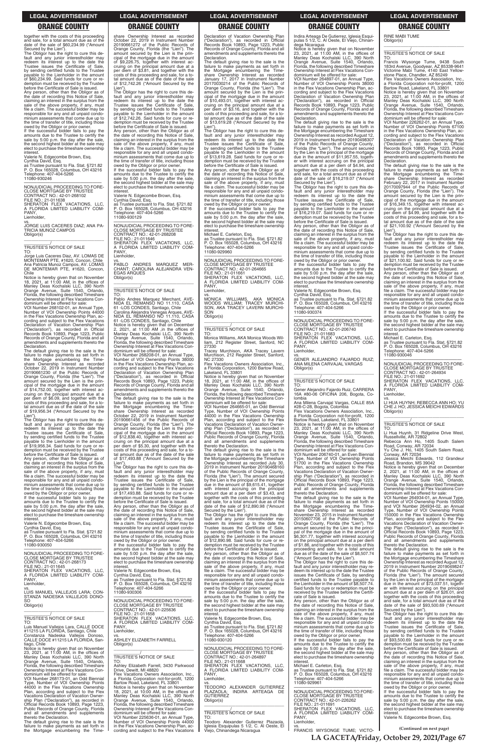together with the costs of this proceeding and sale, for a total amount due as of the date of the sale of $60,234.99 ("Amount Secured by the Lien").

The Obligor has the right to cure this default and any junior interestholder may redeem its interest up to the date the Trustee issues the Certificate of Sale, by sending certified funds to the Trustee payable to the Lienholder in the amount of $60,234.99. Said funds for cure or redemption must be received by the Trustee before the Certificate of Sale is issued.

Any person, other than the Obligor as of the date of recording this Notice of Sale, claiming an interest in the surplus from the sale of the above property, if any, must file a claim. The successful bidder may be responsible for any and all unpaid condominium assessments that come due up to the time of transfer of title, including those owed by the Obligor or prior owner.

If the successful bidder fails to pay the amounts due to the Trustee to certify the sale by 5:00 p.m. the day after the sale, the second highest bidder at the sale may elect to purchase the timeshare ownership interest.

Valerie N. Edgecombe Brown, Esq.
Cynthia David, Esq.
as Trustee pursuant to Fla. Stat. §721.82
P. O. Box 165028, Columbus, OH 43216
Telephone: 407-404-5266
11080-930246

—————————————————

NONJUDICIAL PROCEEDING TO FORECLOSE MORTGAGE BY TRUSTEE
CONTRACT NO.: 42-01-268102
FILE NO.: 21-011638
SHERATON FLEX VACATIONS, LLC, A FLORIDA LIMITED LIABILITY COMPANY,
Lienholder,
vs.
JORGE LUIS CACERES DIAZ; ANA PATRICIA MUNOZ CAMPOS
Obligor(s)
\_\_\_\_\_\_\_\_\_\_\_\_\_\_\_\_\_\_\_\_\_\_\_\_\_\_\_\_\_\_\_\_\_/

TRUSTEE'S NOTICE OF SALE

TO:
Jorge Luis Caceres Diaz, AV. LOMAS DE MONTEMAR PTE, #1620, Concon, Chile
Ana Patricia Munoz Campos, AV. LOMAS DE MONTEMAR PTE, #1620, Concon, Chile

Notice is hereby given that on November 18, 2021, at 11:00 AM, in the offices of Manley Deas Kochalski LLC, 390 North Orange Avenue, Suite 1540, Orlando, Florida, the following described Timeshare Ownership Interest at Flex Vacations Condominium will be offered for sale:

VOI Number 268102-01, an Annual Type, Number of VOI Ownership Points 44000 in the Flex Vacations Ownership Plan, according and subject to the Flex Vacations Declaration of Vacation Ownership Plan ("Declaration"), as recorded in Official Records Book 10893, Page 1223, Public Records of Orange County, Florida and all amendments and supplements thereto the Declaration.

The default giving rise to the sale is the failure to make payments as set forth in the Mortgage encumbering the Timeshare Ownership Interest as recorded October 22, 2019 in Instrument Number 20190661230 of the Public Records of Orange County, Florida (the "Lien"). The amount secured by the Lien is the principal of the mortgage due in the amount of $14,752.00, together with interest accruing on the principal amount due at a per diem of $6.09, and together with the costs of this proceeding and sale, for a total amount due as of the date of the sale of $19,956.34 ("Amount Secured by the Lien").

The Obligor has the right to cure this default and any junior interestholder may redeem its interest up to the date the Trustee issues the Certificate of Sale, by sending certified funds to the Trustee payable to the Lienholder in the amount of $19,956.34. Said funds for cure or redemption must be received by the Trustee before the Certificate of Sale is issued.

Any person, other than the Obligor as of the date of recording this Notice of Sale, claiming an interest in the surplus from the sale of the above property, if any, must file a claim. The successful bidder may be responsible for any and all unpaid condominium assessments that come due up to the time of transfer of title, including those owed by the Obligor or prior owner.

If the successful bidder fails to pay the amounts due to the Trustee to certify the sale by 5:00 p.m. the day after the sale, the second highest bidder at the sale may elect to purchase the timeshare ownership interest.

Valerie N. Edgecombe Brown, Esq.
Cynthia David, Esq.
as Trustee pursuant to Fla. Stat. §721.82
P. O. Box 165028, Columbus, OH 43216
Telephone: 407-404-5266
11080-930050

—————————————————

NONJUDICIAL PROCEEDING TO FORECLOSE MORTGAGE BY TRUSTEE
CONTRACT NO.: 42-01-268173
FILE NO.: 21-011645
SHERATON FLEX VACATIONS, LLC, A FLORIDA LIMITED LIABILITY COMPANY,
Lienholder,
vs.
LUIS MANUEL VALLEJOS LARA; CONSTANZA NADESKA VALLEJOS DONOSO
Obligor(s)
\_\_\_\_\_\_\_\_\_\_\_\_\_\_\_\_\_\_\_\_\_\_\_\_\_\_\_\_\_\_\_\_\_/

TRUSTEE'S NOTICE OF SALE

TO:
Luis Manuel Vallejos Lara, CALLE DOCE #11215 LA FLORIDA, Santiago, Chile
Constanza Nadeska Vallejos Donoso, CALLE DOCE #11215 LA FLORIDA, Santiago, Chile

Notice is hereby given that on November 23, 2021, at 11:00 AM, in the offices of Manley Deas Kochalski LLC, 390 North Orange Avenue, Suite 1540, Orlando, Florida, the following described Timeshare Ownership Interest at Flex Vacations Condominium will be offered for sale:

VOI Number 268173-01, an Odd Biennial Type, Number of VOI Ownership Points 44000 in the Flex Vacations Ownership Plan, according and subject to the Flex Vacations Declaration of Vacation Ownership Plan ("Declaration"), as recorded in Official Records Book 10893, Page 1223, Public Records of Orange County, Florida and all amendments and supplements thereto the Declaration.

The default giving rise to the sale is the failure to make payments as set forth in the Mortgage encumbering the Timeshare Ownership Interest as recorded October 22, 2019 in Instrument Number 20190661272 of the Public Records of Orange County, Florida (the "Lien"). The amount secured by the Lien is the principal of the mortgage due in the amount of $9,226.75, together with interest accruing on the principal amount due at a per diem of $3.81, and together with the costs of this proceeding and sale, for a total amount due as of the date of the sale of $12,742.26 ("Amount Secured by the Lien").

The Obligor has the right to cure this default and any junior interestholder may redeem its interest up to the date the Trustee issues the Certificate of Sale, by sending certified funds to the Trustee payable to the Lienholder in the amount of $12,742.26. Said funds for cure or redemption must be received by the Trustee before the Certificate of Sale is issued.

Any person, other than the Obligor as of the date of recording this Notice of Sale, claiming an interest in the surplus from the sale of the above property, if any, must file a claim. The successful bidder may be responsible for any and all unpaid condominium assessments that come due up to the time of transfer of title, including those owed by the Obligor or prior owner.

If the successful bidder fails to pay the amounts due to the Trustee to certify the sale by 5:00 p.m. the day after the sale, the second highest bidder at the sale may elect to purchase the timeshare ownership interest.

Valerie N. Edgecombe Brown, Esq.
Cynthia David, Esq.
as Trustee pursuant to Fla. Stat. §721.82
P. O. Box 165028, Columbus, OH 43216
Telephone: 407-404-5266
11080-930129

—————————————————

NONJUDICIAL PROCEEDING TO FORECLOSE MORTGAGE BY TRUSTEE
CONTRACT NO.: 42-01-268208
FILE NO.: 21-011646
SHERATON FLEX VACATIONS, LLC, A FLORIDA LIMITED LIABILITY COMPANY,
Lienholder,
vs.
PABLO ANDRES MARQUEZ MERCHANT; CAROLINA ALEJANDRA VENEGAS ARQUES
Obligor(s)
\_\_\_\_\_\_\_\_\_\_\_\_\_\_\_\_\_\_\_\_\_\_\_\_\_\_\_\_\_\_\_\_\_/

TRUSTEE'S NOTICE OF SALE

TO:
Pablo Andres Marquez Merchant, AVENIDA EL REMANSO NO 11.110, CASA 61 -LOS CONDES, Santiago, Chile
Carolina Alejandra Venegas Arques, AVENIDA EL REMANSO NO 11.110, CASA 61 -LOS CONDES, Santiago, Chile

Notice is hereby given that on December 2, 2021, at 11:00 AM in the offices of Manley Deas Kochalski LLC, 390 North Orange Avenue, Suite 1540, Orlando, Florida, the following described Timeshare Ownership Interest at Flex Vacations Condominium will be offered for sale:

VOI Number 268208-01, an Annual Type, Number of VOI Ownership Points 38000 in the Flex Vacations Ownership Plan, according and subject to the Flex Vacations Declaration of Vacation Ownership Plan ("Declaration"), as recorded in Official Records Book 10893, Page 1223, Public Records of Orange County, Florida and all amendments and supplements thereto the Declaration.

The default giving rise to the sale is the failure to make payments as set forth in the Mortgage encumbering the Timeshare Ownership Interest as recorded October 22, 2019 in Instrument Number 20190661456 of the Public Records of Orange County, Florida (the "Lien"). The amount secured by the Lien is the principal of the mortgage due in the amount of $12,838.40, together with interest accruing on the principal amount due at a per diem of $5.30, and together with the costs of this proceeding and sale, for a total amount due as of the date of the sale of $17,493.88 ("Amount Secured by the Lien").

The Obligor has the right to cure this default and any junior interestholder may redeem its interest up to the date the Trustee issues the Certificate of Sale, by sending certified funds to the Trustee payable to the Lienholder in the amount of $17,493.88. Said funds for cure or redemption must be received by the Trustee before the Certificate of Sale is issued.

Any person, other than the Obligor as of the date of recording this Notice of Sale, claiming an interest in the surplus from the sale of the above property, if any, must file a claim. The successful bidder may be responsible for any and all unpaid condominium assessments that come due up to the time of transfer of title, including those owed by the Obligor or prior owner.

If the successful bidder fails to pay the amounts due to the Trustee to certify the sale by 5:00 p.m. the day after the sale, the second highest bidder at the sale may elect to purchase the timeshare ownership interest.

Valerie N. Edgecombe Brown, Esq.
Cynthia David, Esq.
as Trustee pursuant to Fla. Stat. §721.82
P. O. Box 165028, Columbus, OH 43216
Telephone: 407-404-5266
11080-930306

—————————————————

NONJUDICIAL PROCEEDING TO FORECLOSE MORTGAGE BY TRUSTEE
CONTRACT NO.: 42-01-225636
FILE NO.: 21-011658
SHERATON FLEX VACATIONS, LLC, A FLORIDA LIMITED LIABILITY COMPANY,
Lienholder,
vs.
ASHLEY ELIZABETH FARRELL
Obligor(s)
\_\_\_\_\_\_\_\_\_\_\_\_\_\_\_\_\_\_\_\_\_\_\_\_\_\_\_\_\_\_\_\_\_/

TRUSTEE'S NOTICE OF SALE

TO:
Ashley Elizabeth Farrell, 3430 Parkwood Drive, Dewitt, MI 48820
Flex Vacations Owners Association, Inc., a Florida Corporation not-for-profit, 1200 Bartow Road, Lakeland, FL 33801

Notice is hereby given that on November 18, 2021, at 10:00 AM, in the offices of Manley Deas Kochalski LLC, 390 North Orange Avenue, Suite 1540, Orlando, Florida, the following described Timeshare Ownership Interest at Flex Vacations Condominium will be offered for sale:

VOI Number 225636-01, an Annual Type, Number of VOI Ownership Points 44000 in the Flex Vacations Ownership Plan, according and subject to the Flex Vacations Declaration of Vacation Ownership Plan ("Declaration"), as recorded in Official Records Book 10893, Page 1223, Public Records of Orange County, Florida and all amendments and supplements thereto the Declaration.

The default giving rise to the sale is the failure to make payments as set forth in the Mortgage encumbering the Timeshare Ownership Interest as recorded January 17, 2017 in Instrument Number 20170030214 of the Public Records of Orange County, Florida (the "Lien"). The amount secured by the Lien is the principal of the mortgage due in the amount of $10,493.01, together with interest accruing on the principal amount due at a per diem of $3.16, and together with the costs of this proceeding and sale, for a total amount due as of the date of the sale of $13,619.28 ("Amount Secured by the Lien").

The Obligor has the right to cure this default and any junior interestholder may redeem its interest up to the date the Trustee issues the Certificate of Sale, by sending certified funds to the Trustee payable to the Lienholder in the amount of $13,619.28. Said funds for cure or redemption must be received by the Trustee before the Certificate of Sale is issued.

Any person, other than the Obligor as of the date of recording this Notice of Sale, claiming an interest in the surplus from the sale of the above property, if any, must file a claim. The successful bidder may be responsible for any and all unpaid condominium assessments that come due up to the time of transfer of title, including those owed by the Obligor or prior owner.

If the successful bidder fails to pay the amounts due to the Trustee to certify the sale by 5:00 p.m. the day after the sale, the second highest bidder at the sale may elect to purchase the timeshare ownership interest.

Michael E. Carleton, Esq.
as Trustee pursuant to Fla. Stat. §721.82
P. O. Box 165028, Columbus, OH 43216
Telephone: 407-404-5266
11080-929960

—————————————————

NONJUDICIAL PROCEEDING TO FORECLOSE MORTGAGE BY TRUSTEE
CONTRACT NO.: 42-01-264665
FILE NO.: 21-011661
SHERATON FLEX VACATIONS, LLC, A FLORIDA LIMITED LIABILITY COMPANY,
Lienholder,
vs.
MONICA WILLIAMS, AKA MONICA WOODS WILLIAM; TRACEY MURCHISON, AKA TRACEY LAVERN MURCHISON
Obligor(s)
\_\_\_\_\_\_\_\_\_\_\_\_\_\_\_\_\_\_\_\_\_\_\_\_\_\_\_\_\_\_\_\_\_/

TRUSTEE'S NOTICE OF SALE

TO:
Monica Williams, AKA Monica Woods William, 212 Register Street, Sanford, NC 27330
Tracey Murchison, AKA Tracey Lavern Murchison, 212 Register Street, Sanford, NC 27330
Flex Vacations Owners Association, Inc., a Florida Corporation, 1200 Bartow Road, Lakeland, FL 33801

Notice is hereby given that on November 18, 2021, at 11:00 AM, in the offices of Manley Deas Kochalski LLC, 390 North Orange Avenue, Suite 1540, Orlando, Florida, the following described Timeshare Ownership Interest at Flex Vacations Condominium will be offered for sale:

VOI Number 264665-01, an Odd Biennial Type, Number of VOI Ownership Points 44000 in the Flex Vacations Ownership Plan, according and subject to the Flex Vacations Declaration of Vacation Ownership Plan ("Declaration"), as recorded in Official Records Book 10893, Page 1223, Public Records of Orange County, Florida and all amendments and supplements thereto the Declaration.

The default giving rise to the sale is the failure to make payments as set forth in the Mortgage encumbering the Timeshare Ownership Interest as recorded July 30, 2019 in Instrument Number 20190468160 of the Public Records of Orange County, Florida (the "Lien"). The amount secured by the Lien is the principal of the mortgage due in the amount of $9,615.41, together with interest accruing on the principal amount due at a per diem of $3.43, and together with the costs of this proceeding and sale, for a total amount due as of the date of the sale of $12,890.98 ("Amount Secured by the Lien").

The Obligor has the right to cure this default and any junior interestholder may redeem its interest up to the date the Trustee issues the Certificate of Sale, by sending certified funds to the Trustee payable to the Lienholder in the amount of $12,890.98. Said funds for cure or redemption must be received by the Trustee before the Certificate of Sale is issued.

Any person, other than the Obligor as of the date of recording this Notice of Sale, claiming an interest in the surplus from the sale of the above property, if any, must file a claim. The successful bidder may be responsible for any and all unpaid condominium assessments that come due up to the time of transfer of title, including those owed by the Obligor or prior owner.

If the successful bidder fails to pay the amounts due to the Trustee to certify the sale by 5:00 p.m. the day after the sale, the second highest bidder at the sale may elect to purchase the timeshare ownership interest.

Valerie N. Edgecombe Brown, Esq.
Cynthia David, Esq.
as Trustee pursuant to Fla. Stat. §721.82
P. O. Box 165028, Columbus, OH 43216
Telephone: 407-404-5266
11080-930120

—————————————————

NONJUDICIAL PROCEEDING TO FORECLOSE MORTGAGE BY TRUSTEE
CONTRACT NO.: 42-01-264897
FILE NO.: 21-011668
SHERATON FLEX VACATIONS, LLC, A FLORIDA LIMITED LIABILITY COMPANY,
Lienholder,
vs.
TEODORO ALEXANDER GUTIERREZ PLAZAOLA; INDIRA ARTEAGA DE GUTIERREZ
Obligor(s)
\_\_\_\_\_\_\_\_\_\_\_\_\_\_\_\_\_\_\_\_\_\_\_\_\_\_\_\_\_\_\_\_\_/

TRUSTEE'S NOTICE OF SALE

TO:
Teodoro Alexander Gutierrez Plazaola, Iglesia Esquipulas 5 1/2, C. Al Oeste, El Viejo, Chinandega Nicaragua
Indira Arteaga De Gutierrez, Iglesia Esquipulas 5 1/2, C. Al Oeste, El Viejo, Chinandega Nicaragua

Notice is hereby given that on November 23, 2021, at 11:00 AM, in the offices of Manley Deas Kochalski LLC, 390 North Orange Avenue, Suite 1540, Orlando, Florida, the following described Timeshare Ownership Interest at Flex Vacations Condominium will be offered for sale:

VOI Number 264897-01, an Annual Type, Number of VOI Ownership Points 38000 in the Flex Vacations Ownership Plan, according and subject to the Flex Vacations Declaration of Vacation Ownership Plan ("Declaration"), as recorded in Official Records Book 10893, Page 1223, Public Records of Orange County, Florida and all amendments and supplements thereto the Declaration.

The default giving rise to the sale is the failure to make payments as set forth in the Mortgage encumbering the Timeshare Ownership Interest as recorded August 12, 2019 in Instrument Number 20190498307 of the Public Records of Orange County, Florida (the "Lien"). The amount secured by the Lien is the principal of the mortgage due in the amount of $11,957.55, together with interest accruing on the principal amount due at a per diem of $4.94, and together with the costs of this proceeding and sale, for a total amount due as of the date of the sale of $16,219.07 ("Amount Secured by the Lien").

The Obligor has the right to cure this default and any junior interestholder may redeem its interest up to the date the Trustee issues the Certificate of Sale, by sending certified funds to the Trustee payable to the Lienholder in the amount of $16,219.07. Said funds for cure or redemption must be received by the Trustee before the Certificate of Sale is issued.

Any person, other than the Obligor as of the date of recording this Notice of Sale, claiming an interest in the surplus from the sale of the above property, if any, must file a claim. The successful bidder may be responsible for any and all unpaid condominium assessments that come due up to the time of transfer of title, including those owed by the Obligor or prior owner.

If the successful bidder fails to pay the amounts due to the Trustee to certify the sale by 5:00 p.m. the day after the sale, the second highest bidder at the sale may elect to purchase the timeshare ownership interest.

Valerie N. Edgecombe Brown, Esq.
Cynthia David, Esq.
as Trustee pursuant to Fla. Stat. §721.82
P. O. Box 165028, Columbus, OH 43216
Telephone: 407-404-5266
11080-930374

—————————————————

NONJUDICIAL PROCEEDING TO FORECLOSE MORTGAGE BY TRUSTEE
CONTRACT NO.: 42-01-206740
FILE NO.: 21-011683
SHERATON FLEX VACATIONS, LLC, A FLORIDA LIMITED LIABILITY COMPANY,
Lienholder,
vs.
GENER ALEJANDRO FAJARDO RUIZ; ANA MILENA CARVAJAL VARGAS
Obligor(s)
\_\_\_\_\_\_\_\_\_\_\_\_\_\_\_\_\_\_\_\_\_\_\_\_\_\_\_\_\_\_\_\_\_/

TRUSTEE'S NOTICE OF SALE

TO:
Gener Alejandro Fajardo Ruiz, CARRERA 16A #80-06 OFICINA 206, Bogota, Colombia
Ana Milena Carvajal Vargas, CALLE 85A #28-C-28, Bogota, Colombia
Flex Vacations Owners Association, Inc., a Florida Corporation not-for-profit, 1200 Bartow Road, Lakeland, FL 33801

Notice is hereby given that on November 23, 2021, at 11:00 AM, in the offices of Manley Deas Kochalski LLC, 390 North Orange Avenue, Suite 1540, Orlando, Florida, the following described Timeshare Ownership Interest at Flex Vacations Condominium will be offered for sale:

VOI Number 206740-01, an Even Biennial Type, Number of VOI Ownership Points 51700 in the Flex Vacations Ownership Plan, according and subject to the Flex Vacations Declaration of Vacation Ownership Plan ("Declaration"), as recorded in Official Records Book 10893, Page 1223, Public Records of Orange County, Florida and all amendments and supplements thereto the Declaration.

The default giving rise to the sale is the failure to make payments as set forth in the Mortgage encumbering the Timeshare Ownership Interest as recorded November 23, 2015 in Instrument Number 20150607706 of the Public Records of Orange County, Florida (the "Lien"). The amount secured by the Lien is the principal of the mortgage due in the amount of $6,301.77, together with interest accruing on the principal amount due at a per diem of $1.86, and together with the costs of this proceeding and sale, for a total amount due as of the date of the sale of $8,507.74 ("Amount Secured by the Lien").

The Obligor has the right to cure this default and any junior interestholder may redeem its interest up to the date the Trustee issues the Certificate of Sale, by sending certified funds to the Trustee payable to the Lienholder in the amount of $8,507.74. Said funds for cure or redemption must be received by the Trustee before the Certificate of Sale is issued.

Any person, other than the Obligor as of the date of recording this Notice of Sale, claiming an interest in the surplus from the sale of the above property, if any, must file a claim. The successful bidder may be responsible for any and all unpaid condominium assessments that come due up to the time of transfer of title, including those owed by the Obligor or prior owner.

If the successful bidder fails to pay the amounts due to the Trustee to certify the sale by 5:00 p.m. the day after the sale, the second highest bidder at the sale may elect to purchase the timeshare ownership interest.

Michael E. Carleton, Esq.
as Trustee pursuant to Fla. Stat. §721.82
P. O. Box 165028, Columbus, OH 43216
Telephone: 407-404-5266
11080-929961

—————————————————

NONJUDICIAL PROCEEDING TO FORECLOSE MORTGAGE BY TRUSTEE
CONTRACT NO.: 42-01-226262
FILE NO.: 21-011691
SHERATON FLEX VACATIONS, LLC, A FLORIDA LIMITED LIABILITY COMPANY,
Lienholder,
vs.
FRANCIS WIYSONGE TUME; VICTORINE MABI TUME
Obligor(s)
\_\_\_\_\_\_\_\_\_\_\_\_\_\_\_\_\_\_\_\_\_\_\_\_\_\_\_\_\_\_\_\_\_/

TRUSTEE'S NOTICE OF SALE

TO:
Francis Wiysonge Tume, 9438 South 183rd Avenue, Goodyear, AZ 85338-9641
Victorine Mabi Tume, 4140 East Yellowstone Place, Chandler, AZ 85249
Flex Vacations Owners Association, Inc., a Florida Corporation not-for-profit, 1200 Bartow Road, Lakeland, FL 33801

Notice is hereby given that on November 23, 2021, at 11:00 AM, in the offices of Manley Deas Kochalski LLC, 390 North Orange Avenue, Suite 1540, Orlando, Florida, the following described Timeshare Ownership Interest at Flex Vacations Condominium will be offered for sale:

VOI Number 226262-01, an Annual Type, Number of VOI Ownership Points 67100 in the Flex Vacations Ownership Plan, according and subject to the Flex Vacations Declaration of Vacation Ownership Plan ("Declaration"), as recorded in Official Records Book 10893, Page 1223, Public Records of Orange County, Florida and all amendments and supplements thereto the Declaration.

The default giving rise to the sale is the failure to make payments as set forth in the Mortgage encumbering the Timeshare Ownership Interest as recorded February 22, 2017 in Instrument Number 20170097944 of the Public Records of Orange County, Florida (the "Lien"). The amount secured by the Lien is the principal of the mortgage due in the amount of $16,349.15, together with interest accruing on the principal amount due at a per diem of $4.99, and together with the costs of this proceeding and sale, for a total amount due as of the date of the sale of $21,100.92 ("Amount Secured by the Lien").

The Obligor has the right to cure this default and any junior interestholder may redeem its interest up to the date the Trustee issues the Certificate of Sale, by sending certified funds to the Trustee payable to the Lienholder in the amount of $21,100.92. Said funds for cure or redemption must be received by the Trustee before the Certificate of Sale is issued.

Any person, other than the Obligor as of the date of recording this Notice of Sale, claiming an interest in the surplus from the sale of the above property, if any, must file a claim. The successful bidder may be responsible for any and all unpaid condominium assessments that come due up to the time of transfer of title, including those owed by the Obligor or prior owner.

If the successful bidder fails to pay the amounts due to the Trustee to certify the sale by 5:00 p.m. the day after the sale, the second highest bidder at the sale may elect to purchase the timeshare ownership interest.

Michael E. Carleton, Esq.
as Trustee pursuant to Fla. Stat. §721.82
P. O. Box 165028, Columbus, OH 43216
Telephone: 407-404-5266
11080-930046

—————————————————

NONJUDICIAL PROCEEDING TO FORECLOSE MORTGAGE BY TRUSTEE
CONTRACT NO.: 42-01-264934
FILE NO.: 21-011692
SHERATON FLEX VACATIONS, LLC, A FLORIDA LIMITED LIABILITY COMPANY,
Lienholder,
vs.
LI HUA HUYNH; REBECCA ANN HO; YU CHE J. HO; JESSICA MEICHI EDWARDS
Obligor(s)
\_\_\_\_\_\_\_\_\_\_\_\_\_\_\_\_\_\_\_\_\_\_\_\_\_\_\_\_\_\_\_\_\_/

TRUSTEE'S NOTICE OF SALE

TO:
Li Hua Huynh, 31 Ridgeline Drive West, Russellville, AR 72802
Rebecca Ann Ho, 1405 South Salem Road, Conway, AR 72034
Yu Che J. Ho, 1405 South Salem Road, Conway, AR 72034
Jessica Meichi Edwards, 112 Grandeur Road, Brandon, MS 39042

Notice is hereby given that on December 2, 2021, at 11:00 AM, in the offices of Manley Deas Kochalski LLC, 390 North Orange Avenue, Suite 1540, Orlando, Florida, the following described Timeshare Ownership Interest at Flex Vacations Condominium will be offered for sale:

VOI Number 264934-01, an Annual Type, Number of VOI Ownership Points 150000 and VOI Number 264934-02, an Annual Type, Number of VOI Ownership Points 150000 in the Flex Vacations Ownership Plan, according and subject to the Flex Vacations Declaration of Vacation Ownership Plan ("Declaration"), as recorded in Official Records Book 10893, Page 1223, Public Records of Orange County, Florida and all amendments and supplements thereto the Declaration.

The default giving rise to the sale is the failure to make payments as set forth in the Mortgage encumbering the Timeshare Ownership Interest as recorded August 12, 2019 in Instrument Number 20190498247 of the Public Records of Orange County, Florida (the "Lien"). The amount secured by the Lien is the principal of the mortgage due in the amount of $73,037.51, together with interest accruing on the principal amount due at a per diem of $26.01, and together with the costs of this proceeding and sale, for a total amount due as of the date of the sale of $93,500.69 ("Amount Secured by the Lien").

The Obligor has the right to cure this default and any junior interestholder may redeem its interest up to the date the Trustee issues the Certificate of Sale, by sending certified funds to the Trustee payable to the Lienholder in the amount of $93,500.69. Said funds for cure or redemption must be received by the Trustee before the Certificate of Sale is issued.

Any person, other than the Obligor as of the date of recording this Notice of Sale, claiming an interest in the surplus from the sale of the above property, if any, must file a claim. The successful bidder may be responsible for any and all unpaid condominium assessments that come due up to the time of transfer of title, including those owed by the Obligor or prior owner.

If the successful bidder fails to pay the amounts due to the Trustee to certify the sale by 5:00 p.m. the day after the sale, the second highest bidder at the sale may elect to purchase the timeshare ownership interest.

Valerie N. Edgecombe Brown, Esq.

**(Continued on next page)**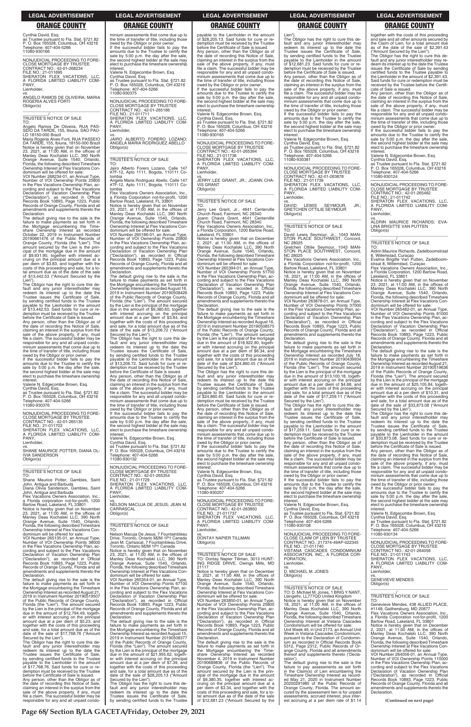Cynthia David, Esq.
as Trustee pursuant to Fla. Stat. §721.82
P. O. Box 165028, Columbus, OH 43216
Telephone: 407-404-5266
11080-930166

NONJUDICIAL PROCEEDING TO FORECLOSE MORTGAGE BY TRUSTEE
CONTRACT NO.: 42-01-268234
FILE NO.: 21-011695
SHERATON FLEX VACATIONS, LLC, A FLORIDA LIMITED LIABILITY COMPANY,
Lienholder,
vs.
ANGELO RAMOS DE OLIVEIRA; MARIA ROGERIA ALVES FORTI
Obligor(s)
\_\_\_\_\_\_\_\_\_\_\_\_\_\_\_\_\_\_\_\_\_\_\_\_\_\_\_\_\_\_\_\_\_/

TRUSTEE'S NOTICE OF SALE
TO:
Angelo Ramos De Oliveira, RUA PASSEIO DA TARDE, 155, Ibiuna, SAO PAULO 18150-000 Brazil
Maria Rogeria Alves Forti, RUA PASSEIO DA TARDE, 155, Ibiuna, 18150-000 Brazil
Notice is hereby given that on November 23, 2021, at 11:00 AM, in the offices of Manley Deas Kochalski LLC, 390 North Orange Avenue, Suite 1540, Orlando, Florida, the following described Timeshare Ownership Interest at Flex Vacations Condominium will be offered for sale:
VOI Number 268234-01, an Annual Type, Number of VOI Ownership Points 25800 in the Flex Vacations Ownership Plan, according and subject to the Flex Vacations Declaration of Vacation Ownership Plan ("Declaration"), as recorded in Official Records Book 10893, Page 1223, Public Records of Orange County, Florida and all amendments and supplements thereto the Declaration.
The default giving rise to the sale is the failure to make payments as set forth in the Mortgage encumbering the Timeshare Ownership Interest as recorded October 22, 2019 in Instrument Number 20190661476 of the Public Records of Orange County, Florida (the "Lien"). The amount secured by the Lien is the principal of the mortgage due in the amount of $9,931.90, together with interest accruing on the principal amount due at a per diem of $3.83, and together with the costs of this proceeding and sale, for a total amount due as of the date of the sale of $13,442.53 ("Amount Secured by the Lien").
The Obligor has the right to cure this default and any junior interestholder may redeem its interest up to the date the Trustee issues the Certificate of Sale, by sending certified funds to the Trustee payable to the Lienholder in the amount of $13,442.53. Said funds for cure or redemption must be received by the Trustee before the Certificate of Sale is issued.
Any person, other than the Obligor as of the date of recording this Notice of Sale, claiming an interest in the surplus from the sale of the above property, if any, must file a claim. The successful bidder may be responsible for any and all unpaid condominium assessments that come due up to the time of transfer of title, including those owed by the Obligor or prior owner.
If the successful bidder fails to pay the amounts due to the Trustee to certify the sale by 5:00 p.m. the day after the sale, the second highest bidder at the sale may elect to purchase the timeshare ownership interest.
Valerie N. Edgecombe Brown, Esq.
Cynthia David, Esq.
as Trustee pursuant to Fla. Stat. §721.82
P. O. Box 165028, Columbus, OH 43216
Telephone: 407-404-5266
11080-930376

NONJUDICIAL PROCEEDING TO FORECLOSE MORTGAGE BY TRUSTEE
CONTRACT NO.: 42-01-265135
FILE NO.: 21-011703
SHERATON FLEX VACATIONS, LLC, A FLORIDA LIMITED LIABILITY COMPANY,
Lienholder,
vs.
SHANE MAURICE POTTER; DIANA OLIVIA SANDERSON
Obligor(s)
\_\_\_\_\_\_\_\_\_\_\_\_\_\_\_\_\_\_\_\_\_\_\_\_\_\_\_\_\_\_\_\_\_/

TRUSTEE'S NOTICE OF SALE
TO:
Shane Maurice Potter, Gambles, Saint John, Antigua and Barbuda
Diana Olivia Sanderson, Gambles, Saint John, Antigua and Barbuda
Flex Vacations Owners Association, Inc., a Florida corporation not-for-profit, 1200 Bartow Road, Lakeland, FL 33801
Notice is hereby given that on November 23, 2021, at 11:00 AM, in the offices of Manley Deas Kochalski LLC, 390 North Orange Avenue, Suite 1540, Orlando, Florida, the following described Timeshare Ownership Interest at Flex Vacations Condominium will be offered for sale:
VOI Number 265135-01, an Annual Type, Number of VOI Ownership Points 38000 in the Flex Vacations Ownership Plan, according and subject to the Flex Vacations Declaration of Vacation Ownership Plan ("Declaration"), as recorded in Official Records Book 10893, Page 1223, Public Records of Orange County, Florida and all amendments and supplements thereto the Declaration.
The default giving rise to the sale is the failure to make payments as set forth in the Mortgage encumbering the Timeshare Ownership Interest as recorded August 21, 2019 in Instrument Number 20190519507 of the Public Records of Orange County, Florida (the "Lien"). The amount secured by the Lien is the principal of the mortgage due in the amount of $12,794.49, together with interest accruing on the principal amount due at a per diem of $5.23, and together with the costs of this proceeding and sale, for a total amount due as of the date of the sale of $17,768.76 ("Amount Secured by the Lien").
The Obligor has the right to cure this default and any junior interestholder may redeem its interest up to the date the Trustee issues the Certificate of Sale, by sending certified funds to the Trustee payable to the Lienholder in the amount of $17,768.76. Said funds for cure or redemption must be received by the Trustee before the Certificate of Sale is issued.
Any person, other than the Obligor as of the date of recording this Notice of Sale, claiming an interest in the surplus from the sale of the above property, if any, must file a claim. The successful bidder may be responsible for any and all unpaid condominium assessments that come due up to the time of transfer of title, including those owed by the Obligor or prior owner.
If the successful bidder fails to pay the amounts due to the Trustee to certify the sale by 5:00 p.m. the day after the sale, the second highest bidder at the sale may elect to purchase the timeshare ownership interest.
Valerie N. Edgecombe Brown, Esq.
Cynthia David, Esq.
as Trustee pursuant to Fla. Stat. §721.82
P. O. Box 165028, Columbus, OH 43216
Telephone: 407-404-5266
11080-930375

NONJUDICIAL PROCEEDING TO FORECLOSE MORTGAGE BY TRUSTEE
CONTRACT NO.: 42-01-265186
FILE NO.: 21-011711
SHERATON FLEX VACATIONS, LLC, A FLORIDA LIMITED LIABILITY COMPANY,
Lienholder,
vs.
JAIRO ALBERTO FORERO LOZANO; ANGELA MARIA RODRIGUEZ ABELLO
Obligor(s)
\_\_\_\_\_\_\_\_\_\_\_\_\_\_\_\_\_\_\_\_\_\_\_\_\_\_\_\_\_\_\_\_\_/

TRUSTEE'S NOTICE OF SALE
TO:
Jairo Alberto Forero Lozano, Calle 147 #7F-12, Apto 1111, Bogota, 110111 Colombia
Angela Maria Rodriguez Abello, Calle 147 #7F-12, Apto 1111, Bogota, 110111 Colombia
Flex Vacations Owners Association, Inc., a Florida Corporation not-for-profit, 1200 Bartow Road, Lakeland, FL 33801
Notice is hereby given that on November 23, 2021, at 11:00 AM, in the offices of Manley Deas Kochalski LLC, 390 North Orange Avenue, Suite 1540, Orlando, Florida, the following described Timeshare Ownership Interest at Flex Vacations Condominium will be offered for sale:
VOI Number 265186-01, an Annual Type, Number of VOI Ownership Points 25800 in the Flex Vacations Ownership Plan, according and subject to the Flex Vacations Declaration of Vacation Ownership Plan ("Declaration"), as recorded in Official Records Book 10893, Page 1223, Public Records of Orange County, Florida and all amendments and supplements thereto the Declaration.
The default giving rise to the sale is the failure to make payments as set forth in the Mortgage encumbering the Timeshare Ownership Interest as recorded August 16, 2019 in Instrument Number 20190508426 of the Public Records of Orange County, Florida (the "Lien"). The amount secured by the Lien is the principal of the mortgage due in the amount of $9,380.60, together with interest accruing on the principal amount due at a per diem of $3.84, and together with the costs of this proceeding and sale, for a total amount due as of the date of the sale of $13,206.72 ("Amount Secured by the Lien").
The Obligor has the right to cure this default and any junior interestholder may redeem its interest up to the date the Trustee issues the Certificate of Sale, by sending certified funds to the Trustee payable to the Lienholder in the amount of $13,206.72. Said funds for cure or redemption must be received by the Trustee before the Certificate of Sale is issued.
Any person, other than the Obligor as of the date of recording this Notice of Sale, claiming an interest in the surplus from the sale of the above property, if any, must file a claim. The successful bidder may be responsible for any and all unpaid condominium assessments that come due up to the time of transfer of title, including those owed by the Obligor or prior owner.
If the successful bidder fails to pay the amounts due to the Trustee to certify the sale by 5:00 p.m. the day after the sale, the second highest bidder at the sale may elect to purchase the timeshare ownership interest.
Valerie N. Edgecombe Brown, Esq.
Cynthia David, Esq.
as Trustee pursuant to Fla. Stat. §721.82
P. O. Box 165028, Columbus, OH 43216
Telephone: 407-404-5266
11080-930132

NONJUDICIAL PROCEEDING TO FORECLOSE MORTGAGE BY TRUSTEE
CONTRACT NO.: 42-01-265354
FILE NO.: 21-011729
SHERATON FLEX VACATIONS, LLC, A FLORIDA LIMITED LIABILITY COMPANY,
Lienholder,
vs.
NELSON MACUJA DE JESUS; JEAN M. CARRASCAL
Obligor(s)
\_\_\_\_\_\_\_\_\_\_\_\_\_\_\_\_\_\_\_\_\_\_\_\_\_\_\_\_\_\_\_\_\_/

TRUSTEE'S NOTICE OF SALE
TO:
Nelson Macuja De Jesus, 7 Fountainbleau Drive, Toronto, Ontario M2M 1P1 Canada
Jean M. Carrascal, 7 Fountainbleau Drive, Toronto, Ontario M2M 1P1 Canada
Notice is hereby given that on November 23, 2021, at 11:00 AM, in the offices of Manley Deas Kochalski LLC, 390 North Orange Avenue, Suite 1540, Orlando, Florida, the following described Timeshare Ownership Interest at Flex Vacations Condominium will be offered for sale:
VOI Number 265354-01, an Annual Type, Number of VOI Ownership Points 67100 in the Flex Vacations Ownership Plan, according and subject to the Flex Vacations Declaration of Vacation Ownership Plan ("Declaration"), as recorded in Official Records Book 10893, Page 1223, Public Records of Orange County, Florida and all amendments and supplements thereto the Declaration.
The default giving rise to the sale is the failure to make payments as set forth in the Mortgage encumbering the Timeshare Ownership Interest as recorded August 15, 2019 in Instrument Number 20190508377 of the Public Records of Orange County, Florida (the "Lien"). The amount secured by the Lien is the principal of the mortgage due in the amount of $21,955.62, together with interest accruing on the principal amount due at a per diem of $7.39, and together with the costs of this proceeding and sale, for a total amount due as of the date of the sale of $28,205.13 ("Amount Secured by the Lien").
The Obligor has the right to cure this default and any junior interestholder may redeem its interest up to the date the Trustee issues the Certificate of Sale, by sending certified funds to the Trustee payable to the Lienholder in the amount of $28,205.13. Said funds for cure or redemption must be received by the Trustee before the Certificate of Sale is issued.
Any person, other than the Obligor as of the date of recording this Notice of Sale, claiming an interest in the surplus from the sale of the above property, if any, must file a claim. The successful bidder may be responsible for any and all unpaid condominium assessments that come due up to the time of transfer of title, including those owed by the Obligor or prior owner.
If the successful bidder fails to pay the amounts due to the Trustee to certify the sale by 5:00 p.m. the day after the sale, the second highest bidder at the sale may elect to purchase the timeshare ownership interest.
Valerie N. Edgecombe Brown, Esq.
Cynthia David, Esq.
as Trustee pursuant to Fla. Stat. §721.82
P. O. Box 165028, Columbus, OH 43216
Telephone: 407-404-5266
11080-930165

NONJUDICIAL PROCEEDING TO FORECLOSE MORTGAGE BY TRUSTEE
CONTRACT NO.: 42-01-265394
FILE NO.: 21-011736
SHERATON FLEX VACATIONS, LLC, A FLORIDA LIMITED LIABILITY COMPANY,
Lienholder,
vs.
JERRY LEE GRANT, JR.; JOANN CHAVIS GRANT
Obligor(s)
\_\_\_\_\_\_\_\_\_\_\_\_\_\_\_\_\_\_\_\_\_\_\_\_\_\_\_\_\_\_\_\_\_/

TRUSTEE'S NOTICE OF SALE
TO:
Jerry Lee Grant, Jr., 4641 Centerville Church Road, Fairmont, NC 28340
Joann Chavis Grant, 4641 Centerville Church Road, Fairmont, NC 28340
Flex Vacations Owners Association, Inc., a Florida Corporation, 1200 Bartow Road, Lakeland, FL 33801
Notice is hereby given that on December 2, 2021, at 11:00 AM, in the offices of Manley Deas Kochalski LLC, 390 North Orange Avenue, Suite 1540, Orlando, Florida, the following described Timeshare Ownership Interest at Flex Vacations Condominium will be offered for sale:
VOI Number 265394-01, an Annual Type, Number of VOI Ownership Points 51700 in the Flex Vacations Ownership Plan, according and subject to the Flex Vacations Declaration of Vacation Ownership Plan ("Declaration"), as recorded in Official Records Book 10893, Page 1223, Public Records of Orange County, Florida and all amendments and supplements thereto the Declaration.
The default giving rise to the sale is the failure to make payments as set forth in the Mortgage encumbering the Timeshare Ownership Interest as recorded August 16, 2019 in Instrument Number 20190508575 of the Public Records of Orange County, Florida (the "Lien"). The amount secured by the Lien is the principal of the mortgage due in the amount of $18,922.90, together with interest accruing on the principal amount due at a per diem of $6.34, and together with the costs of this proceeding and sale, for a total amount due as of the date of the sale of $24,860.45 ("Amount Secured by the Lien").
The Obligor has the right to cure this default and any junior interestholder may redeem its interest up to the date the Trustee issues the Certificate of Sale, by sending certified funds to the Trustee payable to the Lienholder in the amount of $24,860.45. Said funds for cure or redemption must be received by the Trustee before the Certificate of Sale is issued.
Any person, other than the Obligor as of the date of recording this Notice of Sale, claiming an interest in the surplus from the sale of the above property, if any, must file a claim. The successful bidder may be responsible for any and all unpaid condominium assessments that come due up to the time of transfer of title, including those owed by the Obligor or prior owner.
If the successful bidder fails to pay the amounts due to the Trustee to certify the sale by 5:00 p.m. the day after the sale, the second highest bidder at the sale may elect to purchase the timeshare ownership interest.
Valerie N. Edgecombe Brown, Esq.
Cynthia David, Esq.
as Trustee pursuant to Fla. Stat. §721.82
P. O. Box 165028, Columbus, OH 43216
Telephone: 407-404-5266
11080-930207

NONJUDICIAL PROCEEDING TO FORECLOSE MORTGAGE BY TRUSTEE
CONTRACT NO.: 42-01-263850
FILE NO.: 21-011737
SHERATON FLEX VACATIONS, LLC, A FLORIDA LIMITED LIABILITY COMPANY,
Lienholder,
vs.
DONTAY NAPIER TILLMAN
Obligor(s)
\_\_\_\_\_\_\_\_\_\_\_\_\_\_\_\_\_\_\_\_\_\_\_\_\_\_\_\_\_\_\_\_\_/

TRUSTEE'S NOTICE OF SALE
TO: Dontay Napier Tillman, 3013 HUNTING RIDGE DRIVE, Owings Mills, MD 21117
Notice is hereby given that on December 2, 2021, at 11:00 AM, in the offices of Manley Deas Kochalski LLC, 390 North Orange Avenue, Suite 1540, Orlando, Florida, the following described Timeshare Ownership Interest at Flex Vacations Condominium will be offered for sale:
VOI Number 263850-01, an Annual Type, Number of VOI Ownership Points 25800 in the Flex Vacations Ownership Plan, according and subject to the Flex Vacations Declaration of Vacation Ownership Plan ("Declaration"), as recorded in Official Records Book 10893, Page 1223, Public Records of Orange County, Florida and all amendments and supplements thereto the Declaration.
The default giving rise to the sale is the failure to make payments as set forth in the Mortgage encumbering the Timeshare Ownership Interest as recorded November 4, 2019 in Instrument Number 20190689836 of the Public Records of Orange County, Florida (the "Lien"). The amount secured by the Lien is the principal of the mortgage due in the amount of $9,380.35, together with interest accruing on the principal amount due at a per diem of $3.34, and together with the costs of this proceeding and sale, for a total amount due as of the date of the sale of $12,681.23 ("Amount Secured by the Lien").
The Obligor has the right to cure this default and any junior interestholder may redeem its interest up to the date the Trustee issues the Certificate of Sale, by sending certified funds to the Trustee payable to the Lienholder in the amount of $12,681.23. Said funds for cure or redemption must be received by the Trustee before the Certificate of Sale is issued.
Any person, other than the Obligor as of the date of recording this Notice of Sale, claiming an interest in the surplus from the sale of the above property, if any, must file a claim. The successful bidder may be responsible for any and all unpaid condominium assessments that come due up to the time of transfer of title, including those owed by the Obligor or prior owner.
If the successful bidder fails to pay the amounts due to the Trustee to certify the sale by 5:00 p.m. the day after the sale, the second highest bidder at the sale may elect to purchase the timeshare ownership interest.
Valerie N. Edgecombe Brown, Esq.
Cynthia David, Esq.
as Trustee pursuant to Fla. Stat. §721.82
P. O. Box 165028, Columbus, OH 43216
Telephone: 407-404-5266
11080-930381

NONJUDICIAL PROCEEDING TO FORECLOSE MORTGAGE BY TRUSTEE
CONTRACT NO.: 42-01-263878
FILE NO.: 21-011739
SHERATON FLEX VACATIONS, LLC, A FLORIDA LIMITED LIABILITY COMPANY,
Lienholder,
vs.
DAVID LEWIS SEYMOUR, JR.; GRETCHEN OTTILIE SEYMOUR
Obligor(s)
\_\_\_\_\_\_\_\_\_\_\_\_\_\_\_\_\_\_\_\_\_\_\_\_\_\_\_\_\_\_\_\_\_/

TRUSTEE'S NOTICE OF SALE
TO:
David Lewis Seymour, Jr., 1043 MANSTON PLACE SOUTHWEST, Concord, NC 28025
Gretchen Ottilie Seymour, 1043 MANSTON PLACE SOUTHWEST, Concord, NC 28025
Flex Vacations Owners Association, Inc., a Florida Corporation not-for-profit, 1200 Bartow Road, Lakeland, FL 33801
Notice is hereby given that on November 18, 2021, at 11:00 AM, in the offices of Manley Deas Kochalski LLC, 390 North Orange Avenue, Suite 1540, Orlando, Florida, the following described Timeshare Ownership Interest at Flex Vacations Condominium will be offered for sale:
VOI Number 263878-01, an Annual Type, Number of VOI Ownership Points 37000 in the Flex Vacations Ownership Plan, according and subject to the Flex Vacations Declaration of Vacation Ownership Plan ("Declaration"), as recorded in Official Records Book 10893, Page 1223, Public Records of Orange County, Florida and all amendments and supplements thereto the Declaration.
The default giving rise to the sale is the failure to make payments as set forth in the Mortgage encumbering the Timeshare Ownership Interest as recorded July 18, 2019 in Instrument Number 20190439934 of the Public Records of Orange County, Florida (the "Lien"). The amount secured by the Lien is the principal of the mortgage due in the amount of $13,100.18, together with interest accruing on the principal amount due at a per diem of $4.68, and together with the costs of this proceeding and sale, for a total amount due as of the date of the sale of $17,259.11 ("Amount Secured by the Lien").
The Obligor has the right to cure this default and any junior interestholder may redeem its interest up to the date the Trustee issues the Certificate of Sale, by sending certified funds to the Trustee payable to the Lienholder in the amount of $17,259.11. Said funds for cure or redemption must be received by the Trustee before the Certificate of Sale is issued.
Any person, other than the Obligor as of the date of recording this Notice of Sale, claiming an interest in the surplus from the sale of the above property, if any, must file a claim. The successful bidder may be responsible for any and all unpaid condominium assessments that come due up to the time of transfer of title, including those owed by the Obligor or prior owner.
If the successful bidder fails to pay the amounts due to the Trustee to certify the sale by 5:00 p.m. the day after the sale, the second highest bidder at the sale may elect to purchase the timeshare ownership interest.
Valerie N. Edgecombe Brown, Esq.
Cynthia David, Esq.
as Trustee pursuant to Fla. Stat. §721.82
P. O. Box 165028, Columbus, OH 43216
Telephone: 407-404-5266
11080-930108

NONJUDICIAL PROCEEDING TO FORECLOSE CLAIM OF LIEN BY TRUSTEE
CONTRACT NO.: 217374-49AP-022345
FILE NO.: 21-011740
VISTANA CASCADES CONDOMINIUM ASSOCIATION, INC., A FLORIDA CORPORATION,
Lienholder,
vs.
D. MICHAEL M. JONES
Obligor(s)
\_\_\_\_\_\_\_\_\_\_\_\_\_\_\_\_\_\_\_\_\_\_\_\_\_\_\_\_\_\_\_\_\_/

TRUSTEE'S NOTICE OF SALE
TO: D. Michael M. Jones, 1 BRIG Y NANT, Llangefni, LL777QD United Kingdom
Notice is hereby given that on November 18, 2021, at 11:00 AM, in the offices of Manley Deas Kochalski LLC, 390 North Orange Avenue, Suite 1540, Orlando, Florida, the following described Timeshare Ownership Interest at Vistana Cascades Condominium will be offered for sale:
Unit Week 49, in Unit 2173, an Annual Unit Week in Vistana Cascades Condominium, pursuant to the Declaration of Condominium as recorded in Official Records Book 5312, Page 2312, Public Records of Orange County, Florida and all amendments thereof and supplements thereto ('Declaration').
The default giving rise to the sale is the failure to pay assessments as set forth in the Claim(s) of Lien encumbering the Timeshare Ownership Interest as recorded May 21, 2020 in Instrument Number 20200291985 of the Public Records of Orange County, Florida. The amount secured by the assessment lien is for unpaid assessments, accrued interest, plus interest accruing at a per diem rate of $1.14 together with the costs of this proceeding and sale and all other amounts secured by the Claim of Lien, for a total amount due as of the date of the sale of $2,391.43 ("Amount Secured by the Lien").
The Obligor has the right to cure this default and any junior interestholder may redeem its interest up to the date the Trustee issues the Certificate of Sale by sending certified funds to the Trustee payable to the Lienholder in the amount of $2,391.43. Said funds for cure or redemption must be received by the Trustee before the Certificate of Sale is issued.
Any person, other than the Obligor as of the date of recording this Notice of Sale, claiming an interest in the surplus from the sale of the above property, if any, must file a claim. The successful bidder may be responsible for any and all unpaid condominium assessments that come due up to the time of transfer of title, including those owed by the Obligor or prior owner.
If the successful bidder fails to pay the amounts due to the Trustee to certify the sale by 5:00 p.m. the day after the sale, the second highest bidder at the sale may elect to purchase the timeshare ownership interest.
Valerie N. Edgecombe Brown, Esq.
Cynthia David, Esq.
as Trustee pursuant to Fla. Stat. §721.82
P. O. Box 165028, Columbus, OH 43216
Telephone: 407-404-5266
11080-930124

NONJUDICIAL PROCEEDING TO FORECLOSE MORTGAGE BY TRUSTEE
CONTRACT NO.: 42-01-265482
FILE NO.: 21-011742
SHERATON FLEX VACATIONS, LLC, A FLORIDA LIMITED LIABILITY COMPANY,
Lienholder,
vs.
ALDRIN MAURICE RICHARDS; EVALINA BRIGITTE VAN PUTTEN
Obligor(s)
\_\_\_\_\_\_\_\_\_\_\_\_\_\_\_\_\_\_\_\_\_\_\_\_\_\_\_\_\_\_\_\_\_/

TRUSTEE'S NOTICE OF SALE
TO:
Aldrin Maurice Richards, Zadelboomstraat 8, Willemstad, Curacao
Evalina Brigitte Van Putten, Zadelboomstraat 8, Willemstad, Curacao
Flex Vacations Owners Association, Inc., a Florida Corporation, 1200 Bartow Road, Lakeland, FL 33801
Notice is hereby given that on November 23, 2021, at 11:00 AM, in the offices of Manley Deas Kochalski LLC, 390 North Orange Avenue, Suite 1540, Orlando, Florida, the following described Timeshare Ownership Interest at Flex Vacations Condominium will be offered for sale:
VOI Number 265482-01, an Annual Type, Number of VOI Ownership Points 81000 in the Flex Vacations Ownership Plan, according and subject to the Flex Vacations Declaration of Vacation Ownership Plan ("Declaration"), as recorded in Official Records Book 10893, Page 1223, Public Records of Orange County, Florida and all amendments and supplements thereto the Declaration.
The default giving rise to the sale is the failure to make payments as set forth in the Mortgage encumbering the Timeshare Ownership Interest as recorded August 21, 2019 in Instrument Number 20190519636 of the Public Records of Orange County, Florida (the "Lien"). The amount secured by the Lien is the principal of the mortgage due in the amount of $25,105.84, together with interest accruing on the principal amount due at a per diem of $10.31, and together with the costs of this proceeding and sale, for a total amount due as of the date of the sale of $33,873.08 ("Amount Secured by the Lien").
The Obligor has the right to cure this default and any junior interestholder may redeem its interest up to the date the Trustee issues the Certificate of Sale, by sending certified funds to the Trustee payable to the Lienholder in the amount of $33,873.08. Said funds for cure or redemption must be received by the Trustee before the Certificate of Sale is issued.
Any person, other than the Obligor as of the date of recording this Notice of Sale, claiming an interest in the surplus from the sale of the above property, if any, must file a claim. The successful bidder may be responsible for any and all unpaid condominium assessments that come due up to the time of transfer of title, including those owed by the Obligor or prior owner.
If the successful bidder fails to pay the amounts due to the Trustee to certify the sale by 5:00 p.m. the day after the sale, the second highest bidder at the sale may elect to purchase the timeshare ownership interest.
Valerie N. Edgecombe Brown, Esq.
Cynthia David, Esq.
as Trustee pursuant to Fla. Stat. §721.82
P. O. Box 165028, Columbus, OH 43216
Telephone: 407-404-5266
11080-930134

NONJUDICIAL PROCEEDING TO FORECLOSE MORTGAGE BY TRUSTEE
CONTRACT NO.: 42-01-264056
FILE NO.: 21-011743
SHERATON FLEX VACATIONS, LLC, A FLORIDA LIMITED LIABILITY COMPANY,
Lienholder,
vs.
GENEVIEVE MENDES
Obligor(s)
\_\_\_\_\_\_\_\_\_\_\_\_\_\_\_\_\_\_\_\_\_\_\_\_\_\_\_\_\_\_\_\_\_/

TRUSTEE'S NOTICE OF SALE
TO:
Genevieve Mendes, 438 ALLIED PLACE, #1148, Gaithersburg, MD 20877
Flex Vacations Owners Association, Inc., a Florida Corporation not-for-profit, 1200 Bartow Road, Lakeland, FL 33801
Notice is hereby given that on December 2, 2021, at 11:00 AM, in the offices of Manley Deas Kochalski LLC, 390 North Orange Avenue, Suite 1540, Orlando, Florida, the following described Timeshare Ownership Interest at Flex Vacations Condominium will be offered for sale:
VOI Number 264056-01, an Annual Type, Number of VOI Ownership Points 110000 in the Flex Vacations Ownership Plan, according and subject to the Flex Vacations Declaration of Vacation Ownership Plan ("Declaration"), as recorded in Official Records Book 10893, Page 1223, Public Records of Orange County, Florida and all amendments and supplements thereto the Declaration.

**(Continued on next page)**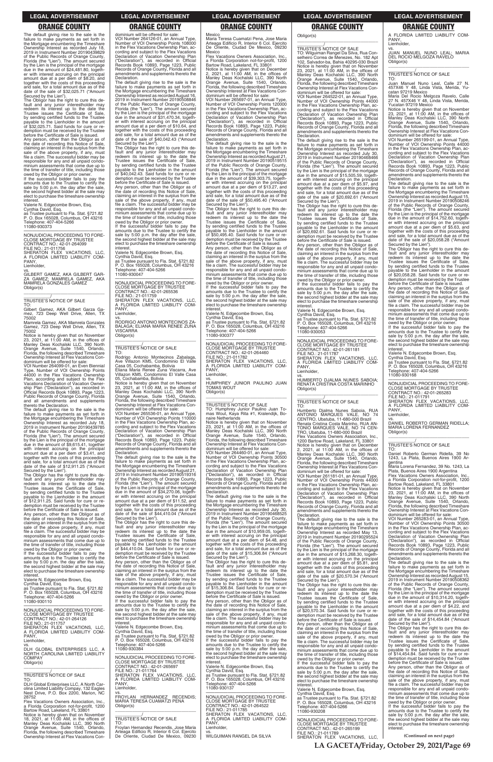## ORANGE COUNTY

The default giving rise to the sale is the failure to make payments as set forth in the Mortgage encumbering the Timeshare Ownership Interest as recorded July 18, 2019 in Instrument Number 20190439829 of the Public Records of Orange County, Florida (the "Lien"). The amount secured by the Lien is the principal of the mortgage due in the amount of $24,481.80, together with interest accruing on the principal amount due at a per diem of $8.20, and together with the costs of this proceeding and sale, for a total amount due as of the date of the sale of $32,025.71 ("Amount Secured by the Lien").

The Obligor has the right to cure this default and any junior interestholder may redeem its interest up to the date the Trustee issues the Certificate of Sale, by sending certified funds to the Trustee payable to the Lienholder in the amount of $32,025.71. Said funds for cure or redemption must be received by the Trustee before the Certificate of Sale is issued.

Any person, other than the Obligor as of the date of recording this Notice of Sale, claiming an interest in the surplus from the sale of the above property, if any, must file a claim. The successful bidder may be responsible for any and all unpaid condominium assessments that come due up to the time of transfer of title, including those owed by the Obligor or prior owner.

If the successful bidder fails to pay the amounts due to the Trustee to certify the sale by 5:00 p.m. the day after the sale, the second highest bidder at the sale may elect to purchase the timeshare ownership interest.

Valerie N. Edgecombe Brown, Esq.
Cynthia David, Esq.
as Trustee pursuant to Fla. Stat. §721.82
P. O. Box 165028, Columbus, OH 43216
Telephone: 407-404-5266
11080-930373

—————————————————

NONJUDICIAL PROCEEDING TO FORECLOSE MORTGAGE BY TRUSTEE
CONTRACT NO.: 42-01-264099
FILE NO.: 21-011756
SHERATON FLEX VACATIONS, LLC, A FLORIDA LIMITED LIABILITY COMPANY,
Lienholder,
vs.
GILBERT GAMEZ, AKA GILBERT GARZA GAMEZ; MAMRELA GAMEZ, AKA MAMRELA GONZALES GAMEZ
Obligor(s)

_______________/

TRUSTEE'S NOTICE OF SALE
TO:
Gilbert Gamez, AKA Gilbert Garza Gamez, 723 Deep Well Drive, Allen, TX 75002
Mamrela Gamez, AKA Mamrela Gonzales Gamez, 723 Deep Well Drive, Allen, TX 75002

Notice is hereby given that on November 23, 2021, at 11:00 AM, in the offices of Manley Deas Kochalski LLC, 390 North Orange Avenue, Suite 1540, Orlando, Florida, the following described Timeshare Ownership Interest at Flex Vacations Condominium will be offered for sale:

VOI Number 264099-01, an Even Biennial Type, Number of VOI Ownership Points 44000 in the Flex Vacations Ownership Plan, according and subject to the Flex Vacations Declaration of Vacation Ownership Plan ("Declaration"), as recorded in Official Records Book 10893, Page 1223, Public Records of Orange County, Florida and all amendments and supplements thereto the Declaration.

The default giving rise to the sale is the failure to make payments as set forth in the Mortgage encumbering the Timeshare Ownership Interest as recorded July 18, 2019 in Instrument Number 20190439785 of the Public Records of Orange County, Florida (the "Lien"). The amount secured by the Lien is the principal of the mortgage due in the amount of $9,615.41, together with interest accruing on the principal amount due at a per diem of $3.41, and together with the costs of this proceeding and sale, for a total amount due as of the date of the sale of $12,911.25 ("Amount Secured by the Lien").

The Obligor has the right to cure this default and any junior interestholder may redeem its interest up to the date the Trustee issues the Certificate of Sale, by sending certified funds to the Trustee payable to the Lienholder in the amount of $12,911.25. Said funds for cure or redemption must be received by the Trustee before the Certificate of Sale is issued.

Any person, other than the Obligor as of the date of recording this Notice of Sale, claiming an interest in the surplus from the sale of the above property, if any, must file a claim. The successful bidder may be responsible for any and all unpaid condominium assessments that come due up to the time of transfer of title, including those owed by the Obligor or prior owner.

If the successful bidder fails to pay the amounts due to the Trustee to certify the sale by 5:00 p.m. the day after the sale, the second highest bidder at the sale may elect to purchase the timeshare ownership interest.

Valerie N. Edgecombe Brown, Esq.
Cynthia David, Esq.
as Trustee pursuant to Fla. Stat. §721.82
P. O. Box 165028, Columbus, OH 43216
Telephone: 407-404-5266
11080-930110

—————————————————

NONJUDICIAL PROCEEDING TO FORECLOSE MORTGAGE BY TRUSTEE
CONTRACT NO.: 42-01-264126
FILE NO.: 21-011757
SHERATON FLEX VACATIONS, LLC, A FLORIDA LIMITED LIABILITY COMPANY,
Lienholder,
vs.
DLH GLOBAL ENTERPRISES LLC, A NORTH CAROLINA LIMITED LIABILITY COMPAY
Obligor(s)

_______________/

TRUSTEE'S NOTICE OF SALE
TO:
DLH Global Enterprises LLC, a North Carolina Limited Liability Company, 132 Eagles Nest Drive, P.O. Box 2200, Marion, NC 28752
Flex Vacations Owners Association, Inc., a Florida Corporation not-for-profit, 1200 Bartow Road, Lakeland, FL 33801

Notice is hereby given that on November 18, 2021, at 11:00 AM, in the offices of Manley Deas Kochalski LLC, 390 North Orange Avenue, Suite 1540, Orlando, Florida, the following described Timeshare Ownership Interest at Flex Vacations Condominium will be offered for sale:

VOI Number 264126-01, an Annual Type, Number of VOI Ownership Points 108000 in the Flex Vacations Ownership Plan, according and subject to the Flex Vacations Declaration of Vacation Ownership Plan ("Declaration"), as recorded in Official Records Book 10893, Page 1223, Public Records of Orange County, Florida and all amendments and supplements thereto the Declaration.

The default giving rise to the sale is the failure to make payments as set forth in the Mortgage encumbering the Timeshare Ownership Interest as recorded August 16, 2019 in Instrument Number 20190508846 of the Public Records of Orange County, Florida (the "Lien"). The amount secured by the Lien is the principal of the mortgage due in the amount of $31,470.34, together with interest accruing on the principal amount due at a per diem of $10.64, and together with the costs of this proceeding and sale, for a total amount due as of the date of the sale of $40,042.43 ("Amount Secured by the Lien").

The Obligor has the right to cure this default and any junior interestholder may redeem its interest up to the date the Trustee issues the Certificate of Sale, by sending certified funds to the Trustee payable to the Lienholder in the amount of $40,042.43. Said funds for cure or redemption must be received by the Trustee before the Certificate of Sale is issued.

Any person, other than the Obligor as of the date of recording this Notice of Sale, claiming an interest in the surplus from the sale of the above property, if any, must file a claim. The successful bidder may be responsible for any and all unpaid condominium assessments that come due up to the time of transfer of title, including those owed by the Obligor or prior owner.

If the successful bidder fails to pay the amounts due to the Trustee to certify the sale by 5:00 p.m. the day after the sale, the second highest bidder at the sale may elect to purchase the timeshare ownership interest.

Valerie N. Edgecombe Brown, Esq.
Cynthia David, Esq.
as Trustee pursuant to Fla. Stat. §721.82
P. O. Box 165028, Columbus, OH 43216
Telephone: 407-404-5266
11080-930047

—————————————————

NONJUDICIAL PROCEEDING TO FORECLOSE MORTGAGE BY TRUSTEE
CONTRACT NO.: 42-01-265536
FILE NO.: 21-011759
SHERATON FLEX VACATIONS, LLC, A FLORIDA LIMITED LIABILITY COMPANY,
Lienholder,
vs.
RODRIGO ANTONIO MONTECINOS ZABALAGA; ELIANA MARIA RENEE ZUNA VISCARRA
Obligor(s)

_______________/

TRUSTEE'S NOTICE OF SALE
TO:
Rodrigo Antonio Montecinos Zabalaga, Ave Villazon KM5, Condominio El Valle Casa 05, Cochabamba, Bolivia
Eliana Maria Renee Zuna Viscarra, Ave Villazon KM5, Condominio El Valle Casa 05, Cochabamba, Bolivia

Notice is hereby given that on November 23, 2021, at 11:00 AM, in the offices of Manley Deas Kochalski LLC, 390 North Orange Avenue, Suite 1540, Orlando, Florida, the following described Timeshare Ownership Interest at Flex Vacations Condominium will be offered for sale:

VOI Number 265536-01, an Annual Type, Number of VOI Ownership Points 110000 in the Flex Vacations Ownership Plan, according and subject to the Flex Vacations Declaration of Vacation Ownership Plan ("Declaration"), as recorded in Official Records Book 10893, Page 1223, Public Records of Orange County, Florida and all amendments and supplements thereto the Declaration.

The default giving rise to the sale is the failure to make payments as set forth in the Mortgage encumbering the Timeshare Ownership Interest as recorded August 21, 2019 in Instrument Number 20190519316 of the Public Records of Orange County, Florida (the "Lien"). The amount secured by the Lien is the principal of the mortgage due in the amount of $34,270.06, together with interest accruing on the principal amount due at a per diem of $11.52, and together with the costs of this proceeding and sale, for a total amount due as of the date of the sale of $44,410.04 ("Amount Secured by the Lien").

The Obligor has the right to cure this default and any junior interestholder may redeem its interest up to the date the Trustee issues the Certificate of Sale, by sending certified funds to the Trustee payable to the Lienholder in the amount of $44,410.04. Said funds for cure or redemption must be received by the Trustee before the Certificate of Sale is issued.

Any person, other than the Obligor as of the date of recording this Notice of Sale, claiming an interest in the surplus from the sale of the above property, if any, must file a claim. The successful bidder may be responsible for any and all unpaid condominium assessments that come due up to the time of transfer of title, including those owed by the Obligor or prior owner.

If the successful bidder fails to pay the amounts due to the Trustee to certify the sale by 5:00 p.m. the day after the sale, the second highest bidder at the sale may elect to purchase the timeshare ownership interest.

Valerie N. Edgecombe Brown, Esq.
Cynthia David, Esq.
as Trustee pursuant to Fla. Stat. §721.82
P. O. Box 165028, Columbus, OH 43216
Telephone: 407-404-5266
11080-930384

—————————————————

NONJUDICIAL PROCEEDING TO FORECLOSE MORTGAGE BY TRUSTEE
CONTRACT NO.: 42-01-265697
FILE NO.: 21-011764
SHERATON FLEX VACATIONS, LLC, A FLORIDA LIMITED LIABILITY COMPANY,
Lienholder,
vs.
FROYLAN HERNANDEZ RECENDIS; MARIA TERESA CUAMATZI PENA
Obligor(s)

_______________/

TRUSTEE'S NOTICE OF SALE
TO:
Froylan Hernandez Recendis, Jose Maria Arteaga Edificio R, Interior 6 Col. Ejercito De Oriente, Ciudad De Mexico, 09230 Mexico
Maria Teresa Cuamatzi Pena, Jose Maria Arteaga Edificio R, Interior 6 Col. Ejercito De Oriente, Ciudad De Mexico, 09230 Mexico
Flex Vacations Owners Association, Inc., a Florida Corporation not-for-profit, 1200 Bartow Road, Lakeland, FL 33801

Notice is hereby given that on December 2, 2021, at 11:00 AM, in the offices of Manley Deas Kochalski LLC, 390 North Orange Avenue, Suite 1540, Orlando, Florida, the following described Timeshare Ownership Interest at Flex Vacations Condominium will be offered for sale:

VOI Number 265697-01, an Annual Type, Number of VOI Ownership Points 120000 in the Flex Vacations Ownership Plan, according and subject to the Flex Vacations Declaration of Vacation Ownership Plan ("Declaration"), as recorded in Official Records Book 10893, Page 1223, Public Records of Orange County, Florida and all amendments and supplements thereto the Declaration.

The default giving rise to the sale is the failure to make payments as set forth in the Mortgage encumbering the Timeshare Ownership Interest as recorded August 21, 2019 in Instrument Number 20190519515 of the Public Records of Orange County, Florida (the "Lien"). The amount secured by the Lien is the principal of the mortgage due in the amount of $39,303.75, together with interest accruing on the principal amount due at a per diem of $13.27, and together with the costs of this proceeding and sale, for a total amount due as of the date of the sale of $50,495.40 ("Amount Secured by the Lien").

The Obligor has the right to cure this default and any junior interestholder may redeem its interest up to the date the Trustee issues the Certificate of Sale, by sending certified funds to the Trustee payable to the Lienholder in the amount of $50,495.40. Said funds for cure or redemption must be received by the Trustee before the Certificate of Sale is issued.

Any person, other than the Obligor as of the date of recording this Notice of Sale, claiming an interest in the surplus from the sale of the above property, if any, must file a claim. The successful bidder may be responsible for any and all unpaid condominium assessments that come due up to the time of transfer of title, including those owed by the Obligor or prior owner.

If the successful bidder fails to pay the amounts due to the Trustee to certify the sale by 5:00 p.m. the day after the sale, the second highest bidder at the sale may elect to purchase the timeshare ownership interest.

Valerie N. Edgecombe Brown, Esq.
Cynthia David, Esq.
as Trustee pursuant to Fla. Stat. §721.82
P. O. Box 165028, Columbus, OH 43216
Telephone: 407-404-5266
11080-930377

—————————————————

NONJUDICIAL PROCEEDING TO FORECLOSE MORTGAGE BY TRUSTEE
CONTRACT NO.: 42-01-264460
FILE NO.: 21-011782
SHERATON FLEX VACATIONS, LLC, A FLORIDA LIMITED LIABILITY COMPANY,
Lienholder,
vs.
HUMPHREY JUNIOR PAULINO JUAN TOMAS WOUT
Obligor(s)

_______________/

TRUSTEE'S NOTICE OF SALE
TO: Humphrey Junior Paulino Juan Tomas Wout, Kaya Rita #1, Kralendijk, Bonaire Netherlands

Notice is hereby given that on November 23, 2021, at 11:00 AM, in the offices of Manley Deas Kochalski LLC, 390 North Orange Avenue, Suite 1540, Orlando, Florida, the following described Timeshare Ownership Interest at Flex Vacations Condominium will be offered for sale:

VOI Number 264460-01, an Annual Type, Number of VOI Ownership Points 30500 in the Flex Vacations Ownership Plan, according and subject to the Flex Vacations Declaration of Vacation Ownership Plan ("Declaration"), as recorded in Official Records Book 10893, Page 1223, Public Records of Orange County, Florida and all amendments and supplements thereto the Declaration.

The default giving rise to the sale is the failure to make payments as set forth in the Mortgage encumbering the Timeshare Ownership Interest as recorded July 30, 2019 in Instrument Number 20190468525 of the Public Records of Orange County, Florida (the "Lien"). The amount secured by the Lien is the principal of the mortgage due in the amount of $10,959.05, together with interest accruing on the principal amount due at a per diem of $4.48, and together with the costs of this proceeding and sale, for a total amount due as of the date of the sale of $15,306.84 ("Amount Secured by the Lien").

The Obligor has the right to cure this default and any junior interestholder may redeem its interest up to the date the Trustee issues the Certificate of Sale, by sending certified funds to the Trustee payable to the Lienholder in the amount of $15,306.84. Said funds for cure or redemption must be received by the Trustee before the Certificate of Sale is issued.

Any person, other than the Obligor as of the date of recording this Notice of Sale, claiming an interest in the surplus from the sale of the above property, if any, must file a claim. The successful bidder may be responsible for any and all unpaid condominium assessments that come due up to the time of transfer of title, including those owed by the Obligor or prior owner.

If the successful bidder fails to pay the amounts due to the Trustee to certify the sale by 5:00 p.m. the day after the sale, the second highest bidder at the sale may elect to purchase the timeshare ownership interest.

Valerie N. Edgecombe Brown, Esq.
Cynthia David, Esq.
as Trustee pursuant to Fla. Stat. §721.82
P. O. Box 165028, Columbus, OH 43216
Telephone: 407-404-5266
11080-930137

—————————————————

NONJUDICIAL PROCEEDING TO FORECLOSE MORTGAGE BY TRUSTEE
CONTRACT NO.: 42-01-264522
FILE NO.: 21-011785
SHERATON FLEX VACATIONS, LLC, A FLORIDA LIMITED LIABILITY COMPANY,
Lienholder,
vs.
WILGUIMAN RANGEL DA SILVA
Obligor(s)

_______________/

TRUSTEE'S NOTICE OF SALE
TO: Wilguiman Rangel Da Silva, Rua Conselheiro Correa de Menezes, No. 182 Apt 102, Salvador-ba, Bahia 40295-030 Brazil

Notice is hereby given that on November 23, 2021, at 11:00 AM, in the offices of Manley Deas Kochalski LLC, 390 North Orange Avenue, Suite 1540, Orlando, Florida, the following described Timeshare Ownership Interest at Flex Vacations Condominium will be offered for sale:

VOI Number 264522-01, an Annual Type, Number of VOI Ownership Points 44000 in the Flex Vacations Ownership Plan, according and subject to the Flex Vacations Declaration of Vacation Ownership Plan ("Declaration"), as recorded in Official Records Book 10893, Page 1223, Public Records of Orange County, Florida and all amendments and supplements thereto the Declaration.

The default giving rise to the sale is the failure to make payments as set forth in the Mortgage encumbering the Timeshare Ownership Interest as recorded July 30, 2019 in Instrument Number 20190468466 of the Public Records of Orange County, Florida (the "Lien"). The amount secured by the Lien is the principal of the mortgage due in the amount of $15,505.59, together with interest accruing on the principal amount due at a per diem of $5.97, and together with the costs of this proceeding and sale, for a total amount due as of the date of the sale of $20,692.61 ("Amount Secured by the Lien").

The Obligor has the right to cure this default and any junior interestholder may redeem its interest up to the date the Trustee issues the Certificate of Sale, by sending certified funds to the Trustee payable to the Lienholder in the amount of $20,692.61. Said funds for cure or redemption must be received by the Trustee before the Certificate of Sale is issued.

Any person, other than the Obligor as of the date of recording this Notice of Sale, claiming an interest in the surplus from the sale of the above property, if any, must file a claim. The successful bidder may be responsible for any and all unpaid condominium assessments that come due up to the time of transfer of title, including those owed by the Obligor or prior owner.

If the successful bidder fails to pay the amounts due to the Trustee to certify the sale by 5:00 p.m. the day after the sale, the second highest bidder at the sale may elect to purchase the timeshare ownership interest.

Valerie N. Edgecombe Brown, Esq.
Cynthia David, Esq.
as Trustee pursuant to Fla. Stat. §721.82
P. O. Box 165028, Columbus, OH 43216
Telephone: 407-404-5266
11080-930053

—————————————————

NONJUDICIAL PROCEEDING TO FORECLOSE MORTGAGE BY TRUSTEE
CONTRACT NO.: 42-01-261181
FILE NO.: 21-011787
SHERATON FLEX VACATIONS, LLC, A FLORIDA LIMITED LIABILITY COMPANY,
Lienholder,
vs.
HUMBERTO DJALMA NUNES SABOIA; RENATA CRISTINA COSTA MARINHO
Obligor(s)

_______________/

TRUSTEE'S NOTICE OF SALE
TO:
Humberto Djalma Nunes Saboia, RUA ANTONIO MARQUES VALE, NO 74 CENTRO, Ubatuba, 11-680-000 Brazil
Renata Cristina Costa Marinho, RUA ANTONIO MARQUES VALE, NO 74 CENTRO, Ubatuba, 11-680-000 Brazil
Flex Vacations Owners Association, Inc., 1200 Bartow Road, Lakeland, FL 33801

Notice is hereby given that on December 2, 2021, at 11:00 AM, in the offices of Manley Deas Kochalski LLC, 390 North Orange Avenue, Suite 1540, Orlando, Florida, the following described Timeshare Ownership Interest at Flex Vacations Condominium will be offered for sale:

VOI Number 261181-01, an Annual Type, Number of VOI Ownership Points 44000 in the Flex Vacations Ownership Plan, according and subject to the Flex Vacations Declaration of Vacation Ownership Plan ("Declaration"), as recorded in Official Records Book 10893, Page 1223, Public Records of Orange County, Florida and all amendments and supplements thereto the Declaration.

The default giving rise to the sale is the failure to make payments as set forth in the Mortgage encumbering the Timeshare Ownership Interest as recorded May 13, 2019 in Instrument Number 20190295524 of the Public Records of Orange County, Florida (the "Lien"). The amount secured by the Lien is the principal of the mortgage due in the amount of $15,268.30, together with interest accruing on the principal amount due at a per diem of $5.81, and together with the costs of this proceeding and sale, for a total amount due as of the date of the sale of $20,570.34 ("Amount Secured by the Lien").

The Obligor has the right to cure this default and any junior interestholder may redeem its interest up to the date the Trustee issues the Certificate of Sale, by sending certified funds to the Trustee payable to the Lienholder in the amount of $20,570.34. Said funds for cure or redemption must be received by the Trustee before the Certificate of Sale is issued.

Any person, other than the Obligor as of the date of recording this Notice of Sale, claiming an interest in the surplus from the sale of the above property, if any, must file a claim. The successful bidder may be responsible for any and all unpaid condominium assessments that come due up to the time of transfer of title, including those owed by the Obligor or prior owner.

If the successful bidder fails to pay the amounts due to the Trustee to certify the sale by 5:00 p.m. the day after the sale, the second highest bidder at the sale may elect to purchase the timeshare ownership interest.

Valerie N. Edgecombe Brown, Esq.
Cynthia David, Esq.
as Trustee pursuant to Fla. Stat. §721.82
P. O. Box 165028, Columbus, OH 43216
Telephone: 407-404-5266
11080-930208

—————————————————

NONJUDICIAL PROCEEDING TO FORECLOSE MORTGAGE BY TRUSTEE
CONTRACT NO.: 42-01-265199
FILE NO.: 21-011789
SHERATON FLEX VACATIONS, LLC, A FLORIDA LIMITED LIABILITY COMPANY,
Lienholder,
vs.
JUAN MANUEL NUNO LEAL; MARIA DEL ROCIO MELGOZA RAVELO
Obligor(s)

_______________/

TRUSTEE'S NOTICE OF SALE
TO:
Juan Manuel Nuno Leal, Calle 27 N. 457X46 Y 48, Linda Vista, Merida, Yucatan 97219 Mexico
Maria Del Rocio Melgoza Ravelo, Calle 27 N. 457X46 Y 48, Linda Vista, Merida, Yucatan 97219 Mexico

Notice is hereby given that on November 23, 2021, at 11:00 AM, in the offices of Manley Deas Kochalski LLC, 390 North Orange Avenue, Suite 1540, Orlando, Florida, the following described Timeshare Ownership Interest at Flex Vacations Condominium will be offered for sale:

VOI Number 265199-01, an Annual Type, Number of VOI Ownership Points 44000 in the Flex Vacations Ownership Plan, according and subject to the Flex Vacations Declaration of Vacation Ownership Plan ("Declaration"), as recorded in Official Records Book 10893, Page 1223, Public Records of Orange County, Florida and all amendments and supplements thereto the Declaration.

The default giving rise to the sale is the failure to make payments as set forth in the Mortgage encumbering the Timeshare Ownership Interest as recorded August 15, 2019 in Instrument Number 20190508246 of the Public Records of Orange County, Florida (the "Lien"). The amount secured by the Lien is the principal of the mortgage due in the amount of $14,752.60, together with interest accruing on the principal amount due at a per diem of $5.63, and together with the costs of this proceeding and sale, for a total amount due as of the date of the sale of $20,058.28 ("Amount Secured by the Lien").

The Obligor has the right to cure this default and any junior interestholder may redeem its interest up to the date the Trustee issues the Certificate of Sale, by sending certified funds to the Trustee payable to the Lienholder in the amount of $20,058.28. Said funds for cure or redemption must be received by the Trustee before the Certificate of Sale is issued.

Any person, other than the Obligor as of the date of recording this Notice of Sale, claiming an interest in the surplus from the sale of the above property, if any, must file a claim. The successful bidder may be responsible for any and all unpaid condominium assessments that come due up to the time of transfer of title, including those owed by the Obligor or prior owner.

If the successful bidder fails to pay the amounts due to the Trustee to certify the sale by 5:00 p.m. the day after the sale, the second highest bidder at the sale may elect to purchase the timeshare ownership interest.

Valerie N. Edgecombe Brown, Esq.
Cynthia David, Esq.
as Trustee pursuant to Fla. Stat. §721.82
P. O. Box 165028, Columbus, OH 43216
Telephone: 407-404-5266
11080-930168

—————————————————

NONJUDICIAL PROCEEDING TO FORECLOSE MORTGAGE BY TRUSTEE
CONTRACT NO.: 42-01-265283
FILE NO.: 21-011791
SHERATON FLEX VACATIONS, LLC, A FLORIDA LIMITED LIABILITY COMPANY,
Lienholder,
vs.
DANIEL ROBERTO GERMAN RIDELLA; MARIA LORENA FERNANDEZ
Obligor(s)

_______________/

TRUSTEE'S NOTICE OF SALE
TO:
Daniel Roberto German Ridella, 39 No 1243, La Plata, Buenos Aires 1900 Argentina
Maria Lorena Fernandez, 39 No. 1243, La Plata, Buenos Aires 1900 Argentina
Flex Vacations Owners Association, Inc., a Florida Corporation not-for-profit, 1200 Bartow Road, Lakeland, FL 33801

Notice is hereby given that on November 23, 2021, at 11:00 AM, in the offices of Manley Deas Kochalski LLC, 390 North Orange Avenue, Suite 1540, Orlando, Florida, the following described Timeshare Ownership Interest at Flex Vacations Condominium will be offered for sale:

VOI Number 265283-01, an Annual Type, Number of VOI Ownership Points 30500 in the Flex Vacations Ownership Plan, according and subject to the Flex Vacations Declaration of Vacation Ownership Plan ("Declaration"), as recorded in Official Records Book 10893, Page 1223, Public Records of Orange County, Florida and all amendments and supplements thereto the Declaration.

The default giving rise to the sale is the failure to make payments as set forth in the Mortgage encumbering the Timeshare Ownership Interest as recorded August 15, 2019 in Instrument Number 20190508362 of the Public Records of Orange County, Florida (the "Lien"). The amount secured by the Lien is the principal of the mortgage due in the amount of $10,314.20, together with interest accruing on the principal amount due at a per diem of $4.22, and together with the costs of this proceeding and sale, for a total amount due as of the date of the sale of $14,454.84 ("Amount Secured by the Lien").

The Obligor has the right to cure this default and any junior interestholder may redeem its interest up to the date the Trustee issues the Certificate of Sale, by sending certified funds to the Trustee payable to the Lienholder in the amount of $14,454.84. Said funds for cure or redemption must be received by the Trustee before the Certificate of Sale is issued.

Any person, other than the Obligor as of the date of recording this Notice of Sale, claiming an interest in the surplus from the sale of the above property, if any, must file a claim. The successful bidder may be responsible for any and all unpaid condominium assessments that come due up to the time of transfer of title, including those owed by the Obligor or prior owner.

If the successful bidder fails to pay the amounts due to the Trustee to certify the sale by 5:00 p.m. the day after the sale, the second highest bidder at the sale may elect to purchase the timeshare ownership interest.

**(Continued on next page)**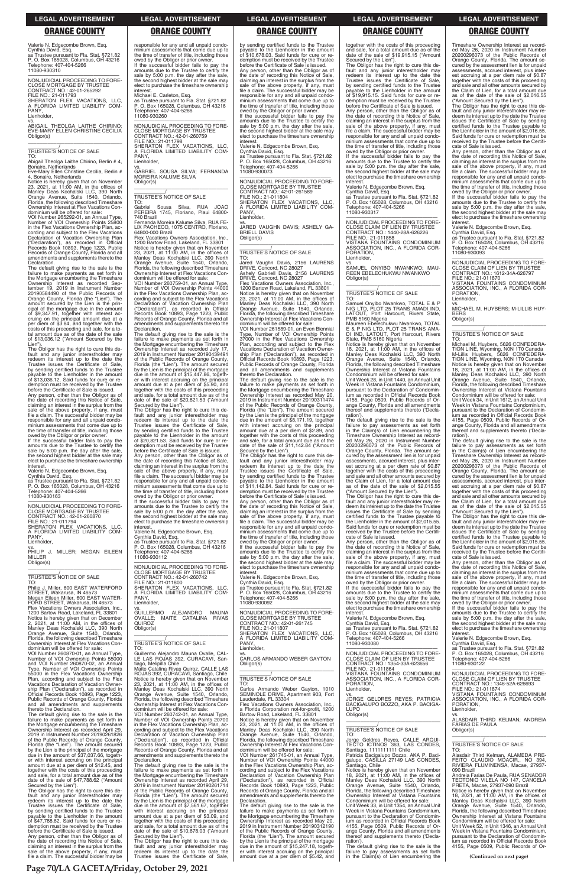Valerie N. Edgecombe Brown, Esq.
Cynthia David, Esq.
as Trustee pursuant to Fla. Stat. §721.82
P. O. Box 165028, Columbus, OH 43216
Telephone: 407-404-5266
11080-930310

NONJUDICIAL PROCEEDING TO FORECLOSE MORTGAGE BY TRUSTEE
CONTRACT NO.: 42-01-265292
FILE NO.: 21-011793
SHERATON FLEX VACATIONS, LLC, A FLORIDA LIMITED LIABILITY COMPANY,
Lienholder,
vs.
ABIGAIL THEOLGA LAITHE CHIRINO; EVE-MARY ELLEN CHRISTINE CECILIA
Obligor(s)

TRUSTEE'S NOTICE OF SALE
TO:
Abigail Theolga Laithe Chirino, Berlin # 4, Bonaire, Netherlands
Eve-Mary Ellen Christine Cecilia, Berlin # 4, Bonaire, Netherlands
Notice is hereby given that on November 23, 2021, at 11:00 AM, in the offices of Manley Deas Kochalski LLC, 390 North Orange Avenue, Suite 1540, Orlando, Florida, the following described Timeshare Ownership Interest at Flex Vacations Condominium will be offered for sale:
VOI Number 265292-01, an Annual Type, Number of VOI Ownership Points 25800 in the Flex Vacations Ownership Plan, according and subject to the Flex Vacations Declaration of Vacation Ownership Plan ("Declaration"), as recorded in Official Records Book 10893, Page 1223, Public Records of Orange County, Florida and all amendments and supplements thereto the Declaration.
The default giving rise to the sale is the failure to make payments as set forth in the Mortgage encumbering the Timeshare Ownership Interest as recorded September 19, 2019 in Instrument Number 20190584490 of the Public Records of Orange County, Florida (the "Lien"). The amount secured by the Lien is the principal of the mortgage due in the amount of $9,347.91, together with interest accruing on the principal amount due at a per diem of $3.84, and together with the costs of this proceeding and sale, for a total amount due as of the date of the sale of $13,036.12 ("Amount Secured by the Lien").
The Obligor has the right to cure this default and any junior interestholder may redeem its interest up to the date the Trustee issues the Certificate of Sale, by sending certified funds to the Trustee payable to the Lienholder in the amount of $13,036.12. Said funds for cure or redemption must be received by the Trustee before the Certificate of Sale is issued.
Any person, other than the Obligor as of the date of recording this Notice of Sale, claiming an interest in the surplus from the sale of the above property, if any, must file a claim. The successful bidder may be responsible for any and all unpaid condominium assessments that come due up to the time of transfer of title, including those owed by the Obligor or prior owner.
If the successful bidder fails to pay the amounts due to the Trustee to certify the sale by 5:00 p.m. the day after the sale, the second highest bidder at the sale may elect to purchase the timeshare ownership interest.
Valerie N. Edgecombe Brown, Esq.
Cynthia David, Esq.
as Trustee pursuant to Fla. Stat. §721.82
P. O. Box 165028, Columbus, OH 43216
Telephone: 407-404-5266
11080-930163

NONJUDICIAL PROCEEDING TO FORECLOSE MORTGAGE BY TRUSTEE
CONTRACT NO.: 42-01-260870
FILE NO.: 21-011794
SHERATON FLEX VACATIONS, LLC, A FLORIDA LIMITED LIABILITY COMPANY,
Lienholder,
vs.
PHILIP J. MILLER; MEGAN EILEEN MILLER
Obligor(s)

TRUSTEE'S NOTICE OF SALE
TO:
Philip J. Miller, 600 EAST WATERFORD STREET, Wakarusa, IN 46573
Megan Eileen Miller, 600 EAST WATERFORD STREET, Wakarusa, IN 46573
Flex Vacations Owners Association, Inc., 1200 Bartow Road, Lakeland, FL 33801
Notice is hereby given that on December 2, 2021, at 11:00 AM, in the offices of Manley Deas Kochalski LLC, 390 North Orange Avenue, Suite 1540, Orlando, Florida, the following described Timeshare Ownership Interest at Flex Vacations Condominium will be offered for sale:
VOI Number 260870-01, an Annual Type, Number of VOI Ownership Points 55000 and VOI Number 260870-02, an Annual Type, Number of VOI Ownership Points 55000 in the Flex Vacations Ownership Plan, according and subject to the Flex Vacations Declaration of Vacation Ownership Plan ("Declaration"), as recorded in Official Records Book 10893, Page 1223, Public Records of Orange County, Florida and all amendments and supplements thereto the Declaration.
The default giving rise to the sale is the failure to make payments as set forth in the Mortgage encumbering the Timeshare Ownership Interest as recorded April 29, 2019 in Instrument Number 20190261826 of the Public Records of Orange County, Florida (the "Lien"). The amount secured by the Lien is the principal of the mortgage due in the amount of $37,037.66, together with interest accruing on the principal amount due at a per diem of $12.45, and together with the costs of this proceeding and sale, for a total amount due as of the date of the sale of $47,788.62 ("Amount Secured by the Lien").
The Obligor has the right to cure this default and any junior interestholder may redeem its interest up to the date the Trustee issues the Certificate of Sale, by sending certified funds to the Trustee payable to the Lienholder in the amount of $47,788.62. Said funds for cure or redemption must be received by the Trustee before the Certificate of Sale is issued.
Any person, other than the Obligor as of the date of recording this Notice of Sale, claiming an interest in the surplus from the sale of the above property, if any, must file a claim. The successful bidder may be responsible for any and all unpaid condominium assessments that come due up to the time of transfer of title, including those owed by the Obligor or prior owner.
If the successful bidder fails to pay the amounts due to the Trustee to certify the sale by 5:00 p.m. the day after the sale, the second highest bidder at the sale may elect to purchase the timeshare ownership interest.
Michael E. Carleton, Esq.
as Trustee pursuant to Fla. Stat. §721.82
P. O. Box 165028, Columbus, OH 43216
Telephone: 407-404-5266
11080-930260

NONJUDICIAL PROCEEDING TO FORECLOSE MORTGAGE BY TRUSTEE
CONTRACT NO.: 42-01-260759
FILE NO.: 21-011798
SHERATON FLEX VACATIONS, LLC, A FLORIDA LIMITED LIABILITY COMPANY,
Lienholder,
vs.
GABRIEL SOUSA SILVA; FERNANDA MOREIRA KALUME SILVA
Obligor(s)

TRUSTEE'S NOTICE OF SALE
TO:
Gabriel Sousa Silva, RUA JOAO PEREIRA 1745, Floriano, Piaui 64800-740 Brazil
Fernanda Moreira Kalume Silva, RUA FELIX PACHECO, 1075 CENTRO, Floriano, 64800-000 Brazil
Flex Vacations Owners Association, Inc., 1200 Bartow Road, Lakeland, FL 33801
Notice is hereby given that on November 23, 2021, at 11:00 AM, in the offices of Manley Deas Kochalski LLC, 390 North Orange Avenue, Suite 1540, Orlando, Florida, the following described Timeshare Ownership Interest at Flex Vacations Condominium will be offered for sale:
VOI Number 260759-01, an Annual Type, Number of VOI Ownership Points 44000 in the Flex Vacations Ownership Plan, according and subject to the Flex Vacations Declaration of Vacation Ownership Plan ("Declaration"), as recorded in Official Records Book 10893, Page 1223, Public Records of Orange County, Florida and all amendments and supplements thereto the Declaration.
The default giving rise to the sale is the failure to make payments as set forth in the Mortgage encumbering the Timeshare Ownership Interest as recorded July 17, 2019 in Instrument Number 20190439491 of the Public Records of Orange County, Florida (the "Lien"). The amount secured by the Lien is the principal of the mortgage due in the amount of $15,447.86, together with interest accruing on the principal amount due at a per diem of $5.90, and together with the costs of this proceeding and sale, for a total amount due as of the date of the sale of $20,821.53 ("Amount Secured by the Lien").
The Obligor has the right to cure this default and any junior interestholder may redeem its interest up to the date the Trustee issues the Certificate of Sale, by sending certified funds to the Trustee payable to the Lienholder in the amount of $20,821.53. Said funds for cure or redemption must be received by the Trustee before the Certificate of Sale is issued.
Any person, other than the Obligor as of the date of recording this Notice of Sale, claiming an interest in the surplus from the sale of the above property, if any, must file a claim. The successful bidder may be responsible for any and all unpaid condominium assessments that come due up to the time of transfer of title, including those owed by the Obligor or prior owner.
If the successful bidder fails to pay the amounts due to the Trustee to certify the sale by 5:00 p.m. the day after the sale, the second highest bidder at the sale may elect to purchase the timeshare ownership interest.
Valerie N. Edgecombe Brown, Esq.
Cynthia David, Esq.
as Trustee pursuant to Fla. Stat. §721.82
P. O. Box 165028, Columbus, OH 43216
Telephone: 407-404-5266
11080-930112

NONJUDICIAL PROCEEDING TO FORECLOSE MORTGAGE BY TRUSTEE
CONTRACT NO.: 42-01-260742
FILE NO.: 21-011800
SHERATON FLEX VACATIONS, LLC, A FLORIDA LIMITED LIABILITY COMPANY,
Lienholder,
vs.
GUILLERMO ALEJANDRO MAUNA OVALLE; MAITE CATALINA RIVAS QUIROZ
Obligor(s)

TRUSTEE'S NOTICE OF SALE
TO:
Guillermo Alejandro Mauna Ovalle, CALLE LAS ROJAS 392, CURACAVI, Santiago, Melipilla Chile
Maite Catalina Rivas Quiroz, CALLE LAS ROJAS 392, CURACAVI, Santiago, Chile
Notice is hereby given that on November 23, 2021, at 11:00 AM, in the offices of Manley Deas Kochalski LLC, 390 North Orange Avenue, Suite 1540, Orlando, Florida, the following described Timeshare Ownership Interest at Flex Vacations Condominium will be offered for sale:
VOI Number 260742-01, an Annual Type, Number of VOI Ownership Points 20700 in the Flex Vacations Ownership Plan, according and subject to the Flex Vacations Declaration of Vacation Ownership Plan ("Declaration"), as recorded in Official Records Book 10893, Page 1223, Public Records of Orange County, Florida and all amendments and supplements thereto the Declaration.
The default giving rise to the sale is the failure to make payments as set forth in the Mortgage encumbering the Timeshare Ownership Interest as recorded April 29, 2019 in Instrument Number 20190261714 of the Public Records of Orange County, Florida (the "Lien"). The amount secured by the Lien is the principal of the mortgage due in the amount of $7,561.67, together with interest accruing on the principal amount due at a per diem of $3.09, and together with the costs of this proceeding and sale, for a total amount due as of the date of the sale of $10,678.03 ("Amount Secured by the Lien").
The Obligor has the right to cure this default and any junior interestholder may redeem its interest up to the date the Trustee issues the Certificate of Sale, by sending certified funds to the Trustee payable to the Lienholder in the amount of $10,678.03. Said funds for cure or redemption must be received by the Trustee before the Certificate of Sale is issued.
Any person, other than the Obligor as of the date of recording this Notice of Sale, claiming an interest in the surplus from the sale of the above property, if any, must file a claim. The successful bidder may be responsible for any and all unpaid condominium assessments that come due up to the time of transfer of title, including those owed by the Obligor or prior owner.
If the successful bidder fails to pay the amounts due to the Trustee to certify the sale by 5:00 p.m. the day after the sale, the second highest bidder at the sale may elect to purchase the timeshare ownership interest.
Valerie N. Edgecombe Brown, Esq.
Cynthia David, Esq.
as Trustee pursuant to Fla. Stat. §721.82
P. O. Box 165028, Columbus, OH 43216
Telephone: 407-404-5266
11080-930073

NONJUDICIAL PROCEEDING TO FORECLOSE MORTGAGE BY TRUSTEE
CONTRACT NO.: 42-01-261589
FILE NO.: 21-011804
SHERATON FLEX VACATIONS, LLC, A FLORIDA LIMITED LIABILITY COMPANY,
Lienholder,
vs.
JARED VAUGHN DAVIS; ASHELY GABRIELL DAVIS
Obligor(s)

TRUSTEE'S NOTICE OF SALE
TO:
Jared Vaughn Davis, 2156 LAURENS DRIVE, Concord, NC 28027
Ashely Gabriell Davis, 2156 LAURENS DRIVE, Concord, NC 28027
Flex Vacations Owners Association, Inc., 1200 Bartow Road, Lakeland, FL 33801
Notice is hereby given that on November 23, 2021, at 11:00 AM, in the offices of Manley Deas Kochalski LLC, 390 North Orange Avenue, Suite 1540, Orlando, Florida, the following described Timeshare Ownership Interest at Flex Vacations Condominium will be offered for sale:
VOI Number 261589-01, an Even Biennial Type, Number of VOI Ownership Points 37000 in the Flex Vacations Ownership Plan, according and subject to the Flex Vacations Declaration of Vacation Ownership Plan ("Declaration"), as recorded in Official Records Book 10893, Page 1223, Public Records of Orange County, Florida and all amendments and supplements thereto the Declaration.
The default giving rise to the sale is the failure to make payments as set forth in the Mortgage encumbering the Timeshare Ownership Interest as recorded May 20, 2019 in Instrument Number 20190311474 of the Public Records of Orange County, Florida (the "Lien"). The amount secured by the Lien is the principal of the mortgage due in the amount of $8,171.19, together with interest accruing on the principal amount due at a per diem of $2.89, and together with the costs of this proceeding and sale, for a total amount due as of the date of the sale of $11,142.84 ("Amount Secured by the Lien").
The Obligor has the right to cure this default and any junior interestholder may redeem its interest up to the date the Trustee issues the Certificate of Sale, by sending certified funds to the Trustee payable to the Lienholder in the amount of $11,142.84. Said funds for cure or redemption must be received by the Trustee before the Certificate of Sale is issued.
Any person, other than the Obligor as of the date of recording this Notice of Sale, claiming an interest in the surplus from the sale of the above property, if any, must file a claim. The successful bidder may be responsible for any and all unpaid condominium assessments that come due up to the time of transfer of title, including those owed by the Obligor or prior owner.
If the successful bidder fails to pay the amounts due to the Trustee to certify the sale by 5:00 p.m. the day after the sale, the second highest bidder at the sale may elect to purchase the timeshare ownership interest.
Valerie N. Edgecombe Brown, Esq.
Cynthia David, Esq.
as Trustee pursuant to Fla. Stat. §721.82
P. O. Box 165028, Columbus, OH 43216
Telephone: 407-404-5266
11080-930092

NONJUDICIAL PROCEEDING TO FORECLOSE MORTGAGE BY TRUSTEE
CONTRACT NO.: 42-01-261745
FILE NO.: 21-011807
SHERATON FLEX VACATIONS, LLC, A FLORIDA LIMITED LIABILITY COMPANY,
Lienholder,
vs.
CARLOS ARMANDO WEBER GAYTON
Obligor(s)

TRUSTEE'S NOTICE OF SALE
TO:
Carlos Armando Weber Gayton, 1010 SEMINOLE DRIVE, Apartment 903, Fort Lauderdale, FL 33304
Flex Vacations Owners Association, Inc., a Florida Corporation not-for-profit, 1200 Bartow Road, Lakeland, FL 33801
Notice is hereby given that on November 23, 2021, at 11:00 AM, in the offices of Manley Deas Kochalski LLC, 390 North Orange Avenue, Suite 1540, Orlando, Florida, the following described Timeshare Ownership Interest at Flex Vacations Condominium will be offered for sale:
VOI Number 261745-01, an Annual Type, Number of VOI Ownership Points 44000 in the Flex Vacations Ownership Plan, according and subject to the Flex Vacations Declaration of Vacation Ownership Plan ("Declaration"), as recorded in Official Records Book 10893, Page 1223, Public Records of Orange County, Florida and all amendments and supplements thereto the Declaration.
The default giving rise to the sale is the failure to make payments as set forth in the Mortgage encumbering the Timeshare Ownership Interest as recorded May 20, 2019 in Instrument Number 20190312190 of the Public Records of Orange County, Florida (the "Lien"). The amount secured by the Lien is the principal of the mortgage due in the amount of $15,247.18, together with interest accruing on the principal amount due at a per diem of $5.42, and together with the costs of this proceeding and sale, for a total amount due as of the date of the sale of $19,915.15 ("Amount Secured by the Lien").
The Obligor has the right to cure this default and any junior interestholder may redeem its interest up to the date the Trustee issues the Certificate of Sale, by sending certified funds to the Trustee payable to the Lienholder in the amount of $19,915.15. Said funds for cure or redemption must be received by the Trustee before the Certificate of Sale is issued.
Any person, other than the Obligor as of the date of recording this Notice of Sale, claiming an interest in the surplus from the sale of the above property, if any, must file a claim. The successful bidder may be responsible for any and all unpaid condominium assessments that come due up to the time of transfer of title, including those owed by the Obligor or prior owner.
If the successful bidder fails to pay the amounts due to the Trustee to certify the sale by 5:00 p.m. the day after the sale, the second highest bidder at the sale may elect to purchase the timeshare ownership interest.
Valerie N. Edgecombe Brown, Esq.
Cynthia David, Esq.
as Trustee pursuant to Fla. Stat. §721.82
P. O. Box 165028, Columbus, OH 43216
Telephone: 407-404-5266
11080-930317

NONJUDICIAL PROCEEDING TO FORECLOSE CLAIM OF LIEN BY TRUSTEE
CONTRACT NO.: 1440-28A-626226
FILE NO.: 21-011858
VISTANA FOUNTAINS CONDOMINIUM ASSOCIATION, INC., A FLORIDA CORPORATION,
Lienholder,
vs.
SAMUEL ONYIBO NWANKWO; MAUREEN EBELECHUKWU NWANKWO
Obligor(s)

TRUSTEE'S NOTICE OF SALE
TO:
Samuel Onyibo Nwankwo, TOTAL E & P NIG LTD, PLOT 25 TRANS AMADI IND, LATOUT, Port Harcourt, Rivers State, PMB 5160 Nigeria
Maureen Ebelechukwu Nwankwo, TOTAL E & P NIG LTD, PLOT 25 TRANS AMADI IND, LATOUT, Port Harcourt, Rivers State, PMB 5160 Nigeria
Notice is hereby given that on November 18, 2021, at 11:00 AM, in the offices of Manley Deas Kochalski LLC, 390 North Orange Avenue, Suite 1540, Orlando, Florida, the following described Timeshare Ownership Interest at Vistana Fountains Condominium will be offered for sale:
Unit Week 28, in Unit 1440, an Annual Unit Week in Vistana Fountains Condominium, pursuant to the Declaration of Condominium as recorded in Official Records Book 4155, Page 0509, Public Records of Orange County, Florida and all amendments thereof and supplements thereto ('Declaration').
The default giving rise to the sale is the failure to pay assessments as set forth in the Claim(s) of Lien encumbering the Timeshare Ownership Interest as recorded May 26, 2020 in Instrument Number 20200296073 of the Public Records of Orange County, Florida. The amount secured by the assessment lien is for unpaid assessments, accrued interest, plus interest accruing at a per diem rate of $0.87 together with the costs of this proceeding and sale and all other amounts secured by the Claim of Lien, for a total amount due as of the date of the sale of $2,015.55 ("Amount Secured by the Lien").
The Obligor has the right to cure this default and any junior interestholder may redeem its interest up to the date the Trustee issues the Certificate of Sale by sending certified funds to the Trustee payable to the Lienholder in the amount of $2,015.55. Said funds for cure or redemption must be received by the Trustee before the Certificate of Sale is issued.
Any person, other than the Obligor as of the date of recording this Notice of Sale, claiming an interest in the surplus from the sale of the above property, if any, must file a claim. The successful bidder may be responsible for any and all unpaid condominium assessments that come due up to the time of transfer of title, including those owed by the Obligor or prior owner.
If the successful bidder fails to pay the amounts due to the Trustee to certify the sale by 5:00 p.m. the day after the sale, the second highest bidder at the sale may elect to purchase the timeshare ownership interest.
Valerie N. Edgecombe Brown, Esq.
Cynthia David, Esq.
as Trustee pursuant to Fla. Stat. §721.82
P. O. Box 165028, Columbus, OH 43216
Telephone: 407-404-5266
11080-930080

NONJUDICIAL PROCEEDING TO FORECLOSE CLAIM OF LIEN BY TRUSTEE
CONTRACT NO.: 1354-33A-623656
FILE NO.: 21-011864
VISTANA FOUNTAINS CONDOMINIUM ASSOCIATION, INC., A FLORIDA CORPORATION,
Lienholder,
vs.
JORGE GELDRES REYES; PATRICIA BACIGALUPO BOZZO, AKA P. BACIGALUPO
Obligor(s)

TRUSTEE'S NOTICE OF SALE
TO:
Jorge Geldres Reyes, CALLE ARQUITECTO ICTINOS 363, LAS CONDES, Santiago, 1111111111 Chile
Patricia Bacigalupo Bozzo, AKA P. Bacigalupo, CASILLA 27149 LAS CONDES, Santiago, Chile
Notice is hereby given that on November 18, 2021, at 11:00 AM, in the offices of Manley Deas Kochalski LLC, 390 North Orange Avenue, Suite 1540, Orlando, Florida, the following described Timeshare Ownership Interest at Vistana Fountains Condominium will be offered for sale:
Unit Week 33, in Unit 1354, an Annual Unit Week in Vistana Fountains Condominium, pursuant to the Declaration of Condominium as recorded in Official Records Book 4155, Page 0509, Public Records of Orange County, Florida and all amendments thereof and supplements thereto ('Declaration').
The default giving rise to the sale is the failure to pay assessments as set forth in the Claim(s) of Lien encumbering the Timeshare Ownership Interest as recorded May 26, 2020 in Instrument Number 20200296073 of the Public Records of Orange County, Florida. The amount secured by the assessment lien is for unpaid assessments, accrued interest, plus interest accruing at a per diem rate of $0.87 together with the costs of this proceeding and sale and all other amounts secured by the Claim of Lien, for a total amount due as of the date of the sale of $2,016.55 ("Amount Secured by the Lien").
The Obligor has the right to cure this default and any junior interestholder may redeem its interest up to the date the Trustee issues the Certificate of Sale by sending certified funds to the Trustee payable to the Lienholder in the amount of $2,016.55. Said funds for cure or redemption must be received by the Trustee before the Certificate of Sale is issued.
Any person, other than the Obligor as of the date of recording this Notice of Sale, claiming an interest in the surplus from the sale of the above property, if any, must file a claim. The successful bidder may be responsible for any and all unpaid condominium assessments that come due up to the time of transfer of title, including those owed by the Obligor or prior owner.
If the successful bidder fails to pay the amounts due to the Trustee to certify the sale by 5:00 p.m. the day after the sale, the second highest bidder at the sale may elect to purchase the timeshare ownership interest.
Valerie N. Edgecombe Brown, Esq.
Cynthia David, Esq.
as Trustee pursuant to Fla. Stat. §721.82
P. O. Box 165028, Columbus, OH 43216
Telephone: 407-404-5266
11080-930093

NONJUDICIAL PROCEEDING TO FORECLOSE CLAIM OF LIEN BY TRUSTEE
CONTRACT NO.: 1612-34A-626797
FILE NO.: 21-011870
VISTANA FOUNTAINS CONDOMINIUM ASSOCIATION, INC., A FLORIDA CORPORATION,
Lienholder,
vs.
MICHAEL M. HUYBERS; M-LILLIS HUYBERS
Obligor(s)

TRUSTEE'S NOTICE OF SALE
TO:
Michael M. Huybers, 5626 CONFEDERATION LINE, Wyoming, N0N 1T0 Canada
M-Lillis Huybers, 5626 CONFEDERATION LINE, Wyoming, N0N 1T0 Canada
Notice is hereby given that on November 18, 2021, at 11:00 AM, in the offices of Manley Deas Kochalski LLC, 390 North Orange Avenue, Suite 1540, Orlando, Florida, the following described Timeshare Ownership Interest at Vistana Fountains Condominium will be offered for sale:
Unit Week 34, in Unit 1612, an Annual Unit Week in Vistana Fountains Condominium, pursuant to the Declaration of Condominium as recorded in Official Records Book 4155, Page 0509, Public Records of Orange County, Florida and all amendments thereof and supplements thereto ('Declaration').
The default giving rise to the sale is the failure to pay assessments as set forth in the Claim(s) of Lien encumbering the Timeshare Ownership Interest as recorded May 26, 2020 in Instrument Number 20200296073 of the Public Records of Orange County, Florida. The amount secured by the assessment lien is for unpaid assessments, accrued interest, plus interest accruing at a per diem rate of $0.87 together with the costs of this proceeding and sale and all other amounts secured by the Claim of Lien, for a total amount due as of the date of the sale of $2,015.55 ("Amount Secured by the Lien").
The Obligor has the right to cure this default and any junior interestholder may redeem its interest up to the date the Trustee issues the Certificate of Sale by sending certified funds to the Trustee payable to the Lienholder in the amount of $2,015.55. Said funds for cure or redemption must be received by the Trustee before the Certificate of Sale is issued.
Any person, other than the Obligor as of the date of recording this Notice of Sale, claiming an interest in the surplus from the sale of the above property, if any, must file a claim. The successful bidder may be responsible for any and all unpaid condominium assessments that come due up to the time of transfer of title, including those owed by the Obligor or prior owner.
If the successful bidder fails to pay the amounts due to the Trustee to certify the sale by 5:00 p.m. the day after the sale, the second highest bidder at the sale may elect to purchase the timeshare ownership interest.
Valerie N. Edgecombe Brown, Esq.
Cynthia David, Esq.
as Trustee pursuant to Fla. Stat. §721.82
P. O. Box 165028, Columbus, OH 43216
Telephone: 407-404-5266
11080-930122

NONJUDICIAL PROCEEDING TO FORECLOSE CLAIM OF LIEN BY TRUSTEE
CONTRACT NO.: 1346-52A-626668
FILE NO.: 21-011874
VISTANA FOUNTAINS CONDOMINIUM ASSOCIATION, INC., A FLORIDA CORPORATION,
Lienholder,
vs.
ALASDAIR THIRD KELMAN; ANDREIA FARIAS DE PAULA
Obligor(s)

TRUSTEE'S NOTICE OF SALE
TO:
Alasdair Third Kelman, ALAMEDA PREFEITO CLAUDIO MOACIR,, NO 394, RIVIERA FLUMINENSA, Macae, 27937-090 Brazil
Andreia Farias De Paula, RUA SENADOR TEOTONIO VILELA NO 147, CANCELA PRETA, Macae, 27937-090 Brazil
Notice is hereby given that on November 18, 2021, at 11:00 AM, in the offices of Manley Deas Kochalski LLC, 390 North Orange Avenue, Suite 1540, Orlando, Florida, the following described Timeshare Ownership Interest at Vistana Fountains Condominium will be offered for sale:
Unit Week 52, in Unit 1346, an Annual Unit Week in Vistana Fountains Condominium, pursuant to the Declaration of Condominium as recorded in Official Records Book 4155, Page 0509, Public Records of Or-

**(Continued on next page)**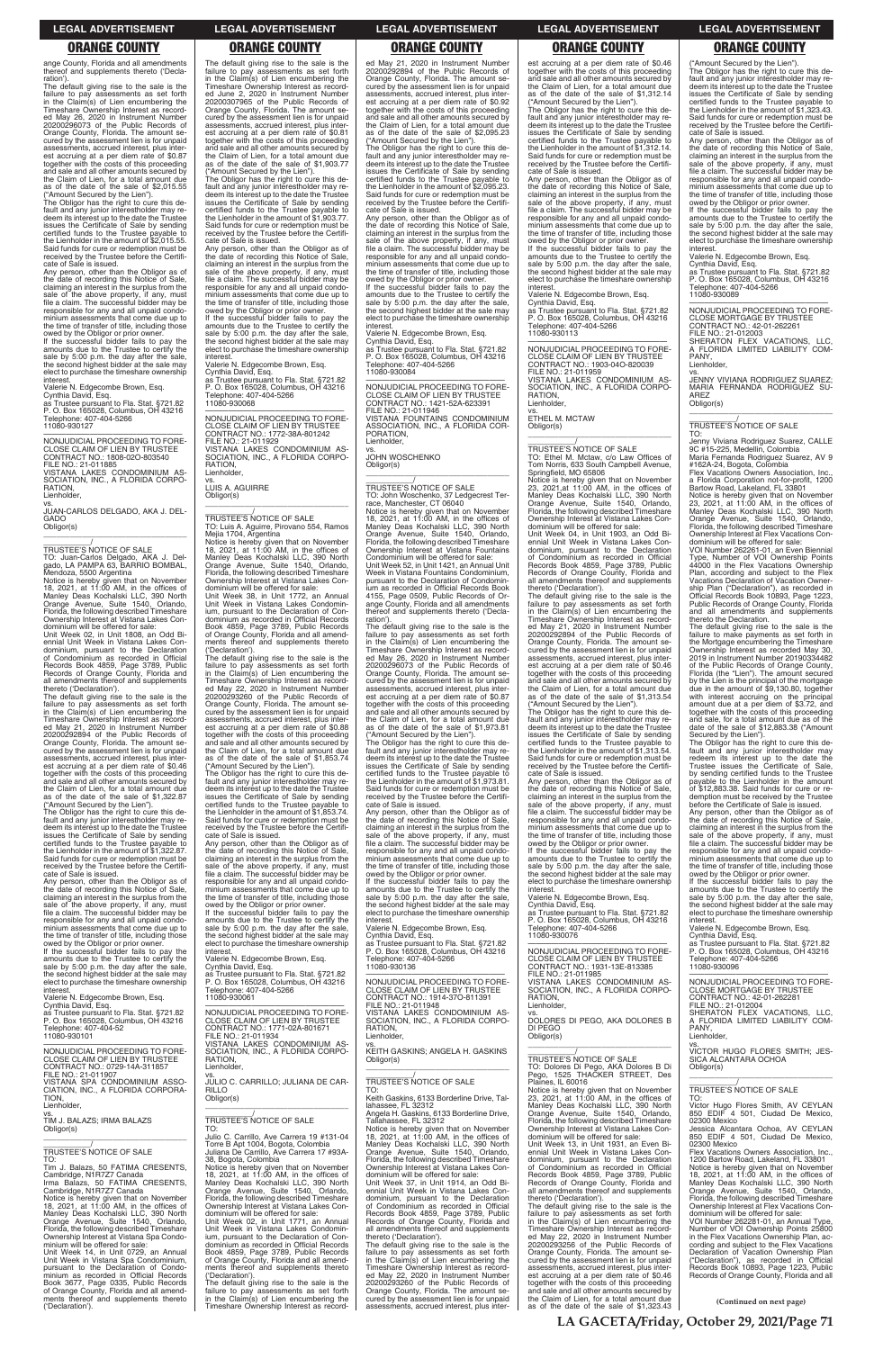ange County, Florida and all amendments thereof and supplements thereto ('Declaration').

The default giving rise to the sale is the failure to pay assessments as set forth in the Claim(s) of Lien encumbering the Timeshare Ownership Interest as recorded May 26, 2020 in Instrument Number 20200296073 of the Public Records of Orange County, Florida. The amount secured by the assessment lien is for unpaid assessments, accrued interest, plus interest accruing at a per diem rate of $0.87 together with the costs of this proceeding and sale and all other amounts secured by the Claim of Lien, for a total amount due as of the date of the sale of $2,015.55 ("Amount Secured by the Lien").

The Obligor has the right to cure this default and any junior interestholder may redeem its interest up to the date the Trustee issues the Certificate of Sale by sending certified funds to the Trustee payable to the Lienholder in the amount of $2,015.55. Said funds for cure or redemption must be received by the Trustee before the Certificate of Sale is issued.

Any person, other than the Obligor as of the date of recording this Notice of Sale, claiming an interest in the surplus from the sale of the above property, if any, must file a claim. The successful bidder may be responsible for any and all unpaid condominium assessments that come due up to the time of transfer of title, including those owed by the Obligor or prior owner.

If the successful bidder fails to pay the amounts due to the Trustee to certify the sale by 5:00 p.m. the day after the sale, the second highest bidder at the sale may elect to purchase the timeshare ownership interest.

Valerie N. Edgecombe Brown, Esq.
Cynthia David, Esq.
as Trustee pursuant to Fla. Stat. §721.82
P. O. Box 165028, Columbus, OH 43216
Telephone: 407-404-5266
11080-930127

—————————————————

NONJUDICIAL PROCEEDING TO FORECLOSE CLAIM OF LIEN BY TRUSTEE
CONTRACT NO.: 1808-02O-803540
FILE NO.: 21-011885
VISTANA LAKES CONDOMINIUM ASSOCIATION, INC., A FLORIDA CORPORATION,
Lienholder,
vs.
JUAN-CARLOS DELGADO, AKA J. DELGADO
Obligor(s)

_______________________________/

TRUSTEE'S NOTICE OF SALE
TO: Juan-Carlos Delgado, AKA J. Delgado, LA PAMPA 63, BARRIO BOMBAL, Mendoza, 5500 Argentina

Notice is hereby given that on November 18, 2021, at 11:00 AM, in the offices of Manley Deas Kochalski LLC, 390 North Orange Avenue, Suite 1540, Orlando, Florida, the following described Timeshare Ownership Interest at Vistana Lakes Condominium will be offered for sale:

Unit Week 02, in Unit 1808, an Odd Biennial Unit Week in Vistana Lakes Condominium, pursuant to the Declaration of Condominium as recorded in Official Records Book 4859, Page 3789, Public Records of Orange County, Florida and all amendments thereof and supplements thereto ('Declaration').

The default giving rise to the sale is the failure to pay assessments as set forth in the Claim(s) of Lien encumbering the Timeshare Ownership Interest as recorded May 21, 2020 in Instrument Number 20200292894 of the Public Records of Orange County, Florida. The amount secured by the assessment lien is for unpaid assessments, accrued interest, plus interest accruing at a per diem rate of $0.46 together with the costs of this proceeding and sale and all other amounts secured by the Claim of Lien, for a total amount due as of the date of the sale of $1,322.87 ("Amount Secured by the Lien").

The Obligor has the right to cure this default and any junior interestholder may redeem its interest up to the date the Trustee issues the Certificate of Sale by sending certified funds to the Trustee payable to the Lienholder in the amount of $1,322.87. Said funds for cure or redemption must be received by the Trustee before the Certificate of Sale is issued.

Any person, other than the Obligor as of the date of recording this Notice of Sale, claiming an interest in the surplus from the sale of the above property, if any, must file a claim. The successful bidder may be responsible for any and all unpaid condominium assessments that come due up to the time of transfer of title, including those owed by the Obligor or prior owner.

If the successful bidder fails to pay the amounts due to the Trustee to certify the sale by 5:00 p.m. the day after the sale, the second highest bidder at the sale may elect to purchase the timeshare ownership interest.

Valerie N. Edgecombe Brown, Esq.
Cynthia David, Esq.
as Trustee pursuant to Fla. Stat. §721.82
P. O. Box 165028, Columbus, OH 43216
Telephone: 407-404-52
11080-930101

—————————————————

NONJUDICIAL PROCEEDING TO FORECLOSE CLAIM OF LIEN BY TRUSTEE
CONTRACT NO.: 0729-14A-311857
FILE NO.: 21-011907
VISTANA SPA CONDOMINIUM ASSOCIATION, INC., A FLORIDA CORPORATION,
Lienholder,
vs.
TIM J. BALAZS; IRMA BALAZS
Obligor(s)

_______________________________/

TRUSTEE'S NOTICE OF SALE
TO:
Tim J. Balazs, 50 FATIMA CRESENTS, Cambridge, N1R7Z7 Canada
Irma Balazs, 50 FATIMA CRESENTS, Cambridge, N1R7Z7 Canada

Notice is hereby given that on November 18, 2021, at 11:00 AM, in the offices of Manley Deas Kochalski LLC, 390 North Orange Avenue, Suite 1540, Orlando, Florida, the following described Timeshare Ownership Interest at Vistana Spa Condominium will be offered for sale:

Unit Week 14, in Unit 0729, an Annual Unit Week in Vistana Spa Condominium, pursuant to the Declaration of Condominium as recorded in Official Records Book 3677, Page 0335, Public Records of Orange County, Florida and all amendments thereof and supplements thereto ('Declaration').

The default giving rise to the sale is the failure to pay assessments as set forth in the Claim(s) of Lien encumbering the Timeshare Ownership Interest as recorded June 2, 2020 in Instrument Number 20200307965 of the Public Records of Orange County, Florida. The amount secured by the assessment lien is for unpaid assessments, accrued interest, plus interest accruing at a per diem rate of $0.81 together with the costs of this proceeding and sale and all other amounts secured by the Claim of Lien, for a total amount due as of the date of the sale of $1,903.77 ("Amount Secured by the Lien").

The Obligor has the right to cure this default and any junior interestholder may redeem its interest up to the date the Trustee issues the Certificate of Sale by sending certified funds to the Trustee payable to the Lienholder in the amount of $1,903.77. Said funds for cure or redemption must be received by the Trustee before the Certificate of Sale is issued.

Any person, other than the Obligor as of the date of recording this Notice of Sale, claiming an interest in the surplus from the sale of the above property, if any, must file a claim. The successful bidder may be responsible for any and all unpaid condominium assessments that come due up to the time of transfer of title, including those owed by the Obligor or prior owner.

If the successful bidder fails to pay the amounts due to the Trustee to certify the sale by 5:00 p.m. the day after the sale, the second highest bidder at the sale may elect to purchase the timeshare ownership interest.

Valerie N. Edgecombe Brown, Esq.
Cynthia David, Esq.
as Trustee pursuant to Fla. Stat. §721.82
P. O. Box 165028, Columbus, OH 43216
Telephone: 407-404-5266
11080-930068

—————————————————

NONJUDICIAL PROCEEDING TO FORECLOSE CLAIM OF LIEN BY TRUSTEE
CONTRACT NO.: 1772-38A-801242
FILE NO.: 21-011929
VISTANA LAKES CONDOMINIUM ASSOCIATION, INC., A FLORIDA CORPORATION,
Lienholder,
vs.
LUIS A. AGUIRRE
Obligor(s)

_______________________________/

TRUSTEE'S NOTICE OF SALE
TO: Luis A. Aguirre, Pirovano 554, Ramos Mejia 1704, Argentina

Notice is hereby given that on November 18, 2021, at 11:00 AM, in the offices of Manley Deas Kochalski LLC, 390 North Orange Avenue, Suite 1540, Orlando, Florida, the following described Timeshare Ownership Interest at Vistana Lakes Condominium will be offered for sale:

Unit Week 38, in Unit 1772, an Annual Unit Week in Vistana Lakes Condominium, pursuant to the Declaration of Condominium as recorded in Official Records Book 4859, Page 3789, Public Records of Orange County, Florida and all amendments thereof and supplements thereto ('Declaration').

The default giving rise to the sale is the failure to pay assessments as set forth in the Claim(s) of Lien encumbering the Timeshare Ownership Interest as recorded May 22, 2020 in Instrument Number 20200293260 of the Public Records of Orange County, Florida. The amount secured by the assessment lien is for unpaid assessments, accrued interest, plus interest accruing at a per diem rate of $0.88 together with the costs of this proceeding and sale and all other amounts secured by the Claim of Lien, for a total amount due as of the date of the sale of $1,853.74 ("Amount Secured by the Lien").

The Obligor has the right to cure this default and any junior interestholder may redeem its interest up to the date the Trustee issues the Certificate of Sale by sending certified funds to the Trustee payable to the Lienholder in the amount of $1,853.74. Said funds for cure or redemption must be received by the Trustee before the Certificate of Sale is issued.

Any person, other than the Obligor as of the date of recording this Notice of Sale, claiming an interest in the surplus from the sale of the above property, if any, must file a claim. The successful bidder may be responsible for any and all unpaid condominium assessments that come due up to the time of transfer of title, including those owed by the Obligor or prior owner.

If the successful bidder fails to pay the amounts due to the Trustee to certify the sale by 5:00 p.m. the day after the sale, the second highest bidder at the sale may elect to purchase the timeshare ownership interest.

Valerie N. Edgecombe Brown, Esq.
Cynthia David, Esq.
as Trustee pursuant to Fla. Stat. §721.82
P. O. Box 165028, Columbus, OH 43216
Telephone: 407-404-5266
11080-930061

—————————————————

NONJUDICIAL PROCEEDING TO FORECLOSE CLAIM OF LIEN BY TRUSTEE
CONTRACT NO.: 1771-02A-801671
FILE NO.: 21-011934
VISTANA LAKES CONDOMINIUM ASSOCIATION, INC., A FLORIDA CORPORATION,
Lienholder,
vs.
JULIO C. CARRILLO; JULIANA DE CARRILLO
Obligor(s)

_______________________________/

TRUSTEE'S NOTICE OF SALE
TO:
Julio C. Carrillo, Ave Carrera 19 #131-04 Torre B Apt 1004, Bogota, Colombia
Juliana De Carrillo, Ave Carrera 17 #93A-38, Bogota, Colombia

Notice is hereby given that on November 18, 2021, at 11:00 AM, in the offices of Manley Deas Kochalski LLC, 390 North Orange Avenue, Suite 1540, Orlando, Florida, the following described Timeshare Ownership Interest at Vistana Lakes Condominium will be offered for sale:

Unit Week 02, in Unit 1771, an Annual Unit Week in Vistana Lakes Condominium, pursuant to the Declaration of Condominium as recorded in Official Records Book 4859, Page 3789, Public Records of Orange County, Florida and all amendments thereof and supplements thereto ('Declaration').

The default giving rise to the sale is the failure to pay assessments as set forth in the Claim(s) of Lien encumbering the Timeshare Ownership Interest as recorded May 21, 2020 in Instrument Number 20200292894 of the Public Records of Orange County, Florida. The amount secured by the assessment lien is for unpaid assessments, accrued interest, plus interest accruing at a per diem rate of $0.92 together with the costs of this proceeding and sale and all other amounts secured by the Claim of Lien, for a total amount due as of the date of the sale of $2,095.23 ("Amount Secured by the Lien").

The Obligor has the right to cure this default and any junior interestholder may redeem its interest up to the date the Trustee issues the Certificate of Sale by sending certified funds to the Trustee payable to the Lienholder in the amount of $2,095.23. Said funds for cure or redemption must be received by the Trustee before the Certificate of Sale is issued.

Any person, other than the Obligor as of the date of recording this Notice of Sale, claiming an interest in the surplus from the sale of the above property, if any, must file a claim. The successful bidder may be responsible for any and all unpaid condominium assessments that come due up to the time of transfer of title, including those owed by the Obligor or prior owner.

If the successful bidder fails to pay the amounts due to the Trustee to certify the sale by 5:00 p.m. the day after the sale, the second highest bidder at the sale may elect to purchase the timeshare ownership interest.

Valerie N. Edgecombe Brown, Esq.
Cynthia David, Esq.
as Trustee pursuant to Fla. Stat. §721.82
P. O. Box 165028, Columbus, OH 43216
Telephone: 407-404-5266
11080-930084

—————————————————

NONJUDICIAL PROCEEDING TO FORECLOSE CLAIM OF LIEN BY TRUSTEE
CONTRACT NO.: 1421-52A-623391
FILE NO.: 21-011946
VISTANA FOUNTAINS CONDOMINIUM ASSOCIATION, INC., A FLORIDA CORPORATION,
Lienholder,
vs.
JOHN WOSCHENKO
Obligor(s)

_______________________________/

TRUSTEE'S NOTICE OF SALE
TO: John Woschenko, 37 Ledgecrest Terrace, Manchester, CT 06040

Notice is hereby given that on November 18, 2021, at 11:00 AM, in the offices of Manley Deas Kochalski LLC, 390 North Orange Avenue, Suite 1540, Orlando, Florida, the following described Timeshare Ownership Interest at Vistana Fountains Condominium will be offered for sale:

Unit Week 52, in Unit 1421, an Annual Unit Week in Vistana Fountains Condominium, pursuant to the Declaration of Condominium as recorded in Official Records Book 4155, Page 0509, Public Records of Orange County, Florida and all amendments thereof and supplements thereto ('Declaration').

The default giving rise to the sale is the failure to pay assessments as set forth in the Claim(s) of Lien encumbering the Timeshare Ownership Interest as recorded May 26, 2020 in Instrument Number 20200296073 of the Public Records of Orange County, Florida. The amount secured by the assessment lien is for unpaid assessments, accrued interest, plus interest accruing at a per diem rate of $0.87 together with the costs of this proceeding and sale and all other amounts secured by the Claim of Lien, for a total amount due as of the date of the sale of $1,973.81 ("Amount Secured by the Lien").

The Obligor has the right to cure this default and any junior interestholder may redeem its interest up to the date the Trustee issues the Certificate of Sale by sending certified funds to the Trustee payable to the Lienholder in the amount of $1,973.81. Said funds for cure or redemption must be received by the Trustee before the Certificate of Sale is issued.

Any person, other than the Obligor as of the date of recording this Notice of Sale, claiming an interest in the surplus from the sale of the above property, if any, must file a claim. The successful bidder may be responsible for any and all unpaid condominium assessments that come due up to the time of transfer of title, including those owed by the Obligor or prior owner.

If the successful bidder fails to pay the amounts due to the Trustee to certify the sale by 5:00 p.m. the day after the sale, the second highest bidder at the sale may elect to purchase the timeshare ownership interest.

Valerie N. Edgecombe Brown, Esq.
Cynthia David, Esq.
as Trustee pursuant to Fla. Stat. §721.82
P. O. Box 165028, Columbus, OH 43216
Telephone: 407-404-5266
11080-930136

—————————————————

NONJUDICIAL PROCEEDING TO FORECLOSE CLAIM OF LIEN BY TRUSTEE
CONTRACT NO.: 1914-37O-811391
FILE NO.: 21-011948
VISTANA LAKES CONDOMINIUM ASSOCIATION, INC., A FLORIDA CORPORATION,
Lienholder,
vs.
KEITH GASKINS; ANGELA H. GASKINS
Obligor(s)

_______________________________/

TRUSTEE'S NOTICE OF SALE
TO:
Keith Gaskins, 6133 Borderline Drive, Tallahassee, FL 32312
Angela H. Gaskins, 6133 Borderline Drive, Tallahassee, FL 32312

Notice is hereby given that on November 18, 2021, at 11:00 AM, in the offices of Manley Deas Kochalski LLC, 390 North Orange Avenue, Suite 1540, Orlando, Florida, the following described Timeshare Ownership Interest at Vistana Lakes Condominium will be offered for sale:

Unit Week 37, in Unit 1914, an Odd Biennial Unit Week in Vistana Lakes Condominium, pursuant to the Declaration of Condominium as recorded in Official Records Book 4859, Page 3789, Public Records of Orange County, Florida and all amendments thereof and supplements thereto ('Declaration').

The default giving rise to the sale is the failure to pay assessments as set forth in the Claim(s) of Lien encumbering the Timeshare Ownership Interest as recorded May 22, 2020 in Instrument Number 20200293260 of the Public Records of Orange County, Florida. The amount secured by the assessment lien is for unpaid assessments, accrued interest, plus interest accruing at a per diem rate of $0.46 together with the costs of this proceeding and sale and all other amounts secured by the Claim of Lien, for a total amount due as of the date of the sale of $1,312.14 ("Amount Secured by the Lien").

The Obligor has the right to cure this default and any junior interestholder may redeem its interest up to the date the Trustee issues the Certificate of Sale by sending certified funds to the Trustee payable to the Lienholder in the amount of $1,312.14. Said funds for cure or redemption must be received by the Trustee before the Certificate of Sale is issued.

Any person, other than the Obligor as of the date of recording this Notice of Sale, claiming an interest in the surplus from the sale of the above property, if any, must file a claim. The successful bidder may be responsible for any and all unpaid condominium assessments that come due up to the time of transfer of title, including those owed by the Obligor or prior owner.

If the successful bidder fails to pay the amounts due to the Trustee to certify the sale by 5:00 p.m. the day after the sale, the second highest bidder at the sale may elect to purchase the timeshare ownership interest.

Valerie N. Edgecombe Brown, Esq.
Cynthia David, Esq.
as Trustee pursuant to Fla. Stat. §721.82
P. O. Box 165028, Columbus, OH 43216
Telephone: 407-404-5266
11080-930113

—————————————————

NONJUDICIAL PROCEEDING TO FORECLOSE CLAIM OF LIEN BY TRUSTEE
CONTRACT NO.: 1903-04O-820039
FILE NO.: 21-011959
VISTANA LAKES CONDOMINIUM ASSOCIATION, INC., A FLORIDA CORPORATION,
Lienholder,
vs.
ETHEL M. MCTAW
Obligor(s)

_______________________________/

TRUSTEE'S NOTICE OF SALE
TO: Ethel M. Mctaw, c/o Law Offices of Tom Norris, 633 South Campbell Avenue, Springfield, MO 65806

Notice is hereby given that on November 23, 2021, at 11:00 AM, in the offices of Manley Deas Kochalski LLC, 390 North Orange Avenue, Suite 1540, Orlando, Florida, the following described Timeshare Ownership Interest at Vistana Lakes Condominium will be offered for sale:

Unit Week 04, in Unit 1903, an Odd Biennial Unit Week in Vistana Lakes Condominium, pursuant to the Declaration of Condominium as recorded in Official Records Book 4859, Page 3789, Public Records of Orange County, Florida and all amendments thereof and supplements thereto ('Declaration').

The default giving rise to the sale is the failure to pay assessments as set forth in the Claim(s) of Lien encumbering the Timeshare Ownership Interest as recorded May 21, 2020 in Instrument Number 20200292894 of the Public Records of Orange County, Florida. The amount secured by the assessment lien is for unpaid assessments, accrued interest, plus interest accruing at a per diem rate of $0.46 together with the costs of this proceeding and sale and all other amounts secured by the Claim of Lien, for a total amount due as of the date of the sale of $1,313.54 ("Amount Secured by the Lien").

The Obligor has the right to cure this default and any junior interestholder may redeem its interest up to the date the Trustee issues the Certificate of Sale by sending certified funds to the Trustee payable to the Lienholder in the amount of $1,313.54. Said funds for cure or redemption must be received by the Trustee before the Certificate of Sale is issued.

Any person, other than the Obligor as of the date of recording this Notice of Sale, claiming an interest in the surplus from the sale of the above property, if any, must file a claim. The successful bidder may be responsible for any and all unpaid condominium assessments that come due up to the time of transfer of title, including those owed by the Obligor or prior owner.

If the successful bidder fails to pay the amounts due to the Trustee to certify the sale by 5:00 p.m. the day after the sale, the second highest bidder at the sale may elect to purchase the timeshare ownership interest.

Valerie N. Edgecombe Brown, Esq.
Cynthia David, Esq.
as Trustee pursuant to Fla. Stat. §721.82
P. O. Box 165028, Columbus, OH 43216
Telephone: 407-404-5266
11080-930076

—————————————————

NONJUDICIAL PROCEEDING TO FORECLOSE CLAIM OF LIEN BY TRUSTEE
CONTRACT NO.: 1931-13E-813385
FILE NO.: 21-011985
VISTANA LAKES CONDOMINIUM ASSOCIATION, INC., A FLORIDA CORPORATION,
Lienholder,
vs.
DOLORES DI PEGO, AKA DOLORES B DI PEGO
Obligor(s)

_______________________________/

TRUSTEE'S NOTICE OF SALE
TO: Dolores Di Pego, AKA Dolores B Di Pego, 1525 THACKER STREET, Des Plaines, IL 60016

Notice is hereby given that on November 23, 2021, at 11:00 AM, in the offices of Manley Deas Kochalski LLC, 390 North Orange Avenue, Suite 1540, Orlando, Florida, the following described Timeshare Ownership Interest at Vistana Lakes Condominium will be offered for sale:

Unit Week 13, in Unit 1931, an Even Biennial Unit Week in Vistana Lakes Condominium, pursuant to the Declaration of Condominium as recorded in Official Records Book 4859, Page 3789, Public Records of Orange County, Florida and all amendments thereof and supplements thereto ('Declaration').

The default giving rise to the sale is the failure to pay assessments as set forth in the Claim(s) of Lien encumbering the Timeshare Ownership Interest as recorded May 22, 2020 in Instrument Number 20200293256 of the Public Records of Orange County, Florida. The amount secured by the assessment lien is for unpaid assessments, accrued interest, plus interest accruing at a per diem rate of $0.46 together with the costs of this proceeding and sale and all other amounts secured by the Claim of Lien, for a total amount due as of the date of the sale of $1,323.43 ("Amount Secured by the Lien").

The Obligor has the right to cure this default and any junior interestholder may redeem its interest up to the date the Trustee issues the Certificate of Sale by sending certified funds to the Trustee payable to the Lienholder in the amount of $1,323.43. Said funds for cure or redemption must be received by the Trustee before the Certificate of Sale is issued.

Any person, other than the Obligor as of the date of recording this Notice of Sale, claiming an interest in the surplus from the sale of the above property, if any, must file a claim. The successful bidder may be responsible for any and all unpaid condominium assessments that come due up to the time of transfer of title, including those owed by the Obligor or prior owner.

If the successful bidder fails to pay the amounts due to the Trustee to certify the sale by 5:00 p.m. the day after the sale, the second highest bidder at the sale may elect to purchase the timeshare ownership interest.

Valerie N. Edgecombe Brown, Esq.
Cynthia David, Esq.
as Trustee pursuant to Fla. Stat. §721.82
P. O. Box 165028, Columbus, OH 43216
Telephone: 407-404-5266
11080-930089

—————————————————

NONJUDICIAL PROCEEDING TO FORECLOSE MORTGAGE BY TRUSTEE
CONTRACT NO.: 42-01-262261
FILE NO.: 21-012003
SHERATON FLEX VACATIONS, LLC, A FLORIDA LIMITED LIABILITY COMPANY,
Lienholder,
vs.
JENNY VIVIANA RODRIGUEZ SUAREZ; MARIA FERNANDA RODRIGUEZ SUAREZ
Obligor(s)

_______________________________/

TRUSTEE'S NOTICE OF SALE
TO:
Jenny Viviana Rodriguez Suarez, CALLE 9C #15-225, Medellin, Colombia
Maria Fernanda Rodriguez Suarez, AV 9 #162A-24, Bogota, Colombia
Flex Vacations Owners Association, Inc., a Florida Corporation not-for-profit, 1200 Bartow Road, Lakeland, FL 33801

Notice is hereby given that on November 23, 2021, at 11:00 AM, in the offices of Manley Deas Kochalski LLC, 390 North Orange Avenue, Suite 1540, Orlando, Florida, the following described Timeshare Ownership Interest at Flex Vacations Condominium will be offered for sale:

VOI Number 262261-01, an Even Biennial Type, Number of VOI Ownership Points 44000 in the Flex Vacations Ownership Plan, according and subject to the Flex Vacations Declaration of Vacation Ownership Plan ("Declaration"), as recorded in Official Records Book 10893, Page 1223, Public Records of Orange County, Florida and all amendments and supplements thereto the Declaration.

The default giving rise to the sale is the failure to make payments as set forth in the Mortgage encumbering the Timeshare Ownership Interest as recorded May 30, 2019 in Instrument Number 20190334482 of the Public Records of Orange County, Florida (the "Lien"). The amount secured by the Lien is the principal of the mortgage due in the amount of $9,130.80, together with interest accruing on the principal amount due at a per diem of $3.72, and together with the costs of this proceeding and sale, for a total amount due as of the date of the sale of $12,883.38 ("Amount Secured by the Lien").

The Obligor has the right to cure this default and any junior interestholder may redeem its interest up to the date the Trustee issues the Certificate of Sale, by sending certified funds to the Trustee payable to the Lienholder in the amount of $12,883.38. Said funds for cure or redemption must be received by the Trustee before the Certificate of Sale is issued.

Any person, other than the Obligor as of the date of recording this Notice of Sale, claiming an interest in the surplus from the sale of the above property, if any, must file a claim. The successful bidder may be responsible for any and all unpaid condominium assessments that come due up to the time of transfer of title, including those owed by the Obligor or prior owner.

If the successful bidder fails to pay the amounts due to the Trustee to certify the sale by 5:00 p.m. the day after the sale, the second highest bidder at the sale may elect to purchase the timeshare ownership interest.

Valerie N. Edgecombe Brown, Esq.
Cynthia David, Esq.
as Trustee pursuant to Fla. Stat. §721.82
P. O. Box 165028, Columbus, OH 43216
Telephone: 407-404-5266
11080-930096

—————————————————

NONJUDICIAL PROCEEDING TO FORECLOSE MORTGAGE BY TRUSTEE
CONTRACT NO.: 42-01-262281
FILE NO.: 21-012004
SHERATON FLEX VACATIONS, LLC, A FLORIDA LIMITED LIABILITY COMPANY,
Lienholder,
vs.
VICTOR HUGO FLORES SMITH; JESSICA ALCANTARA OCHOA
Obligor(s)

_______________________________/

TRUSTEE'S NOTICE OF SALE
TO:
Victor Hugo Flores Smith, AV CEYLAN 850 EDIF 4 501, Ciudad De Mexico, 02300 Mexico
Jessica Alcantara Ochoa, AV CEYLAN 850 EDIF 4 501, Ciudad De Mexico, 02300 Mexico
Flex Vacations Owners Association, Inc., 1200 Bartow Road, Lakeland, FL 33801

Notice is hereby given that on November 23, 2021, at 11:00 AM, in the offices of Manley Deas Kochalski LLC, 390 North Orange Avenue, Suite 1540, Orlando, Florida, the following described Timeshare Ownership Interest at Flex Vacations Condominium will be offered for sale:

VOI Number 262281-01, an Annual Type, Number of VOI Ownership Points 25800 in the Flex Vacations Ownership Plan, according and subject to the Flex Vacations Declaration of Vacation Ownership Plan ("Declaration"), as recorded in Official Records Book 10893, Page 1223, Public Records of Orange County, Florida and all

**(Continued on next page)**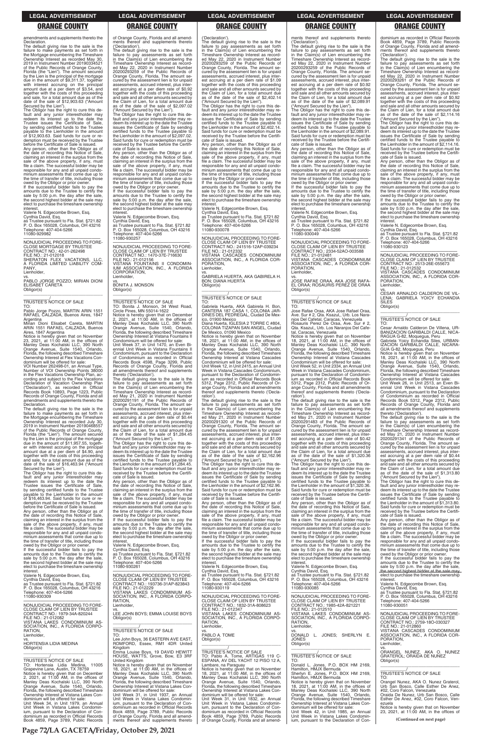amendments and supplements thereto the Declaration.

The default giving rise to the sale is the failure to make payments as set forth in the Mortgage encumbering the Timeshare Ownership Interest as recorded May 30, 2019 in Instrument Number 20190334521 of the Public Records of Orange County, Florida (the "Lien"). The amount secured by the Lien is the principal of the mortgage due in the amount of $9,311.37, together with interest accruing on the principal amount due at a per diem of $3.54, and together with the costs of this proceeding and sale, for a total amount due as of the date of the sale of $12,903.63 ("Amount Secured by the Lien").

The Obligor has the right to cure this default and any junior interestholder may redeem its interest up to the date the Trustee issues the Certificate of Sale, by sending certified funds to the Trustee payable to the Lienholder in the amount of $12,903.63. Said funds for cure or redemption must be received by the Trustee before the Certificate of Sale is issued.

Any person, other than the Obligor as of the date of recording this Notice of Sale, claiming an interest in the surplus from the sale of the above property, if any, must file a claim. The successful bidder may be responsible for any and all unpaid condominium assessments that come due up to the time of transfer of title, including those owed by the Obligor or prior owner.

If the successful bidder fails to pay the amounts due to the Trustee to certify the sale by 5:00 p.m. the day after the sale, the second highest bidder at the sale may elect to purchase the timeshare ownership interest.

Valerie N. Edgecombe Brown, Esq.
Cynthia David, Esq.
as Trustee pursuant to Fla. Stat. §721.82
P. O. Box 165028, Columbus, OH 43216
Telephone: 407-404-5266
11080-929982

---

NONJUDICIAL PROCEEDING TO FORECLOSE MORTGAGE BY TRUSTEE
CONTRACT NO.: 42-01-262498
FILE NO.: 21-012018
SHERATON FLEX VACATIONS, LLC, A FLORIDA LIMITED LIABILITY COMPANY,
Lienholder,
vs.
PABLO JORGE POZZO; MIRIAN DIONI ELISABET CARETA
Obligor(s)

TRUSTEE'S NOTICE OF SALE
TO:
Pablo Jorge Pozzo, MARTIN ARIN 1551 RAFAEL CALZADA, Buenos Aires, 1847 Argentina
Mirian Dioni Elisabet Careta, MARTIN ARIN 1551 RAFAEL CALZADA, Buenos Aires, 1847 Argentina

Notice is hereby given that on November 23, 2021, at 11:00 AM, in the offices of Manley Deas Kochalski LLC, 390 North Orange Avenue, Suite 1540, Orlando, Florida, the following described Timeshare Ownership Interest at Flex Vacations Condominium will be offered for sale:

VOI Number 262498-01, an Annual Type, Number of VOI Ownership Points 38000 in the Flex Vacations Ownership Plan, according and subject to the Flex Vacations Declaration of Vacation Ownership Plan ("Declaration"), as recorded in Official Records Book 10893, Page 1223, Public Records of Orange County, Florida and all amendments and supplements thereto the Declaration.

The default giving rise to the sale is the failure to make payments as set forth in the Mortgage encumbering the Timeshare Ownership Interest as recorded July 30, 2019 in Instrument Number 20190468557 of the Public Records of Orange County, Florida (the "Lien"). The amount secured by the Lien is the principal of the mortgage due in the amount of $11,957.55, together with interest accruing on the principal amount due at a per diem of $4.90, and together with the costs of this proceeding and sale, for a total amount due as of the date of the sale of $16,463.94 ("Amount Secured by the Lien").

The Obligor has the right to cure this default and any junior interestholder may redeem its interest up to the date the Trustee issues the Certificate of Sale, by sending certified funds to the Trustee payable to the Lienholder in the amount of $16,463.94. Said funds for cure or redemption must be received by the Trustee before the Certificate of Sale is issued.

Any person, other than the Obligor as of the date of recording this Notice of Sale, claiming an interest in the surplus from the sale of the above property, if any, must file a claim. The successful bidder may be responsible for any and all unpaid condominium assessments that come due up to the time of transfer of title, including those owed by the Obligor or prior owner.

If the successful bidder fails to pay the amounts due to the Trustee to certify the sale by 5:00 p.m. the day after the sale, the second highest bidder at the sale may elect to purchase the timeshare ownership interest.

Valerie N. Edgecombe Brown, Esq.
Cynthia David, Esq.
as Trustee pursuant to Fla. Stat. §721.82
P. O. Box 165028, Columbus, OH 43216
Telephone: 407-404-5266
11080-930309

---

NONJUDICIAL PROCEEDING TO FORECLOSE CLAIM OF LIEN BY TRUSTEE
CONTRACT NO.: 1979-34A-820244
FILE NO.: 21-012082
VISTANA LAKES CONDOMINIUM ASSOCIATION, INC., A FLORIDA CORPORATION,
Lienholder,
vs.
HORTENSIA LIDIA MEDINA
Obligor(s)

TRUSTEE'S NOTICE OF SALE
TO: Hortensia Lidia Medina, 11005 Grapevine Lane, Austin, TX 78759

Notice is hereby given that on December 2, 2021, at 11:00 AM, in the offices of Manley Deas Kochalski LLC, 390 North Orange Avenue, Suite 1540, Orlando, Florida, the following described Timeshare Ownership Interest at Vistana Lakes Condominium will be offered for sale:

Unit Week 34, in Unit 1979, an Annual Unit Week in Vistana Lakes Condominium, pursuant to the Declaration of Condominium as recorded in Official Records Book 4859, Page 3789, Public Records of Orange County, Florida and all amendments thereof and supplements thereto ('Declaration').

The default giving rise to the sale is the failure to pay assessments as set forth in the Claim(s) of Lien encumbering the Timeshare Ownership Interest as recorded May 22, 2020 in Instrument Number 20200293259 of the Public Records of Orange County, Florida. The amount secured by the assessment lien is for unpaid assessments, accrued interest, plus interest accruing at a per diem rate of $0.92 together with the costs of this proceeding and sale and all other amounts secured by the Claim of Lien, for a total amount due as of the date of the sale of $2,097.02 ("Amount Secured by the Lien").

The Obligor has the right to cure this default and any junior interestholder may redeem its interest up to the date the Trustee issues the Certificate of Sale by sending certified funds to the Trustee payable to the Lienholder in the amount of $2,097.02. Said funds for cure or redemption must be received by the Trustee before the Certificate of Sale is issued.

Any person, other than the Obligor as of the date of recording this Notice of Sale, claiming an interest in the surplus from the sale of the above property, if any, must file a claim. The successful bidder may be responsible for any and all unpaid condominium assessments that come due up to the time of transfer of title, including those owed by the Obligor or prior owner.

If the successful bidder fails to pay the amounts due to the Trustee to certify the sale by 5:00 p.m. the day after the sale, the second highest bidder at the sale may elect to purchase the timeshare ownership interest.

Valerie N. Edgecombe Brown, Esq.
Cynthia David, Esq.
as Trustee pursuant to Fla. Stat. §721.82
P. O. Box 165028, Columbus, OH 43216
Telephone: 407-404-5266
11080-930257

---

NONJUDICIAL PROCEEDING TO FORECLOSE CLAIM OF LIEN BY TRUSTEE
CONTRACT NO.: 1470-37E-716630
FILE NO.: 21-012156
VISTANA FOUNTAINS II CONDOMINIUM ASSOCIATION, INC., A FLORIDA CORPORATION,
Lienholder,
vs.
BONITA J. MONSON
Obligor(s)

TRUSTEE'S NOTICE OF SALE
TO: Bonita J. Monson, 34 West Road, Circle Pines, MN 55014-1622

Notice is hereby given that on December 2, 2021, at 11:00 AM, in the offices of Manley Deas Kochalski LLC, 390 North Orange Avenue, Suite 1540, Orlando, Florida, the following described Timeshare Ownership Interest at Vistana Fountains II Condominium will be offered for sale:

Unit Week 37, in Unit 1470, an Even Biennial Unit Week in Vistana Fountains II Condominium, pursuant to the Declaration of Condominium as recorded in Official Records Book 4598, Page 3299, Public Records of Orange County, Florida and all amendments thereof and supplements thereto ('Declaration').

The default giving rise to the sale is the failure to pay assessments as set forth in the Claim(s) of Lien encumbering the Timeshare Ownership Interest as recorded May 21, 2020 in Instrument Number 20200291191 of the Public Records of Orange County, Florida. The amount secured by the assessment lien is for unpaid assessments, accrued interest, plus interest accruing at a per diem rate of $0.44 together with the costs of this proceeding and sale and all other amounts secured by the Claim of Lien, for a total amount due as of the date of the sale of $1,284.45 ("Amount Secured by the Lien").

The Obligor has the right to cure this default and any junior interestholder may redeem its interest up to the date the Trustee issues the Certificate of Sale by sending certified funds to the Trustee payable to the Lienholder in the amount of $1,284.45. Said funds for cure or redemption must be received by the Trustee before the Certificate of Sale is issued.

Any person, other than the Obligor as of the date of recording this Notice of Sale, claiming an interest in the surplus from the sale of the above property, if any, must file a claim. The successful bidder may be responsible for any and all unpaid condominium assessments that come due up to the time of transfer of title, including those owed by the Obligor or prior owner.

If the successful bidder fails to pay the amounts due to the Trustee to certify the sale by 5:00 p.m. the day after the sale, the second highest bidder at the sale may elect to purchase the timeshare ownership interest.

Valerie N. Edgecombe Brown, Esq.
Cynthia David, Esq.
as Trustee pursuant to Fla. Stat. §721.82
P. O. Box 165028, Columbus, OH 43216
Telephone: 407-404-5266
11080-930261

---

NONJUDICIAL PROCEEDING TO FORECLOSE CLAIM OF LIEN BY TRUSTEE
CONTRACT NO.: 193736-31AP-823843
FILE NO.: 21-012229
VISTANA LAKES CONDOMINIUM ASSOCIATION, INC., A FLORIDA CORPORATION,
Lienholder,
vs.
LEE JOHN BOYS; EMMA LOUISE BOYS
Obligor(s)

TRUSTEE'S NOTICE OF SALE
TO:
Lee John Boys, 36 EASTERN AVE EAST, ROMFORD, Essex, RM1 4DR United Kingdom
Emma Louise Boys, 19 DAVID HEWITT HOUSE, WATTS, Grove, Bow, E3 3RF United Kingdom

Notice is hereby given that on November 18, 2021, at 11:00 AM, in the offices of Manley Deas Kochalski LLC, 390 North Orange Avenue, Suite 1540, Orlando, Florida, the following described Timeshare Ownership Interest at Vistana Lakes Condominium will be offered for sale:

Unit Week 31, in Unit 1937, an Annual Unit Week in Vistana Lakes Condominium, pursuant to the Declaration of Condominium as recorded in Official Records Book 4859, Page 3789, Public Records of Orange County, Florida and all amendments thereof and supplements thereto ('Declaration').

The default giving rise to the sale is the failure to pay assessments as set forth in the Claim(s) of Lien encumbering the Timeshare Ownership Interest as recorded May 22, 2020 in Instrument Number 20200293259 of the Public Records of Orange County, Florida. The amount secured by the assessment lien is for unpaid assessments, accrued interest, plus interest accruing at a per diem rate of $1.09 together with the costs of this proceeding and sale and all other amounts secured by the Claim of Lien, for a total amount due as of the date of the sale of $2,402.14 ("Amount Secured by the Lien").

The Obligor has the right to cure this default and any junior interestholder may redeem its interest up to the date the Trustee issues the Certificate of Sale by sending certified funds to the Trustee payable to the Lienholder in the amount of $2,402.14. Said funds for cure or redemption must be received by the Trustee before the Certificate of Sale is issued.

Any person, other than the Obligor as of the date of recording this Notice of Sale, claiming an interest in the surplus from the sale of the above property, if any, must file a claim. The successful bidder may be responsible for any and all unpaid condominium assessments that come due up to the time of transfer of title, including those owed by the Obligor or prior owner.

If the successful bidder fails to pay the amounts due to the Trustee to certify the sale by 5:00 p.m. the day after the sale, the second highest bidder at the sale may elect to purchase the timeshare ownership interest.

Valerie N. Edgecombe Brown, Esq.
Cynthia David, Esq.
as Trustee pursuant to Fla. Stat. §721.82
P. O. Box 165028, Columbus, OH 43216
Telephone: 407-404-5266
11080-930078

---

NONJUDICIAL PROCEEDING TO FORECLOSE CLAIM OF LIEN BY TRUSTEE
CONTRACT NO.: 241516-12AP-039234
FILE NO.: 21-012332
VISTANA CASCADES CONDOMINIUM ASSOCIATION, INC., A FLORIDA CORPORATION,
Lienholder,
vs.
GABRIELA HUERTA, AKA GABIRELA H. BON; DIANA HUERTA
Obligor(s)

TRUSTEE'S NOTICE OF SALE
TO:
Gabriela Huerta, AKA Gabirela H. Bon, CANTERA 187 CASA 1, COLONIA JARDINES DEL PEDREGAL, Ciudad De Mexico, 01900 Mexico
Diana Huerta, IGLESIA 2 TORRE C #804, COLONIA TIZAPAN SAN ANGEL, Ciudad De Mexico, 01090 Mexico

Notice is hereby given that on November 18, 2021, at 11:00 AM, in the offices of Manley Deas Kochalski LLC, 390 North Orange Avenue, Suite 1540, Orlando, Florida, the following described Timeshare Ownership Interest at Vistana Cascades Condominium will be offered for sale:

Unit Week 12, in Unit 2415, an Annual Unit Week in Vistana Cascades Condominium, pursuant to the Declaration of Condominium as recorded in Official Records Book 5312, Page 2312, Public Records of Orange County, Florida and all amendments thereof and supplements thereto ('Declaration').

The default giving rise to the sale is the failure to pay assessments as set forth in the Claim(s) of Lien encumbering the Timeshare Ownership Interest as recorded May 21, 2020 in Instrument Number 20200291320 of the Public Records of Orange County, Florida. The amount secured by the assessment lien is for unpaid assessments, accrued interest, plus interest accruing at a per diem rate of $1.09 together with the costs of this proceeding and sale and all other amounts secured by the Claim of Lien, for a total amount due as of the date of the sale of $2,162.96 ("Amount Secured by the Lien").

The Obligor has the right to cure this default and any junior interestholder may redeem its interest up to the date the Trustee issues the Certificate of Sale by sending certified funds to the Trustee payable to the Lienholder in the amount of $2,162.96. Said funds for cure or redemption must be received by the Trustee before the Certificate of Sale is issued.

Any person, other than the Obligor as of the date of recording this Notice of Sale, claiming an interest in the surplus from the sale of the above property, if any, must file a claim. The successful bidder may be responsible for any and all unpaid condominium assessments that come due up to the time of transfer of title, including those owed by the Obligor or prior owner.

If the successful bidder fails to pay the amounts due to the Trustee to certify the sale by 5:00 p.m. the day after the sale, the second highest bidder at the sale may elect to purchase the timeshare ownership interest.

Valerie N. Edgecombe Brown, Esq.
Cynthia David, Esq.
as Trustee pursuant to Fla. Stat. §721.82
P. O. Box 165028, Columbus, OH 43216
Telephone: 407-404-5266
11080-930119

---

NONJUDICIAL PROCEEDING TO FORECLOSE CLAIM OF LIEN BY TRUSTEE
CONTRACT NO.: 1832-31A-808623
FILE NO.: 21-012347
VISTANA LAKES CONDOMINIUM ASSOCIATION, INC., A FLORIDA CORPORATION,
Lienholder,
vs.
PABLO A. TOME
Obligor(s)

TRUSTEE'S NOTICE OF SALE
TO: Pablo A. Tome, ARTIGAS 119 C-ESPANA, AV DEL YACHT 12 PISO 12 A, Lambare, na Paraguay

Notice is hereby given that on November 18, 2021, at 11:00 AM, in the offices of Manley Deas Kochalski LLC, 390 North Orange Avenue, Suite 1540, Orlando, Florida, the following described Timeshare Ownership Interest at Vistana Lakes Condominium will be offered for sale:

Unit Week 31, in Unit 1832, an Annual Unit Week in Vistana Lakes Condominium, pursuant to the Declaration of Condominium as recorded in Official Records Book 4859, Page 3789, Public Records of Orange County, Florida and all amendments thereof and supplements thereto ('Declaration').

The default giving rise to the sale is the failure to pay assessments as set forth in the Claim(s) of Lien encumbering the Timeshare Ownership Interest as recorded May 22, 2020 in Instrument Number 20200293259 of the Public Records of Orange County, Florida. The amount secured by the assessment lien is for unpaid assessments, accrued interest, plus interest accruing at a per diem rate of $0.92 together with the costs of this proceeding and sale and all other amounts secured by the Claim of Lien, for a total amount due as of the date of the sale of $2,089.91 ("Amount Secured by the Lien").

The Obligor has the right to cure this default and any junior interestholder may redeem its interest up to the date the Trustee issues the Certificate of Sale by sending certified funds to the Trustee payable to the Lienholder in the amount of $2,089.91. Said funds for cure or redemption must be received by the Trustee before the Certificate of Sale is issued.

Any person, other than the Obligor as of the date of recording this Notice of Sale, claiming an interest in the surplus from the sale of the above property, if any, must file a claim. The successful bidder may be responsible for any and all unpaid condominium assessments that come due up to the time of transfer of title, including those owed by the Obligor or prior owner.

If the successful bidder fails to pay the amounts due to the Trustee to certify the sale by 5:00 p.m. the day after the sale, the second highest bidder at the sale may elect to purchase the timeshare ownership interest.

Valerie N. Edgecombe Brown, Esq.
Cynthia David, Esq.
as Trustee pursuant to Fla. Stat. §721.82
P. O. Box 165028, Columbus, OH 43216
Telephone: 407-404-5266
11080-930049

---

NONJUDICIAL PROCEEDING TO FORECLOSE CLAIM OF LIEN BY TRUSTEE
CONTRACT NO.: 2334-52AO-003588
FILE NO.: 21-012481
VISTANA CASCADES CONDOMINIUM ASSOCIATION, INC., A FLORIDA CORPORATION,
Lienholder,
vs.
JOSE RAFAE ORAA, AKA JOSE RAFAEL ORAA; ROSAURIS PEREZ DE ORAA
Obligor(s)

TRUSTEE'S NOTICE OF SALE
TO:
Jose Rafae Oraa, AKA Jose Rafael Oraa, Ave. Sur # 2, Qta. Ksazul,, Urb. Los Naranjos Del Cafetal, Caracas, Venezuela
Rosauris Perez De Oraa, Ave. Sur # 2, Qta. Ksazul,, Urb. Los Naranjos Del Cafetal, Caracas, Venezuela

Notice is hereby given that on November 18, 2021, at 11:00 AM, in the offices of Manley Deas Kochalski LLC, 390 North Orange Avenue, Suite 1540, Orlando, Florida, the following described Timeshare Ownership Interest at Vistana Cascades Condominium will be offered for sale:

Unit Week 52, in Unit 2334, an Annual Unit Week in Vistana Cascades Condominium, pursuant to the Declaration of Condominium as recorded in Official Records Book 5312, Page 2312, Public Records of Orange County, Florida and all amendments thereof and supplements thereto ('Declaration').

The default giving rise to the sale is the failure to pay assessments as set forth in the Claim(s) of Lien encumbering the Timeshare Ownership Interest as recorded May 21, 2020 in Instrument Number 20200291483 of the Public Records of Orange County, Florida. The amount secured by the assessment lien is for unpaid assessments, accrued interest, plus interest accruing at a per diem rate of $0.42 together with the costs of this proceeding and sale and all other amounts secured by the Claim of Lien, for a total amount due as of the date of the sale of $1,320.36 ("Amount Secured by the Lien").

The Obligor has the right to cure this default and any junior interestholder may redeem its interest up to the date the Trustee issues the Certificate of Sale by sending certified funds to the Trustee payable to the Lienholder in the amount of $1,320.36. Said funds for cure or redemption must be received by the Trustee before the Certificate of Sale is issued.

Any person, other than the Obligor as of the date of recording this Notice of Sale, claiming an interest in the surplus from the sale of the above property, if any, must file a claim. The successful bidder may be responsible for any and all unpaid condominium assessments that come due up to the time of transfer of title, including those owed by the Obligor or prior owner.

If the successful bidder fails to pay the amounts due to the Trustee to certify the sale by 5:00 p.m. the day after the sale, the second highest bidder at the sale may elect to purchase the timeshare ownership interest.

Valerie N. Edgecombe Brown, Esq.
Cynthia David, Esq.
as Trustee pursuant to Fla. Stat. §721.82
P. O. Box 165028, Columbus, OH 43216
Telephone: 407-404-5266
11080-930085

---

NONJUDICIAL PROCEEDING TO FORECLOSE CLAIM OF LIEN BY TRUSTEE
CONTRACT NO.: 1985-42A-821221
FILE NO.: 21-012510
VISTANA LAKES CONDOMINIUM ASSOCIATION, INC., A FLORIDA CORPORATION,
Lienholder,
vs.
DONALD L. JONES; SHERLYN E. JONES
Obligor(s)

TRUSTEE'S NOTICE OF SALE
TO:
Donald L. Jones, P.O. BOX HM 2169, Hamilton, HMJX Bermuda
Sherlyn E. Jones, P.O. BOX HM 2169, Hamilton, HMJX Bermuda

Notice is hereby given that on November 18, 2021, at 11:00 AM, in the offices of Manley Deas Kochalski LLC, 390 North Orange Avenue, Suite 1540, Orlando, Florida, the following described Timeshare Ownership Interest at Vistana Lakes Condominium will be offered for sale:

Unit Week 42, in Unit 1985, an Annual Unit Week in Vistana Lakes Condominium, pursuant to the Declaration of Condominium as recorded in Official Records Book 4859, Page 3789, Public Records of Orange County, Florida and all amendments thereof and supplements thereto ('Declaration').

The default giving rise to the sale is the failure to pay assessments as set forth in the Claim(s) of Lien encumbering the Timeshare Ownership Interest as recorded May 22, 2020 in Instrument Number 20200293261 of the Public Records of Orange County, Florida. The amount secured by the assessment lien is for unpaid assessments, accrued interest, plus interest accruing at a per diem rate of $0.92 together with the costs of this proceeding and sale and all other amounts secured by the Claim of Lien, for a total amount due as of the date of the sale of $2,114.16 ("Amount Secured by the Lien").

The Obligor has the right to cure this default and any junior interestholder may redeem its interest up to the date the Trustee issues the Certificate of Sale by sending certified funds to the Trustee payable to the Lienholder in the amount of $2,114.16. Said funds for cure or redemption must be received by the Trustee before the Certificate of Sale is issued.

Any person, other than the Obligor as of the date of recording this Notice of Sale, claiming an interest in the surplus from the sale of the above property, if any, must file a claim. The successful bidder may be responsible for any and all unpaid condominium assessments that come due up to the time of transfer of title, including those owed by the Obligor or prior owner.

If the successful bidder fails to pay the amounts due to the Trustee to certify the sale by 5:00 p.m. the day after the sale, the second highest bidder at the sale may elect to purchase the timeshare ownership interest.

Valerie N. Edgecombe Brown, Esq.
Cynthia David, Esq.
as Trustee pursuant to Fla. Stat. §721.82
P. O. Box 165028, Columbus, OH 43216
Telephone: 407-404-5266
11080-930123

---

NONJUDICIAL PROCEEDING TO FORECLOSE CLAIM OF LIEN BY TRUSTEE
CONTRACT NO.: 2513-26E-055673
FILE NO.: 21-012532
VISTANA CASCADES CONDOMINIUM ASSOCIATION, INC., A FLORIDA CORPORATION,
Lienholder,
vs.
CESAR ARNALDO CALDERON DE VILLENA; GABRIELA YOICY ECHANDIA SILES
Obligor(s)

TRUSTEE'S NOTICE OF SALE
TO:
Cesar Arnaldo Calderon De Villena, URBANIZACION GARIBALDI CALLE, NICARAGUA G-82, Moquegua, Peru
Gabriela Yoicy Echandia Siles, URBANIZACION GARIBALDI CALLE, NICARAGUA G-82, Moquegua, Peru

Notice is hereby given that on November 18, 2021, at 11:00 AM, in the offices of Manley Deas Kochalski LLC, 390 North Orange Avenue, Suite 1540, Orlando, Florida, the following described Timeshare Ownership Interest at Vistana Cascades Condominium will be offered for sale:

Unit Week 26, in Unit 2513, an Even Biennial Unit Week in Vistana Cascades Condominium, pursuant to the Declaration of Condominium as recorded in Official Records Book 5312, Page 2312, Public Records of Orange County, Florida and all amendments thereof and supplements thereto ('Declaration').

The default giving rise to the sale is the failure to pay assessments as set forth in the Claim(s) of Lien encumbering the Timeshare Ownership Interest as recorded May 21, 2020 in Instrument Number 20200291341 of the Public Records of Orange County, Florida. The amount secured by the assessment lien is for unpaid assessments, accrued interest, plus interest accruing at a per diem rate of $0.44 together with the costs of this proceeding and sale and all other amounts secured by the Claim of Lien, for a total amount due as of the date of the sale of $1,313.80 ("Amount Secured by the Lien").

The Obligor has the right to cure this default and any junior interestholder may redeem its interest up to the date the Trustee issues the Certificate of Sale by sending certified funds to the Trustee payable to the Lienholder in the amount of $1,313.80. Said funds for cure or redemption must be received by the Trustee before the Certificate of Sale is issued.

Any person, other than the Obligor as of the date of recording this Notice of Sale, claiming an interest in the surplus from the sale of the above property, if any, must file a claim. The successful bidder may be responsible for any and all unpaid condominium assessments that come due up to the time of transfer of title, including those owed by the Obligor or prior owner.

If the successful bidder fails to pay the amounts due to the Trustee to certify the sale by 5:00 p.m. the day after the sale, the second highest bidder at the sale may elect to purchase the timeshare ownership interest.

Valerie N. Edgecombe Brown, Esq.
Cynthia David, Esq.
as Trustee pursuant to Fla. Stat. §721.82
P. O. Box 165028, Columbus, OH 43216
Telephone: 407-404-5266
11080-930051

---

NONJUDICIAL PROCEEDING TO FORECLOSE CLAIM OF LIEN BY TRUSTEE
CONTRACT NO.: 2759-18O-030327
FILE NO.: 21-012860
VISTANA CASCADES CONDOMINIUM ASSOCIATION, INC., A FLORIDA CORPORATION,
Lienholder,
vs.
ORANGEL NUNEZ, AKA O. NUNEZ GRATEROL; ORAIDA DE NUNEZ
Obligor(s)

TRUSTEE'S NOTICE OF SALE
TO:
Orangel Nunez, AKA O. Nunez Graterol, Urb San Bosco, Calle Esther De Anez, #02, Coro Falcon, Venezuela
Oraida De Nunez, Urb San Bosco, Calle Esther De Anez, #02, Coro Falcon, Venezuela

Notice is hereby given that on November 23, 2021, at 11:00 AM, in the offices of

**(Continued on next page)**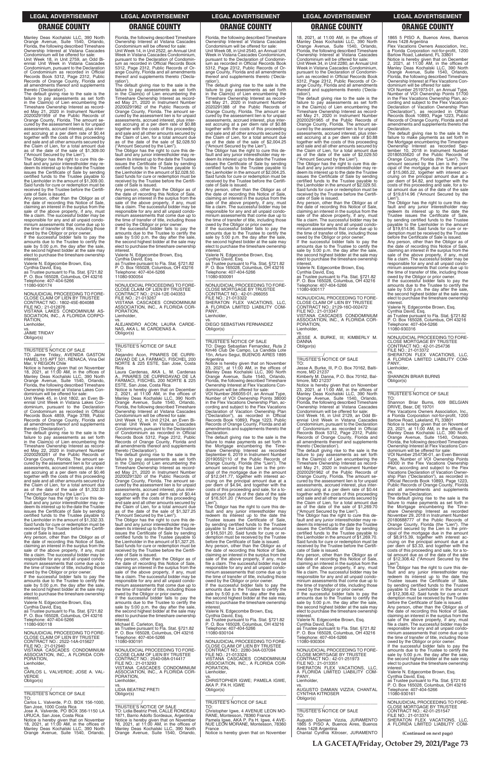## LEGAL ADVERTISEMENT

## ORANGE COUNTY

Manley Deas Kochalski LLC, 390 North Orange Avenue, Suite 1540, Orlando, Florida, the following described Timeshare Ownership Interest at Vistana Cascades Condominium will be offered for sale:

Unit Week 18, in Unit 2759, an Odd Biennial Unit Week in Vistana Cascades Condominium, pursuant to the Declaration of Condominium as recorded in Official Records Book 5312, Page 2312, Public Records of Orange County, Florida and all amendments thereof and supplements thereto ('Declaration').

The default giving rise to the sale is the failure to pay assessments as set forth in the Claim(s) of Lien encumbering the Timeshare Ownership Interest as recorded May 21, 2020 in Instrument Number 20200291959 of the Public Records of Orange County, Florida. The amount secured by the assessment lien is for unpaid assessments, accrued interest, plus interest accruing at a per diem rate of $0.44 together with the costs of this proceeding and sale and all other amounts secured by the Claim of Lien, for a total amount due as of the date of the sale of $1,309.00 ("Amount Secured by the Lien").

The Obligor has the right to cure this default and any junior interestholder may redeem its interest up to the date the Trustee issues the Certificate of Sale by sending certified funds to the Trustee payable to the Lienholder in the amount of $1,309.00. Said funds for cure or redemption must be received by the Trustee before the Certificate of Sale is issued.

Any person, other than the Obligor as of the date of recording this Notice of Sale, claiming an interest in the surplus from the sale of the above property, if any, must file a claim. The successful bidder may be responsible for any and all unpaid condominium assessments that come due up to the time of transfer of title, including those owed by the Obligor or prior owner.

If the successful bidder fails to pay the amounts due to the Trustee to certify the sale by 5:00 p.m. the day after the sale, the second highest bidder at the sale may elect to purchase the timeshare ownership interest.

Valerie N. Edgecombe Brown, Esq.
Cynthia David, Esq.
as Trustee pursuant to Fla. Stat. §721.82
P. O. Box 165028, Columbus, OH 43216
Telephone: 407-404-5266
11080-930174

---

NONJUDICIAL PROCEEDING TO FORECLOSE CLAIM OF LIEN BY TRUSTEE
CONTRACT NO.: 1802-45E-804088
FILE NO.: 21-012876
VISTANA LAKES CONDOMINIUM ASSOCIATION, INC., A FLORIDA CORPORATION,
Lienholder,
vs.
JAIME TRIDAY
Obligor(s)
_______________________________/

TRUSTEE'S NOTICE OF SALE

TO: Jaime Triday, AVENIDA GASTON HAMEL 515 APT 501, RENACA, Vina Del Mar, V REGION Chile

Notice is hereby given that on November 18, 2021, at 11:00 AM, in the offices of Manley Deas Kochalski LLC, 390 North Orange Avenue, Suite 1540, Orlando, Florida, the following described Timeshare Ownership Interest at Vistana Lakes Condominium will be offered for sale:

Unit Week 45, in Unit 1802, an Even Biennial Unit Week in Vistana Lakes Condominium, pursuant to the Declaration of Condominium as recorded in Official Records Book 4859, Page 3789, Public Records of Orange County, Florida and all amendments thereof and supplements thereto ('Declaration').

The default giving rise to the sale is the failure to pay assessments as set forth in the Claim(s) of Lien encumbering the Timeshare Ownership Interest as recorded May 22, 2020 in Instrument Number 20200293261 of the Public Records of Orange County, Florida. The amount secured by the assessment lien is for unpaid assessments, accrued interest, plus interest accruing at a per diem rate of $0.46 together with the costs of this proceeding and sale and all other amounts secured by the Claim of Lien, for a total amount due as of the date of the sale of $1,332.33 ("Amount Secured by the Lien").

The Obligor has the right to cure this default and any junior interestholder may redeem its interest up to the date the Trustee issues the Certificate of Sale by sending certified funds to the Trustee payable to the Lienholder in the amount of $1,332.33. Said funds for cure or redemption must be received by the Trustee before the Certificate of Sale is issued.

Any person, other than the Obligor as of the date of recording this Notice of Sale, claiming an interest in the surplus from the sale of the above property, if any, must file a claim. The successful bidder may be responsible for any and all unpaid condominium assessments that come due up to the time of transfer of title, including those owed by the Obligor or prior owner.

If the successful bidder fails to pay the amounts due to the Trustee to certify the sale by 5:00 p.m. the day after the sale, the second highest bidder at the sale may elect to purchase the timeshare ownership interest.

Valerie N. Edgecombe Brown, Esq.
Cynthia David, Esq.
as Trustee pursuant to Fla. Stat. §721.82
P. O. Box 165028, Columbus, OH 43216
Telephone: 407-404-5266
11080-930118

---

NONJUDICIAL PROCEEDING TO FORECLOSE CLAIM OF LIEN BY TRUSTEE
CONTRACT NO.: 2522-14A-015627
FILE NO.: 21-012940
VISTANA CASCADES CONDOMINIUM ASSOCIATION, INC., A FLORIDA CORPORATION,
Lienholder,
vs.
CARLOS L. VALVERDE; JOSE A. VALVERDE
Obligor(s)
_______________________________/

TRUSTEE'S NOTICE OF SALE

TO:
Carlos L. Valverde, P.O. BOX 156-1000, San Jose, 1000 Costa Rica
Jose A. Valverde, PO BOX 356-1150 LA URUCA, San Jose, Costa Rica

Notice is hereby given that on November 18, 2021, at 11:00 AM, in the offices of Manley Deas Kochalski LLC, 390 North Orange Avenue, Suite 1540, Orlando, Florida, the following described Timeshare Ownership Interest at Vistana Cascades Condominium will be offered for sale:

Unit Week 14, in Unit 2522, an Annual Unit Week in Vistana Cascades Condominium, pursuant to the Declaration of Condominium as recorded in Official Records Book 5312, Page 2312, Public Records of Orange County, Florida and all amendments thereof and supplements thereto ('Declaration').

The default giving rise to the sale is the failure to pay assessments as set forth in the Claim(s) of Lien encumbering the Timeshare Ownership Interest as recorded May 21, 2020 in Instrument Number 20200291962 of the Public Records of Orange County, Florida. The amount secured by the assessment lien is for unpaid assessments, accrued interest, plus interest accruing at a per diem rate of $0.88 together with the costs of this proceeding and sale and all other amounts secured by the Claim of Lien, for a total amount due as of the date of the sale of $2,028.50 ("Amount Secured by the Lien").

The Obligor has the right to cure this default and any junior interestholder may redeem its interest up to the date the Trustee issues the Certificate of Sale by sending certified funds to the Trustee payable to the Lienholder in the amount of $2,028.50. Said funds for cure or redemption must be received by the Trustee before the Certificate of Sale is issued.

Any person, other than the Obligor as of the date of recording this Notice of Sale, claiming an interest in the surplus from the sale of the above property, if any, must file a claim. The successful bidder may be responsible for any and all unpaid condominium assessments that come due up to the time of transfer of title, including those owed by the Obligor or prior owner.

If the successful bidder fails to pay the amounts due to the Trustee to certify the sale by 5:00 p.m. the day after the sale, the second highest bidder at the sale may elect to purchase the timeshare ownership interest.

Valerie N. Edgecombe Brown, Esq.
Cynthia David, Esq.
as Trustee pursuant to Fla. Stat. §721.82
P. O. Box 165028, Columbus, OH 43216
Telephone: 407-404-5266
11080-930054

---

NONJUDICIAL PROCEEDING TO FORECLOSE CLAIM OF LIEN BY TRUSTEE
CONTRACT NO.: 2124-12E-040353
FILE NO.: 21-013267
VISTANA CASCADES CONDOMINIUM ASSOCIATION, INC., A FLORIDA CORPORATION,
Lienholder,
vs.
ALEJANDRO ACON; LAURA CARDENAS, AKA L. M. CARDENAS A.
Obligor(s)
_______________________________/

TRUSTEE'S NOTICE OF SALE

TO:
Alejandro Acon, PINARES DE CURRIDAVAD DE LA FARMACI, FISCHEL 200 NORTE & 225 ESTE, San Jose, Costa Rica
Laura Cardenas, AKA L. M. Cardenas A., PINARES DE CURRIDAVAD DE LA FARMACI, FISCHEL 200 NORTE & 225 ESTE, San Jose, Costa Rica

Notice is hereby given that on December 2, 2021, at 11:00 AM, in the offices of Manley Deas Kochalski LLC, 390 North Orange Avenue, Suite 1540, Orlando, Florida, the following described Timeshare Ownership Interest at Vistana Cascades Condominium will be offered for sale:

Unit Week 12, in Unit 2124, an Even Biennial Unit Week in Vistana Cascades Condominium, pursuant to the Declaration of Condominium as recorded in Official Records Book 5312, Page 2312, Public Records of Orange County, Florida and all amendments thereof and supplements thereto ('Declaration').

The default giving rise to the sale is the failure to pay assessments as set forth in the Claim(s) of Lien encumbering the Timeshare Ownership Interest as recorded May 21, 2020 in Instrument Number 20200291320 of the Public Records of Orange County, Florida. The amount secured by the assessment lien is for unpaid assessments, accrued interest, plus interest accruing at a per diem rate of $0.44 together with the costs of this proceeding and sale and all other amounts secured by the Claim of Lien, for a total amount due as of the date of the sale of $1,327.25 ("Amount Secured by the Lien").

The Obligor has the right to cure this default and any junior interestholder may redeem its interest up to the date the Trustee issues the Certificate of Sale by sending certified funds to the Trustee payable to the Lienholder in the amount of $1,327.25. Said funds for cure or redemption must be received by the Trustee before the Certificate of Sale is issued.

Any person, other than the Obligor as of the date of recording this Notice of Sale, claiming an interest in the surplus from the sale of the above property, if any, must file a claim. The successful bidder may be responsible for any and all unpaid condominium assessments that come due up to the time of transfer of title, including those owed by the Obligor or prior owner.

If the successful bidder fails to pay the amounts due to the Trustee to certify the sale by 5:00 p.m. the day after the sale, the second highest bidder at the sale may elect to purchase the timeshare ownership interest.

Michael E. Carleton, Esq.
as Trustee pursuant to Fla. Stat. §721.82
P. O. Box 165028, Columbus, OH 43216
Telephone: 407-404-5266
11080-930191

---

NONJUDICIAL PROCEEDING TO FORECLOSE CLAIM OF LIEN BY TRUSTEE
CONTRACT NO.: 2540-08A-014417
FILE NO.: 21-013293
VISTANA CASCADES CONDOMINIUM ASSOCIATION, INC., A FLORIDA CORPORATION,
Lienholder,
vs.
LIDIA BEATRIZ PRETI
Obligor(s)
_______________________________/

TRUSTEE'S NOTICE OF SALE

TO: Lidia Beatriz Preti, CALLE RONDEAU 1871, Barrio Adolfo Sordeaux, Argentina

Notice is hereby given that on November 18, 2021, at 11:00 AM, in the offices of Manley Deas Kochalski LLC, 390 North Orange Avenue, Suite 1540, Orlando, Florida, the following described Timeshare Ownership Interest at Vistana Cascades Condominium will be offered for sale:

Unit Week 08, in Unit 2540, an Annual Unit Week in Vistana Cascades Condominium, pursuant to the Declaration of Condominium as recorded in Official Records Book 5312, Page 2312, Public Records of Orange County, Florida and all amendments thereof and supplements thereto ('Declaration').

The default giving rise to the sale is the failure to pay assessments as set forth in the Claim(s) of Lien encumbering the Timeshare Ownership Interest as recorded May 21, 2020 in Instrument Number 20200291388 of the Public Records of Orange County, Florida. The amount secured by the assessment lien is for unpaid assessments, accrued interest, plus interest accruing at a per diem rate of $0.88 together with the costs of this proceeding and sale and all other amounts secured by the Claim of Lien, for a total amount due as of the date of the sale of $2,004.25 ("Amount Secured by the Lien").

The Obligor has the right to cure this default and any junior interestholder may redeem its interest up to the date the Trustee issues the Certificate of Sale by sending certified funds to the Trustee payable to the Lienholder in the amount of $2,004.25. Said funds for cure or redemption must be received by the Trustee before the Certificate of Sale is issued.

Any person, other than the Obligor as of the date of recording this Notice of Sale, claiming an interest in the surplus from the sale of the above property, if any, must file a claim. The successful bidder may be responsible for any and all unpaid condominium assessments that come due up to the time of transfer of title, including those owed by the Obligor or prior owner.

If the successful bidder fails to pay the amounts due to the Trustee to certify the sale by 5:00 p.m. the day after the sale, the second highest bidder at the sale may elect to purchase the timeshare ownership interest.

Valerie N. Edgecombe Brown, Esq.
Cynthia David, Esq.
as Trustee pursuant to Fla. Stat. §721.82
P. O. Box 165028, Columbus, OH 43216
Telephone: 407-404-5266
11080-930091

---

NONJUDICIAL PROCEEDING TO FORECLOSE MORTGAGE BY TRUSTEE
CONTRACT NO.: 42-01-266055
FILE NO.: 21-013322
SHERATON FLEX VACATIONS, LLC, A FLORIDA LIMITED LIABILITY COMPANY,
Lienholder,
vs.
DIEGO SEBASTIAN FERNANDEZ
Obligor(s)
_______________________________/

TRUSTEE'S NOTICE OF SALE

TO: Diego Sebastian Fernandez, Ruta 2 Km46 Club De Campo, La Candida Lote 15n, Arturo Segui, BUENOS AIRES 1895 Argentina

Notice is hereby given that on November 23, 2021, at 11:00 AM, in the offices of Manley Deas Kochalski LLC, 390 North Orange Avenue, Suite 1540, Orlando, Florida, the following described Timeshare Ownership Interest at Flex Vacations Condominium will be offered for sale:

VOI Number 266055-01, an Annual Type, Number of VOI Ownership Points 38000 in the Flex Vacations Ownership Plan, according and subject to the Flex Vacations Declaration of Vacation Ownership Plan ("Declaration"), as recorded in Official Records Book 10893, Page 1223, Public Records of Orange County, Florida and all amendments and supplements thereto the Declaration.

The default giving rise to the sale is the failure to make payments as set forth in the Mortgage encumbering the Timeshare Ownership Interest as recorded September 6, 2019 in Instrument Number 20190552110 of the Public Records of Orange County, Florida (the "Lien"). The amount secured by the Lien is the principal of the mortgage due in the amount of $12,041.77, together with interest accruing on the principal amount due at a per diem of $4.94, and together with the costs of this proceeding and sale, for a total amount due as of the date of the sale of $16,501.20 ("Amount Secured by the Lien").

The Obligor has the right to cure this default and any junior interestholder may redeem its interest up to the date the Trustee issues the Certificate of Sale, by sending certified funds to the Trustee payable to the Lienholder in the amount of $16,501.20. Said funds for cure or redemption must be received by the Trustee before the Certificate of Sale is issued.

Any person, other than the Obligor as of the date of recording this Notice of Sale, claiming an interest in the surplus from the sale of the above property, if any, must file a claim. The successful bidder may be responsible for any and all unpaid condominium assessments that come due up to the time of transfer of title, including those owed by the Obligor or prior owner.

If the successful bidder fails to pay the amounts due to the Trustee to certify the sale by 5:00 p.m. the day after the sale, the second highest bidder at the sale may elect to purchase the timeshare ownership interest.

Valerie N. Edgecombe Brown, Esq.
Cynthia David, Esq.
as Trustee pursuant to Fla. Stat. §721.82
P. O. Box 165028, Columbus, OH 43216
Telephone: 407-404-5266
11080-930104

---

NONJUDICIAL PROCEEDING TO FORECLOSE CLAIM OF LIEN BY TRUSTEE
CONTRACT NO.: 2280-34A-037094
FILE NO.: 21-013324
VISTANA CASCADES CONDOMINIUM ASSOCIATION, INC., A FLORIDA CORPORATION,
Lienholder,
vs.
CHRISTOPHER IGWE; PAMELA IGWE, AKA P. PA H. IGWE
Obligor(s)
_______________________________/

TRUSTEE'S NOTICE OF SALE

TO:
Christopher Igwe, 4 AVENUE LEON MORANE, Montesson, 78360 France
Pamela Igwe, AKA P. Pa H. Igwe, 4 AVENUE LEON MORANE, Montesson, 78360 France

Notice is hereby given that on November 18, 2021, at 11:00 AM, in the offices of Manley Deas Kochalski LLC, 390 North Orange Avenue, Suite 1540, Orlando, Florida, the following described Timeshare Ownership Interest at Vistana Cascades Condominium will be offered for sale:

Unit Week 34, in Unit 2280, an Annual Unit Week in Vistana Cascades Condominium, pursuant to the Declaration of Condominium as recorded in Official Records Book 5312, Page 2312, Public Records of Orange County, Florida and all amendments thereof and supplements thereto ('Declaration').

The default giving rise to the sale is the failure to pay assessments as set forth in the Claim(s) of Lien encumbering the Timeshare Ownership Interest as recorded May 21, 2020 in Instrument Number 20200291965 of the Public Records of Orange County, Florida. The amount secured by the assessment lien is for unpaid assessments, accrued interest, plus interest accruing at a per diem rate of $0.88 together with the costs of this proceeding and sale and all other amounts secured by the Claim of Lien, for a total amount due as of the date of the sale of $2,029.50 ("Amount Secured by the Lien").

The Obligor has the right to cure this default and any junior interestholder may redeem its interest up to the date the Trustee issues the Certificate of Sale by sending certified funds to the Trustee payable to the Lienholder in the amount of $2,029.50. Said funds for cure or redemption must be received by the Trustee before the Certificate of Sale is issued.

Any person, other than the Obligor as of the date of recording this Notice of Sale, claiming an interest in the surplus from the sale of the above property, if any, must file a claim. The successful bidder may be responsible for any and all unpaid condominium assessments that come due up to the time of transfer of title, including those owed by the Obligor or prior owner.

If the successful bidder fails to pay the amounts due to the Trustee to certify the sale by 5:00 p.m. the day after the sale, the second highest bidder at the sale may elect to purchase the timeshare ownership interest.

Valerie N. Edgecombe Brown, Esq.
Cynthia David, Esq.
as Trustee pursuant to Fla. Stat. §721.82
P. O. Box 165028, Columbus, OH 43216
Telephone: 407-404-5266
11080-930117

---

NONJUDICIAL PROCEEDING TO FORECLOSE CLAIM OF LIEN BY TRUSTEE
CONTRACT NO.: 2129-16O-002472
FILE NO.: 21-013347
VISTANA CASCADES CONDOMINIUM ASSOCIATION, INC., A FLORIDA CORPORATION,
Lienholder,
vs.
JESSE A. BURKE, III; KIMBERLY M. DANNA
Obligor(s)
_______________________________/

TRUSTEE'S NOTICE OF SALE

TO:
Jesse A. Burke, III, P.O. Box 70162, Baltimore, MD 21237
Kimberly M. Danna, P.O. Box 70162, Baltimore, MD 21237

Notice is hereby given that on November 23, 2021, at 11:00 AM, in the offices of Manley Deas Kochalski LLC, 390 North Orange Avenue, Suite 1540, Orlando, Florida, the following described Timeshare Ownership Interest at Vistana Cascades Condominium will be offered for sale:

Unit Week 16, in Unit 2129, an Odd Biennial Unit Week in Vistana Cascades Condominium, pursuant to the Declaration of Condominium as recorded in Official Records Book 5312, Page 2312, Public Records of Orange County, Florida and all amendments thereof and supplements thereto ('Declaration').

The default giving rise to the sale is the failure to pay assessments as set forth in the Claim(s) of Lien encumbering the Timeshare Ownership Interest as recorded May 21, 2020 in Instrument Number 20200291962 of the Public Records of Orange County, Florida. The amount secured by the assessment lien is for unpaid assessments, accrued interest, plus interest accruing at a per diem rate of $0.44 together with the costs of this proceeding and sale and all other amounts secured by the Claim of Lien, for a total amount due as of the date of the sale of $1,269.70 ("Amount Secured by the Lien").

The Obligor has the right to cure this default and any junior interestholder may redeem its interest up to the date the Trustee issues the Certificate of Sale by sending certified funds to the Trustee payable to the Lienholder in the amount of $1,269.70. Said funds for cure or redemption must be received by the Trustee before the Certificate of Sale is issued.

Any person, other than the Obligor as of the date of recording this Notice of Sale, claiming an interest in the surplus from the sale of the above property, if any, must file a claim. The successful bidder may be responsible for any and all unpaid condominium assessments that come due up to the time of transfer of title, including those owed by the Obligor or prior owner.

If the successful bidder fails to pay the amounts due to the Trustee to certify the sale by 5:00 p.m. the day after the sale, the second highest bidder at the sale may elect to purchase the timeshare ownership interest.

Valerie N. Edgecombe Brown, Esq.
Cynthia David, Esq.
as Trustee pursuant to Fla. Stat. §721.82
P. O. Box 165028, Columbus, OH 43216
Telephone: 407-404-5266
11080-930304

---

NONJUDICIAL PROCEEDING TO FORECLOSE MORTGAGE BY TRUSTEE
CONTRACT NO.: 42-01-251973
FILE NO.: 21-013351
SHERATON FLEX VACATIONS, LLC, A FLORIDA LIMITED LIABILITY COMPANY,
Lienholder,
vs.
AUGUSTO DAMIAN VIZZIA; CHANTAL CYNTHIA KITROSER
Obligor(s)
_______________________________/

TRUSTEE'S NOTICE OF SALE

TO:
Augusto Damian Vizzia, JURAMENTO 1865 5 PISO A, Buenos Aires, Buenos Aires 1428 Argentina
Chantal Cynthia Kitroser, JURAMENTO 1865 5 PISO A, Buenos Aires, Buenos Aires 1428 Argentina
Flex Vacations Owners Association, Inc., a Florida Corporation not-for-profit, 1200 Bartow Road, Lakeland, FL 33801

Notice is hereby given that on December 2, 2021, at 11:00 AM, in the offices of Manley Deas Kochalski LLC, 390 North Orange Avenue, Suite 1540, Orlando, Florida, the following described Timeshare Ownership Interest at Flex Vacations Condominium will be offered for sale:

VOI Number 251973-01, an Annual Type, Number of VOI Ownership Points 51700 in the Flex Vacations Ownership Plan, according and subject to the Flex Vacations Declaration of Vacation Ownership Plan ("Declaration"), as recorded in Official Records Book 10893, Page 1223, Public Records of Orange County, Florida and all amendments and supplements thereto the Declaration.

The default giving rise to the sale is the failure to make payments as set forth in the Mortgage encumbering the Timeshare Ownership Interest as recorded September 10, 2018 in Instrument Number 20180535620 of the Public Records of Orange County, Florida (the "Lien"). The amount secured by the Lien is the principal of the mortgage due in the amount of $15,065.22, together with interest accruing on the principal amount due at a per diem of $4.82, and together with the costs of this proceeding and sale, for a total amount due as of the date of the sale of $19,614.96 ("Amount Secured by the Lien").

The Obligor has the right to cure this default and any junior interestholder may redeem its interest up to the date the Trustee issues the Certificate of Sale, by sending certified funds to the Trustee payable to the Lienholder in the amount of $19,614.96. Said funds for cure or redemption must be received by the Trustee before the Certificate of Sale is issued.

Any person, other than the Obligor as of the date of recording this Notice of Sale, claiming an interest in the surplus from the sale of the above property, if any, must file a claim. The successful bidder may be responsible for any and all unpaid condominium assessments that come due up to the time of transfer of title, including those owed by the Obligor or prior owner.

If the successful bidder fails to pay the amounts due to the Trustee to certify the sale by 5:00 p.m. the day after the sale, the second highest bidder at the sale may elect to purchase the timeshare ownership interest.

Valerie N. Edgecombe Brown, Esq.
Cynthia David, Esq.
as Trustee pursuant to Fla. Stat. §721.82
P. O. Box 165028, Columbus, OH 43216
Telephone: 407-404-5266
11080-930136

---

NONJUDICIAL PROCEEDING TO FORECLOSE MORTGAGE BY TRUSTEE
CONTRACT NO.: 42-01-254736
FILE NO.: 21-013372
SHERATON FLEX VACATIONS, LLC, A FLORIDA LIMITED LIABILITY COMPANY,
Lienholder,
vs.
SHANNON BRIAR BURNS
Obligor(s)
_______________________________/

TRUSTEE'S NOTICE OF SALE

TO:
Shannon Briar Burns, 609 BELGIAN DRIVE, Bear, DE 19701
Flex Vacations Owners Association, Inc., a Florida Corporation not-for-profit, 1200 Bartow Road, Lakeland, FL 33801

Notice is hereby given that on November 23, 2021, at 11:00 AM, in the offices of Manley Deas Kochalski LLC, 390 North Orange Avenue, Suite 1540, Orlando, Florida, the following described Timeshare Ownership Interest at Flex Vacations Condominium will be offered for sale:

VOI Number 254736-01, an Even Biennial Type, Number of VOI Ownership Points 44000 in the Flex Vacations Ownership Plan, according and subject to the Flex Vacations Declaration of Vacation Ownership Plan ("Declaration"), as recorded in Official Records Book 10893, Page 1223, Public Records of Orange County, Florida and all amendments and supplements thereto the Declaration.

The default giving rise to the sale is the failure to make payments as set forth in the Mortgage encumbering the Timeshare Ownership Interest as recorded November 29, 2018 in Instrument Number 20180688777 of the Public Records of Orange County, Florida (the "Lien"). The amount secured by the Lien is the principal of the mortgage due in the amount of $8,915.39, together with interest accruing on the principal amount due at a per diem of $3.33, and together with the costs of this proceeding and sale, for a total amount due as of the date of the sale of $12,308.42 ("Amount Secured by the Lien").

The Obligor has the right to cure this default and any junior interestholder may redeem its interest up to the date the Trustee issues the Certificate of Sale, by sending certified funds to the Trustee payable to the Lienholder in the amount of $12,308.42. Said funds for cure or redemption must be received by the Trustee before the Certificate of Sale is issued.

Any person, other than the Obligor as of the date of recording this Notice of Sale, claiming an interest in the surplus from the sale of the above property, if any, must file a claim. The successful bidder may be responsible for any and all unpaid condominium assessments that come due up to the time of transfer of title, including those owed by the Obligor or prior owner.

If the successful bidder fails to pay the amounts due to the Trustee to certify the sale by 5:00 p.m. the day after the sale, the second highest bidder at the sale may elect to purchase the timeshare ownership interest.

Valerie N. Edgecombe Brown, Esq.
Cynthia David, Esq.
as Trustee pursuant to Fla. Stat. §721.82
P. O. Box 165028, Columbus, OH 43216
Telephone: 407-404-5266
11080-930161

---

NONJUDICIAL PROCEEDING TO FORECLOSE MORTGAGE BY TRUSTEE
CONTRACT NO.: 42-01-251547
FILE NO.: 21-013374
SHERATON FLEX VACATIONS, LLC, A FLORIDA LIMITED LIABILITY COM-

**(Continued on next page)**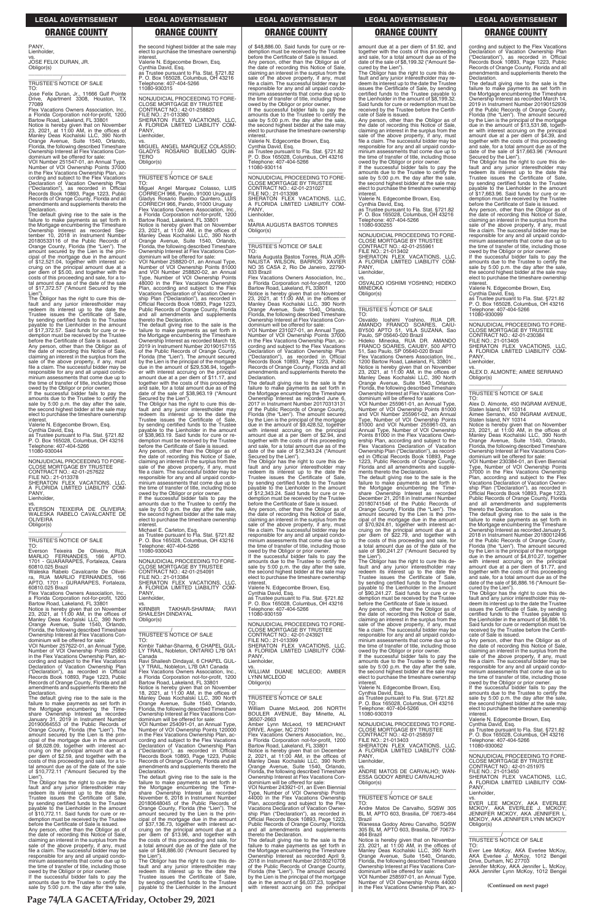PANY,
Lienholder,

vs.

JOSE FELIX DURAN, JR.
Obligor(s)

\_\_\_\_\_\_\_\_\_\_\_\_\_\_\_\_\_\_\_\_\_\_\_\_\_\_\_\_\_\_\_\_\_/

TRUSTEE'S NOTICE OF SALE

TO:

Jose Felix Duran, Jr., 11666 Gulf Pointe Drive, Apartment 3308, Houston, TX 77089

Flex Vacations Owners Association, Inc., a Florida Corporation not-for-profit, 1200 Bartow Road, Lakeland, FL 33801

Notice is hereby given that on November 23, 2021, at 11:00 AM, in the offices of Manley Deas Kochalski LLC, 390 North Orange Avenue, Suite 1540, Orlando, Florida, the following described Timeshare Ownership Interest at Flex Vacations Condominium will be offered for sale:

VOI Number 251547-01, an Annual Type, Number of VOI Ownership Points 37000 in the Flex Vacations Ownership Plan, according and subject to the Flex Vacations Declaration of Vacation Ownership Plan ("Declaration"), as recorded in Official Records Book 10893, Page 1223, Public Records of Orange County, Florida and all amendments and supplements thereto the Declaration.

The default giving rise to the sale is the failure to make payments as set forth in the Mortgage encumbering the Timeshare Ownership Interest as recorded September 10, 2018 in Instrument Number 20180533116 of the Public Records of Orange County, Florida (the "Lien"). The amount secured by the Lien is the principal of the mortgage due in the amount of $12,521.04, together with interest accruing on the principal amount due at a per diem of $5.00, and together with the costs of this proceeding and sale, for a total amount due as of the date of the sale of $17,372.57 ("Amount Secured by the Lien").

The Obligor has the right to cure this default and any junior interestholder may redeem its interest up to the date the Trustee issues the Certificate of Sale, by sending certified funds to the Trustee payable to the Lienholder in the amount of $17,372.57. Said funds for cure or redemption must be received by the Trustee before the Certificate of Sale is issued.

Any person, other than the Obligor as of the date of recording this Notice of Sale, claiming an interest in the surplus from the sale of the above property, if any, must file a claim. The successful bidder may be responsible for any and all unpaid condominium assessments that come due up to the time of transfer of title, including those owed by the Obligor or prior owner.

If the successful bidder fails to pay the amounts due to the Trustee to certify the sale by 5:00 p.m. the day after the sale, the second highest bidder at the sale may elect to purchase the timeshare ownership interest.

Valerie N. Edgecombe Brown, Esq.
Cynthia David, Esq.
as Trustee pursuant to Fla. Stat. §721.82
P. O. Box 165028, Columbus, OH 43216
Telephone: 407-404-5266
11080-930044

---

NONJUDICIAL PROCEEDING TO FORECLOSE MORTGAGE BY TRUSTEE
CONTRACT NO.: 42-01-257622
FILE NO.: 21-013378
SHERATON FLEX VACATIONS, LLC, A FLORIDA LIMITED LIABILITY COMPANY,
Lienholder,

vs.

EVERSON TEIXEIRA DE OLIVEIRA; WALESKA RABELO CAVALCANTE DE OLIVEIRA
Obligor(s)

\_\_\_\_\_\_\_\_\_\_\_\_\_\_\_\_\_\_\_\_\_\_\_\_\_\_\_\_\_\_\_\_\_/

TRUSTEE'S NOTICE OF SALE

TO:

Everson Teixeira De Oliveira, RUA MARLIO FERNANDES, 166 APTO. 1701 - GUARARAPES, Fortaleza, Ceara 60810.025 Brazil

Waleska Rabelo Cavalcante De Oliveira, RUA MARLIO FERNANDES, 166 APTO. 1701 - GUARARAPES, Fortaleza, 60810.025 Brazil

Flex Vacations Owners Association, Inc., a Florida Corporation not-for-profit, 1200 Bartow Road, Lakeland, FL 33801

Notice is hereby given that on November 23, 2021, at 11:00 AM, in the offices of Manley Deas Kochalski LLC, 390 North Orange Avenue, Suite 1540, Orlando, Florida, the following described Timeshare Ownership Interest at Flex Vacations Condominium will be offered for sale:

VOI Number 257622-01, an Annual Type, Number of VOI Ownership Points 25800 in the Flex Vacations Ownership Plan, according and subject to the Flex Vacations Declaration of Vacation Ownership Plan ("Declaration"), as recorded in Official Records Book 10893, Page 1223, Public Records of Orange County, Florida and all amendments and supplements thereto the Declaration.

The default giving rise to the sale is the failure to make payments as set forth in the Mortgage encumbering the Timeshare Ownership Interest as recorded January 31, 2019 in Instrument Number 20190064553 of the Public Records of Orange County, Florida (the "Lien"). The amount secured by the Lien is the principal of the mortgage due in the amount of $8,028.09, together with interest accruing on the principal amount due at a per diem of $2.59, and together with the costs of this proceeding and sale, for a total amount due as of the date of the sale of $10,772.11 ("Amount Secured by the Lien").

The Obligor has the right to cure this default and any junior interestholder may redeem its interest up to the date the Trustee issues the Certificate of Sale, by sending certified funds to the Trustee payable to the Lienholder in the amount of $10,772.11. Said funds for cure or redemption must be received by the Trustee before the Certificate of Sale is issued.

Any person, other than the Obligor as of the date of recording this Notice of Sale, claiming an interest in the surplus from the sale of the above property, if any, must file a claim. The successful bidder may be responsible for any and all unpaid condominium assessments that come due up to the time of transfer of title, including those owed by the Obligor or prior owner.

If the successful bidder fails to pay the amounts due to the Trustee to certify the sale by 5:00 p.m. the day after the sale, the second highest bidder at the sale may elect to purchase the timeshare ownership interest.

Valerie N. Edgecombe Brown, Esq.
Cynthia David, Esq.
as Trustee pursuant to Fla. Stat. §721.82
P. O. Box 165028, Columbus, OH 43216
Telephone: 407-404-5266
11080-930315

---

NONJUDICIAL PROCEEDING TO FORECLOSE MORTGAGE BY TRUSTEE
CONTRACT NO.: 42-01-258820
FILE NO.: 21-013380
SHERATON FLEX VACATIONS, LLC, A FLORIDA LIMITED LIABILITY COMPANY,
Lienholder,

vs.

MIGUEL ANGEL MARQUEZ COLASSO; GLADYS ROSARIO BUELMO QUINTERO
Obligor(s)

\_\_\_\_\_\_\_\_\_\_\_\_\_\_\_\_\_\_\_\_\_\_\_\_\_\_\_\_\_\_\_\_\_/

TRUSTEE'S NOTICE OF SALE

TO:

Miguel Angel Marquez Colasso, LUIS CORRECH 966, Pando, 91000 Uruguay

Gladys Rosario Buelmo Quintero, LUIS CORRECH 966, Pando, 91000 Uruguay

Flex Vacations Owners Association, Inc., a Florida Corporation not-for-profit, 1200 Bartow Road, Lakeland, FL 33801

Notice is hereby given that on November 23, 2021, at 11:00 AM, in the offices of Manley Deas Kochalski LLC, 390 North Orange Avenue, Suite 1540, Orlando, Florida, the following described Timeshare Ownership Interest at Flex Vacations Condominium will be offered for sale:

VOI Number 258820-01, an Annual Type, Number of VOI Ownership Points 81000 and VOI Number 258820-02, an Annual Type, Number of VOI Ownership Points 48000 in the Flex Vacations Ownership Plan, according and subject to the Flex Vacations Declaration of Vacation Ownership Plan ("Declaration"), as recorded in Official Records Book 10893, Page 1223, Public Records of Orange County, Florida and all amendments and supplements thereto the Declaration.

The default giving rise to the sale is the failure to make payments as set forth in the Mortgage encumbering the Timeshare Ownership Interest as recorded March 18, 2019 in Instrument Number 20190157155 of the Public Records of Orange County, Florida (the "Lien"). The amount secured by the Lien is the principal of the mortgage due in the amount of $29,536.94, together with interest accruing on the principal amount due at a per diem of $11.17, and together with the costs of this proceeding and sale, for a total amount due as of the date of the sale of $38,963.19 ("Amount Secured by the Lien").

The Obligor has the right to cure this default and any junior interestholder may redeem its interest up to the date the Trustee issues the Certificate of Sale, by sending certified funds to the Trustee payable to the Lienholder in the amount of $38,963.19. Said funds for cure or redemption must be received by the Trustee before the Certificate of Sale is issued.

Any person, other than the Obligor as of the date of recording this Notice of Sale, claiming an interest in the surplus from the sale of the above property, if any, must file a claim. The successful bidder may be responsible for any and all unpaid condominium assessments that come due up to the time of transfer of title, including those owed by the Obligor or prior owner.

If the successful bidder fails to pay the amounts due to the Trustee to certify the sale by 5:00 p.m. the day after the sale, the second highest bidder at the sale may elect to purchase the timeshare ownership interest.

Michael E. Carleton, Esq.
as Trustee pursuant to Fla. Stat. §721.82
P. O. Box 165028, Columbus, OH 43216
Telephone: 407-404-5266
11080-930043

---

NONJUDICIAL PROCEEDING TO FORECLOSE MORTGAGE BY TRUSTEE
CONTRACT NO.: 42-01-254091
FILE NO.: 21-013384
SHERATON FLEX VACATIONS, LLC, A FLORIDA LIMITED LIABILITY COMPANY,
Lienholder,

vs.

KIRNBIR TAKHAR-SHARMA; RAVI SHAILESH DINDAYAL
Obligor(s)

\_\_\_\_\_\_\_\_\_\_\_\_\_\_\_\_\_\_\_\_\_\_\_\_\_\_\_\_\_\_\_\_\_/

TRUSTEE'S NOTICE OF SALE

TO:

Kimbir Takhar-Sharma, 6 CHAPEL GULLY TRAIL, Nobleton, ONTARIO L7B 0A1 Canada

Ravi Shailesh Dindayal, 6 CHAPEL GULLY TRAIL, Nobleton, ONTARIO L7B 0A1 Canada

Flex Vacations Owners Association, Inc., a Florida Corporation not-for-profit, 1200 Bartow Road, Lakeland, FL 33801

Notice is hereby given that on November 18, 2021, at 11:00 AM, in the offices of Manley Deas Kochalski LLC, 390 North Orange Avenue, Suite 1540, Orlando, Florida, the following described Timeshare Ownership Interest at Flex Vacations Condominium will be offered for sale:

VOI Number 254091-01, an Annual Type, Number of VOI Ownership Points 120000 in the Flex Vacations Ownership Plan, according and subject to the Flex Vacations Declaration of Vacation Ownership Plan ("Declaration"), as recorded in Official Records Book 10893, Page 1223, Public Records of Orange County, Florida and all amendments and supplements thereto the Declaration.

The default giving rise to the sale is the failure to make payments as set forth in the Mortgage encumbering the Timeshare Ownership Interest as recorded November 6, 2018 in Instrument Number 20180648045 of the Public Records of Orange County, Florida (the "Lien"). The amount secured by the Lien is the principal of the mortgage due in the amount of $37,136.73, together with interest accruing on the principal amount due at a per diem of $13.96, and together with the costs of this proceeding and sale, for a total amount due as of the date of the sale of $48,886.00 ("Amount Secured by the Lien").

The Obligor has the right to cure this default and any junior interestholder may redeem its interest up to the date the Trustee issues the Certificate of Sale, by sending certified funds to the Trustee payable to the Lienholder in the amount of $48,886.00. Said funds for cure or redemption must be received by the Trustee before the Certificate of Sale is issued.

Any person, other than the Obligor as of the date of recording this Notice of Sale, claiming an interest in the surplus from the sale of the above property, if any, must file a claim. The successful bidder may be responsible for any and all unpaid condominium assessments that come due up to the time of transfer of title, including those owed by the Obligor or prior owner.

If the successful bidder fails to pay the amounts due to the Trustee to certify the sale by 5:00 p.m. the day after the sale, the second highest bidder at the sale may elect to purchase the timeshare ownership interest.

Valerie N. Edgecombe Brown, Esq.
Cynthia David, Esq.
as Trustee pursuant to Fla. Stat. §721.82
P. O. Box 165028, Columbus, OH 43216
Telephone: 407-404-5266
11080-930114

---

NONJUDICIAL PROCEEDING TO FORECLOSE MORTGAGE BY TRUSTEE
CONTRACT NO.: 42-01-231027
FILE NO.: 21-013398
SHERATON FLEX VACATIONS, LLC, A FLORIDA LIMITED LIABILITY COMPANY,
Lienholder,

vs.

MARIA AUGUSTA BASTOS TORRES
Obligor(s)

\_\_\_\_\_\_\_\_\_\_\_\_\_\_\_\_\_\_\_\_\_\_\_\_\_\_\_\_\_\_\_\_\_/

TRUSTEE'S NOTICE OF SALE

TO:

Maria Augusta Bastos Torres, RUA JORNALISTA WILSON, BARROS XAVIER NO 35 CASA 2, Rio De Janeiro, 22790-833 Brazil

Flex Vacations Owners Association, Inc., a Florida Corporation not-for-profit, 1200 Bartow Road, Lakeland, FL 33801

Notice is hereby given that on November 23, 2021, at 11:00 AM, in the offices of Manley Deas Kochalski LLC, 390 North Orange Avenue, Suite 1540, Orlando, Florida, the following described Timeshare Ownership Interest at Flex Vacations Condominium will be offered for sale:

VOI Number 231027-01, an Annual Type, Number of VOI Ownership Points 37000 in the Flex Vacations Ownership Plan, according and subject to the Flex Vacations Declaration of Vacation Ownership Plan ("Declaration"), as recorded in Official Records Book 10893, Page 1223, Public Records of Orange County, Florida and all amendments and supplements thereto the Declaration.

The default giving rise to the sale is the failure to make payments as set forth in the Mortgage encumbering the Timeshare Ownership Interest as recorded June 6, 2017 in Instrument Number 20170313131 of the Public Records of Orange County, Florida (the "Lien"). The amount secured by the Lien is the principal of the mortgage due in the amount of $9,428.52, together with interest accruing on the principal amount due at a per diem of $2.94, and together with the costs of this proceeding and sale, for a total amount due as of the date of the sale of $12,343.24 ("Amount Secured by the Lien").

The Obligor has the right to cure this default and any junior interestholder may redeem its interest up to the date the Trustee issues the Certificate of Sale, by sending certified funds to the Trustee payable to the Lienholder in the amount of $12,343.24. Said funds for cure or redemption must be received by the Trustee before the Certificate of Sale is issued.

Any person, other than the Obligor as of the date of recording this Notice of Sale, claiming an interest in the surplus from the sale of the above property, if any, must file a claim. The successful bidder may be responsible for any and all unpaid condominium assessments that come due up to the time of transfer of title, including those owed by the Obligor or prior owner.

If the successful bidder fails to pay the amounts due to the Trustee to certify the sale by 5:00 p.m. the day after the sale, the second highest bidder at the sale may elect to purchase the timeshare ownership interest.

Valerie N. Edgecombe Brown, Esq.
Cynthia David, Esq.
as Trustee pursuant to Fla. Stat. §721.82
P. O. Box 165028, Columbus, OH 43216
Telephone: 407-404-5266
11080-930159

---

NONJUDICIAL PROCEEDING TO FORECLOSE MORTGAGE BY TRUSTEE
CONTRACT NO.: 42-01-243921
FILE NO.: 21-013399
SHERATON FLEX VACATIONS, LLC, A FLORIDA LIMITED LIABILITY COMPANY,
Lienholder,

vs.

WILLIAM DUANE MCLEOD; AMBER LYNN MCLEOD
Obligor(s)

\_\_\_\_\_\_\_\_\_\_\_\_\_\_\_\_\_\_\_\_\_\_\_\_\_\_\_\_\_\_\_\_\_/

TRUSTEE'S NOTICE OF SALE

TO:

William Duane McLeod, 206 NORTH BOULER AVENUE, Bay Minette, AL 36507-2663

Amber Lynn McLeod, 19 MERCHANT DRIVE, Angier, NC 27501

Flex Vacations Owners Association, Inc., a Florida Corporation not-for-profit, 1200 Bartow Road, Lakeland, FL 33801

Notice is hereby given that on December 2, 2021, at 11:00 AM, in the offices of Manley Deas Kochalski LLC, 390 North Orange Avenue, Suite 1540, Orlando, Florida, the following described Timeshare Ownership Interest at Flex Vacations Condominium will be offered for sale:

VOI Number 243921-01, an Even Biennial Type, Number of VOI Ownership Points 44000 in the Flex Vacations Ownership Plan, according and subject to the Flex Vacations Declaration of Vacation Ownership Plan ("Declaration"), as recorded in Official Records Book 10893, Page 1223, Public Records of Orange County, Florida and all amendments and supplements thereto the Declaration.

The default giving rise to the sale is the failure to make payments as set forth in the Mortgage encumbering the Timeshare Ownership Interest as recorded April 9, 2018 in Instrument Number 20180210708 of the Public Records of Orange County, Florida (the "Lien"). The amount secured by the Lien is the principal of the mortgage due in the amount of $6,037.23, together with interest accruing on the principal amount due at a per diem of $1.92, and together with the costs of this proceeding and sale, for a total amount due as of the date of the sale of $8,199.32 ("Amount Secured by the Lien").

The Obligor has the right to cure this default and any junior interestholder may redeem its interest up to the date the Trustee issues the Certificate of Sale, by sending certified funds to the Trustee payable to the Lienholder in the amount of $8,199.32. Said funds for cure or redemption must be received by the Trustee before the Certificate of Sale is issued.

Any person, other than the Obligor as of the date of recording this Notice of Sale, claiming an interest in the surplus from the sale of the above property, if any, must file a claim. The successful bidder may be responsible for any and all unpaid condominium assessments that come due up to the time of transfer of title, including those owed by the Obligor or prior owner.

If the successful bidder fails to pay the amounts due to the Trustee to certify the sale by 5:00 p.m. the day after the sale, the second highest bidder at the sale may elect to purchase the timeshare ownership interest.

Valerie N. Edgecombe Brown, Esq.
Cynthia David, Esq.
as Trustee pursuant to Fla. Stat. §721.82
P. O. Box 165028, Columbus, OH 43216
Telephone: 407-404-5266
11080-930255

---

NONJUDICIAL PROCEEDING TO FORECLOSE MORTGAGE BY TRUSTEE
CONTRACT NO.: 42-01-255961
FILE NO.: 21-013402
SHERATON FLEX VACATIONS, LLC, A FLORIDA LIMITED LIABILITY COMPANY,
Lienholder,

vs.

OSVALDO IOSHIMI YOSHINO; HIDEKO MINEOKA
Obligor(s)

\_\_\_\_\_\_\_\_\_\_\_\_\_\_\_\_\_\_\_\_\_\_\_\_\_\_\_\_\_\_\_\_\_/

TRUSTEE'S NOTICE OF SALE

TO:

Osvaldo Ioshimi Yoshino, RUA DR. AMANDO FRANCO SOARES, CAIUBY500 APTO 51, VILA SUZANA, Sao Paulo, SP 05640-020 Brazil

Hideko Mineoka, RUA DR. AMANDO FRANCO SOARES, CAIUBY, 500 APTO 51, Sao Paulo, SP 05640-020 Brazil

Flex Vacations Owners Association, Inc., 1200 Bartow Road, Lakeland, FL 33801

Notice is hereby given that on November 23, 2021, at 11:00 AM, in the offices of Manley Deas Kochalski LLC, 390 North Orange Avenue, Suite 1540, Orlando, Florida, the following described Timeshare Ownership Interest at Flex Vacations Condominium will be offered for sale:

VOI Number 255961-01, an Annual Type, Number of VOI Ownership Points 81000 and VOI Number 255961-02, an Annual Type, Number of VOI Ownership Points 81000 and VOI Number 255961-03, an Annual Type, Number of VOI Ownership Points 81000 in the Flex Vacations Ownership Plan, according and subject to the Flex Vacations Declaration of Vacation Ownership Plan ("Declaration"), as recorded in Official Records Book 10893, Page 1223, Public Records of Orange County, Florida and all amendments and supplements thereto the Declaration.

The default giving rise to the sale is the failure to make payments as set forth in the Mortgage encumbering the Timeshare Ownership Interest as recorded December 21, 2018 in Instrument Number 20180741548 of the Public Records of Orange County, Florida (the "Lien"). The amount secured by the Lien is the principal of the mortgage due in the amount of $70,924.81, together with interest accruing on the principal amount due at a per diem of $22.79, and together with the costs of this proceeding and sale, for a total amount due as of the date of the sale of $90,241.27 ("Amount Secured by the Lien").

The Obligor has the right to cure this default and any junior interestholder may redeem its interest up to the date the Trustee issues the Certificate of Sale, by sending certified funds to the Trustee payable to the Lienholder in the amount of $90,241.27. Said funds for cure or redemption must be received by the Trustee before the Certificate of Sale is issued.

Any person, other than the Obligor as of the date of recording this Notice of Sale, claiming an interest in the surplus from the sale of the above property, if any, must file a claim. The successful bidder may be responsible for any and all unpaid condominium assessments that come due up to the time of transfer of title, including those owed by the Obligor or prior owner.

If the successful bidder fails to pay the amounts due to the Trustee to certify the sale by 5:00 p.m. the day after the sale, the second highest bidder at the sale may elect to purchase the timeshare ownership interest.

Valerie N. Edgecombe Brown, Esq.
Cynthia David, Esq.
as Trustee pursuant to Fla. Stat. §721.82
P. O. Box 165028, Columbus, OH 43216
Telephone: 407-404-5266
11080-930319

---

NONJUDICIAL PROCEEDING TO FORECLOSE MORTGAGE BY TRUSTEE
CONTRACT NO.: 42-01-258597
FILE NO.: 21-013403
SHERATON FLEX VACATIONS, LLC, A FLORIDA LIMITED LIABILITY COMPANY,
Lienholder,

vs.

ANDRE MATOS DE CARVALHO; WANESSA GODOY ABREU CARVALHO
Obligor(s)

\_\_\_\_\_\_\_\_\_\_\_\_\_\_\_\_\_\_\_\_\_\_\_\_\_\_\_\_\_\_\_\_\_/

TRUSTEE'S NOTICE OF SALE

TO:

Andre Matos De Carvalho, SQSW 305 BL M, APTO 603, Brasilia, DF 70673-464 Brazil

Wanessa Godoy Abreu Carvalho, SQSW 305 BL M, APTO 603, Brasilia, DF 70673-464 Brazil

Notice is hereby given that on November 23, 2021, at 11:00 AM, in the offices of Manley Deas Kochalski LLC, 390 North Orange Avenue, Suite 1540, Orlando, Florida, the following described Timeshare Ownership Interest at Flex Vacations Condominium will be offered for sale:

VOI Number 258597-01, an Annual Type, Number of VOI Ownership Points 44000 in the Flex Vacations Ownership Plan, according and subject to the Flex Vacations Declaration of Vacation Ownership Plan ("Declaration"), as recorded in Official Records Book 10893, Page 1223, Public Records of Orange County, Florida and all amendments and supplements thereto the Declaration.

The default giving rise to the sale is the failure to make payments as set forth in the Mortgage encumbering the Timeshare Ownership Interest as recorded March 14, 2019 in Instrument Number 20190152939 of the Public Records of Orange County, Florida (the "Lien"). The amount secured by the Lien is the principal of the mortgage due in the amount of $13,531.98, together with interest accruing on the principal amount due at a per diem of $4.39, and together with the costs of this proceeding and sale, for a total amount due as of the date of the sale of $17,663.96 ("Amount Secured by the Lien").

The Obligor has the right to cure this default and any junior interestholder may redeem its interest up to the date the Trustee issues the Certificate of Sale, by sending certified funds to the Trustee payable to the Lienholder in the amount of $17,663.96. Said funds for cure or redemption must be received by the Trustee before the Certificate of Sale is issued.

Any person, other than the Obligor as of the date of recording this Notice of Sale, claiming an interest in the surplus from the sale of the above property, if any, must file a claim. The successful bidder may be responsible for any and all unpaid condominium assessments that come due up to the time of transfer of title, including those owed by the Obligor or prior owner.

If the successful bidder fails to pay the amounts due to the Trustee to certify the sale by 5:00 p.m. the day after the sale, the second highest bidder at the sale may elect to purchase the timeshare ownership interest.

Valerie N. Edgecombe Brown, Esq.
Cynthia David, Esq.
as Trustee pursuant to Fla. Stat. §721.82
P. O. Box 165028, Columbus, OH 43216
Telephone: 407-404-5266
11080-930099

---

NONJUDICIAL PROCEEDING TO FORECLOSE MORTGAGE BY TRUSTEE
CONTRACT NO.: 42-01-230384
FILE NO.: 21-013405
SHERATON FLEX VACATIONS, LLC, A FLORIDA LIMITED LIABILITY COMPANY,
Lienholder,

vs.

ALEX D. ALMONTE; AIMEE SERRANO
Obligor(s)

\_\_\_\_\_\_\_\_\_\_\_\_\_\_\_\_\_\_\_\_\_\_\_\_\_\_\_\_\_\_\_\_\_/

TRUSTEE'S NOTICE OF SALE

TO:

Alex D. Almonte, 450 INGRAM AVENUE, Staten Island, NY 10314

Aimee Serrano, 450 INGRAM AVENUE, Staten Island, NY 10314

Notice is hereby given that on November 23, 2021, at 11:00 AM, in the offices of Manley Deas Kochalski LLC, 390 North Orange Avenue, Suite 1540, Orlando, Florida, the following described Timeshare Ownership Interest at Flex Vacations Condominium will be offered for sale:

VOI Number 230384-01, an Even Biennial Type, Number of VOI Ownership Points 37000 in the Flex Vacations Ownership Plan, according and subject to the Flex Vacations Declaration of Vacation Ownership Plan ("Declaration"), as recorded in Official Records Book 10893, Page 1223, Public Records of Orange County, Florida and all amendments and supplements thereto the Declaration.

The default giving rise to the sale is the failure to make payments as set forth in the Mortgage encumbering the Timeshare Ownership Interest as recorded January 5, 2018 in Instrument Number 20180012496 of the Public Records of Orange County, Florida (the "Lien"). The amount secured by the Lien is the principal of the mortgage due in the amount of $4,810.27, together with interest accruing on the principal amount due at a per diem of $1.77, and together with the costs of this proceeding and sale, for a total amount due as of the date of the sale of $6,886.16 ("Amount Secured by the Lien").

The Obligor has the right to cure this default and any junior interestholder may redeem its interest up to the date the Trustee issues the Certificate of Sale, by sending certified funds to the Trustee payable to the Lienholder in the amount of $6,886.16. Said funds for cure or redemption must be received by the Trustee before the Certificate of Sale is issued.

Any person, other than the Obligor as of the date of recording this Notice of Sale, claiming an interest in the surplus from the sale of the above property, if any, must file a claim. The successful bidder may be responsible for any and all unpaid condominium assessments that come due up to the time of transfer of title, including those owed by the Obligor or prior owner.

If the successful bidder fails to pay the amounts due to the Trustee to certify the sale by 5:00 p.m. the day after the sale, the second highest bidder at the sale may elect to purchase the timeshare ownership interest.

Valerie N. Edgecombe Brown, Esq.
Cynthia David, Esq.
as Trustee pursuant to Fla. Stat. §721.82
P. O. Box 165028, Columbus, OH 43216
Telephone: 407-404-5266
11080-930062

---

NONJUDICIAL PROCEEDING TO FORECLOSE MORTGAGE BY TRUSTEE
CONTRACT NO.: 42-01-251975
FILE NO.: 21-013450
SHERATON FLEX VACATIONS, LLC, A FLORIDA LIMITED LIABILITY COMPANY,
Lienholder,

vs.

EVER LEE MCKOY, AKA EVERLEE MCKOY, AKA EVERLEE J. MCKOY; JENNIFER MCKOY, AKA JENNIFER L. MCKOY, AKA JENNIFER LYNN MCKOY
Obligor(s)

\_\_\_\_\_\_\_\_\_\_\_\_\_\_\_\_\_\_\_\_\_\_\_\_\_\_\_\_\_\_\_\_\_/

TRUSTEE'S NOTICE OF SALE

TO:

Ever Lee McKoy, AKA Everlee McKoy, AKA Everlee J. McKoy, 1012 Bengel Drive, Durham, NC 27703

Jennifer McKoy, AKA Jennifer L. McKoy, AKA Jennifer Lynn McKoy, 1012 Bengel

**(Continued on next page)**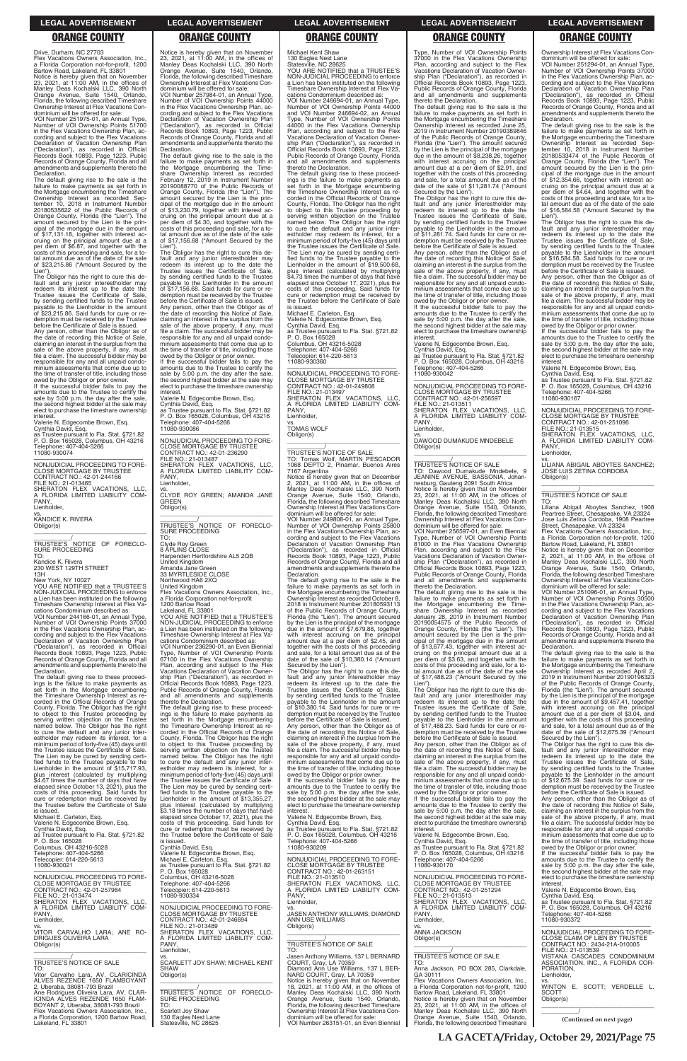Drive, Durham, NC 27703
Flex Vacations Owners Association, Inc., a Florida Corporation not-for-profit, 1200 Bartow Road, Lakeland, FL 33801
Notice is hereby given that on November 23, 2021, at 11:00 AM, in the offices of Manley Deas Kochalski LLC, 390 North Orange Avenue, Suite 1540, Orlando, Florida, the following described Timeshare Ownership Interest at Flex Vacations Condominium will be offered for sale:
VOI Number 251975-01, an Annual Type, Number of VOI Ownership Points 51700 in the Flex Vacations Ownership Plan, according and subject to the Flex Vacations Declaration of Vacation Ownership Plan ("Declaration"), as recorded in Official Records Book 10893, Page 1223, Public Records of Orange County, Florida and all amendments and supplements thereto the Declaration.
The default giving rise to the sale is the failure to make payments as set forth in the Mortgage encumbering the Timeshare Ownership Interest as recorded September 10, 2018 in Instrument Number 20180535622 of the Public Records of Orange County, Florida (the "Lien"). The amount secured by the Lien is the principal of the mortgage due in the amount of $17,131.18, together with interest accruing on the principal amount due at a per diem of $6.87, and together with the costs of this proceeding and sale, for a total amount due as of the date of the sale of $23,215.86 ("Amount Secured by the Lien").
The Obligor has the right to cure this default and any junior interestholder may redeem its interest up to the date the Trustee issues the Certificate of Sale, by sending certified funds to the Trustee payable to the Lienholder in the amount of $23,215.86. Said funds for cure or redemption must be received by the Trustee before the Certificate of Sale is issued.
Any person, other than the Obligor as of the date of recording this Notice of Sale, claiming an interest in the surplus from the sale of the above property, if any, must file a claim. The successful bidder may be responsible for any and all unpaid condominium assessments that come due up to the time of transfer of title, including those owed by the Obligor or prior owner.
If the successful bidder fails to pay the amounts due to the Trustee to certify the sale by 5:00 p.m. the day after the sale, the second highest bidder at the sale may elect to purchase the timeshare ownership interest.
Valerie N. Edgecombe Brown, Esq.
Cynthia David, Esq.
as Trustee pursuant to Fla. Stat. §721.82
P. O. Box 165028, Columbus, OH 43216
Telephone: 407-404-5266
11080-930074

---

NONJUDICIAL PROCEEDING TO FORECLOSE MORTGAGE BY TRUSTEE
CONTRACT NO.: 42-01-244166
FILE NO.: 21-013465
SHERATON FLEX VACATIONS, LLC, A FLORIDA LIMITED LIABILITY COMPANY,
Lienholder,
vs.
KANDICE K. RIVERA
Obligor(s)

TRUSTEE'S NOTICE OF FORECLOSURE PROCEEDING
TO:
Kandice K. Rivera
230 WEST 129TH STREET
13H
New York, NY 10027
YOU ARE NOTIFIED that a TRUSTEE'S NON-JUDICIAL PROCEEDING to enforce a Lien has been instituted on the following Timeshare Ownership Interest at Flex Vacations Condominium described as:
VOI Number 244166-01, an Annual Type, Number of VOI Ownership Points 37000 in the Flex Vacations Ownership Plan, according and subject to the Flex Vacations Declaration of Vacation Ownership Plan ("Declaration"), as recorded in Official Records Book 10893, Page 1223, Public Records of Orange County, Florida and all amendments and supplements thereto the Declaration.
The default giving rise to these proceedings is the failure to make payments as set forth in the Mortgage encumbering the Timeshare Ownership Interest as recorded in the Official Records of Orange County, Florida. The Obligor has the right to object to this Trustee proceeding by serving written objection on the Trustee named below. The Obligor has the right to cure the default and any junior interestholder may redeem its interest, for a minimum period of forty-five (45) days until the Trustee issues the Certificate of Sale. The Lien may be cured by sending certified funds to the Trustee payable to the Lienholder in the amount of $15,717.93, plus interest (calculated by multiplying $4.67 times the number of days that have elapsed since October 13, 2021), plus the costs of this proceeding. Said funds for cure or redemption must be received by the Trustee before the Certificate of Sale is issued.
Michael E. Carleton, Esq.
Valerie N. Edgecombe Brown, Esq.
Cynthia David, Esq.
as Trustee pursuant to Fla. Stat. §721.82
P. O. Box 165028
Columbus, OH 43216-5028
Telephone: 407-404-5266
Telecopier: 614-220-5613
11080-930021

---

NONJUDICIAL PROCEEDING TO FORECLOSE MORTGAGE BY TRUSTEE
CONTRACT NO.: 42-01-257984
FILE NO.: 21-013474
SHERATON FLEX VACATIONS, LLC, A FLORIDA LIMITED LIABILITY COMPANY,
Lienholder,
vs.
VITOR CARVALHO LARA; ANE RODRIGUES OLIVEIRA LARA
Obligor(s)

TRUSTEE'S NOTICE OF SALE
TO:
Vitor Carvalho Lara, AV. CLARICINDA ALVES REZENDE 1650 FLAMBOYANT 2, Uberaba, 38081-793 Brazil
Ane Rodrigues Oliveira Lara, AV. CLARICINDA ALVES REZENDE 1650 FLAMBOYANT 2, Uberaba, 38081-793 Brazil
Flex Vacations Owners Association, Inc., a Florida Corporation, 1200 Bartow Road, Lakeland, FL 33801
Notice is hereby given that on November 23, 2021, at 11:00 AM, in the offices of Manley Deas Kochalski LLC, 390 North Orange Avenue, Suite 1540, Orlando, Florida, the following described Timeshare Ownership Interest at Flex Vacations Condominium will be offered for sale:
VOI Number 257984-01, an Annual Type, Number of VOI Ownership Points 44000 in the Flex Vacations Ownership Plan, according and subject to the Flex Vacations Declaration of Vacation Ownership Plan ("Declaration"), as recorded in Official Records Book 10893, Page 1223, Public Records of Orange County, Florida and all amendments and supplements thereto the Declaration.
The default giving rise to the sale is the failure to make payments as set forth in the Mortgage encumbering the Timeshare Ownership Interest as recorded February 12, 2019 in Instrument Number 20190088770 of the Public Records of Orange County, Florida (the "Lien"). The amount secured by the Lien is the principal of the mortgage due in the amount of $13,230.79, together with interest accruing on the principal amount due at a per diem of $4.30, and together with the costs of this proceeding and sale, for a total amount due as of the date of the sale of $17,156.68 ("Amount Secured by the Lien").
The Obligor has the right to cure this default and any junior interestholder may redeem its interest up to the date the Trustee issues the Certificate of Sale, by sending certified funds to the Trustee payable to the Lienholder in the amount of $17,156.68. Said funds for cure or redemption must be received by the Trustee before the Certificate of Sale is issued.
Any person, other than the Obligor as of the date of recording this Notice of Sale, claiming an interest in the surplus from the sale of the above property, if any, must file a claim. The successful bidder may be responsible for any and all unpaid condominium assessments that come due up to the time of transfer of title, including those owed by the Obligor or prior owner.
If the successful bidder fails to pay the amounts due to the Trustee to certify the sale by 5:00 p.m. the day after the sale, the second highest bidder at the sale may elect to purchase the timeshare ownership interest.
Valerie N. Edgecombe Brown, Esq.
Cynthia David, Esq.
as Trustee pursuant to Fla. Stat. §721.82
P. O. Box 165028, Columbus, OH 43216
Telephone: 407-404-5266
11080-930086

---

NONJUDICIAL PROCEEDING TO FORECLOSE MORTGAGE BY TRUSTEE
CONTRACT NO.: 42-01-236290
FILE NO.: 21-013487
SHERATON FLEX VACATIONS, LLC, A FLORIDA LIMITED LIABILITY COMPANY,
Lienholder,
vs.
CLYDE ROY GREEN; AMANDA JANE GREEN
Obligor(s)

TRUSTEE'S NOTICE OF FORECLOSURE PROCEEDING
TO:
Clyde Roy Green
8 APLINS CLOSE
Harpenden Hertfordshire AL5 2QB
United Kingdom
Amanda Jane Green
33 MYRTLESIDE CLOSE
Northwood HA6 2XQ
United Kingdom
Flex Vacations Owners Association, Inc., a Florida Corporation not-for-profit
1200 Bartow Road
Lakeland, FL 33801
YOU ARE NOTIFIED that a TRUSTEE'S NON-JUDICIAL PROCEEDING to enforce a Lien has been instituted on the following Timeshare Ownership Interest at Flex Vacations Condominium described as:
VOI Number 236290-01, an Even Biennial Type, Number of VOI Ownership Points 67100 in the Flex Vacations Ownership Plan, according and subject to the Flex Vacations Declaration of Vacation Ownership Plan ("Declaration"), as recorded in Official Records Book 10893, Page 1223, Public Records of Orange County, Florida and all amendments and supplements thereto the Declaration.
The default giving rise to these proceedings is the failure to make payments as set forth in the Mortgage encumbering the Timeshare Ownership Interest as recorded in the Official Records of Orange County, Florida. The Obligor has the right to object to this Trustee proceeding by serving written objection on the Trustee named below. The Obligor has the right to cure the default and any junior interestholder may redeem its interest, for a minimum period of forty-five (45) days until the Trustee issues the Certificate of Sale. The Lien may be cured by sending certified funds to the Trustee payable to the Lienholder in the amount of $13,355.27, plus interest (calculated by multiplying $3.18 times the number of days that have elapsed since October 17, 2021), plus the costs of this proceeding. Said funds for cure or redemption must be received by the Trustee before the Certificate of Sale is issued.
Cynthia David, Esq.
Valerie N. Edgecombe Brown, Esq.
Michael E. Carleton, Esq.
as Trustee pursuant to Fla. Stat. §721.82
P. O. Box 165028
Columbus, OH 43216-5028
Telephone: 407-404-5266
Telecopier: 614-220-5613
11080-930334

---

NONJUDICIAL PROCEEDING TO FORECLOSE MORTGAGE BY TRUSTEE
CONTRACT NO.: 42-01-246694
FILE NO.: 21-013489
SHERATON FLEX VACATIONS, LLC, A FLORIDA LIMITED LIABILITY COMPANY,
Lienholder,
vs.
SCARLETT JOY SHAW; MICHAEL KENT SHAW
Obligor(s)

TRUSTEE'S NOTICE OF FORECLOSURE PROCEEDING
TO:
Scarlett Joy Shaw
130 Eagles Nest Lane
Statesville, NC 28625
Michael Kent Shaw
130 Eagles Nest Lane
Statesville, NC 28625
YOU ARE NOTIFIED that a TRUSTEE'S NON-JUDICIAL PROCEEDING to enforce a Lien has been instituted on the following Timeshare Ownership Interest at Flex Vacations Condominium described as:
VOI Number 246694-01, an Annual Type, Number of VOI Ownership Points 44000 and VOI Number 246694-02, an Annual Type, Number of VOI Ownership Points 44000 in the Flex Vacations Ownership Plan, according and subject to the Flex Vacations Declaration of Vacation Ownership Plan ("Declaration"), as recorded in Official Records Book 10893, Page 1223, Public Records of Orange County, Florida and all amendments and supplements thereto the Declaration.
The default giving rise to these proceedings is the failure to make payments as set forth in the Mortgage encumbering the Timeshare Ownership Interest as recorded in the Official Records of Orange County, Florida. The Obligor has the right to object to this Trustee proceeding by serving written objection on the Trustee named below. The Obligor has the right to cure the default and any junior interestholder may redeem its interest, for a minimum period of forty-five (45) days until the Trustee issues the Certificate of Sale. The Lien may be cured by sending certified funds to the Trustee payable to the Lienholder in the amount of $19,500.68, plus interest (calculated by multiplying $4.73 times the number of days that have elapsed since October 17, 2021), plus the costs of this proceeding. Said funds for cure or redemption must be received by the Trustee before the Certificate of Sale is issued.
Michael E. Carleton, Esq.
Valerie N. Edgecombe Brown, Esq.
Cynthia David, Esq.
as Trustee pursuant to Fla. Stat. §721.82
P. O. Box 165028
Columbus, OH 43216-5028
Telephone: 407-404-5266
Telecopier: 614-220-5613
11080-930360

---

NONJUDICIAL PROCEEDING TO FORECLOSE MORTGAGE BY TRUSTEE
CONTRACT NO.: 42-01-249808
FILE NO.: 21-013497
SHERATON FLEX VACATIONS, LLC, A FLORIDA LIMITED LIABILITY COMPANY,
Lienholder,
vs.
TOMAS WOLF
Obligor(s)

TRUSTEE'S NOTICE OF SALE
TO: Tomas Wolf, MARTIN PESCADOR 1068 DEPTO 2, Pinamar, Buenos Aires 7167 Argentina
Notice is hereby given that on December 2, 2021, at 11:00 AM, in the offices of Manley Deas Kochalski LLC, 390 North Orange Avenue, Suite 1540, Orlando, Florida, the following described Timeshare Ownership Interest at Flex Vacations Condominium will be offered for sale:
VOI Number 249808-01, an Annual Type, Number of VOI Ownership Points 25800 in the Flex Vacations Ownership Plan, according and subject to the Flex Vacations Declaration of Vacation Ownership Plan ("Declaration"), as recorded in Official Records Book 10893, Page 1223, Public Records of Orange County, Florida and all amendments and supplements thereto the Declaration.
The default giving rise to the sale is the failure to make payments as set forth in the Mortgage encumbering the Timeshare Ownership Interest as recorded October 8, 2018 in Instrument Number 20180593113 of the Public Records of Orange County, Florida (the "Lien"). The amount secured by the Lien is the principal of the mortgage due in the amount of $7,679.88, together with interest accruing on the principal amount due at a per diem of $2.45, and together with the costs of this proceeding and sale, for a total amount due as of the date of the sale of $10,380.14 ("Amount Secured by the Lien").
The Obligor has the right to cure this default and any junior interestholder may redeem its interest up to the date the Trustee issues the Certificate of Sale, by sending certified funds to the Trustee payable to the Lienholder in the amount of $10,380.14. Said funds for cure or redemption must be received by the Trustee before the Certificate of Sale is issued.
Any person, other than the Obligor as of the date of recording this Notice of Sale, claiming an interest in the surplus from the sale of the above property, if any, must file a claim. The successful bidder may be responsible for any and all unpaid condominium assessments that come due up to the time of transfer of title, including those owed by the Obligor or prior owner.
If the successful bidder fails to pay the amounts due to the Trustee to certify the sale by 5:00 p.m. the day after the sale, the second highest bidder at the sale may elect to purchase the timeshare ownership interest.
Valerie N. Edgecombe Brown, Esq.
Cynthia David, Esq.
as Trustee pursuant to Fla. Stat. §721.82
P. O. Box 165028, Columbus, OH 43216
Telephone: 407-404-5266
11080-930209

---

NONJUDICIAL PROCEEDING TO FORECLOSE MORTGAGE BY TRUSTEE
CONTRACT NO.: 42-01-263151
FILE NO.: 21-013510
SHERATON FLEX VACATIONS, LLC, A FLORIDA LIMITED LIABILITY COMPANY,
Lienholder,
vs.
JASEN ANTHONY WILLIAMS; DIAMOND ANN USE WILLIAMS
Obligor(s)

TRUSTEE'S NOTICE OF SALE
TO:
Jasen Anthony Williams, 137 L BERNARD COURT, Gray, LA 70359
Diamond Ann Use Williams, 137 L BERNARD COURT, Gray, LA 70359
Notice is hereby given that on November 18, 2021, at 11:00 AM, in the offices of Manley Deas Kochalski LLC, 390 North Orange Avenue, Suite 1540, Orlando, Florida, the following described Timeshare Ownership Interest at Flex Vacations Condominium will be offered for sale:
VOI Number 263151-01, an Even Biennial Type, Number of VOI Ownership Points 37000 in the Flex Vacations Ownership Plan, according and subject to the Flex Vacations Declaration of Vacation Ownership Plan ("Declaration"), as recorded in Official Records Book 10893, Page 1223, Public Records of Orange County, Florida and all amendments and supplements thereto the Declaration.
The default giving rise to the sale is the failure to make payments as set forth in the Mortgage encumbering the Timeshare Ownership Interest as recorded June 25, 2019 in Instrument Number 20190389846 of the Public Records of Orange County, Florida (the "Lien"). The amount secured by the Lien is the principal of the mortgage due in the amount of $8,238.26, together with interest accruing on the principal amount due at a per diem of $2.91, and together with the costs of this proceeding and sale, for a total amount due as of the date of the sale of $11,281.74 ("Amount Secured by the Lien").
The Obligor has the right to cure this default and any junior interestholder may redeem its interest up to the date the Trustee issues the Certificate of Sale, by sending certified funds to the Trustee payable to the Lienholder in the amount of $11,281.74. Said funds for cure or redemption must be received by the Trustee before the Certificate of Sale is issued.
Any person, other than the Obligor as of the date of recording this Notice of Sale, claiming an interest in the surplus from the sale of the above property, if any, must file a claim. The successful bidder may be responsible for any and all unpaid condominium assessments that come due up to the time of transfer of title, including those owed by the Obligor or prior owner.
If the successful bidder fails to pay the amounts due to the Trustee to certify the sale by 5:00 p.m. the day after the sale, the second highest bidder at the sale may elect to purchase the timeshare ownership interest.
Valerie N. Edgecombe Brown, Esq.
Cynthia David, Esq.
as Trustee pursuant to Fla. Stat. §721.82
P. O. Box 165028, Columbus, OH 43216
Telephone: 407-404-5266
11080-930042

---

NONJUDICIAL PROCEEDING TO FORECLOSE MORTGAGE BY TRUSTEE
CONTRACT NO.: 42-01-256597
FILE NO.: 21-013511
SHERATON FLEX VACATIONS, LLC, A FLORIDA LIMITED LIABILITY COMPANY,
Lienholder,
vs.
DAWOOD DUMAKUDE MNDEBELE
Obligor(s)

TRUSTEE'S NOTICE OF SALE
TO: Dawood Dumakude Mndebele, 9 JEANINE AVENUE, BASSONIA, Johannesburg, Gauteng 2091 South Africa
Notice is hereby given that on November 23, 2021, at 11:00 AM, in the offices of Manley Deas Kochalski LLC, 390 North Orange Avenue, Suite 1540, Orlando, Florida, the following described Timeshare Ownership Interest at Flex Vacations Condominium will be offered for sale:
VOI Number 256597-01, an Even Biennial Type, Number of VOI Ownership Points 81000 in the Flex Vacations Ownership Plan, according and subject to the Flex Vacations Declaration of Vacation Ownership Plan ("Declaration"), as recorded in Official Records Book 10893, Page 1223, Public Records of Orange County, Florida and all amendments and supplements thereto the Declaration.
The default giving rise to the sale is the failure to make payments as set forth in the Mortgage encumbering the Timeshare Ownership Interest as recorded January 28, 2019 in Instrument Number 20190054575 of the Public Records of Orange County, Florida (the "Lien"). The amount secured by the Lien is the principal of the mortgage due in the amount of $13,677.43, together with interest accruing on the principal amount due at a per diem of $3.63, and together with the costs of this proceeding and sale, for a total amount due as of the date of the sale of $17,488.23 ("Amount Secured by the Lien").
The Obligor has the right to cure this default and any junior interestholder may redeem its interest up to the date the Trustee issues the Certificate of Sale, by sending certified funds to the Trustee payable to the Lienholder in the amount of $17,488.23. Said funds for cure or redemption must be received by the Trustee before the Certificate of Sale is issued.
Any person, other than the Obligor as of the date of recording this Notice of Sale, claiming an interest in the surplus from the sale of the above property, if any, must file a claim. The successful bidder may be responsible for any and all unpaid condominium assessments that come due up to the time of transfer of title, including those owed by the Obligor or prior owner.
If the successful bidder fails to pay the amounts due to the Trustee to certify the sale by 5:00 p.m. the day after the sale, the second highest bidder at the sale may elect to purchase the timeshare ownership interest.
Valerie N. Edgecombe Brown, Esq.
Cynthia David, Esq.
as Trustee pursuant to Fla. Stat. §721.82
P. O. Box 165028, Columbus, OH 43216
Telephone: 407-404-5266
11080-930170

---

NONJUDICIAL PROCEEDING TO FORECLOSE MORTGAGE BY TRUSTEE
CONTRACT NO.: 42-01-251294
FILE NO.: 21-013513
SHERATON FLEX VACATIONS, LLC, A FLORIDA LIMITED LIABILITY COMPANY,
Lienholder,
vs.
ANNA JACKSON
Obligor(s)

TRUSTEE'S NOTICE OF SALE
TO:
Anna Jackson, PO BOX 285, Clarkdale, GA 30111
Flex Vacations Owners Association, Inc., a Florida Corporation not-for-profit, 1200 Bartow Road, Lakeland, FL 33801
Notice is hereby given that on November 23, 2021, at 11:00 AM, in the offices of Manley Deas Kochalski LLC, 390 North Orange Avenue, Suite 1540, Orlando, Florida, the following described Timeshare Ownership Interest at Flex Vacations Condominium will be offered for sale:
VOI Number 251294-01, an Annual Type, Number of VOI Ownership Points 37000 in the Flex Vacations Ownership Plan, according and subject to the Flex Vacations Declaration of Vacation Ownership Plan ("Declaration"), as recorded in Official Records Book 10893, Page 1223, Public Records of Orange County, Florida and all amendments and supplements thereto the Declaration.
The default giving rise to the sale is the failure to make payments as set forth in the Mortgage encumbering the Timeshare Ownership Interest as recorded September 10, 2018 in Instrument Number 20180533474 of the Public Records of Orange County, Florida (the "Lien"). The amount secured by the Lien is the principal of the mortgage due in the amount of $12,354.66, together with interest accruing on the principal amount due at a per diem of $4.64, and together with the costs of this proceeding and sale, for a total amount due as of the date of the sale of $16,584.58 ("Amount Secured by the Lien").
The Obligor has the right to cure this default and any junior interestholder may redeem its interest up to the date the Trustee issues the Certificate of Sale, by sending certified funds to the Trustee payable to the Lienholder in the amount of $16,584.58. Said funds for cure or redemption must be received by the Trustee before the Certificate of Sale is issued.
Any person, other than the Obligor as of the date of recording this Notice of Sale, claiming an interest in the surplus from the sale of the above property, if any, must file a claim. The successful bidder may be responsible for any and all unpaid condominium assessments that come due up to the time of transfer of title, including those owed by the Obligor or prior owner.
If the successful bidder fails to pay the amounts due to the Trustee to certify the sale by 5:00 p.m. the day after the sale, the second highest bidder at the sale may elect to purchase the timeshare ownership interest.
Valerie N. Edgecombe Brown, Esq.
Cynthia David, Esq.
as Trustee pursuant to Fla. Stat. §721.82
P. O. Box 165028, Columbus, OH 43216
Telephone: 407-404-5266
11080-930167

---

NONJUDICIAL PROCEEDING TO FORECLOSE MORTGAGE BY TRUSTEE
CONTRACT NO.: 42-01-251096
FILE NO.: 21-013515
SHERATON FLEX VACATIONS, LLC, A FLORIDA LIMITED LIABILITY COMPANY,
Lienholder,
vs.
LILIANA ABIGAIL ABOYTES SANCHEZ; JOSE LUIS ZETINA CORDOBA
Obligor(s)

TRUSTEE'S NOTICE OF SALE
TO:
Liliana Abigail Aboytes Sanchez, 1908 Peartree Street, Chesapeake, VA 23324
Jose Luis Zetina Cordoba, 1908 Peartree Street, Chesapeake, VA 23324
Flex Vacations Owners Association, Inc., a Florida Corporation not-for-profit, 1200 Bartow Road, Lakeland, FL 33801
Notice is hereby given that on December 2, 2021, at 11:00 AM, in the offices of Manley Deas Kochalski LLC, 390 North Orange Avenue, Suite 1540, Orlando, Florida, the following described Timeshare Ownership Interest at Flex Vacations Condominium will be offered for sale:
VOI Number 251096-01, an Annual Type, Number of VOI Ownership Points 30500 in the Flex Vacations Ownership Plan, according and subject to the Flex Vacations Declaration of Vacation Ownership Plan ("Declaration"), as recorded in Official Records Book 10893, Page 1223, Public Records of Orange County, Florida and all amendments and supplements thereto the Declaration.
The default giving rise to the sale is the failure to make payments as set forth in the Mortgage encumbering the Timeshare Ownership Interest as recorded April 2, 2019 in Instrument Number 20190196323 of the Public Records of Orange County, Florida (the "Lien"). The amount secured by the Lien is the principal of the mortgage due in the amount of $9,457.41, together with interest accruing on the principal amount due at a per diem of $3.04, and together with the costs of this proceeding and sale, for a total amount due as of the date of the sale of $12,675.39 ("Amount Secured by the Lien").
The Obligor has the right to cure this default and any junior interestholder may redeem its interest up to the date the Trustee issues the Certificate of Sale, by sending certified funds to the Trustee payable to the Lienholder in the amount of $12,675.39. Said funds for cure or redemption must be received by the Trustee before the Certificate of Sale is issued.
Any person, other than the Obligor as of the date of recording this Notice of Sale, claiming an interest in the surplus from the sale of the above property, if any, must file a claim. The successful bidder may be responsible for any and all unpaid condominium assessments that come due up to the time of transfer of title, including those owed by the Obligor or prior owner.
If the successful bidder fails to pay the amounts due to the Trustee to certify the sale by 5:00 p.m. the day after the sale, the second highest bidder at the sale may elect to purchase the timeshare ownership interest.
Valerie N. Edgecombe Brown, Esq.
Cynthia David, Esq.
as Trustee pursuant to Fla. Stat. §721.82
P. O. Box 165028, Columbus, OH 43216
Telephone: 407-404-5266
11080-930372

---

NONJUDICIAL PROCEEDING TO FORECLOSE CLAIM OF LIEN BY TRUSTEE
CONTRACT NO.: 2434-21A-010005
FILE NO.: 21-013539
VISTANA CASCADES CONDOMINIUM ASSOCIATION, INC., A FLORIDA CORPORATION,
Lienholder,
vs.
WINTON E. SCOTT; VERDELLE L. SCOTT
Obligor(s)

**(Continued on next page)**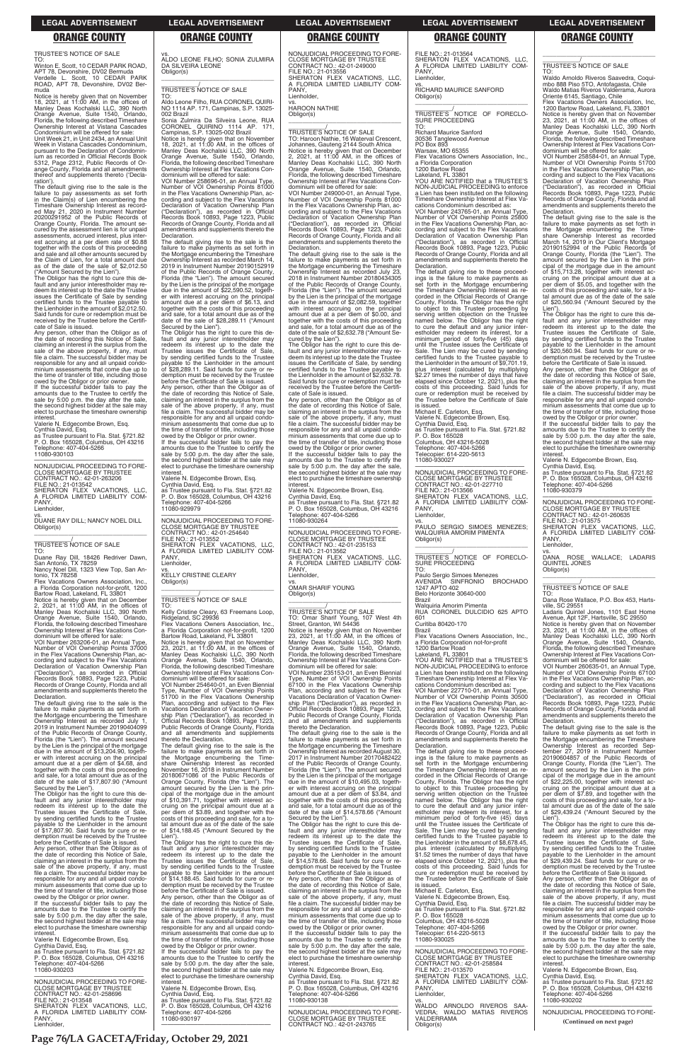TRUSTEE'S NOTICE OF SALE

TO:

Winton E. Scott, 10 CEDAR PARK ROAD, APT 78, Devonshire, DV02 Bermuda

Verdelle L. Scott, 10 CEDAR PARK ROAD, APT 78, Devonshire, DV02 Bermuda

Notice is hereby given that on November 18, 2021, at 11:00 AM, in the offices of Manley Deas Kochalski LLC, 390 North Orange Avenue, Suite 1540, Orlando, Florida, the following described Timeshare Ownership Interest at Vistana Cascades Condominium will be offered for sale:

Unit Week 21, in Unit 2434, an Annual Unit Week in Vistana Cascades Condominium, pursuant to the Declaration of Condominium as recorded in Official Records Book 5312, Page 2312, Public Records of Orange County, Florida and all amendments thereof and supplements thereto ('Declaration').

The default giving rise to the sale is the failure to pay assessments as set forth in the Claim(s) of Lien encumbering the Timeshare Ownership Interest as recorded May 21, 2020 in Instrument Number 20200291952 of the Public Records of Orange County, Florida. The amount secured by the assessment lien is for unpaid assessments, accrued interest, plus interest accruing at a per diem rate of $0.88 together with the costs of this proceeding and sale and all other amounts secured by the Claim of Lien, for a total amount due as of the date of the sale of $2,012.50 ("Amount Secured by the Lien").

The Obligor has the right to cure this default and any junior interestholder may redeem its interest up to the date the Trustee issues the Certificate of Sale by sending certified funds to the Trustee payable to the Lienholder in the amount of $2,012.50. Said funds for cure or redemption must be received by the Trustee before the Certificate of Sale is issued.

Any person, other than the Obligor as of the date of recording this Notice of Sale, claiming an interest in the surplus from the sale of the above property, if any, must file a claim. The successful bidder may be responsible for any and all unpaid condominium assessments that come due up to the time of transfer of title, including those owed by the Obligor or prior owner.

If the successful bidder fails to pay the amounts due to the Trustee to certify the sale by 5:00 p.m. the day after the sale, the second highest bidder at the sale may elect to purchase the timeshare ownership interest.

Valerie N. Edgecombe Brown, Esq.
Cynthia David, Esq.
as Trustee pursuant to Fla. Stat. §721.82
P. O. Box 165028, Columbus, OH 43216
Telephone: 407-404-5266
11080-930103

---

NONJUDICIAL PROCEEDING TO FORECLOSE MORTGAGE BY TRUSTEE
CONTRACT NO.: 42-01-263206
FILE NO.: 21-013542
SHERATON FLEX VACATIONS, LLC, A FLORIDA LIMITED LIABILITY COMPANY,
Lienholder,
vs.
DUANE RAY DILL; NANCY NOEL DILL
Obligor(s)
\_\_\_\_\_\_\_\_\_\_\_\_\_\_\_\_\_\_\_\_\_\_\_\_\_\_\_\_\_\_\_\_\_/

TRUSTEE'S NOTICE OF SALE

TO:

Duane Ray Dill, 18426 Redriver Dawn, San Antonio, TX 78259

Nancy Noel Dill, 1323 View Top, San Antonio, TX 78258

Flex Vacations Owners Association, Inc., a Florida Corporation not-for-profit, 1200 Bartow Road, Lakeland, FL 33801

Notice is hereby given that on December 2, 2021, at 11:00 AM, in the offices of Manley Deas Kochalski LLC, 390 North Orange Avenue, Suite 1540, Orlando, Florida, the following described Timeshare Ownership Interest at Flex Vacations Condominium will be offered for sale:

VOI Number 263206-01, an Annual Type, Number of VOI Ownership Points 37000 in the Flex Vacations Ownership Plan, according and subject to the Flex Vacations Declaration of Vacation Ownership Plan ("Declaration"), as recorded in Official Records Book 10893, Page 1223, Public Records of Orange County, Florida and all amendments and supplements thereto the Declaration.

The default giving rise to the sale is the failure to make payments as set forth in the Mortgage encumbering the Timeshare Ownership Interest as recorded July 1, 2019 in Instrument Number 20190404099 of the Public Records of Orange County, Florida (the "Lien"). The amount secured by the Lien is the principal of the mortgage due in the amount of $13,204.90, together with interest accruing on the principal amount due at a per diem of $4.68, and together with the costs of this proceeding and sale, for a total amount due as of the date of the sale of $17,807.90 ("Amount Secured by the Lien").

The Obligor has the right to cure this default and any junior interestholder may redeem its interest up to the date the Trustee issues the Certificate of Sale, by sending certified funds to the Trustee payable to the Lienholder in the amount of $17,807.90. Said funds for cure or redemption must be received by the Trustee before the Certificate of Sale is issued.

Any person, other than the Obligor as of the date of recording this Notice of Sale, claiming an interest in the surplus from the sale of the above property, if any, must file a claim. The successful bidder may be responsible for any and all unpaid condominium assessments that come due up to the time of transfer of title, including those owed by the Obligor or prior owner.

If the successful bidder fails to pay the amounts due to the Trustee to certify the sale by 5:00 p.m. the day after the sale, the second highest bidder at the sale may elect to purchase the timeshare ownership interest.

Valerie N. Edgecombe Brown, Esq.
Cynthia David, Esq.
as Trustee pursuant to Fla. Stat. §721.82
P. O. Box 165028, Columbus, OH 43216
Telephone: 407-404-5266
11080-930203

---

NONJUDICIAL PROCEEDING TO FORECLOSE MORTGAGE BY TRUSTEE
CONTRACT NO.: 42-01-258696
FILE NO.: 21-013548
SHERATON FLEX VACATIONS, LLC, A FLORIDA LIMITED LIABILITY COMPANY,
Lienholder,
vs.
ALDO LEONE FILHO; SONIA ZULMIRA DA SILVEIRA LEONE
Obligor(s)
\_\_\_\_\_\_\_\_\_\_\_\_\_\_\_\_\_\_\_\_\_\_\_\_\_\_\_\_\_\_\_\_\_/

TRUSTEE'S NOTICE OF SALE

TO:

Aldo Leone Filho, RUA CORONEL QUIRINO 1114 AP. 171, Campinas, S.P. 13025-002 Brazil

Sonia Zulmira Da Silveira Leone, RUA CORONEL QUIRINO 1114 AP. 171, Campinas, S.P. 13025-002 Brazil

Notice is hereby given that on November 18, 2021, at 11:00 AM, in the offices of Manley Deas Kochalski LLC, 390 North Orange Avenue, Suite 1540, Orlando, Florida, the following described Timeshare Ownership Interest at Flex Vacations Condominium will be offered for sale:

VOI Number 258696-01, an Annual Type, Number of VOI Ownership Points 81000 in the Flex Vacations Ownership Plan, according and subject to the Flex Vacations Declaration of Vacation Ownership Plan ("Declaration"), as recorded in Official Records Book 10893, Page 1223, Public Records of Orange County, Florida and all amendments and supplements thereto the Declaration.

The default giving rise to the sale is the failure to make payments as set forth in the Mortgage encumbering the Timeshare Ownership Interest as recorded March 14, 2019 in Instrument Number 20190152919 of the Public Records of Orange County, Florida (the "Lien"). The amount secured by the Lien is the principal of the mortgage due in the amount of $22,590.52, together with interest accruing on the principal amount due at a per diem of $6.13, and together with the costs of this proceeding and sale, for a total amount due as of the date of the sale of $28,289.11 ("Amount Secured by the Lien").

The Obligor has the right to cure this default and any junior interestholder may redeem its interest up to the date the Trustee issues the Certificate of Sale, by sending certified funds to the Trustee payable to the Lienholder in the amount of $28,289.11. Said funds for cure or redemption must be received by the Trustee before the Certificate of Sale is issued.

Any person, other than the Obligor as of the date of recording this Notice of Sale, claiming an interest in the surplus from the sale of the above property, if any, must file a claim. The successful bidder may be responsible for any and all unpaid condominium assessments that come due up to the time of transfer of title, including those owed by the Obligor or prior owner.

If the successful bidder fails to pay the amounts due to the Trustee to certify the sale by 5:00 p.m. the day after the sale, the second highest bidder at the sale may elect to purchase the timeshare ownership interest.

Valerie N. Edgecombe Brown, Esq.
Cynthia David, Esq.
as Trustee pursuant to Fla. Stat. §721.82
P. O. Box 165028, Columbus, OH 43216
Telephone: 407-404-5266
11080-929979

---

NONJUDICIAL PROCEEDING TO FORECLOSE MORTGAGE BY TRUSTEE
CONTRACT NO.: 42-01-254640
FILE NO.: 21-013552
SHERATON FLEX VACATIONS, LLC, A FLORIDA LIMITED LIABILITY COMPANY,
Lienholder,
vs.
KELLY CRISTINE CLEARY
Obligor(s)
\_\_\_\_\_\_\_\_\_\_\_\_\_\_\_\_\_\_\_\_\_\_\_\_\_\_\_\_\_\_\_\_\_/

TRUSTEE'S NOTICE OF SALE

TO:

Kelly Cristine Cleary, 63 Freemans Loop, Ridgeland, SC 29936

Flex Vacations Owners Association, Inc., a Florida Corporation not-for-profit, 1200 Bartow Road, Lakeland, FL 33801

Notice is hereby given that on November 23, 2021, at 11:00 AM, in the offices of Manley Deas Kochalski LLC, 390 North Orange Avenue, Suite 1540, Orlando, Florida, the following described Timeshare Ownership Interest at Flex Vacations Condominium will be offered for sale:

VOI Number 254640-01, an Even Biennial Type, Number of VOI Ownership Points 51700 in the Flex Vacations Ownership Plan, according and subject to the Flex Vacations Declaration of Vacation Ownership Plan ("Declaration"), as recorded in Official Records Book 10893, Page 1223, Public Records of Orange County, Florida and all amendments and supplements thereto the Declaration.

The default giving rise to the sale is the failure to make payments as set forth in the Mortgage encumbering the Timeshare Ownership Interest as recorded November 16, 2018 in Instrument Number 20180671086 of the Public Records of Orange County, Florida (the "Lien"). The amount secured by the Lien is the principal of the mortgage due in the amount of $10,391.71, together with interest accruing on the principal amount due at a per diem of $3.89, and together with the costs of this proceeding and sale, for a total amount due as of the date of the sale of $14,188.45 ("Amount Secured by the Lien").

The Obligor has the right to cure this default and any junior interestholder may redeem its interest up to the date the Trustee issues the Certificate of Sale, by sending certified funds to the Trustee payable to the Lienholder in the amount of $14,188.45. Said funds for cure or redemption must be received by the Trustee before the Certificate of Sale is issued.

Any person, other than the Obligor as of the date of recording this Notice of Sale, claiming an interest in the surplus from the sale of the above property, if any, must file a claim. The successful bidder may be responsible for any and all unpaid condominium assessments that come due up to the time of transfer of title, including those owed by the Obligor or prior owner.

If the successful bidder fails to pay the amounts due to the Trustee to certify the sale by 5:00 p.m. the day after the sale, the second highest bidder at the sale may elect to purchase the timeshare ownership interest.

Valerie N. Edgecombe Brown, Esq.
Cynthia David, Esq.
as Trustee pursuant to Fla. Stat. §721.82
P. O. Box 165028, Columbus, OH 43216
Telephone: 407-404-5266
11080-930197

---

NONJUDICIAL PROCEEDING TO FORECLOSE MORTGAGE BY TRUSTEE
CONTRACT NO.: 42-01-249000
FILE NO.: 21-013556
SHERATON FLEX VACATIONS, LLC, A FLORIDA LIMITED LIABILITY COMPANY,
Lienholder,
vs.
HAROON NATHIE
Obligor(s)
\_\_\_\_\_\_\_\_\_\_\_\_\_\_\_\_\_\_\_\_\_\_\_\_\_\_\_\_\_\_\_\_\_/

TRUSTEE'S NOTICE OF SALE

TO: Haroon Nathie, 16 Waterval Crescent, Johannes, Gauteng 2144 South Africa

Notice is hereby given that on December 2, 2021, at 11:00 AM, in the offices of Manley Deas Kochalski LLC, 390 North Orange Avenue, Suite 1540, Orlando, Florida, the following described Timeshare Ownership Interest at Flex Vacations Condominium will be offered for sale:

VOI Number 249000-01, an Annual Type, Number of VOI Ownership Points 81000 in the Flex Vacations Ownership Plan, according and subject to the Flex Vacations Declaration of Vacation Ownership Plan ("Declaration"), as recorded in Official Records Book 10893, Page 1223, Public Records of Orange County, Florida and all amendments and supplements thereto the Declaration.

The default giving rise to the sale is the failure to make payments as set forth in the Mortgage encumbering the Timeshare Ownership Interest as recorded July 23, 2018 in Instrument Number 20180434305 of the Public Records of Orange County, Florida (the "Lien"). The amount secured by the Lien is the principal of the mortgage due in the amount of $2,082.59, together with interest accruing on the principal amount due at a per diem of $0.00, and together with the costs of this proceeding and sale, for a total amount due as of the date of the sale of $2,632.78 ("Amount Secured by the Lien").

The Obligor has the right to cure this default and any junior interestholder may redeem its interest up to the date the Trustee issues the Certificate of Sale, by sending certified funds to the Trustee payable to the Lienholder in the amount of $2,632.78. Said funds for cure or redemption must be received by the Trustee before the Certificate of Sale is issued.

Any person, other than the Obligor as of the date of recording this Notice of Sale, claiming an interest in the surplus from the sale of the above property, if any, must file a claim. The successful bidder may be responsible for any and all unpaid condominium assessments that come due up to the time of transfer of title, including those owed by the Obligor or prior owner.

If the successful bidder fails to pay the amounts due to the Trustee to certify the sale by 5:00 p.m. the day after the sale, the second highest bidder at the sale may elect to purchase the timeshare ownership interest.

Valerie N. Edgecombe Brown, Esq.
Cynthia David, Esq.
as Trustee pursuant to Fla. Stat. §721.82
P. O. Box 165028, Columbus, OH 43216
Telephone: 407-404-5266
11080-930264

---

NONJUDICIAL PROCEEDING TO FORECLOSE MORTGAGE BY TRUSTEE
CONTRACT NO.: 42-01-235153
FILE NO.: 21-013562
SHERATON FLEX VACATIONS, LLC, A FLORIDA LIMITED LIABILITY COMPANY,
Lienholder,
vs.
OMAR SHARIF YOUNG
Obligor(s)
\_\_\_\_\_\_\_\_\_\_\_\_\_\_\_\_\_\_\_\_\_\_\_\_\_\_\_\_\_\_\_\_\_/

TRUSTEE'S NOTICE OF SALE

TO: Omar Sharif Young, 107 West 4th Street, Granton, WI 54436

Notice is hereby given that on November 23, 2021, at 11:00 AM, in the offices of Manley Deas Kochalski LLC, 390 North Orange Avenue, Suite 1540, Orlando, Florida, the following described Timeshare Ownership Interest at Flex Vacations Condominium will be offered for sale:

VOI Number 235153-01, an Even Biennial Type, Number of VOI Ownership Points 67100 in the Flex Vacations Ownership Plan, according and subject to the Flex Vacations Declaration of Vacation Ownership Plan ("Declaration"), as recorded in Official Records Book 10893, Page 1223, Public Records of Orange County, Florida and all amendments and supplements thereto the Declaration.

The default giving rise to the sale is the failure to make payments as set forth in the Mortgage encumbering the Timeshare Ownership Interest as recorded August 30, 2017 in Instrument Number 20170482422 of the Public Records of Orange County, Florida (the "Lien"). The amount secured by the Lien is the principal of the mortgage due in the amount of $10,495.03, together with interest accruing on the principal amount due at a per diem of $3.84, and together with the costs of this proceeding and sale, for a total amount due as of the date of the sale of $14,578.66 ("Amount Secured by the Lien").

The Obligor has the right to cure this default and any junior interestholder may redeem its interest up to the date the Trustee issues the Certificate of Sale, by sending certified funds to the Trustee payable to the Lienholder in the amount of $14,578.66. Said funds for cure or redemption must be received by the Trustee before the Certificate of Sale is issued.

Any person, other than the Obligor as of the date of recording this Notice of Sale, claiming an interest in the surplus from the sale of the above property, if any, must file a claim. The successful bidder may be responsible for any and all unpaid condominium assessments that come due up to the time of transfer of title, including those owed by the Obligor or prior owner.

If the successful bidder fails to pay the amounts due to the Trustee to certify the sale by 5:00 p.m. the day after the sale, the second highest bidder at the sale may elect to purchase the timeshare ownership interest.

Valerie N. Edgecombe Brown, Esq.
Cynthia David, Esq.
as Trustee pursuant to Fla. Stat. §721.82
P. O. Box 165028, Columbus, OH 43216
Telephone: 407-404-5266
11080-930138

---

NONJUDICIAL PROCEEDING TO FORECLOSE MORTGAGE BY TRUSTEE
CONTRACT NO.: 42-01-243765
FILE NO.: 21-013564
SHERATON FLEX VACATIONS, LLC, A FLORIDA LIMITED LIABILITY COMPANY,
Lienholder,
vs.
RICHARD MAURICE SANFORD
Obligor(s)
\_\_\_\_\_\_\_\_\_\_\_\_\_\_\_\_\_\_\_\_\_\_\_\_\_\_\_\_\_\_\_\_\_/

TRUSTEE'S NOTICE OF FORECLOSURE PROCEEDING

TO:

Richard Maurice Sanford
30536 Tanglewood Avenue
PO Box 893
Warsaw, MO 65355

Flex Vacations Owners Association, Inc., a Florida Corporation
1200 Bartow Road
Lakeland, FL 33801

YOU ARE NOTIFIED that a TRUSTEE'S NON-JUDICIAL PROCEEDING to enforce a Lien has been instituted on the following Timeshare Ownership Interest at Flex Vacations Condominium described as:

VOI Number 243765-01, an Annual Type, Number of VOI Ownership Points 25800 in the Flex Vacations Ownership Plan, according and subject to the Flex Vacations Declaration of Vacation Ownership Plan ("Declaration"), as recorded in Official Records Book 10893, Page 1223, Public Records of Orange County, Florida and all amendments and supplements thereto the Declaration.

The default giving rise to these proceedings is the failure to make payments as set forth in the Mortgage encumbering the Timeshare Ownership Interest as recorded in the Official Records of Orange County, Florida. The Obligor has the right to object to this Trustee proceeding by serving written objection on the Trustee named below. The Obligor has the right to cure the default and any junior interestholder may redeem its interest, for a minimum period of forty-five (45) days until the Trustee issues the Certificate of Sale. The Lien may be cured by sending certified funds to the Trustee payable to the Lienholder in the amount of $9,701.19, plus interest (calculated by multiplying $2.27 times the number of days that have elapsed since October 12, 2021), plus the costs of this proceeding. Said funds for cure or redemption must be received by the Trustee before the Certificate of Sale is issued.

Michael E. Carleton, Esq.
Valerie N. Edgecombe Brown, Esq.
Cynthia David, Esq.
as Trustee pursuant to Fla. Stat. §721.82
P. O. Box 165028
Columbus, OH 43216-5028
Telephone: 407-404-5266
Telecopier: 614-220-5613
11080-930027

---

NONJUDICIAL PROCEEDING TO FORECLOSE MORTGAGE BY TRUSTEE
CONTRACT NO.: 42-01-227710
FILE NO.: 21-013566
SHERATON FLEX VACATIONS, LLC, A FLORIDA LIMITED LIABILITY COMPANY,
Lienholder,
vs.
PAULO SERGIO SIMOES MENEZES; WALQUIRIA AMORIM PIMENTA
Obligor(s)
\_\_\_\_\_\_\_\_\_\_\_\_\_\_\_\_\_\_\_\_\_\_\_\_\_\_\_\_\_\_\_\_\_/

TRUSTEE'S NOTICE OF FORECLOSURE PROCEEDING

TO:

Paulo Sergio Simoes Menezes
AVENIDA SINFRONIO BROCHADO 1247 APTO 402
Belo Horizonte 30640-000
Brazil

Walquiria Amorim Pimenta
RUA CORONEL DULCIDIO 625 APTO 601
Curitiba 80420-170
Brazil

Flex Vacations Owners Association, Inc., a Florida Corporation not-for-profit
1200 Bartow Road
Lakeland, FL 33801

YOU ARE NOTIFIED that a TRUSTEE'S NON-JUDICIAL PROCEEDING to enforce a Lien has been instituted on the following Timeshare Ownership Interest at Flex Vacations Condominium described as:

VOI Number 227710-01, an Annual Type, Number of VOI Ownership Points 30500 in the Flex Vacations Ownership Plan, according and subject to the Flex Vacations Declaration of Vacation Ownership Plan ("Declaration"), as recorded in Official Records Book 10893, Page 1223, Public Records of Orange County, Florida and all amendments and supplements thereto the Declaration.

The default giving rise to these proceedings is the failure to make payments as set forth in the Mortgage encumbering the Timeshare Ownership Interest as recorded in the Official Records of Orange County, Florida. The Obligor has the right to object to this Trustee proceeding by serving written objection on the Trustee named below. The Obligor has the right to cure the default and any junior interestholder may redeem its interest, for a minimum period of forty-five (45) days until the Trustee issues the Certificate of Sale. The Lien may be cured by sending certified funds to the Trustee payable to the Lienholder in the amount of $8,678.45, plus interest (calculated by multiplying $1.52 times the number of days that have elapsed since October 12, 2021), plus the costs of this proceeding. Said funds for cure or redemption must be received by the Trustee before the Certificate of Sale is issued.

Michael E. Carleton, Esq.
Valerie N. Edgecombe Brown, Esq.
Cynthia David, Esq.
as Trustee pursuant to Fla. Stat. §721.82
P. O. Box 165028
Columbus, OH 43216-5028
Telephone: 407-404-5266
Telecopier: 614-220-5613
11080-930025

---

NONJUDICIAL PROCEEDING TO FORECLOSE MORTGAGE BY TRUSTEE
CONTRACT NO.: 42-01-258584
FILE NO.: 21-013570
SHERATON FLEX VACATIONS, LLC, A FLORIDA LIMITED LIABILITY COMPANY,
Lienholder,
vs.
WALDO ARNOLDO RIVEROS SAAVEDRA; WALDO MATIAS RIVEROS VALDERRAMA
Obligor(s)
\_\_\_\_\_\_\_\_\_\_\_\_\_\_\_\_\_\_\_\_\_\_\_\_\_\_\_\_\_\_\_\_\_/

TRUSTEE'S NOTICE OF SALE

TO:

Waldo Arnoldo Riveros Saavedra, Coquimbo 888 Piso STO, Antofagasta, Chile

Waldo Matias Riveros Valderrama, Aurora Oriente 6145, Santiago, Chile

Flex Vacations Owners Association, Inc, 1200 Bartow Road, Lakeland, FL 33801

Notice is hereby given that on November 23, 2021, at 11:00 AM, in the offices of Manley Deas Kochalski LLC, 390 North Orange Avenue, Suite 1540, Orlando, Florida, the following described Timeshare Ownership Interest at Flex Vacations Condominium will be offered for sale:

VOI Number 258584-01, an Annual Type, Number of VOI Ownership Points 51700 in the Flex Vacations Ownership Plan, according and subject to the Flex Vacations Declaration of Vacation Ownership Plan ("Declaration"), as recorded in Official Records Book 10893, Page 1223, Public Records of Orange County, Florida and all amendments and supplements thereto the Declaration.

The default giving rise to the sale is the failure to make payments as set forth in the Mortgage encumbering the Timeshare Ownership Interest as recorded March 14, 2019 in Our Client's Mortgage 20190152994 of the Public Records of Orange County, Florida (the "Lien"). The amount secured by the Lien is the principal of the mortgage due in the amount of $15,713.28, together with interest accruing on the principal amount due at a per diem of $5.05, and together with the costs of this proceeding and sale, for a total amount due as of the date of the sale of $20,560.94 ("Amount Secured by the Lien").

The Obligor has the right to cure this default and any junior interestholder may redeem its interest up to the date the Trustee issues the Certificate of Sale, by sending certified funds to the Trustee payable to the Lienholder in the amount of $20,560.94. Said funds for cure or redemption must be received by the Trustee before the Certificate of Sale is issued.

Any person, other than the Obligor as of the date of recording this Notice of Sale, claiming an interest in the surplus from the sale of the above property, if any, must file a claim. The successful bidder may be responsible for any and all unpaid condominium assessments that come due up to the time of transfer of title, including those owed by the Obligor or prior owner.

If the successful bidder fails to pay the amounts due to the Trustee to certify the sale by 5:00 p.m. the day after the sale, the second highest bidder at the sale may elect to purchase the timeshare ownership interest.

Valerie N. Edgecombe Brown, Esq.
Cynthia David, Esq.
as Trustee pursuant to Fla. Stat. §721.82
P. O. Box 165028, Columbus, OH 43216
Telephone: 407-404-5266
11080-930379

---

NONJUDICIAL PROCEEDING TO FORECLOSE MORTGAGE BY TRUSTEE
CONTRACT NO.: 42-01-260635
FILE NO.: 21-013575
SHERATON FLEX VACATIONS, LLC, A FLORIDA LIMITED LIABILITY COMPANY,
Lienholder,
vs.
DANA ROSE WALLACE; LADARIS QUINTEL JONES
Obligor(s)
\_\_\_\_\_\_\_\_\_\_\_\_\_\_\_\_\_\_\_\_\_\_\_\_\_\_\_\_\_\_\_\_\_/

TRUSTEE'S NOTICE OF SALE

TO:

Dana Rose Wallace, P.O. Box 453, Hartsville, SC 29551

Ladaris Quintel Jones, 1101 East Home Avenue, Apt 12F, Hartsville, SC 29550

Notice is hereby given that on November 23, 2021, at 11:00 AM, in the offices of Manley Deas Kochalski LLC, 390 North Orange Avenue, Suite 1540, Orlando, Florida, the following described Timeshare Ownership Interest at Flex Vacations Condominium will be offered for sale:

VOI Number 260635-01, an Annual Type, Number of VOI Ownership Points 67100 in the Flex Vacations Ownership Plan, according and subject to the Flex Vacations Declaration of Vacation Ownership Plan ("Declaration"), as recorded in Official Records Book 10893, Page 1223, Public Records of Orange County, Florida and all amendments and supplements thereto the Declaration.

The default giving rise to the sale is the failure to make payments as set forth in the Mortgage encumbering the Timeshare Ownership Interest as recorded September 27, 2019 in Instrument Number 20190604857 of the Public Records of Orange County, Florida (the "Lien"). The amount secured by the Lien is the principal of the mortgage due in the amount of $22,225.00, together with interest accruing on the principal amount due at a per diem of $7.89, and together with the costs of this proceeding and sale, for a total amount due as of the date of the sale of $29,439.24 ("Amount Secured by the Lien").

The Obligor has the right to cure this default and any junior interestholder may redeem its interest up to the date the Trustee issues the Certificate of Sale, by sending certified funds to the Trustee payable to the Lienholder in the amount of $29,439.24. Said funds for cure or redemption must be received by the Trustee before the Certificate of Sale is issued.

Any person, other than the Obligor as of the date of recording this Notice of Sale, claiming an interest in the surplus from the sale of the above property, if any, must file a claim. The successful bidder may be responsible for any and all unpaid condominium assessments that come due up to the time of transfer of title, including those owed by the Obligor or prior owner.

If the successful bidder fails to pay the amounts due to the Trustee to certify the sale by 5:00 p.m. the day after the sale, the second highest bidder at the sale may elect to purchase the timeshare ownership interest.

Valerie N. Edgecombe Brown, Esq.
Cynthia David, Esq.
as Trustee pursuant to Fla. Stat. §721.82
P. O. Box 165028, Columbus, OH 43216
Telephone: 407-404-5266
11080-930202

---

NONJUDICIAL PROCEEDING TO FORE-

**(Continued on next page)**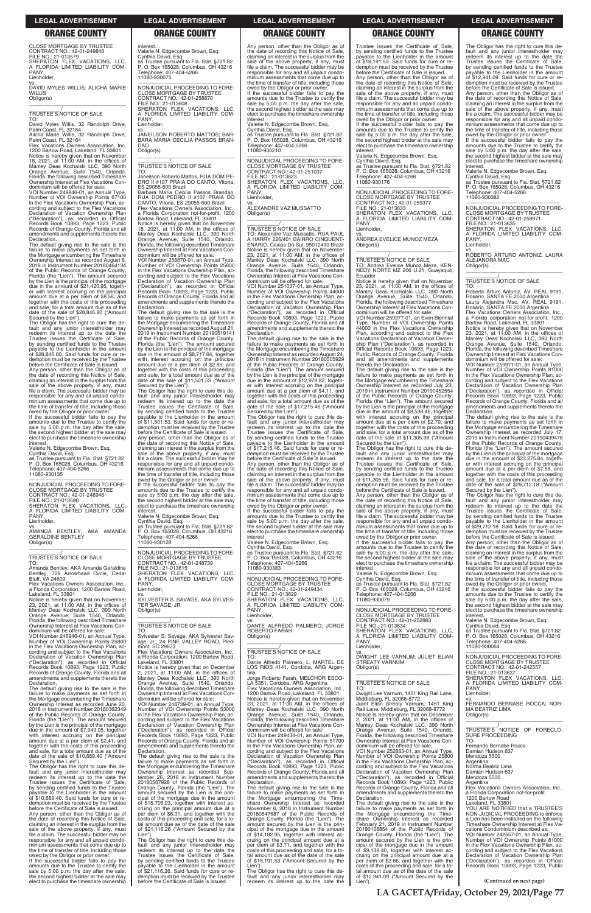CLOSE MORTGAGE BY TRUSTEE
CONTRACT NO.: 42-01-249846
FILE NO.: 21-013579
SHERATON FLEX VACATIONS, LLC, A FLORIDA LIMITED LIABILITY COMPANY,
Lienholder,

vs.

DAVID MYLES WILLIS; ALICHA MARIE WILLIS
Obligor(s)

\_\_\_\_\_\_\_\_\_\_\_\_\_\_\_\_\_\_\_\_\_\_\_\_\_\_\_\_\_\_\_\_\_\_/

TRUSTEE'S NOTICE OF SALE

TO:
David Myles Willis, 32 Randolph Drive, Palm Coast, FL 32164
Alicha Marie Willis, 32 Randolph Drive, Palm Coast, FL 32164
Flex Vacations Owners Association, Inc, 1200 Bartow Road, Lakeland, FL 33801

Notice is hereby given that on November 18, 2021, at 11:00 AM, in the offices of Manley Deas Kochalski LLC, 390 North Orange Avenue, Suite 1540, Orlando, Florida, the following described Timeshare Ownership Interest at Flex Vacations Condominium will be offered for sale:

VOI Number 249846-01, an Annual Type, Number of VOI Ownership Points 67100 in the Flex Vacations Ownership Plan, according and subject to the Flex Vacations Declaration of Vacation Ownership Plan ("Declaration"), as recorded in Official Records Book 10893, Page 1223, Public Records of Orange County, Florida and all amendments and supplements thereto the Declaration.

The default giving rise to the sale is the failure to make payments as set forth in the Mortgage encumbering the Timeshare Ownership Interest as recorded August 6, 2018 in Instrument Number 20180464134 of the Public Records of Orange County, Florida (the "Lien"). The amount secured by the Lien is the principal of the mortgage due in the amount of $21,420.95, together with interest accruing on the principal amount due at a per diem of $8.58, and together with the costs of this proceeding and sale, for a total amount due as of the date of the sale of $28,846.80 ("Amount Secured by the Lien").

The Obligor has the right to cure this default and any junior interestholder may redeem its interest up to the date the Trustee issues the Certificate of Sale, by sending certified funds to the Trustee payable to the Lienholder in the amount of $28,846.80. Said funds for cure or redemption must be received by the Trustee before the Certificate of Sale is issued.

Any person, other than the Obligor as of the date of recording this Notice of Sale, claiming an interest in the surplus from the sale of the above property, if any, must file a claim. The successful bidder may be responsible for any and all unpaid condominium assessments that come due up to the time of transfer of title, including those owed by the Obligor or prior owner.

If the successful bidder fails to pay the amounts due to the Trustee to certify the sale by 5:00 p.m. the day after the sale, the second highest bidder at the sale may elect to purchase the timeshare ownership interest.

Valerie N. Edgecombe Brown, Esq.
Cynthia David, Esq.
as Trustee pursuant to Fla. Stat. §721.82
P. O. Box 165028, Columbus, OH 43216
Telephone: 407-404-5266
11080-930135

\_\_\_\_\_\_\_\_\_\_\_\_\_\_\_\_\_\_\_\_\_\_\_\_\_\_\_\_\_\_\_\_\_\_

NONJUDICIAL PROCEEDING TO FORECLOSE MORTGAGE BY TRUSTEE
CONTRACT NO.: 42-01-246946
FILE NO.: 21-013596
SHERATON FLEX VACATIONS, LLC, A FLORIDA LIMITED LIABILITY COMPANY,
Lienholder,

vs.

AMANDA BENTLEY, AKA AMANDA GERALDINE BENTLEY
Obligor(s)

\_\_\_\_\_\_\_\_\_\_\_\_\_\_\_\_\_\_\_\_\_\_\_\_\_\_\_\_\_\_\_\_\_\_/

TRUSTEE'S NOTICE OF SALE

TO:
Amanda Bentley, AKA Amanda Geraldine Bentley, 729 Arrowhead Circle, Cedar Bluff, VA 24609
Flex Vacations Owners Association, Inc., a Florida Corporation, 1200 Bartow Road, Lakeland, FL 33801

Notice is hereby given that on November 23, 2021, at 11:00 AM, in the offices of Manley Deas Kochalski LLC, 390 North Orange Avenue, Suite 1540, Orlando, Florida, the following described Timeshare Ownership Interest at Flex Vacations Condominium will be offered for sale:

VOI Number 246946-01, an Annual Type, Number of VOI Ownership Points 25800 in the Flex Vacations Ownership Plan, according and subject to the Flex Vacations Declaration of Vacation Ownership Plan ("Declaration"), as recorded in Official Records Book 10893, Page 1223, Public Records of Orange County, Florida and all amendments and supplements thereto the Declaration.

The default giving rise to the sale is the failure to make payments as set forth in the Mortgage encumbering the Timeshare Ownership Interest as recorded June 20, 2018 in Instrument Number 20180362349 of the Public Records of Orange County, Florida (the "Lien"). The amount secured by the Lien is the principal of the mortgage due in the amount of $7,949.05, together with interest accruing on the principal amount due at a per diem of $2.41, and together with the costs of this proceeding and sale, for a total amount due as of the date of the sale of $10,689.40 ("Amount Secured by the Lien").

The Obligor has the right to cure this default and any junior interestholder may redeem its interest up to the date the Trustee issues the Certificate of Sale, by sending certified funds to the Trustee payable to the Lienholder in the amount of $10,689.40. Said funds for cure or redemption must be received by the Trustee before the Certificate of Sale is issued.

Any person, other than the Obligor as of the date of recording this Notice of Sale, claiming an interest in the surplus from the sale of the above property, if any, must file a claim. The successful bidder may be responsible for any and all unpaid condominium assessments that come due up to the time of transfer of title, including those owed by the Obligor or prior owner.

If the successful bidder fails to pay the amounts due to the Trustee to certify the sale by 5:00 p.m. the day after the sale, the second highest bidder at the sale may elect to purchase the timeshare ownership interest.

Valerie N. Edgecombe Brown, Esq.
Cynthia David, Esq.
as Trustee pursuant to Fla. Stat. §721.82
P. O. Box 165028, Columbus, OH 43216
Telephone: 407-404-5266
11080-930075

\_\_\_\_\_\_\_\_\_\_\_\_\_\_\_\_\_\_\_\_\_\_\_\_\_\_\_\_\_\_\_\_\_\_

NONJUDICIAL PROCEEDING TO FORECLOSE MORTGAGE BY TRUSTEE
CONTRACT NO.: 42-01-258870
FILE NO.: 21-013608
SHERATON FLEX VACATIONS, LLC, A FLORIDA LIMITED LIABILITY COMPANY,
Lienholder,

vs.

JANEILSON ROBERTO MATTOS; BARBARA MARIA CECILIA PASSOS BRANDAO
Obligor(s)

\_\_\_\_\_\_\_\_\_\_\_\_\_\_\_\_\_\_\_\_\_\_\_\_\_\_\_\_\_\_\_\_\_\_/

TRUSTEE'S NOTICE OF SALE

TO:
Janeilson Roberto Mattos, RUA DOM PEDRO II #107 PRAIA DO CANTO, Vitoria, ES 29055-600 Brazil
Barbara Maria Cecilia Passos Brandao, RUA DOM PEDRO II #107 PRAIA DO CANTO, Vitoria, ES 29055-600 Brazil
Flex Vacations Owners Association, Inc., a Florida Corporation not-for-profit, 1200 Bartow Road, Lakeland, FL 33801

Notice is hereby given that on November 18, 2021, at 11:00 AM, in the offices of Manley Deas Kochalski LLC, 390 North Orange Avenue, Suite 1540, Orlando, Florida, the following described Timeshare Ownership Interest at Flex Vacations Condominium will be offered for sale:

VOI Number 258870-01, an Annual Type, Number of VOI Ownership Points 25800 in the Flex Vacations Ownership Plan, according and subject to the Flex Vacations Declaration of Vacation Ownership Plan ("Declaration"), as recorded in Official Records Book 10893, Page 1223, Public Records of Orange County, Florida and all amendments and supplements thereto the Declaration.

The default giving rise to the sale is the failure to make payments as set forth in the Mortgage encumbering the Timeshare Ownership Interest as recorded August 21, 2019 in Instrument Number 20190519141 of the Public Records of Orange County, Florida (the "Lien"). The amount secured by the Lien is the principal of the mortgage due in the amount of $8,717.64, together with interest accruing on the principal amount due at a per diem of $2.85, and together with the costs of this proceeding and sale, for a total amount due as of the date of the sale of $11,501.53 ("Amount Secured by the Lien").

The Obligor has the right to cure this default and any junior interestholder may redeem its interest up to the date the Trustee issues the Certificate of Sale, by sending certified funds to the Trustee payable to the Lienholder in the amount of $11,501.53. Said funds for cure or redemption must be received by the Trustee before the Certificate of Sale is issued.

Any person, other than the Obligor as of the date of recording this Notice of Sale, claiming an interest in the surplus from the sale of the above property, if any, must file a claim. The successful bidder may be responsible for any and all unpaid condominium assessments that come due up to the time of transfer of title, including those owed by the Obligor or prior owner.

If the successful bidder fails to pay the amounts due to the Trustee to certify the sale by 5:00 p.m. the day after the sale, the second highest bidder at the sale may elect to purchase the timeshare ownership interest.

Valerie N. Edgecombe Brown, Esq.
Cynthia David, Esq.
as Trustee pursuant to Fla. Stat. §721.82
P. O. Box 165028, Columbus, OH 43216
Telephone: 407-404-5266
11080-930128

\_\_\_\_\_\_\_\_\_\_\_\_\_\_\_\_\_\_\_\_\_\_\_\_\_\_\_\_\_\_\_\_\_\_

NONJUDICIAL PROCEEDING TO FORECLOSE MORTGAGE BY TRUSTEE
CONTRACT NO.: 42-01-248739
FILE NO.: 21-013615
SHERATON FLEX VACATIONS, LLC, A FLORIDA LIMITED LIABILITY COMPANY,
Lienholder,

vs.

SYLVESTER S. SAVAGE, AKA SYLVESTER SAVAGE, JR.
Obligor(s)

\_\_\_\_\_\_\_\_\_\_\_\_\_\_\_\_\_\_\_\_\_\_\_\_\_\_\_\_\_\_\_\_\_\_/

TRUSTEE'S NOTICE OF SALE

TO:
Sylvester S. Savage, AKA Sylvester Savage, Jr., 24 PINE VALLEY ROAD, Piedmont, SC 29673
Flex Vacations Owners Association, Inc., a Florida Corporation, 1200 Bartow Road, Lakeland, FL 33801

Notice is hereby given that on December 2, 2021, at 11:00 AM, in the offices of Manley Deas Kochalski LLC, 390 North Orange Avenue, Suite 1540, Orlando, Florida, the following described Timeshare Ownership Interest at Flex Vacations Condominium will be offered for sale:

VOI Number 248739-01, an Annual Type, Number of VOI Ownership Points 53000 in the Flex Vacations Ownership Plan, according and subject to the Flex Vacations Declaration of Vacation Ownership Plan ("Declaration"), as recorded in Official Records Book 10893, Page 1223, Public Records of Orange County, Florida and all amendments and supplements thereto the Declaration.

The default giving rise to the sale is the failure to make payments as set forth in the Mortgage encumbering the Timeshare Ownership Interest as recorded September 26, 2018 in Instrument Number 20180567928 of the Public Records of Orange County, Florida (the "Lien"). The amount secured by the Lien is the principal of the mortgage due in the amount of $15,705.93, together with interest accruing on the principal amount due at a per diem of $6.31, and together with the costs of this proceeding and sale, for a total amount due as of the date of the sale of $21,116.26 ("Amount Secured by the Lien").

The Obligor has the right to cure this default and any junior interestholder may redeem its interest up to the date the Trustee issues the Certificate of Sale, by sending certified funds to the Trustee payable to the Lienholder in the amount of $21,116.26. Said funds for cure or redemption must be received by the Trustee before the Certificate of Sale is issued.

Any person, other than the Obligor as of the date of recording this Notice of Sale, claiming an interest in the surplus from the sale of the above property, if any, must file a claim. The successful bidder may be responsible for any and all unpaid condominium assessments that come due up to the time of transfer of title, including those owed by the Obligor or prior owner.

If the successful bidder fails to pay the amounts due to the Trustee to certify the sale by 5:00 p.m. the day after the sale, the second highest bidder at the sale may elect to purchase the timeshare ownership interest.

Valerie N. Edgecombe Brown, Esq.
Cynthia David, Esq.
as Trustee pursuant to Fla. Stat. §721.82
P. O. Box 165028, Columbus, OH 43216
Telephone: 407-404-5266
11080-930210

\_\_\_\_\_\_\_\_\_\_\_\_\_\_\_\_\_\_\_\_\_\_\_\_\_\_\_\_\_\_\_\_\_\_

NONJUDICIAL PROCEEDING TO FORECLOSE MORTGAGE BY TRUSTEE
CONTRACT NO.: 42-01-251037
FILE NO.: 21-013623
SHERATON FLEX VACATIONS, LLC, A FLORIDA LIMITED LIABILITY COMPANY,
Lienholder,

vs.

ALEXANDRE VAZ MUSSATTO
Obligor(s)

\_\_\_\_\_\_\_\_\_\_\_\_\_\_\_\_\_\_\_\_\_\_\_\_\_\_\_\_\_\_\_\_\_\_/

TRUSTEE'S NOTICE OF SALE

TO: Alexandre Vaz Mussatto, RUA PAUL A HARRY 226/401 BAIRRO CINQUENTENARIO, Caxias Do Sul, 95012430 Brazil

Notice is hereby given that on November 23, 2021, at 11:00 AM, in the offices of Manley Deas Kochalski LLC, 390 North Orange Avenue, Suite 1540, Orlando, Florida, the following described Timeshare Ownership Interest at Flex Vacations Condominium will be offered for sale:

VOI Number 251037-01, an Annual Type, Number of VOI Ownership Points 44000 in the Flex Vacations Ownership Plan, according and subject to the Flex Vacations Declaration of Vacation Ownership Plan ("Declaration"), as recorded in Official Records Book 10893, Page 1223, Public Records of Orange County, Florida and all amendments and supplements thereto the Declaration.

The default giving rise to the sale is the failure to make payments as set forth in the Mortgage encumbering the Timeshare Ownership Interest as recorded August 24, 2018 in Instrument Number 20180505929 of the Public Records of Orange County, Florida (the "Lien"). The amount secured by the Lien is the principal of the mortgage due in the amount of $12,979.82, together with interest accruing on the principal amount due at a per diem of $4.11, and together with the costs of this proceeding and sale, for a total amount due as of the date of the sale of $17,215.46 ("Amount Secured by the Lien").

The Obligor has the right to cure this default and any junior interestholder may redeem its interest up to the date the Trustee issues the Certificate of Sale, by sending certified funds to the Trustee payable to the Lienholder in the amount of $17,215.46. Said funds for cure or redemption must be received by the Trustee before the Certificate of Sale is issued.

Any person, other than the Obligor as of the date of recording this Notice of Sale, claiming an interest in the surplus from the sale of the above property, if any, must file a claim. The successful bidder may be responsible for any and all unpaid condominium assessments that come due up to the time of transfer of title, including those owed by the Obligor or prior owner.

If the successful bidder fails to pay the amounts due to the Trustee to certify the sale by 5:00 p.m. the day after the sale, the second highest bidder at the sale may elect to purchase the timeshare ownership interest.

Valerie N. Edgecombe Brown, Esq.
Cynthia David, Esq.
as Trustee pursuant to Fla. Stat. §721.82
P. O. Box 165028, Columbus, OH 43216
Telephone: 407-404-5266
11080-930083

\_\_\_\_\_\_\_\_\_\_\_\_\_\_\_\_\_\_\_\_\_\_\_\_\_\_\_\_\_\_\_\_\_\_

NONJUDICIAL PROCEEDING TO FORECLOSE MORTGAGE BY TRUSTEE
CONTRACT NO.: 42-01-249434
FILE NO.: 21-013629
SHERATON FLEX VACATIONS, LLC, A FLORIDA LIMITED LIABILITY COMPANY,
Lienholder,

vs.

DANTE ALFREDO PALMERO; JORGE ROBERTO FARAH
Obligor(s)

\_\_\_\_\_\_\_\_\_\_\_\_\_\_\_\_\_\_\_\_\_\_\_\_\_\_\_\_\_\_\_\_\_\_/

TRUSTEE'S NOTICE OF SALE

TO:
Dante Alfredo Palmero, L. MARTEL DE LOS RIOS 4141, Cordoba, ARG Argentina
Jorge Roberto Farah, MELCHOR ESCOLA 5351, Cordoba, ARG Argentina
Flex Vacations Owners Association, Inc., 1200 Bartow Road, Lakeland, FL 33801

Notice is hereby given that on November 23, 2021, at 11:00 AM, in the offices of Manley Deas Kochalski LLC, 390 North Orange Avenue, Suite 1540, Orlando, Florida, the following described Timeshare Ownership Interest at Flex Vacations Condominium will be offered for sale:

VOI Number 249434-01, an Annual Type, Number of VOI Ownership Points 51700 in the Flex Vacations Ownership Plan, according and subject to the Flex Vacations Declaration of Vacation Ownership Plan ("Declaration"), as recorded in Official Records Book 10893, Page 1223, Public Records of Orange County, Florida and all amendments and supplements thereto the Declaration.

The default giving rise to the sale is the failure to make payments as set forth in the Mortgage encumbering the Timeshare Ownership Interest as recorded November 6, 2018 in Instrument Number 20180647687 of the Public Records of Orange County, Florida (the "Lien"). The amount secured by the Lien is the principal of the mortgage due in the amount of $14,182.95, together with interest accruing on the principal amount due at a per diem of $3.71, and together with the costs of this proceeding and sale, for a total amount due as of the date of the sale of $18,191.53 ("Amount Secured by the Lien").

The Obligor has the right to cure this default and any junior interestholder may redeem its interest up to the date the Trustee issues the Certificate of Sale, by sending certified funds to the Trustee payable to the Lienholder in the amount of $18,191.53. Said funds for cure or redemption must be received by the Trustee before the Certificate of Sale is issued.

Any person, other than the Obligor as of the date of recording this Notice of Sale, claiming an interest in the surplus from the sale of the above property, if any, must file a claim. The successful bidder may be responsible for any and all unpaid condominium assessments that come due up to the time of transfer of title, including those owed by the Obligor or prior owner.

If the successful bidder fails to pay the amounts due to the Trustee to certify the sale by 5:00 p.m. the day after the sale, the second highest bidder at the sale may elect to purchase the timeshare ownership interest.

Valerie N. Edgecombe Brown, Esq.
Cynthia David, Esq.
as Trustee pursuant to Fla. Stat. §721.82
P. O. Box 165028, Columbus, OH 43216
Telephone: 407-404-5266
11080-930176

\_\_\_\_\_\_\_\_\_\_\_\_\_\_\_\_\_\_\_\_\_\_\_\_\_\_\_\_\_\_\_\_\_\_

NONJUDICIAL PROCEEDING TO FORECLOSE MORTGAGE BY TRUSTEE
CONTRACT NO.: 42-01-259377
FILE NO.: 21-013633
SHERATON FLEX VACATIONS, LLC, A FLORIDA LIMITED LIABILITY COMPANY,
Lienholder,

vs.

ANDREA EVELICE MUNOZ MEZA
Obligor(s)

\_\_\_\_\_\_\_\_\_\_\_\_\_\_\_\_\_\_\_\_\_\_\_\_\_\_\_\_\_\_\_\_\_\_/

TRUSTEE'S NOTICE OF SALE

TO: Andrea Evelice Munoz Meza, KENNEDY NORTE MZ 206 U.21, Guayaquil, Ecuador

Notice is hereby given that on November 23, 2021, at 11:00 AM, in the offices of Manley Deas Kochalski LLC, 390 North Orange Avenue, Suite 1540, Orlando, Florida, the following described Timeshare Ownership Interest at Flex Vacations Condominium will be offered for sale:

VOI Number 259377-01, an Even Biennial Type, Number of VOI Ownership Points 44000 in the Flex Vacations Ownership Plan, according and subject to the Flex Vacations Declaration of Vacation Ownership Plan ("Declaration"), as recorded in Official Records Book 10893, Page 1223, Public Records of Orange County, Florida and all amendments and supplements thereto the Declaration.

The default giving rise to the sale is the failure to make payments as set forth in the Mortgage encumbering the Timeshare Ownership Interest as recorded July 23, 2019 in Instrument Number 20190452554 of the Public Records of Orange County, Florida (the "Lien"). The amount secured by the Lien is the principal of the mortgage due in the amount of $8,538.46, together with interest accruing on the principal amount due at a per diem of $2.79, and together with the costs of this proceeding and sale, for a total amount due as of the date of the sale of $11,305.98 ("Amount Secured by the Lien").

The Obligor has the right to cure this default and any junior interestholder may redeem its interest up to the date the Trustee issues the Certificate of Sale, by sending certified funds to the Trustee payable to the Lienholder in the amount of $11,305.98. Said funds for cure or redemption must be received by the Trustee before the Certificate of Sale is issued.

Any person, other than the Obligor as of the date of recording this Notice of Sale, claiming an interest in the surplus from the sale of the above property, if any, must file a claim. The successful bidder may be responsible for any and all unpaid condominium assessments that come due up to the time of transfer of title, including those owed by the Obligor or prior owner.

If the successful bidder fails to pay the amounts due to the Trustee to certify the sale by 5:00 p.m. the day after the sale, the second highest bidder at the sale may elect to purchase the timeshare ownership interest.

Valerie N. Edgecombe Brown, Esq.
Cynthia David, Esq.
as Trustee pursuant to Fla. Stat. §721.82
P. O. Box 165028, Columbus, OH 43216
Telephone: 407-404-5266
11080-930079

\_\_\_\_\_\_\_\_\_\_\_\_\_\_\_\_\_\_\_\_\_\_\_\_\_\_\_\_\_\_\_\_\_\_

NONJUDICIAL PROCEEDING TO FORECLOSE MORTGAGE BY TRUSTEE
CONTRACT NO.: 42-01-252883
FILE NO.: 21-013634
SHERATON FLEX VACATIONS, LLC, A FLORIDA LIMITED LIABILITY COMPANY,
Lienholder,

vs.

DWIGHT LEE VARNUM; JULIET ELIAN STREATY VARNUM
Obligor(s)

\_\_\_\_\_\_\_\_\_\_\_\_\_\_\_\_\_\_\_\_\_\_\_\_\_\_\_\_\_\_\_\_\_\_/

TRUSTEE'S NOTICE OF SALE

TO:
Dwight Lee Varnum, 1451 King Rail Lane, Middleburg, FL 32068-8772
Juliet Elian Streaty Varnum, 1451 King Rail Lane, Middleburg, FL 32068-8772

Notice is hereby given that on December 2, 2021, at 11:00 AM, in the offices of Manley Deas Kochalski LLC, 390 North Orange Avenue, Suite 1540, Orlando, Florida, the following described Timeshare Ownership Interest at Flex Vacations Condominium will be offered for sale:

VOI Number 252883-01, an Annual Type, Number of VOI Ownership Points 25800 in the Flex Vacations Ownership Plan, according and subject to the Flex Vacations Declaration of Vacation Ownership Plan ("Declaration"), as recorded in Official Records Book 10893, Page 1223, Public Records of Orange County, Florida and all amendments and supplements thereto the Declaration.

The default giving rise to the sale is the failure to make payments as set forth in the Mortgage encumbering the Timeshare Ownership Interest as recorded February 21, 2019 in Instrument Number 20190108854 of the Public Records of Orange County, Florida (the "Lien"). The amount secured by the Lien is the principal of the mortgage due in the amount of $9,139.40, together with interest accruing on the principal amount due at a per diem of $3.66, and together with the costs of this proceeding and sale, for a total amount due as of the date of the sale of $12,941.09 ("Amount Secured by the Lien").

The Obligor has the right to cure this default and any junior interestholder may redeem its interest up to the date the Trustee issues the Certificate of Sale, by sending certified funds to the Trustee payable to the Lienholder in the amount of $12,941.09. Said funds for cure or redemption must be received by the Trustee before the Certificate of Sale is issued.

Any person, other than the Obligor as of the date of recording this Notice of Sale, claiming an interest in the surplus from the sale of the above property, if any, must file a claim. The successful bidder may be responsible for any and all unpaid condominium assessments that come due up to the time of transfer of title, including those owed by the Obligor or prior owner.

If the successful bidder fails to pay the amounts due to the Trustee to certify the sale by 5:00 p.m. the day after the sale, the second highest bidder at the sale may elect to purchase the timeshare ownership interest.

Valerie N. Edgecombe Brown, Esq.
Cynthia David, Esq.
as Trustee pursuant to Fla. Stat. §721.82
P. O. Box 165028, Columbus, OH 43216
Telephone: 407-404-5266
11080-930382

\_\_\_\_\_\_\_\_\_\_\_\_\_\_\_\_\_\_\_\_\_\_\_\_\_\_\_\_\_\_\_\_\_\_

NONJUDICIAL PROCEEDING TO FORECLOSE MORTGAGE BY TRUSTEE
CONTRACT NO.: 42-01-259971
FILE NO.: 21-013635
SHERATON FLEX VACATIONS, LLC, A FLORIDA LIMITED LIABILITY COMPANY,
Lienholder,

vs.

ROBERTO ARTURO ANTONIZ; LAURA ALEJANDRA MAC
Obligor(s)

\_\_\_\_\_\_\_\_\_\_\_\_\_\_\_\_\_\_\_\_\_\_\_\_\_\_\_\_\_\_\_\_\_\_/

TRUSTEE'S NOTICE OF SALE

TO:
Roberto Arturo Antoniz, AV. REAL 9191, Rosario, SANTA FE 2000 Argentina
Laura Alejandra Mac, AV. REAL 9191, Rosario, SANTA FE 2000 Argentina
Flex Vacations Owners Association, Inc., a Florida corporation not-for-profit, 1200 Bartow Road, Lakeland, FL 33801

Notice is hereby given that on November 23, 2021, at 11:00 AM, in the offices of Manley Deas Kochalski LLC, 390 North Orange Avenue, Suite 1540, Orlando, Florida, the following described Timeshare Ownership Interest at Flex Vacations Condominium will be offered for sale:

VOI Number 259971-01, an Annual Type, Number of VOI Ownership Points 81000 in the Flex Vacations Ownership Plan, according and subject to the Flex Vacations Declaration of Vacation Ownership Plan ("Declaration"), as recorded in Official Records Book 10893, Page 1223, Public Records of Orange County, Florida and all amendments and supplements thereto the Declaration.

The default giving rise to the sale is the failure to make payments as set forth in the Mortgage encumbering the Timeshare Ownership Interest as recorded July 17, 2019 in Instrument Number 20190439478 of the Public Records of Orange County, Florida (the "Lien"). The amount secured by the Lien is the principal of the mortgage due in the amount of $23,275.84, together with interest accruing on the principal amount due at a per diem of $7.58, and together with the costs of this proceeding and sale, for a total amount due as of the date of the sale of $29,712.18 ("Amount Secured by the Lien").

The Obligor has the right to cure this default and any junior interestholder may redeem its interest up to the date the Trustee issues the Certificate of Sale, by sending certified funds to the Trustee payable to the Lienholder in the amount of $29,712.18. Said funds for cure or redemption must be received by the Trustee before the Certificate of Sale is issued.

Any person, other than the Obligor as of the date of recording this Notice of Sale, claiming an interest in the surplus from the sale of the above property, if any, must file a claim. The successful bidder may be responsible for any and all unpaid condominium assessments that come due up to the time of transfer of title, including those owed by the Obligor or prior owner.

If the successful bidder fails to pay the amounts due to the Trustee to certify the sale by 5:00 p.m. the day after the sale, the second highest bidder at the sale may elect to purchase the timeshare ownership interest.

Valerie N. Edgecombe Brown, Esq.
Cynthia David, Esq.
as Trustee pursuant to Fla. Stat. §721.82
P. O. Box 165028, Columbus, OH 43216
Telephone: 407-404-5266
11080-930064

\_\_\_\_\_\_\_\_\_\_\_\_\_\_\_\_\_\_\_\_\_\_\_\_\_\_\_\_\_\_\_\_\_\_

NONJUDICIAL PROCEEDING TO FORECLOSE MORTGAGE BY TRUSTEE
CONTRACT NO.: 42-01-242557
FILE NO.: 21-013637
SHERATON FLEX VACATIONS, LLC, A FLORIDA LIMITED LIABILITY COMPANY,
Lienholder,

vs.

FERNANDO BERNABE ROCCA; NORMA BEATRIZ LIMA
Obligor(s)

\_\_\_\_\_\_\_\_\_\_\_\_\_\_\_\_\_\_\_\_\_\_\_\_\_\_\_\_\_\_\_\_\_\_/

TRUSTEE'S NOTICE OF FORECLOSURE PROCEEDING

TO:
Fernando Bernabe Rocca
Damian Hudson 637
Mendoza 5500
Argentina
Norma Beatriz Lima
Damian Hudson 637
Mendoza 5500
Argentina
Flex Vacations Owners Association, Inc., a Florida Corporation not-for-profit
1200 Bartow Road
Lakeland, FL 33801

YOU ARE NOTIFIED that a TRUSTEE'S NON-JUDICIAL PROCEEDING to enforce a Lien has been instituted on the following Timeshare Ownership Interest at Flex Vacations Condominium described as:

VOI Number 242557-01, an Annual Type, Number of VOI Ownership Points 81000 in the Flex Vacations Ownership Plan, according and subject to the Flex Vacations Declaration of Vacation Ownership Plan ("Declaration"), as recorded in Official Records Book 10893, Page 1223, Public

**(Continued on next page)**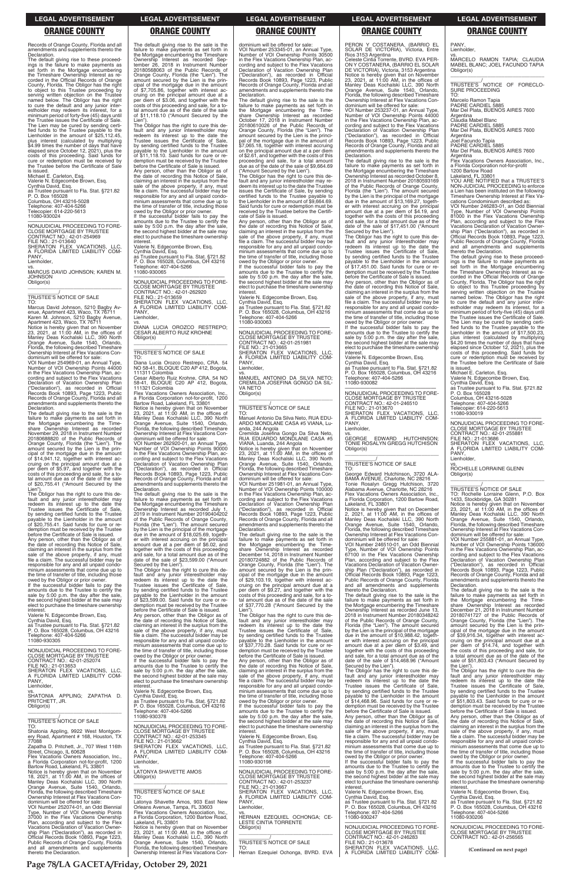Records of Orange County, Florida and all amendments and supplements thereto the Declaration.

The default giving rise to these proceedings is the failure to make payments as set forth in the Mortgage encumbering the Timeshare Ownership Interest as recorded in the Official Records of Orange County, Florida. The Obligor has the right to object to this Trustee proceeding by serving written objection on the Trustee named below. The Obligor has the right to cure the default and any junior interestholder may redeem its interest, for a minimum period of forty-five (45) days until the Trustee issues the Certificate of Sale. The Lien may be cured by sending certified funds to the Trustee payable to the Lienholder in the amount of $25,112.45, plus interest (calculated by multiplying $4.99 times the number of days that have elapsed since October 12, 2021), plus the costs of this proceeding. Said funds for cure or redemption must be received by the Trustee before the Certificate of Sale is issued.

Michael E. Carleton, Esq.
Valerie N. Edgecombe Brown, Esq.
Cynthia David, Esq.
as Trustee pursuant to Fla. Stat. §721.82
P. O. Box 165028
Columbus, OH 43216-5028
Telephone: 407-404-5266
Telecopier: 614-220-5613
11080-930024

---

NONJUDICIAL PROCEEDING TO FORECLOSE MORTGAGE BY TRUSTEE
CONTRACT NO.: 42-01-254989
FILE NO.: 21-013640
SHERATON FLEX VACATIONS, LLC, A FLORIDA LIMITED LIABILITY COMPANY,
Lienholder,
vs.
MARCUS DAVID JOHNSON; KAREN M. JOHNSON
Obligor(s)

______________________/

TRUSTEE'S NOTICE OF SALE

TO:
Marcus David Johnson, 5210 Bagby Avenue, Apartment 423, Waco, TX 76711
Karen M. Johnson, 5210 Bagby Avenue, Apartment 423, Waco, TX 76711

Notice is hereby given that on November 23, 2021, at 11:00 AM, in the offices of Manley Deas Kochalski LLC, 390 North Orange Avenue, Suite 1540, Orlando, Florida, the following described Timeshare Ownership Interest at Flex Vacations Condominium will be offered for sale:

VOI Number 254989-01, an Annual Type, Number of VOI Ownership Points 44000 in the Flex Vacations Ownership Plan, according and subject to the Flex Vacations Declaration of Vacation Ownership Plan ("Declaration"), as recorded in Official Records Book 10893, Page 1223, Public Records of Orange County, Florida and all amendments and supplements thereto the Declaration.

The default giving rise to the sale is the failure to make payments as set forth in the Mortgage encumbering the Timeshare Ownership Interest as recorded November 29, 2018 in Instrument Number 20180688820 of the Public Records of Orange County, Florida (the "Lien"). The amount secured by the Lien is the principal of the mortgage due in the amount of $14,941.12, together with interest accruing on the principal amount due at a per diem of $5.97, and together with the costs of this proceeding and sale, for a total amount due as of the date of the sale of $20,755.41 ("Amount Secured by the Lien").

The Obligor has the right to cure this default and any junior interestholder may redeem its interest up to the date the Trustee issues the Certificate of Sale, by sending certified funds to the Trustee payable to the Lienholder in the amount of $20,755.41. Said funds for cure or redemption must be received by the Trustee before the Certificate of Sale is issued.

Any person, other than the Obligor as of the date of recording this Notice of Sale, claiming an interest in the surplus from the sale of the above property, if any, must file a claim. The successful bidder may be responsible for any and all unpaid condominium assessments that come due up to the time of transfer of title, including those owed by the Obligor or prior owner.

If the successful bidder fails to pay the amounts due to the Trustee to certify the sale by 5:00 p.m. the day after the sale, the second highest bidder at the sale may elect to purchase the timeshare ownership interest.

Valerie N. Edgecombe Brown, Esq.
Cynthia David, Esq.
as Trustee pursuant to Fla. Stat. §721.82
P. O. Box 165028, Columbus, OH 43216
Telephone: 407-404-5266
11080-930305

---

NONJUDICIAL PROCEEDING TO FORECLOSE MORTGAGE BY TRUSTEE
CONTRACT NO.: 42-01-252074
FILE NO.: 21-013653
SHERATON FLEX VACATIONS, LLC, A FLORIDA LIMITED LIABILITY COMPANY,
Lienholder,
vs.
SHATONIA APPLING; ZAPATHA D. PRITCHETT, JR.
Obligor(s)

______________________/

TRUSTEE'S NOTICE OF SALE

TO:
Shatonia Appling, 9922 West Montgomery Road, Apartment # 168, Houston, TX 77088
Zapatha D. Pritchett, Jr., 707 West 116th Street, Chicago, IL 60628
Flex Vacations Owners Association, Inc., a Florida Corporation not-for-profit, 1200 Bartow Road, Lakeland, FL 33801

Notice is hereby given that on November 18, 2021, at 11:00 AM, in the offices of Manley Deas Kochalski LLC, 390 North Orange Avenue, Suite 1540, Orlando, Florida, the following described Timeshare Ownership Interest at Flex Vacations Condominium will be offered for sale:

VOI Number 252074-01, an Odd Biennial Type, Number of VOI Ownership Points 37000 in the Flex Vacations Ownership Plan, according and subject to the Flex Vacations Declaration of Vacation Ownership Plan ("Declaration"), as recorded in Official Records Book 10893, Page 1223, Public Records of Orange County, Florida and all amendments and supplements thereto the Declaration.

The default giving rise to the sale is the failure to make payments as set forth in the Mortgage encumbering the Timeshare Ownership Interest as recorded September 26, 2018 in Instrument Number 20180568063 of the Public Records of Orange County, Florida (the "Lien"). The amount secured by the Lien is the principal of the mortgage due in the amount of $7,705.86, together with interest accruing on the principal amount due at a per diem of $3.06, and together with the costs of this proceeding and sale, for a total amount due as of the date of the sale of $11,118.10 ("Amount Secured by the Lien").

The Obligor has the right to cure this default and any junior interestholder may redeem its interest up to the date the Trustee issues the Certificate of Sale, by sending certified funds to the Trustee payable to the Lienholder in the amount of $11,118.10. Said funds for cure or redemption must be received by the Trustee before the Certificate of Sale is issued.

Any person, other than the Obligor as of the date of recording this Notice of Sale, claiming an interest in the surplus from the sale of the above property, if any, must file a claim. The successful bidder may be responsible for any and all unpaid condominium assessments that come due up to the time of transfer of title, including those owed by the Obligor or prior owner.

If the successful bidder fails to pay the amounts due to the Trustee to certify the sale by 5:00 p.m. the day after the sale, the second highest bidder at the sale may elect to purchase the timeshare ownership interest.

Valerie N. Edgecombe Brown, Esq.
Cynthia David, Esq.
as Trustee pursuant to Fla. Stat. §721.82
P. O. Box 165028, Columbus, OH 43216
Telephone: 407-404-5266
11080-930065

---

NONJUDICIAL PROCEEDING TO FORECLOSE MORTGAGE BY TRUSTEE
CONTRACT NO.: 42-01-262920
FILE NO.: 21-013659
SHERATON FLEX VACATIONS, LLC, A FLORIDA LIMITED LIABILITY COMPANY,
Lienholder,
vs.
DIANA LUCIA OROZCO RESTREPO; CESAR ALBERTO RUIZ KROHNE
Obligor(s)

______________________/

TRUSTEE'S NOTICE OF SALE

TO:
Diana Lucia Orozco Restrepo, CRA. 54 NO 58-41, BLOQUE C20 AP 412, Bogota, 111311 Colombia
Cesar Alberto Ruiz Krohne, CRA. 54 NO 58-41, BLOQUE C20 AP 412, Bogota, 111321 Colombia
Flex Vacations Owners Association, Inc., a Florida Corporation not-for-profit, 1200 Bartow Road, Lakeland, FL 33801

Notice is hereby given that on November 23, 2021, at 11:00 AM, in the offices of Manley Deas Kochalski LLC, 390 North Orange Avenue, Suite 1540, Orlando, Florida, the following described Timeshare Ownership Interest at Flex Vacations Condominium will be offered for sale:

VOI Number 262920-01, an Annual Type, Number of VOI Ownership Points 90000 in the Flex Vacations Ownership Plan, according and subject to the Flex Vacations Declaration of Vacation Ownership Plan ("Declaration"), as recorded in Official Records Book 10893, Page 1223, Public Records of Orange County, Florida and all amendments and supplements thereto the Declaration.

The default giving rise to the sale is the failure to make payments as set forth in the Mortgage encumbering the Timeshare Ownership Interest as recorded July 1, 2019 in Instrument Number 20190404202 of the Public Records of Orange County, Florida (the "Lien"). The amount secured by the Lien is the principal of the mortgage due in the amount of $18,025.69, together with interest accruing on the principal amount due at a per diem of $6.02, and together with the costs of this proceeding and sale, for a total amount due as of the date of the sale of $23,599.00 ("Amount Secured by the Lien").

The Obligor has the right to cure this default and any junior interestholder may redeem its interest up to the date the Trustee issues the Certificate of Sale, by sending certified funds to the Trustee payable to the Lienholder in the amount of $23,599.00. Said funds for cure or redemption must be received by the Trustee before the Certificate of Sale is issued.

Any person, other than the Obligor as of the date of recording this Notice of Sale, claiming an interest in the surplus from the sale of the above property, if any, must file a claim. The successful bidder may be responsible for any and all unpaid condominium assessments that come due up to the time of transfer of title, including those owed by the Obligor or prior owner.

If the successful bidder fails to pay the amounts due to the Trustee to certify the sale by 5:00 p.m. the day after the sale, the second highest bidder at the sale may elect to purchase the timeshare ownership interest.

Valerie N. Edgecombe Brown, Esq.
Cynthia David, Esq.
as Trustee pursuant to Fla. Stat. §721.82
P. O. Box 165028, Columbus, OH 43216
Telephone: 407-404-5266
11080-930378

---

NONJUDICIAL PROCEEDING TO FORECLOSE MORTGAGE BY TRUSTEE
CONTRACT NO.: 42-01-253345
FILE NO.: 21-013662
SHERATON FLEX VACATIONS, LLC, A FLORIDA LIMITED LIABILITY COMPANY,
Lienholder,
vs.
LATONYA SHAVETTE AMOS
Obligor(s)

______________________/

TRUSTEE'S NOTICE OF SALE

TO:
Latonya Shavette Amos, 903 East New Orleans Avenue, Tampa, FL 33603
Flex Vacations Owners Association, Inc., a Florida Corporation, 1200 Bartow Road, Lakeland, FL 33801

Notice is hereby given that on November 23, 2021, at 11:00 AM, in the offices of Manley Deas Kochalski LLC, 390 North Orange Avenue, Suite 1540, Orlando, Florida, the following described Timeshare Ownership Interest at Flex Vacations Condominium will be offered for sale:

VOI Number 253345-01, an Annual Type, Number of VOI Ownership Points 30500 in the Flex Vacations Ownership Plan, according and subject to the Flex Vacations Declaration of Vacation Ownership Plan ("Declaration"), as recorded in Official Records Book 10893, Page 1223, Public Records of Orange County, Florida and all amendments and supplements thereto the Declaration.

The default giving rise to the sale is the failure to make payments as set forth in the Mortgage encumbering the Timeshare Ownership Interest as recorded October 17, 2018 in Instrument Number 20180610026 of the Public Records of Orange County, Florida (the "Lien"). The amount secured by the Lien is the principal of the mortgage due in the amount of $7,065.18, together with interest accruing on the principal amount due at a per diem of $2.61, and together with the costs of this proceeding and sale, for a total amount due as of the date of the sale of $9,664.69 ("Amount Secured by the Lien").

The Obligor has the right to cure this default and any junior interestholder may redeem its interest up to the date the Trustee issues the Certificate of Sale, by sending certified funds to the Trustee payable to the Lienholder in the amount of $9,664.69. Said funds for cure or redemption must be received by the Trustee before the Certificate of Sale is issued.

Any person, other than the Obligor as of the date of recording this Notice of Sale, claiming an interest in the surplus from the sale of the above property, if any, must file a claim. The successful bidder may be responsible for any and all unpaid condominium assessments that come due up to the time of transfer of title, including those owed by the Obligor or prior owner.

If the successful bidder fails to pay the amounts due to the Trustee to certify the sale by 5:00 p.m. the day after the sale, the second highest bidder at the sale may elect to purchase the timeshare ownership interest.

Valerie N. Edgecombe Brown, Esq.
Cynthia David, Esq.
as Trustee pursuant to Fla. Stat. §721.82
P. O. Box 165028, Columbus, OH 43216
Telephone: 407-404-5266
11080-930063

---

NONJUDICIAL PROCEEDING TO FORECLOSE MORTGAGE BY TRUSTEE
CONTRACT NO.: 42-01-251981
FILE NO.: 21-013665
SHERATON FLEX VACATIONS, LLC, A FLORIDA LIMITED LIABILITY COMPANY,
Lienholder,
vs.
MANUEL ANTONIO DA SILVA NETO; CREMILDA JOSEFINA GONGO DA SILVA NETO
Obligor(s)

______________________/

TRUSTEE'S NOTICE OF SALE

TO:
Manuel Antonio Da Silva Neto, RUA EDUARDO MONDLANE CASA #5 VIANA, Luanda, 244 Angola
Cremilda Josefina Gongo Da Silva Neto, RUA EDUARDO MONDLANE CASA #5 VIANA, Luanda, 244 Angola

Notice is hereby given that on November 23, 2021, at 11:00 AM, in the offices of Manley Deas Kochalski LLC, 390 North Orange Avenue, Suite 1540, Orlando, Florida, the following described Timeshare Ownership Interest at Flex Vacations Condominium will be offered for sale:

VOI Number 251981-01, an Annual Type, Number of VOI Ownership Points 100000 in the Flex Vacations Ownership Plan, according and subject to the Flex Vacations Declaration of Vacation Ownership Plan ("Declaration"), as recorded in Official Records Book 10893, Page 1223, Public Records of Orange County, Florida and all amendments and supplements thereto the Declaration.

The default giving rise to the sale is the failure to make payments as set forth in the Mortgage encumbering the Timeshare Ownership Interest as recorded December 14, 2018 in Instrument Number 20180724882 of the Public Records of Orange County, Florida (the "Lien"). The amount secured by the Lien is the principal of the mortgage due in the amount of $29,103.19, together with interest accruing on the principal amount due at a per diem of $9.27, and together with the costs of this proceeding and sale, for a total amount due as of the date of the sale of $37,770.28 ("Amount Secured by the Lien").

The Obligor has the right to cure this default and any junior interestholder may redeem its interest up to the date the Trustee issues the Certificate of Sale, by sending certified funds to the Trustee payable to the Lienholder in the amount of $37,770.28. Said funds for cure or redemption must be received by the Trustee before the Certificate of Sale is issued.

Any person, other than the Obligor as of the date of recording this Notice of Sale, claiming an interest in the surplus from the sale of the above property, if any, must file a claim. The successful bidder may be responsible for any and all unpaid condominium assessments that come due up to the time of transfer of title, including those owed by the Obligor or prior owner.

If the successful bidder fails to pay the amounts due to the Trustee to certify the sale by 5:00 p.m. the day after the sale, the second highest bidder at the sale may elect to purchase the timeshare ownership interest.

Valerie N. Edgecombe Brown, Esq.
Cynthia David, Esq.
as Trustee pursuant to Fla. Stat. §721.82
P. O. Box 165028, Columbus, OH 43216
Telephone: 407-404-5266
11080-930198

---

NONJUDICIAL PROCEEDING TO FORECLOSE MORTGAGE BY TRUSTEE
CONTRACT NO.: 42-01-253237
FILE NO.: 21-013667
SHERATON FLEX VACATIONS, LLC, A FLORIDA LIMITED LIABILITY COMPANY,
Lienholder,
vs.
HERNAN EZEQUIEL OCHONGA; CELESTE CINTIA TORRENTE
Obligor(s)

______________________/

TRUSTEE'S NOTICE OF SALE

TO:
Hernan Ezequiel Ochonga, BVRD. EVA PERON Y COSTANERA, (BARRIO EL SOLAR DE VICTORIA), Victoria, Entre Rios 3153 Argentina
Celeste Cintia Torrente, BVRD. EVA PERON Y COSTANERA, (BARRIO EL SOLAR DE VICTORIA), Victoria, 3153 Argentina

Notice is hereby given that on November 23, 2021, at 11:00 AM, in the offices of Manley Deas Kochalski LLC, 390 North Orange Avenue, Suite 1540, Orlando, Florida, the following described Timeshare Ownership Interest at Flex Vacations Condominium will be offered for sale:

VOI Number 253237-01, an Annual Type, Number of VOI Ownership Points 44000 in the Flex Vacations Ownership Plan, according and subject to the Flex Vacations Declaration of Vacation Ownership Plan ("Declaration"), as recorded in Official Records Book 10893, Page 1223, Public Records of Orange County, Florida and all amendments and supplements thereto the Declaration.

The default giving rise to the sale is the failure to make payments as set forth in the Mortgage encumbering the Timeshare Ownership Interest as recorded October 8, 2018 in Instrument Number 20180593169 of the Public Records of Orange County, Florida (the "Lien"). The amount secured by the Lien is the principal of the mortgage due in the amount of $13,169.27, together with interest accruing on the principal amount due at a per diem of $4.19, and together with the costs of this proceeding and sale, for a total amount due as of the date of the sale of $17,451.00 ("Amount Secured by the Lien").

The Obligor has the right to cure this default and any junior interestholder may redeem its interest up to the date the Trustee issues the Certificate of Sale, by sending certified funds to the Trustee payable to the Lienholder in the amount of $17,451.00. Said funds for cure or redemption must be received by the Trustee before the Certificate of Sale is issued.

Any person, other than the Obligor as of the date of recording this Notice of Sale, claiming an interest in the surplus from the sale of the above property, if any, must file a claim. The successful bidder may be responsible for any and all unpaid condominium assessments that come due up to the time of transfer of title, including those owed by the Obligor or prior owner.

If the successful bidder fails to pay the amounts due to the Trustee to certify the sale by 5:00 p.m. the day after the sale, the second highest bidder at the sale may elect to purchase the timeshare ownership interest.

Valerie N. Edgecombe Brown, Esq.
Cynthia David, Esq.
as Trustee pursuant to Fla. Stat. §721.82
P. O. Box 165028, Columbus, OH 43216
Telephone: 407-404-5266
11080-930082

---

NONJUDICIAL PROCEEDING TO FORECLOSE MORTGAGE BY TRUSTEE
CONTRACT NO.: 42-01-246510
FILE NO.: 21-013670
SHERATON FLEX VACATIONS, LLC, A FLORIDA LIMITED LIABILITY COMPANY,
Lienholder,
vs.
GEORGE EDWARD HUTCHINSON; TONIE ROSALYN GREGG HUTCHISON
Obligor(s)

______________________/

TRUSTEE'S NOTICE OF SALE

TO:
George Edward Hutchinson, 3720 ALABAMA AVENUE, Charlotte, NC 28216
Tonie Rosalyn Gregg Hutchison, 3720 Alabama Avenue, Charlotte, NC 28216
Flex Vacations Owners Association, Inc., a Florida Corporation, 1200 Bartow Road, Lakeland, FL 33801

Notice is hereby given that on December 2, 2021, at 11:00 AM, in the offices of Manley Deas Kochalski LLC, 390 North Orange Avenue, Suite 1540, Orlando, Florida, the following described Timeshare Ownership Interest at Flex Vacations Condominium will be offered for sale:

VOI Number 246510-01, an Odd Biennial Type, Number of VOI Ownership Points 67100 in the Flex Vacations Ownership Plan, according and subject to the Flex Vacations Declaration of Vacation Ownership Plan ("Declaration"), as recorded in Official Records Book 10893, Page 1223, Public Records of Orange County, Florida and all amendments and supplements thereto the Declaration.

The default giving rise to the sale is the failure to make payments as set forth in the Mortgage encumbering the Timeshare Ownership Interest as recorded June 13, 2018 in Instrument Number 20180348242 of the Public Records of Orange County, Florida (the "Lien"). The amount secured by the Lien is the principal of the mortgage due in the amount of $10,988.42, together with interest accruing on the principal amount due at a per diem of $3.49, and together with the costs of this proceeding and sale, for a total amount due as of the date of the sale of $14,468.96 ("Amount Secured by the Lien").

The Obligor has the right to cure this default and any junior interestholder may redeem its interest up to the date the Trustee issues the Certificate of Sale, by sending certified funds to the Trustee payable to the Lienholder in the amount of $14,468.96. Said funds for cure or redemption must be received by the Trustee before the Certificate of Sale is issued.

Any person, other than the Obligor as of the date of recording this Notice of Sale, claiming an interest in the surplus from the sale of the above property, if any, must file a claim. The successful bidder may be responsible for any and all unpaid condominium assessments that come due up to the time of transfer of title, including those owed by the Obligor or prior owner.

If the successful bidder fails to pay the amounts due to the Trustee to certify the sale by 5:00 p.m. the day after the sale, the second highest bidder at the sale may elect to purchase the timeshare ownership interest.

Valerie N. Edgecombe Brown, Esq.
Cynthia David, Esq.
as Trustee pursuant to Fla. Stat. §721.82
P. O. Box 165028, Columbus, OH 43216
Telephone: 407-404-5266
11080-930247

---

NONJUDICIAL PROCEEDING TO FORECLOSE MORTGAGE BY TRUSTEE
CONTRACT NO.: 42-01-246283
FILE NO.: 21-013678
SHERATON FLEX VACATIONS, LLC, A FLORIDA LIMITED LIABILITY COMPANY,
Lienholder,
vs.
MARCELO RAMON TAPIA; CLAUDIA MABEL BLANC; JOEL FACUNDO TAPIA
Obligor(s)

______________________/

TRUSTEE'S NOTICE OF FORECLOSURE PROCEEDING

TO:
Marcelo Ramon Tapia
PADRE CARDIEL 5885
Mar Del Plata, BUENOS AIRES 7600
Argentina
Claudia Mabel Blanc
PADRE CARDIEL 5885
Mar Del Plata, BUENOS AIRES 7600
Argentina
Joel Facundo Tapia
PADRE CARDIEL 5885
Mar Del Plata, BUENOS AIRES 7600
Argentina
Flex Vacations Owners Association, Inc., a Florida Corporation not-for-profit
1200 Bartow Road
Lakeland, FL 33801

YOU ARE NOTIFIED that a TRUSTEE'S NON-JUDICIAL PROCEEDING to enforce a Lien has been instituted on the following Timeshare Ownership Interest at Flex Vacations Condominium described as:

VOI Number 246283-01, an Odd Biennial Type, Number of VOI Ownership Points 81000 in the Flex Vacations Ownership Plan, according and subject to the Flex Vacations Declaration of Vacation Ownership Plan ("Declaration"), as recorded in Official Records Book 10893, Page 1223, Public Records of Orange County, Florida and all amendments and supplements thereto the Declaration.

The default giving rise to these proceedings is the failure to make payments as set forth in the Mortgage encumbering the Timeshare Ownership Interest as recorded in the Official Records of Orange County, Florida. The Obligor has the right to object to this Trustee proceeding by serving written objection on the Trustee named below. The Obligor has the right to cure the default and any junior interestholder may redeem its interest, for a minimum period of forty-five (45) days until the Trustee issues the Certificate of Sale. The Lien may be cured by sending certified funds to the Trustee payable to the Lienholder in the amount of $17,500.23, plus interest (calculated by multiplying $4.20 times the number of days that have elapsed since October 12, 2021), plus the costs of this proceeding. Said funds for cure or redemption must be received by the Trustee before the Certificate of Sale is issued.

Michael E. Carleton, Esq.
Valerie N. Edgecombe Brown, Esq.
Cynthia David, Esq.
as Trustee pursuant to Fla. Stat. §721.82
P. O. Box 165028
Columbus, OH 43216-5028
Telephone: 407-404-5266
Telecopier: 614-220-5613
11080-930019

---

NONJUDICIAL PROCEEDING TO FORECLOSE MORTGAGE BY TRUSTEE
CONTRACT NO.: 42-01-255881
FILE NO.: 21-013686
SHERATON FLEX VACATIONS, LLC, A FLORIDA LIMITED LIABILITY COMPANY,
Lienholder,
vs.
ROCHELLE LORRAINE GLENN
Obligor(s)

______________________/

TRUSTEE'S NOTICE OF SALE

TO: Rochelle Lorraine Glenn, P.O. Box 1433, Stockbridge, GA 30281

Notice is hereby given that on November 23, 2021, at 11:00 AM, in the offices of Manley Deas Kochalski LLC, 390 North Orange Avenue, Suite 1540, Orlando, Florida, the following described Timeshare Ownership Interest at Flex Vacations Condominium will be offered for sale:

VOI Number 255881-01, an Annual Type, Number of VOI Ownership Points 136000 in the Flex Vacations Ownership Plan, according and subject to the Flex Vacations Declaration of Vacation Ownership Plan ("Declaration"), as recorded in Official Records Book 10893, Page 1223, Public Records of Orange County, Florida and all amendments and supplements thereto the Declaration.

The default giving rise to the sale is the failure to make payments as set forth in the Mortgage encumbering the Timeshare Ownership Interest as recorded December 21, 2018 in Instrument Number 20180741727 of the Public Records of Orange County, Florida (the "Lien"). The amount secured by the Lien is the principal of the mortgage due in the amount of $39,916.34, together with interest accruing on the principal amount due at a per diem of $14.74, and together with the costs of this proceeding and sale, for a total amount due as of the date of the sale of $51,803.43 ("Amount Secured by the Lien").

The Obligor has the right to cure this default and any junior interestholder may redeem its interest up to the date the Trustee issues the Certificate of Sale, by sending certified funds to the Trustee payable to the Lienholder in the amount of $51,803.43. Said funds for cure or redemption must be received by the Trustee before the Certificate of Sale is issued.

Any person, other than the Obligor as of the date of recording this Notice of Sale, claiming an interest in the surplus from the sale of the above property, if any, must file a claim. The successful bidder may be responsible for any and all unpaid condominium assessments that come due up to the time of transfer of title, including those owed by the Obligor or prior owner.

If the successful bidder fails to pay the amounts due to the Trustee to certify the sale by 5:00 p.m. the day after the sale, the second highest bidder at the sale may elect to purchase the timeshare ownership interest.

Valerie N. Edgecombe Brown, Esq.
Cynthia David, Esq.
as Trustee pursuant to Fla. Stat. §721.82
P. O. Box 165028, Columbus, OH 43216
Telephone: 407-404-5266
11080-930206

---

NONJUDICIAL PROCEEDING TO FORECLOSE MORTGAGE BY TRUSTEE
CONTRACT NO.: 42-01-256565

**(Continued on next page)**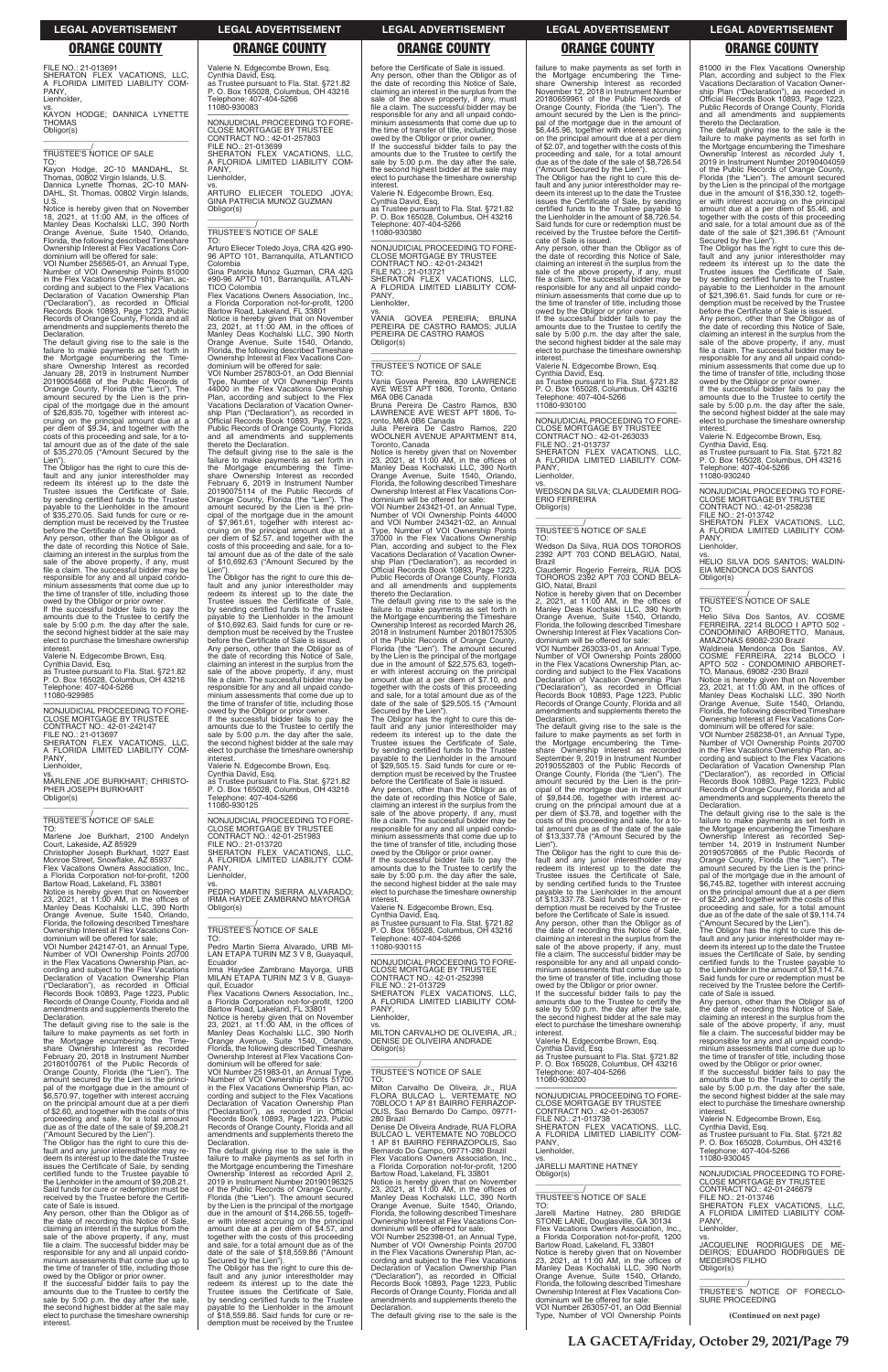FILE NO.: 21-013691
SHERATON FLEX VACATIONS, LLC, A FLORIDA LIMITED LIABILITY COMPANY,
Lienholder,
vs.
KAYON HODGE; DANNICA LYNETTE THOMAS
Obligor(s)
\_\_\_\_\_\_\_\_\_\_\_\_\_\_\_\_\_\_\_\_\_\_\_\_\_\_\_\_\_\_\_/

TRUSTEE'S NOTICE OF SALE

TO:
Kayon Hodge, 2C-10 MANDAHL, St. Thomas, 00802 Virgin Islands, U.S.
Dannica Lynette Thomas, 2C-10 MANDAHL, St. Thomas, 00802 Virgin Islands, U.S.

Notice is hereby given that on November 18, 2021, at 11:00 AM, in the offices of Manley Deas Kochalski LLC, 390 North Orange Avenue, Suite 1540, Orlando, Florida, the following described Timeshare Ownership Interest at Flex Vacations Condominium will be offered for sale:

VOI Number 256565-01, an Annual Type, Number of VOI Ownership Points 81000 in the Flex Vacations Ownership Plan, according and subject to the Flex Vacations Declaration of Vacation Ownership Plan ("Declaration"), as recorded in Official Records Book 10893, Page 1223, Public Records of Orange County, Florida and all amendments and supplements thereto the Declaration.

The default giving rise to the sale is the failure to make payments as set forth in the Mortgage encumbering the Timeshare Ownership Interest as recorded January 28, 2019 in Instrument Number 20190054668 of the Public Records of Orange County, Florida (the "Lien"). The amount secured by the Lien is the principal of the mortgage due in the amount of $26,835.70, together with interest accruing on the principal amount due at a per diem of $9.34, and together with the costs of this proceeding and sale, for a total amount due as of the date of the sale of $35,270.05 ("Amount Secured by the Lien").

The Obligor has the right to cure this default and any junior interestholder may redeem its interest up to the date the Trustee issues the Certificate of Sale, by sending certified funds to the Trustee payable to the Lienholder in the amount of $35,270.05. Said funds for cure or redemption must be received by the Trustee before the Certificate of Sale is issued.

Any person, other than the Obligor as of the date of recording this Notice of Sale, claiming an interest in the surplus from the sale of the above property, if any, must file a claim. The successful bidder may be responsible for any and all unpaid condominium assessments that come due up to the time of transfer of title, including those owed by the Obligor or prior owner.

If the successful bidder fails to pay the amounts due to the Trustee to certify the sale by 5:00 p.m. the day after the sale, the second highest bidder at the sale may elect to purchase the timeshare ownership interest.

Valerie N. Edgecombe Brown, Esq.
Cynthia David, Esq.
as Trustee pursuant to Fla. Stat. §721.82
P. O. Box 165028, Columbus, OH 43216
Telephone: 407-404-5266
11080-929985

---

NONJUDICIAL PROCEEDING TO FORECLOSE MORTGAGE BY TRUSTEE
CONTRACT NO.: 42-01-242147
FILE NO.: 21-013697
SHERATON FLEX VACATIONS, LLC, A FLORIDA LIMITED LIABILITY COMPANY,
Lienholder,
vs.
MARLENE JOE BURKHART; CHRISTOPHER JOSEPH BURKHART
Obligor(s)
\_\_\_\_\_\_\_\_\_\_\_\_\_\_\_\_\_\_\_\_\_\_\_\_\_\_\_\_\_\_\_/

TRUSTEE'S NOTICE OF SALE

TO:
Marlene Joe Burkhart, 2100 Andelyn Court, Lakeside, AZ 85929
Christopher Joseph Burkhart, 1027 East Monroe Street, Snowflake, AZ 85937
Flex Vacations Owners Association, Inc., a Florida Corporation not-for-profit, 1200 Bartow Road, Lakeland, FL 33801

Notice is hereby given that on November 23, 2021, at 11:00 AM, in the offices of Manley Deas Kochalski LLC, 390 North Orange Avenue, Suite 1540, Orlando, Florida, the following described Timeshare Ownership Interest at Flex Vacations Condominium will be offered for sale:

VOI Number 242147-01, an Annual Type, Number of VOI Ownership Points 20700 in the Flex Vacations Ownership Plan, according and subject to the Flex Vacations Declaration of Vacation Ownership Plan ("Declaration"), as recorded in Official Records Book 10893, Page 1223, Public Records of Orange County, Florida and all amendments and supplements thereto the Declaration.

The default giving rise to the sale is the failure to make payments as set forth in the Mortgage encumbering the Timeshare Ownership Interest as recorded February 20, 2018 in Instrument Number 20180100761 of the Public Records of Orange County, Florida (the "Lien"). The amount secured by the Lien is the principal of the mortgage due in the amount of $6,570.97, together with interest accruing on the principal amount due at a per diem of $2.60, and together with the costs of this proceeding and sale, for a total amount due as of the date of the sale of $9,208.21 ("Amount Secured by the Lien").

The Obligor has the right to cure this default and any junior interestholder may redeem its interest up to the date the Trustee issues the Certificate of Sale, by sending certified funds to the Trustee payable to the Lienholder in the amount of $9,208.21. Said funds for cure or redemption must be received by the Trustee before the Certificate of Sale is issued.

Any person, other than the Obligor as of the date of recording this Notice of Sale, claiming an interest in the surplus from the sale of the above property, if any, must file a claim. The successful bidder may be responsible for any and all unpaid condominium assessments that come due up to the time of transfer of title, including those owed by the Obligor or prior owner.

If the successful bidder fails to pay the amounts due to the Trustee to certify the sale by 5:00 p.m. the day after the sale, the second highest bidder at the sale may elect to purchase the timeshare ownership interest.

Valerie N. Edgecombe Brown, Esq.
Cynthia David, Esq.
as Trustee pursuant to Fla. Stat. §721.82
P. O. Box 165028, Columbus, OH 43216
Telephone: 407-404-5266
11080-930083

---

NONJUDICIAL PROCEEDING TO FORECLOSE MORTGAGE BY TRUSTEE
CONTRACT NO.: 42-01-257803
FILE NO.: 21-013699
SHERATON FLEX VACATIONS, LLC, A FLORIDA LIMITED LIABILITY COMPANY,
Lienholder,
vs.
ARTURO ELIECER TOLEDO JOYA; GINA PATRICIA MUNOZ GUZMAN
Obligor(s)
\_\_\_\_\_\_\_\_\_\_\_\_\_\_\_\_\_\_\_\_\_\_\_\_\_\_\_\_\_\_\_/

TRUSTEE'S NOTICE OF SALE

TO:
Arturo Eliecer Toledo Joya, CRA 42G #90-96 APTO 101, Barranquilla, ATLANTICO Colombia
Gina Patricia Munoz Guzman, CRA 42G #90-96 APTO 101, Barranquilla, ATLANTICO Colombia
Flex Vacations Owners Association, Inc., a Florida Corporation not-for-profit, 1200 Bartow Road, Lakeland, FL 33801

Notice is hereby given that on November 23, 2021, at 11:00 AM, in the offices of Manley Deas Kochalski LLC, 390 North Orange Avenue, Suite 1540, Orlando, Florida, the following described Timeshare Ownership Interest at Flex Vacations Condominium will be offered for sale:

VOI Number 257803-01, an Odd Biennial Type, Number of VOI Ownership Points 44000 in the Flex Vacations Ownership Plan, according and subject to the Flex Vacations Declaration of Vacation Ownership Plan ("Declaration"), as recorded in Official Records Book 10893, Page 1223, Public Records of Orange County, Florida and all amendments and supplements thereto the Declaration.

The default giving rise to the sale is the failure to make payments as set forth in the Mortgage encumbering the Timeshare Ownership Interest as recorded February 6, 2019 in Instrument Number 20190075114 of the Public Records of Orange County, Florida (the "Lien"). The amount secured by the Lien is the principal of the mortgage due in the amount of $7,961.61, together with interest accruing on the principal amount due at a per diem of $2.57, and together with the costs of this proceeding and sale, for a total amount due as of the date of the sale of $10,692.63 ("Amount Secured by the Lien").

The Obligor has the right to cure this default and any junior interestholder may redeem its interest up to the date the Trustee issues the Certificate of Sale, by sending certified funds to the Trustee payable to the Lienholder in the amount of $10,692.63. Said funds for cure or redemption must be received by the Trustee before the Certificate of Sale is issued.

Any person, other than the Obligor as of the date of recording this Notice of Sale, claiming an interest in the surplus from the sale of the above property, if any, must file a claim. The successful bidder may be responsible for any and all unpaid condominium assessments that come due up to the time of transfer of title, including those owed by the Obligor or prior owner.

If the successful bidder fails to pay the amounts due to the Trustee to certify the sale by 5:00 p.m. the day after the sale, the second highest bidder at the sale may elect to purchase the timeshare ownership interest.

Valerie N. Edgecombe Brown, Esq.
Cynthia David, Esq.
as Trustee pursuant to Fla. Stat. §721.82
P. O. Box 165028, Columbus, OH 43216
Telephone: 407-404-5266
11080-930125

---

NONJUDICIAL PROCEEDING TO FORECLOSE MORTGAGE BY TRUSTEE
CONTRACT NO.: 42-01-251983
FILE NO.: 21-013720
SHERATON FLEX VACATIONS, LLC, A FLORIDA LIMITED LIABILITY COMPANY,
Lienholder,
vs.
PEDRO MARTIN SIERRA ALVARADO; IRMA HAYDEE ZAMBRANO MAYORGA
Obligor(s)
\_\_\_\_\_\_\_\_\_\_\_\_\_\_\_\_\_\_\_\_\_\_\_\_\_\_\_\_\_\_\_/

TRUSTEE'S NOTICE OF SALE

TO:
Pedro Martin Sierra Alvarado, URB MILAN ETAPA TURIN MZ 3 V 8, Guayaquil, Ecuador
Irma Haydee Zambrano Mayorga, URB MILAN ETAPA TURIN MZ 3 V 8, Guayaquil, Ecuador
Flex Vacations Owners Association, Inc., a Florida Corporation not-for-profit, 1200 Bartow Road, Lakeland, FL 33801

Notice is hereby given that on November 23, 2021, at 11:00 AM, in the offices of Manley Deas Kochalski LLC, 390 North Orange Avenue, Suite 1540, Orlando, Florida, the following described Timeshare Ownership Interest at Flex Vacations Condominium will be offered for sale:

VOI Number 251983-01, an Annual Type, Number of VOI Ownership Points 51700 in the Flex Vacations Ownership Plan, according and subject to the Flex Vacations Declaration of Vacation Ownership Plan ("Declaration"), as recorded in Official Records Book 10893, Page 1223, Public Records of Orange County, Florida and all amendments and supplements thereto the Declaration.

The default giving rise to the sale is the failure to make payments as set forth in the Mortgage encumbering the Timeshare Ownership Interest as recorded April 2, 2019 in Instrument Number 20190196325 of the Public Records of Orange County, Florida (the "Lien"). The amount secured by the Lien is the principal of the mortgage due in the amount of $14,266.55, together with interest accruing on the principal amount due at a per diem of $4.57, and together with the costs of this proceeding and sale, for a total amount due as of the date of the sale of $18,559.86 ("Amount Secured by the Lien").

The Obligor has the right to cure this default and any junior interestholder may redeem its interest up to the date the Trustee issues the Certificate of Sale, by sending certified funds to the Trustee payable to the Lienholder in the amount of $18,559.86. Said funds for cure or redemption must be received by the Trustee before the Certificate of Sale is issued.

Any person, other than the Obligor as of the date of recording this Notice of Sale, claiming an interest in the surplus from the sale of the above property, if any, must file a claim. The successful bidder may be responsible for any and all unpaid condominium assessments that come due up to the time of transfer of title, including those owed by the Obligor or prior owner.

If the successful bidder fails to pay the amounts due to the Trustee to certify the sale by 5:00 p.m. the day after the sale, the second highest bidder at the sale may elect to purchase the timeshare ownership interest.

Valerie N. Edgecombe Brown, Esq.
Cynthia David, Esq.
as Trustee pursuant to Fla. Stat. §721.82
P. O. Box 165028, Columbus, OH 43216
Telephone: 407-404-5266
11080-930380

---

NONJUDICIAL PROCEEDING TO FORECLOSE MORTGAGE BY TRUSTEE
CONTRACT NO.: 42-01-243421
FILE NO.: 21-013721
SHERATON FLEX VACATIONS, LLC, A FLORIDA LIMITED LIABILITY COMPANY,
Lienholder,
vs.
VANIA GOVEA PEREIRA; BRUNA PEREIRA DE CASTRO RAMOS; JULIA PEREIRA DE CASTRO RAMOS
Obligor(s)
\_\_\_\_\_\_\_\_\_\_\_\_\_\_\_\_\_\_\_\_\_\_\_\_\_\_\_\_\_\_\_/

TRUSTEE'S NOTICE OF SALE

TO:
Vania Govea Pereira, 830 LAWRENCE AVE WEST APT 1806, Toronto, Ontario M6A 0B6 Canada
Bruna Pereira De Castro Ramos, 830 LAWRENCE AVE WEST APT 1806, Toronto, M6A 0B6 Canada
Julia Pereira De Castro Ramos, 220 WOOLNER AVENUE APARTMENT 814, Toronto, Canada

Notice is hereby given that on November 23, 2021, at 11:00 AM, in the offices of Manley Deas Kochalski LLC, 390 North Orange Avenue, Suite 1540, Orlando, Florida, the following described Timeshare Ownership Interest at Flex Vacations Condominium will be offered for sale:

VOI Number 243421-01, an Annual Type, Number of VOI Ownership Points 44000 and VOI Number 243421-02, an Annual Type, Number of VOI Ownership Points 37000 in the Flex Vacations Ownership Plan, according and subject to the Flex Vacations Declaration of Vacation Ownership Plan ("Declaration"), as recorded in Official Records Book 10893, Page 1223, Public Records of Orange County, Florida and all amendments and supplements thereto the Declaration.

The default giving rise to the sale is the failure to make payments as set forth in the Mortgage encumbering the Timeshare Ownership Interest as recorded March 26, 2018 in Instrument Number 20180175305 of the Public Records of Orange County, Florida (the "Lien"). The amount secured by the Lien is the principal of the mortgage due in the amount of $22,575.63, together with interest accruing on the principal amount due at a per diem of $7.10, and together with the costs of this proceeding and sale, for a total amount due as of the date of the sale of $29,505.15 ("Amount Secured by the Lien").

The Obligor has the right to cure this default and any junior interestholder may redeem its interest up to the date the Trustee issues the Certificate of Sale, by sending certified funds to the Trustee payable to the Lienholder in the amount of $29,505.15. Said funds for cure or redemption must be received by the Trustee before the Certificate of Sale is issued.

Any person, other than the Obligor as of the date of recording this Notice of Sale, claiming an interest in the surplus from the sale of the above property, if any, must file a claim. The successful bidder may be responsible for any and all unpaid condominium assessments that come due up to the time of transfer of title, including those owed by the Obligor or prior owner.

If the successful bidder fails to pay the amounts due to the Trustee to certify the sale by 5:00 p.m. the day after the sale, the second highest bidder at the sale may elect to purchase the timeshare ownership interest.

Valerie N. Edgecombe Brown, Esq.
Cynthia David, Esq.
as Trustee pursuant to Fla. Stat. §721.82
P. O. Box 165028, Columbus, OH 43216
Telephone: 407-404-5266
11080-930115

---

NONJUDICIAL PROCEEDING TO FORECLOSE MORTGAGE BY TRUSTEE
CONTRACT NO.: 42-01-252398
FILE NO.: 21-013729
SHERATON FLEX VACATIONS, LLC, A FLORIDA LIMITED LIABILITY COMPANY,
Lienholder,
vs.
MILTON CARVALHO DE OLIVEIRA, JR.; DENISE DE OLIVEIRA ANDRADE
Obligor(s)
\_\_\_\_\_\_\_\_\_\_\_\_\_\_\_\_\_\_\_\_\_\_\_\_\_\_\_\_\_\_\_/

TRUSTEE'S NOTICE OF SALE

TO:
Milton Carvalho De Oliveira, Jr., RUA FLORA BULCAO L. VERTEMATE NO 70BLOCO 1 AP 81 BAIRRO FERRAZOPOLIS, Sao Bernardo Do Campo, 09771-280 Brazil
Denise De Oliveira Andrade, RUA FLORA BULCAO L. VERTEMATE NO 70BLOCO 1 AP 81 BAIRRO FERRAZOPOLIS, Sao Bernardo Do Campo, 09771-280 Brazil
Flex Vacations Owners Association, Inc., a Florida Corporation not-for-profit, 1200 Bartow Road, Lakeland, FL 33801

Notice is hereby given that on November 23, 2021, at 11:00 AM, in the offices of Manley Deas Kochalski LLC, 390 North Orange Avenue, Suite 1540, Orlando, Florida, the following described Timeshare Ownership Interest at Flex Vacations Condominium will be offered for sale:

VOI Number 252398-01, an Annual Type, Number of VOI Ownership Points 20700 in the Flex Vacations Ownership Plan, according and subject to the Flex Vacations Declaration of Vacation Ownership Plan ("Declaration"), as recorded in Official Records Book 10893, Page 1223, Public Records of Orange County, Florida and all amendments and supplements thereto the Declaration.

The default giving rise to the sale is the failure to make payments as set forth in the Mortgage encumbering the Timeshare Ownership Interest as recorded November 12, 2018 in Instrument Number 20180659961 of the Public Records of Orange County, Florida (the "Lien"). The amount secured by the Lien is the principal of the mortgage due in the amount of $6,445.96, together with interest accruing on the principal amount due at a per diem of $2.07, and together with the costs of this proceeding and sale, for a total amount due as of the date of the sale of $8,726.54 ("Amount Secured by the Lien").

The Obligor has the right to cure this default and any junior interestholder may redeem its interest up to the date the Trustee issues the Certificate of Sale, by sending certified funds to the Trustee payable to the Lienholder in the amount of $8,726.54. Said funds for cure or redemption must be received by the Trustee before the Certificate of Sale is issued.

Any person, other than the Obligor as of the date of recording this Notice of Sale, claiming an interest in the surplus from the sale of the above property, if any, must file a claim. The successful bidder may be responsible for any and all unpaid condominium assessments that come due up to the time of transfer of title, including those owed by the Obligor or prior owner.

If the successful bidder fails to pay the amounts due to the Trustee to certify the sale by 5:00 p.m. the day after the sale, the second highest bidder at the sale may elect to purchase the timeshare ownership interest.

Valerie N. Edgecombe Brown, Esq.
Cynthia David, Esq.
as Trustee pursuant to Fla. Stat. §721.82
P. O. Box 165028, Columbus, OH 43216
Telephone: 407-404-5266
11080-930100

---

NONJUDICIAL PROCEEDING TO FORECLOSE MORTGAGE BY TRUSTEE
CONTRACT NO.: 42-01-263033
FILE NO.: 21-013737
SHERATON FLEX VACATIONS, LLC, A FLORIDA LIMITED LIABILITY COMPANY,
Lienholder,
vs.
WEDSON DA SILVA; CLAUDEMIR ROGERIO FERREIRA
Obligor(s)
\_\_\_\_\_\_\_\_\_\_\_\_\_\_\_\_\_\_\_\_\_\_\_\_\_\_\_\_\_\_\_/

TRUSTEE'S NOTICE OF SALE

TO:
Wedson Da Silva, RUA DOS TOROROS 2392 APT 703 COND BELAGIO, Natal, Brazil
Claudemir Rogerio Ferreira, RUA DOS TOROROS 2392 APT 703 COND BELAGIO, Natal, Brazil

Notice is hereby given that on December 2, 2021, at 11:00 AM, in the offices of Manley Deas Kochalski LLC, 390 North Orange Avenue, Suite 1540, Orlando, Florida, the following described Timeshare Ownership Interest at Flex Vacations Condominium will be offered for sale:

VOI Number 263033-01, an Annual Type, Number of VOI Ownership Points 28000 in the Flex Vacations Ownership Plan, according and subject to the Flex Vacations Declaration of Vacation Ownership Plan ("Declaration"), as recorded in Official Records Book 10893, Page 1223, Public Records of Orange County, Florida and all amendments and supplements thereto the Declaration.

The default giving rise to the sale is the failure to make payments as set forth in the Mortgage encumbering the Timeshare Ownership Interest as recorded September 9, 2019 in Instrument Number 20190552803 of the Public Records of Orange County, Florida (the "Lien"). The amount secured by the Lien is the principal of the mortgage due in the amount of $9,844.06, together with interest accruing on the principal amount due at a per diem of $3.78, and together with the costs of this proceeding and sale, for a total amount due as of the date of the sale of $13,337.78 ("Amount Secured by the Lien").

The Obligor has the right to cure this default and any junior interestholder may redeem its interest up to the date the Trustee issues the Certificate of Sale, by sending certified funds to the Trustee payable to the Lienholder in the amount of $13,337.78. Said funds for cure or redemption must be received by the Trustee before the Certificate of Sale is issued.

Any person, other than the Obligor as of the date of recording this Notice of Sale, claiming an interest in the surplus from the sale of the above property, if any, must file a claim. The successful bidder may be responsible for any and all unpaid condominium assessments that come due up to the time of transfer of title, including those owed by the Obligor or prior owner.

If the successful bidder fails to pay the amounts due to the Trustee to certify the sale by 5:00 p.m. the day after the sale, the second highest bidder at the sale may elect to purchase the timeshare ownership interest.

Valerie N. Edgecombe Brown, Esq.
Cynthia David, Esq.
as Trustee pursuant to Fla. Stat. §721.82
P. O. Box 165028, Columbus, OH 43216
Telephone: 407-404-5266
11080-930200

---

NONJUDICIAL PROCEEDING TO FORECLOSE MORTGAGE BY TRUSTEE
CONTRACT NO.: 42-01-263057
FILE NO.: 21-013738
SHERATON FLEX VACATIONS, LLC, A FLORIDA LIMITED LIABILITY COMPANY,
Lienholder,
vs.
JARELLI MARTINE HATNEY
Obligor(s)
\_\_\_\_\_\_\_\_\_\_\_\_\_\_\_\_\_\_\_\_\_\_\_\_\_\_\_\_\_\_\_/

TRUSTEE'S NOTICE OF SALE

TO:
Jarelli Martine Hatney, 280 BRIDGE STONE LANE, Douglasville, GA 30134
Flex Vacations Owners Association, Inc., a Florida Corporation not-for-profit, 1200 Bartow Road, Lakeland, FL 33801

Notice is hereby given that on November 23, 2021, at 11:00 AM, in the offices of Manley Deas Kochalski LLC, 390 North Orange Avenue, Suite 1540, Orlando, Florida, the following described Timeshare Ownership Interest at Flex Vacations Condominium will be offered for sale:

VOI Number 263057-01, an Odd Biennial Type, Number of VOI Ownership Points 81000 in the Flex Vacations Ownership Plan, according and subject to the Flex Vacations Declaration of Vacation Ownership Plan ("Declaration"), as recorded in Official Records Book 10893, Page 1223, Public Records of Orange County, Florida and all amendments and supplements thereto the Declaration.

The default giving rise to the sale is the failure to make payments as set forth in the Mortgage encumbering the Timeshare Ownership Interest as recorded July 1, 2019 in Instrument Number 20190404059 of the Public Records of Orange County, Florida (the "Lien"). The amount secured by the Lien is the principal of the mortgage due in the amount of $16,330.12, together with interest accruing on the principal amount due at a per diem of $5.46, and together with the costs of this proceeding and sale, for a total amount due as of the date of the sale of $21,396.61 ("Amount Secured by the Lien").

The Obligor has the right to cure this default and any junior interestholder may redeem its interest up to the date the Trustee issues the Certificate of Sale, by sending certified funds to the Trustee payable to the Lienholder in the amount of $21,396.61. Said funds for cure or redemption must be received by the Trustee before the Certificate of Sale is issued.

Any person, other than the Obligor as of the date of recording this Notice of Sale, claiming an interest in the surplus from the sale of the above property, if any, must file a claim. The successful bidder may be responsible for any and all unpaid condominium assessments that come due up to the time of transfer of title, including those owed by the Obligor or prior owner.

If the successful bidder fails to pay the amounts due to the Trustee to certify the sale by 5:00 p.m. the day after the sale, the second highest bidder at the sale may elect to purchase the timeshare ownership interest.

Valerie N. Edgecombe Brown, Esq.
Cynthia David, Esq.
as Trustee pursuant to Fla. Stat. §721.82
P. O. Box 165028, Columbus, OH 43216
Telephone: 407-404-5266
11080-930240

---

NONJUDICIAL PROCEEDING TO FORECLOSE MORTGAGE BY TRUSTEE
CONTRACT NO.: 42-01-258238
FILE NO.: 21-013742
SHERATON FLEX VACATIONS, LLC, A FLORIDA LIMITED LIABILITY COMPANY,
Lienholder,
vs.
HELIO SILVA DOS SANTOS; WALDINEIA MENDONCA DOS SANTOS
Obligor(s)
\_\_\_\_\_\_\_\_\_\_\_\_\_\_\_\_\_\_\_\_\_\_\_\_\_\_\_\_\_\_\_/

TRUSTEE'S NOTICE OF SALE

TO:
Helio Silva Dos Santos, AV. COSME FERREIRA, 2214 BLOCO I APTO 502 - CONDOMINIO ARBORETTO, Manaus, AMAZONAS 69082-230 Brazil
Waldineia Mendonca Dos Santos, AV. COSME FERREIRA, 2214 BLOCO I APTO 502 - CONDOMINIO ARBORETTO, Manaus, 69082 -230 Brazil

Notice is hereby given that on November 23, 2021, at 11:00 AM, in the offices of Manley Deas Kochalski LLC, 390 North Orange Avenue, Suite 1540, Orlando, Florida, the following described Timeshare Ownership Interest at Flex Vacations Condominium will be offered for sale:

VOI Number 258238-01, an Annual Type, Number of VOI Ownership Points 20700 in the Flex Vacations Ownership Plan, according and subject to the Flex Vacations Declaration of Vacation Ownership Plan ("Declaration"), as recorded in Official Records Book 10893, Page 1223, Public Records of Orange County, Florida and all amendments and supplements thereto the Declaration.

The default giving rise to the sale is the failure to make payments as set forth in the Mortgage encumbering the Timeshare Ownership Interest as recorded September 14, 2019 in Instrument Number 20190570865 of the Public Records of Orange County, Florida (the "Lien"). The amount secured by the Lien is the principal of the mortgage due in the amount of $6,745.82, together with interest accruing on the principal amount due at a per diem of $2.20, and together with the costs of this proceeding and sale, for a total amount due as of the date of the sale of $9,114.74 ("Amount Secured by the Lien").

The Obligor has the right to cure this default and any junior interestholder may redeem its interest up to the date the Trustee issues the Certificate of Sale, by sending certified funds to the Trustee payable to the Lienholder in the amount of $9,114.74. Said funds for cure or redemption must be received by the Trustee before the Certificate of Sale is issued.

Any person, other than the Obligor as of the date of recording this Notice of Sale, claiming an interest in the surplus from the sale of the above property, if any, must file a claim. The successful bidder may be responsible for any and all unpaid condominium assessments that come due up to the time of transfer of title, including those owed by the Obligor or prior owner.

If the successful bidder fails to pay the amounts due to the Trustee to certify the sale by 5:00 p.m. the day after the sale, the second highest bidder at the sale may elect to purchase the timeshare ownership interest.

Valerie N. Edgecombe Brown, Esq.
Cynthia David, Esq.
as Trustee pursuant to Fla. Stat. §721.82
P. O. Box 165028, Columbus, OH 43216
Telephone: 407-404-5266
11080-930045

---

NONJUDICIAL PROCEEDING TO FORECLOSE MORTGAGE BY TRUSTEE
CONTRACT NO.: 42-01-246679
FILE NO.: 21-013746
SHERATON FLEX VACATIONS, LLC, A FLORIDA LIMITED LIABILITY COMPANY,
Lienholder,
vs.
JACQUELINE RODRIGUES DE MEDEIROS; EDUARDO RODRIGUES DE MEDEIROS FILHO
Obligor(s)
\_\_\_\_\_\_\_\_\_\_\_\_\_\_\_\_\_\_\_\_\_\_\_\_\_\_\_\_\_\_\_/

TRUSTEE'S NOTICE OF FORECLOSURE PROCEEDING

**(Continued on next page)**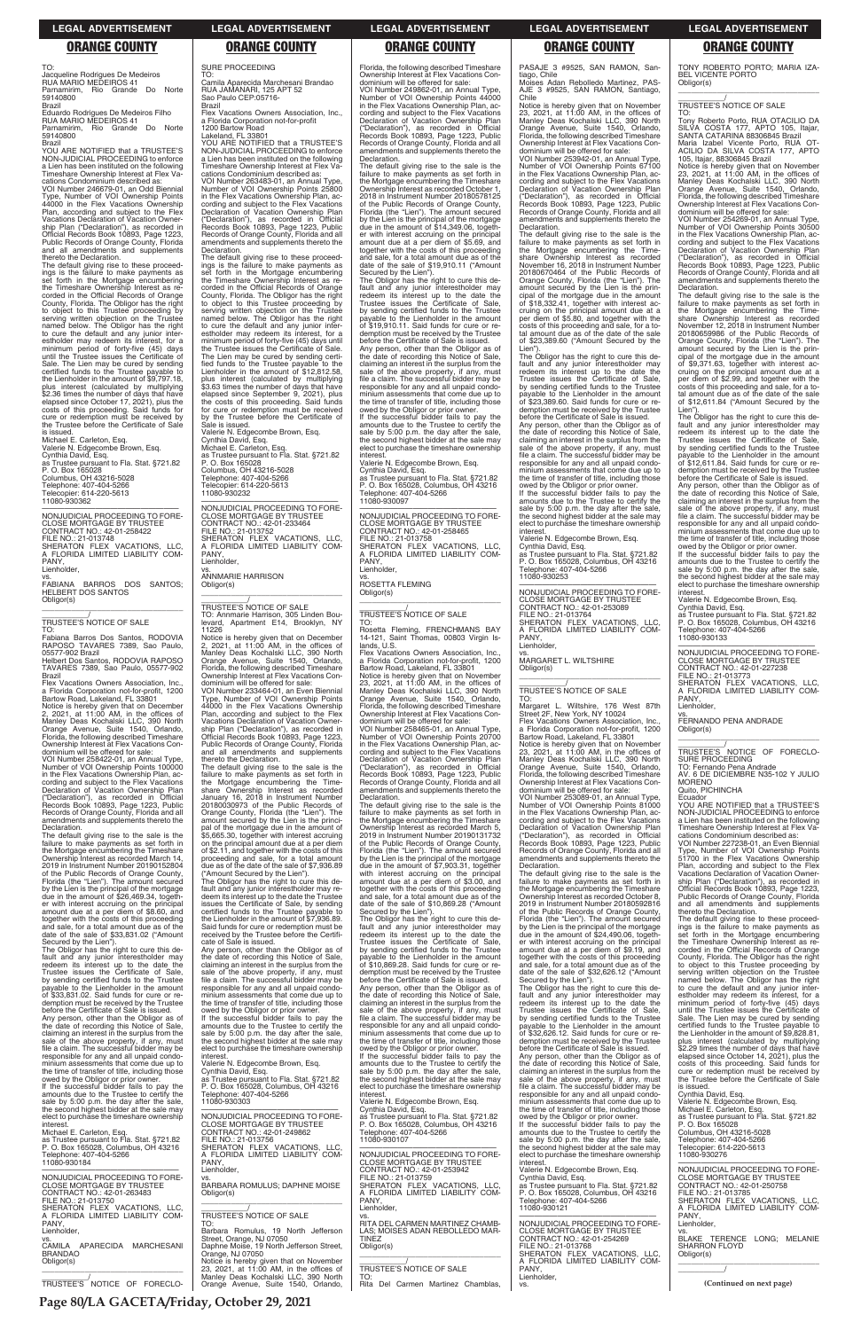TO:
Jacqueline Rodrigues De Medeiros
RUA MARIO MEDEIROS 41
Parnamirim, Rio Grande Do Norte 59140800
Brazil
Eduardo Rodrigues De Medeiros Filho
RUA MARIO MEDEIROS 41
Parnamirim, Rio Grande Do Norte 59140800
Brazil

YOU ARE NOTIFIED that a TRUSTEE'S NON-JUDICIAL PROCEEDING to enforce a Lien has been instituted on the following Timeshare Ownership Interest at Flex Vacations Condominium described as:

VOI Number 246679-01, an Odd Biennial Type, Number of VOI Ownership Points 44000 in the Flex Vacations Ownership Plan, according and subject to the Flex Vacations Declaration of Vacation Ownership Plan ("Declaration"), as recorded in Official Records Book 10893, Page 1223, Public Records of Orange County, Florida and all amendments and supplements thereto the Declaration.

The default giving rise to these proceedings is the failure to make payments as set forth in the Mortgage encumbering the Timeshare Ownership Interest as recorded in the Official Records of Orange County, Florida. The Obligor has the right to object to this Trustee proceeding by serving written objection on the Trustee named below. The Obligor has the right to cure the default and any junior interestholder may redeem its interest, for a minimum period of forty-five (45) days until the Trustee issues the Certificate of Sale. The Lien may be cured by sending certified funds to the Trustee payable to the Lienholder in the amount of $9,797.18, plus interest (calculated by multiplying $2.36 times the number of days that have elapsed since October 17, 2021), plus the costs of this proceeding. Said funds for cure or redemption must be received by the Trustee before the Certificate of Sale is issued.

Michael E. Carleton, Esq.
Valerie N. Edgecombe Brown, Esq.
Cynthia David, Esq.
as Trustee pursuant to Fla. Stat. §721.82
P. O. Box 165028
Columbus, OH 43216-5028
Telephone: 407-404-5266
Telecopier: 614-220-5613
11080-930362

—————————————————

NONJUDICIAL PROCEEDING TO FORECLOSE MORTGAGE BY TRUSTEE
CONTRACT NO.: 42-01-258422
FILE NO.: 21-013748
SHERATON FLEX VACATIONS, LLC, A FLORIDA LIMITED LIABILITY COMPANY,
Lienholder,
vs.
FABIANA BARROS DOS SANTOS; HELBERT DOS SANTOS
Obligor(s)
_______________________________/

TRUSTEE'S NOTICE OF SALE
TO:
Fabiana Barros Dos Santos, RODOVIA RAPOSO TAVARES 7389, Sao Paulo, 05577-902 Brazil
Helbert Dos Santos, RODOVIA RAPOSO TAVARES 7389, Sao Paulo, 05577-902 Brazil
Flex Vacations Owners Association, Inc., a Florida Corporation not-for-profit, 1200 Bartow Road, Lakeland, FL 33801

Notice is hereby given that on December 2, 2021, at 11:00 AM, in the offices of Manley Deas Kochalski LLC, 390 North Orange Avenue, Suite 1540, Orlando, Florida, the following described Timeshare Ownership Interest at Flex Vacations Condominium will be offered for sale:

VOI Number 258422-01, an Annual Type, Number of VOI Ownership Points 100000 in the Flex Vacations Ownership Plan, according and subject to the Flex Vacations Declaration of Vacation Ownership Plan ("Declaration"), as recorded in Official Records Book 10893, Page 1223, Public Records of Orange County, Florida and all amendments and supplements thereto the Declaration.

The default giving rise to the sale is the failure to make payments as set forth in the Mortgage encumbering the Timeshare Ownership Interest as recorded March 14, 2019 in Instrument Number 20190152804 of the Public Records of Orange County, Florida (the "Lien"). The amount secured by the Lien is the principal of the mortgage due in the amount of $26,469.34, together with interest accruing on the principal amount due at a per diem of $8.60, and together with the costs of this proceeding and sale, for a total amount due as of the date of the sale of $33,831.02 ("Amount Secured by the Lien").

The Obligor has the right to cure this default and any junior interestholder may redeem its interest up to the date the Trustee issues the Certificate of Sale, by sending certified funds to the Trustee payable to the Lienholder in the amount of $33,831.02. Said funds for cure or redemption must be received by the Trustee before the Certificate of Sale is issued.

Any person, other than the Obligor as of the date of recording this Notice of Sale, claiming an interest in the surplus from the sale of the above property, if any, must file a claim. The successful bidder may be responsible for any and all unpaid condominium assessments that come due up to the time of transfer of title, including those owed by the Obligor or prior owner.

If the successful bidder fails to pay the amounts due to the Trustee to certify the sale by 5:00 p.m. the day after the sale, the second highest bidder at the sale may elect to purchase the timeshare ownership interest.

Michael E. Carleton, Esq.
as Trustee pursuant to Fla. Stat. §721.82
P. O. Box 165028, Columbus, OH 43216
Telephone: 407-404-5266
11080-930184

—————————————————

NONJUDICIAL PROCEEDING TO FORECLOSE MORTGAGE BY TRUSTEE
CONTRACT NO.: 42-01-263483
FILE NO.: 21-013750
SHERATON FLEX VACATIONS, LLC, A FLORIDA LIMITED LIABILITY COMPANY,
Lienholder,
vs.
CAMILA APARECIDA MARCHESANI BRANDAO
Obligor(s)
_______________________________/

TRUSTEE'S NOTICE OF FORECLOSURE PROCEEDING
TO:
Camila Aparecida Marchesani Brandao
RUA JAMANARI, 125 APT 52
Sao Paulo CEP:05716-
Brazil
Flex Vacations Owners Association, Inc., a Florida Corporation not-for-profit
1200 Bartow Road
Lakeland, FL 33801

YOU ARE NOTIFIED that a TRUSTEE'S NON-JUDICIAL PROCEEDING to enforce a Lien has been instituted on the following Timeshare Ownership Interest at Flex Vacations Condominium described as:

VOI Number 263483-01, an Annual Type, Number of VOI Ownership Points 25800 in the Flex Vacations Ownership Plan, according and subject to the Flex Vacations Declaration of Vacation Ownership Plan ("Declaration"), as recorded in Official Records Book 10893, Page 1223, Public Records of Orange County, Florida and all amendments and supplements thereto the Declaration.

The default giving rise to these proceedings is the failure to make payments as set forth in the Mortgage encumbering the Timeshare Ownership Interest as recorded in the Official Records of Orange County, Florida. The Obligor has the right to object to this Trustee proceeding by serving written objection on the Trustee named below. The Obligor has the right to cure the default and any junior interestholder may redeem its interest, for a minimum period of forty-five (45) days until the Trustee issues the Certificate of Sale. The Lien may be cured by sending certified funds to the Trustee payable to the Lienholder in the amount of $12,812.58, plus interest (calculated by multiplying $3.63 times the number of days that have elapsed since September 9, 2021), plus the costs of this proceeding. Said funds for cure or redemption must be received by the Trustee before the Certificate of Sale is issued.

Valerie N. Edgecombe Brown, Esq.
Cynthia David, Esq.
Michael E. Carleton, Esq.
as Trustee pursuant to Fla. Stat. §721.82
P. O. Box 165028
Columbus, OH 43216-5028
Telephone: 407-404-5266
Telecopier: 614-220-5613
11080-930232

—————————————————

NONJUDICIAL PROCEEDING TO FORECLOSE MORTGAGE BY TRUSTEE
CONTRACT NO.: 42-01-233464
FILE NO.: 21-013752
SHERATON FLEX VACATIONS, LLC, A FLORIDA LIMITED LIABILITY COMPANY,
Lienholder,
vs.
ANNMARIE HARRISON
Obligor(s)
_______________________________/

TRUSTEE'S NOTICE OF SALE
TO: Annmarie Harrison, 305 Linden Boulevard, Apartment E14, Brooklyn, NY 11226

Notice is hereby given that on December 2, 2021, at 11:00 AM, in the offices of Manley Deas Kochalski LLC, 390 North Orange Avenue, Suite 1540, Orlando, Florida, the following described Timeshare Ownership Interest at Flex Vacations Condominium will be offered for sale:

VOI Number 233464-01, an Even Biennial Type, Number of VOI Ownership Points 44000 in the Flex Vacations Ownership Plan, according and subject to the Flex Vacations Declaration of Vacation Ownership Plan ("Declaration"), as recorded in Official Records Book 10893, Page 1223, Public Records of Orange County, Florida and all amendments and supplements thereto the Declaration.

The default giving rise to the sale is the failure to make payments as set forth in the Mortgage encumbering the Timeshare Ownership Interest as recorded January 16, 2018 in Instrument Number 20180030973 of the Public Records of Orange County, Florida (the "Lien"). The amount secured by the Lien is the principal of the mortgage due in the amount of $5,665.30, together with interest accruing on the principal amount due at a per diem of $2.11, and together with the costs of this proceeding and sale, for a total amount due as of the date of the sale of $7,936.89 ("Amount Secured by the Lien").

The Obligor has the right to cure this default and any junior interestholder may redeem its interest up to the date the Trustee issues the Certificate of Sale, by sending certified funds to the Trustee payable to the Lienholder in the amount of $7,936.89. Said funds for cure or redemption must be received by the Trustee before the Certificate of Sale is issued.

Any person, other than the Obligor as of the date of recording this Notice of Sale, claiming an interest in the surplus from the sale of the above property, if any, must file a claim. The successful bidder may be responsible for any and all unpaid condominium assessments that come due up to the time of transfer of title, including those owed by the Obligor or prior owner.

If the successful bidder fails to pay the amounts due to the Trustee to certify the sale by 5:00 p.m. the day after the sale, the second highest bidder at the sale may elect to purchase the timeshare ownership interest.

Valerie N. Edgecombe Brown, Esq.
Cynthia David, Esq.
as Trustee pursuant to Fla. Stat. §721.82
P. O. Box 165028, Columbus, OH 43216
Telephone: 407-404-5266
11080-930300

—————————————————

NONJUDICIAL PROCEEDING TO FORECLOSE MORTGAGE BY TRUSTEE
CONTRACT NO.: 42-01-249862
FILE NO.: 21-013756
SHERATON FLEX VACATIONS, LLC, A FLORIDA LIMITED LIABILITY COMPANY,
Lienholder,
vs.
BARBARA ROMULUS; DAPHNE MOISE
Obligor(s)
_______________________________/

TRUSTEE'S NOTICE OF SALE
TO:
Barbara Romulus, 19 North Jefferson Street, Orange, NJ 07050
Daphne Moise, 19 North Jefferson Street, Orange, NJ 07050

Notice is hereby given that on November 23, 2021, at 11:00 AM, in the offices of Manley Deas Kochalski LLC, 390 North Orange Avenue, Suite 1540, Orlando, Florida, the following described Timeshare Ownership Interest at Flex Vacations Condominium will be offered for sale:

VOI Number 249862-01, an Annual Type, Number of VOI Ownership Points 44000 in the Flex Vacations Ownership Plan, according and subject to the Flex Vacations Declaration of Vacation Ownership Plan ("Declaration"), as recorded in Official Records Book 10893, Page 1223, Public Records of Orange County, Florida and all amendments and supplements thereto the Declaration.

The default giving rise to the sale is the failure to make payments as set forth in the Mortgage encumbering the Timeshare Ownership Interest as recorded October 1, 2018 in Instrument Number 20180578125 of the Public Records of Orange County, Florida (the "Lien"). The amount secured by the Lien is the principal of the mortgage due in the amount of $14,349.06, together with interest accruing on the principal amount due at a per diem of $5.69, and together with the costs of this proceeding and sale, for a total amount due as of the date of the sale of $19,910.11 ("Amount Secured by the Lien").

The Obligor has the right to cure this default and any junior interestholder may redeem its interest up to the date the Trustee issues the Certificate of Sale, by sending certified funds to the Trustee payable to the Lienholder in the amount of $19,910.11. Said funds for cure or redemption must be received by the Trustee before the Certificate of Sale is issued.

Any person, other than the Obligor as of the date of recording this Notice of Sale, claiming an interest in the surplus from the sale of the above property, if any, must file a claim. The successful bidder may be responsible for any and all unpaid condominium assessments that come due up to the time of transfer of title, including those owed by the Obligor or prior owner.

If the successful bidder fails to pay the amounts due to the Trustee to certify the sale by 5:00 p.m. the day after the sale, the second highest bidder at the sale may elect to purchase the timeshare ownership interest.

Valerie N. Edgecombe Brown, Esq.
Cynthia David, Esq.
as Trustee pursuant to Fla. Stat. §721.82
P. O. Box 165028, Columbus, OH 43216
Telephone: 407-404-5266
11080-930097

—————————————————

NONJUDICIAL PROCEEDING TO FORECLOSE MORTGAGE BY TRUSTEE
CONTRACT NO.: 42-01-258465
FILE NO.: 21-013758
SHERATON FLEX VACATIONS, LLC, A FLORIDA LIMITED LIABILITY COMPANY,
Lienholder,
vs.
ROSETTA FLEMING
Obligor(s)
_______________________________/

TRUSTEE'S NOTICE OF SALE
TO:
Rosetta Fleming, FRENCHMANS BAY 14-121, Saint Thomas, 00803 Virgin Islands, U.S.
Flex Vacations Owners Association, Inc., a Florida Corporation not-for-profit, 1200 Bartow Road, Lakeland, FL 33801

Notice is hereby given that on November 23, 2021, at 11:00 AM, in the offices of Manley Deas Kochalski LLC, 390 North Orange Avenue, Suite 1540, Orlando, Florida, the following described Timeshare Ownership Interest at Flex Vacations Condominium will be offered for sale:

VOI Number 258465-01, an Annual Type, Number of VOI Ownership Points 20700 in the Flex Vacations Ownership Plan, according and subject to the Flex Vacations Declaration of Vacation Ownership Plan ("Declaration"), as recorded in Official Records Book 10893, Page 1223, Public Records of Orange County, Florida and all amendments and supplements thereto the Declaration.

The default giving rise to the sale is the failure to make payments as set forth in the Mortgage encumbering the Timeshare Ownership Interest as recorded March 5, 2019 in Instrument Number 20190131732 of the Public Records of Orange County, Florida (the "Lien"). The amount secured by the Lien is the principal of the mortgage due in the amount of $7,903.31, together with interest accruing on the principal amount due at a per diem of $3.00, and together with the costs of this proceeding and sale, for a total amount due as of the date of the sale of $10,869.28 ("Amount Secured by the Lien").

The Obligor has the right to cure this default and any junior interestholder may redeem its interest up to the date the Trustee issues the Certificate of Sale, by sending certified funds to the Trustee payable to the Lienholder in the amount of $10,869.28. Said funds for cure or redemption must be received by the Trustee before the Certificate of Sale is issued.

Any person, other than the Obligor as of the date of recording this Notice of Sale, claiming an interest in the surplus from the sale of the above property, if any, must file a claim. The successful bidder may be responsible for any and all unpaid condominium assessments that come due up to the time of transfer of title, including those owed by the Obligor or prior owner.

If the successful bidder fails to pay the amounts due to the Trustee to certify the sale by 5:00 p.m. the day after the sale, the second highest bidder at the sale may elect to purchase the timeshare ownership interest.

Valerie N. Edgecombe Brown, Esq.
Cynthia David, Esq.
as Trustee pursuant to Fla. Stat. §721.82
P. O. Box 165028, Columbus, OH 43216
Telephone: 407-404-5266
11080-930107

—————————————————

NONJUDICIAL PROCEEDING TO FORECLOSE MORTGAGE BY TRUSTEE
CONTRACT NO.: 42-01-253942
FILE NO.: 21-013759
SHERATON FLEX VACATIONS, LLC, A FLORIDA LIMITED LIABILITY COMPANY,
Lienholder,
vs.
RITA DEL CARMEN MARTINEZ CHAMBLAS; MOISES ADAN REBOLLEDO MARTINEZ
Obligor(s)
_______________________________/

TRUSTEE'S NOTICE OF SALE
TO:
Rita Del Carmen Martinez Chamblas, PASAJE 3 #9525, SAN RAMON, Santiago, Chile
Moises Adan Rebolledo Martinez, PASAJE 3 #9525, SAN RAMON, Santiago, Chile

Notice is hereby given that on November 23, 2021, at 11:00 AM, in the offices of Manley Deas Kochalski LLC, 390 North Orange Avenue, Suite 1540, Orlando, Florida, the following described Timeshare Ownership Interest at Flex Vacations Condominium will be offered for sale:

VOI Number 253942-01, an Annual Type, Number of VOI Ownership Points 67100 in the Flex Vacations Ownership Plan, according and subject to the Flex Vacations Declaration of Vacation Ownership Plan ("Declaration"), as recorded in Official Records Book 10893, Page 1223, Public Records of Orange County, Florida and all amendments and supplements thereto the Declaration.

The default giving rise to the sale is the failure to make payments as set forth in the Mortgage encumbering the Timeshare Ownership Interest as recorded November 16, 2018 in Instrument Number 20180670464 of the Public Records of Orange County, Florida (the "Lien"). The amount secured by the Lien is the principal of the mortgage due in the amount of $18,332.41, together with interest accruing on the principal amount due at a per diem of $5.80, and together with the costs of this proceeding and sale, for a total amount due as of the date of the sale of $23,389.60 ("Amount Secured by the Lien").

The Obligor has the right to cure this default and any junior interestholder may redeem its interest up to the date the Trustee issues the Certificate of Sale, by sending certified funds to the Trustee payable to the Lienholder in the amount of $23,389.60. Said funds for cure or redemption must be received by the Trustee before the Certificate of Sale is issued.

Any person, other than the Obligor as of the date of recording this Notice of Sale, claiming an interest in the surplus from the sale of the above property, if any, must file a claim. The successful bidder may be responsible for any and all unpaid condominium assessments that come due up to the time of transfer of title, including those owed by the Obligor or prior owner.

If the successful bidder fails to pay the amounts due to the Trustee to certify the sale by 5:00 p.m. the day after the sale, the second highest bidder at the sale may elect to purchase the timeshare ownership interest.

Valerie N. Edgecombe Brown, Esq.
Cynthia David, Esq.
as Trustee pursuant to Fla. Stat. §721.82
P. O. Box 165028, Columbus, OH 43216
Telephone: 407-404-5266
11080-930253

—————————————————

NONJUDICIAL PROCEEDING TO FORECLOSE MORTGAGE BY TRUSTEE
CONTRACT NO.: 42-01-253089
FILE NO.: 21-013764
SHERATON FLEX VACATIONS, LLC, A FLORIDA LIMITED LIABILITY COMPANY,
Lienholder,
vs.
MARGARET L. WILTSHIRE
Obligor(s)
_______________________________/

TRUSTEE'S NOTICE OF SALE
TO:
Margaret L. Wiltshire, 176 West 87th Street 2F, New York, NY 10024
Flex Vacations Owners Association, Inc., a Florida Corporation not-for-profit, 1200 Bartow Road, Lakeland, FL 33801

Notice is hereby given that on November 23, 2021, at 11:00 AM, in the offices of Manley Deas Kochalski LLC, 390 North Orange Avenue, Suite 1540, Orlando, Florida, the following described Timeshare Ownership Interest at Flex Vacations Condominium will be offered for sale:

VOI Number 253089-01, an Annual Type, Number of VOI Ownership Points 81000 in the Flex Vacations Ownership Plan, according and subject to the Flex Vacations Declaration of Vacation Ownership Plan ("Declaration"), as recorded in Official Records Book 10893, Page 1223, Public Records of Orange County, Florida and all amendments and supplements thereto the Declaration.

The default giving rise to the sale is the failure to make payments as set forth in the Mortgage encumbering the Timeshare Ownership Interest as recorded October 8, 2019 in Instrument Number 20180592816 of the Public Records of Orange County, Florida (the "Lien"). The amount secured by the Lien is the principal of the mortgage due in the amount of $24,490.06, together with interest accruing on the principal amount due at a per diem of $9.19, and together with the costs of this proceeding and sale, for a total amount due as of the date of the sale of $32,626.12 ("Amount Secured by the Lien").

The Obligor has the right to cure this default and any junior interestholder may redeem its interest up to the date the Trustee issues the Certificate of Sale, by sending certified funds to the Trustee payable to the Lienholder in the amount of $32,626.12. Said funds for cure or redemption must be received by the Trustee before the Certificate of Sale is issued.

Any person, other than the Obligor as of the date of recording this Notice of Sale, claiming an interest in the surplus from the sale of the above property, if any, must file a claim. The successful bidder may be responsible for any and all unpaid condominium assessments that come due up to the time of transfer of title, including those owed by the Obligor or prior owner.

If the successful bidder fails to pay the amounts due to the Trustee to certify the sale by 5:00 p.m. the day after the sale, the second highest bidder at the sale may elect to purchase the timeshare ownership interest.

Valerie N. Edgecombe Brown, Esq.
Cynthia David, Esq.
as Trustee pursuant to Fla. Stat. §721.82
P. O. Box 165028, Columbus, OH 43216
Telephone: 407-404-5266
11080-930121

—————————————————

NONJUDICIAL PROCEEDING TO FORECLOSE MORTGAGE BY TRUSTEE
CONTRACT NO.: 42-01-254269
FILE NO.: 21-013768
SHERATON FLEX VACATIONS, LLC, A FLORIDA LIMITED LIABILITY COMPANY,
Lienholder,
vs.
TONY ROBERTO PORTO; MARIA IZABEL VICENTE PORTO
Obligor(s)
_______________________________/

TRUSTEE'S NOTICE OF SALE
TO:
Tony Roberto Porto, RUA OTACILIO DA SILVA COSTA 177, APTO 105, Itajar, SANTA CATARINA 88306845 Brazil
Maria Izabel Vicente Porto, RUA OTACILIO DA SILVA COSTA 177, APTO 105, Itajar, 88306845 Brazil

Notice is hereby given that on November 23, 2021, at 11:00 AM, in the offices of Manley Deas Kochalski LLC, 390 North Orange Avenue, Suite 1540, Orlando, Florida, the following described Timeshare Ownership Interest at Flex Vacations Condominium will be offered for sale:

VOI Number 254269-01, an Annual Type, Number of VOI Ownership Points 30500 in the Flex Vacations Ownership Plan, according and subject to the Flex Vacations Declaration of Vacation Ownership Plan ("Declaration"), as recorded in Official Records Book 10893, Page 1223, Public Records of Orange County, Florida and all amendments and supplements thereto the Declaration.

The default giving rise to the sale is the failure to make payments as set forth in the Mortgage encumbering the Timeshare Ownership Interest as recorded November 12, 2018 in Instrument Number 20180659986 of the Public Records of Orange County, Florida (the "Lien"). The amount secured by the Lien is the principal of the mortgage due in the amount of $9,371.63, together with interest accruing on the principal amount due at a per diem of $2.99, and together with the costs of this proceeding and sale, for a total amount due as of the date of the sale of $12,611.84 ("Amount Secured by the Lien").

The Obligor has the right to cure this default and any junior interestholder may redeem its interest up to the date the Trustee issues the Certificate of Sale, by sending certified funds to the Trustee payable to the Lienholder in the amount of $12,611.84. Said funds for cure or redemption must be received by the Trustee before the Certificate of Sale is issued.

Any person, other than the Obligor as of the date of recording this Notice of Sale, claiming an interest in the surplus from the sale of the above property, if any, must file a claim. The successful bidder may be responsible for any and all unpaid condominium assessments that come due up to the time of transfer of title, including those owed by the Obligor or prior owner.

If the successful bidder fails to pay the amounts due to the Trustee to certify the sale by 5:00 p.m. the day after the sale, the second highest bidder at the sale may elect to purchase the timeshare ownership interest.

Valerie N. Edgecombe Brown, Esq.
Cynthia David, Esq.
as Trustee pursuant to Fla. Stat. §721.82
P. O. Box 165028, Columbus, OH 43216
Telephone: 407-404-5266
11080-930133

—————————————————

NONJUDICIAL PROCEEDING TO FORECLOSE MORTGAGE BY TRUSTEE
CONTRACT NO.: 42-01-227238
FILE NO.: 21-013773
SHERATON FLEX VACATIONS, LLC, A FLORIDA LIMITED LIABILITY COMPANY,
Lienholder,
vs.
FERNANDO PENA ANDRADE
Obligor(s)
_______________________________/

TRUSTEE'S NOTICE OF FORECLOSURE PROCEEDING
TO: Fernando Pena Andrade
AV. 6 DE DICIEMBRE N35-102 Y JULIO MORENO
Quito, PICHINCHA
Ecuador

YOU ARE NOTIFIED that a TRUSTEE'S NON-JUDICIAL PROCEEDING to enforce a Lien has been instituted on the following Timeshare Ownership Interest at Flex Vacations Condominium described as:

VOI Number 227238-01, an Even Biennial Type, Number of VOI Ownership Points 51700 in the Flex Vacations Ownership Plan, according and subject to the Flex Vacations Declaration of Vacation Ownership Plan ("Declaration"), as recorded in Official Records Book 10893, Page 1223, Public Records of Orange County, Florida and all amendments and supplements thereto the Declaration.

The default giving rise to these proceedings is the failure to make payments as set forth in the Mortgage encumbering the Timeshare Ownership Interest as recorded in the Official Records of Orange County, Florida. The Obligor has the right to object to this Trustee proceeding by serving written objection on the Trustee named below. The Obligor has the right to cure the default and any junior interestholder may redeem its interest, for a minimum period of forty-five (45) days until the Trustee issues the Certificate of Sale. The Lien may be cured by sending certified funds to the Trustee payable to the Lienholder in the amount of $9,828.81, plus interest (calculated by multiplying $2.29 times the number of days that have elapsed since October 14, 2021), plus the costs of this proceeding. Said funds for cure or redemption must be received by the Trustee before the Certificate of Sale is issued.

Cynthia David, Esq.
Valerie N. Edgecombe Brown, Esq.
Michael E. Carleton, Esq.
as Trustee pursuant to Fla. Stat. §721.82
P. O. Box 165028
Columbus, OH 43216-5028
Telephone: 407-404-5266
Telecopier: 614-220-5613
11080-930276

—————————————————

NONJUDICIAL PROCEEDING TO FORECLOSE MORTGAGE BY TRUSTEE
CONTRACT NO.: 42-01-250758
FILE NO.: 21-013785
SHERATON FLEX VACATIONS, LLC, A FLORIDA LIMITED LIABILITY COMPANY,
Lienholder,
vs.
BLAKE TERENCE LONG; MELANIE SHARRON FLOYD
Obligor(s)
_______________________________/

**(Continued on next page)**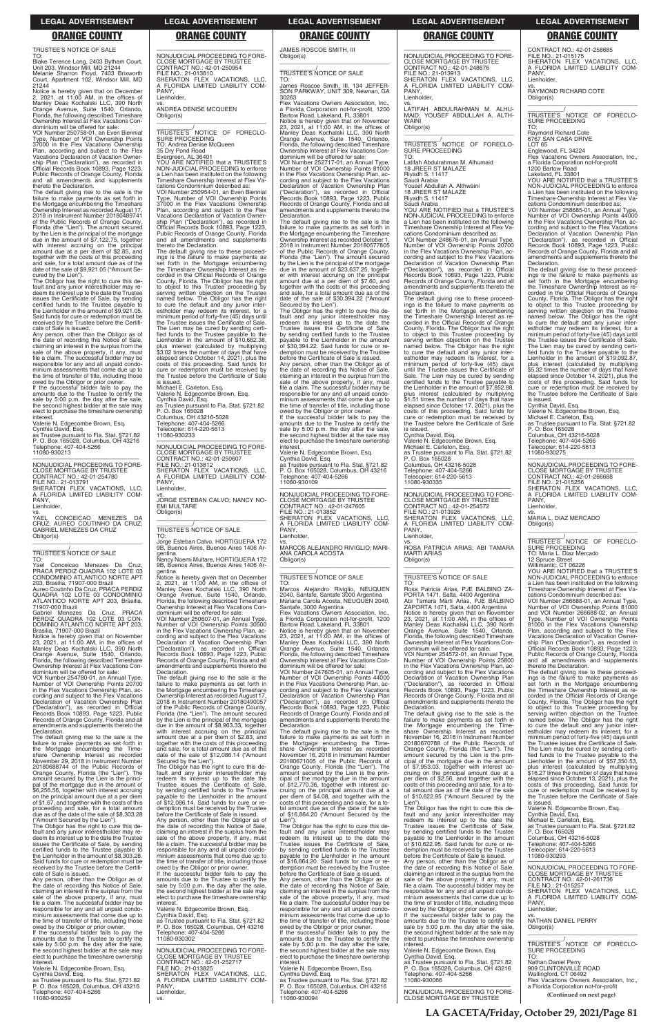TRUSTEE'S NOTICE OF SALE

TO:

Blake Terence Long, 2403 Bytham Court, Unit 203, Windsor Mill, MD 21244

Melanie Sharron Floyd, 7403 Brixworth Court, Apartment 102, Windsor Mill, MD 21244

Notice is hereby given that on December 2, 2021, at 11:00 AM, in the offices of Manley Deas Kochalski LLC, 390 North Orange Avenue, Suite 1540, Orlando, Florida, the following described Timeshare Ownership Interest at Flex Vacations Condominium will be offered for sale:

VOI Number 250758-01, an Even Biennial Type, Number of VOI Ownership Points 37000 in the Flex Vacations Ownership Plan, according and subject to the Flex Vacations Declaration of Vacation Ownership Plan ("Declaration"), as recorded in Official Records Book 10893, Page 1223, Public Records of Orange County, Florida and all amendments and supplements thereto the Declaration.

The default giving rise to the sale is the failure to make payments as set forth in the Mortgage encumbering the Timeshare Ownership Interest as recorded August 17, 2018 in Instrument Number 20180489741 of the Public Records of Orange County, Florida (the "Lien"). The amount secured by the Lien is the principal of the mortgage due in the amount of $7,122.75, together with interest accruing on the principal amount due at a per diem of $2.85, and together with the costs of this proceeding and sale, for a total amount due as of the date of the sale of $9,921.05 ("Amount Secured by the Lien").

The Obligor has the right to cure this default and any junior interestholder may redeem its interest up to the date the Trustee issues the Certificate of Sale, by sending certified funds to the Trustee payable to the Lienholder in the amount of $9,921.05. Said funds for cure or redemption must be received by the Trustee before the Certificate of Sale is issued.

Any person, other than the Obligor as of the date of recording this Notice of Sale, claiming an interest in the surplus from the sale of the above property, if any, must file a claim. The successful bidder may be responsible for any and all unpaid condominium assessments that come due up to the time of transfer of title, including those owed by the Obligor or prior owner.

If the successful bidder fails to pay the amounts due to the Trustee to certify the sale by 5:00 p.m. the day after the sale, the second highest bidder at the sale may elect to purchase the timeshare ownership interest.

Valerie N. Edgecombe Brown, Esq.
Cynthia David, Esq.
as Trustee pursuant to Fla. Stat. §721.82
P. O. Box 165028, Columbus, OH 43216
Telephone: 407-404-5266
11080-930213

---

NONJUDICIAL PROCEEDING TO FORECLOSE MORTGAGE BY TRUSTEE
CONTRACT NO.: 42-01-254780
FILE NO.: 21-013791
SHERATON FLEX VACATIONS, LLC, A FLORIDA LIMITED LIABILITY COMPANY,
Lienholder,
vs.
YAEL CONCEICAO MENEZES DA CRUZ; AUREO COUTINHO DA CRUZ; GABRIEL MENEZES DA CRUZ
Obligor(s)

TRUSTEE'S NOTICE OF SALE

TO:

Yael Conceicao Menezes Da Cruz, PRACA PERDIZ QUADRA 102 LOTE 03 CONDOMINIO ATLANTICO NORTE APT 203, Brasilia, 71907-000 Brazil

Aureo Coutinho Da Cruz, PRACA PERDIZ QUADRA 102 LOTE 03 CONDOMINIO ATLANTICO NORTE APT 203, Brasilia, 71907-000 Brazil

Gabriel Menezes Da Cruz, PRACA PERDIZ QUADRA 102 LOTE 03 CONDOMINIO ATLANTICO NORTE APT 203, Brasilia, 71907-000 Brazil

Notice is hereby given that on November 23, 2021, at 11:00 AM, in the offices of Manley Deas Kochalski LLC, 390 North Orange Avenue, Suite 1540, Orlando, Florida, the following described Timeshare Ownership Interest at Flex Vacations Condominium will be offered for sale:

VOI Number 254780-01, an Annual Type, Number of VOI Ownership Points 20700 in the Flex Vacations Ownership Plan, according and subject to the Flex Vacations Declaration of Vacation Ownership Plan ("Declaration"), as recorded in Official Records Book 10893, Page 1223, Public Records of Orange County, Florida and all amendments and supplements thereto the Declaration.

The default giving rise to the sale is the failure to make payments as set forth in the Mortgage encumbering the Timeshare Ownership Interest as recorded November 29, 2018 in Instrument Number 20180688744 of the Public Records of Orange County, Florida (the "Lien"). The amount secured by the Lien is the principal of the mortgage due in the amount of $6,256.56, together with interest accruing on the principal amount due at a per diem of $1.67, and together with the costs of this proceeding and sale, for a total amount due as of the date of the sale of $8,303.28 ("Amount Secured by the Lien").

The Obligor has the right to cure this default and any junior interestholder may redeem its interest up to the date the Trustee issues the Certificate of Sale, by sending certified funds to the Trustee payable to the Lienholder in the amount of $8,303.28. Said funds for cure or redemption must be received by the Trustee before the Certificate of Sale is issued.

Any person, other than the Obligor as of the date of recording this Notice of Sale, claiming an interest in the surplus from the sale of the above property, if any, must file a claim. The successful bidder may be responsible for any and all unpaid condominium assessments that come due up to the time of transfer of title, including those owed by the Obligor or prior owner.

If the successful bidder fails to pay the amounts due to the Trustee to certify the sale by 5:00 p.m. the day after the sale, the second highest bidder at the sale may elect to purchase the timeshare ownership interest.

Valerie N. Edgecombe Brown, Esq.
Cynthia David, Esq.
as Trustee pursuant to Fla. Stat. §721.82
P. O. Box 165028, Columbus, OH 43216
Telephone: 407-404-5266
11080-930259

---

NONJUDICIAL PROCEEDING TO FORECLOSE MORTGAGE BY TRUSTEE
CONTRACT NO.: 42-01-250954
FILE NO.: 21-013810
SHERATON FLEX VACATIONS, LLC, A FLORIDA LIMITED LIABILITY COMPANY,
Lienholder,
vs.
ANDREA DENISE MCQUEEN
Obligor(s)

TRUSTEE'S NOTICE OF FORECLOSURE PROCEEDING
TO: Andrea Denise McQueen
35 Dry Pond Road
Evergreen, AL 36401

YOU ARE NOTIFIED that a TRUSTEE'S NON-JUDICIAL PROCEEDING to enforce a Lien has been instituted on the following Timeshare Ownership Interest at Flex Vacations Condominium described as:

VOI Number 250954-01, an Even Biennial Type, Number of VOI Ownership Points 37000 in the Flex Vacations Ownership Plan, according and subject to the Flex Vacations Declaration of Vacation Ownership Plan ("Declaration"), as recorded in Official Records Book 10893, Page 1223, Public Records of Orange County, Florida and all amendments and supplements thereto the Declaration.

The default giving rise to these proceedings is the failure to make payments as set forth in the Mortgage encumbering the Timeshare Ownership Interest as recorded in the Official Records of Orange County, Florida. The Obligor has the right to object to this Trustee proceeding by serving written objection on the Trustee named below. The Obligor has the right to cure the default and any junior interestholder may redeem its interest, for a minimum period of forty-five (45) days until the Trustee issues the Certificate of Sale. The Lien may be cured by sending certified funds to the Trustee payable to the Lienholder in the amount of $10,662.38, plus interest (calculated by multiplying $3.02 times the number of days that have elapsed since October 14, 2021), plus the costs of this proceeding. Said funds for cure or redemption must be received by the Trustee before the Certificate of Sale is issued.

Michael E. Carleton, Esq.
Valerie N. Edgecombe Brown, Esq.
Cynthia David, Esq.
as Trustee pursuant to Fla. Stat. §721.82
P. O. Box 165028
Columbus, OH 43216-5028
Telephone: 407-404-5266
Telecopier: 614-220-5613
11080-930233

---

NONJUDICIAL PROCEEDING TO FORECLOSE MORTGAGE BY TRUSTEE
CONTRACT NO.: 42-01-250607
FILE NO.: 21-013812
SHERATON FLEX VACATIONS, LLC, A FLORIDA LIMITED LIABILITY COMPANY,
Lienholder,
vs.
JORGE ESTEBAN CALVO; NANCY NOEMI MULTARE
Obligor(s)

TRUSTEE'S NOTICE OF SALE

TO:

Jorge Esteban Calvo, HORTIGUERA 172 9B, Buenos Aires, Buenos Aires 1406 Argentina

Nancy Noemi Multare, HORTIGUERA 172 9B, Buenos Aires, Buenos Aires 1406 Argentina

Notice is hereby given that on December 2, 2021, at 11:00 AM, in the offices of Manley Deas Kochalski LLC, 390 North Orange Avenue, Suite 1540, Orlando, Florida, the following described Timeshare Ownership Interest at Flex Vacations Condominium will be offered for sale:

VOI Number 250607-01, an Annual Type, Number of VOI Ownership Points 30500 in the Flex Vacations Ownership Plan, according and subject to the Flex Vacations Declaration of Vacation Ownership Plan ("Declaration"), as recorded in Official Records Book 10893, Page 1223, Public Records of Orange County, Florida and all amendments and supplements thereto the Declaration.

The default giving rise to the sale is the failure to make payments as set forth in the Mortgage encumbering the Timeshare Ownership Interest as recorded August 17, 2018 in Instrument Number 20180490057 of the Public Records of Orange County, Florida (the "Lien"). The amount secured by the Lien is the principal of the mortgage due in the amount of $8,963.33, together with interest accruing on the principal amount due at a per diem of $2.83, and together with the costs of this proceeding and sale, for a total amount due as of the date of the sale of $12,086.14 ("Amount Secured by the Lien").

The Obligor has the right to cure this default and any junior interestholder may redeem its interest up to the date the Trustee issues the Certificate of Sale, by sending certified funds to the Trustee payable to the Lienholder in the amount of $12,086.14. Said funds for cure or redemption must be received by the Trustee before the Certificate of Sale is issued.

Any person, other than the Obligor as of the date of recording this Notice of Sale, claiming an interest in the surplus from the sale of the above property, if any, must file a claim. The successful bidder may be responsible for any and all unpaid condominium assessments that come due up to the time of transfer of title, including those owed by the Obligor or prior owner.

If the successful bidder fails to pay the amounts due to the Trustee to certify the sale by 5:00 p.m. the day after the sale, the second highest bidder at the sale may elect to purchase the timeshare ownership interest.

Valerie N. Edgecombe Brown, Esq.
Cynthia David, Esq.
as Trustee pursuant to Fla. Stat. §721.82
P. O. Box 165028, Columbus, OH 43216
Telephone: 407-404-5266
11080-930302

---

NONJUDICIAL PROCEEDING TO FORECLOSE MORTGAGE BY TRUSTEE
CONTRACT NO.: 42-01-252717
FILE NO.: 21-013825
SHERATON FLEX VACATIONS, LLC, A FLORIDA LIMITED LIABILITY COMPANY,
Lienholder,
vs.
JAMES ROSCOE SMITH, III
Obligor(s)

TRUSTEE'S NOTICE OF SALE

TO:

James Roscoe Smith, III, 134 JEFFERSON PARKWAY, UNIT 309, Newnan, GA 30263

Flex Vacations Owners Association, Inc., a Florida Corporation not-for-profit, 1200 Bartow Road, Lakeland, FL 33801

Notice is hereby given that on November 23, 2021, at 11:00 AM, in the offices of Manley Deas Kochalski LLC, 390 North Orange Avenue, Suite 1540, Orlando, Florida, the following described Timeshare Ownership Interest at Flex Vacations Condominium will be offered for sale:

VOI Number 252717-01, an Annual Type, Number of VOI Ownership Points 81000 in the Flex Vacations Ownership Plan, according and subject to the Flex Vacations Declaration of Vacation Ownership Plan ("Declaration"), as recorded in Official Records Book 10893, Page 1223, Public Records of Orange County, Florida and all amendments and supplements thereto the Declaration.

The default giving rise to the sale is the failure to make payments as set forth in the Mortgage encumbering the Timeshare Ownership Interest as recorded October 1, 2018 in Instrument Number 20180577805 of the Public Records of Orange County, Florida (the "Lien"). The amount secured by the Lien is the principal of the mortgage due in the amount of $23,637.25, together with interest accruing on the principal amount due at a per diem of $7.60, and together with the costs of this proceeding and sale, for a total amount due as of the date of the sale of $30,394.22 ("Amount Secured by the Lien").

The Obligor has the right to cure this default and any junior interestholder may redeem its interest up to the date the Trustee issues the Certificate of Sale, by sending certified funds to the Trustee payable to the Lienholder in the amount of $30,394.22. Said funds for cure or redemption must be received by the Trustee before the Certificate of Sale is issued.

Any person, other than the Obligor as of the date of recording this Notice of Sale, claiming an interest in the surplus from the sale of the above property, if any, must file a claim. The successful bidder may be responsible for any and all unpaid condominium assessments that come due up to the time of transfer of title, including those owed by the Obligor or prior owner.

If the successful bidder fails to pay the amounts due to the Trustee to certify the sale by 5:00 p.m. the day after the sale, the second highest bidder at the sale may elect to purchase the timeshare ownership interest.

Valerie N. Edgecombe Brown, Esq.
Cynthia David, Esq.
as Trustee pursuant to Fla. Stat. §721.82
P. O. Box 165028, Columbus, OH 43216
Telephone: 407-404-5266
11080-930109

---

NONJUDICIAL PROCEEDING TO FORECLOSE MORTGAGE BY TRUSTEE
CONTRACT NO.: 42-01-247605
FILE NO.: 21-013852
SHERATON FLEX VACATIONS, LLC, A FLORIDA LIMITED LIABILITY COMPANY,
Lienholder,
vs.
MARCOS ALEJANDRO RIVIGLIO; MARIANA CAROLA ACOSTA
Obligor(s)

TRUSTEE'S NOTICE OF SALE

TO:

Marcos Alejandro Riviglio, NEUQUEN 2040, Santafe, Santafe 3000 Argentina

Mariana Carola Acosta, NEUQUEN 2040, Santafe, 3000 Argentina

Flex Vacations Owners Association, Inc., a Florida Corporation not-for-profit, 1200 Bartow Road, Lakeland, FL 33801

Notice is hereby given that on November 23, 2021, at 11:00 AM, in the offices of Manley Deas Kochalski LLC, 390 North Orange Avenue, Suite 1540, Orlando, Florida, the following described Timeshare Ownership Interest at Flex Vacations Condominium will be offered for sale:

VOI Number 247605-01, an Annual Type, Number of VOI Ownership Points 44000 in the Flex Vacations Ownership Plan, according and subject to the Flex Vacations Declaration of Vacation Ownership Plan ("Declaration"), as recorded in Official Records Book 10893, Page 1223, Public Records of Orange County, Florida and all amendments and supplements thereto the Declaration.

The default giving rise to the sale is the failure to make payments as set forth in the Mortgage encumbering the Timeshare Ownership Interest as recorded November 16, 2018 in Instrument Number 20180671005 of the Public Records of Orange County, Florida (the "Lien"). The amount secured by the Lien is the principal of the mortgage due in the amount of $12,770.36, together with interest accruing on the principal amount due at a per diem of $4.08, and together with the costs of this proceeding and sale, for a total amount due as of the date of the sale of $16,864.20 ("Amount Secured by the Lien").

The Obligor has the right to cure this default and any junior interestholder may redeem its interest up to the date the Trustee issues the Certificate of Sale, by sending certified funds to the Trustee payable to the Lienholder in the amount of $16,864.20. Said funds for cure or redemption must be received by the Trustee before the Certificate of Sale is issued.

Any person, other than the Obligor as of the date of recording this Notice of Sale, claiming an interest in the surplus from the sale of the above property, if any, must file a claim. The successful bidder may be responsible for any and all unpaid condominium assessments that come due up to the time of transfer of title, including those owed by the Obligor or prior owner.

If the successful bidder fails to pay the amounts due to the Trustee to certify the sale by 5:00 p.m. the day after the sale, the second highest bidder at the sale may elect to purchase the timeshare ownership interest.

Valerie N. Edgecombe Brown, Esq.
Cynthia David, Esq.
as Trustee pursuant to Fla. Stat. §721.82
P. O. Box 165028, Columbus, OH 43216
Telephone: 407-404-5266
11080-930094

---

NONJUDICIAL PROCEEDING TO FORECLOSE MORTGAGE BY TRUSTEE
CONTRACT NO.: 42-01-248676
FILE NO.: 21-013913
SHERATON FLEX VACATIONS, LLC, A FLORIDA LIMITED LIABILITY COMPANY,
Lienholder,
vs.
LATIFAH ABDULRAHMAN M. ALHUMAID; YOUSEF ABDULLAH A. ALTHWAINI
Obligor(s)

TRUSTEE'S NOTICE OF FORECLOSURE PROCEEDING
TO:
Latifah Abdulrahman M. Alhumaid
18 JREER ST MALAZE
Riyadh S. 11417
Saudi Arabia
Yousef Abdullah A. Althwaini
18 JREER ST MALAZE
Riyadh S. 11417
Saudi Arabia

YOU ARE NOTIFIED that a TRUSTEE'S NON-JUDICIAL PROCEEDING to enforce a Lien has been instituted on the following Timeshare Ownership Interest at Flex Vacations Condominium described as:

VOI Number 248676-01, an Annual Type, Number of VOI Ownership Points 20700 in the Flex Vacations Ownership Plan, according and subject to the Flex Vacations Declaration of Vacation Ownership Plan ("Declaration"), as recorded in Official Records Book 10893, Page 1223, Public Records of Orange County, Florida and all amendments and supplements thereto the Declaration.

The default giving rise to these proceedings is the failure to make payments as set forth in the Mortgage encumbering the Timeshare Ownership Interest as recorded in the Official Records of Orange County, Florida. The Obligor has the right to object to this Trustee proceeding by serving written objection on the Trustee named below. The Obligor has the right to cure the default and any junior interestholder may redeem its interest, for a minimum period of forty-five (45) days until the Trustee issues the Certificate of Sale. The Lien may be cured by sending certified funds to the Trustee payable to the Lienholder in the amount of $7,852.88, plus interest (calculated by multiplying $1.51 times the number of days that have elapsed since October 17, 2021), plus the costs of this proceeding. Said funds for cure or redemption must be received by the Trustee before the Certificate of Sale is issued.

Cynthia David, Esq.
Valerie N. Edgecombe Brown, Esq.
Michael E. Carleton, Esq.
as Trustee pursuant to Fla. Stat. §721.82
P. O. Box 165028
Columbus, OH 43216-5028
Telephone: 407-404-5266
Telecopier: 614-220-5613
11080-930335

---

NONJUDICIAL PROCEEDING TO FORECLOSE MORTGAGE BY TRUSTEE
CONTRACT NO.: 42-01-254572
FILE NO.: 21-013926
SHERATON FLEX VACATIONS, LLC, A FLORIDA LIMITED LIABILITY COMPANY,
Lienholder,
vs.
ROSA PATRICIA ARIAS; ABI TAMARA MARTI ARIAS
Obligor(s)

TRUSTEE'S NOTICE OF SALE

TO:

Rosa Patricia Arias, PJE BALBINO ZAPORTA 1471, Salta, 4400 Argentina

Abi Tamara Marti Arias, PJE BALBINO ZAPORTA 1471, Salta, 4400 Argentina

Notice is hereby given that on November 23, 2021, at 11:00 AM, in the offices of Manley Deas Kochalski LLC, 390 North Orange Avenue, Suite 1540, Orlando, Florida, the following described Timeshare Ownership Interest at Flex Vacations Condominium will be offered for sale:

VOI Number 254572-01, an Annual Type, Number of VOI Ownership Points 25800 in the Flex Vacations Ownership Plan, according and subject to the Flex Vacations Declaration of Vacation Ownership Plan ("Declaration"), as recorded in Official Records Book 10893, Page 1223, Public Records of Orange County, Florida and all amendments and supplements thereto the Declaration.

The default giving rise to the sale is the failure to make payments as set forth in the Mortgage encumbering the Timeshare Ownership Interest as recorded November 16, 2018 in Instrument Number 20180670788 of the Public Records of Orange County, Florida (the "Lien"). The amount secured by the Lien is the principal of the mortgage due in the amount of $7,953.03, together with interest accruing on the principal amount due at a per diem of $2.56, and together with the costs of this proceeding and sale, for a total amount due as of the date of the sale of $10,622.95 ("Amount Secured by the Lien").

The Obligor has the right to cure this default and any junior interestholder may redeem its interest up to the date the Trustee issues the Certificate of Sale, by sending certified funds to the Trustee payable to the Lienholder in the amount of $10,622.95. Said funds for cure or redemption must be received by the Trustee before the Certificate of Sale is issued.

Any person, other than the Obligor as of the date of recording this Notice of Sale, claiming an interest in the surplus from the sale of the above property, if any, must file a claim. The successful bidder may be responsible for any and all unpaid condominium assessments that come due up to the time of transfer of title, including those owed by the Obligor or prior owner.

If the successful bidder fails to pay the amounts due to the Trustee to certify the sale by 5:00 p.m. the day after the sale, the second highest bidder at the sale may elect to purchase the timeshare ownership interest.

Valerie N. Edgecombe Brown, Esq.
Cynthia David, Esq.
as Trustee pursuant to Fla. Stat. §721.82
P. O. Box 165028, Columbus, OH 43216
Telephone: 407-404-5266
11080-930066

---

NONJUDICIAL PROCEEDING TO FORECLOSE MORTGAGE BY TRUSTEE
CONTRACT NO.: 42-01-258685
FILE NO.: 21-015175
SHERATON FLEX VACATIONS, LLC, A FLORIDA LIMITED LIABILITY COMPANY,
Lienholder,
vs.
RAYMOND RICHARD COTE
Obligor(s)

TRUSTEE'S NOTICE OF FORECLOSURE PROCEEDING
TO:
Raymond Richard Cote
6767 SAN CASA DRIVE
LOT 65
Englewood, FL 34224
Flex Vacations Owners Association, Inc., a Florida Corporation not-for-profit
1200 Bartow Road
Lakeland, FL 33801

YOU ARE NOTIFIED that a TRUSTEE'S NON-JUDICIAL PROCEEDING to enforce a Lien has been instituted on the following Timeshare Ownership Interest at Flex Vacations Condominium described as:

VOI Number 258685-01, an Annual Type, Number of VOI Ownership Points 44000 in the Flex Vacations Ownership Plan, according and subject to the Flex Vacations Declaration of Vacation Ownership Plan ("Declaration"), as recorded in Official Records Book 10893, Page 1223, Public Records of Orange County, Florida and all amendments and supplements thereto the Declaration.

The default giving rise to these proceedings is the failure to make payments as set forth in the Mortgage encumbering the Timeshare Ownership Interest as recorded in the Official Records of Orange County, Florida. The Obligor has the right to object to this Trustee proceeding by serving written objection on the Trustee named below. The Obligor has the right to cure the default and any junior interestholder may redeem its interest, for a minimum period of forty-five (45) days until the Trustee issues the Certificate of Sale. The Lien may be cured by sending certified funds to the Trustee payable to the Lienholder in the amount of $19,092.87, plus interest (calculated by multiplying $5.32 times the number of days that have elapsed since October 14, 2021), plus the costs of this proceeding. Said funds for cure or redemption must be received by the Trustee before the Certificate of Sale is issued.

Cynthia David, Esq.
Valerie N. Edgecombe Brown, Esq.
Michael E. Carleton, Esq.
as Trustee pursuant to Fla. Stat. §721.82
P. O. Box 165028
Columbus, OH 43216-5028
Telephone: 407-404-5266
Telecopier: 614-220-5613
11080-930275

---

NONJUDICIAL PROCEEDING TO FORECLOSE MORTGAGE BY TRUSTEE
CONTRACT NO.: 42-01-266688
FILE NO.: 21-015256
SHERATON FLEX VACATIONS, LLC, A FLORIDA LIMITED LIABILITY COMPANY,
Lienholder,
vs.
MARIA L. DIAZ MERCADO
Obligor(s)

TRUSTEE'S NOTICE OF FORECLOSURE PROCEEDING
TO: Maria L. Diaz Mercado
12 Spruce Street
Willimantic, CT 06226

YOU ARE NOTIFIED that a TRUSTEE'S NON-JUDICIAL PROCEEDING to enforce a Lien has been instituted on the following Timeshare Ownership Interest at Flex Vacations Condominium described as:

VOI Number 266688-01, an Annual Type, Number of VOI Ownership Points 81000 and VOI Number 266688-02, an Annual Type, Number of VOI Ownership Points 81000 in the Flex Vacations Ownership Plan, according and subject to the Flex Vacations Declaration of Vacation Ownership Plan ("Declaration"), as recorded in Official Records Book 10893, Page 1223, Public Records of Orange County, Florida and all amendments and supplements thereto the Declaration.

The default giving rise to these proceedings is the failure to make payments as set forth in the Mortgage encumbering the Timeshare Ownership Interest as recorded in the Official Records of Orange County, Florida. The Obligor has the right to object to this Trustee proceeding by serving written objection on the Trustee named below. The Obligor has the right to cure the default and any junior interestholder may redeem its interest, for a minimum period of forty-five (45) days until the Trustee issues the Certificate of Sale. The Lien may be cured by sending certified funds to the Trustee payable to the Lienholder in the amount of $57,350.53, plus interest (calculated by multiplying $16.27 times the number of days that have elapsed since October 13, 2021), plus the costs of this proceeding. Said funds for cure or redemption must be received by the Trustee before the Certificate of Sale is issued.

Valerie N. Edgecombe Brown, Esq.
Cynthia David, Esq.
Michael E. Carleton, Esq.
as Trustee pursuant to Fla. Stat. §721.82
P. O. Box 165028
Columbus, OH 43216-5028
Telephone: 407-404-5266
Telecopier: 614-220-5613
11080-930293

---

NONJUDICIAL PROCEEDING TO FORECLOSE MORTGAGE BY TRUSTEE
CONTRACT NO.: 42-01-261736
FILE NO.: 21-015257
SHERATON FLEX VACATIONS, LLC, A FLORIDA LIMITED LIABILITY COMPANY,
Lienholder,
vs.
NATHAN DANIEL PERRY
Obligor(s)

TRUSTEE'S NOTICE OF FORECLOSURE PROCEEDING
TO:
Nathan Daniel Perry
909 CLINTONVILLE ROAD
Wallingford, CT 06492
Flex Vacations Owners Association, Inc., a Florida Corporation not-for-profit

**(Continued on next page)**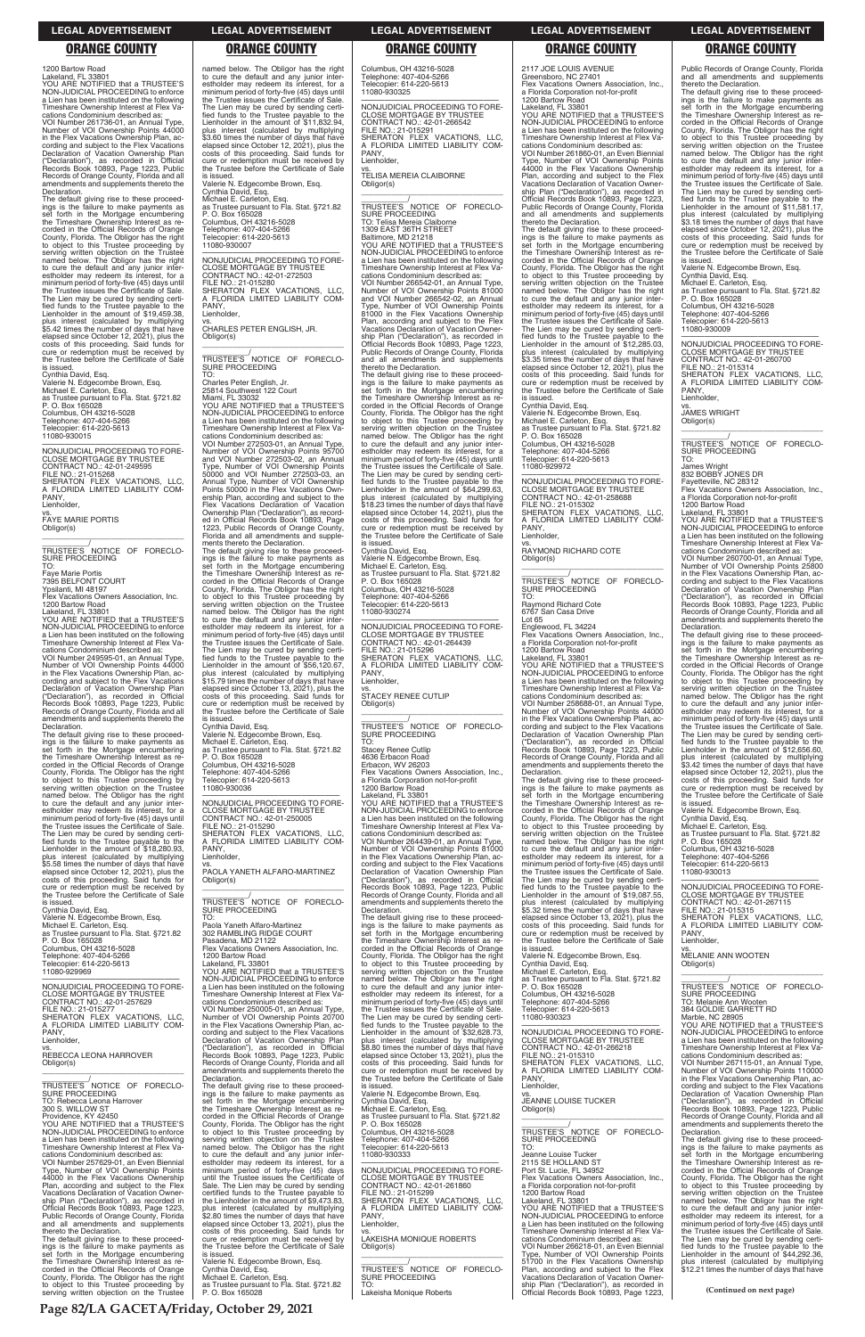1200 Bartow Road
Lakeland, FL 33801
YOU ARE NOTIFIED that a TRUSTEE'S NON-JUDICIAL PROCEEDING to enforce a Lien has been instituted on the following Timeshare Ownership Interest at Flex Vacations Condominium described as:
VOI Number 261736-01, an Annual Type, Number of VOI Ownership Points 44000 in the Flex Vacations Ownership Plan, according and subject to the Flex Vacations Declaration of Vacation Ownership Plan ("Declaration"), as recorded in Official Records Book 10893, Page 1223, Public Records of Orange County, Florida and all amendments and supplements thereto the Declaration.
The default giving rise to these proceedings is the failure to make payments as set forth in the Mortgage encumbering the Timeshare Ownership Interest as recorded in the Official Records of Orange County, Florida. The Obligor has the right to object to this Trustee proceeding by serving written objection on the Trustee named below. The Obligor has the right to cure the default and any junior interestholder may redeem its interest, for a minimum period of forty-five (45) days until the Trustee issues the Certificate of Sale. The Lien may be cured by sending certified funds to the Trustee payable to the Lienholder in the amount of $19,459.38, plus interest (calculated by multiplying $5.42 times the number of days that have elapsed since October 12, 2021), plus the costs of this proceeding. Said funds for cure or redemption must be received by the Trustee before the Certificate of Sale is issued.
Cynthia David, Esq.
Valerie N. Edgecombe Brown, Esq.
Michael E. Carleton, Esq.
as Trustee pursuant to Fla. Stat. §721.82
P. O. Box 165028
Columbus, OH 43216-5028
Telephone: 407-404-5266
Telecopier: 614-220-5613
11080-930015

---

NONJUDICIAL PROCEEDING TO FORECLOSE MORTGAGE BY TRUSTEE
CONTRACT NO.: 42-01-249595
FILE NO.: 21-015268
SHERATON FLEX VACATIONS, LLC, A FLORIDA LIMITED LIABILITY COMPANY,
Lienholder,
vs.
FAYE MARIE PORTIS
Obligor(s)
_______________________/
TRUSTEE'S NOTICE OF FORECLOSURE PROCEEDING
TO:
Faye Marie Portis
7395 BELFONT COURT
Ypsilanti, MI 48197
Flex Vacations Owners Association, Inc.
1200 Bartow Road
Lakeland, FL 33801
YOU ARE NOTIFIED that a TRUSTEE'S NON-JUDICIAL PROCEEDING to enforce a Lien has been instituted on the following Timeshare Ownership Interest at Flex Vacations Condominium described as:
VOI Number 249595-01, an Annual Type, Number of VOI Ownership Points 44000 in the Flex Vacations Ownership Plan, according and subject to the Flex Vacations Declaration of Vacation Ownership Plan ("Declaration"), as recorded in Official Records Book 10893, Page 1223, Public Records of Orange County, Florida and all amendments and supplements thereto the Declaration.
The default giving rise to these proceedings is the failure to make payments as set forth in the Mortgage encumbering the Timeshare Ownership Interest as recorded in the Official Records of Orange County, Florida. The Obligor has the right to object to this Trustee proceeding by serving written objection on the Trustee named below. The Obligor has the right to cure the default and any junior interestholder may redeem its interest, for a minimum period of forty-five (45) days until the Trustee issues the Certificate of Sale. The Lien may be cured by sending certified funds to the Trustee payable to the Lienholder in the amount of $18,280.93, plus interest (calculated by multiplying $5.58 times the number of days that have elapsed since October 12, 2021), plus the costs of this proceeding. Said funds for cure or redemption must be received by the Trustee before the Certificate of Sale is issued.
Cynthia David, Esq.
Valerie N. Edgecombe Brown, Esq.
Michael E. Carleton, Esq.
as Trustee pursuant to Fla. Stat. §721.82
P. O. Box 165028
Columbus, OH 43216-5028
Telephone: 407-404-5266
Telecopier: 614-220-5613
11080-929969

---

NONJUDICIAL PROCEEDING TO FORECLOSE MORTGAGE BY TRUSTEE
CONTRACT NO.: 42-01-257629
FILE NO.: 21-015277
SHERATON FLEX VACATIONS, LLC, A FLORIDA LIMITED LIABILITY COMPANY,
Lienholder,
vs.
REBECCA LEONA HARROVER
Obligor(s)
_______________________/
TRUSTEE'S NOTICE OF FORECLOSURE PROCEEDING
TO: Rebecca Leona Harrover
300 S. WILLOW ST
Providence, KY 42450
YOU ARE NOTIFIED that a TRUSTEE'S NON-JUDICIAL PROCEEDING to enforce a Lien has been instituted on the following Timeshare Ownership Interest at Flex Vacations Condominium described as:
VOI Number 257629-01, an Even Biennial Type, Number of VOI Ownership Points 44000 in the Flex Vacations Ownership Plan, according and subject to the Flex Vacations Declaration of Vacation Ownership Plan ("Declaration"), as recorded in Official Records Book 10893, Page 1223, Public Records of Orange County, Florida and all amendments and supplements thereto the Declaration.
The default giving rise to these proceedings is the failure to make payments as set forth in the Mortgage encumbering the Timeshare Ownership Interest as recorded in the Official Records of Orange County, Florida. The Obligor has the right to object to this Trustee proceeding by serving written objection on the Trustee named below. The Obligor has the right to cure the default and any junior interestholder may redeem its interest, for a minimum period of forty-five (45) days until the Trustee issues the Certificate of Sale. The Lien may be cured by sending certified funds to the Trustee payable to the Lienholder in the amount of $11,832.94, plus interest (calculated by multiplying $3.60 times the number of days that have elapsed since October 12, 2021), plus the costs of this proceeding. Said funds for cure or redemption must be received by the Trustee before the Certificate of Sale is issued.
Valerie N. Edgecombe Brown, Esq.
Cynthia David, Esq.
Michael E. Carleton, Esq.
as Trustee pursuant to Fla. Stat. §721.82
P. O. Box 165028
Columbus, OH 43216-5028
Telephone: 407-404-5266
Telecopier: 614-220-5613
11080-930007

---

NONJUDICIAL PROCEEDING TO FORECLOSE MORTGAGE BY TRUSTEE
CONTRACT NO.: 42-01-272503
FILE NO.: 21-015280
SHERATON FLEX VACATIONS, LLC, A FLORIDA LIMITED LIABILITY COMPANY,
Lienholder,
vs.
CHARLES PETER ENGLISH, JR.
Obligor(s)
_______________________/
TRUSTEE'S NOTICE OF FORECLOSURE PROCEEDING
TO:
Charles Peter English, Jr.
25814 Southwest 122 Court
Miami, FL 33032
YOU ARE NOTIFIED that a TRUSTEE'S NON-JUDICIAL PROCEEDING to enforce a Lien has been instituted on the following Timeshare Ownership Interest at Flex Vacations Condominium described as:
VOI Number 272503-01, an Annual Type, Number of VOI Ownership Points 95700 and VOI Number 272503-02, an Annual Type, Number of VOI Ownership Points 50000 and VOI Number 272503-03, an Annual Type, Number of VOI Ownership Points 50000 in the Flex Vacations Ownership Plan, according and subject to the Flex Vacations Declaration of Vacation Ownership Plan ("Declaration"), as recorded in Official Records Book 10893, Page 1223, Public Records of Orange County, Florida and all amendments and supplements thereto the Declaration.
The default giving rise to these proceedings is the failure to make payments as set forth in the Mortgage encumbering the Timeshare Ownership Interest as recorded in the Official Records of Orange County, Florida. The Obligor has the right to object to this Trustee proceeding by serving written objection on the Trustee named below. The Obligor has the right to cure the default and any junior interestholder may redeem its interest, for a minimum period of forty-five (45) days until the Trustee issues the Certificate of Sale. The Lien may be cured by sending certified funds to the Trustee payable to the Lienholder in the amount of $56,120.67, plus interest (calculated by multiplying $15.79 times the number of days that have elapsed since October 13, 2021), plus the costs of this proceeding. Said funds for cure or redemption must be received by the Trustee before the Certificate of Sale is issued.
Cynthia David, Esq.
Valerie N. Edgecombe Brown, Esq.
Michael E. Carleton, Esq.
as Trustee pursuant to Fla. Stat. §721.82
P. O. Box 165028
Columbus, OH 43216-5028
Telephone: 407-404-5266
Telecopier: 614-220-5613
11080-930036

---

NONJUDICIAL PROCEEDING TO FORECLOSE MORTGAGE BY TRUSTEE
CONTRACT NO.: 42-01-250005
FILE NO.: 21-015290
SHERATON FLEX VACATIONS, LLC, A FLORIDA LIMITED LIABILITY COMPANY,
Lienholder,
vs.
PAOLA YANETH ALFARO-MARTINEZ
Obligor(s)
_______________________/
TRUSTEE'S NOTICE OF FORECLOSURE PROCEEDING
TO:
Paola Yaneth Alfaro-Martinez
302 RAMBLING RIDGE COURT
Pasadena, MD 21122
Flex Vacations Owners Association, Inc.
1200 Bartow Road
Lakeland, FL 33801
YOU ARE NOTIFIED that a TRUSTEE'S NON-JUDICIAL PROCEEDING to enforce a Lien has been instituted on the following Timeshare Ownership Interest at Flex Vacations Condominium described as:
VOI Number 250005-01, an Annual Type, Number of VOI Ownership Points 20700 in the Flex Vacations Ownership Plan, according and subject to the Flex Vacations Declaration of Vacation Ownership Plan ("Declaration"), as recorded in Official Records Book 10893, Page 1223, Public Records of Orange County, Florida and all amendments and supplements thereto the Declaration.
The default giving rise to these proceedings is the failure to make payments as set forth in the Mortgage encumbering the Timeshare Ownership Interest as recorded in the Official Records of Orange County, Florida. The Obligor has the right to object to this Trustee proceeding by serving written objection on the Trustee named below. The Obligor has the right to cure the default and any junior interestholder may redeem its interest, for a minimum period of forty-five (45) days until the Trustee issues the Certificate of Sale. The Lien may be cured by sending certified funds to the Trustee payable to the Lienholder in the amount of $9,473.83, plus interest (calculated by multiplying $2.80 times the number of days that have elapsed since October 13, 2021), plus the costs of this proceeding. Said funds for cure or redemption must be received by the Trustee before the Certificate of Sale is issued.
Valerie N. Edgecombe Brown, Esq.
Cynthia David, Esq.
Michael E. Carleton, Esq.
as Trustee pursuant to Fla. Stat. §721.82
P. O. Box 165028
Columbus, OH 43216-5028
Telephone: 407-404-5266
Telecopier: 614-220-5613
11080-930325

---

NONJUDICIAL PROCEEDING TO FORECLOSE MORTGAGE BY TRUSTEE
CONTRACT NO.: 42-01-266542
FILE NO.: 21-015291
SHERATON FLEX VACATIONS, LLC, A FLORIDA LIMITED LIABILITY COMPANY,
Lienholder,
vs.
TELISA MEREIA CLAIBORNE
Obligor(s)
_______________________/
TRUSTEE'S NOTICE OF FORECLOSURE PROCEEDING
TO: Telisa Mereia Claiborne
1309 EAST 36TH STREET
Baltimore, MD 21218
YOU ARE NOTIFIED that a TRUSTEE'S NON-JUDICIAL PROCEEDING to enforce a Lien has been instituted on the following Timeshare Ownership Interest at Flex Vacations Condominium described as:
VOI Number 266542-01, an Annual Type, Number of VOI Ownership Points 81000 and VOI Number 266542-02, an Annual Type, Number of VOI Ownership Points 81000 in the Flex Vacations Ownership Plan, according and subject to the Flex Vacations Declaration of Vacation Ownership Plan ("Declaration"), as recorded in Official Records Book 10893, Page 1223, Public Records of Orange County, Florida and all amendments and supplements thereto the Declaration.
The default giving rise to these proceedings is the failure to make payments as set forth in the Mortgage encumbering the Timeshare Ownership Interest as recorded in the Official Records of Orange County, Florida. The Obligor has the right to object to this Trustee proceeding by serving written objection on the Trustee named below. The Obligor has the right to cure the default and any junior interestholder may redeem its interest, for a minimum period of forty-five (45) days until the Trustee issues the Certificate of Sale. The Lien may be cured by sending certified funds to the Trustee payable to the Lienholder in the amount of $64,299.63, plus interest (calculated by multiplying $18.23 times the number of days that have elapsed since October 14, 2021), plus the costs of this proceeding. Said funds for cure or redemption must be received by the Trustee before the Certificate of Sale is issued.
Cynthia David, Esq.
Valerie N. Edgecombe Brown, Esq.
Michael E. Carleton, Esq.
as Trustee pursuant to Fla. Stat. §721.82
P. O. Box 165028
Columbus, OH 43216-5028
Telephone: 407-404-5266
Telecopier: 614-220-5613
11080-930274

---

NONJUDICIAL PROCEEDING TO FORECLOSE MORTGAGE BY TRUSTEE
CONTRACT NO.: 42-01-264439
FILE NO.: 21-015296
SHERATON FLEX VACATIONS, LLC, A FLORIDA LIMITED LIABILITY COMPANY,
Lienholder,
vs.
STACEY RENEE CUTLIP
Obligor(s)
_______________________/
TRUSTEE'S NOTICE OF FORECLOSURE PROCEEDING
TO:
Stacey Renee Cutlip
4636 Erbacon Road
Erbacon, WV 26203
Flex Vacations Owners Association, Inc., a Florida Corporation not-for-profit
1200 Bartow Road
Lakeland, FL 33801
YOU ARE NOTIFIED that a TRUSTEE'S NON-JUDICIAL PROCEEDING to enforce a Lien has been instituted on the following Timeshare Ownership Interest at Flex Vacations Condominium described as:
VOI Number 264439-01, an Annual Type, Number of VOI Ownership Points 81000 in the Flex Vacations Ownership Plan, according and subject to the Flex Vacations Declaration of Vacation Ownership Plan ("Declaration"), as recorded in Official Records Book 10893, Page 1223, Public Records of Orange County, Florida and all amendments and supplements thereto the Declaration.
The default giving rise to these proceedings is the failure to make payments as set forth in the Mortgage encumbering the Timeshare Ownership Interest as recorded in the Official Records of Orange County, Florida. The Obligor has the right to object to this Trustee proceeding by serving written objection on the Trustee named below. The Obligor has the right to cure the default and any junior interestholder may redeem its interest, for a minimum period of forty-five (45) days until the Trustee issues the Certificate of Sale. The Lien may be cured by sending certified funds to the Trustee payable to the Lienholder in the amount of $32,628.73, plus interest (calculated by multiplying $8.80 times the number of days that have elapsed since October 13, 2021), plus the costs of this proceeding. Said funds for cure or redemption must be received by the Trustee before the Certificate of Sale is issued.
Valerie N. Edgecombe Brown, Esq.
Cynthia David, Esq.
Michael E. Carleton, Esq.
as Trustee pursuant to Fla. Stat. §721.82
P. O. Box 165028
Columbus, OH 43216-5028
Telephone: 407-404-5266
Telecopier: 614-220-5613
11080-930333

---

NONJUDICIAL PROCEEDING TO FORECLOSE MORTGAGE BY TRUSTEE
CONTRACT NO.: 42-01-261860
FILE NO.: 21-015299
SHERATON FLEX VACATIONS, LLC, A FLORIDA LIMITED LIABILITY COMPANY,
Lienholder,
vs.
LAKEISHA MONIQUE ROBERTS
Obligor(s)
_______________________/
TRUSTEE'S NOTICE OF FORECLOSURE PROCEEDING
TO:
Lakeisha Monique Roberts
2117 JOE LOUIS AVENUE
Greensboro, NC 27401
Flex Vacations Owners Association, Inc., a Florida Corporation not-for-profit
1200 Bartow Road
Lakeland, FL 33801
YOU ARE NOTIFIED that a TRUSTEE'S NON-JUDICIAL PROCEEDING to enforce a Lien has been instituted on the following Timeshare Ownership Interest at Flex Vacations Condominium described as:
VOI Number 261860-01, an Even Biennial Type, Number of VOI Ownership Points 44000 in the Flex Vacations Ownership Plan, according and subject to the Flex Vacations Declaration of Vacation Ownership Plan ("Declaration"), as recorded in Official Records Book 10893, Page 1223, Public Records of Orange County, Florida and all amendments and supplements thereto the Declaration.
The default giving rise to these proceedings is the failure to make payments as set forth in the Mortgage encumbering the Timeshare Ownership Interest as recorded in the Official Records of Orange County, Florida. The Obligor has the right to object to this Trustee proceeding by serving written objection on the Trustee named below. The Obligor has the right to cure the default and any junior interestholder may redeem its interest, for a minimum period of forty-five (45) days until the Trustee issues the Certificate of Sale. The Lien may be cured by sending certified funds to the Trustee payable to the Lienholder in the amount of $12,285.03, plus interest (calculated by multiplying $3.35 times the number of days that have elapsed since October 12, 2021), plus the costs of this proceeding. Said funds for cure or redemption must be received by the Trustee before the Certificate of Sale is issued.
Cynthia David, Esq.
Valerie N. Edgecombe Brown, Esq.
Michael E. Carleton, Esq.
as Trustee pursuant to Fla. Stat. §721.82
P. O. Box 165028
Columbus, OH 43216-5028
Telephone: 407-404-5266
Telecopier: 614-220-5613
11080-929972

---

NONJUDICIAL PROCEEDING TO FORECLOSE MORTGAGE BY TRUSTEE
CONTRACT NO.: 42-01-258688
FILE NO.: 21-015302
SHERATON FLEX VACATIONS, LLC, A FLORIDA LIMITED LIABILITY COMPANY,
Lienholder,
vs.
RAYMOND RICHARD COTE
Obligor(s)
_______________________/
TRUSTEE'S NOTICE OF FORECLOSURE PROCEEDING
TO:
Raymond Richard Cote
6767 San Casa Drive
Lot 65
Englewood, FL 34224
Flex Vacations Owners Association, Inc., a Florida Corporation not-for-profit
1200 Bartow Road
Lakeland, FL 33801
YOU ARE NOTIFIED that a TRUSTEE'S NON-JUDICIAL PROCEEDING to enforce a Lien has been instituted on the following Timeshare Ownership Interest at Flex Vacations Condominium described as:
VOI Number 258688-01, an Annual Type, Number of VOI Ownership Points 44000 in the Flex Vacations Ownership Plan, according and subject to the Flex Vacations Declaration of Vacation Ownership Plan ("Declaration"), as recorded in Official Records Book 10893, Page 1223, Public Records of Orange County, Florida and all amendments and supplements thereto the Declaration.
The default giving rise to these proceedings is the failure to make payments as set forth in the Mortgage encumbering the Timeshare Ownership Interest as recorded in the Official Records of Orange County, Florida. The Obligor has the right to object to this Trustee proceeding by serving written objection on the Trustee named below. The Obligor has the right to cure the default and any junior interestholder may redeem its interest, for a minimum period of forty-five (45) days until the Trustee issues the Certificate of Sale. The Lien may be cured by sending certified funds to the Trustee payable to the Lienholder in the amount of $19,087.55, plus interest (calculated by multiplying $5.32 times the number of days that have elapsed since October 13, 2021), plus the costs of this proceeding. Said funds for cure or redemption must be received by the Trustee before the Certificate of Sale is issued.
Valerie N. Edgecombe Brown, Esq.
Cynthia David, Esq.
Michael E. Carleton, Esq.
as Trustee pursuant to Fla. Stat. §721.82
P. O. Box 165028
Columbus, OH 43216-5028
Telephone: 407-404-5266
Telecopier: 614-220-5613
11080-930323

---

NONJUDICIAL PROCEEDING TO FORECLOSE MORTGAGE BY TRUSTEE
CONTRACT NO.: 42-01-266218
FILE NO.: 21-015310
SHERATON FLEX VACATIONS, LLC, A FLORIDA LIMITED LIABILITY COMPANY,
Lienholder,
vs.
JEANNE LOUISE TUCKER
Obligor(s)
_______________________/
TRUSTEE'S NOTICE OF FORECLOSURE PROCEEDING
TO:
Jeanne Louise Tucker
2115 SE HOLLAND ST
Port St. Lucie, FL 34952
Flex Vacations Owners Association, Inc., a Florida Corporation not-for-profit
1200 Bartow Road
Lakeland, FL 33801
YOU ARE NOTIFIED that a TRUSTEE'S NON-JUDICIAL PROCEEDING to enforce a Lien has been instituted on the following Timeshare Ownership Interest at Flex Vacations Condominium described as:
VOI Number 266218-01, an Even Biennial Type, Number of VOI Ownership Points 51700 in the Flex Vacations Ownership Plan, according and subject to the Flex Vacations Declaration of Vacation Ownership Plan ("Declaration"), as recorded in Official Records Book 10893, Page 1223, Public Records of Orange County, Florida and all amendments and supplements thereto the Declaration.
The default giving rise to these proceedings is the failure to make payments as set forth in the Mortgage encumbering the Timeshare Ownership Interest as recorded in the Official Records of Orange County, Florida. The Obligor has the right to object to this Trustee proceeding by serving written objection on the Trustee named below. The Obligor has the right to cure the default and any junior interestholder may redeem its interest, for a minimum period of forty-five (45) days until the Trustee issues the Certificate of Sale. The Lien may be cured by sending certified funds to the Trustee payable to the Lienholder in the amount of $11,581.17, plus interest (calculated by multiplying $3.18 times the number of days that have elapsed since October 12, 2021), plus the costs of this proceeding. Said funds for cure or redemption must be received by the Trustee before the Certificate of Sale is issued.
Valerie N. Edgecombe Brown, Esq.
Cynthia David, Esq.
Michael E. Carleton, Esq.
as Trustee pursuant to Fla. Stat. §721.82
P. O. Box 165028
Columbus, OH 43216-5028
Telephone: 407-404-5266
Telecopier: 614-220-5613
11080-930009

---

NONJUDICIAL PROCEEDING TO FORECLOSE MORTGAGE BY TRUSTEE
CONTRACT NO.: 42-01-260700
FILE NO.: 21-015314
SHERATON FLEX VACATIONS, LLC, A FLORIDA LIMITED LIABILITY COMPANY,
Lienholder,
vs.
JAMES WRIGHT
Obligor(s)
_______________________/
TRUSTEE'S NOTICE OF FORECLOSURE PROCEEDING
TO:
James Wright
832 BOBBY JONES DR
Fayetteville, NC 28312
Flex Vacations Owners Association, Inc., a Florida Corporation not-for-profit
1200 Bartow Road
Lakeland, FL 33801
YOU ARE NOTIFIED that a TRUSTEE'S NON-JUDICIAL PROCEEDING to enforce a Lien has been instituted on the following Timeshare Ownership Interest at Flex Vacations Condominium described as:
VOI Number 260700-01, an Annual Type, Number of VOI Ownership Points 25800 in the Flex Vacations Ownership Plan, according and subject to the Flex Vacations Declaration of Vacation Ownership Plan ("Declaration"), as recorded in Official Records Book 10893, Page 1223, Public Records of Orange County, Florida and all amendments and supplements thereto the Declaration.
The default giving rise to these proceedings is the failure to make payments as set forth in the Mortgage encumbering the Timeshare Ownership Interest as recorded in the Official Records of Orange County, Florida. The Obligor has the right to object to this Trustee proceeding by serving written objection on the Trustee named below. The Obligor has the right to cure the default and any junior interestholder may redeem its interest, for a minimum period of forty-five (45) days until the Trustee issues the Certificate of Sale. The Lien may be cured by sending certified funds to the Trustee payable to the Lienholder in the amount of $12,656.60, plus interest (calculated by multiplying $3.42 times the number of days that have elapsed since October 12, 2021), plus the costs of this proceeding. Said funds for cure or redemption must be received by the Trustee before the Certificate of Sale is issued.
Valerie N. Edgecombe Brown, Esq.
Cynthia David, Esq.
Michael E. Carleton, Esq.
as Trustee pursuant to Fla. Stat. §721.82
P. O. Box 165028
Columbus, OH 43216-5028
Telephone: 407-404-5266
Telecopier: 614-220-5613
11080-930013

---

NONJUDICIAL PROCEEDING TO FORECLOSE MORTGAGE BY TRUSTEE
CONTRACT NO.: 42-01-267115
FILE NO.: 21-015315
SHERATON FLEX VACATIONS, LLC, A FLORIDA LIMITED LIABILITY COMPANY,
Lienholder,
vs.
MELANIE ANN WOOTEN
Obligor(s)
_______________________/
TRUSTEE'S NOTICE OF FORECLOSURE PROCEEDING
TO: Melanie Ann Wooten
384 GOLDIE GARRETT RD
Marble, NC 28905
YOU ARE NOTIFIED that a TRUSTEE'S NON-JUDICIAL PROCEEDING to enforce a Lien has been instituted on the following Timeshare Ownership Interest at Flex Vacations Condominium described as:
VOI Number 267115-01, an Annual Type, Number of VOI Ownership Points 110000 in the Flex Vacations Ownership Plan, according and subject to the Flex Vacations Declaration of Vacation Ownership Plan ("Declaration"), as recorded in Official Records Book 10893, Page 1223, Public Records of Orange County, Florida and all amendments and supplements thereto the Declaration.
The default giving rise to these proceedings is the failure to make payments as set forth in the Mortgage encumbering the Timeshare Ownership Interest as recorded in the Official Records of Orange County, Florida. The Obligor has the right to object to this Trustee proceeding by serving written objection on the Trustee named below. The Obligor has the right to cure the default and any junior interestholder may redeem its interest, for a minimum period of forty-five (45) days until the Trustee issues the Certificate of Sale. The Lien may be cured by sending certified funds to the Trustee payable to the Lienholder in the amount of $44,292.36, plus interest (calculated by multiplying $12.21 times the number of days that have

(Continued on next page)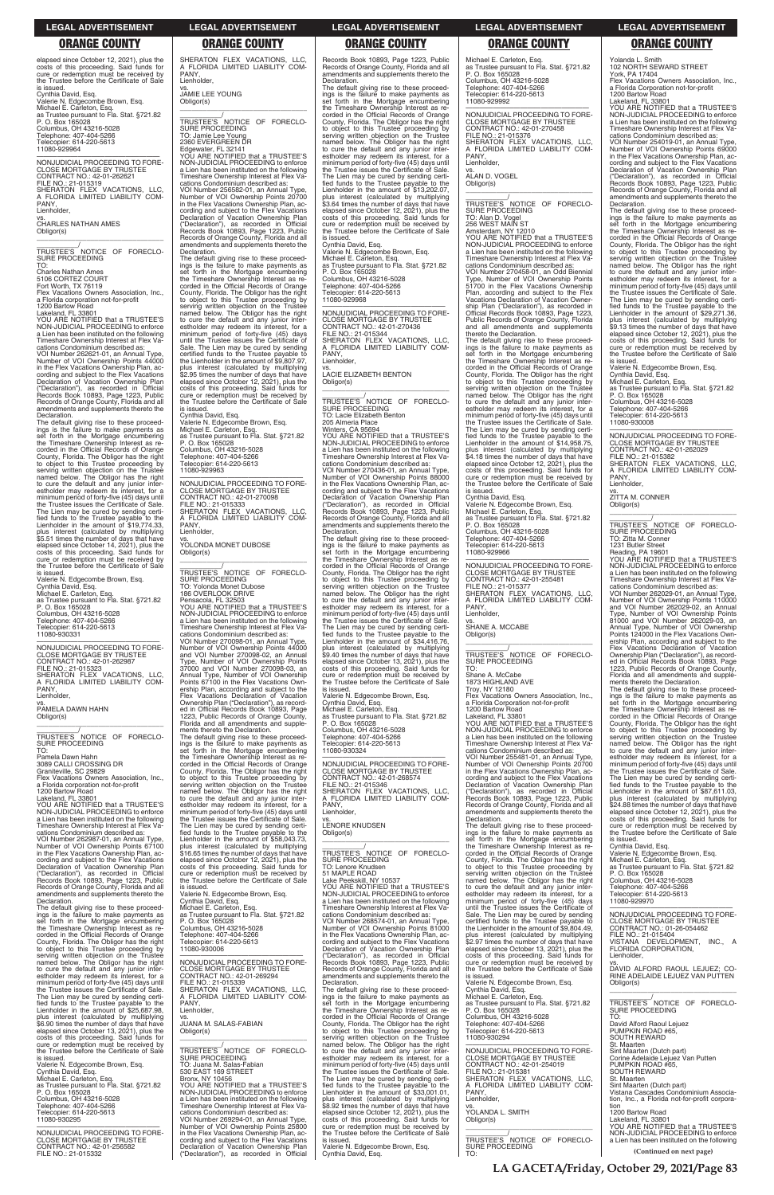elapsed since October 12, 2021), plus the costs of this proceeding. Said funds for cure or redemption must be received by the Trustee before the Certificate of Sale is issued.
Cynthia David, Esq.
Valerie N. Edgecombe Brown, Esq.
Michael E. Carleton, Esq.
as Trustee pursuant to Fla. Stat. §721.82
P. O. Box 165028
Columbus, OH 43216-5028
Telephone: 407-404-5266
Telecopier: 614-220-5613
11080-929964

NONJUDICIAL PROCEEDING TO FORECLOSE MORTGAGE BY TRUSTEE
CONTRACT NO.: 42-01-262621
FILE NO.: 21-015319
SHERATON FLEX VACATIONS, LLC, A FLORIDA LIMITED LIABILITY COMPANY,
Lienholder,
vs.
CHARLES NATHAN AMES
Obligor(s)

TRUSTEE'S NOTICE OF FORECLOSURE PROCEEDING
TO:
Charles Nathan Ames
5106 CORTEZ COURT
Fort Worth, TX 76119
Flex Vacations Owners Association, Inc., a Florida corporation not-for-profit
1200 Bartow Road
Lakeland, FL 33801
YOU ARE NOTIFIED that a TRUSTEE'S NON-JUDICIAL PROCEEDING to enforce a Lien has been instituted on the following Timeshare Ownership Interest at Flex Vacations Condominium described as:
VOI Number 262621-01, an Annual Type, Number of VOI Ownership Points 44000 in the Flex Vacations Ownership Plan, according and subject to the Flex Vacations Declaration of Vacation Ownership Plan ("Declaration"), as recorded in Official Records Book 10893, Page 1223, Public Records of Orange County, Florida and all amendments and supplements thereto the Declaration.
The default giving rise to these proceedings is the failure to make payments as set forth in the Mortgage encumbering the Timeshare Ownership Interest as recorded in the Official Records of Orange County, Florida. The Obligor has the right to object to this Trustee proceeding by serving written objection on the Trustee named below. The Obligor has the right to cure the default and any junior interestholder may redeem its interest, for a minimum period of forty-five (45) days until the Trustee issues the Certificate of Sale. The Lien may be cured by sending certified funds to the Trustee payable to the Lienholder in the amount of $19,774.33, plus interest (calculated by multiplying $5.51 times the number of days that have elapsed since October 14, 2021), plus the costs of this proceeding. Said funds for cure or redemption must be received by the Trustee before the Certificate of Sale is issued.
Valerie N. Edgecombe Brown, Esq.
Cynthia David, Esq.
Michael E. Carleton, Esq.
as Trustee pursuant to Fla. Stat. §721.82
P. O. Box 165028
Columbus, OH 43216-5028
Telephone: 407-404-5266
Telecopier: 614-220-5613
11080-930331

NONJUDICIAL PROCEEDING TO FORECLOSE MORTGAGE BY TRUSTEE
CONTRACT NO.: 42-01-262987
FILE NO.: 21-015323
SHERATON FLEX VACATIONS, LLC, A FLORIDA LIMITED LIABILITY COMPANY,
Lienholder,
vs.
PAMELA DAWN HAHN
Obligor(s)

TRUSTEE'S NOTICE OF FORECLOSURE PROCEEDING
TO:
Pamela Dawn Hahn
3089 CALLI CROSSING DR
Graniteville, SC 29829
Flex Vacations Owners Association, Inc., a Florida corporation not-for-profit
1200 Bartow Road
Lakeland, FL 33801
YOU ARE NOTIFIED that a TRUSTEE'S NON-JUDICIAL PROCEEDING to enforce a Lien has been instituted on the following Timeshare Ownership Interest at Flex Vacations Condominium described as:
VOI Number 262987-01, an Annual Type, Number of VOI Ownership Points 67100 in the Flex Vacations Ownership Plan, according and subject to the Flex Vacations Declaration of Vacation Ownership Plan ("Declaration"), as recorded in Official Records Book 10893, Page 1223, Public Records of Orange County, Florida and all amendments and supplements thereto the Declaration.
The default giving rise to these proceedings is the failure to make payments as set forth in the Mortgage encumbering the Timeshare Ownership Interest as recorded in the Official Records of Orange County, Florida. The Obligor has the right to object to this Trustee proceeding by serving written objection on the Trustee named below. The Obligor has the right to cure the default and any junior interestholder may redeem its interest, for a minimum period of forty-five (45) days until the Trustee issues the Certificate of Sale. The Lien may be cured by sending certified funds to the Trustee payable to the Lienholder in the amount of $25,687.98, plus interest (calculated by multiplying $6.90 times the number of days that have elapsed since October 13, 2021), plus the costs of this proceeding. Said funds for cure or redemption must be received by the Trustee before the Certificate of Sale is issued.
Valerie N. Edgecombe Brown, Esq.
Cynthia David, Esq.
Michael E. Carleton, Esq.
as Trustee pursuant to Fla. Stat. §721.82
P. O. Box 165028
Columbus, OH 43216-5028
Telephone: 407-404-5266
Telecopier: 614-220-5613
11080-930295

NONJUDICIAL PROCEEDING TO FORECLOSE MORTGAGE BY TRUSTEE
CONTRACT NO.: 42-01-256582
FILE NO.: 21-015332
SHERATON FLEX VACATIONS, LLC, A FLORIDA LIMITED LIABILITY COMPANY,
Lienholder,
vs.
JAMIE LEE YOUNG
Obligor(s)

TRUSTEE'S NOTICE OF FORECLOSURE PROCEEDING
TO: Jamie Lee Young
2360 EVERGREEN DR
Edgewater, FL 32141
YOU ARE NOTIFIED that a TRUSTEE'S NON-JUDICIAL PROCEEDING to enforce a Lien has been instituted on the following Timeshare Ownership Interest at Flex Vacations Condominium described as:
VOI Number 256582-01, an Annual Type, Number of VOI Ownership Points 20700 in the Flex Vacations Ownership Plan, according and subject to the Flex Vacations Declaration of Vacation Ownership Plan ("Declaration"), as recorded in Official Records Book 10893, Page 1223, Public Records of Orange County, Florida and all amendments and supplements thereto the Declaration.
The default giving rise to these proceedings is the failure to make payments as set forth in the Mortgage encumbering the Timeshare Ownership Interest as recorded in the Official Records of Orange County, Florida. The Obligor has the right to object to this Trustee proceeding by serving written objection on the Trustee named below. The Obligor has the right to cure the default and any junior interestholder may redeem its interest, for a minimum period of forty-five (45) days until the Trustee issues the Certificate of Sale. The Lien may be cured by sending certified funds to the Trustee payable to the Lienholder in the amount of $9,807.97, plus interest (calculated by multiplying $2.95 times the number of days that have elapsed since October 12, 2021), plus the costs of this proceeding. Said funds for cure or redemption must be received by the Trustee before the Certificate of Sale is issued.
Cynthia David, Esq.
Valerie N. Edgecombe Brown, Esq.
Michael E. Carleton, Esq.
as Trustee pursuant to Fla. Stat. §721.82
P. O. Box 165028
Columbus, OH 43216-5028
Telephone: 407-404-5266
Telecopier: 614-220-5613
11080-929963

NONJUDICIAL PROCEEDING TO FORECLOSE MORTGAGE BY TRUSTEE
CONTRACT NO.: 42-01-270098
FILE NO.: 21-015333
SHERATON FLEX VACATIONS, LLC, A FLORIDA LIMITED LIABILITY COMPANY,
Lienholder,
vs.
YOLONDA MONET DUBOSE
Obligor(s)

TRUSTEE'S NOTICE OF FORECLOSURE PROCEEDING
TO: Yolonda Monet Dubose
186 OVERLOOK DRIVE
Pensacola, FL 32503
YOU ARE NOTIFIED that a TRUSTEE'S NON-JUDICIAL PROCEEDING to enforce a Lien has been instituted on the following Timeshare Ownership Interest at Flex Vacations Condominium described as:
VOI Number 270098-01, an Annual Type, Number of VOI Ownership Points 44000 and VOI Number 270098-02, an Annual Type, Number of VOI Ownership Points 37000 and VOI Number 270098-03, an Annual Type, Number of VOI Ownership Points 67100 in the Flex Vacations Ownership Plan, according and subject to the Flex Vacations Declaration of Vacation Ownership Plan ("Declaration"), as recorded in Official Records Book 10893, Page 1223, Public Records of Orange County, Florida and all amendments and supplements thereto the Declaration.
The default giving rise to these proceedings is the failure to make payments as set forth in the Mortgage encumbering the Timeshare Ownership Interest as recorded in the Official Records of Orange County, Florida. The Obligor has the right to object to this Trustee proceeding by serving written objection on the Trustee named below. The Obligor has the right to cure the default and any junior interestholder may redeem its interest, for a minimum period of forty-five (45) days until the Trustee issues the Certificate of Sale. The Lien may be cured by sending certified funds to the Trustee payable to the Lienholder in the amount of $58,043.73, plus interest (calculated by multiplying $16.65 times the number of days that have elapsed since October 12, 2021), plus the costs of this proceeding. Said funds for cure or redemption must be received by the Trustee before the Certificate of Sale is issued.
Valerie N. Edgecombe Brown, Esq.
Cynthia David, Esq.
Michael E. Carleton, Esq.
as Trustee pursuant to Fla. Stat. §721.82
P. O. Box 165028
Columbus, OH 43216-5028
Telephone: 407-404-5266
Telecopier: 614-220-5613
11080-930006

NONJUDICIAL PROCEEDING TO FORECLOSE MORTGAGE BY TRUSTEE
CONTRACT NO.: 42-01-269294
FILE NO.: 21-015339
SHERATON FLEX VACATIONS, LLC, A FLORIDA LIMITED LIABILITY COMPANY,
Lienholder,
vs.
JUANA M. SALAS-FABIAN
Obligor(s)

TRUSTEE'S NOTICE OF FORECLOSURE PROCEEDING
TO: Juana M. Salas-Fabian
530 EAST 169 STREET
Bronx, NY 10456
YOU ARE NOTIFIED that a TRUSTEE'S NON-JUDICIAL PROCEEDING to enforce a Lien has been instituted on the following Timeshare Ownership Interest at Flex Vacations Condominium described as:
VOI Number 269294-01, an Annual Type, Number of VOI Ownership Points 25800 in the Flex Vacations Ownership Plan, according and subject to the Flex Vacations Declaration of Vacation Ownership Plan ("Declaration"), as recorded in Official Records Book 10893, Page 1223, Public Records of Orange County, Florida and all amendments and supplements thereto the Declaration.
The default giving rise to these proceedings is the failure to make payments as set forth in the Mortgage encumbering the Timeshare Ownership Interest as recorded in the Official Records of Orange County, Florida. The Obligor has the right to object to this Trustee proceeding by serving written objection on the Trustee named below. The Obligor has the right to cure the default and any junior interestholder may redeem its interest, for a minimum period of forty-five (45) days until the Trustee issues the Certificate of Sale. The Lien may be cured by sending certified funds to the Trustee payable to the Lienholder in the amount of $13,202.07, plus interest (calculated by multiplying $3.64 times the number of days that have elapsed since October 12, 2021), plus the costs of this proceeding. Said funds for cure or redemption must be received by the Trustee before the Certificate of Sale is issued.
Cynthia David, Esq.
Valerie N. Edgecombe Brown, Esq.
Michael E. Carleton, Esq.
as Trustee pursuant to Fla. Stat. §721.82
P. O. Box 165028
Columbus, OH 43216-5028
Telephone: 407-404-5266
Telecopier: 614-220-5613
11080-929968

NONJUDICIAL PROCEEDING TO FORECLOSE MORTGAGE BY TRUSTEE
CONTRACT NO.: 42-01-270436
FILE NO.: 21-015344
SHERATON FLEX VACATIONS, LLC, A FLORIDA LIMITED LIABILITY COMPANY,
Lienholder,
vs.
LACIE ELIZABETH BENTON
Obligor(s)

TRUSTEE'S NOTICE OF FORECLOSURE PROCEEDING
TO: Lacie Elizabeth Benton
205 Almeria Place
Winters, CA 95694
YOU ARE NOTIFIED that a TRUSTEE'S NON-JUDICIAL PROCEEDING to enforce a Lien has been instituted on the following Timeshare Ownership Interest at Flex Vacations Condominium described as:
VOI Number 270436-01, an Annual Type, Number of VOI Ownership Points 88000 in the Flex Vacations Ownership Plan, according and subject to the Flex Vacations Declaration of Vacation Ownership Plan ("Declaration"), as recorded in Official Records Book 10893, Page 1223, Public Records of Orange County, Florida and all amendments and supplements thereto the Declaration.
The default giving rise to these proceedings is the failure to make payments as set forth in the Mortgage encumbering the Timeshare Ownership Interest as recorded in the Official Records of Orange County, Florida. The Obligor has the right to object to this Trustee proceeding by serving written objection on the Trustee named below. The Obligor has the right to cure the default and any junior interestholder may redeem its interest, for a minimum period of forty-five (45) days until the Trustee issues the Certificate of Sale. The Lien may be cured by sending certified funds to the Trustee payable to the Lienholder in the amount of $34,416.76, plus interest (calculated by multiplying $9.40 times the number of days that have elapsed since October 13, 2021), plus the costs of this proceeding. Said funds for cure or redemption must be received by the Trustee before the Certificate of Sale is issued.
Valerie N. Edgecombe Brown, Esq.
Cynthia David, Esq.
Michael E. Carleton, Esq.
as Trustee pursuant to Fla. Stat. §721.82
P. O. Box 165028
Columbus, OH 43216-5028
Telephone: 407-404-5266
Telecopier: 614-220-5613
11080-930324

NONJUDICIAL PROCEEDING TO FORECLOSE MORTGAGE BY TRUSTEE
CONTRACT NO.: 42-01-268574
FILE NO.: 21-015346
SHERATON FLEX VACATIONS, LLC, A FLORIDA LIMITED LIABILITY COMPANY,
Lienholder,
vs.
LENORE KNUDSEN
Obligor(s)

TRUSTEE'S NOTICE OF FORECLOSURE PROCEEDING
TO: Lenore Knudsen
51 MAPLE ROAD
Lake Peekskill, NY 10537
YOU ARE NOTIFIED that a TRUSTEE'S NON-JUDICIAL PROCEEDING to enforce a Lien has been instituted on the following Timeshare Ownership Interest at Flex Vacations Condominium described as:
VOI Number 268574-01, an Annual Type, Number of VOI Ownership Points 81000 in the Flex Vacations Ownership Plan, according and subject to the Flex Vacations Declaration of Vacation Ownership Plan ("Declaration"), as recorded in Official Records Book 10893, Page 1223, Public Records of Orange County, Florida and all amendments and supplements thereto the Declaration.
The default giving rise to these proceedings is the failure to make payments as set forth in the Mortgage encumbering the Timeshare Ownership Interest as recorded in the Official Records of Orange County, Florida. The Obligor has the right to object to this Trustee proceeding by serving written objection on the Trustee named below. The Obligor has the right to cure the default and any junior interestholder may redeem its interest, for a minimum period of forty-five (45) days until the Trustee issues the Certificate of Sale. The Lien may be cured by sending certified funds to the Trustee payable to the Lienholder in the amount of $33,001.01, plus interest (calculated by multiplying $8.92 times the number of days that have elapsed since October 12, 2021), plus the costs of this proceeding. Said funds for cure or redemption must be received by the Trustee before the Certificate of Sale is issued.
Valerie N. Edgecombe Brown, Esq.
Cynthia David, Esq.
Michael E. Carleton, Esq.
as Trustee pursuant to Fla. Stat. §721.82
P. O. Box 165028
Columbus, OH 43216-5028
Telephone: 407-404-5266
Telecopier: 614-220-5613
11080-929992

NONJUDICIAL PROCEEDING TO FORECLOSE MORTGAGE BY TRUSTEE
CONTRACT NO.: 42-01-270458
FILE NO.: 21-015376
SHERATON FLEX VACATIONS, LLC, A FLORIDA LIMITED LIABILITY COMPANY,
Lienholder,
vs.
ALAN D. VOGEL
Obligor(s)

TRUSTEE'S NOTICE OF FORECLOSURE PROCEEDING
TO: Alan D. Vogel
256 WEST MAIN ST
Amsterdam, NY 12010
YOU ARE NOTIFIED that a TRUSTEE'S NON-JUDICIAL PROCEEDING to enforce a Lien has been instituted on the following Timeshare Ownership Interest at Flex Vacations Condominium described as:
VOI Number 270458-01, an Odd Biennial Type, Number of VOI Ownership Points 51700 in the Flex Vacations Ownership Plan, according and subject to the Flex Vacations Declaration of Vacation Ownership Plan ("Declaration"), as recorded in Official Records Book 10893, Page 1223, Public Records of Orange County, Florida and all amendments and supplements thereto the Declaration.
The default giving rise to these proceedings is the failure to make payments as set forth in the Mortgage encumbering the Timeshare Ownership Interest as recorded in the Official Records of Orange County, Florida. The Obligor has the right to object to this Trustee proceeding by serving written objection on the Trustee named below. The Obligor has the right to cure the default and any junior interestholder may redeem its interest, for a minimum period of forty-five (45) days until the Trustee issues the Certificate of Sale. The Lien may be cured by sending certified funds to the Trustee payable to the Lienholder in the amount of $14,958.75, plus interest (calculated by multiplying $4.18 times the number of days that have elapsed since October 12, 2021), plus the costs of this proceeding. Said funds for cure or redemption must be received by the Trustee before the Certificate of Sale is issued.
Cynthia David, Esq.
Valerie N. Edgecombe Brown, Esq.
Michael E. Carleton, Esq.
as Trustee pursuant to Fla. Stat. §721.82
P. O. Box 165028
Columbus, OH 43216-5028
Telephone: 407-404-5266
Telecopier: 614-220-5613
11080-929966

NONJUDICIAL PROCEEDING TO FORECLOSE MORTGAGE BY TRUSTEE
CONTRACT NO.: 42-01-255481
FILE NO.: 21-015377
SHERATON FLEX VACATIONS, LLC, A FLORIDA LIMITED LIABILITY COMPANY,
Lienholder,
vs.
SHANE A. MCCABE
Obligor(s)

TRUSTEE'S NOTICE OF FORECLOSURE PROCEEDING
TO:
Shane A. McCabe
1873 HIGHLAND AVE
Troy, NY 12180
Flex Vacations Owners Association, Inc., a Florida corporation not-for-profit
1200 Bartow Road
Lakeland, FL 33801
YOU ARE NOTIFIED that a TRUSTEE'S NON-JUDICIAL PROCEEDING to enforce a Lien has been instituted on the following Timeshare Ownership Interest at Flex Vacations Condominium described as:
VOI Number 255481-01, an Annual Type, Number of VOI Ownership Points 20700 in the Flex Vacations Ownership Plan, according and subject to the Flex Vacations Declaration of Vacation Ownership Plan ("Declaration"), as recorded in Official Records Book 10893, Page 1223, Public Records of Orange County, Florida and all amendments and supplements thereto the Declaration.
The default giving rise to these proceedings is the failure to make payments as set forth in the Mortgage encumbering the Timeshare Ownership Interest as recorded in the Official Records of Orange County, Florida. The Obligor has the right to object to this Trustee proceeding by serving written objection on the Trustee named below. The Obligor has the right to cure the default and any junior interestholder may redeem its interest, for a minimum period of forty-five (45) days until the Trustee issues the Certificate of Sale. The Lien may be cured by sending certified funds to the Trustee payable to the Lienholder in the amount of $9,804.49, plus interest (calculated by multiplying $2.97 times the number of days that have elapsed since October 13, 2021), plus the costs of this proceeding. Said funds for cure or redemption must be received by the Trustee before the Certificate of Sale is issued.
Valerie N. Edgecombe Brown, Esq.
Cynthia David, Esq.
Michael E. Carleton, Esq.
as Trustee pursuant to Fla. Stat. §721.82
P. O. Box 165028
Columbus, OH 43216-5028
Telephone: 407-404-5266
Telecopier: 614-220-5613
11080-930294

NONJUDICIAL PROCEEDING TO FORECLOSE MORTGAGE BY TRUSTEE
CONTRACT NO.: 42-01-254019
FILE NO.: 21-015381
SHERATON FLEX VACATIONS, LLC, A FLORIDA LIMITED LIABILITY COMPANY,
Lienholder,
vs.
YOLANDA L. SMITH
Obligor(s)

TRUSTEE'S NOTICE OF FORECLOSURE PROCEEDING
TO:
Yolanda L. Smith
102 NORTH SEWARD STREET
York, PA 17404
Flex Vacations Owners Association, Inc., a Florida Corporation not-for-profit
1200 Bartow Road
Lakeland, FL 33801
YOU ARE NOTIFIED that a TRUSTEE'S NON-JUDICIAL PROCEEDING to enforce a Lien has been instituted on the following Timeshare Ownership Interest at Flex Vacations Condominium described as:
VOI Number 254019-01, an Annual Type, Number of VOI Ownership Points 69000 in the Flex Vacations Ownership Plan, according and subject to the Flex Vacations Declaration of Vacation Ownership Plan ("Declaration"), as recorded in Official Records Book 10893, Page 1223, Public Records of Orange County, Florida and all amendments and supplements thereto the Declaration.
The default giving rise to these proceedings is the failure to make payments as set forth in the Mortgage encumbering the Timeshare Ownership Interest as recorded in the Official Records of Orange County, Florida. The Obligor has the right to object to this Trustee proceeding by serving written objection on the Trustee named below. The Obligor has the right to cure the default and any junior interestholder may redeem its interest, for a minimum period of forty-five (45) days until the Trustee issues the Certificate of Sale. The Lien may be cured by sending certified funds to the Trustee payable to the Lienholder in the amount of $29,271.36, plus interest (calculated by multiplying $9.13 times the number of days that have elapsed since October 12, 2021), plus the costs of this proceeding. Said funds for cure or redemption must be received by the Trustee before the Certificate of Sale is issued.
Valerie N. Edgecombe Brown, Esq.
Cynthia David, Esq.
Michael E. Carleton, Esq.
as Trustee pursuant to Fla. Stat. §721.82
P. O. Box 165028
Columbus, OH 43216-5028
Telephone: 407-404-5266
Telecopier: 614-220-5613
11080-930008

NONJUDICIAL PROCEEDING TO FORECLOSE MORTGAGE BY TRUSTEE
CONTRACT NO.: 42-01-262029
FILE NO.: 21-015382
SHERATON FLEX VACATIONS, LLC, A FLORIDA LIMITED LIABILITY COMPANY,
Lienholder,
vs.
ZITTA M. CONNER
Obligor(s)

TRUSTEE'S NOTICE OF FORECLOSURE PROCEEDING
TO: Zitta M. Conner
1231 Butler Street
Reading, PA 19601
YOU ARE NOTIFIED that a TRUSTEE'S NON-JUDICIAL PROCEEDING to enforce a Lien has been instituted on the following Timeshare Ownership Interest at Flex Vacations Condominium described as:
VOI Number 262029-01, an Annual Type, Number of VOI Ownership Points 110000 and VOI Number 262029-02, an Annual Type, Number of VOI Ownership Points 81000 and VOI Number 262029-03, an Annual Type, Number of VOI Ownership Points 124000 in the Flex Vacations Ownership Plan, according and subject to the Flex Vacations Declaration of Vacation Ownership Plan ("Declaration"), as recorded in Official Records Book 10893, Page 1223, Public Records of Orange County, Florida and all amendments and supplements thereto the Declaration.
The default giving rise to these proceedings is the failure to make payments as set forth in the Mortgage encumbering the Timeshare Ownership Interest as recorded in the Official Records of Orange County, Florida. The Obligor has the right to object to this Trustee proceeding by serving written objection on the Trustee named below. The Obligor has the right to cure the default and any junior interestholder may redeem its interest, for a minimum period of forty-five (45) days until the Trustee issues the Certificate of Sale. The Lien may be cured by sending certified funds to the Trustee payable to the Lienholder in the amount of $87,611.03, plus interest (calculated by multiplying $24.88 times the number of days that have elapsed since October 12, 2021), plus the costs of this proceeding. Said funds for cure or redemption must be received by the Trustee before the Certificate of Sale is issued.
Cynthia David, Esq.
Valerie N. Edgecombe Brown, Esq.
Michael E. Carleton, Esq.
as Trustee pursuant to Fla. Stat. §721.82
P. O. Box 165028
Columbus, OH 43216-5028
Telephone: 407-404-5266
Telecopier: 614-220-5613
11080-929970

NONJUDICIAL PROCEEDING TO FORECLOSE MORTGAGE BY TRUSTEE
CONTRACT NO.: 01-26-054462
FILE NO.: 21-015404
VISTANA DEVELOPMENT, INC., A FLORIDA CORPORATION,
Lienholder,
vs.
DAVID ALFORD RAOUL LEJUEZ; CORINE ADELAIDE LEJUEZ VAN PUTTEN
Obligor(s)

TRUSTEE'S NOTICE OF FORECLOSURE PROCEEDING
TO:
David Alford Raoul Lejuez
PUMPKIN ROAD #65,
SOUTH REWARD
St. Maarten
Sint Maarten (Dutch part)
Corine Adelaide Lejuez Van Putten
PUMPKIN ROAD #65,
SOUTH REWARD
St. Maarten
Sint Maarten (Dutch part)
Vistana Cascades Condominium Association, Inc., a Florida not-for-profit corporation
1200 Bartow Road
Lakeland, FL 33801
YOU ARE NOTIFIED that a TRUSTEE'S NON-JUDICIAL PROCEEDING to enforce a Lien has been instituted on the following

**(Continued on next page)**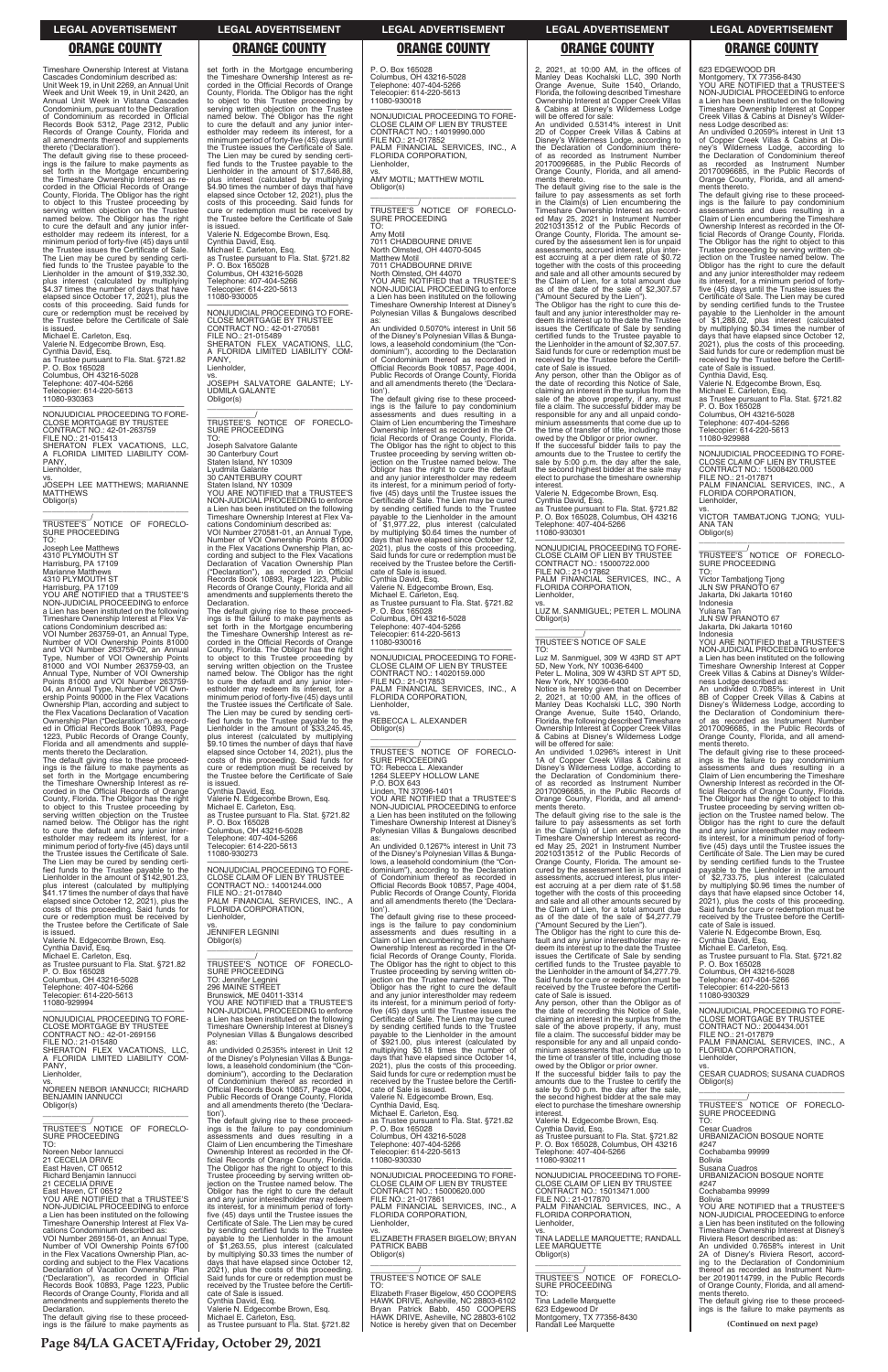Timeshare Ownership Interest at Vistana Cascades Condominium described as: Unit Week 19, in Unit 2269, an Annual Unit Week and Unit Week 19, in Unit 2420, an Annual Unit Week in Vistana Cascades Condominium, pursuant to the Declaration of Condominium as recorded in Official Records Book 5312, Page 2312, Public Records of Orange County, Florida and all amendments thereof and supplements thereto ('Declaration').

The default giving rise to these proceedings is the failure to make payments as set forth in the Mortgage encumbering the Timeshare Ownership Interest as recorded in the Official Records of Orange County, Florida. The Obligor has the right to object to this Trustee proceeding by serving written objection on the Trustee named below. The Obligor has the right to cure the default and any junior interestholder may redeem its interest, for a minimum period of forty-five (45) days until the Trustee issues the Certificate of Sale. The Lien may be cured by sending certified funds to the Trustee payable to the Lienholder in the amount of $19,332.30, plus interest (calculated by multiplying $4.37 times the number of days that have elapsed since October 17, 2021), plus the costs of this proceeding. Said funds for cure or redemption must be received by the Trustee before the Certificate of Sale is issued.

Michael E. Carleton, Esq.
Valerie N. Edgecombe Brown, Esq.
Cynthia David, Esq.
as Trustee pursuant to Fla. Stat. §721.82
P. O. Box 165028
Columbus, OH 43216-5028
Telephone: 407-404-5266
Telecopier: 614-220-5613
11080-930363

__________________________________

NONJUDICIAL PROCEEDING TO FORECLOSE MORTGAGE BY TRUSTEE
CONTRACT NO.: 42-01-263759
FILE NO.: 21-015413
SHERATON FLEX VACATIONS, LLC, A FLORIDA LIMITED LIABILITY COMPANY,
Lienholder,
vs.
JOSEPH LEE MATTHEWS; MARIANNE MATTHEWS
Obligor(s)
_______________________________/

TRUSTEE'S NOTICE OF FORECLOSURE PROCEEDING
TO:
Joseph Lee Matthews
4310 PLYMOUTH ST
Harrisburg, PA 17109
Marianne Matthews
4310 PLYMOUTH ST
Harrisburg, PA 17109

YOU ARE NOTIFIED that a TRUSTEE'S NON-JUDICIAL PROCEEDING to enforce a Lien has been instituted on the following Timeshare Ownership Interest at Flex Vacations Condominium described as:

VOI Number 263759-01, an Annual Type, Number of VOI Ownership Points 81000 and VOI Number 263759-02, an Annual Type, Number of VOI Ownership Points 81000 and VOI Number 263759-03, an Annual Type, Number of VOI Ownership Points 81000 and VOI Number 263759-04, an Annual Type, Number of VOI Ownership Points 90000 in the Flex Vacations Ownership Plan, according and subject to the Flex Vacations Declaration of Vacation Ownership Plan ("Declaration"), as recorded in Official Records Book 10893, Page 1223, Public Records of Orange County, Florida and all amendments and supplements thereto the Declaration.

The default giving rise to these proceedings is the failure to make payments as set forth in the Mortgage encumbering the Timeshare Ownership Interest as recorded in the Official Records of Orange County, Florida. The Obligor has the right to object to this Trustee proceeding by serving written objection on the Trustee named below. The Obligor has the right to cure the default and any junior interestholder may redeem its interest, for a minimum period of forty-five (45) days until the Trustee issues the Certificate of Sale. The Lien may be cured by sending certified funds to the Trustee payable to the Lienholder in the amount of $142,901.23, plus interest (calculated by multiplying $41.17 times the number of days that have elapsed since October 12, 2021), plus the costs of this proceeding. Said funds for cure or redemption must be received by the Trustee before the Certificate of Sale is issued.

Valerie N. Edgecombe Brown, Esq.
Cynthia David, Esq.
Michael E. Carleton, Esq.
as Trustee pursuant to Fla. Stat. §721.82
P. O. Box 165028
Columbus, OH 43216-5028
Telephone: 407-404-5266
Telecopier: 614-220-5613
11080-929994

__________________________________

NONJUDICIAL PROCEEDING TO FORECLOSE MORTGAGE BY TRUSTEE
CONTRACT NO.: 42-01-269156
FILE NO.: 21-015480
SHERATON FLEX VACATIONS, LLC, A FLORIDA LIMITED LIABILITY COMPANY,
Lienholder,
vs.
NOREEN NEBOR IANNUCCI; RICHARD BENJAMIN IANNUCCI
Obligor(s)
_______________________________/

TRUSTEE'S NOTICE OF FORECLOSURE PROCEEDING
TO:
Noreen Nebor Iannucci
21 CECELIA DRIVE
East Haven, CT 06512
Richard Benjamin Iannucci
21 CECELIA DRIVE
East Haven, CT 06512

YOU ARE NOTIFIED that a TRUSTEE'S NON-JUDICIAL PROCEEDING to enforce a Lien has been instituted on the following Timeshare Ownership Interest at Flex Vacations Condominium described as:

VOI Number 269156-01, an Annual Type, Number of VOI Ownership Points 67100 in the Flex Vacations Ownership Plan, according and subject to the Flex Vacations Declaration of Vacation Ownership Plan ("Declaration"), as recorded in Official Records Book 10893, Page 1223, Public Records of Orange County, Florida and all amendments and supplements thereto the Declaration.

The default giving rise to these proceedings is the failure to make payments as set forth in the Mortgage encumbering the Timeshare Ownership Interest as recorded in the Official Records of Orange County, Florida. The Obligor has the right to object to this Trustee proceeding by serving written objection on the Trustee named below. The Obligor has the right to cure the default and any junior interestholder may redeem its interest, for a minimum period of forty-five (45) days until the Trustee issues the Certificate of Sale. The Lien may be cured by sending certified funds to the Trustee payable to the Lienholder in the amount of $17,646.88, plus interest (calculated by multiplying $4.90 times the number of days that have elapsed since October 12, 2021), plus the costs of this proceeding. Said funds for cure or redemption must be received by the Trustee before the Certificate of Sale is issued.

Valerie N. Edgecombe Brown, Esq.
Cynthia David, Esq.
Michael E. Carleton, Esq.
as Trustee pursuant to Fla. Stat. §721.82
P. O. Box 165028
Columbus, OH 43216-5028
Telephone: 407-404-5266
Telecopier: 614-220-5613
11080-930005

__________________________________

NONJUDICIAL PROCEEDING TO FORECLOSE MORTGAGE BY TRUSTEE
CONTRACT NO.: 42-01-270581
FILE NO.: 21-015489
SHERATON FLEX VACATIONS, LLC, A FLORIDA LIMITED LIABILITY COMPANY,
Lienholder,
vs.
JOSEPH SALVATORE GALANTE; LYUDMILA GALANTE
Obligor(s)
_______________________________/

TRUSTEE'S NOTICE OF FORECLOSURE PROCEEDING
TO:
Joseph Salvatore Galante
30 Canterbury Court
Staten Island, NY 10309
Lyudmila Galante
30 CANTERBURY COURT
Staten Island, NY 10309

YOU ARE NOTIFIED that a TRUSTEE'S NON-JUDICIAL PROCEEDING to enforce a Lien has been instituted on the following Timeshare Ownership Interest at Flex Vacations Condominium described as:

VOI Number 270581-01, an Annual Type, Number of VOI Ownership Points 81000 in the Flex Vacations Ownership Plan, according and subject to the Flex Vacations Declaration of Vacation Ownership Plan ("Declaration"), as recorded in Official Records Book 10893, Page 1223, Public Records of Orange County, Florida and all amendments and supplements thereto the Declaration.

The default giving rise to these proceedings is the failure to make payments as set forth in the Mortgage encumbering the Timeshare Ownership Interest as recorded in the Official Records of Orange County, Florida. The Obligor has the right to object to this Trustee proceeding by serving written objection on the Trustee named below. The Obligor has the right to cure the default and any junior interestholder may redeem its interest, for a minimum period of forty-five (45) days until the Trustee issues the Certificate of Sale. The Lien may be cured by sending certified funds to the Trustee payable to the Lienholder in the amount of $33,245.45, plus interest (calculated by multiplying $9.10 times the number of days that have elapsed since October 14, 2021), plus the costs of this proceeding. Said funds for cure or redemption must be received by the Trustee before the Certificate of Sale is issued.

Cynthia David, Esq.
Valerie N. Edgecombe Brown, Esq.
Michael E. Carleton, Esq.
as Trustee pursuant to Fla. Stat. §721.82
P. O. Box 165028
Columbus, OH 43216-5028
Telephone: 407-404-5266
Telecopier: 614-220-5613
11080-930073

__________________________________

NONJUDICIAL PROCEEDING TO FORECLOSE CLAIM OF LIEN BY TRUSTEE
CONTRACT NO.: 14001244.000
FILE NO.: 21-017840
PALM FINANCIAL SERVICES, INC., A FLORIDA CORPORATION,
Lienholder,
vs.
JENNIFER LEGNINI
Obligor(s)
_______________________________/

TRUSTEE'S NOTICE OF FORECLOSURE PROCEEDING
TO: Jennifer Legnini
296 MAINE STREET
Brunswick, ME 04011-3314

YOU ARE NOTIFIED that a TRUSTEE'S NON-JUDICIAL PROCEEDING to enforce a Lien has been instituted on the following Timeshare Ownership Interest at Disney's Polynesian Villas & Bungalows described as:

An undivided 0.2535% interest in Unit 12 of the Disney's Polynesian Villas & Bungalows, a leasehold condominium (the "Condominium"), according to the Declaration of Condominium thereof as recorded in Official Records Book 10857, Page 4004, Public Records of Orange County, Florida and all amendments thereto (the 'Declaration').

The default giving rise to these proceedings is the failure to pay condominium assessments and dues resulting in a Claim of Lien encumbering the Timeshare Ownership Interest as recorded in the Official Records of Orange County, Florida. The Obligor has the right to object to this Trustee proceeding by serving written objection on the Trustee named below. The Obligor has the right to cure the default and any junior interestholder may redeem its interest, for a minimum period of forty-five (45) days until the Trustee issues the Certificate of Sale. The Lien may be cured by sending certified funds to the Trustee payable to the Lienholder in the amount of $1,263.55, plus interest (calculated by multiplying $0.33 times the number of days that have elapsed since October 12, 2021), plus the costs of this proceeding. Said funds for cure or redemption must be received by the Trustee before the Certificate of Sale is issued.

Cynthia David, Esq.
Valerie N. Edgecombe Brown, Esq.
Michael E. Carleton, Esq.
as Trustee pursuant to Fla. Stat. §721.82
P. O. Box 165028
Columbus, OH 43216-5028
Telephone: 407-404-5266
Telecopier: 614-220-5613
11080-930014

__________________________________

NONJUDICIAL PROCEEDING TO FORECLOSE CLAIM OF LIEN BY TRUSTEE
CONTRACT NO.: 14019990.000
FILE NO.: 21-017852
PALM FINANCIAL SERVICES, INC., A FLORIDA CORPORATION,
Lienholder,
vs.
AMY MOTIL; MATTHEW MOTIL
Obligor(s)
_______________________________/

TRUSTEE'S NOTICE OF FORECLOSURE PROCEEDING
TO:
Amy Motil
7011 CHADBOURNE DRIVE
North Olmsted, OH 44070-5045
Matthew Motil
7011 CHADBOURNE DRIVE
North Olmsted, OH 44070

YOU ARE NOTIFIED that a TRUSTEE'S NON-JUDICIAL PROCEEDING to enforce a Lien has been instituted on the following Timeshare Ownership Interest at Disney's Polynesian Villas & Bungalows described as:

An undivided 0.5070% interest in Unit 56 of the Disney's Polynesian Villas & Bungalows, a leasehold condominium (the "Condominium"), according to the Declaration of Condominium thereof as recorded in Official Records Book 10857, Page 4004, Public Records of Orange County, Florida and all amendments thereto (the 'Declaration').

The default giving rise to these proceedings is the failure to pay condominium assessments and dues resulting in a Claim of Lien encumbering the Timeshare Ownership Interest as recorded in the Official Records of Orange County, Florida. The Obligor has the right to object to this Trustee proceeding by serving written objection on the Trustee named below. The Obligor has the right to cure the default and any junior interestholder may redeem its interest, for a minimum period of forty-five (45) days until the Trustee issues the Certificate of Sale. The Lien may be cured by sending certified funds to the Trustee payable to the Lienholder in the amount of $1,977.22, plus interest (calculated by multiplying $0.64 times the number of days that have elapsed since October 12, 2021), plus the costs of this proceeding. Said funds for cure or redemption must be received by the Trustee before the Certificate of Sale is issued.

Cynthia David, Esq.
Valerie N. Edgecombe Brown, Esq.
Michael E. Carleton, Esq.
as Trustee pursuant to Fla. Stat. §721.82
P. O. Box 165028
Columbus, OH 43216-5028
Telephone: 407-404-5266
Telecopier: 614-220-5613
11080-930016

__________________________________

NONJUDICIAL PROCEEDING TO FORECLOSE CLAIM OF LIEN BY TRUSTEE
CONTRACT NO.: 14020159.000
FILE NO.: 21-017853
PALM FINANCIAL SERVICES, INC., A FLORIDA CORPORATION,
Lienholder,
vs.
REBECCA L. ALEXANDER
Obligor(s)
_______________________________/

TRUSTEE'S NOTICE OF FORECLOSURE PROCEEDING
TO: Rebecca L. Alexander
1264 SLEEPY HOLLOW LANE
P.O. BOX 643
Linden, TN 37096-1401

YOU ARE NOTIFIED that a TRUSTEE'S NON-JUDICIAL PROCEEDING to enforce a Lien has been instituted on the following Timeshare Ownership Interest at Disney's Polynesian Villas & Bungalows described as:

An undivided 0.1267% interest in Unit 73 of the Disney's Polynesian Villas & Bungalows, a leasehold condominium (the "Condominium"), according to the Declaration of Condominium thereof as recorded in Official Records Book 10857, Page 4004, Public Records of Orange County, Florida and all amendments thereto (the 'Declaration').

The default giving rise to these proceedings is the failure to pay condominium assessments and dues resulting in a Claim of Lien encumbering the Timeshare Ownership Interest as recorded in the Official Records of Orange County, Florida. The Obligor has the right to object to this Trustee proceeding by serving written objection on the Trustee named below. The Obligor has the right to cure the default and any junior interestholder may redeem its interest, for a minimum period of forty-five (45) days until the Trustee issues the Certificate of Sale. The Lien may be cured by sending certified funds to the Trustee payable to the Lienholder in the amount of $921.00, plus interest (calculated by multiplying $0.18 times the number of days that have elapsed since October 14, 2021), plus the costs of this proceeding. Said funds for cure or redemption must be received by the Trustee before the Certificate of Sale is issued.

Valerie N. Edgecombe Brown, Esq.
Cynthia David, Esq.
Michael E. Carleton, Esq.
as Trustee pursuant to Fla. Stat. §721.82
P. O. Box 165028
Columbus, OH 43216-5028
Telephone: 407-404-5266
Telecopier: 614-220-5613
11080-930330

__________________________________

NONJUDICIAL PROCEEDING TO FORECLOSE CLAIM OF LIEN BY TRUSTEE
CONTRACT NO.: 15000620.000
FILE NO.: 21-017861
PALM FINANCIAL SERVICES, INC., A FLORIDA CORPORATION,
Lienholder,
vs.
ELIZABETH FRASER BIGELOW; BRYAN PATRICK BABB
Obligor(s)
_______________________________/

TRUSTEE'S NOTICE OF SALE
TO:
Elizabeth Fraser Bigelow, 450 COOPERS HAWK DRIVE, Asheville, NC 28803-6102
Bryan Patrick Babb, 450 COOPERS HAWK DRIVE, Asheville, NC 28803-6102

Notice is hereby given that on December 2, 2021, at 10:00 AM, in the offices of Manley Deas Kochalski LLC, 390 North Orange Avenue, Suite 1540, Orlando, Florida, the following described Timeshare Ownership Interest at Copper Creek Villas & Cabins at Disney's Wilderness Lodge will be offered for sale:

An undivided 0.5314% interest in Unit 2D of Copper Creek Villas & Cabins at Disney's Wilderness Lodge, according to the Declaration of Condominium thereof as recorded as Instrument Number 20170096685, in the Public Records of Orange County, Florida, and all amendments thereto.

The default giving rise to the sale is the failure to pay assessments as set forth in the Claim(s) of Lien encumbering the Timeshare Ownership Interest as recorded May 25, 2021 in Instrument Number 20210313512 of the Public Records of Orange County, Florida. The amount secured by the assessment lien is for unpaid assessments, accrued interest, plus interest accruing at a per diem rate of $0.72 together with the costs of this proceeding and sale and all other amounts secured by the Claim of Lien, for a total amount due as of the date of the sale of $2,307.57 ("Amount Secured by the Lien").

The Obligor has the right to cure this default and any junior interestholder may redeem its interest up to the date the Trustee issues the Certificate of Sale by sending certified funds to the Trustee payable to the Lienholder in the amount of $2,307.57. Said funds for cure or redemption must be received by the Trustee before the Certificate of Sale is issued.

Any person, other than the Obligor as of the date of recording this Notice of Sale, claiming an interest in the surplus from the sale of the above property, if any, must file a claim. The successful bidder may be responsible for any and all unpaid condominium assessments that come due up to the time of transfer of title, including those owed by the Obligor or prior owner.

If the successful bidder fails to pay the amounts due to the Trustee to certify the sale by 5:00 p.m. the day after the sale, the second highest bidder at the sale may elect to purchase the timeshare ownership interest.

Valerie N. Edgecombe Brown, Esq.
Cynthia David, Esq.
as Trustee pursuant to Fla. Stat. §721.82
P. O. Box 165028, Columbus, OH 43216
Telephone: 407-404-5266
11080-930301

__________________________________

NONJUDICIAL PROCEEDING TO FORECLOSE CLAIM OF LIEN BY TRUSTEE
CONTRACT NO.: 15000722.000
FILE NO.: 21-017862
PALM FINANCIAL SERVICES, INC., A FLORIDA CORPORATION,
Lienholder,
vs.
LUZ M. SANMIGUEL; PETER L. MOLINA
Obligor(s)
_______________________________/

TRUSTEE'S NOTICE OF SALE
TO:
Luz M. Sanmiguel, 309 W 43RD ST APT 5D, New York, NY 10036-6400
Peter L. Molina, 309 W 43RD ST APT 5D, New York, NY 10036-6400

Notice is hereby given that on December 2, 2021, at 10:00 AM, in the offices of Manley Deas Kochalski LLC, 390 North Orange Avenue, Suite 1540, Orlando, Florida, the following described Timeshare Ownership Interest at Copper Creek Villas & Cabins at Disney's Wilderness Lodge will be offered for sale:

An undivided 1.0296% interest in Unit 1A of Copper Creek Villas & Cabins at Disney's Wilderness Lodge, according to the Declaration of Condominium thereof as recorded as Instrument Number 20170096685, in the Public Records of Orange County, Florida, and all amendments thereto.

The default giving rise to the sale is the failure to pay assessments as set forth in the Claim(s) of Lien encumbering the Timeshare Ownership Interest as recorded May 25, 2021 in Instrument Number 20210313512 of the Public Records of Orange County, Florida. The amount secured by the assessment lien is for unpaid assessments, accrued interest, plus interest accruing at a per diem rate of $1.58 together with the costs of this proceeding and sale and all other amounts secured by the Claim of Lien, for a total amount due as of the date of the sale of $4,277.79 ("Amount Secured by the Lien").

The Obligor has the right to cure this default and any junior interestholder may redeem its interest up to the date the Trustee issues the Certificate of Sale by sending certified funds to the Trustee payable to the Lienholder in the amount of $4,277.79. Said funds for cure or redemption must be received by the Trustee before the Certificate of Sale is issued.

Any person, other than the Obligor as of the date of recording this Notice of Sale, claiming an interest in the surplus from the sale of the above property, if any, must file a claim. The successful bidder may be responsible for any and all unpaid condominium assessments that come due up to the time of transfer of title, including those owed by the Obligor or prior owner.

If the successful bidder fails to pay the amounts due to the Trustee to certify the sale by 5:00 p.m. the day after the sale, the second highest bidder at the sale may elect to purchase the timeshare ownership interest.

Valerie N. Edgecombe Brown, Esq.
Cynthia David, Esq.
as Trustee pursuant to Fla. Stat. §721.82
P. O. Box 165028, Columbus, OH 43216
Telephone: 407-404-5266
11080-930211

__________________________________

NONJUDICIAL PROCEEDING TO FORECLOSE CLAIM OF LIEN BY TRUSTEE
CONTRACT NO.: 15013471.000
FILE NO.: 21-017870
PALM FINANCIAL SERVICES, INC., A FLORIDA CORPORATION,
Lienholder,
vs.
TINA LADELLE MARQUETTE; RANDALL LEE MARQUETTE
Obligor(s)
_______________________________/

TRUSTEE'S NOTICE OF FORECLOSURE PROCEEDING
TO:
Tina Ladelle Marquette
623 Edgewood Dr
Montgomery, TX 77356-8430
Randall Lee Marquette
623 EDGEWOOD DR
Montgomery, TX 77356-8430

YOU ARE NOTIFIED that a TRUSTEE'S NON-JUDICIAL PROCEEDING to enforce a Lien has been instituted on the following Timeshare Ownership Interest at Copper Creek Villas & Cabins at Disney's Wilderness Lodge described as:

An undivided 0.2059% interest in Unit 13 of Copper Creek Villas & Cabins at Disney's Wilderness Lodge, according to the Declaration of Condominium thereof as recorded as Instrument Number 20170096685, in the Public Records of Orange County, Florida, and all amendments thereto.

The default giving rise to these proceedings is the failure to pay condominium assessments and dues resulting in a Claim of Lien encumbering the Timeshare Ownership Interest as recorded in the Official Records of Orange County, Florida. The Obligor has the right to object to this Trustee proceeding by serving written objection on the Trustee named below. The Obligor has the right to cure the default and any junior interestholder may redeem its interest, for a minimum period of forty-five (45) days until the Trustee issues the Certificate of Sale. The Lien may be cured by sending certified funds to the Trustee payable to the Lienholder in the amount of $1,288.02, plus interest (calculated by multiplying $0.34 times the number of days that have elapsed since October 12, 2021), plus the costs of this proceeding. Said funds for cure or redemption must be received by the Trustee before the Certificate of Sale is issued.

Cynthia David, Esq.
Valerie N. Edgecombe Brown, Esq.
Michael E. Carleton, Esq.
as Trustee pursuant to Fla. Stat. §721.82
P. O. Box 165028
Columbus, OH 43216-5028
Telephone: 407-404-5266
Telecopier: 614-220-5613
11080-929988

__________________________________

NONJUDICIAL PROCEEDING TO FORECLOSE CLAIM OF LIEN BY TRUSTEE
CONTRACT NO.: 15008420.000
FILE NO.: 21-017871
PALM FINANCIAL SERVICES, INC., A FLORIDA CORPORATION,
Lienholder,
vs.
VICTOR TAMBATJONG TJONG; YULIANA TAN
Obligor(s)
_______________________________/

TRUSTEE'S NOTICE OF FORECLOSURE PROCEEDING
TO:
Victor Tambatjong Tjong
JLN SW PRANOTO 67
Jakarta, Dki Jakarta 10160
Indonesia
Yuliana Tan
JLN SW PRANOTO 67
Jakarta, Dki Jakarta 10160
Indonesia

YOU ARE NOTIFIED that a TRUSTEE'S NON-JUDICIAL PROCEEDING to enforce a Lien has been instituted on the following Timeshare Ownership Interest at Copper Creek Villas & Cabins at Disney's Wilderness Lodge described as:

An undivided 0.7085% interest in Unit 8B of Copper Creek Villas & Cabins at Disney's Wilderness Lodge, according to the Declaration of Condominium thereof as recorded as Instrument Number 20170096685, in the Public Records of Orange County, Florida, and all amendments thereto.

The default giving rise to these proceedings is the failure to pay condominium assessments and dues resulting in a Claim of Lien encumbering the Timeshare Ownership Interest as recorded in the Official Records of Orange County, Florida. The Obligor has the right to object to this Trustee proceeding by serving written objection on the Trustee named below. The Obligor has the right to cure the default and any junior interestholder may redeem its interest, for a minimum period of forty-five (45) days until the Trustee issues the Certificate of Sale. The Lien may be cured by sending certified funds to the Trustee payable to the Lienholder in the amount of $2,733.75, plus interest (calculated by multiplying $0.96 times the number of days that have elapsed since October 14, 2021), plus the costs of this proceeding. Said funds for cure or redemption must be received by the Trustee before the Certificate of Sale is issued.

Valerie N. Edgecombe Brown, Esq.
Cynthia David, Esq.
Michael E. Carleton, Esq.
as Trustee pursuant to Fla. Stat. §721.82
P. O. Box 165028
Columbus, OH 43216-5028
Telephone: 407-404-5266
Telecopier: 614-220-5613
11080-930329

__________________________________

NONJUDICIAL PROCEEDING TO FORECLOSE MORTGAGE BY TRUSTEE
CONTRACT NO.: 2044434.001
FILE NO.: 21-017879
PALM FINANCIAL SERVICES, INC., A FLORIDA CORPORATION,
Lienholder,
vs.
CESAR CUADROS; SUSANA CUADROS
Obligor(s)
_______________________________/

TRUSTEE'S NOTICE OF FORECLOSURE PROCEEDING
TO:
Cesar Cuadros
URBANIZACION BOSQUE NORTE #247
Cochabamba 99999
Bolivia
Susana Cuadros
URBANIZACION BOSQUE NORTE #247
Cochabamba 99999
Bolivia

YOU ARE NOTIFIED that a TRUSTEE'S NON-JUDICIAL PROCEEDING to enforce a Lien has been instituted on the following Timeshare Ownership Interest at Disney's Riviera Resort described as:

An undivided 0.7658% interest in Unit 2A of Disney's Riviera Resort, according to the Declaration of Condominium thereof as recorded as Instrument Number 20190114799, in the Public Records of Orange County, Florida, and all amendments thereto.

The default giving rise to these proceedings is the failure to make payments as

**(Continued on next page)**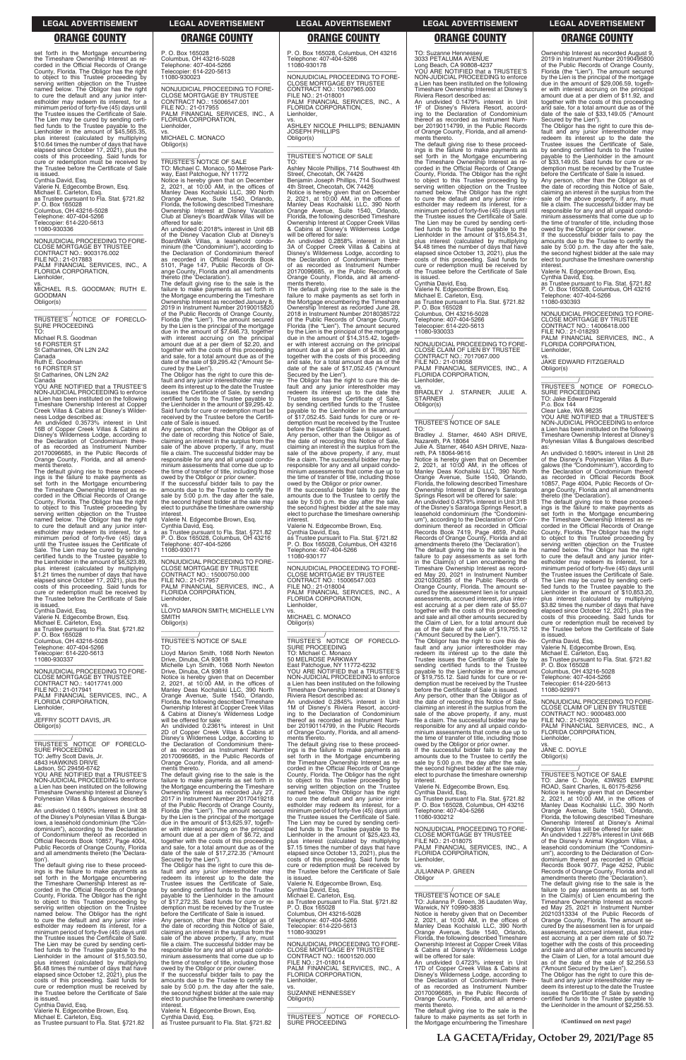set forth in the Mortgage encumbering the Timeshare Ownership Interest as recorded in the Official Records of Orange County, Florida. The Obligor has the right to object to this Trustee proceeding by serving written objection on the Trustee named below. The Obligor has the right to cure the default and any junior interestholder may redeem its interest, for a minimum period of forty-five (45) days until the Trustee issues the Certificate of Sale. The Lien may be cured by sending certified funds to the Trustee payable to the Lienholder in the amount of $45,565.35, plus interest (calculated by multiplying $10.64 times the number of days that have elapsed since October 17, 2021), plus the costs of this proceeding. Said funds for cure or redemption must be received by the Trustee before the Certificate of Sale is issued.
Cynthia David, Esq.
Valerie N. Edgecombe Brown, Esq.
Michael E. Carleton, Esq.
as Trustee pursuant to Fla. Stat. §721.82
P. O. Box 165028
Columbus, OH 43216-5028
Telephone: 407-404-5266
Telecopier: 614-220-5613
11080-930336

—————————————————

NONJUDICIAL PROCEEDING TO FORECLOSE MORTGAGE BY TRUSTEE
CONTRACT NO.: 9003176.002
FILE NO.: 21-017683
PALM FINANCIAL SERVICES, INC., A FLORIDA CORPORATION,
Lienholder,
vs.
MICHAEL R.S. GOODMAN; RUTH E. GOODMAN
Obligor(s)
_______________________________/

TRUSTEE'S NOTICE OF FORECLOSURE PROCEEDING
TO:
Michael R.S. Goodman
16 FORSTER ST
St Catharines, ON L2N 2A2
Canada
Ruth E. Goodman
16 FORSTER ST
St Catharines, ON L2N 2A2
Canada
YOU ARE NOTIFIED that a TRUSTEE'S NON-JUDICIAL PROCEEDING to enforce a Lien has been instituted on the following Timeshare Ownership Interest at Copper Creek Villas & Cabins at Disney's Wilderness Lodge described as:
An undivided 0.3573% interest in Unit 16B of Copper Creek Villas & Cabins at Disney's Wilderness Lodge, according to the Declaration of Condominium thereof as recorded as Instrument Number 20170096685, in the Public Records of Orange County, Florida, and all amendments thereto.
The default giving rise to these proceedings is the failure to make payments as set forth in the Mortgage encumbering the Timeshare Ownership Interest as recorded in the Official Records of Orange County, Florida. The Obligor has the right to object to this Trustee proceeding by serving written objection on the Trustee named below. The Obligor has the right to cure the default and any junior interestholder may redeem its interest, for a minimum period of forty-five (45) days until the Trustee issues the Certificate of Sale. The Lien may be cured by sending certified funds to the Trustee payable to the Lienholder in the amount of $6,523.89, plus interest (calculated by multiplying $1.21 times the number of days that have elapsed since October 17, 2021), plus the costs of this proceeding. Said funds for cure or redemption must be received by the Trustee before the Certificate of Sale is issued.
Cynthia David, Esq.
Valerie N. Edgecombe Brown, Esq.
Michael E. Carleton, Esq.
as Trustee pursuant to Fla. Stat. §721.82
P. O. Box 165028
Columbus, OH 43216-5028
Telephone: 407-404-5266
Telecopier: 614-220-5613
11080-930337

—————————————————

NONJUDICIAL PROCEEDING TO FORECLOSE MORTGAGE BY TRUSTEE
CONTRACT NO.: 14017741.000
FILE NO.: 21-017941
PALM FINANCIAL SERVICES, INC., A FLORIDA CORPORATION,
Lienholder,
vs.
JEFFRY SCOTT DAVIS, JR.
Obligor(s)
_______________________________/

TRUSTEE'S NOTICE OF FORECLOSURE PROCEEDING
TO: Jeffry Scott Davis, Jr.
4843 HAWKINS DRIVE
Ladson, SC 29456-6742
YOU ARE NOTIFIED that a TRUSTEE'S NON-JUDICIAL PROCEEDING to enforce a Lien has been instituted on the following Timeshare Ownership Interest at Disney's Polynesian Villas & Bungalows described as:
An undivided 0.1690% interest in Unit 38 of the Disney's Polynesian Villas & Bungalows, a leasehold condominium (the "Condominium"), according to the Declaration of Condominium thereof as recorded in Official Records Book 10857, Page 4004, Public Records of Orange County, Florida and all amendments thereto (the 'Declaration').
The default giving rise to these proceedings is the failure to make payments as set forth in the Mortgage encumbering the Timeshare Ownership Interest as recorded in the Official Records of Orange County, Florida. The Obligor has the right to object to this Trustee proceeding by serving written objection on the Trustee named below. The Obligor has the right to cure the default and any junior interestholder may redeem its interest, for a minimum period of forty-five (45) days until the Trustee issues the Certificate of Sale. The Lien may be cured by sending certified funds to the Trustee payable to the Lienholder in the amount of $15,503.50, plus interest (calculated by multiplying $6.48 times the number of days that have elapsed since October 12, 2021), plus the costs of this proceeding. Said funds for cure or redemption must be received by the Trustee before the Certificate of Sale is issued.
Cynthia David, Esq.
Valerie N. Edgecombe Brown, Esq.
Michael E. Carleton, Esq.
as Trustee pursuant to Fla. Stat. §721.82
P. O. Box 165028
Columbus, OH 43216-5028
Telephone: 407-404-5266
Telecopier: 614-220-5613
11080-930023

—————————————————

NONJUDICIAL PROCEEDING TO FORECLOSE MORTGAGE BY TRUSTEE
CONTRACT NO.: 15006547.001
FILE NO.: 21-017955
PALM FINANCIAL SERVICES, INC., A FLORIDA CORPORATION,
Lienholder,
vs.
MICHAEL C. MONACO
Obligor(s)
_______________________________/

TRUSTEE'S NOTICE OF SALE
TO: Michael C. Monaco, 50 Melrose Parkway, East Patchogue, NY 11772
Notice is hereby given that on December 2, 2021, at 10:00 AM, in the offices of Manley Deas Kochalski LLC, 390 North Orange Avenue, Suite 1540, Orlando, Florida, the following described Timeshare Ownership Interest at Disney Vacation Club at Disney's BoardWalk Villas will be offered for sale:
An undivided 0.2018% interest in Unit 6B of the Disney Vacation Club at Disney's BoardWalk Villas, a leasehold condominium (the "Condominium"), according to the Declaration of Condominium thereof as recorded in Official Records Book 5101, Page 147, Public Records of Orange County, Florida and all amendments thereto (the 'Declaration').
The default giving rise to the sale is the failure to make payments as set forth in the Mortgage encumbering the Timeshare Ownership Interest as recorded January 8, 2019 in Instrument Number 20190015820 of the Public Records of Orange County, Florida (the "Lien"). The amount secured by the Lien is the principal of the mortgage due in the amount of $7,646.73, together with interest accruing on the principal amount due at a per diem of $2.20, and together with the costs of this proceeding and sale, for a total amount due as of the date of the sale of $9,295.42 ("Amount Secured by the Lien").
The Obligor has the right to cure this default and any junior interestholder may redeem its interest up to the date the Trustee issues the Certificate of Sale, by sending certified funds to the Trustee payable to the Lienholder in the amount of $9,295.42. Said funds for cure or redemption must be received by the Trustee before the Certificate of Sale is issued.
Any person, other than the Obligor as of the date of recording this Notice of Sale, claiming an interest in the surplus from the sale of the above property, if any, must file a claim. The successful bidder may be responsible for any and all unpaid condominium assessments that come due up to the time of transfer of title, including those owed by the Obligor or prior owner.
If the successful bidder fails to pay the amounts due to the Trustee to certify the sale by 5:00 p.m. the day after the sale, the second highest bidder at the sale may elect to purchase the timeshare ownership interest.
Valerie N. Edgecombe Brown, Esq.
Cynthia David, Esq.
as Trustee pursuant to Fla. Stat. §721.82
P. O. Box 165028, Columbus, OH 43216
Telephone: 407-404-5266
11080-930171

—————————————————

NONJUDICIAL PROCEEDING TO FORECLOSE MORTGAGE BY TRUSTEE
CONTRACT NO.: 15000750.000
FILE NO.: 21-017957
PALM FINANCIAL SERVICES, INC., A FLORIDA CORPORATION,
Lienholder,
vs.
LLOYD MARION SMITH; MICHELLE LYN SMITH
Obligor(s)
_______________________________/

TRUSTEE'S NOTICE OF SALE
TO:
Lloyd Marion Smith, 1068 North Newton Drive, Dinuba, CA 93618
Michelle Lyn Smith, 1068 North Newton Drive, Dinuba, CA 93618
Notice is hereby given that on December 2, 2021, at 10:00 AM, in the offices of Manley Deas Kochalski LLC, 390 North Orange Avenue, Suite 1540, Orlando, Florida, the following described Timeshare Ownership Interest at Copper Creek Villas & Cabins at Disney's Wilderness Lodge will be offered for sale:
An undivided 0.2361% interest in Unit 2D of Copper Creek Villas & Cabins at Disney's Wilderness Lodge, according to the Declaration of Condominium thereof as recorded as Instrument Number 20170096685, in the Public Records of Orange County, Florida, and all amendments thereto.
The default giving rise to the sale is the failure to make payments as set forth in the Mortgage encumbering the Timeshare Ownership Interest as recorded July 27, 2017 in Instrument Number 20170419218 of the Public Records of Orange County, Florida (the "Lien"). The amount secured by the Lien is the principal of the mortgage due in the amount of $13,625.97, together with interest accruing on the principal amount due at a per diem of $6.72, and together with the costs of this proceeding and sale, for a total amount due as of the date of the sale of $17,272.35 ("Amount Secured by the Lien").
The Obligor has the right to cure this default and any junior interestholder may redeem its interest up to the date the Trustee issues the Certificate of Sale, by sending certified funds to the Trustee payable to the Lienholder in the amount of $17,272.35. Said funds for cure or redemption must be received by the Trustee before the Certificate of Sale is issued.
Any person, other than the Obligor as of the date of recording this Notice of Sale, claiming an interest in the surplus from the sale of the above property, if any, must file a claim. The successful bidder may be responsible for any and all unpaid condominium assessments that come due up to the time of transfer of title, including those owed by the Obligor or prior owner.
If the successful bidder fails to pay the amounts due to the Trustee to certify the sale by 5:00 p.m. the day after the sale, the second highest bidder at the sale may elect to purchase the timeshare ownership interest.
Valerie N. Edgecombe Brown, Esq.
Cynthia David, Esq.
as Trustee pursuant to Fla. Stat. §721.82
P. O. Box 165028, Columbus, OH 43216
Telephone: 407-404-5266
11080-930178

—————————————————

NONJUDICIAL PROCEEDING TO FORECLOSE MORTGAGE BY TRUSTEE
CONTRACT NO.: 15007965.000
FILE NO.: 21-018001
PALM FINANCIAL SERVICES, INC., A FLORIDA CORPORATION,
Lienholder,
vs.
ASHLEY NICOLE PHILLIPS; BENJAMIN JOSEPH PHILLIPS
Obligor(s)
_______________________________/

TRUSTEE'S NOTICE OF SALE
TO:
Ashley Nicole Phillips, 714 Southwest 4th Street, Checotah, OK 74426
Benjamin Joseph Phillips, 714 Southwest 4th Street, Checotah, OK 74426
Notice is hereby given that on December 2, 2021, at 10:00 AM, in the offices of Manley Deas Kochalski LLC, 390 North Orange Avenue, Suite 1540, Orlando, Florida, the following described Timeshare Ownership Interest at Copper Creek Villas & Cabins at Disney's Wilderness Lodge will be offered for sale:
An undivided 0.2858% interest in Unit 3A of Copper Creek Villas & Cabins at Disney's Wilderness Lodge, according to the Declaration of Condominium thereof as recorded as Instrument Number 20170096685, in the Public Records of Orange County, Florida, and all amendments thereto.
The default giving rise to the sale is the failure to make payments as set forth in the Mortgage encumbering the Timeshare Ownership Interest as recorded June 28, 2018 in Instrument Number 20180385722 of the Public Records of Orange County, Florida (the "Lien"). The amount secured by the Lien is the principal of the mortgage due in the amount of $14,315.42, together with interest accruing on the principal amount due at a per diem of $4.90, and together with the costs of this proceeding and sale, for a total amount due as of the date of the sale of $17,052.45 ("Amount Secured by the Lien").
The Obligor has the right to cure this default and any junior interestholder may redeem its interest up to the date the Trustee issues the Certificate of Sale, by sending certified funds to the Trustee payable to the Lienholder in the amount of $17,052.45. Said funds for cure or redemption must be received by the Trustee before the Certificate of Sale is issued.
Any person, other than the Obligor as of the date of recording this Notice of Sale, claiming an interest in the surplus from the sale of the above property, if any, must file a claim. The successful bidder may be responsible for any and all unpaid condominium assessments that come due up to the time of transfer of title, including those owed by the Obligor or prior owner.
If the successful bidder fails to pay the amounts due to the Trustee to certify the sale by 5:00 p.m. the day after the sale, the second highest bidder at the sale may elect to purchase the timeshare ownership interest.
Valerie N. Edgecombe Brown, Esq.
Cynthia David, Esq.
as Trustee pursuant to Fla. Stat. §721.82
P. O. Box 165028, Columbus, OH 43216
Telephone: 407-404-5266
11080-930177

—————————————————

NONJUDICIAL PROCEEDING TO FORECLOSE MORTGAGE BY TRUSTEE
CONTRACT NO.: 15006547.003
FILE NO.: 21-018004
PALM FINANCIAL SERVICES, INC., A FLORIDA CORPORATION,
Lienholder,
vs.
MICHAEL C. MONACO
Obligor(s)
_______________________________/

TRUSTEE'S NOTICE OF FORECLOSURE PROCEEDING
TO: Michael C. Monaco
50 MELROSE PARKWAY
East Patchogue, NY 11772-6232
YOU ARE NOTIFIED that a TRUSTEE'S NON-JUDICIAL PROCEEDING to enforce a Lien has been instituted on the following Timeshare Ownership Interest at Disney's Riviera Resort described as:
An undivided 0.2845% interest in Unit 1M of Disney's Riviera Resort, according to the Declaration of Condominium thereof as recorded as Instrument Number 20190114799, in the Public Records of Orange County, Florida, and all amendments thereto.
The default giving rise to these proceedings is the failure to make payments as set forth in the Mortgage encumbering the Timeshare Ownership Interest as recorded in the Official Records of Orange County, Florida. The Obligor has the right to object to this Trustee proceeding by serving written objection on the Trustee named below. The Obligor has the right to cure the default and any junior interestholder may redeem its interest, for a minimum period of forty-five (45) days until the Trustee issues the Certificate of Sale. The Lien may be cured by sending certified funds to the Trustee payable to the Lienholder in the amount of $25,423.43, plus interest (calculated by multiplying $7.15 times the number of days that have elapsed since October 13, 2021), plus the costs of this proceeding. Said funds for cure or redemption must be received by the Trustee before the Certificate of Sale is issued.
Valerie N. Edgecombe Brown, Esq.
Cynthia David, Esq.
Michael E. Carleton, Esq.
as Trustee pursuant to Fla. Stat. §721.82
P. O. Box 165028
Columbus, OH 43216-5028
Telephone: 407-404-5266
Telecopier: 614-220-5613
11080-930291

—————————————————

NONJUDICIAL PROCEEDING TO FORECLOSE MORTGAGE BY TRUSTEE
CONTRACT NO.: 16001520.000
FILE NO.: 21-018014
PALM FINANCIAL SERVICES, INC., A FLORIDA CORPORATION,
Lienholder,
vs.
SUZANNE HENNESSEY
Obligor(s)
_______________________________/

TRUSTEE'S NOTICE OF FORECLOSURE PROCEEDING
TO: Suzanne Hennessey
3033 PETALUMA AVENUE
Long Beach, CA 90808-4237
YOU ARE NOTIFIED that a TRUSTEE'S NON-JUDICIAL PROCEEDING to enforce a Lien has been instituted on the following Timeshare Ownership Interest at Disney's Riviera Resort described as:
An undivided 0.1479% interest in Unit 1F of Disney's Riviera Resort, according to the Declaration of Condominium thereof as recorded as Instrument Number 20190114799, in the Public Records of Orange County, Florida, and all amendments thereto.
The default giving rise to these proceedings is the failure to make payments as set forth in the Mortgage encumbering the Timeshare Ownership Interest as recorded in the Official Records of Orange County, Florida. The Obligor has the right to object to this Trustee proceeding by serving written objection on the Trustee named below. The Obligor has the right to cure the default and any junior interestholder may redeem its interest, for a minimum period of forty-five (45) days until the Trustee issues the Certificate of Sale. The Lien may be cured by sending certified funds to the Trustee payable to the Lienholder in the amount of $15,654.31, plus interest (calculated by multiplying $4.48 times the number of days that have elapsed since October 13, 2021), plus the costs of this proceeding. Said funds for cure or redemption must be received by the Trustee before the Certificate of Sale is issued.
Cynthia David, Esq.
Valerie N. Edgecombe Brown, Esq.
Michael E. Carleton, Esq.
as Trustee pursuant to Fla. Stat. §721.82
P. O. Box 165028
Columbus, OH 43216-5028
Telephone: 407-404-5266
Telecopier: 614-220-5613
11080-930033

—————————————————

NONJUDICIAL PROCEEDING TO FORECLOSE CLAIM OF LIEN BY TRUSTEE
CONTRACT NO.: 7017067.000
FILE NO.: 21-018058
PALM FINANCIAL SERVICES, INC., A FLORIDA CORPORATION,
Lienholder,
vs.
BRADLEY J. STARNER; JULIE A. STARNER
Obligor(s)
_______________________________/

TRUSTEE'S NOTICE OF SALE
TO:
Bradley J. Starner, 4640 ASH DRIVE, Nazareth, PA 18064
Julie A. Starner, 4640 ASH DRIVE, Nazareth, PA 18064-9616
Notice is hereby given that on December 2, 2021, at 10:00 AM, in the offices of Manley Deas Kochalski LLC, 390 North Orange Avenue, Suite 1540, Orlando, Florida, the following described Timeshare Ownership Interest at Disney's Saratoga Springs Resort will be offered for sale:
An undivided 0.4379% interest in Unit 31B of the Disney's Saratoga Springs Resort, a leasehold condominium (the "Condominium"), according to the Declaration of Condominium thereof as recorded in Official Records Book 7419, Page 4659, Public Records of Orange County, Florida and all amendments thereto (the 'Declaration').
The default giving rise to the sale is the failure to pay assessments as set forth in the Claim(s) of Lien encumbering the Timeshare Ownership Interest as recorded May 20, 2021 in Instrument Number 20210302585 of the Public Records of Orange County, Florida. The amount secured by the assessment lien is for unpaid assessments, accrued interest, plus interest accruing at a per diem rate of $5.07 together with the costs of this proceeding and sale and all other amounts secured by the Claim of Lien, for a total amount due as of the date of the sale of $19,755.12 ("Amount Secured by the Lien").
The Obligor has the right to cure this default and any junior interestholder may redeem its interest up to the date the Trustee issues the Certificate of Sale by sending certified funds to the Trustee payable to the Lienholder in the amount of $19,755.12. Said funds for cure or redemption must be received by the Trustee before the Certificate of Sale is issued.
Any person, other than the Obligor as of the date of recording this Notice of Sale, claiming an interest in the surplus from the sale of the above property, if any, must file a claim. The successful bidder may be responsible for any and all unpaid condominium assessments that come due up to the time of transfer of title, including those owed by the Obligor or prior owner.
If the successful bidder fails to pay the amounts due to the Trustee to certify the sale by 5:00 p.m. the day after the sale, the second highest bidder at the sale may elect to purchase the timeshare ownership interest.
Valerie N. Edgecombe Brown, Esq.
Cynthia David, Esq.
as Trustee pursuant to Fla. Stat. §721.82
P. O. Box 165028, Columbus, OH 43216
Telephone: 407-404-5266
11080-930212

—————————————————

NONJUDICIAL PROCEEDING TO FORECLOSE MORTGAGE BY TRUSTEE
FILE NO.: 21-018075
PALM FINANCIAL SERVICES, INC., A FLORIDA CORPORATION,
Lienholder,
vs.
JULIANNA P. GREEN
Obligor
_______________________________/

TRUSTEE'S NOTICE OF SALE
TO: Julianna P. Green, 36 Laudaten Way, Warwick, NY 10990-3835
Notice is hereby given that on December 2, 2021, at 10:00 AM, in the offices of Manley Deas Kochalski LLC, 390 North Orange Avenue, Suite 1540, Orlando, Florida, the following described Timeshare Ownership Interest at Copper Creek Villas & Cabins at Disney's Wilderness Lodge will be offered for sale:
An undivided 0.4723% interest in Unit 17D of Copper Creek Villas & Cabins at Disney's Wilderness Lodge, according to the Declaration of Condominium thereof as recorded as Instrument Number 20170096685, in the Public Records of Orange County, Florida, and all amendments thereto.
The default giving rise to the sale is the failure to make payments as set forth in the Mortgage encumbering the Timeshare Ownership Interest as recorded August 9, 2019 in Instrument Number 20190495800 of the Public Records of Orange County, Florida (the "Lien"). The amount secured by the Lien is the principal of the mortgage due in the amount of $29,006.59, together with interest accruing on the principal amount due at a per diem of $11.92, and together with the costs of this proceeding and sale, for a total amount due as of the date of the sale of $33,149.05 ("Amount Secured by the Lien").
The Obligor has the right to cure this default and any junior interestholder may redeem its interest up to the date the Trustee issues the Certificate of Sale, by sending certified funds to the Trustee payable to the Lienholder in the amount of $33,149.05. Said funds for cure or redemption must be received by the Trustee before the Certificate of Sale is issued.
Any person, other than the Obligor as of the date of recording this Notice of Sale, claiming an interest in the surplus from the sale of the above property, if any, must file a claim. The successful bidder may be responsible for any and all unpaid condominium assessments that come due up to the time of transfer of title, including those owed by the Obligor or prior owner.
If the successful bidder fails to pay the amounts due to the Trustee to certify the sale by 5:00 p.m. the day after the sale, the second highest bidder at the sale may elect to purchase the timeshare ownership interest.
Valerie N. Edgecombe Brown, Esq.
Cynthia David, Esq.
as Trustee pursuant to Fla. Stat. §721.82
P. O. Box 165028, Columbus, OH 43216
Telephone: 407-404-5266
11080-930393

—————————————————

NONJUDICIAL PROCEEDING TO FORECLOSE MORTGAGE BY TRUSTEE
CONTRACT NO.: 14006418.000
FILE NO.: 21-018293
PALM FINANCIAL SERVICES, INC., A FLORIDA CORPORATION,
Lienholder,
vs.
JAKE EDWARD FITZGERALD
Obligor(s)
_______________________________/

TRUSTEE'S NOTICE OF FORECLOSURE PROCEEDING
TO: Jake Edward Fitzgerald
P.o. Box 144
Clear Lake, WA 98235
YOU ARE NOTIFIED that a TRUSTEE'S NON-JUDICIAL PROCEEDING to enforce a Lien has been instituted on the following Timeshare Ownership Interest at Disney's Polynesian Villas & Bungalows described as:
An undivided 0.1690% interest in Unit 28 of the Disney's Polynesian Villas & Bungalows (the "Condominium"), according to the Declaration of Condominium thereof as recorded in Official Records Book 10857, Page 4004, Public Records of Orange County, Florida and all amendments thereto (the 'Declaration').
The default giving rise to these proceedings is the failure to make payments as set forth in the Mortgage encumbering the Timeshare Ownership Interest as recorded in the Official Records of Orange County, Florida. The Obligor has the right to object to this Trustee proceeding by serving written objection on the Trustee named below. The Obligor has the right to cure the default and any junior interestholder may redeem its interest, for a minimum period of forty-five (45) days until the Trustee issues the Certificate of Sale. The Lien may be cured by sending certified funds to the Trustee payable to the Lienholder in the amount of $10,853.20, plus interest (calculated by multiplying $3.82 times the number of days that have elapsed since October 17, 2021), plus the costs of this proceeding. Said funds for cure or redemption must be received by the Trustee before the Certificate of Sale is issued.
Cynthia David, Esq.
Valerie N. Edgecombe Brown, Esq.
Michael E. Carleton, Esq.
as Trustee pursuant to Fla. Stat. §721.82
P. O. Box 165028
Columbus, OH 43216-5028
Telephone: 407-404-5266
Telecopier: 614-220-5613
11080-929971

—————————————————

NONJUDICIAL PROCEEDING TO FORECLOSE CLAIM OF LIEN BY TRUSTEE
CONTRACT NO.: 9000483.000
FILE NO.: 21-019203
PALM FINANCIAL SERVICES, INC., A FLORIDA CORPORATION,
Lienholder,
vs.
JANE C. DOYLE
Obligor(s)
_______________________________/

TRUSTEE'S NOTICE OF SALE
TO: Jane C. Doyle, 43W935 EMPIRE ROAD, Saint Charles, IL 60175-8256
Notice is hereby given that on December 2, 2021, at 10:00 AM, in the offices of Manley Deas Kochalski LLC, 390 North Orange Avenue, Suite 1540, Orlando, Florida, the following described Timeshare Ownership Interest at Disney's Animal Kingdom Villas will be offered for sale:
An undivided 1.2278% interest in Unit 66B of the Disney's Animal Kingdom Villas, a leasehold condominium (the "Condominium"), according to the Declaration of Condominium thereof as recorded in Official Records Book 9077, Page 4252, Public Records of Orange County, Florida and all amendments thereto (the 'Declaration').
The default giving rise to the sale is the failure to pay assessments as set forth in the Claim(s) of Lien encumbering the Timeshare Ownership Interest as recorded May 25, 2021 in Instrument Number 20210313334 of the Public Records of Orange County, Florida. The amount secured by the assessment lien is for unpaid assessments, accrued interest, plus interest accruing at a per diem rate of $0.72 together with the costs of this proceeding and sale and all other amounts secured by the Claim of Lien, for a total amount due as of the date of the sale of $2,256.53 ("Amount Secured by the Lien").
The Obligor has the right to cure this default and any junior interestholder may redeem its interest up to the date the Trustee issues the Certificate of Sale by sending certified funds to the Trustee payable to the Lienholder in the amount of $2,256.53.

**(Continued on next page)**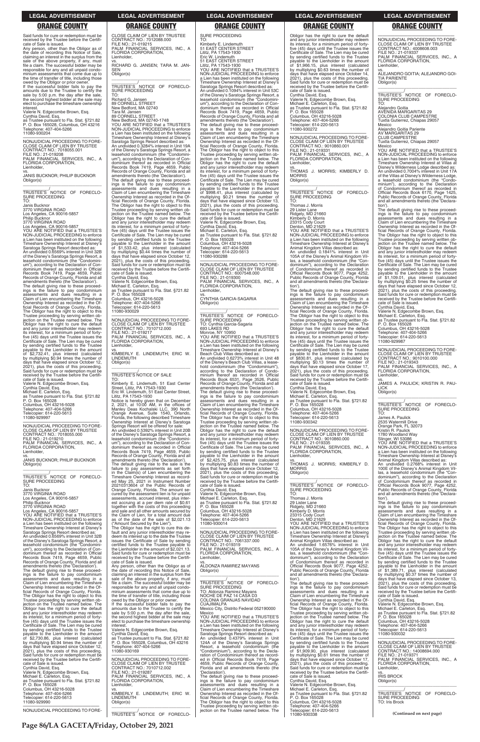Said funds for cure or redemption must be received by the Trustee before the Certificate of Sale is issued.

Any person, other than the Obligor as of the date of recording this Notice of Sale, claiming an interest in the surplus from the sale of the above property, if any, must file a claim. The successful bidder may be responsible for any and all unpaid condominium assessments that come due up to the time of transfer of title, including those owed by the Obligor or prior owner.

If the successful bidder fails to pay the amounts due to the Trustee to certify the sale by 5:00 p.m. the day after the sale, the second highest bidder at the sale may elect to purchase the timeshare ownership interest.

Valerie N. Edgecombe Brown, Esq.
Cynthia David, Esq.
as Trustee pursuant to Fla. Stat. §721.82
P. O. Box 165028, Columbus, OH 43216
Telephone: 407-404-5266
11080-930204

NONJUDICIAL PROCEEDING TO FORECLOSE CLAIM OF LIEN BY TRUSTEE
CONTRACT NO.: 7018055.001
FILE NO.: 21-019208
PALM FINANCIAL SERVICES, INC., A FLORIDA CORPORATION,
Lienholder,
vs.
JANIS BUCKNOR; PHILIP BUCKNOR
Obligor(s)

TRUSTEE'S NOTICE OF FORECLOSURE PROCEEDING
TO:
Janis Bucknor
3770 VIRGINIA ROAD
Los Angeles, CA 90016-5857
Philip Bucknor
3770 VIRGINIA ROAD
Los Angeles, CA 90016-5857

YOU ARE NOTIFIED that a TRUSTEE'S NON-JUDICIAL PROCEEDING to enforce a Lien has been instituted on the following Timeshare Ownership Interest at Disney's Saratoga Springs Resort described as:

An undivided 0.6569% interest in Unit 32B of the Disney's Saratoga Springs Resort, a leasehold condominium (the "Condominium"), according to the Declaration of Condominium thereof as recorded in Official Records Book 7419, Page 4659, Public Records of Orange County, Florida and all amendments thereto (the 'Declaration').

The default giving rise to these proceedings is the failure to pay condominium assessments and dues resulting in a Claim of Lien encumbering the Timeshare Ownership Interest as recorded in the Official Records of Orange County, Florida. The Obligor has the right to object to this Trustee proceeding by serving written objection on the Trustee named below. The Obligor has the right to cure the default and any junior interestholder may redeem its interest, for a minimum period of forty-five (45) days until the Trustee issues the Certificate of Sale. The Lien may be cured by sending certified funds to the Trustee payable to the Lienholder in the amount of $2,732.41, plus interest (calculated by multiplying $0.94 times the number of days that have elapsed since October 12, 2021), plus the costs of this proceeding. Said funds for cure or redemption must be received by the Trustee before the Certificate of Sale is issued.

Valerie N. Edgecombe Brown, Esq.
Cynthia David, Esq.
Michael E. Carleton, Esq.
as Trustee pursuant to Fla. Stat. §721.82
P. O. Box 165028
Columbus, OH 43216-5028
Telephone: 407-404-5266
Telecopier: 614-220-5613
11080-929997

NONJUDICIAL PROCEEDING TO FORECLOSE CLAIM OF LIEN BY TRUSTEE
CONTRACT NO.: 7018055.000
FILE NO.: 21-019210
PALM FINANCIAL SERVICES, INC., A FLORIDA CORPORATION,
Lienholder,
vs.
JANIS BUCKNOR; PHILIP BUCKNOR
Obligor(s)

TRUSTEE'S NOTICE OF FORECLOSURE PROCEEDING
TO:
Janis Bucknor
3770 VIRGINIA ROAD
Los Angeles, CA 90016-5857
Philip Bucknor
3770 VIRGINIA ROAD
Los Angeles, CA 90016-5857

YOU ARE NOTIFIED that a TRUSTEE'S NON-JUDICIAL PROCEEDING to enforce a Lien has been instituted on the following Timeshare Ownership Interest at Disney's Saratoga Springs Resort described as:

An undivided 0.6569% interest in Unit 32B of the Disney's Saratoga Springs Resort, a leasehold condominium (the "Condominium"), according to the Declaration of Condominium thereof as recorded in Official Records Book 7419, Page 4659, Public Records of Orange County, Florida and all amendments thereto (the 'Declaration').

The default giving rise to these proceedings is the failure to pay condominium assessments and dues resulting in a Claim of Lien encumbering the Timeshare Ownership Interest as recorded in the Official Records of Orange County, Florida. The Obligor has the right to object to this Trustee proceeding by serving written objection on the Trustee named below. The Obligor has the right to cure the default and any junior interestholder may redeem its interest, for a minimum period of forty-five (45) days until the Trustee issues the Certificate of Sale. The Lien may be cured by sending certified funds to the Trustee payable to the Lienholder in the amount of $2,730.86, plus interest (calculated by multiplying $0.94 times the number of days that have elapsed since October 12, 2021), plus the costs of this proceeding. Said funds for cure or redemption must be received by the Trustee before the Certificate of Sale is issued.

Cynthia David, Esq.
Valerie N. Edgecombe Brown, Esq.
Michael E. Carleton, Esq.
as Trustee pursuant to Fla. Stat. §721.82
P. O. Box 165028
Columbus, OH 43216-5028
Telephone: 407-404-5266
Telecopier: 614-220-5613
11080-929990

NONJUDICIAL PROCEEDING TO FORECLOSE CLAIM OF LIEN BY TRUSTEE
CONTRACT NO.: 7012088.000
FILE NO.: 21-019215
PALM FINANCIAL SERVICES, INC., A FLORIDA CORPORATION,
Lienholder,
vs.
RICHARD G. JANSEN; TARA M. JANSEN
Obligor(s)

TRUSTEE'S NOTICE OF FORECLOSURE PROCEEDING
TO:
Richard G. Jansen
89 CORNELL STREET
New Bedford, MA 02740
Tara M. Jansen
89 CORNELL STREET
New Bedford, MA 02740-1748

YOU ARE NOTIFIED that a TRUSTEE'S NON-JUDICIAL PROCEEDING to enforce a Lien has been instituted on the following Timeshare Ownership Interest at Disney's Saratoga Springs Resort described as:

An undivided 0.3284% interest in Unit 19A of the Disney's Saratoga Springs Resort, a leasehold condominium (the "Condominium"), according to the Declaration of Condominium thereof as recorded in Official Records Book 7419, Page 4659, Public Records of Orange County, Florida and all amendments thereto (the 'Declaration').

The default giving rise to these proceedings is the failure to pay condominium assessments and dues resulting in a Claim of Lien encumbering the Timeshare Ownership Interest as recorded in the Official Records of Orange County, Florida. The Obligor has the right to object to this Trustee proceeding by serving written objection on the Trustee named below. The Obligor has the right to cure the default and any junior interestholder may redeem its interest, for a minimum period of forty-five (45) days until the Trustee issues the Certificate of Sale. The Lien may be cured by sending certified funds to the Trustee payable to the Lienholder in the amount of $1,533.42, plus interest (calculated by multiplying $0.44 times the number of days that have elapsed since October 12, 2021), plus the costs of this proceeding. Said funds for cure or redemption must be received by the Trustee before the Certificate of Sale is issued.

Cynthia David, Esq.
Valerie N. Edgecombe Brown, Esq.
Michael E. Carleton, Esq.
as Trustee pursuant to Fla. Stat. §721.82
P. O. Box 165028
Columbus, OH 43216-5028
Telephone: 407-404-5266
Telecopier: 614-220-5613
11080-930029

NONJUDICIAL PROCEEDING TO FORECLOSE CLAIM OF LIEN BY TRUSTEE
CONTRACT NO.: 7010712.000
FILE NO.: 21-019217
PALM FINANCIAL SERVICES, INC., A FLORIDA CORPORATION,
Lienholder,
vs.
KIMBERLY E. LINDEMUTH; ERIC W. LINDEMUTH
Obligor(s)

TRUSTEE'S NOTICE OF SALE
TO:
Kimberly E. Lindemuth, 51 East Center Street, Lititz, PA 17543-1930
Eric W. Lindemuth, 51 East Center Street, Lititz, PA 17543-1930

Notice is hereby given that on December 2, 2021, at 10:00 AM, in the offices of Manley Deas Kochalski LLC, 390 North Orange Avenue, Suite 1540, Orlando, Florida, the following described Timeshare Ownership Interest at Disney's Saratoga Springs Resort will be offered for sale:

An undivided 0.5392% interest in Unit 20B of the Disney's Saratoga Springs Resort, a leasehold condominium (the "Condominium"), according to the Declaration of Condominium thereof as recorded in Official Records Book 7419, Page 4659, Public Records of Orange County, Florida and all amendments thereto (the 'Declaration').

The default giving rise to the sale is the failure to pay assessments as set forth in the Claim(s) of Lien encumbering the Timeshare Ownership Interest as recorded May 25, 2021 in Instrument Number 20210313604 of the Public Records of Orange County, Florida. The amount secured by the assessment lien is for unpaid assessments, accrued interest, plus interest accruing at a per diem rate of $0.61 together with the costs of this proceeding and sale and all other amounts secured by the Claim of Lien, for a total amount due as of the date of the sale of $2,021.13 ("Amount Secured by the Lien").

The Obligor has the right to cure this default and any junior interestholder may redeem its interest up to the date the Trustee issues the Certificate of Sale by sending certified funds to the Trustee payable to the Lienholder in the amount of $2,021.13. Said funds for cure or redemption must be received by the Trustee before the Certificate of Sale is issued.

Any person, other than the Obligor as of the date of recording this Notice of Sale, claiming an interest in the surplus from the sale of the above property, if any, must file a claim. The successful bidder may be responsible for any and all unpaid condominium assessments that come due up to the time of transfer of title, including those owed by the Obligor or prior owner.

If the successful bidder fails to pay the amounts due to the Trustee to certify the sale by 5:00 p.m. the day after the sale, the second highest bidder at the sale may elect to purchase the timeshare ownership interest.

Valerie N. Edgecombe Brown, Esq.
Cynthia David, Esq.
as Trustee pursuant to Fla. Stat. §721.82
P. O. Box 165028, Columbus, OH 43216
Telephone: 407-404-5266
11080-930169

NONJUDICIAL PROCEEDING TO FORECLOSE CLAIM OF LIEN BY TRUSTEE
CONTRACT NO.: 7010712.002
FILE NO.: 21-019287
PALM FINANCIAL SERVICES, INC., A FLORIDA CORPORATION,
Lienholder,
vs.
KIMBERLY E. LINDEMUTH; ERIC W. LINDEMUTH
Obligor(s)

TRUSTEE'S NOTICE OF FORECLOSURE PROCEEDING
TO:
Kimberly E. Lindemuth
51 EAST CENTER STREET
Lititz, PA 17543-1930
Eric W. Lindemuth
51 EAST CENTER STREET
Lititz, PA 17543-1930

YOU ARE NOTIFIED that a TRUSTEE'S NON-JUDICIAL PROCEEDING to enforce a Lien has been instituted on the following Timeshare Ownership Interest at Disney's Saratoga Springs Resort described as:

An undivided 0.1094% interest in Unit 53C of the Disney's Saratoga Springs Resort, a leasehold condominium (the "Condominium"), according to the Declaration of Condominium thereof as recorded in Official Records Book 7419, Page 4659, Public Records of Orange County, Florida and all amendments thereto (the 'Declaration').

The default giving rise to these proceedings is the failure to pay condominium assessments and dues resulting in a Claim of Lien encumbering the Timeshare Ownership Interest as recorded in the Official Records of Orange County, Florida. The Obligor has the right to object to this Trustee proceeding by serving written objection on the Trustee named below. The Obligor has the right to cure the default and any junior interestholder may redeem its interest, for a minimum period of forty-five (45) days until the Trustee issues the Certificate of Sale. The Lien may be cured by sending certified funds to the Trustee payable to the Lienholder in the amount of $998.41, plus interest (calculated by multiplying $0.21 times the number of days that have elapsed since October 13, 2021), plus the costs of this proceeding. Said funds for cure or redemption must be received by the Trustee before the Certificate of Sale is issued.

Valerie N. Edgecombe Brown, Esq.
Cynthia David, Esq.
Michael E. Carleton, Esq.
as Trustee pursuant to Fla. Stat. §721.82
P. O. Box 165028
Columbus, OH 43216-5028
Telephone: 407-404-5266
Telecopier: 614-220-5613
11080-930288

NONJUDICIAL PROCEEDING TO FORECLOSE CLAIM OF LIEN BY TRUSTEE
CONTRACT NO.: 6007548.000
FILE NO.: 21-019300
PALM FINANCIAL SERVICES, INC., A FLORIDA CORPORATION,
Lienholder,
vs.
CYNTHIA GARCIA-SAGARIA
Obligor(s)

TRUSTEE'S NOTICE OF FORECLOSURE PROCEEDING
TO: Cynthia Garcia-Sagaria
693 LAKES RD
Monroe, NY 10950

YOU ARE NOTIFIED that a TRUSTEE'S NON-JUDICIAL PROCEEDING to enforce a Lien has been instituted on the following Timeshare Ownership Interest at Disney's Beach Club Villas described as:

An undivided 0.6273% interest in Unit 48 of the Disney's Beach Club Villas, a leasehold condominium (the "Condominium"), according to the Declaration of Condominium thereof as recorded in Official Records Book 6531, Page 3526, Public Records of Orange County, Florida and all amendments thereto (the 'Declaration').

The default giving rise to these proceedings is the failure to pay condominium assessments and dues resulting in a Claim of Lien encumbering the Timeshare Ownership Interest as recorded in the Official Records of Orange County, Florida. The Obligor has the right to object to this Trustee proceeding by serving written objection on the Trustee named below. The Obligor has the right to cure the default and any junior interestholder may redeem its interest, for a minimum period of forty-five (45) days until the Trustee issues the Certificate of Sale. The Lien may be cured by sending certified funds to the Trustee payable to the Lienholder in the amount of $2,425.75, plus interest (calculated by multiplying $0.83 times the number of days that have elapsed since October 12, 2021), plus the costs of this proceeding. Said funds for cure or redemption must be received by the Trustee before the Certificate of Sale is issued.

Cynthia David, Esq.
Valerie N. Edgecombe Brown, Esq.
Michael E. Carleton, Esq.
as Trustee pursuant to Fla. Stat. §721.82
P. O. Box 165028
Columbus, OH 43216-5028
Telephone: 407-404-5266
Telecopier: 614-220-5613
11080-930014

NONJUDICIAL PROCEEDING TO FORECLOSE CLAIM OF LIEN BY TRUSTEE
CONTRACT NO.: 7061337.000
FILE NO.: 21-019319
PALM FINANCIAL SERVICES, INC., A FLORIDA CORPORATION,
Lienholder,
vs.
ALDONZA RAMIREZ MAYANS
Obligor(s)

TRUSTEE'S NOTICE OF FORECLOSURE PROCEEDING
TO: Aldonza Ramirez Mayans
NOCHE DE PAZ 14 CASA D3
COLONIA GRANJAS NAVIDAD
CUAJIMALPA
Mexico City, Distrito Federal 052190000
Mexico

YOU ARE NOTIFIED that a TRUSTEE'S NON-JUDICIAL PROCEEDING to enforce a Lien has been instituted on the following Timeshare Ownership Interest at Disney's Saratoga Springs Resort described as:

An undivided 0.4379% interest in Unit 124A of the Disney's Saratoga Springs Resort, a leasehold condominium (the "Condominium"), according to the Declaration of Condominium thereof as recorded in Official Records Book 7419, Page 4659, Public Records of Orange County, Florida and all amendments thereto (the 'Declaration').

The default giving rise to these proceedings is the failure to pay condominium assessments and dues resulting in a Claim of Lien encumbering the Timeshare Ownership Interest as recorded in the Official Records of Orange County, Florida. The Obligor has the right to object to this Trustee proceeding by serving written objection on the Trustee named below. The Obligor has the right to cure the default and any junior interestholder may redeem its interest, for a minimum period of forty-five (45) days until the Trustee issues the Certificate of Sale. The Lien may be cured by sending certified funds to the Trustee payable to the Lienholder in the amount of $1,966.15, plus interest (calculated by multiplying $0.63 times the number of days that have elapsed since October 14, 2021), plus the costs of this proceeding. Said funds for cure or redemption must be received by the Trustee before the Certificate of Sale is issued.

Cynthia David, Esq.
Valerie N. Edgecombe Brown, Esq.
Michael E. Carleton, Esq.
as Trustee pursuant to Fla. Stat. §721.82
P. O. Box 165028
Columbus, OH 43216-5028
Telephone: 407-404-5266
Telecopier: 614-220-5613
11080-930272

NONJUDICIAL PROCEEDING TO FORECLOSE CLAIM OF LIEN BY TRUSTEE
CONTRACT NO.: 9010860.001
FILE NO.: 21-019331
PALM FINANCIAL SERVICES, INC., A FLORIDA CORPORATION,
Lienholder,
vs.
THOMAS J. MORRIS; KIMBERLY D. MORRIS
Obligor(s)

TRUSTEE'S NOTICE OF FORECLOSURE PROCEEDING
TO:
Thomas J. Morris
29 Lister Lane
Ridgely, MD 21660
Kimberly D. Morris
23315 Cody Court
Denton, MD 21629

YOU ARE NOTIFIED that a TRUSTEE'S NON-JUDICIAL PROCEEDING to enforce a Lien has been instituted on the following Timeshare Ownership Interest at Disney's Animal Kingdom Villas described as:

An undivided 0.1841% interest in Unit 105A of the Disney's Animal Kingdom Villas, a leasehold condominium (the "Condominium"), according to the Declaration of Condominium thereof as recorded in Official Records Book 9077, Page 4252, Public Records of Orange County, Florida and all amendments thereto (the 'Declaration').

The default giving rise to these proceedings is the failure to pay condominium assessments and dues resulting in a Claim of Lien encumbering the Timeshare Ownership Interest as recorded in the Official Records of Orange County, Florida. The Obligor has the right to object to this Trustee proceeding by serving written objection on the Trustee named below. The Obligor has the right to cure the default and any junior interestholder may redeem its interest, for a minimum period of forty-five (45) days until the Trustee issues the Certificate of Sale. The Lien may be cured by sending certified funds to the Trustee payable to the Lienholder in the amount of $830.81, plus interest (calculated by multiplying $0.13 times the number of days that have elapsed since October 17, 2021), plus the costs of this proceeding. Said funds for cure or redemption must be received by the Trustee before the Certificate of Sale is issued.

Cynthia David, Esq.
Valerie N. Edgecombe Brown, Esq.
Michael E. Carleton, Esq.
as Trustee pursuant to Fla. Stat. §721.82
P. O. Box 165028
Columbus, OH 43216-5028
Telephone: 407-404-5266
Telecopier: 614-220-5613
11080-930342

NONJUDICIAL PROCEEDING TO FORECLOSE CLAIM OF LIEN BY TRUSTEE
CONTRACT NO.: 9010860.000
FILE NO.: 21-019335
PALM FINANCIAL SERVICES, INC., A FLORIDA CORPORATION,
Lienholder,
vs.
THOMAS J. MORRIS; KIMBERLY D. MORRIS
Obligor(s)

TRUSTEE'S NOTICE OF FORECLOSURE PROCEEDING
TO:
Thomas J. Morris
29 Lister Lane
Ridgely, MD 21660
Kimberly D. Morris
23315 Cody Court
Denton, MD 21629

YOU ARE NOTIFIED that a TRUSTEE'S NON-JUDICIAL PROCEEDING to enforce a Lien has been instituted on the following Timeshare Ownership Interest at Disney's Animal Kingdom Villas described as:

An undivided 1.6576% interest in Unit 105A of the Disney's Animal Kingdom Villas, a leasehold condominium (the "Condominium"), according to the Declaration of Condominium thereof as recorded in Official Records Book 9077, Page 4252, Public Records of Orange County, Florida and all amendments thereto (the 'Declaration').

The default giving rise to these proceedings is the failure to pay condominium assessments and dues resulting in a Claim of Lien encumbering the Timeshare Ownership Interest as recorded in the Official Records of Orange County, Florida. The Obligor has the right to object to this Trustee proceeding by serving written objection on the Trustee named below. The Obligor has the right to cure the default and any junior interestholder may redeem its interest, for a minimum period of forty-five (45) days until the Trustee issues the Certificate of Sale. The Lien may be cured by sending certified funds to the Trustee payable to the Lienholder in the amount of $1,909.90, plus interest (calculated by multiplying $0.61 times the number of days that have elapsed since October 17, 2021), plus the costs of this proceeding. Said funds for cure or redemption must be received by the Trustee before the Certificate of Sale is issued.

Cynthia David, Esq.
Valerie N. Edgecombe Brown, Esq.
Michael E. Carleton, Esq.
as Trustee pursuant to Fla. Stat. §721.82
P. O. Box 165028
Columbus, OH 43216-5028
Telephone: 407-404-5266
Telecopier: 614-220-5613
11080-930338

NONJUDICIAL PROCEEDING TO FORECLOSE CLAIM OF LIEN BY TRUSTEE
CONTRACT NO.: 4008608.003
FILE NO.: 21-019337
PALM FINANCIAL SERVICES, INC., A FLORIDA CORPORATION,
Lienholder,
vs.
ALEJANDRO GOITIA; ALEJANDRO GOITIA PARIENTE
Obligor(s)

TRUSTEE'S NOTICE OF FORECLOSURE PROCEEDING
TO:
Alejandro Goitia
AVENIDA MARGARITAS 29
COLONIA CLUB CAMPESTRE
Tuxtla Gutierrez, Chiapas 29057
Mexico
Alejandro Goitia Pariente
AV MARGARITAS 29
CLUB CAMPESTRE
Tuxtla Gutierrez, Chiapas 29057
Mexico

YOU ARE NOTIFIED that a TRUSTEE'S NON-JUDICIAL PROCEEDING to enforce a Lien has been instituted on the following Timeshare Ownership Interest at Villas at Disney's Wilderness Lodge described as:

An undivided 0.7004% interest in Unit 17A of the Villas at Disney's Wilderness Lodge, a leasehold condominium (the "Condominium"), according to the Declaration of Condominium thereof as recorded in Official Records Book 6170, Page 1425, Public Records of Orange County, Florida and all amendments thereto (the 'Declaration').

The default giving rise to these proceedings is the failure to pay condominium assessments and dues resulting in a Claim of Lien encumbering the Timeshare Ownership Interest as recorded in the Official Records of Orange County, Florida. The Obligor has the right to object to this Trustee proceeding by serving written objection on the Trustee named below. The Obligor has the right to cure the default and any junior interestholder may redeem its interest, for a minimum period of forty-five (45) days until the Trustee issues the Certificate of Sale. The Lien may be cured by sending certified funds to the Trustee payable to the Lienholder in the amount of $1,109.01, plus interest (calculated by multiplying $0.25 times the number of days that have elapsed since October 12, 2021), plus the costs of this proceeding. Said funds for cure or redemption must be received by the Trustee before the Certificate of Sale is issued.

Cynthia David, Esq.
Valerie N. Edgecombe Brown, Esq.
Michael E. Carleton, Esq.
as Trustee pursuant to Fla. Stat. §721.82
P. O. Box 165028
Columbus, OH 43216-5028
Telephone: 407-404-5266
Telecopier: 614-220-5613
11080-929987

NONJUDICIAL PROCEEDING TO FORECLOSE CLAIM OF LIEN BY TRUSTEE
CONTRACT NO.: 9010100.000
FILE NO.: 21-019343
PALM FINANCIAL SERVICES, INC., A FLORIDA CORPORATION,
Lienholder,
vs.
JAMES A. PAULICK; KRISTIN R. PAULICK
Obligor(s)

TRUSTEE'S NOTICE OF FORECLOSURE PROCEEDING
TO:
James A. Paulick
2535 Watermill Drive
Orange Park, FL 32073
Kristin R. Paulick
1780 Woodland Way
Slinger, WI 53086

YOU ARE NOTIFIED that a TRUSTEE'S NON-JUDICIAL PROCEEDING to enforce a Lien has been instituted on the following Timeshare Ownership Interest at Disney's Animal Kingdom Villas described as:

An undivided 0.2768% interest in Unit 100E of the Disney's Animal Kingdom Villas, a leasehold condominium (the "Condominium"), according to the Declaration of Condominium thereof as recorded in Official Records Book 9077, Page 4252, Public Records of Orange County, Florida and all amendments thereto (the 'Declaration').

The default giving rise to these proceedings is the failure to pay condominium assessments and dues resulting in a Claim of Lien encumbering the Timeshare Ownership Interest as recorded in the Official Records of Orange County, Florida. The Obligor has the right to object to this Trustee proceeding by serving written objection on the Trustee named below. The Obligor has the right to cure the default and any junior interestholder may redeem its interest, for a minimum period of forty-five (45) days until the Trustee issues the Certificate of Sale. The Lien may be cured by sending certified funds to the Trustee payable to the Lienholder in the amount of $1,389.71, plus interest (calculated by multiplying $0.37 times the number of days that have elapsed since October 13, 2021), plus the costs of this proceeding. Said funds for cure or redemption must be received by the Trustee before the Certificate of Sale is issued.

Cynthia David, Esq.
Valerie N. Edgecombe Brown, Esq.
Michael E. Carleton, Esq.
as Trustee pursuant to Fla. Stat. §721.82
P. O. Box 165028
Columbus, OH 43216-5028
Telephone: 407-404-5266
Telecopier: 614-220-5613
11080-930032

NONJUDICIAL PROCEEDING TO FORECLOSE CLAIM OF LIEN BY TRUSTEE
CONTRACT NO.: 14008694.000
FILE NO.: 21-019371
PALM FINANCIAL SERVICES, INC., A FLORIDA CORPORATION,
Lienholder,
vs.
IRIS BROCK
Obligor(s)

TRUSTEE'S NOTICE OF FORECLOSURE PROCEEDING
TO: Iris Brock

(Continued on next page)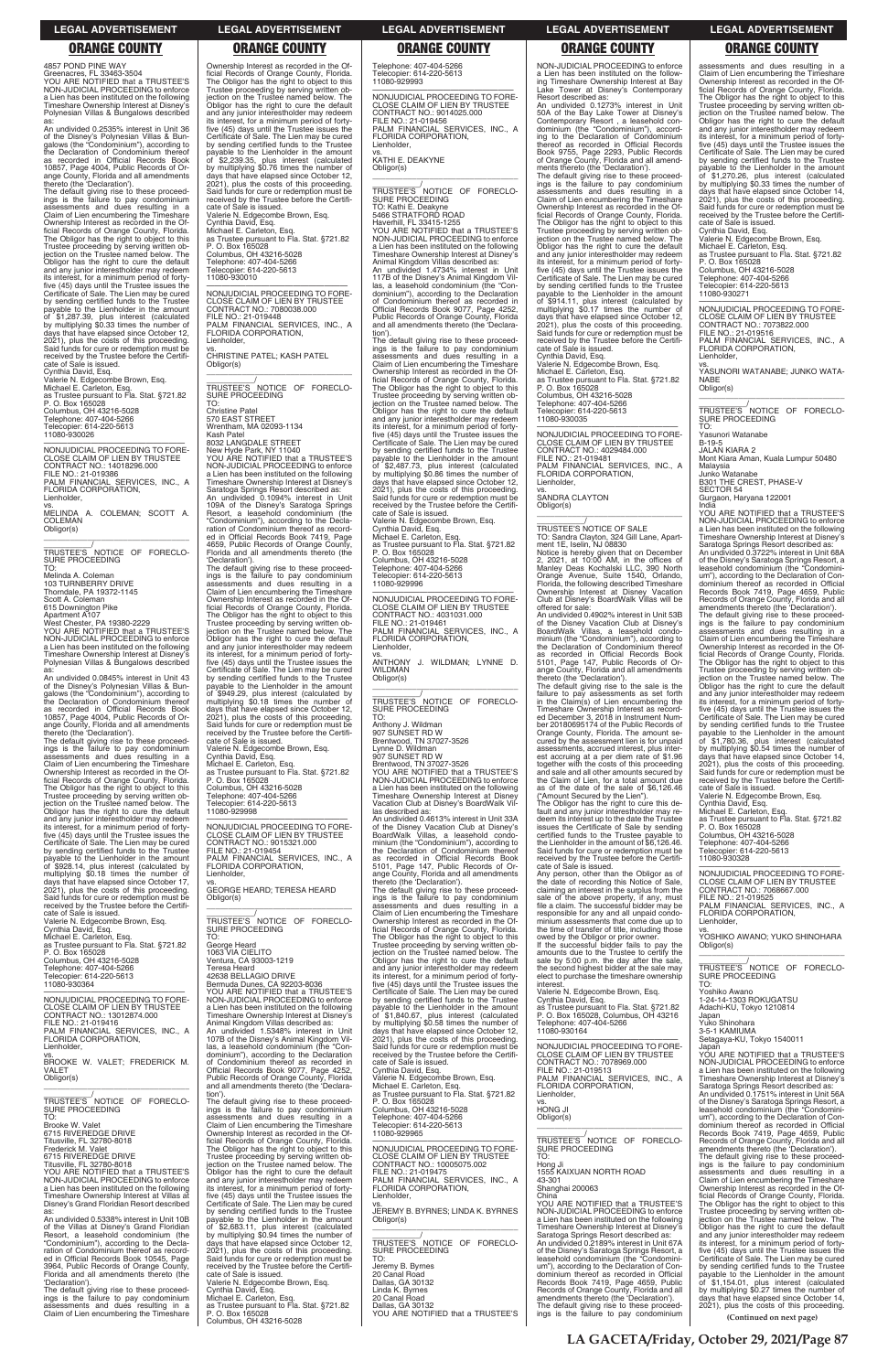4857 POND PINE WAY
Greenacres, FL 33463-3504
YOU ARE NOTIFIED that a TRUSTEE'S NON-JUDICIAL PROCEEDING to enforce a Lien has been instituted on the following Timeshare Ownership Interest at Disney's Polynesian Villas & Bungalows described as:
An undivided 0.2535% interest in Unit 36 of the Disney's Polynesian Villas & Bungalows (the "Condominium"), according to the Declaration of Condominium thereof as recorded in Official Records Book 10857, Page 4004, Public Records of Orange County, Florida and all amendments thereto (the 'Declaration').
The default giving rise to these proceedings is the failure to pay condominium assessments and dues resulting in a Claim of Lien encumbering the Timeshare Ownership Interest as recorded in the Official Records of Orange County, Florida. The Obligor has the right to object to this Trustee proceeding by serving written objection on the Trustee named below. The Obligor has the right to cure the default and any junior interestholder may redeem its interest, for a minimum period of forty-five (45) days until the Trustee issues the Certificate of Sale. The Lien may be cured by sending certified funds to the Trustee payable to the Lienholder in the amount of $1,287.39, plus interest (calculated by multiplying $0.33 times the number of days that have elapsed since October 12, 2021), plus the costs of this proceeding. Said funds for cure or redemption must be received by the Trustee before the Certificate of Sale is issued.
Cynthia David, Esq.
Valerie N. Edgecombe Brown, Esq.
Michael E. Carleton, Esq.
as Trustee pursuant to Fla. Stat. §721.82
P. O. Box 165028
Columbus, OH 43216-5028
Telephone: 407-404-5266
Telecopier: 614-220-5613
11080-930026

NONJUDICIAL PROCEEDING TO FORECLOSE CLAIM OF LIEN BY TRUSTEE
CONTRACT NO.: 14018296.000
FILE NO.: 21-019386
PALM FINANCIAL SERVICES, INC., A FLORIDA CORPORATION,
Lienholder,
vs.
MELINDA A. COLEMAN; SCOTT A. COLEMAN
Obligor(s)

TRUSTEE'S NOTICE OF FORECLOSURE PROCEEDING
TO:
Melinda A. Coleman
103 TURNBERRY DRIVE
Thorndale, PA 19372-1145
Scott A. Coleman
615 Downington Pike
Apartment A107
West Chester, PA 19380-2229
YOU ARE NOTIFIED that a TRUSTEE'S NON-JUDICIAL PROCEEDING to enforce a Lien has been instituted on the following Timeshare Ownership Interest at Disney's Polynesian Villas & Bungalows described as:
An undivided 0.0845% interest in Unit 43 of the Disney's Polynesian Villas & Bungalows (the "Condominium"), according to the Declaration of Condominium thereof as recorded in Official Records Book 10857, Page 4004, Public Records of Orange County, Florida and all amendments thereto (the 'Declaration').
The default giving rise to these proceedings is the failure to pay condominium assessments and dues resulting in a Claim of Lien encumbering the Timeshare Ownership Interest as recorded in the Official Records of Orange County, Florida. The Obligor has the right to object to this Trustee proceeding by serving written objection on the Trustee named below. The Obligor has the right to cure the default and any junior interestholder may redeem its interest, for a minimum period of forty-five (45) days until the Trustee issues the Certificate of Sale. The Lien may be cured by sending certified funds to the Trustee payable to the Lienholder in the amount of $928.14, plus interest (calculated by multiplying $0.18 times the number of days that have elapsed since October 17, 2021), plus the costs of this proceeding. Said funds for cure or redemption must be received by the Trustee before the Certificate of Sale is issued.
Valerie N. Edgecombe Brown, Esq.
Cynthia David, Esq.
Michael E. Carleton, Esq.
as Trustee pursuant to Fla. Stat. §721.82
P. O. Box 165028
Columbus, OH 43216-5028
Telephone: 407-404-5266
Telecopier: 614-220-5613
11080-930364

NONJUDICIAL PROCEEDING TO FORECLOSE CLAIM OF LIEN BY TRUSTEE
CONTRACT NO.: 13012874.000
FILE NO.: 21-019416
PALM FINANCIAL SERVICES, INC., A FLORIDA CORPORATION,
Lienholder,
vs.
BROOKE W. VALET; FREDERICK M. VALET
Obligor(s)

TRUSTEE'S NOTICE OF FORECLOSURE PROCEEDING
TO:
Brooke W. Valet
6715 RIVEREDGE DRIVE
Titusville, FL 32780-8018
Frederick M. Valet
6715 RIVEREDGE DRIVE
Titusville, FL 32780-8018
YOU ARE NOTIFIED that a TRUSTEE'S NON-JUDICIAL PROCEEDING to enforce a Lien has been instituted on the following Timeshare Ownership Interest at Villas at Disney's Grand Floridian Resort described as:
An undivided 0.5338% interest in Unit 10B of the Villas at Disney's Grand Floridian Resort, a leasehold condominium (the "Condominium"), according to the Declaration of Condominium thereof as recorded in Official Records Book 10545, Page 3964, Public Records of Orange County, Florida and all amendments thereto (the 'Declaration').
The default giving rise to these proceedings is the failure to pay condominium assessments and dues resulting in a Claim of Lien encumbering the Timeshare Ownership Interest as recorded in the Official Records of Orange County, Florida. The Obligor has the right to object to this Trustee proceeding by serving written objection on the Trustee named below. The Obligor has the right to cure the default and any junior interestholder may redeem its interest, for a minimum period of forty-five (45) days until the Trustee issues the Certificate of Sale. The Lien may be cured by sending certified funds to the Trustee payable to the Lienholder in the amount of $2,239.35, plus interest (calculated by multiplying $0.76 times the number of days that have elapsed since October 12, 2021), plus the costs of this proceeding. Said funds for cure or redemption must be received by the Trustee before the Certificate of Sale is issued.
Valerie N. Edgecombe Brown, Esq.
Cynthia David, Esq.
Michael E. Carleton, Esq.
as Trustee pursuant to Fla. Stat. §721.82
P. O. Box 165028
Columbus, OH 43216-5028
Telephone: 407-404-5266
Telecopier: 614-220-5613
11080-930010

NONJUDICIAL PROCEEDING TO FORECLOSE CLAIM OF LIEN BY TRUSTEE
CONTRACT NO.: 7080038.000
FILE NO.: 21-019448
PALM FINANCIAL SERVICES, INC., A FLORIDA CORPORATION,
Lienholder,
vs.
CHRISTINE PATEL; KASH PATEL
Obligor(s)

TRUSTEE'S NOTICE OF FORECLOSURE PROCEEDING
TO:
Christine Patel
570 EAST STREET
Wrentham, MA 02093-1134
Kash Patel
8032 LANGDALE STREET
New Hyde Park, NY 11040
YOU ARE NOTIFIED that a TRUSTEE'S NON-JUDICIAL PROCEEDING to enforce a Lien has been instituted on the following Timeshare Ownership Interest at Disney's Saratoga Springs Resort described as:
An undivided 0.1094% interest in Unit 109A of the Disney's Saratoga Springs Resort, a leasehold condominium (the "Condominium"), according to the Declaration of Condominium thereof as recorded in Official Records Book 7419, Page 4659, Public Records of Orange County, Florida and all amendments thereto (the 'Declaration').
The default giving rise to these proceedings is the failure to pay condominium assessments and dues resulting in a Claim of Lien encumbering the Timeshare Ownership Interest as recorded in the Official Records of Orange County, Florida. The Obligor has the right to object to this Trustee proceeding by serving written objection on the Trustee named below. The Obligor has the right to cure the default and any junior interestholder may redeem its interest, for a minimum period of forty-five (45) days until the Trustee issues the Certificate of Sale. The Lien may be cured by sending certified funds to the Trustee payable to the Lienholder in the amount of $949.29, plus interest (calculated by multiplying $0.18 times the number of days that have elapsed since October 12, 2021), plus the costs of this proceeding. Said funds for cure or redemption must be received by the Trustee before the Certificate of Sale is issued.
Valerie N. Edgecombe Brown, Esq.
Cynthia David, Esq.
Michael E. Carleton, Esq.
as Trustee pursuant to Fla. Stat. §721.82
P. O. Box 165028
Columbus, OH 43216-5028
Telephone: 407-404-5266
Telecopier: 614-220-5613
11080-929998

NONJUDICIAL PROCEEDING TO FORECLOSE CLAIM OF LIEN BY TRUSTEE
CONTRACT NO.: 9015321.000
FILE NO.: 21-019454
PALM FINANCIAL SERVICES, INC., A FLORIDA CORPORATION,
Lienholder,
vs.
GEORGE HEARD; TERESA HEARD
Obligor(s)

TRUSTEE'S NOTICE OF FORECLOSURE PROCEEDING
TO:
George Heard
1063 VIA CIELITO
Ventura, CA 93003-1219
Teresa Heard
42638 BELLAGIO DRIVE
Bermuda Dunes, CA 92203-8036
YOU ARE NOTIFIED that a TRUSTEE'S NON-JUDICIAL PROCEEDING to enforce a Lien has been instituted on the following Timeshare Ownership Interest at Disney's Animal Kingdom Villas described as:
An undivided 1.5348% interest in Unit 107B of the Disney's Animal Kingdom Villas, a leasehold condominium (the "Condominium"), according to the Declaration of Condominium thereof as recorded in Official Records Book 9077, Page 4252, Public Records of Orange County, Florida and all amendments thereto (the 'Declaration').
The default giving rise to these proceedings is the failure to pay condominium assessments and dues resulting in a Claim of Lien encumbering the Timeshare Ownership Interest as recorded in the Official Records of Orange County, Florida. The Obligor has the right to object to this Trustee proceeding by serving written objection on the Trustee named below. The Obligor has the right to cure the default and any junior interestholder may redeem its interest, for a minimum period of forty-five (45) days until the Trustee issues the Certificate of Sale. The Lien may be cured by sending certified funds to the Trustee payable to the Lienholder in the amount of $2,683.11, plus interest (calculated by multiplying $0.94 times the number of days that have elapsed since October 12, 2021), plus the costs of this proceeding. Said funds for cure or redemption must be received by the Trustee before the Certificate of Sale is issued.
Valerie N. Edgecombe Brown, Esq.
Cynthia David, Esq.
Michael E. Carleton, Esq.
as Trustee pursuant to Fla. Stat. §721.82
P. O. Box 165028
Columbus, OH 43216-5028
Telephone: 407-404-5266
Telecopier: 614-220-5613
11080-929993

NONJUDICIAL PROCEEDING TO FORECLOSE CLAIM OF LIEN BY TRUSTEE
CONTRACT NO.: 9014025.000
FILE NO.: 21-019456
PALM FINANCIAL SERVICES, INC., A FLORIDA CORPORATION,
Lienholder,
vs.
KATHI E. DEAKYNE
Obligor(s)

TRUSTEE'S NOTICE OF FORECLOSURE PROCEEDING
TO: Kathi E. Deakyne
5466 STRATFORD ROAD
Haverhill, FL 33415-1255
YOU ARE NOTIFIED that a TRUSTEE'S NON-JUDICIAL PROCEEDING to enforce a Lien has been instituted on the following Timeshare Ownership Interest at Disney's Animal Kingdom Villas described as:
An undivided 1.4734% interest in Unit 117B of the Disney's Animal Kingdom Villas, a leasehold condominium (the "Condominium"), according to the Declaration of Condominium thereof as recorded in Official Records Book 9077, Page 4252, Public Records of Orange County, Florida and all amendments thereto (the 'Declaration').
The default giving rise to these proceedings is the failure to pay condominium assessments and dues resulting in a Claim of Lien encumbering the Timeshare Ownership Interest as recorded in the Official Records of Orange County, Florida. The Obligor has the right to object to this Trustee proceeding by serving written objection on the Trustee named below. The Obligor has the right to cure the default and any junior interestholder may redeem its interest, for a minimum period of forty-five (45) days until the Trustee issues the Certificate of Sale. The Lien may be cured by sending certified funds to the Trustee payable to the Lienholder in the amount of $2,487.73, plus interest (calculated by multiplying $0.86 times the number of days that have elapsed since October 12, 2021), plus the costs of this proceeding. Said funds for cure or redemption must be received by the Trustee before the Certificate of Sale is issued.
Valerie N. Edgecombe Brown, Esq.
Cynthia David, Esq.
Michael E. Carleton, Esq.
as Trustee pursuant to Fla. Stat. §721.82
P. O. Box 165028
Columbus, OH 43216-5028
Telephone: 407-404-5266
Telecopier: 614-220-5613
11080-929996

NONJUDICIAL PROCEEDING TO FORECLOSE CLAIM OF LIEN BY TRUSTEE
CONTRACT NO.: 4031031.000
FILE NO.: 21-019461
PALM FINANCIAL SERVICES, INC., A FLORIDA CORPORATION,
Lienholder,
vs.
ANTHONY J. WILDMAN; LYNNE D. WILDMAN
Obligor(s)

TRUSTEE'S NOTICE OF FORECLOSURE PROCEEDING
TO:
Anthony J. Wildman
907 SUNSET RD W
Brentwood, TN 37027-3526
Lynne D. Wildman
907 SUNSET RD W
Brentwood, TN 37027-3526
YOU ARE NOTIFIED that a TRUSTEE'S NON-JUDICIAL PROCEEDING to enforce a Lien has been instituted on the following Timeshare Ownership Interest at Disney Vacation Club at Disney's BoardWalk Villas described as:
An undivided 0.4613% interest in Unit 33A of the Disney Vacation Club at Disney's BoardWalk Villas, a leasehold condominium (the "Condominium"), according to the Declaration of Condominium thereof as recorded in Official Records Book 5101, Page 147, Public Records of Orange County, Florida and all amendments thereto (the 'Declaration').
The default giving rise to these proceedings is the failure to pay condominium assessments and dues resulting in a Claim of Lien encumbering the Timeshare Ownership Interest as recorded in the Official Records of Orange County, Florida. The Obligor has the right to object to this Trustee proceeding by serving written objection on the Trustee named below. The Obligor has the right to cure the default and any junior interestholder may redeem its interest, for a minimum period of forty-five (45) days until the Trustee issues the Certificate of Sale. The Lien may be cured by sending certified funds to the Trustee payable to the Lienholder in the amount of $1,840.67, plus interest (calculated by multiplying $0.58 times the number of days that have elapsed since October 12, 2021), plus the costs of this proceeding. Said funds for cure or redemption must be received by the Trustee before the Certificate of Sale is issued.
Cynthia David, Esq.
Valerie N. Edgecombe Brown, Esq.
Michael E. Carleton, Esq.
as Trustee pursuant to Fla. Stat. §721.82
P. O. Box 165028
Columbus, OH 43216-5028
Telephone: 407-404-5266
Telecopier: 614-220-5613
11080-929965

NONJUDICIAL PROCEEDING TO FORECLOSE CLAIM OF LIEN BY TRUSTEE
CONTRACT NO.: 10005075.002
FILE NO.: 21-019475
PALM FINANCIAL SERVICES, INC., A FLORIDA CORPORATION,
Lienholder,
vs.
JEREMY B. BYRNES; LINDA K. BYRNES
Obligor(s)

TRUSTEE'S NOTICE OF FORECLOSURE PROCEEDING
TO:
Jeremy B. Byrnes
20 Canal Road
Dallas, GA 30132
Linda K. Byrnes
20 Canal Road
Dallas, GA 30132
YOU ARE NOTIFIED that a TRUSTEE'S NON-JUDICIAL PROCEEDING to enforce a Lien has been instituted on the following Timeshare Ownership Interest at Bay Lake Tower at Disney's Contemporary Resort described as:
An undivided 0.1273% interest in Unit 50A of the Bay Lake Tower at Disney's Contemporary Resort, a leasehold condominium (the "Condominium"), according to the Declaration of Condominium thereof as recorded in Official Records Book 9755, Page 2293, Public Records of Orange County, Florida and all amendments thereto (the 'Declaration').
The default giving rise to these proceedings is the failure to pay condominium assessments and dues resulting in a Claim of Lien encumbering the Timeshare Ownership Interest as recorded in the Official Records of Orange County, Florida. The Obligor has the right to object to this Trustee proceeding by serving written objection on the Trustee named below. The Obligor has the right to cure the default and any junior interestholder may redeem its interest, for a minimum period of forty-five (45) days until the Trustee issues the Certificate of Sale. The Lien may be cured by sending certified funds to the Trustee payable to the Lienholder in the amount of $914.11, plus interest (calculated by multiplying $0.17 times the number of days that have elapsed since October 12, 2021), plus the costs of this proceeding. Said funds for cure or redemption must be received by the Trustee before the Certificate of Sale is issued.
Cynthia David, Esq.
Valerie N. Edgecombe Brown, Esq.
Michael E. Carleton, Esq.
as Trustee pursuant to Fla. Stat. §721.82
P. O. Box 165028
Columbus, OH 43216-5028
Telephone: 407-404-5266
Telecopier: 614-220-5613
11080-930035

NONJUDICIAL PROCEEDING TO FORECLOSE CLAIM OF LIEN BY TRUSTEE
CONTRACT NO.: 4029484.000
FILE NO.: 21-019481
PALM FINANCIAL SERVICES, INC., A FLORIDA CORPORATION,
Lienholder,
vs.
SANDRA CLAYTON
Obligor(s)

TRUSTEE'S NOTICE OF SALE
TO: Sandra Clayton, 324 Gill Lane, Apartment 1E, Iselin, NJ 08830
Notice is hereby given that on December 2, 2021, at 10:00 AM, in the offices of Manley Deas Kochalski LLC, 390 North Orange Avenue, Suite 1540, Orlando, Florida, the following described Timeshare Ownership Interest at Disney Vacation Club at Disney's BoardWalk Villas will be offered for sale:
An undivided 0.4902% interest in Unit 53B of the Disney Vacation Club at Disney's BoardWalk Villas, a leasehold condominium (the "Condominium"), according to the Declaration of Condominium thereof as recorded in Official Records Book 5101, Page 147, Public Records of Orange County, Florida and all amendments thereto (the 'Declaration').
The default giving rise to the sale is the failure to pay assessments as set forth in the Claim(s) of Lien encumbering the Timeshare Ownership Interest as recorded December 3, 2018 in Instrument Number 20180695174 of the Public Records of Orange County, Florida. The amount secured by the assessment lien is for unpaid assessments, accrued interest, plus interest accruing at a per diem rate of $1.96 together with the costs of this proceeding and sale and all other amounts secured by the Claim of Lien, for a total amount due as of the date of the sale of $6,126.46 ("Amount Secured by the Lien").
The Obligor has the right to cure this default and any junior interestholder may redeem its interest up to the date the Trustee issues the Certificate of Sale by sending certified funds to the Trustee payable to the Lienholder in the amount of $6,126.46. Said funds for cure or redemption must be received by the Trustee before the Certificate of Sale is issued.
Any person, other than the Obligor as of the date of recording this Notice of Sale, claiming an interest in the surplus from the sale of the above property, if any, must file a claim. The successful bidder may be responsible for any and all unpaid condominium assessments that come due up to the time of transfer of title, including those owed by the Obligor or prior owner.
If the successful bidder fails to pay the amounts due to the Trustee to certify the sale by 5:00 p.m. the day after the sale, the second highest bidder at the sale may elect to purchase the timeshare ownership interest.
Valerie N. Edgecombe Brown, Esq.
Cynthia David, Esq.
as Trustee pursuant to Fla. Stat. §721.82
P. O. Box 165028, Columbus, OH 43216
Telephone: 407-404-5266
11080-930164

NONJUDICIAL PROCEEDING TO FORECLOSE CLAIM OF LIEN BY TRUSTEE
CONTRACT NO.: 7078969.000
FILE NO.: 21-019513
PALM FINANCIAL SERVICES, INC., A FLORIDA CORPORATION,
Lienholder,
vs.
HONG JI
Obligor(s)

TRUSTEE'S NOTICE OF FORECLOSURE PROCEEDING
TO:
Hong Ji
1555 KAIXUAN NORTH ROAD
43-301
Shanghai 200063
China
YOU ARE NOTIFIED that a TRUSTEE'S NON-JUDICIAL PROCEEDING to enforce a Lien has been instituted on the following Timeshare Ownership Interest at Disney's Saratoga Springs Resort described as:
An undivided 0.2189% interest in Unit 67A of the Disney's Saratoga Springs Resort, a leasehold condominium (the "Condominium"), according to the Declaration of Condominium thereof as recorded in Official Records Book 7419, Page 4659, Public Records of Orange County, Florida and all amendments thereto (the 'Declaration').
The default giving rise to these proceedings is the failure to pay condominium assessments and dues resulting in a Claim of Lien encumbering the Timeshare Ownership Interest as recorded in the Official Records of Orange County, Florida. The Obligor has the right to object to this Trustee proceeding by serving written objection on the Trustee named below. The Obligor has the right to cure the default and any junior interestholder may redeem its interest, for a minimum period of forty-five (45) days until the Trustee issues the Certificate of Sale. The Lien may be cured by sending certified funds to the Trustee payable to the Lienholder in the amount of $1,270.26, plus interest (calculated by multiplying $0.33 times the number of days that have elapsed since October 14, 2021), plus the costs of this proceeding. Said funds for cure or redemption must be received by the Trustee before the Certificate of Sale is issued.
Cynthia David, Esq.
Valerie N. Edgecombe Brown, Esq.
Michael E. Carleton, Esq.
as Trustee pursuant to Fla. Stat. §721.82
P. O. Box 165028
Columbus, OH 43216-5028
Telephone: 407-404-5266
Telecopier: 614-220-5613
11080-930271

NONJUDICIAL PROCEEDING TO FORECLOSE CLAIM OF LIEN BY TRUSTEE
CONTRACT NO.: 7073822.000
FILE NO.: 21-019516
PALM FINANCIAL SERVICES, INC., A FLORIDA CORPORATION,
Lienholder,
vs.
YASUNORI WATANABE; JUNKO WATANABE
Obligor(s)

TRUSTEE'S NOTICE OF FORECLOSURE PROCEEDING
TO:
Yasunori Watanabe
B-19-5
JALAN KIARA 2
Mont Kiara Aman, Kuala Lumpur 50480
Malaysia
Junko Watanabe
B301 THE CREST, PHASE-V
SECTOR 54
Gurgaon, Haryana 122001
India
YOU ARE NOTIFIED that a TRUSTEE'S NON-JUDICIAL PROCEEDING to enforce a Lien has been instituted on the following Timeshare Ownership Interest at Disney's Saratoga Springs Resort described as:
An undivided 0.3722% interest in Unit 68A of the Disney's Saratoga Springs Resort, a leasehold condominium (the "Condominium"), according to the Declaration of Condominium thereof as recorded in Official Records Book 7419, Page 4659, Public Records of Orange County, Florida and all amendments thereto (the 'Declaration').
The default giving rise to these proceedings is the failure to pay condominium assessments and dues resulting in a Claim of Lien encumbering the Timeshare Ownership Interest as recorded in the Official Records of Orange County, Florida. The Obligor has the right to object to this Trustee proceeding by serving written objection on the Trustee named below. The Obligor has the right to cure the default and any junior interestholder may redeem its interest, for a minimum period of forty-five (45) days until the Trustee issues the Certificate of Sale. The Lien may be cured by sending certified funds to the Trustee payable to the Lienholder in the amount of $1,780.36, plus interest (calculated by multiplying $0.54 times the number of days that have elapsed since October 14, 2021), plus the costs of this proceeding. Said funds for cure or redemption must be received by the Trustee before the Certificate of Sale is issued.
Valerie N. Edgecombe Brown, Esq.
Cynthia David, Esq.
Michael E. Carleton, Esq.
as Trustee pursuant to Fla. Stat. §721.82
P. O. Box 165028
Columbus, OH 43216-5028
Telephone: 407-404-5266
Telecopier: 614-220-5613
11080-930328

NONJUDICIAL PROCEEDING TO FORECLOSE CLAIM OF LIEN BY TRUSTEE
CONTRACT NO.: 7068667.000
FILE NO.: 21-019525
PALM FINANCIAL SERVICES, INC., A FLORIDA CORPORATION,
Lienholder,
vs.
YOSHIKO AWANO; YUKO SHINOHARA
Obligor(s)

TRUSTEE'S NOTICE OF FORECLOSURE PROCEEDING
TO:
Yoshiko Awano
1-24-14-1303 ROKUGATSU
Adachi-KU, Tokyo 1210814
Japan
Yuko Shinohara
3-5-1 KAMIUMA
Setagaya-KU, Tokyo 1540011
Japan
YOU ARE NOTIFIED that a TRUSTEE'S NON-JUDICIAL PROCEEDING to enforce a Lien has been instituted on the following Timeshare Ownership Interest at Disney's Saratoga Springs Resort described as:
An undivided 0.1751% interest in Unit 56A of the Disney's Saratoga Springs Resort, a leasehold condominium (the "Condominium"), according to the Declaration of Condominium thereof as recorded in Official Records Book 7419, Page 4659, Public Records of Orange County, Florida and all amendments thereto (the 'Declaration').
The default giving rise to these proceedings is the failure to pay condominium assessments and dues resulting in a Claim of Lien encumbering the Timeshare Ownership Interest as recorded in the Official Records of Orange County, Florida. The Obligor has the right to object to this Trustee proceeding by serving written objection on the Trustee named below. The Obligor has the right to cure the default and any junior interestholder may redeem its interest, for a minimum period of forty-five (45) days until the Trustee issues the Certificate of Sale. The Lien may be cured by sending certified funds to the Trustee payable to the Lienholder in the amount of $1,154.01, plus interest (calculated by multiplying $0.27 times the number of days that have elapsed since October 14, 2021), plus the costs of this proceeding.

**(Continued on next page)**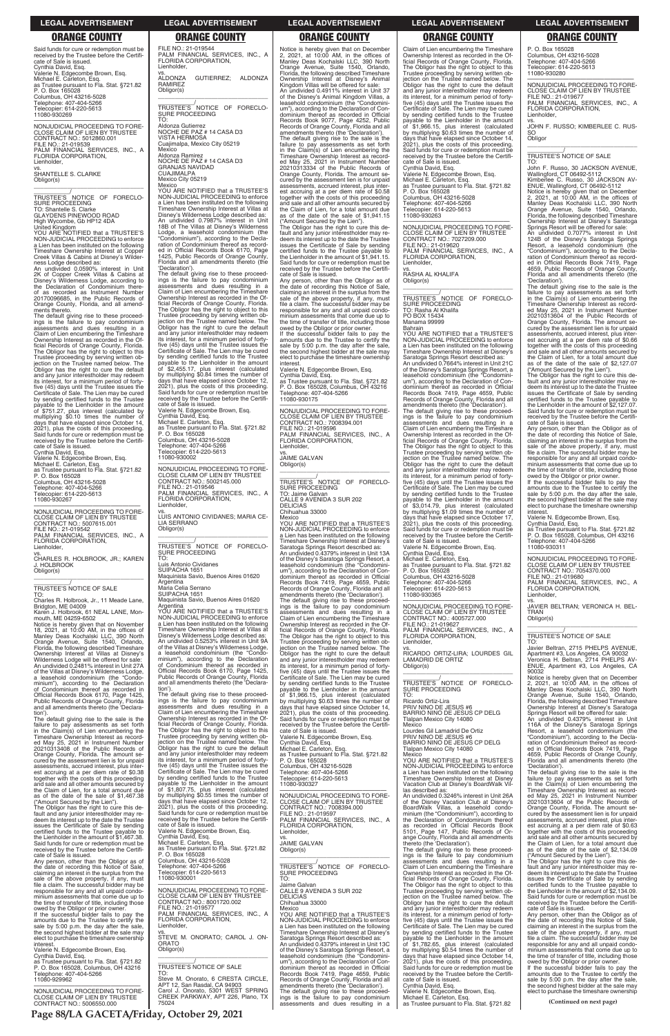LEGAL ADVERTISEMENT

ORANGE COUNTY

Said funds for cure or redemption must be received by the Trustee before the Certificate of Sale is issued.
Cynthia David, Esq.
Valerie N. Edgecombe Brown, Esq.
Michael E. Carleton, Esq.
as Trustee pursuant to Fla. Stat. §721.82
P. O. Box 165028
Columbus, OH 43216-5028
Telephone: 407-404-5266
Telecopier: 614-220-5613
11080-930269

—————————————————

NONJUDICIAL PROCEEDING TO FORECLOSE CLAIM OF LIEN BY TRUSTEE
CONTRACT NO.: 5012860.001
FILE NO.: 21-019539
PALM FINANCIAL SERVICES, INC., A FLORIDA CORPORATION,
Lienholder,
vs.
SHANTELLE S. CLARKE
Obligor(s)

_______________________________/

TRUSTEE'S NOTICE OF FORECLOSURE PROCEEDING
TO: Shantelle S. Clarke
GLAYDENS PINEWOOD ROAD
High Wycombe, Gb HP12 4DA
United Kingdom
YOU ARE NOTIFIED that a TRUSTEE'S NON-JUDICIAL PROCEEDING to enforce a Lien has been instituted on the following Timeshare Ownership Interest at Copper Creek Villas & Cabins at Disney's Wilderness Lodge described as:
An undivided 0.0590% interest in Unit 2K of Copper Creek Villas & Cabins at Disney's Wilderness Lodge, according to the Declaration of Condominium thereof as recorded as Instrument Number 20170096685, in the Public Records of Orange County, Florida, and all amendments thereto.
The default giving rise to these proceedings is the failure to pay condominium assessments and dues resulting in a Claim of Lien encumbering the Timeshare Ownership Interest as recorded in the Official Records of Orange County, Florida. The Obligor has the right to object to this Trustee proceeding by serving written objection on the Trustee named below. The Obligor has the right to cure the default and any junior interestholder may redeem its interest, for a minimum period of forty-five (45) days until the Trustee issues the Certificate of Sale. The Lien may be cured by sending certified funds to the Trustee payable to the Lienholder in the amount of $751.27, plus interest (calculated by multiplying $0.10 times the number of days that have elapsed since October 14, 2021), plus the costs of this proceeding. Said funds for cure or redemption must be received by the Trustee before the Certificate of Sale is issued.
Cynthia David, Esq.
Valerie N. Edgecombe Brown, Esq.
Michael E. Carleton, Esq.
as Trustee pursuant to Fla. Stat. §721.82
P. O. Box 165028
Columbus, OH 43216-5028
Telephone: 407-404-5266
Telecopier: 614-220-5613
11080-930267

—————————————————

NONJUDICIAL PROCEEDING TO FORECLOSE CLAIM OF LIEN BY TRUSTEE
CONTRACT NO.: 5007615.001
FILE NO.: 21-019542
PALM FINANCIAL SERVICES, INC., A FLORIDA CORPORATION,
Lienholder,
vs.
CHARLES R. HOLBROOK, JR.; KAREN J. HOLBROOK
Obligor(s)

_______________________________/

TRUSTEE'S NOTICE OF SALE
TO:
Charles R. Holbrook, Jr., 11 Meade Lane, Bridgton, ME 04009
Karen J. Holbrook, 61 NEAL LANE, Monmouth, ME 04259-6502
Notice is hereby given that on November 18, 2021, at 10:00 AM, in the offices of Manley Deas Kochalski LLC, 390 North Orange Avenue, Suite 1540, Orlando, Florida, the following described Timeshare Ownership Interest at Villas at Disney's Wilderness Lodge will be offered for sale:
An undivided 0.2481% interest in Unit 27A of the Villas at Disney's Wilderness Lodge, a leasehold condominium (the "Condominium"), according to the Declaration of Condominium thereof as recorded in Official Records Book 6170, Page 1425, Public Records of Orange County, Florida and all amendments thereto (the 'Declaration').
The default giving rise to the sale is the failure to pay assessments as set forth in the Claim(s) of Lien encumbering the Timeshare Ownership Interest as recorded May 25, 2021 in Instrument Number 20210313408 of the Public Records of Orange County, Florida. The amount secured by the assessment lien is for unpaid assessments, accrued interest, plus interest accruing at a per diem rate of $0.38 together with the costs of this proceeding and sale and all other amounts secured by the Claim of Lien, for a total amount due as of the date of the sale of $1,467.38 ("Amount Secured by the Lien").
The Obligor has the right to cure this default and any junior interestholder may redeem its interest up to the date the Trustee issues the Certificate of Sale by sending certified funds to the Trustee payable to the Lienholder in the amount of $1,467.38. Said funds for cure or redemption must be received by the Trustee before the Certificate of Sale is issued.
Any person, other than the Obligor as of the date of recording this Notice of Sale, claiming an interest in the surplus from the sale of the above property, if any, must file a claim. The successful bidder may be responsible for any and all unpaid condominium assessments that come due up to the time of transfer of title, including those owed by the Obligor or prior owner.
If the successful bidder fails to pay the amounts due to the Trustee to certify the sale by 5:00 p.m. the day after the sale, the second highest bidder at the sale may elect to purchase the timeshare ownership interest.
Valerie N. Edgecombe Brown, Esq.
Cynthia David, Esq.
as Trustee pursuant to Fla. Stat. §721.82
P. O. Box 165028, Columbus, OH 43216
Telephone: 407-404-5266
11080-929962

—————————————————

NONJUDICIAL PROCEEDING TO FORECLOSE CLAIM OF LIEN BY TRUSTEE
CONTRACT NO.: 5006550.000
FILE NO.: 21-019544
PALM FINANCIAL SERVICES, INC., A FLORIDA CORPORATION,
Lienholder,
vs.
ALDONZA GUTIERREZ; ALDONZA RAMIREZ
Obligor(s)

_______________________________/

TRUSTEE'S NOTICE OF FORECLOSURE PROCEEDING
TO:
Aldonza Gutierrez
NOCHE DE PAZ # 14 CASA D3
VISTA HERMOSA
Cuajimalpa, Mexico City 05219
Mexico
Aldonza Ramirez
NOCHE DE PAZ # 14 CASA D3
GRANJAS NAVIDAD
CUAJIMALPA
Mexico City 05219
Mexico
YOU ARE NOTIFIED that a TRUSTEE'S NON-JUDICIAL PROCEEDING to enforce a Lien has been instituted on the following Timeshare Ownership Interest at Villas at Disney's Wilderness Lodge described as:
An undivided 0.7987% interest in Unit 18B of The Villas at Disney's Wilderness Lodge, a leasehold condominium (the "Condominium"), according to the Declaration of Condominium thereof as recorded in Official Records Book 6170, Page 1425, Public Records of Orange County, Florida and all amendments thereto (the 'Declaration').
The default giving rise to these proceedings is the failure to pay condominium assessments and dues resulting in a Claim of Lien encumbering the Timeshare Ownership Interest as recorded in the Official Records of Orange County, Florida. The Obligor has the right to object to this Trustee proceeding by serving written objection on the Trustee named below. The Obligor has the right to cure the default and any junior interestholder may redeem its interest, for a minimum period of forty-five (45) days until the Trustee issues the Certificate of Sale. The Lien may be cured by sending certified funds to the Trustee payable to the Lienholder in the amount of $2,455.17, plus interest (calculated by multiplying $0.84 times the number of days that have elapsed since October 12, 2021), plus the costs of this proceeding. Said funds for cure or redemption must be received by the Trustee before the Certificate of Sale is issued.
Valerie N. Edgecombe Brown, Esq.
Cynthia David, Esq.
Michael E. Carleton, Esq.
as Trustee pursuant to Fla. Stat. §721.82
P. O. Box 165028
Columbus, OH 43216-5028
Telephone: 407-404-5266
Telecopier: 614-220-5613
11080-930002

—————————————————

NONJUDICIAL PROCEEDING TO FORECLOSE CLAIM OF LIEN BY TRUSTEE
CONTRACT NO.: 5002145.000
FILE NO.: 21-019546
PALM FINANCIAL SERVICES, INC., A FLORIDA CORPORATION,
Lienholder,
vs.
LUIS ANTONIO CIVIDANES; MARIA CELIA SERRANO
Obligor(s)

_______________________________/

TRUSTEE'S NOTICE OF FORECLOSURE PROCEEDING
TO:
Luis Antonio Cividanes
SUIPACHA 1651
Maquinista Savio, Buenos Aires 01620
Argentina
Maria Celia Serrano
SUIPACHA 1651
Maquinista Savio, Buenos Aires 01620
Argentina
YOU ARE NOTIFIED that a TRUSTEE'S NON-JUDICIAL PROCEEDING to enforce a Lien has been instituted on the following Timeshare Ownership Interest at Villas at Disney's Wilderness Lodge described as:
An undivided 0.5253% interest in Unit 9A of the Villas at Disney's Wilderness Lodge, a leasehold condominium (the "Condominium"), according to the Declaration of Condominium thereof as recorded in Official Records Book 6170, Page 1425, Public Records of Orange County, Florida and all amendments thereto (the 'Declaration').
The default giving rise to these proceedings is the failure to pay condominium assessments and dues resulting in a Claim of Lien encumbering the Timeshare Ownership Interest as recorded in the Official Records of Orange County, Florida. The Obligor has the right to object to this Trustee proceeding by serving written objection on the Trustee named below. The Obligor has the right to cure the default and any junior interestholder may redeem its interest, for a minimum period of forty-five (45) days until the Trustee issues the Certificate of Sale. The Lien may be cured by sending certified funds to the Trustee payable to the Lienholder in the amount of $1,807.75, plus interest (calculated by multiplying $0.55 times the number of days that have elapsed since October 12, 2021), plus the costs of this proceeding. Said funds for cure or redemption must be received by the Trustee before the Certificate of Sale is issued.
Valerie N. Edgecombe Brown, Esq.
Cynthia David, Esq.
Michael E. Carleton, Esq.
as Trustee pursuant to Fla. Stat. §721.82
P. O. Box 165028
Columbus, OH 43216-5028
Telephone: 407-404-5266
Telecopier: 614-220-5613
11080-930001

—————————————————

NONJUDICIAL PROCEEDING TO FORECLOSE CLAIM OF LIEN BY TRUSTEE
CONTRACT NO.: 8001720.002
FILE NO.: 21-019577
PALM FINANCIAL SERVICES, INC., A FLORIDA CORPORATION,
Lienholder,
vs.
STEVE M. ONORATO; CAROL J. ONORATO
Obligor(s)

_______________________________/

TRUSTEE'S NOTICE OF SALE
TO:
Steve M. Onorato, 6 CRESTA CIRCLE, APT 12, San Rafael, CA 94903
Carol J. Onorato, 5301 WEST SPRING CREEK PARKWAY, APT 226, Plano, TX 75024
Notice is hereby given that on December 2, 2021, at 10:00 AM, in the offices of Manley Deas Kochalski LLC, 390 North Orange Avenue, Suite 1540, Orlando, Florida, the following described Timeshare Ownership Interest at Disney's Animal Kingdom Villas will be offered for sale:
An undivided 0.4911% interest in Unit 37 of the Disney's Animal Kingdom Villas, a leasehold condominium (the "Condominium"), according to the Declaration of Condominium thereof as recorded in Official Records Book 9077, Page 4252, Public Records of Orange County, Florida and all amendments thereto (the 'Declaration').
The default giving rise to the sale is the failure to pay assessments as set forth in the Claim(s) of Lien encumbering the Timeshare Ownership Interest as recorded May 25, 2021 in Instrument Number 20210313334 of the Public Records of Orange County, Florida. The amount secured by the assessment lien is for unpaid assessments, accrued interest, plus interest accruing at a per diem rate of $0.58 together with the costs of this proceeding and sale and all other amounts secured by the Claim of Lien, for a total amount due as of the date of the sale of $1,941.15 ("Amount Secured by the Lien").
The Obligor has the right to cure this default and any junior interestholder may redeem its interest up to the date the Trustee issues the Certificate of Sale by sending certified funds to the Trustee payable to the Lienholder in the amount of $1,941.15. Said funds for cure or redemption must be received by the Trustee before the Certificate of Sale is issued.
Any person, other than the Obligor as of the date of recording this Notice of Sale, claiming an interest in the surplus from the sale of the above property, if any, must file a claim. The successful bidder may be responsible for any and all unpaid condominium assessments that come due up to the time of transfer of title, including those owed by the Obligor or prior owner.
If the successful bidder fails to pay the amounts due to the Trustee to certify the sale by 5:00 p.m. the day after the sale, the second highest bidder at the sale may elect to purchase the timeshare ownership interest.
Valerie N. Edgecombe Brown, Esq.
Cynthia David, Esq.
as Trustee pursuant to Fla. Stat. §721.82
P. O. Box 165028, Columbus, OH 43216
Telephone: 407-404-5266
11080-930175

—————————————————

NONJUDICIAL PROCEEDING TO FORECLOSE CLAIM OF LIEN BY TRUSTEE
CONTRACT NO.: 7008394.001
FILE NO.: 21-019596
PALM FINANCIAL SERVICES, INC., A FLORIDA CORPORATION,
Lienholder,
vs.
JAIME GALVAN
Obligor(s)

_______________________________/

TRUSTEE'S NOTICE OF FORECLOSURE PROCEEDING
TO: Jaime Galvan
CALLE 9 AVENIDA 3 SUR 202
DELICIAS
Chihuahua 33000
Mexico
YOU ARE NOTIFIED that a TRUSTEE'S NON-JUDICIAL PROCEEDING to enforce a Lien has been instituted on the following Timeshare Ownership Interest at Disney's Saratoga Springs Resort described as:
An undivided 0.4379% interest in Unit 13A of the Disney's Saratoga Springs Resort, a leasehold condominium (the "Condominium"), according to the Declaration of Condominium thereof as recorded in Official Records Book 7419, Page 4659, Public Records of Orange County, Florida and all amendments thereto (the 'Declaration').
The default giving rise to these proceedings is the failure to pay condominium assessments and dues resulting in a Claim of Lien encumbering the Timeshare Ownership Interest as recorded in the Official Records of Orange County, Florida. The Obligor has the right to object to this Trustee proceeding by serving written objection on the Trustee named below. The Obligor has the right to cure the default and any junior interestholder may redeem its interest, for a minimum period of forty-five (45) days until the Trustee issues the Certificate of Sale. The Lien may be cured by sending certified funds to the Trustee payable to the Lienholder in the amount of $1,966.15, plus interest (calculated by multiplying $0.63 times the number of days that have elapsed since October 14, 2021), plus the costs of this proceeding. Said funds for cure or redemption must be received by the Trustee before the Certificate of Sale is issued.
Valerie N. Edgecombe Brown, Esq.
Cynthia David, Esq.
Michael E. Carleton, Esq.
as Trustee pursuant to Fla. Stat. §721.82
P. O. Box 165028
Columbus, OH 43216-5028
Telephone: 407-404-5266
Telecopier: 614-220-5613
11080-930327

—————————————————

NONJUDICIAL PROCEEDING TO FORECLOSE CLAIM OF LIEN BY TRUSTEE
CONTRACT NO.: 7008394.000
FILE NO.: 21-019597
PALM FINANCIAL SERVICES, INC., A FLORIDA CORPORATION,
Lienholder,
vs.
JAIME GALVAN
Obligor(s)

_______________________________/

TRUSTEE'S NOTICE OF FORECLOSURE PROCEEDING
TO:
Jaime Galvan
CALLE 9 AVENIDA 3 SUR 202
DELICIAS
Chihuahua 33000
Mexico
YOU ARE NOTIFIED that a TRUSTEE'S NON-JUDICIAL PROCEEDING to enforce a Lien has been instituted on the following Timeshare Ownership Interest at Disney's Saratoga Springs Resort described as:
An undivided 0.4379% interest in Unit 13C of the Disney's Saratoga Springs Resort, a leasehold condominium (the "Condominium"), according to the Declaration of Condominium thereof as recorded in Official Records Book 7419, Page 4659, Public Records of Orange County, Florida and all amendments thereto (the 'Declaration').
The default giving rise to these proceedings is the failure to pay condominium assessments and dues resulting in a Claim of Lien encumbering the Timeshare Ownership Interest as recorded in the Official Records of Orange County, Florida. The Obligor has the right to object to this Trustee proceeding by serving written objection on the Trustee named below. The Obligor has the right to cure the default and any junior interestholder may redeem its interest, for a minimum period of forty-five (45) days until the Trustee issues the Certificate of Sale. The Lien may be cured by sending certified funds to the Trustee payable to the Lienholder in the amount of $1,966.15, plus interest (calculated by multiplying $0.63 times the number of days that have elapsed since October 14, 2021), plus the costs of this proceeding. Said funds for cure or redemption must be received by the Trustee before the Certificate of Sale is issued.
Cynthia David, Esq.
Valerie N. Edgecombe Brown, Esq.
Michael E. Carleton, Esq.
as Trustee pursuant to Fla. Stat. §721.82
P. O. Box 165028
Columbus, OH 43216-5028
Telephone: 407-404-5266
Telecopier: 614-220-5613
11080-930263

—————————————————

NONJUDICIAL PROCEEDING TO FORECLOSE CLAIM OF LIEN BY TRUSTEE
CONTRACT NO.: 7027209.000
FILE NO.: 21-019620
PALM FINANCIAL SERVICES, INC., A FLORIDA CORPORATION,
Lienholder,
vs.
RASHA AL KHALIFA
Obligor(s)

_______________________________/

TRUSTEE'S NOTICE OF FORECLOSURE PROCEEDING
TO: Rasha Al Khalifa
PO BOX 15434
Manama 99999
Bahrain
YOU ARE NOTIFIED that a TRUSTEE'S NON-JUDICIAL PROCEEDING to enforce a Lien has been instituted on the following Timeshare Ownership Interest at Disney's Saratoga Springs Resort described as:
An undivided 0.7664% interest in Unit 21C of the Disney's Saratoga Springs Resort, a leasehold condominium (the "Condominium"), according to the Declaration of Condominium thereof as recorded in Official Records Book 7419, Page 4659, Public Records of Orange County, Florida and all amendments thereto (the 'Declaration').
The default giving rise to these proceedings is the failure to pay condominium assessments and dues resulting in a Claim of Lien encumbering the Timeshare Ownership Interest as recorded in the Official Records of Orange County, Florida. The Obligor has the right to object to this Trustee proceeding by serving written objection on the Trustee named below. The Obligor has the right to cure the default and any junior interestholder may redeem its interest, for a minimum period of forty-five (45) days until the Trustee issues the Certificate of Sale. The Lien may be cured by sending certified funds to the Trustee payable to the Lienholder in the amount of $3,014.79, plus interest (calculated by multiplying $1.09 times the number of days that have elapsed since October 17, 2021), plus the costs of this proceeding. Said funds for cure or redemption must be received by the Trustee before the Certificate of Sale is issued.
Valerie N. Edgecombe Brown, Esq.
Cynthia David, Esq.
Michael E. Carleton, Esq.
as Trustee pursuant to Fla. Stat. §721.82
P. O. Box 165028
Columbus, OH 43216-5028
Telephone: 407-404-5266
Telecopier: 614-220-5613
11080-930365

—————————————————

NONJUDICIAL PROCEEDING TO FORECLOSE CLAIM OF LIEN BY TRUSTEE
CONTRACT NO.: 4005727.000
FILE NO.: 21-019627
PALM FINANCIAL SERVICES, INC., A FLORIDA CORPORATION,
Lienholder,
vs.
RICARDO ORTIZ-LIRA; LOURDES GIL LAMADRID DE ORTIZ
Obligor(s)

_______________________________/

TRUSTEE'S NOTICE OF FORECLOSURE PROCEEDING
TO:
Ricardo Ortiz-Lira
PRIV NINO DE JESUS #6
BARRIO NINO DE JESUS CP DELG
Tlalpan Mexico City 14080
Mexico
Lourdes Gil Lamadrid De Ortiz
PRIV NINO DE JESUS #6
BARRIO NINO DE JESUS CP DELG
Tlalpan Mexico City 14080
Mexico
YOU ARE NOTIFIED that a TRUSTEE'S NON-JUDICIAL PROCEEDING to enforce a Lien has been instituted on the following Timeshare Ownership Interest at Disney Vacation Club at Disney's BoardWalk Villas described as:
An undivided 0.3246% interest in Unit 26A of the Disney Vacation Club at Disney's BoardWalk Villas, a leasehold condominium (the "Condominium"), according to the Declaration of Condominium thereof as recorded in Official Records Book 5101, Page 147, Public Records of Orange County, Florida and all amendments thereto (the 'Declaration').
The default giving rise to these proceedings is the failure to pay condominium assessments and dues resulting in a Claim of Lien encumbering the Timeshare Ownership Interest as recorded in the Official Records of Orange County, Florida. The Obligor has the right to object to this Trustee proceeding by serving written objection on the Trustee named below. The Obligor has the right to cure the default and any junior interestholder may redeem its interest, for a minimum period of forty-five (45) days until the Trustee issues the Certificate of Sale. The Lien may be cured by sending certified funds to the Trustee payable to the Lienholder in the amount of $1,782.65, plus interest (calculated by multiplying $0.54 times the number of days that have elapsed since October 14, 2021), plus the costs of this proceeding. Said funds for cure or redemption must be received by the Trustee before the Certificate of Sale is issued.
Cynthia David, Esq.
Valerie N. Edgecombe Brown, Esq.
Michael E. Carleton, Esq.
as Trustee pursuant to Fla. Stat. §721.82
P. O. Box 165028
Columbus, OH 43216-5028
Telephone: 407-404-5266
Telecopier: 614-220-5613
11080-930280

—————————————————

NONJUDICIAL PROCEEDING TO FORECLOSE CLAIM OF LIEN BY TRUSTEE
FILE NO.: 21-019677
PALM FINANCIAL SERVICES, INC., A FLORIDA CORPORATION,
Lienholder,
vs.
JOHN F. RUSSO; KIMBERLEE C. RUSSO
Obligor

_______________________________/

TRUSTEE'S NOTICE OF SALE
TO:
John F. Russo, 30 JACKSON AVENUE, Wallingford, CT 06492-5112
Kimberlee C. Russo, 30 JACKSON AVENUE, Wallingford, CT 06492-5112
Notice is hereby given that on December 2, 2021, at 10:00 AM, in the offices of Manley Deas Kochalski LLC, 390 North Orange Avenue, Suite 1540, Orlando, Florida, the following described Timeshare Ownership Interest at Disney's Saratoga Springs Resort will be offered for sale:
An undivided 0.7077% interest in Unit 124B of the Disney's Saratoga Springs Resort, a leasehold condominium (the "Condominium"), according to the Declaration of Condominium thereof as recorded in Official Records Book 7419, Page 4659, Public Records of Orange County, Florida and all amendments thereto (the 'Declaration').
The default giving rise to the sale is the failure to pay assessments as set forth in the Claim(s) of Lien encumbering the Timeshare Ownership Interest as recorded May 25, 2021 in Instrument Number 20210313604 of the Public Records of Orange County, Florida. The amount secured by the assessment lien is for unpaid assessments, accrued interest, plus interest accruing at a per diem rate of $0.66 together with the costs of this proceeding and sale and all other amounts secured by the Claim of Lien, for a total amount due as of the date of the sale of $2,127.07 ("Amount Secured by the Lien").
The Obligor has the right to cure this default and any junior interestholder may redeem its interest up to the date the Trustee issues the Certificate of Sale by sending certified funds to the Trustee payable to the Lienholder in the amount of $2,127.07. Said funds for cure or redemption must be received by the Trustee before the Certificate of Sale is issued.
Any person, other than the Obligor as of the date of recording this Notice of Sale, claiming an interest in the surplus from the sale of the above property, if any, must file a claim. The successful bidder may be responsible for any and all unpaid condominium assessments that come due up to the time of transfer of title, including those owed by the Obligor or prior owner.
If the successful bidder fails to pay the amounts due to the Trustee to certify the sale by 5:00 p.m. the day after the sale, the second highest bidder at the sale may elect to purchase the timeshare ownership interest.
Valerie N. Edgecombe Brown, Esq.
Cynthia David, Esq.
as Trustee pursuant to Fla. Stat. §721.82
P. O. Box 165028, Columbus, OH 43216
Telephone: 407-404-5266
11080-930311

—————————————————

NONJUDICIAL PROCEEDING TO FORECLOSE CLAIM OF LIEN BY TRUSTEE
CONTRACT NO.: 7054370.000
FILE NO.: 21-019680
PALM FINANCIAL SERVICES, INC., A FLORIDA CORPORATION,
Lienholder,
vs.
JAVIER BELTRAN; VERONICA H. BELTRAN
Obligor(s)

_______________________________/

TRUSTEE'S NOTICE OF SALE
TO:
Javier Beltran, 2715 PHELPS AVENUE, Apartment #3, Los Angeles, CA 90032
Veronica H. Beltran, 2714 PHELPS AVENUE, Apartment #3, Los Angeles, CA 90032
Notice is hereby given that on December 2, 2021, at 10:00 AM, in the offices of Manley Deas Kochalski LLC, 390 North Orange Avenue, Suite 1540, Orlando, Florida, the following described Timeshare Ownership Interest at Disney's Saratoga Springs Resort will be offered for sale:
An undivided 0.4379% interest in Unit 116A of the Disney's Saratoga Springs Resort, a leasehold condominium (the "Condominium"), according to the Declaration of Condominium thereof as recorded in Official Records Book 7419, Page 4659, Public Records of Orange County, Florida and all amendments thereto (the 'Declaration').
The default giving rise to the sale is the failure to pay assessments as set forth in the Claim(s) of Lien encumbering the Timeshare Ownership Interest as recorded May 25, 2021 in Instrument Number 20210313604 of the Public Records of Orange County, Florida. The amount secured by the assessment lien is for unpaid assessments, accrued interest, plus interest accruing at a per diem rate of $0.63 together with the costs of this proceeding and sale and all other amounts secured by the Claim of Lien, for a total amount due as of the date of the sale of $2,134.09 ("Amount Secured by the Lien").
The Obligor has the right to cure this default and any junior interestholder may redeem its interest up to the date the Trustee issues the Certificate of Sale by sending certified funds to the Trustee payable to the Lienholder in the amount of $2,134.09. Said funds for cure or redemption must be received by the Trustee before the Certificate of Sale is issued.
Any person, other than the Obligor as of the date of recording this Notice of Sale, claiming an interest in the surplus from the sale of the above property, if any, must file a claim. The successful bidder may be responsible for any and all unpaid condominium assessments that come due up to the time of transfer of title, including those owed by the Obligor or prior owner.
If the successful bidder fails to pay the amounts due to the Trustee to certify the sale by 5:00 p.m. the day after the sale, the second highest bidder at the sale may elect to purchase the timeshare ownership interest.

**(Continued on next page)**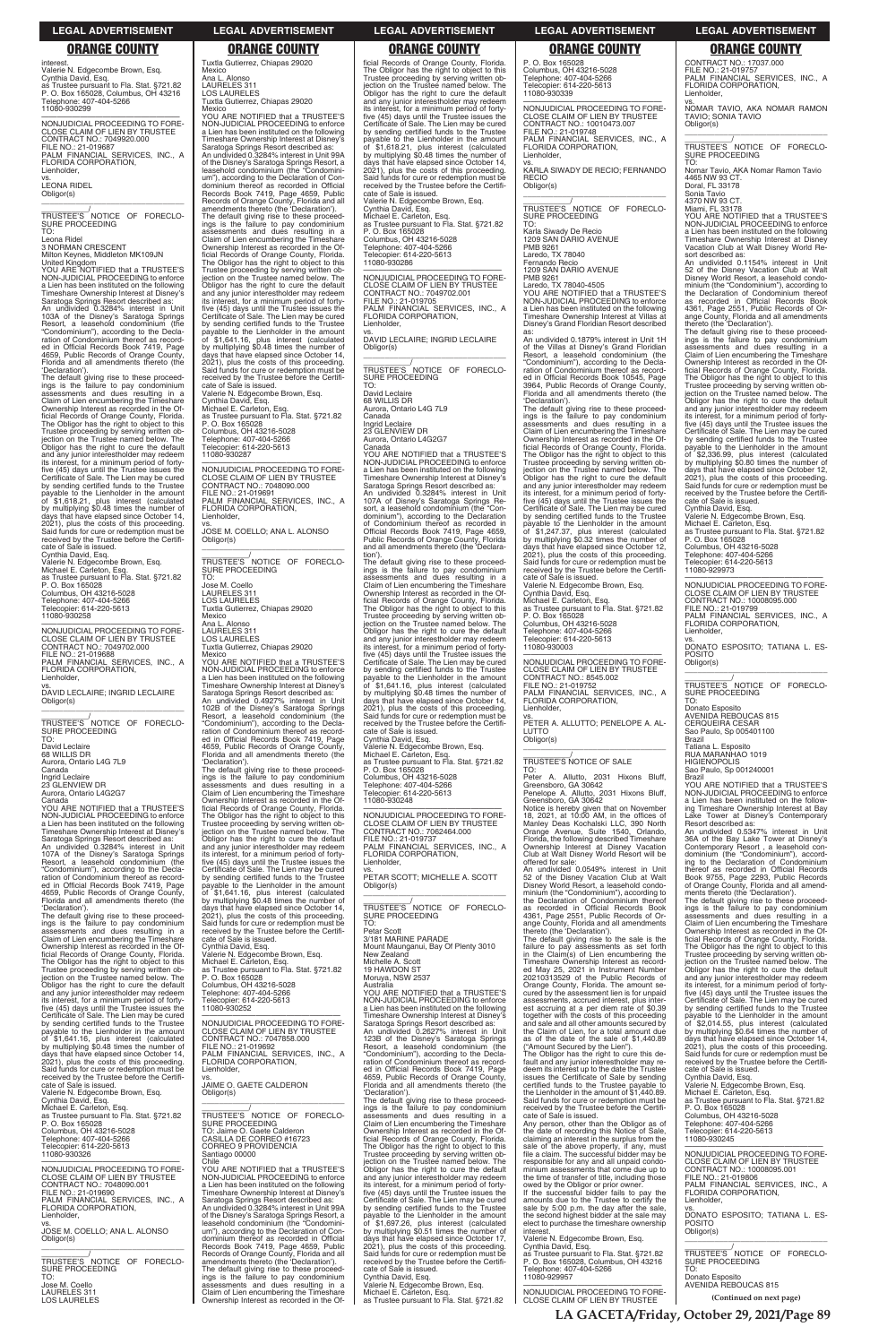interest.
Valerie N. Edgecombe Brown, Esq.
Cynthia David, Esq.
as Trustee pursuant to Fla. Stat. §721.82
P. O. Box 165028, Columbus, OH 43216
Telephone: 407-404-5266
11080-930299

NONJUDICIAL PROCEEDING TO FORECLOSE CLAIM OF LIEN BY TRUSTEE
CONTRACT NO.: 7049920.000
FILE NO.: 21-019687
PALM FINANCIAL SERVICES, INC., A FLORIDA CORPORATION,
Lienholder,
vs.
LEONA RIDEL
Obligor(s)
_______________/
TRUSTEE'S NOTICE OF FORECLOSURE PROCEEDING
TO:
Leona Ridel
3 NORMAN CRESCENT
Milton Keynes, Middleton MK109JN
United Kingdom
YOU ARE NOTIFIED that a TRUSTEE'S NON-JUDICIAL PROCEEDING to enforce a Lien has been instituted on the following Timeshare Ownership Interest at Disney's Saratoga Springs Resort described as:
An undivided 0.3284% interest in Unit 103A of the Disney's Saratoga Springs Resort, a leasehold condominium (the "Condominium"), according to the Declaration of Condominium thereof as recorded in Official Records Book 7419, Page 4659, Public Records of Orange County, Florida and all amendments thereto (the 'Declaration').
The default giving rise to these proceedings is the failure to pay condominium assessments and dues resulting in a Claim of Lien encumbering the Timeshare Ownership Interest as recorded in the Official Records of Orange County, Florida. The Obligor has the right to object to this Trustee proceeding by serving written objection on the Trustee named below. The Obligor has the right to cure the default and any junior interestholder may redeem its interest, for a minimum period of forty-five (45) days until the Trustee issues the Certificate of Sale. The Lien may be cured by sending certified funds to the Trustee payable to the Lienholder in the amount of $1,618.21, plus interest (calculated by multiplying $0.48 times the number of days that have elapsed since October 14, 2021), plus the costs of this proceeding. Said funds for cure or redemption must be received by the Trustee before the Certificate of Sale is issued.
Cynthia David, Esq.
Valerie N. Edgecombe Brown, Esq.
Michael E. Carleton, Esq.
as Trustee pursuant to Fla. Stat. §721.82
P. O. Box 165028
Columbus, OH 43216-5028
Telephone: 407-404-5266
Telecopier: 614-220-5613
11080-930258

NONJUDICIAL PROCEEDING TO FORECLOSE CLAIM OF LIEN BY TRUSTEE
CONTRACT NO.: 7049702.000
FILE NO.: 21-019688
PALM FINANCIAL SERVICES, INC., A FLORIDA CORPORATION,
Lienholder,
vs.
DAVID LECLAIRE; INGRID LECLAIRE
Obligor(s)
_______________/
TRUSTEE'S NOTICE OF FORECLOSURE PROCEEDING
TO:
David Leclaire
68 WILLIS DR
Aurora, Ontario L4G 7L9
Canada
Ingrid Leclaire
23 GLENVIEW DR
Aurora, Ontario L4G2G7
Canada
YOU ARE NOTIFIED that a TRUSTEE'S NON-JUDICIAL PROCEEDING to enforce a Lien has been instituted on the following Timeshare Ownership Interest at Disney's Saratoga Springs Resort described as:
An undivided 0.3284% interest in Unit 107A of the Disney's Saratoga Springs Resort, a leasehold condominium (the "Condominium"), according to the Declaration of Condominium thereof as recorded in Official Records Book 7419, Page 4659, Public Records of Orange County, Florida and all amendments thereto (the 'Declaration').
The default giving rise to these proceedings is the failure to pay condominium assessments and dues resulting in a Claim of Lien encumbering the Timeshare Ownership Interest as recorded in the Official Records of Orange County, Florida. The Obligor has the right to object to this Trustee proceeding by serving written objection on the Trustee named below. The Obligor has the right to cure the default and any junior interestholder may redeem its interest, for a minimum period of forty-five (45) days until the Trustee issues the Certificate of Sale. The Lien may be cured by sending certified funds to the Trustee payable to the Lienholder in the amount of $1,641.16, plus interest (calculated by multiplying $0.48 times the number of days that have elapsed since October 14, 2021), plus the costs of this proceeding. Said funds for cure or redemption must be received by the Trustee before the Certificate of Sale is issued.
Valerie N. Edgecombe Brown, Esq.
Cynthia David, Esq.
Michael E. Carleton, Esq.
as Trustee pursuant to Fla. Stat. §721.82
P. O. Box 165028
Columbus, OH 43216-5028
Telephone: 407-404-5266
Telecopier: 614-220-5613
11080-930326

NONJUDICIAL PROCEEDING TO FORECLOSE CLAIM OF LIEN BY TRUSTEE
CONTRACT NO.: 7048090.001
FILE NO.: 21-019690
PALM FINANCIAL SERVICES, INC., A FLORIDA CORPORATION,
Lienholder,
vs.
JOSE M. COELLO; ANA L. ALONSO
Obligor(s)
_______________/
TRUSTEE'S NOTICE OF FORECLOSURE PROCEEDING
TO:
Jose M. Coello
LAURELES 311
LOS LAURELES
Tuxtla Gutierrez, Chiapas 29020
Mexico
Ana L. Alonso
LAURELES 311
LOS LAURELES
Tuxtla Gutierrez, Chiapas 29020
Mexico
YOU ARE NOTIFIED that a TRUSTEE'S NON-JUDICIAL PROCEEDING to enforce a Lien has been instituted on the following Timeshare Ownership Interest at Disney's Saratoga Springs Resort described as:
An undivided 0.3284% interest in Unit 99A of the Disney's Saratoga Springs Resort, a leasehold condominium (the "Condominium"), according to the Declaration of Condominium thereof as recorded in Official Records Book 7419, Page 4659, Public Records of Orange County, Florida and all amendments thereto (the 'Declaration').
The default giving rise to these proceedings is the failure to pay condominium assessments and dues resulting in a Claim of Lien encumbering the Timeshare Ownership Interest as recorded in the Official Records of Orange County, Florida. The Obligor has the right to object to this Trustee proceeding by serving written objection on the Trustee named below. The Obligor has the right to cure the default and any junior interestholder may redeem its interest, for a minimum period of forty-five (45) days until the Trustee issues the Certificate of Sale. The Lien may be cured by sending certified funds to the Trustee payable to the Lienholder in the amount of $1,641.16, plus interest (calculated by multiplying $0.48 times the number of days that have elapsed since October 14, 2021), plus the costs of this proceeding. Said funds for cure or redemption must be received by the Trustee before the Certificate of Sale is issued.
Valerie N. Edgecombe Brown, Esq.
Cynthia David, Esq.
Michael E. Carleton, Esq.
as Trustee pursuant to Fla. Stat. §721.82
P. O. Box 165028
Columbus, OH 43216-5028
Telephone: 407-404-5266
Telecopier: 614-220-5613
11080-930287

NONJUDICIAL PROCEEDING TO FORECLOSE CLAIM OF LIEN BY TRUSTEE
CONTRACT NO.: 7048090.000
FILE NO.: 21-019691
PALM FINANCIAL SERVICES, INC., A FLORIDA CORPORATION,
Lienholder,
vs.
JOSE M. COELLO; ANA L. ALONSO
Obligor(s)
_______________/
TRUSTEE'S NOTICE OF FORECLOSURE PROCEEDING
TO:
Jose M. Coello
LAURELES 311
LOS LAURELES
Tuxtla Gutierrez, Chiapas 29020
Mexico
Ana L. Alonso
LAURELES 311
LOS LAURELES
Tuxtla Gutierrez, Chiapas 29020
Mexico
YOU ARE NOTIFIED that a TRUSTEE'S NON-JUDICIAL PROCEEDING to enforce a Lien has been instituted on the following Timeshare Ownership Interest at Disney's Saratoga Springs Resort described as:
An undivided 0.4927% interest in Unit 102B of the Disney's Saratoga Springs Resort, a leasehold condominium (the "Condominium"), according to the Declaration of Condominium thereof as recorded in Official Records Book 7419, Page 4659, Public Records of Orange County, Florida and all amendments thereto (the 'Declaration').
The default giving rise to these proceedings is the failure to pay condominium assessments and dues resulting in a Claim of Lien encumbering the Timeshare Ownership Interest as recorded in the Official Records of Orange County, Florida. The Obligor has the right to object to this Trustee proceeding by serving written objection on the Trustee named below. The Obligor has the right to cure the default and any junior interestholder may redeem its interest, for a minimum period of forty-five (45) days until the Trustee issues the Certificate of Sale. The Lien may be cured by sending certified funds to the Trustee payable to the Lienholder in the amount of $1,641.16, plus interest (calculated by multiplying $0.48 times the number of days that have elapsed since October 14, 2021), plus the costs of this proceeding. Said funds for cure or redemption must be received by the Trustee before the Certificate of Sale is issued.
Cynthia David, Esq.
Valerie N. Edgecombe Brown, Esq.
Michael E. Carleton, Esq.
as Trustee pursuant to Fla. Stat. §721.82
P. O. Box 165028
Columbus, OH 43216-5028
Telephone: 407-404-5266
Telecopier: 614-220-5613
11080-930252

NONJUDICIAL PROCEEDING TO FORECLOSE CLAIM OF LIEN BY TRUSTEE
CONTRACT NO.: 7047858.000
FILE NO.: 21-019692
PALM FINANCIAL SERVICES, INC., A FLORIDA CORPORATION,
Lienholder,
vs.
JAIME O. GAETE CALDERON
Obligor(s)
_______________/
TRUSTEE'S NOTICE OF FORECLOSURE PROCEEDING
TO: Jaime O. Gaete Calderon
CASILLA DE CORREO #16723
CORREO 9 PROVIDENCIA
Santiago 00000
Chile
YOU ARE NOTIFIED that a TRUSTEE'S NON-JUDICIAL PROCEEDING to enforce a Lien has been instituted on the following Timeshare Ownership Interest at Disney's Saratoga Springs Resort described as:
An undivided 0.3284% interest in Unit 99A of the Disney's Saratoga Springs Resort, a leasehold condominium (the "Condominium"), according to the Declaration of Condominium thereof as recorded in Official Records Book 7419, Page 4659, Public Records of Orange County, Florida and all amendments thereto (the 'Declaration').
The default giving rise to these proceedings is the failure to pay condominium assessments and dues resulting in a Claim of Lien encumbering the Timeshare Ownership Interest as recorded in the Official Records of Orange County, Florida. The Obligor has the right to object to this Trustee proceeding by serving written objection on the Trustee named below. The Obligor has the right to cure the default and any junior interestholder may redeem its interest, for a minimum period of forty-five (45) days until the Trustee issues the Certificate of Sale. The Lien may be cured by sending certified funds to the Trustee payable to the Lienholder in the amount of $1,618.21, plus interest (calculated by multiplying $0.48 times the number of days that have elapsed since October 14, 2021), plus the costs of this proceeding. Said funds for cure or redemption must be received by the Trustee before the Certificate of Sale is issued.
Valerie N. Edgecombe Brown, Esq.
Cynthia David, Esq.
Michael E. Carleton, Esq.
as Trustee pursuant to Fla. Stat. §721.82
P. O. Box 165028
Columbus, OH 43216-5028
Telephone: 407-404-5266
Telecopier: 614-220-5613
11080-930286

NONJUDICIAL PROCEEDING TO FORECLOSE CLAIM OF LIEN BY TRUSTEE
CONTRACT NO.: 7049702.001
FILE NO.: 21-019705
PALM FINANCIAL SERVICES, INC., A FLORIDA CORPORATION,
Lienholder,
vs.
DAVID LECLAIRE; INGRID LECLAIRE
Obligor(s)
_______________/
TRUSTEE'S NOTICE OF FORECLOSURE PROCEEDING
TO:
David Leclaire
68 WILLIS DR
Aurora, Ontario L4G 7L9
Canada
Ingrid Leclaire
23 GLENVIEW DR
Aurora, Ontario L4G2G7
Canada
YOU ARE NOTIFIED that a TRUSTEE'S NON-JUDICIAL PROCEEDING to enforce a Lien has been instituted on the following Timeshare Ownership Interest at Disney's Saratoga Springs Resort described as:
An undivided 0.3284% interest in Unit 107A of the Disney's Saratoga Springs Resort, a leasehold condominium (the "Condominium"), according to the Declaration of Condominium thereof as recorded in Official Records Book 7419, Page 4659, Public Records of Orange County, Florida and all amendments thereto (the 'Declaration').
The default giving rise to these proceedings is the failure to pay condominium assessments and dues resulting in a Claim of Lien encumbering the Timeshare Ownership Interest as recorded in the Official Records of Orange County, Florida. The Obligor has the right to object to this Trustee proceeding by serving written objection on the Trustee named below. The Obligor has the right to cure the default and any junior interestholder may redeem its interest, for a minimum period of forty-five (45) days until the Trustee issues the Certificate of Sale. The Lien may be cured by sending certified funds to the Trustee payable to the Lienholder in the amount of $1,641.16, plus interest (calculated by multiplying $0.48 times the number of days that have elapsed since October 14, 2021), plus the costs of this proceeding. Said funds for cure or redemption must be received by the Trustee before the Certificate of Sale is issued.
Cynthia David, Esq.
Valerie N. Edgecombe Brown, Esq.
Michael E. Carleton, Esq.
as Trustee pursuant to Fla. Stat. §721.82
P. O. Box 165028
Columbus, OH 43216-5028
Telephone: 407-404-5266
Telecopier: 614-220-5613
11080-930248

NONJUDICIAL PROCEEDING TO FORECLOSE CLAIM OF LIEN BY TRUSTEE
CONTRACT NO.: 7062464.000
FILE NO.: 21-019737
PALM FINANCIAL SERVICES, INC., A FLORIDA CORPORATION,
Lienholder,
vs.
PETAR SCOTT; MICHELLE A. SCOTT
Obligor(s)
_______________/
TRUSTEE'S NOTICE OF FORECLOSURE PROCEEDING
TO:
Petar Scott
3/181 MARINE PARADE
Mount Maunganui, Bay Of Plenty 3010
New Zealand
Michelle A. Scott
19 HAWDON ST
Moruya, NSW 2537
Australia
YOU ARE NOTIFIED that a TRUSTEE'S NON-JUDICIAL PROCEEDING to enforce a Lien has been instituted on the following Timeshare Ownership Interest at Disney's Saratoga Springs Resort described as:
An undivided 0.2627% interest in Unit 123B of the Disney's Saratoga Springs Resort, a leasehold condominium (the "Condominium"), according to the Declaration of Condominium thereof as recorded in Official Records Book 7419, Page 4659, Public Records of Orange County, Florida and all amendments thereto (the 'Declaration').
The default giving rise to these proceedings is the failure to pay condominium assessments and dues resulting in a Claim of Lien encumbering the Timeshare Ownership Interest as recorded in the Official Records of Orange County, Florida. The Obligor has the right to object to this Trustee proceeding by serving written objection on the Trustee named below. The Obligor has the right to cure the default and any junior interestholder may redeem its interest, for a minimum period of forty-five (45) days until the Trustee issues the Certificate of Sale. The Lien may be cured by sending certified funds to the Trustee payable to the Lienholder in the amount of $1,697.26, plus interest (calculated by multiplying $0.51 times the number of days that have elapsed since October 17, 2021), plus the costs of this proceeding. Said funds for cure or redemption must be received by the Trustee before the Certificate of Sale is issued.
Cynthia David, Esq.
Valerie N. Edgecombe Brown, Esq.
Michael E. Carleton, Esq.
as Trustee pursuant to Fla. Stat. §721.82
P. O. Box 165028
Columbus, OH 43216-5028
Telephone: 407-404-5266
Telecopier: 614-220-5613
11080-930339

NONJUDICIAL PROCEEDING TO FORECLOSE CLAIM OF LIEN BY TRUSTEE
CONTRACT NO.: 10010473.007
FILE NO.: 21-019748
PALM FINANCIAL SERVICES, INC., A FLORIDA CORPORATION,
Lienholder,
vs.
KARLA SIWADY DE RECIO; FERNANDO RECIO
Obligor(s)
_______________/
TRUSTEE'S NOTICE OF FORECLOSURE PROCEEDING
TO:
Karla Siwady De Recio
1209 SAN DARIO AVENUE
PMB 9261
Laredo, TX 78040
Fernando Recio
1209 SAN DARIO AVENUE
PMB 9261
Laredo, TX 78040-4505
YOU ARE NOTIFIED that a TRUSTEE'S NON-JUDICIAL PROCEEDING to enforce a Lien has been instituted on the following Timeshare Ownership Interest at Villas at Disney's Grand Floridian Resort described as:
An undivided 0.1879% interest in Unit 1H of the Villas at Disney's Grand Floridian Resort, a leasehold condominium (the "Condominium"), according to the Declaration of Condominium thereof as recorded in Official Records Book 10545, Page 3964, Public Records of Orange County, Florida and all amendments thereto (the 'Declaration').
The default giving rise to these proceedings is the failure to pay condominium assessments and dues resulting in a Claim of Lien encumbering the Timeshare Ownership Interest as recorded in the Official Records of Orange County, Florida. The Obligor has the right to object to this Trustee proceeding by serving written objection on the Trustee named below. The Obligor has the right to cure the default and any junior interestholder may redeem its interest, for a minimum period of forty-five (45) days until the Trustee issues the Certificate of Sale. The Lien may be cured by sending certified funds to the Trustee payable to the Lienholder in the amount of $1,247.37, plus interest (calculated by multiplying $0.32 times the number of days that have elapsed since October 12, 2021), plus the costs of this proceeding. Said funds for cure or redemption must be received by the Trustee before the Certificate of Sale is issued.
Valerie N. Edgecombe Brown, Esq.
Cynthia David, Esq.
Michael E. Carleton, Esq.
as Trustee pursuant to Fla. Stat. §721.82
P. O. Box 165028
Columbus, OH 43216-5028
Telephone: 407-404-5266
Telecopier: 614-220-5613
11080-930003

NONJUDICIAL PROCEEDING TO FORECLOSE CLAIM OF LIEN BY TRUSTEE
CONTRACT NO.: 8545.002
FILE NO.: 21-019752
PALM FINANCIAL SERVICES, INC., A FLORIDA CORPORATION,
Lienholder,
vs.
PETER A. ALLUTTO; PENELOPE A. ALLUTTO
Obligor(s)
_______________/
TRUSTEE'S NOTICE OF SALE
TO:
Peter A. Allutto, 2031 Hixons Bluff, Greensboro, GA 30642
Penelope A. Allutto, 2031 Hixons Bluff, Greensboro, GA 30642
Notice is hereby given that on November 18, 2021, at 10:00 AM, in the offices of Manley Deas Kochalski LLC, 390 North Orange Avenue, Suite 1540, Orlando, Florida, the following described Timeshare Ownership Interest at Disney Vacation Club at Walt Disney World Resort will be offered for sale:
An undivided 0.0549% interest in Unit 52 of the Disney Vacation Club at Walt Disney World Resort, a leasehold condominium (the "Condominium"), according to the Declaration of Condominium thereof as recorded in Official Records Book 4361, Page 2551, Public Records of Orange County, Florida and all amendments thereto (the 'Declaration').
The default giving rise to the sale is the failure to pay assessments as set forth in the Claim(s) of Lien encumbering the Timeshare Ownership Interest as recorded May 25, 2021 in Instrument Number 20210313529 of the Public Records of Orange County, Florida. The amount secured by the assessment lien is for unpaid assessments, accrued interest, plus interest accruing at a per diem rate of $0.39 together with the costs of this proceeding and sale and all other amounts secured by the Claim of Lien, for a total amount due as of the date of the sale of $1,440.89 ("Amount Secured by the Lien").
The Obligor has the right to cure this default and any junior interestholder may redeem its interest up to the date the Trustee issues the Certificate of Sale by sending certified funds to the Trustee payable to the Lienholder in the amount of $1,440.89. Said funds for cure or redemption must be received by the Trustee before the Certificate of Sale is issued.
Any person, other than the Obligor as of the date of recording this Notice of Sale, claiming an interest in the surplus from the sale of the above property, if any, must file a claim. The successful bidder may be responsible for any and all unpaid condominium assessments that come due up to the time of transfer of title, including those owed by the Obligor or prior owner.
If the successful bidder fails to pay the amounts due to the Trustee to certify the sale by 5:00 p.m. the day after the sale, the second highest bidder at the sale may elect to purchase the timeshare ownership interest.
Valerie N. Edgecombe Brown, Esq.
Cynthia David, Esq.
as Trustee pursuant to Fla. Stat. §721.82
P. O. Box 165028, Columbus, OH 43216
Telephone: 407-404-5266
11080-929957

NONJUDICIAL PROCEEDING TO FORECLOSE CLAIM OF LIEN BY TRUSTEE
CONTRACT NO.: 17037.000
FILE NO.: 21-019757
PALM FINANCIAL SERVICES, INC., A FLORIDA CORPORATION,
Lienholder,
vs.
NOMAR TAVIO, AKA NOMAR RAMON TAVIO; SONIA TAVIO
Obligor(s)
_______________/
TRUSTEE'S NOTICE OF FORECLOSURE PROCEEDING
TO:
Nomar Tavio, AKA Nomar Ramon Tavio
4465 NW 93 CT.
Doral, FL 33178
Sonia Tavio
4370 NW 93 CT.
Miami, FL 33178
YOU ARE NOTIFIED that a TRUSTEE'S NON-JUDICIAL PROCEEDING to enforce a Lien has been instituted on the following Timeshare Ownership Interest at Disney Vacation Club at Walt Disney World Resort described as:
An undivided 0.1154% interest in Unit 52 of the Disney Vacation Club at Walt Disney World Resort, a leasehold condominium (the "Condominium"), according to the Declaration of Condominium thereof as recorded in Official Records Book 4361, Page 2551, Public Records of Orange County, Florida and all amendments thereto (the 'Declaration').
The default giving rise to these proceedings is the failure to pay condominium assessments and dues resulting in a Claim of Lien encumbering the Timeshare Ownership Interest as recorded in the Official Records of Orange County, Florida. The Obligor has the right to object to this Trustee proceeding by serving written objection on the Trustee named below. The Obligor has the right to cure the default and any junior interestholder may redeem its interest, for a minimum period of forty-five (45) days until the Trustee issues the Certificate of Sale. The Lien may be cured by sending certified funds to the Trustee payable to the Lienholder in the amount of $2,336.99, plus interest (calculated by multiplying $0.80 times the number of days that have elapsed since October 12, 2021), plus the costs of this proceeding. Said funds for cure or redemption must be received by the Trustee before the Certificate of Sale is issued.
Cynthia David, Esq.
Valerie N. Edgecombe Brown, Esq.
Michael E. Carleton, Esq.
as Trustee pursuant to Fla. Stat. §721.82
P. O. Box 165028
Columbus, OH 43216-5028
Telephone: 407-404-5266
Telecopier: 614-220-5613
11080-929973

NONJUDICIAL PROCEEDING TO FORECLOSE CLAIM OF LIEN BY TRUSTEE
CONTRACT NO.: 10008095.000
FILE NO.: 21-019799
PALM FINANCIAL SERVICES, INC., A FLORIDA CORPORATION,
Lienholder,
vs.
DONATO ESPOSITO; TATIANA L. ESPOSITO
Obligor(s)
_______________/
TRUSTEE'S NOTICE OF FORECLOSURE PROCEEDING
TO:
Donato Esposito
AVENIDA REBOUCAS 815
CERQUEIRA CESAR
Sao Paulo, Sp 005401100
Brazil
Tatiana L. Esposito
RUA MARANHAO 1019
HIGIENOPOLIS
Sao Paulo, Sp 01240001
Brazil
YOU ARE NOTIFIED that a TRUSTEE'S NON-JUDICIAL PROCEEDING to enforce a Lien has been instituted on the following Timeshare Ownership Interest at Bay Lake Tower at Disney's Contemporary Resort described as:
An undivided 0.5347% interest in Unit 36A of the Bay Lake Tower at Disney's Contemporary Resort , a leasehold condominium (the "Condominium"), according to the Declaration of Condominium thereof as recorded in Official Records Book 9755, Page 2293, Public Records of Orange County, Florida and all amendments thereto (the 'Declaration').
The default giving rise to these proceedings is the failure to pay condominium assessments and dues resulting in a Claim of Lien encumbering the Timeshare Ownership Interest as recorded in the Official Records of Orange County, Florida. The Obligor has the right to object to this Trustee proceeding by serving written objection on the Trustee named below. The Obligor has the right to cure the default and any junior interestholder may redeem its interest, for a minimum period of forty-five (45) days until the Trustee issues the Certificate of Sale. The Lien may be cured by sending certified funds to the Trustee payable to the Lienholder in the amount of $2,014.55, plus interest (calculated by multiplying $0.64 times the number of days that have elapsed since October 14, 2021), plus the costs of this proceeding. Said funds for cure or redemption must be received by the Trustee before the Certificate of Sale is issued.
Cynthia David, Esq.
Valerie N. Edgecombe Brown, Esq.
Michael E. Carleton, Esq.
as Trustee pursuant to Fla. Stat. §721.82
P. O. Box 165028
Columbus, OH 43216-5028
Telephone: 407-404-5266
Telecopier: 614-220-5613
11080-930245

NONJUDICIAL PROCEEDING TO FORECLOSE CLAIM OF LIEN BY TRUSTEE
CONTRACT NO.: 10008095.001
FILE NO.: 21-019806
PALM FINANCIAL SERVICES, INC., A FLORIDA CORPORATION,
Lienholder,
vs.
DONATO ESPOSITO; TATIANA L. ESPOSITO
Obligor(s)
_______________/
TRUSTEE'S NOTICE OF FORECLOSURE PROCEEDING
TO:
Donato Esposito
AVENIDA REBOUCAS 815

**(Continued on next page)**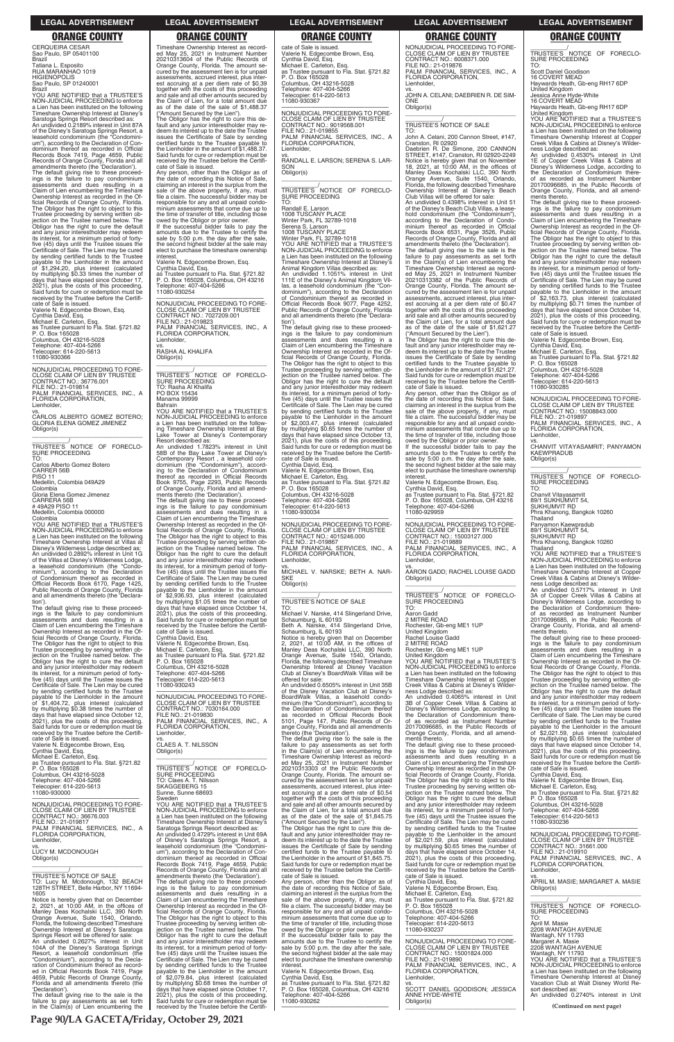CERQUEIRA CESAR
Sao Paulo, SP 05401100
Brazil
Tatiana L. Esposito
RUA MARANHAO 1019
HIGIENOPOLIS
Sao Paulo, SP 01240001
Brazil

YOU ARE NOTIFIED that a TRUSTEE'S NON-JUDICIAL PROCEEDING to enforce a Lien has been instituted on the following Timeshare Ownership Interest at Disney's Saratoga Springs Resort described as:

An undivided 0.2189% interest in Unit 87A of the Disney's Saratoga Springs Resort, a leasehold condominium (the "Condominium"), according to the Declaration of Condominium thereof as recorded in Official Records Book 7419, Page 4659, Public Records of Orange County, Florida and all amendments thereto (the 'Declaration').

The default giving rise to these proceedings is the failure to pay condominium assessments and dues resulting in a Claim of Lien encumbering the Timeshare Ownership Interest as recorded in the Official Records of Orange County, Florida. The Obligor has the right to object to this Trustee proceeding by serving written objection on the Trustee named below. The Obligor has the right to cure the default and any junior interestholder may redeem its interest, for a minimum period of forty-five (45) days until the Trustee issues the Certificate of Sale. The Lien may be cured by sending certified funds to the Trustee payable to the Lienholder in the amount of $1,294.20, plus interest (calculated by multiplying $0.33 times the number of days that have elapsed since October 17, 2021), plus the costs of this proceeding. Said funds for cure or redemption must be received by the Trustee before the Certificate of Sale is issued.

Valerie N. Edgecombe Brown, Esq.
Cynthia David, Esq.
Michael E. Carleton, Esq.
as Trustee pursuant to Fla. Stat. §721.82
P. O. Box 165028
Columbus, OH 43216-5028
Telephone: 407-404-5266
Telecopier: 614-220-5613
11080-930366

---

NONJUDICIAL PROCEEDING TO FORECLOSE CLAIM OF LIEN BY TRUSTEE
CONTRACT NO.: 36776.001
FILE NO.: 21-019814
PALM FINANCIAL SERVICES, INC., A FLORIDA CORPORATION,
Lienholder,
vs.
CARLOS ALBERTO GOMEZ BOTERO; GLORIA ELENA GOMEZ JIMENEZ
Obligor(s)

TRUSTEE'S NOTICE OF FORECLOSURE PROCEEDING
TO:
Carlos Alberto Gomez Botero
CARRER 56B
PISO 11
Medellin, Colombia 049A29
Colombia
Gloria Elena Gomez Jimenez
CARRERA 56B
# 49A29 PISO 11
Medellin, Colombia 000000
Colombia

YOU ARE NOTIFIED that a TRUSTEE'S NON-JUDICIAL PROCEEDING to enforce a Lien has been instituted on the following Timeshare Ownership Interest at Villas at Disney's Wilderness Lodge described as:

An undivided 0.2892% interest in Unit 1G of the Villas at Disney's Wilderness Lodge, a leasehold condominium (the "Condominium"), according to the Declaration of Condominium thereof as recorded in Official Records Book 6170, Page 1425, Public Records of Orange County, Florida and all amendments thereto (the 'Declaration').

The default giving rise to these proceedings is the failure to pay condominium assessments and dues resulting in a Claim of Lien encumbering the Timeshare Ownership Interest as recorded in the Official Records of Orange County, Florida. The Obligor has the right to object to this Trustee proceeding by serving written objection on the Trustee named below. The Obligor has the right to cure the default and any junior interestholder may redeem its interest, for a minimum period of forty-five (45) days until the Trustee issues the Certificate of Sale. The Lien may be cured by sending certified funds to the Trustee payable to the Lienholder in the amount of $1,404.72, plus interest (calculated by multiplying $0.38 times the number of days that have elapsed since October 12, 2021), plus the costs of this proceeding. Said funds for cure or redemption must be received by the Trustee before the Certificate of Sale is issued.

Valerie N. Edgecombe Brown, Esq.
Cynthia David, Esq.
Michael E. Carleton, Esq.
as Trustee pursuant to Fla. Stat. §721.82
P. O. Box 165028
Columbus, OH 43216-5028
Telephone: 407-404-5266
Telecopier: 614-220-5613
11080-930000

---

NONJUDICIAL PROCEEDING TO FORECLOSE CLAIM OF LIEN BY TRUSTEE
CONTRACT NO.: 36676.003
FILE NO.: 21-019817
PALM FINANCIAL SERVICES, INC., A FLORIDA CORPORATION,
Lienholder,
vs.
LUCY M. MCDONOUGH
Obligor(s)

TRUSTEE'S NOTICE OF SALE
TO: Lucy M. Mcdonough, 132 BEACH 128TH STREET, Belle Harbor, NY 11694-1605

Notice is hereby given that on December 2, 2021, at 10:00 AM, in the offices of Manley Deas Kochalski LLC, 390 North Orange Avenue, Suite 1540, Orlando, Florida, the following described Timeshare Ownership Interest at Disney's Saratoga Springs Resort will be offered for sale:

An undivided 0.2627% interest in Unit 104A of the Disney's Saratoga Springs Resort, a leasehold condominium (the "Condominium"), according to the Declaration of Condominium thereof as recorded in Official Records Book 7419, Page 4659, Public Records of Orange County, Florida and all amendments thereto (the 'Declaration').

The default giving rise to the sale is the failure to pay assessments as set forth in the Claim(s) of Lien encumbering the Timeshare Ownership Interest as recorded May 25, 2021 in Instrument Number 20210313604 of the Public Records of Orange County, Florida. The amount secured by the assessment lien is for unpaid assessments, accrued interest, plus interest accruing at a per diem rate of $0.39 together with the costs of this proceeding and sale and all other amounts secured by the Claim of Lien, for a total amount due as of the date of the sale of $1,488.37 ("Amount Secured by the Lien").

The Obligor has the right to cure this default and any junior interestholder may redeem its interest up to the date the Trustee issues the Certificate of Sale by sending certified funds to the Trustee payable to the Lienholder in the amount of $1,488.37. Said funds for cure or redemption must be received by the Trustee before the Certificate of Sale is issued.

Any person, other than the Obligor as of the date of recording this Notice of Sale, claiming an interest in the surplus from the sale of the above property, if any, must file a claim. The successful bidder may be responsible for any and all unpaid condominium assessments that come due up to the time of transfer of title, including those owed by the Obligor or prior owner.

If the successful bidder fails to pay the amounts due to the Trustee to certify the sale by 5:00 p.m. the day after the sale, the second highest bidder at the sale may elect to purchase the timeshare ownership interest.

Valerie N. Edgecombe Brown, Esq.
Cynthia David, Esq.
as Trustee pursuant to Fla. Stat. §721.82
P. O. Box 165028, Columbus, OH 43216
Telephone: 407-404-5266
11080-930254

---

NONJUDICIAL PROCEEDING TO FORECLOSE CLAIM OF LIEN BY TRUSTEE
CONTRACT NO.: 7027209.001
FILE NO.: 21-019823
PALM FINANCIAL SERVICES, INC., A FLORIDA CORPORATION,
Lienholder,
vs.
RASHA AL KHALIFA
Obligor(s)

TRUSTEE'S NOTICE OF FORECLOSURE PROCEEDING
TO: Rasha Al Khalifa
PO BOX 15434
Manama 99999
Bahrain

YOU ARE NOTIFIED that a TRUSTEE'S NON-JUDICIAL PROCEEDING to enforce a Lien has been instituted on the following Timeshare Ownership Interest at Bay Lake Tower at Disney's Contemporary Resort described as:

An undivided 1.7823% interest in Unit 58B of the Bay Lake Tower at Disney's Contemporary Resort, a leasehold condominium (the "Condominium"), according to the Declaration of Condominium thereof as recorded in Official Records Book 9755, Page 2293, Public Records of Orange County, Florida and all amendments thereto (the 'Declaration').

The default giving rise to these proceedings is the failure to pay condominium assessments and dues resulting in a Claim of Lien encumbering the Timeshare Ownership Interest as recorded in the Official Records of Orange County, Florida. The Obligor has the right to object to this Trustee proceeding by serving written objection on the Trustee named below. The Obligor has the right to cure the default and any junior interestholder may redeem its interest, for a minimum period of forty-five (45) days until the Trustee issues the Certificate of Sale. The Lien may be cured by sending certified funds to the Trustee payable to the Lienholder in the amount of $2,936.93, plus interest (calculated by multiplying $1.05 times the number of days that have elapsed since October 14, 2021), plus the costs of this proceeding. Said funds for cure or redemption must be received by the Trustee before the Certificate of Sale is issued.

Cynthia David, Esq.
Valerie N. Edgecombe Brown, Esq.
Michael E. Carleton, Esq.
as Trustee pursuant to Fla. Stat. §721.82
P. O. Box 165028
Columbus, OH 43216-5028
Telephone: 407-404-5266
Telecopier: 614-220-5613
11080-930243

---

NONJUDICIAL PROCEEDING TO FORECLOSE CLAIM OF LIEN BY TRUSTEE
CONTRACT NO.: 7030164.000
FILE NO.: 21-019830
PALM FINANCIAL SERVICES, INC., A FLORIDA CORPORATION,
Lienholder,
vs.
CLAES A. T. NILSSON
Obligor(s)

TRUSTEE'S NOTICE OF FORECLOSURE PROCEEDING
TO: Claes A. T. Nilsson
SKAGGEBERG 15
Sunne, Sunne 68693
Sweden

YOU ARE NOTIFIED that a TRUSTEE'S NON-JUDICIAL PROCEEDING to enforce a Lien has been instituted on the following Timeshare Ownership Interest at Disney's Saratoga Springs Resort described as:

An undivided 0.4729% interest in Unit 69A of Disney's Saratoga Springs Resort, a leasehold condominium (the "Condominium"), according to the Declaration of Condominium thereof as recorded in Official Records Book 7419, Page 4659, Public Records of Orange County, Florida and all amendments thereto (the 'Declaration').

The default giving rise to these proceedings is the failure to pay condominium assessments and dues resulting in a Claim of Lien encumbering the Timeshare Ownership Interest as recorded in the Official Records of Orange County, Florida. The Obligor has the right to object to this Trustee proceeding by serving written objection on the Trustee named below. The Obligor has the right to cure the default and any junior interestholder may redeem its interest, for a minimum period of forty-five (45) days until the Trustee issues the Certificate of Sale. The Lien may be cured by sending certified funds to the Trustee payable to the Lienholder in the amount of $2,079.84, plus interest (calculated by multiplying $0.68 times the number of days that have elapsed since October 17, 2021), plus the costs of this proceeding. Said funds for cure or redemption must be received by the Trustee before the Certificate of Sale is issued.

Valerie N. Edgecombe Brown, Esq.
Cynthia David, Esq.
Michael E. Carleton, Esq.
as Trustee pursuant to Fla. Stat. §721.82
P. O. Box 165028
Columbus, OH 43216-5028
Telephone: 407-404-5266
Telecopier: 614-220-5613
11080-930367

---

NONJUDICIAL PROCEEDING TO FORECLOSE CLAIM OF LIEN BY TRUSTEE
CONTRACT NO.: 9019568.001
FILE NO.: 21-019855
PALM FINANCIAL SERVICES, INC., A FLORIDA CORPORATION,
Lienholder,
vs.
RANDALL E. LARSON; SERENA S. LARSON
Obligor(s)

TRUSTEE'S NOTICE OF FORECLOSURE PROCEEDING
TO:
Randall E. Larson
1008 TUSCANY PLACE
Winter Park, FL 32789-1018
Serena S. Larson
1008 TUSCANY PLACE
Winter Park, FL 32789-1018

YOU ARE NOTIFIED that a TRUSTEE'S NON-JUDICIAL PROCEEDING to enforce a Lien has been instituted on the following Timeshare Ownership Interest at Disney's Animal Kingdom Villas described as:

An undivided 1.1051% interest in Unit 111E of the Disney's Animal Kingdom Villas, a leasehold condominium (the "Condominium"), according to the Declaration of Condominium thereof as recorded in Official Records Book 9077, Page 4252, Public Records of Orange County, Florida and all amendments thereto (the 'Declaration').

The default giving rise to these proceedings is the failure to pay condominium assessments and dues resulting in a Claim of Lien encumbering the Timeshare Ownership Interest as recorded in the Official Records of Orange County, Florida. The Obligor has the right to object to this Trustee proceeding by serving written objection on the Trustee named below. The Obligor has the right to cure the default and any junior interestholder may redeem its interest, for a minimum period of forty-five (45) days until the Trustee issues the Certificate of Sale. The Lien may be cured by sending certified funds to the Trustee payable to the Lienholder in the amount of $2,003.47, plus interest (calculated by multiplying $0.65 times the number of days that have elapsed since October 13, 2021), plus the costs of this proceeding. Said funds for cure or redemption must be received by the Trustee before the Certificate of Sale is issued.

Cynthia David, Esq.
Valerie N. Edgecombe Brown, Esq.
Michael E. Carleton, Esq.
as Trustee pursuant to Fla. Stat. §721.82
P. O. Box 165028
Columbus, OH 43216-5028
Telephone: 407-404-5266
Telecopier: 614-220-5613
11080-930034

---

NONJUDICIAL PROCEEDING TO FORECLOSE CLAIM OF LIEN BY TRUSTEE
CONTRACT NO.: 4015246.000
FILE NO.: 21-019867
PALM FINANCIAL SERVICES, INC., A FLORIDA CORPORATION,
Lienholder,
vs.
MICHAEL V. NARSKE; BETH A. NARSKE
Obligor(s)

TRUSTEE'S NOTICE OF SALE
TO:
Michael V. Narske, 414 Slingerland Drive, Schaumburg, IL 60193
Beth A. Narske, 414 Slingerland Drive, Schaumburg, IL 60193

Notice is hereby given that on December 2, 2021, at 10:00 AM, in the offices of Manley Deas Kochalski LLC, 390 North Orange Avenue, Suite 1540, Orlando, Florida, the following described Timeshare Ownership Interest at Disney Vacation Club at Disney's BoardWalk Villas will be offered for sale:

An undivided 0.6505% interest in Unit 35B of the Disney Vacation Club at Disney's BoardWalk Villas, a leasehold condominium (the "Condominium"), according to the Declaration of Condominium thereof as recorded in Official Records Book 5101, Page 147, Public Records of Orange County, Florida and all amendments thereto (the 'Declaration').

The default giving rise to the sale is the failure to pay assessments as set forth in the Claim(s) of Lien encumbering the Timeshare Ownership Interest as recorded May 25, 2021 in Instrument Number 20210313303 of the Public Records of Orange County, Florida. The amount secured by the assessment lien is for unpaid assessments, accrued interest, plus interest accruing at a per diem rate of $0.54 together with the costs of this proceeding and sale and all other amounts secured by the Claim of Lien, for a total amount due as of the date of the sale of $1,845.75 ("Amount Secured by the Lien").

The Obligor has the right to cure this default and any junior interestholder may redeem its interest up to the date the Trustee issues the Certificate of Sale by sending certified funds to the Trustee payable to the Lienholder in the amount of $1,845.75. Said funds for cure or redemption must be received by the Trustee before the Certificate of Sale is issued.

Any person, other than the Obligor as of the date of recording this Notice of Sale, claiming an interest in the surplus from the sale of the above property, if any, must file a claim. The successful bidder may be responsible for any and all unpaid condominium assessments that come due up to the time of transfer of title, including those owed by the Obligor or prior owner.

If the successful bidder fails to pay the amounts due to the Trustee to certify the sale by 5:00 p.m. the day after the sale, the second highest bidder at the sale may elect to purchase the timeshare ownership interest.

Valerie N. Edgecombe Brown, Esq.
Cynthia David, Esq.
as Trustee pursuant to Fla. Stat. §721.82
P. O. Box 165028, Columbus, OH 43216
Telephone: 407-404-5266
11080-930262

---

NONJUDICIAL PROCEEDING TO FORECLOSE CLAIM OF LIEN BY TRUSTEE
CONTRACT NO.: 6008371.000
FILE NO.: 21-019876
PALM FINANCIAL SERVICES, INC., A FLORIDA CORPORATION,
Lienholder,
vs.
JOHN A. CELANI; DAEBRIEN R. DE SIMONE
Obligor(s)

TRUSTEE'S NOTICE OF SALE
TO:
John A. Celani, 200 Cannon Street, #147, Cranston, RI 02920
Daebrien R. De Simone, 200 CANNON STREET, #147, Cranston, RI 02920-2249

Notice is hereby given that on November 18, 2021, at 10:00 AM, in the offices of Manley Deas Kochalski LLC, 390 North Orange Avenue, Suite 1540, Orlando, Florida, the following described Timeshare Ownership Interest at Disney's Beach Club Villas will be offered for sale:

An undivided 0.4398% interest in Unit 51 of the Disney's Beach Club Villas, a leasehold condominium (the "Condominium"), according to the Declaration of Condominium thereof as recorded in Official Records Book 6531, Page 3526, Public Records of Orange County, Florida and all amendments thereto (the 'Declaration').

The default giving rise to the sale is the failure to pay assessments as set forth in the Claim(s) of Lien encumbering the Timeshare Ownership Interest as recorded May 25, 2021 in Instrument Number 20210313382 of the Public Records of Orange County, Florida. The amount secured by the assessment lien is for unpaid assessments, accrued interest, plus interest accruing at a per diem rate of $0.47 together with the costs of this proceeding and sale and all other amounts secured by the Claim of Lien, for a total amount due as of the date of the sale of $1,621.27 ("Amount Secured by the Lien").

The Obligor has the right to cure this default and any junior interestholder may redeem its interest up to the date the Trustee issues the Certificate of Sale by sending certified funds to the Trustee payable to the Lienholder in the amount of $1,621.27. Said funds for cure or redemption must be received by the Trustee before the Certificate of Sale is issued.

Any person, other than the Obligor as of the date of recording this Notice of Sale, claiming an interest in the surplus from the sale of the above property, if any, must file a claim. The successful bidder may be responsible for any and all unpaid condominium assessments that come due up to the time of transfer of title, including those owed by the Obligor or prior owner.

If the successful bidder fails to pay the amounts due to the Trustee to certify the sale by 5:00 p.m. the day after the sale, the second highest bidder at the sale may elect to purchase the timeshare ownership interest.

Valerie N. Edgecombe Brown, Esq.
Cynthia David, Esq.
as Trustee pursuant to Fla. Stat. §721.82
P. O. Box 165028, Columbus, OH 43216
Telephone: 407-404-5266
11080-929959

---

NONJUDICIAL PROCEEDING TO FORECLOSE CLAIM OF LIEN BY TRUSTEE
CONTRACT NO.: 15003127.000
FILE NO.: 21-019889
PALM FINANCIAL SERVICES, INC., A FLORIDA CORPORATION,
Lienholder,
vs.
AARON GADD; RACHEL LOUISE GADD
Obligor(s)

TRUSTEE'S NOTICE OF FORECLOSURE PROCEEDING
TO:
Aaron Gadd
2 MITRE ROAD
Rochester, Gb-eng ME1 1UP
United Kingdom
Rachel Louise Gadd
2 MITRE ROAD
Rochester, Gb-eng ME1 1UP
United Kingdom

YOU ARE NOTIFIED that a TRUSTEE'S NON-JUDICIAL PROCEEDING to enforce a Lien has been instituted on the following Timeshare Ownership Interest at Copper Creek Villas & Cabins at Disney's Wilderness Lodge described as:

An undivided 0.4065% interest in Unit 3B of Copper Creek Villas & Cabins at Disney's Wilderness Lodge, according to the Declaration of Condominium thereof as recorded as Instrument Number 20170096685, in the Public Records of Orange County, Florida, and all amendments thereto.

The default giving rise to these proceedings is the failure to pay condominium assessments and dues resulting in a Claim of Lien encumbering the Timeshare Ownership Interest as recorded in the Official Records of Orange County, Florida. The Obligor has the right to object to this Trustee proceeding by serving written objection on the Trustee named below. The Obligor has the right to cure the default and any junior interestholder may redeem its interest, for a minimum period of forty-five (45) days until the Trustee issues the Certificate of Sale. The Lien may be cured by sending certified funds to the Trustee payable to the Lienholder in the amount of $2,021.59, plus interest (calculated by multiplying $0.65 times the number of days that have elapsed since October 14, 2021), plus the costs of this proceeding. Said funds for cure or redemption must be received by the Trustee before the Certificate of Sale is issued.

Cynthia David, Esq.
Valerie N. Edgecombe Brown, Esq.
Michael E. Carleton, Esq.
as Trustee pursuant to Fla. Stat. §721.82
P. O. Box 165028
Columbus, OH 43216-5028
Telephone: 407-404-5266
Telecopier: 614-220-5613
11080-930237

---

NONJUDICIAL PROCEEDING TO FORECLOSE CLAIM OF LIEN BY TRUSTEE
CONTRACT NO.: 15001824.000
FILE NO.: 21-019890
PALM FINANCIAL SERVICES, INC., A FLORIDA CORPORATION,
Lienholder,
vs.
SCOTT DANIEL GOODISON; JESSICA ANNE HYDE-WHITE
Obligor(s)

TRUSTEE'S NOTICE OF FORECLOSURE PROCEEDING
TO:
Scott Daniel Goodison
16 COVERT MEAD
Haywards Heath, Gb-eng RH17 6DP
United Kingdom
Jessica Anne Hyde-White
16 COVERT MEAD
Haywards Heath, Gb-eng RH17 6DP
United Kingdom

YOU ARE NOTIFIED that a TRUSTEE'S NON-JUDICIAL PROCEEDING to enforce a Lien has been instituted on the following Timeshare Ownership Interest at Copper Creek Villas & Cabins at Disney's Wilderness Lodge described as:

An undivided 0.4530% interest in Unit 1E of Copper Creek Villas & Cabins at Disney's Wilderness Lodge, according to the Declaration of Condominium thereof as recorded as Instrument Number 20170096685, in the Public Records of Orange County, Florida, and all amendments thereto.

The default giving rise to these proceedings is the failure to pay condominium assessments and dues resulting in a Claim of Lien encumbering the Timeshare Ownership Interest as recorded in the Official Records of Orange County, Florida. The Obligor has the right to object to this Trustee proceeding by serving written objection on the Trustee named below. The Obligor has the right to cure the default and any junior interestholder may redeem its interest, for a minimum period of forty-five (45) days until the Trustee issues the Certificate of Sale. The Lien may be cured by sending certified funds to the Trustee payable to the Lienholder in the amount of $2,163.73, plus interest (calculated by multiplying $0.71 times the number of days that have elapsed since October 14, 2021), plus the costs of this proceeding. Said funds for cure or redemption must be received by the Trustee before the Certificate of Sale is issued.

Valerie N. Edgecombe Brown, Esq.
Cynthia David, Esq.
Michael E. Carleton, Esq.
as Trustee pursuant to Fla. Stat. §721.82
P. O. Box 165028
Columbus, OH 43216-5028
Telephone: 407-404-5266
Telecopier: 614-220-5613
11080-930285

---

NONJUDICIAL PROCEEDING TO FORECLOSE CLAIM OF LIEN BY TRUSTEE
CONTRACT NO.: 15008843.000
FILE NO.: 21-019897
PALM FINANCIAL SERVICES, INC., A FLORIDA CORPORATION,
Lienholder,
vs.
CHANVIT VITAYASAMRIT; PANYAMON KAEWPRADUB
Obligor(s)

TRUSTEE'S NOTICE OF FORECLOSURE PROCEEDING
TO:
Chanvit Vitayasamrit
89/1 SUKHUMVIT 54,
SUKHUMVIT RD
Phra Khanong, Bangkok 10260
Thailand
Panyamon Kaewpradub
89/1 SUKHUMVIT 54,
SUKHUMVIT RD
Phra Khanong, Bangkok 10260
Thailand

YOU ARE NOTIFIED that a TRUSTEE'S NON-JUDICIAL PROCEEDING to enforce a Lien has been instituted on the following Timeshare Ownership Interest at Copper Creek Villas & Cabins at Disney's Wilderness Lodge described as:

An undivided 0.5717% interest in Unit 3A of Copper Creek Villas & Cabins at Disney's Wilderness Lodge, according to the Declaration of Condominium thereof as recorded as Instrument Number 20170096685, in the Public Records of Orange County, Florida, and all amendments thereto.

The default giving rise to these proceedings is the failure to pay condominium assessments and dues resulting in a Claim of Lien encumbering the Timeshare Ownership Interest as recorded in the Official Records of Orange County, Florida. The Obligor has the right to object to this Trustee proceeding by serving written objection on the Trustee named below. The Obligor has the right to cure the default and any junior interestholder may redeem its interest, for a minimum period of forty-five (45) days until the Trustee issues the Certificate of Sale. The Lien may be cured by sending certified funds to the Trustee payable to the Lienholder in the amount of $2,021.59, plus interest (calculated by multiplying $0.65 times the number of days that have elapsed since October 14, 2021), plus the costs of this proceeding. Said funds for cure or redemption must be received by the Trustee before the Certificate of Sale is issued.

Cynthia David, Esq.
Valerie N. Edgecombe Brown, Esq.
Michael E. Carleton, Esq.
as Trustee pursuant to Fla. Stat. §721.82
P. O. Box 165028
Columbus, OH 43216-5028
Telephone: 407-404-5266
Telecopier: 614-220-5613
11080-930236

---

NONJUDICIAL PROCEEDING TO FORECLOSE CLAIM OF LIEN BY TRUSTEE
CONTRACT NO.: 31661.000
FILE NO.: 21-019910
PALM FINANCIAL SERVICES, INC., A FLORIDA CORPORATION,
Lienholder,
vs.
APRIL M. MASIE; MARGARET A. MASIE
Obligor(s)

TRUSTEE'S NOTICE OF FORECLOSURE PROCEEDING
TO:
April M. Masie
2208 WANTAGH AVENUE
Wantagh, NY 11793
Margaret A. Masie
2208 WANTAGH AVENUE
Wantagh, NY 11793

YOU ARE NOTIFIED that a TRUSTEE'S NON-JUDICIAL PROCEEDING to enforce a Lien has been instituted on the following Timeshare Ownership Interest at Disney Vacation Club at Walt Disney World Resort described as:

An undivided 0.2740% interest in Unit

**(Continued on next page)**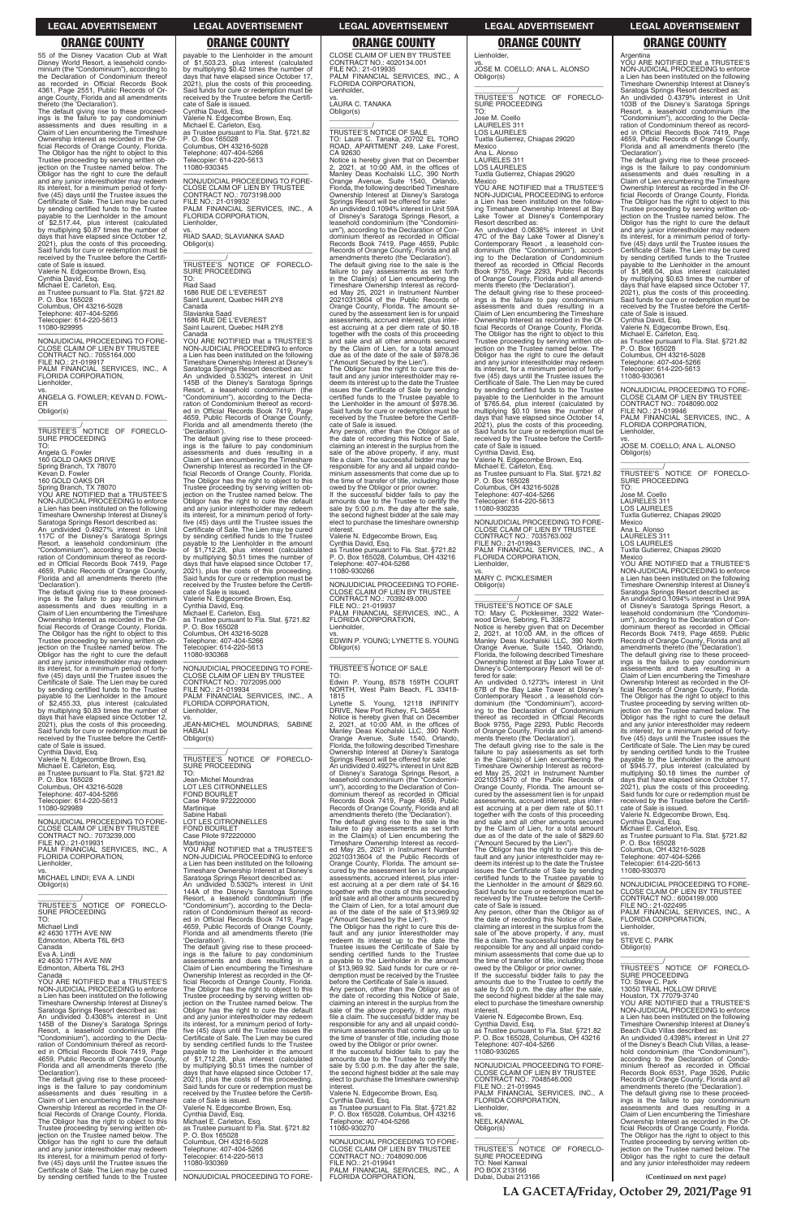55 of the Disney Vacation Club at Walt Disney World Resort, a leasehold condominium (the "Condominium"), according to the Declaration of Condominium thereof as recorded in Official Records Book 4361, Page 2551, Public Records of Orange County, Florida and all amendments thereto (the 'Declaration').

The default giving rise to these proceedings is the failure to pay condominium assessments and dues resulting in a Claim of Lien encumbering the Timeshare Ownership Interest as recorded in the Official Records of Orange County, Florida. The Obligor has the right to object to this Trustee proceeding by serving written objection on the Trustee named below. The Obligor has the right to cure the default and any junior interestholder may redeem its interest, for a minimum period of forty-five (45) days until the Trustee issues the Certificate of Sale. The Lien may be cured by sending certified funds to the Trustee payable to the Lienholder in the amount of $2,517.44, plus interest (calculated by multiplying $0.87 times the number of days that have elapsed since October 12, 2021), plus the costs of this proceeding. Said funds for cure or redemption must be received by the Trustee before the Certificate of Sale is issued.

Valerie N. Edgecombe Brown, Esq.
Cynthia David, Esq.
Michael E. Carleton, Esq.
as Trustee pursuant to Fla. Stat. §721.82
P. O. Box 165028
Columbus, OH 43216-5028
Telephone: 407-404-5266
Telecopier: 614-220-5613
11080-929995

---

NONJUDICIAL PROCEEDING TO FORECLOSE CLAIM OF LIEN BY TRUSTEE
CONTRACT NO.: 7055164.000
FILE NO.: 21-019917
PALM FINANCIAL SERVICES, INC., A FLORIDA CORPORATION,
Lienholder,
vs.
ANGELA G. FOWLER; KEVAN D. FOWLER
Obligor(s)
_______________________/

TRUSTEE'S NOTICE OF FORECLOSURE PROCEEDING
TO:
Angela G. Fowler
160 GOLD OAKS DRIVE
Spring Branch, TX 78070
Kevan D. Fowler
160 GOLD OAKS DR
Spring Branch, TX 78070

YOU ARE NOTIFIED that a TRUSTEE'S NON-JUDICIAL PROCEEDING to enforce a Lien has been instituted on the following Timeshare Ownership Interest at Disney's Saratoga Springs Resort described as:

An undivided 0.4927% interest in Unit 117C of the Disney's Saratoga Springs Resort, a leasehold condominium (the "Condominium"), according to the Declaration of Condominium thereof as recorded in Official Records Book 7419, Page 4659, Public Records of Orange County, Florida and all amendments thereto (the 'Declaration').

The default giving rise to these proceedings is the failure to pay condominium assessments and dues resulting in a Claim of Lien encumbering the Timeshare Ownership Interest as recorded in the Official Records of Orange County, Florida. The Obligor has the right to object to this Trustee proceeding by serving written objection on the Trustee named below. The Obligor has the right to cure the default and any junior interestholder may redeem its interest, for a minimum period of forty-five (45) days until the Trustee issues the Certificate of Sale. The Lien may be cured by sending certified funds to the Trustee payable to the Lienholder in the amount of $2,455.33, plus interest (calculated by multiplying $0.83 times the number of days that have elapsed since October 12, 2021), plus the costs of this proceeding. Said funds for cure or redemption must be received by the Trustee before the Certificate of Sale is issued.

Cynthia David, Esq.
Valerie N. Edgecombe Brown, Esq.
Michael E. Carleton, Esq.
as Trustee pursuant to Fla. Stat. §721.82
P. O. Box 165028
Columbus, OH 43216-5028
Telephone: 407-404-5266
Telecopier: 614-220-5613
11080-929989

---

NONJUDICIAL PROCEEDING TO FORECLOSE CLAIM OF LIEN BY TRUSTEE
CONTRACT NO.: 7073239.000
FILE NO.: 21-019931
PALM FINANCIAL SERVICES, INC., A FLORIDA CORPORATION,
Lienholder,
vs.
MICHAEL LINDI; EVA A. LINDI
Obligor(s)
_______________________/

TRUSTEE'S NOTICE OF FORECLOSURE PROCEEDING
TO:
Michael Lindi
#2 4630 17TH AVE NW
Edmonton, Alberta T6L 6H3
Canada
Eva A. Lindi
#2 4630 17TH AVE NW
Edmonton, Alberta T6L 2H3
Canada

YOU ARE NOTIFIED that a TRUSTEE'S NON-JUDICIAL PROCEEDING to enforce a Lien has been instituted on the following Timeshare Ownership Interest at Disney's Saratoga Springs Resort described as:

An undivided 0.4308% interest in Unit 145B of the Disney's Saratoga Springs Resort, a leasehold condominium (the "Condominium"), according to the Declaration of Condominium thereof as recorded in Official Records Book 7419, Page 4659, Public Records of Orange County, Florida and all amendments thereto (the 'Declaration').

The default giving rise to these proceedings is the failure to pay condominium assessments and dues resulting in a Claim of Lien encumbering the Timeshare Ownership Interest as recorded in the Official Records of Orange County, Florida. The Obligor has the right to object to this Trustee proceeding by serving written objection on the Trustee named below. The Obligor has the right to cure the default and any junior interestholder may redeem its interest, for a minimum period of forty-five (45) days until the Trustee issues the Certificate of Sale. The Lien may be cured by sending certified funds to the Trustee payable to the Lienholder in the amount of $1,503.23, plus interest (calculated by multiplying $0.42 times the number of days that have elapsed since October 17, 2021), plus the costs of this proceeding. Said funds for cure or redemption must be received by the Trustee before the Certificate of Sale is issued.

Cynthia David, Esq.
Valerie N. Edgecombe Brown, Esq.
Michael E. Carleton, Esq.
as Trustee pursuant to Fla. Stat. §721.82
P. O. Box 165028
Columbus, OH 43216-5028
Telephone: 407-404-5266
Telecopier: 614-220-5613
11080-930345

---

NONJUDICIAL PROCEEDING TO FORECLOSE CLAIM OF LIEN BY TRUSTEE
CONTRACT NO.: 7073198.000
FILE NO.: 21-019932
PALM FINANCIAL SERVICES, INC., A FLORIDA CORPORATION,
Lienholder,
vs.
RIAD SAAD; SLAVIANKA SAAD
Obligor(s)
_______________________/

TRUSTEE'S NOTICE OF FORECLOSURE PROCEEDING
TO:
Riad Saad
1686 RUE DE L'EVEREST
Saint Laurent, Quebec H4R 2Y8
Canada
Slavianka Saad
1686 RUE DE L'EVEREST
Saint Laurent, Quebec H4R 2Y8
Canada

YOU ARE NOTIFIED that a TRUSTEE'S NON-JUDICIAL PROCEEDING to enforce a Lien has been instituted on the following Timeshare Ownership Interest at Disney's Saratoga Springs Resort described as:

An undivided 0.5302% interest in Unit 145B of the Disney's Saratoga Springs Resort, a leasehold condominium (the "Condominium"), according to the Declaration of Condominium thereof as recorded in Official Records Book 7419, Page 4659, Public Records of Orange County, Florida and all amendments thereto (the 'Declaration').

The default giving rise to these proceedings is the failure to pay condominium assessments and dues resulting in a Claim of Lien encumbering the Timeshare Ownership Interest as recorded in the Official Records of Orange County, Florida. The Obligor has the right to object to this Trustee proceeding by serving written objection on the Trustee named below. The Obligor has the right to cure the default and any junior interestholder may redeem its interest, for a minimum period of forty-five (45) days until the Trustee issues the Certificate of Sale. The Lien may be cured by sending certified funds to the Trustee payable to the Lienholder in the amount of $1,712.28, plus interest (calculated by multiplying $0.51 times the number of days that have elapsed since October 17, 2021), plus the costs of this proceeding. Said funds for cure or redemption must be received by the Trustee before the Certificate of Sale is issued.

Valerie N. Edgecombe Brown, Esq.
Cynthia David, Esq.
Michael E. Carleton, Esq.
as Trustee pursuant to Fla. Stat. §721.82
P. O. Box 165028
Columbus, OH 43216-5028
Telephone: 407-404-5266
Telecopier: 614-220-5613
11080-930368

---

NONJUDICIAL PROCEEDING TO FORECLOSE CLAIM OF LIEN BY TRUSTEE
CONTRACT NO.: 7072095.000
FILE NO.: 21-019934
PALM FINANCIAL SERVICES, INC., A FLORIDA CORPORATION,
Lienholder,
vs.
JEAN-MICHEL MOUNDRAS; SABINE HABALI
Obligor(s)
_______________________/

TRUSTEE'S NOTICE OF FORECLOSURE PROCEEDING
TO:
Jean-Michel Moundras
LOT LES CITRONNELLES
FOND BOURLET
Case Pilote 972220000
Martinique
Sabine Habali
LOT LES CITRONNELLES
FOND BOURLET
Case Pilote 972220000
Martinique

YOU ARE NOTIFIED that a TRUSTEE'S NON-JUDICIAL PROCEEDING to enforce a Lien has been instituted on the following Timeshare Ownership Interest at Disney's Saratoga Springs Resort described as:

An undivided 0.5302% interest in Unit 144A of the Disney's Saratoga Springs Resort, a leasehold condominium (the "Condominium"), according to the Declaration of Condominium thereof as recorded in Official Records Book 7419, Page 4659, Public Records of Orange County, Florida and all amendments thereto (the 'Declaration').

The default giving rise to these proceedings is the failure to pay condominium assessments and dues resulting in a Claim of Lien encumbering the Timeshare Ownership Interest as recorded in the Official Records of Orange County, Florida. The Obligor has the right to object to this Trustee proceeding by serving written objection on the Trustee named below. The Obligor has the right to cure the default and any junior interestholder may redeem its interest, for a minimum period of forty-five (45) days until the Trustee issues the Certificate of Sale. The Lien may be cured by sending certified funds to the Trustee payable to the Lienholder in the amount of $1,712.28, plus interest (calculated by multiplying $0.51 times the number of days that have elapsed since October 17, 2021), plus the costs of this proceeding. Said funds for cure or redemption must be received by the Trustee before the Certificate of Sale is issued.

Valerie N. Edgecombe Brown, Esq.
Cynthia David, Esq.
Michael E. Carleton, Esq.
as Trustee pursuant to Fla. Stat. §721.82
P. O. Box 165028
Columbus, OH 43216-5028
Telephone: 407-404-5266
Telecopier: 614-220-5613
11080-930369

---

NONJUDICIAL PROCEEDING TO FORECLOSE CLAIM OF LIEN BY TRUSTEE
CONTRACT NO.: 4020134.001
FILE NO.: 21-019935
PALM FINANCIAL SERVICES, INC., A FLORIDA CORPORATION,
Lienholder,
vs.
LAURA C. TANAKA
Obligor(s)
_______________________/

TRUSTEE'S NOTICE OF SALE
TO: Laura C. Tanaka, 20702 EL TORO ROAD, APARTMENT 249, Lake Forest, CA 92630

Notice is hereby given that on December 2, 2021, at 10:00 AM, in the offices of Manley Deas Kochalski LLC, 390 North Orange Avenue, Suite 1540, Orlando, Florida, the following described Timeshare Ownership Interest at Disney's Saratoga Springs Resort will be offered for sale:

An undivided 0.1094% interest in Unit 59A of Disney's Saratoga Springs Resort, a leasehold condominium (the "Condominium"), according to the Declaration of Condominium thereof as recorded in Official Records Book 7419, Page 4659, Public Records of Orange County, Florida and all amendments thereto (the 'Declaration').

The default giving rise to the sale is the failure to pay assessments as set forth in the Claim(s) of Lien encumbering the Timeshare Ownership Interest as recorded May 25, 2021 in Instrument Number 20210313604 of the Public Records of Orange County, Florida. The amount secured by the assessment lien is for unpaid assessments, accrued interest, plus interest accruing at a per diem rate of $0.18 together with the costs of this proceeding and sale and all other amounts secured by the Claim of Lien, for a total amount due as of the date of the sale of $978.36 ("Amount Secured by the Lien").

The Obligor has the right to cure this default and any junior interestholder may redeem its interest up to the date the Trustee issues the Certificate of Sale by sending certified funds to the Trustee payable to the Lienholder in the amount of $978.36. Said funds for cure or redemption must be received by the Trustee before the Certificate of Sale is issued.

Any person, other than the Obligor as of the date of recording this Notice of Sale, claiming an interest in the surplus from the sale of the above property, if any, must file a claim. The successful bidder may be responsible for any and all unpaid condominium assessments that come due up to the time of transfer of title, including those owed by the Obligor or prior owner.

If the successful bidder fails to pay the amounts due to the Trustee to certify the sale by 5:00 p.m. the day after the sale, the second highest bidder at the sale may elect to purchase the timeshare ownership interest.

Valerie N. Edgecombe Brown, Esq.
Cynthia David, Esq.
as Trustee pursuant to Fla. Stat. §721.82
P. O. Box 165028, Columbus, OH 43216
Telephone: 407-404-5266
11080-930266

---

NONJUDICIAL PROCEEDING TO FORECLOSE CLAIM OF LIEN BY TRUSTEE
CONTRACT NO.: 7039249.000
FILE NO.: 21-019937
PALM FINANCIAL SERVICES, INC., A FLORIDA CORPORATION,
Lienholder,
vs.
EDWIN P. YOUNG; LYNETTE S. YOUNG
Obligor(s)
_______________________/

TRUSTEE'S NOTICE OF SALE
TO:
Edwin P. Young, 8578 159TH COURT NORTH, West Palm Beach, FL 33418-1815
Lynette S. Young, 12118 INFINITY DRIVE, New Port Richey, FL 34654

Notice is hereby given that on December 2, 2021, at 10:00 AM, in the offices of Manley Deas Kochalski LLC, 390 North Orange Avenue, Suite 1540, Orlando, Florida, the following described Timeshare Ownership Interest at Disney's Saratoga Springs Resort will be offered for sale:

An undivided 0.4927% interest in Unit 82B of Disney's Saratoga Springs Resort, a leasehold condominium (the "Condominium"), according to the Declaration of Condominium thereof as recorded in Official Records Book 7419, Page 4659, Public Records of Orange County, Florida and all amendments thereto (the 'Declaration').

The default giving rise to the sale is the failure to pay assessments as set forth in the Claim(s) of Lien encumbering the Timeshare Ownership Interest as recorded May 25, 2021 in Instrument Number 20210313604 of the Public Records of Orange County, Florida. The amount secured by the assessment lien is for unpaid assessments, accrued interest, plus interest accruing at a per diem rate of $4.16 together with the costs of this proceeding and sale and all other amounts secured by the Claim of Lien, for a total amount due as of the date of the sale of $13,969.92 ("Amount Secured by the Lien").

The Obligor has the right to cure this default and any junior interestholder may redeem its interest up to the date the Trustee issues the Certificate of Sale by sending certified funds to the Trustee payable to the Lienholder in the amount of $13,969.92. Said funds for cure or redemption must be received by the Trustee before the Certificate of Sale is issued.

Any person, other than the Obligor as of the date of recording this Notice of Sale, claiming an interest in the surplus from the sale of the above property, if any, must file a claim. The successful bidder may be responsible for any and all unpaid condominium assessments that come due up to the time of transfer of title, including those owed by the Obligor or prior owner.

If the successful bidder fails to pay the amounts due to the Trustee to certify the sale by 5:00 p.m. the day after the sale, the second highest bidder at the sale may elect to purchase the timeshare ownership interest.

Valerie N. Edgecombe Brown, Esq.
Cynthia David, Esq.
as Trustee pursuant to Fla. Stat. §721.82
P. O. Box 165028, Columbus, OH 43216
Telephone: 407-404-5266
11080-930270

---

NONJUDICIAL PROCEEDING TO FORECLOSE CLAIM OF LIEN BY TRUSTEE
CONTRACT NO.: 7048090.006
FILE NO.: 21-019941
PALM FINANCIAL SERVICES, INC., A FLORIDA CORPORATION,
Lienholder,
vs.
JOSE M. COELLO; ANA L. ALONSO
Obligor(s)
_______________________/

TRUSTEE'S NOTICE OF FORECLOSURE PROCEEDING
TO:
Jose M. Coello
LAURELES 311
LOS LAURELES
Tuxtla Gutierrez, Chiapas 29020
Mexico
Ana L. Alonso
LAURELES 311
LOS LAURELES
Tuxtla Gutierrez, Chiapas 29020
Mexico

YOU ARE NOTIFIED that a TRUSTEE'S NON-JUDICIAL PROCEEDING to enforce a Lien has been instituted on the following Timeshare Ownership Interest at Bay Lake Tower at Disney's Contemporary Resort described as:

An undivided 0.0636% interest in Unit 47C of the Bay Lake Tower at Disney's Contemporary Resort , a leasehold condominium (the "Condominium"), according to the Declaration of Condominium thereof as recorded in Official Records Book 9755, Page 2293, Public Records of Orange County, Florida and all amendments thereto (the 'Declaration').

The default giving rise to these proceedings is the failure to pay condominium assessments and dues resulting in a Claim of Lien encumbering the Timeshare Ownership Interest as recorded in the Official Records of Orange County, Florida. The Obligor has the right to object to this Trustee proceeding by serving written objection on the Trustee named below. The Obligor has the right to cure the default and any junior interestholder may redeem its interest, for a minimum period of forty-five (45) days until the Trustee issues the Certificate of Sale. The Lien may be cured by sending certified funds to the Trustee payable to the Lienholder in the amount of $765.64, plus interest (calculated by multiplying $0.10 times the number of days that have elapsed since October 14, 2021), plus the costs of this proceeding. Said funds for cure or redemption must be received by the Trustee before the Certificate of Sale is issued.

Cynthia David, Esq.
Valerie N. Edgecombe Brown, Esq.
Michael E. Carleton, Esq.
as Trustee pursuant to Fla. Stat. §721.82
P. O. Box 165028
Columbus, OH 43216-5028
Telephone: 407-404-5266
Telecopier: 614-220-5613
11080-930235

---

NONJUDICIAL PROCEEDING TO FORECLOSE CLAIM OF LIEN BY TRUSTEE
CONTRACT NO.: 7035763.002
FILE NO.: 21-019943
PALM FINANCIAL SERVICES, INC., A FLORIDA CORPORATION,
Lienholder,
vs.
MARY C. PICKLESIMER
Obligor(s)
_______________________/

TRUSTEE'S NOTICE OF SALE
TO: Mary C. Picklesimer, 3322 Waterwood Drive, Sebring, FL 33872

Notice is hereby given that on December 2, 2021, at 10:00 AM, in the offices of Manley Deas Kochalski LLC, 390 North Orange Avenue, Suite 1540, Orlando, Florida, the following described Timeshare Ownership Interest at Bay Lake Tower at Disney's Contemporary Resort will be offered for sale:

An undivided 0.1273% interest in Unit 67B of the Bay Lake Tower at Disney's Contemporary Resort , a leasehold condominium (the "Condominium"), according to the Declaration of Condominium thereof as recorded in Official Records Book 9755, Page 2293, Public Records of Orange County, Florida and all amendments thereto (the 'Declaration').

The default giving rise to the sale is the failure to pay assessments as set forth in the Claim(s) of Lien encumbering the Timeshare Ownership Interest as recorded May 25, 2021 in Instrument Number 20210313470 of the Public Records of Orange County, Florida. The amount secured by the assessment lien is for unpaid assessments, accrued interest, plus interest accruing at a per diem rate of $0.11 together with the costs of this proceeding and sale and all other amounts secured by the Claim of Lien, for a total amount due as of the date of the sale of $829.60 ("Amount Secured by the Lien").

The Obligor has the right to cure this default and any junior interestholder may redeem its interest up to the date the Trustee issues the Certificate of Sale by sending certified funds to the Trustee payable to the Lienholder in the amount of $829.60. Said funds for cure or redemption must be received by the Trustee before the Certificate of Sale is issued.

Any person, other than the Obligor as of the date of recording this Notice of Sale, claiming an interest in the surplus from the sale of the above property, if any, must file a claim. The successful bidder may be responsible for any and all unpaid condominium assessments that come due up to the time of transfer of title, including those owed by the Obligor or prior owner.

If the successful bidder fails to pay the amounts due to the Trustee to certify the sale by 5:00 p.m. the day after the sale, the second highest bidder at the sale may elect to purchase the timeshare ownership interest.

Valerie N. Edgecombe Brown, Esq.
Cynthia David, Esq.
as Trustee pursuant to Fla. Stat. §721.82
P. O. Box 165028, Columbus, OH 43216
Telephone: 407-404-5266
11080-930265

---

NONJUDICIAL PROCEEDING TO FORECLOSE CLAIM OF LIEN BY TRUSTEE
CONTRACT NO.: 7048546.000
FILE NO.: 21-019945
PALM FINANCIAL SERVICES, INC., A FLORIDA CORPORATION,
Lienholder,
vs.
NEEL KANWAL
Obligor(s)
_______________________/

TRUSTEE'S NOTICE OF FORECLOSURE PROCEEDING
TO: Neel Kanwal
PO BOX 213166
Dubai, Dubai 213166
Argentina

YOU ARE NOTIFIED that a TRUSTEE'S NON-JUDICIAL PROCEEDING to enforce a Lien has been instituted on the following Timeshare Ownership Interest at Disney's Saratoga Springs Resort described as:

An undivided 0.4379% interest in Unit 103B of the Disney's Saratoga Springs Resort, a leasehold condominium (the "Condominium"), according to the Declaration of Condominium thereof as recorded in Official Records Book 7419, Page 4659, Public Records of Orange County, Florida and all amendments thereto (the 'Declaration').

The default giving rise to these proceedings is the failure to pay condominium assessments and dues resulting in a Claim of Lien encumbering the Timeshare Ownership Interest as recorded in the Official Records of Orange County, Florida. The Obligor has the right to object to this Trustee proceeding by serving written objection on the Trustee named below. The Obligor has the right to cure the default and any junior interestholder may redeem its interest, for a minimum period of forty-five (45) days until the Trustee issues the Certificate of Sale. The Lien may be cured by sending certified funds to the Trustee payable to the Lienholder in the amount of $1,968.04, plus interest (calculated by multiplying $0.63 times the number of days that have elapsed since October 17, 2021), plus the costs of this proceeding. Said funds for cure or redemption must be received by the Trustee before the Certificate of Sale is issued.

Cynthia David, Esq.
Valerie N. Edgecombe Brown, Esq.
Michael E. Carleton, Esq.
as Trustee pursuant to Fla. Stat. §721.82
P. O. Box 165028
Columbus, OH 43216-5028
Telephone: 407-404-5266
Telecopier: 614-220-5613
11080-930361

---

NONJUDICIAL PROCEEDING TO FORECLOSE CLAIM OF LIEN BY TRUSTEE
CONTRACT NO.: 7048090.002
FILE NO.: 21-019946
PALM FINANCIAL SERVICES, INC., A FLORIDA CORPORATION,
Lienholder,
vs.
JOSE M. COELLO; ANA L. ALONSO
Obligor(s)
_______________________/

TRUSTEE'S NOTICE OF FORECLOSURE PROCEEDING
TO:
Jose M. Coello
LAURELES 311
LOS LAURELES
Tuxtla Gutierrez, Chiapas 29020
Mexico
Ana L. Alonso
LAURELES 311
LOS LAURELES
Tuxtla Gutierrez, Chiapas 29020
Mexico

YOU ARE NOTIFIED that a TRUSTEE'S NON-JUDICIAL PROCEEDING to enforce a Lien has been instituted on the following Timeshare Ownership Interest at Disney's Saratoga Springs Resort described as:

An undivided 0.1094% interest in Unit 99A of Disney's Saratoga Springs Resort, a leasehold condominium (the "Condominium"), according to the Declaration of Condominium thereof as recorded in Official Records Book 7419, Page 4659, Public Records of Orange County, Florida and all amendments thereto (the 'Declaration').

The default giving rise to these proceedings is the failure to pay condominium assessments and dues resulting in a Claim of Lien encumbering the Timeshare Ownership Interest as recorded in the Official Records of Orange County, Florida. The Obligor has the right to object to this Trustee proceeding by serving written objection on the Trustee named below. The Obligor has the right to cure the default and any junior interestholder may redeem its interest, for a minimum period of forty-five (45) days until the Trustee issues the Certificate of Sale. The Lien may be cured by sending certified funds to the Trustee payable to the Lienholder in the amount of $945.77, plus interest (calculated by multiplying $0.18 times the number of days that have elapsed since October 17, 2021), plus the costs of this proceeding. Said funds for cure or redemption must be received by the Trustee before the Certificate of Sale is issued.

Valerie N. Edgecombe Brown, Esq.
Cynthia David, Esq.
Michael E. Carleton, Esq.
as Trustee pursuant to Fla. Stat. §721.82
P. O. Box 165028
Columbus, OH 43216-5028
Telephone: 407-404-5266
Telecopier: 614-220-5613
11080-930370

---

NONJUDICIAL PROCEEDING TO FORECLOSE CLAIM OF LIEN BY TRUSTEE
CONTRACT NO.: 6004199.000
FILE NO.: 21-022495
PALM FINANCIAL SERVICES, INC., A FLORIDA CORPORATION,
Lienholder,
vs.
STEVE C. PARK
Obligor(s)
_______________________/

TRUSTEE'S NOTICE OF FORECLOSURE PROCEEDING
TO: Steve C. Park
13050 TRAIL HOLLOW DRIVE
Houston, TX 77079-3740

YOU ARE NOTIFIED that a TRUSTEE'S NON-JUDICIAL PROCEEDING to enforce a Lien has been instituted on the following Timeshare Ownership Interest at Disney's Beach Club Villas described as:

An undivided 0.4396% interest in Unit 27 of the Disney's Beach Club Villas, a leasehold condominium (the "Condominium"), according to the Declaration of Condominium thereof as recorded in Official Records Book 6531, Page 3526, Public Records of Orange County, Florida and all amendments thereto (the 'Declaration').

The default giving rise to these proceedings is the failure to pay condominium assessments and dues resulting in a Claim of Lien encumbering the Timeshare Ownership Interest as recorded in the Official Records of Orange County, Florida. The Obligor has the right to object to this Trustee proceeding by serving written objection on the Trustee named below. The Obligor has the right to cure the default and any junior interestholder may redeem

(Continued on next page)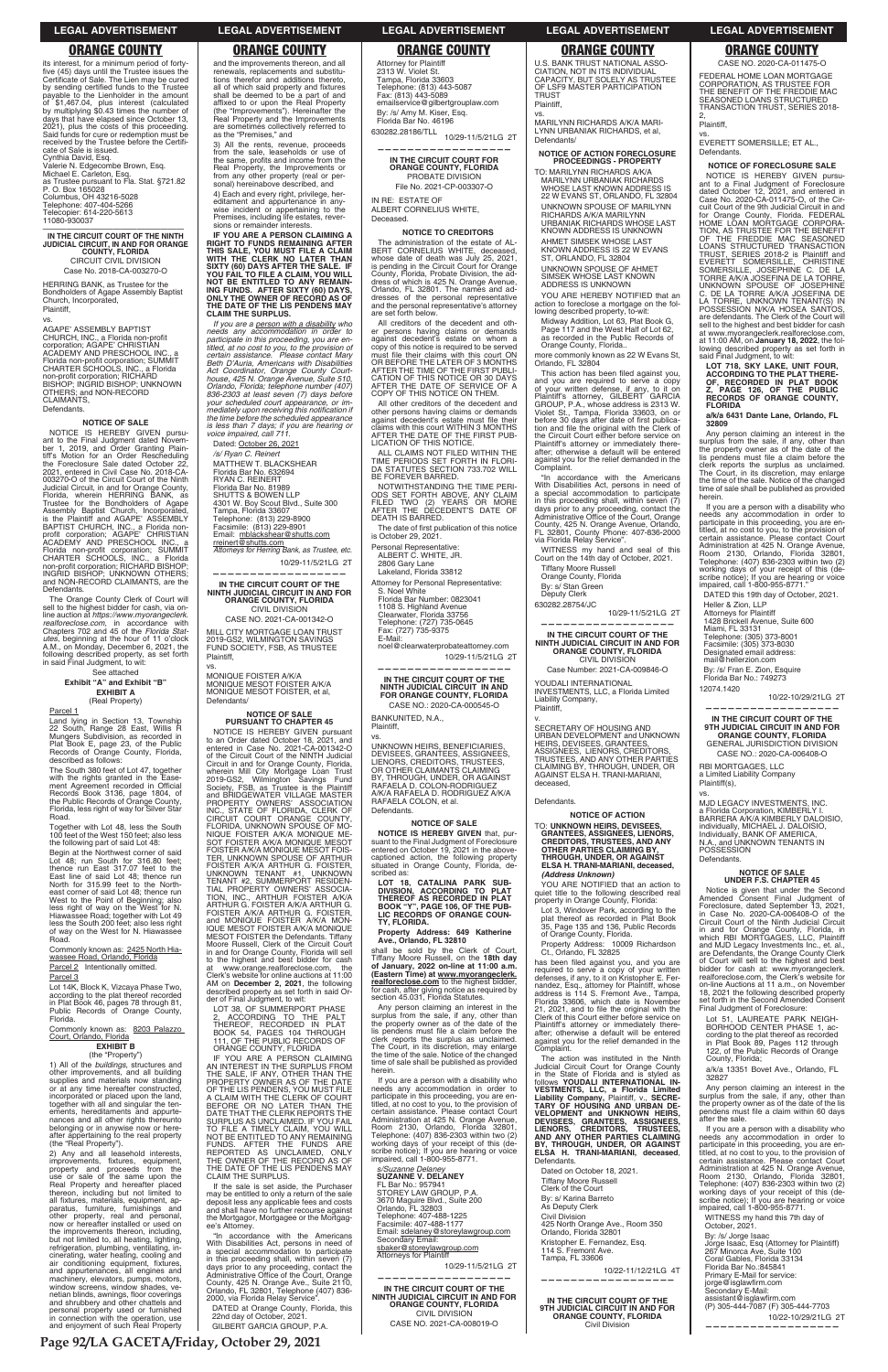its interest, for a minimum period of forty-five (45) days until the Trustee issues the Certificate of Sale. The Lien may be cured by sending certified funds to the Trustee payable to the Lienholder in the amount of $1,467.04, plus interest (calculated by multiplying $0.43 times the number of days that have elapsed since October 13, 2021), plus the costs of this proceeding. Said funds for cure or redemption must be received by the Trustee before the Certificate of Sale is issued.
Cynthia David, Esq.
Valerie N. Edgecombe Brown, Esq.
Michael E. Carleton, Esq.
as Trustee pursuant to Fla. Stat. §721.82
P. O. Box 165028
Columbus, OH 43216-5028
Telephone: 407-404-5266
Telecopier: 614-220-5613
11080-930037

### IN THE CIRCUIT COURT OF THE NINTH JUDICIAL CIRCUIT, IN AND FOR ORANGE COUNTY, FLORIDA

CIRCUIT CIVIL DIVISION
Case No. 2018-CA-003270-O

HERRING BANK, as Trustee for the Bondholders of Agape Assembly Baptist Church, Incorporated,
Plaintiff,
vs.
AGAPE' ASSEMBLY BAPTIST CHURCH, INC., a Florida non-profit corporation; AGAPE' CHRISTIAN ACADEMY AND PRESCHOOL INC., a Florida non-profit corporation; SUMMIT CHARTER SCHOOLS, INC., a Florida non-profit corporation; RICHARD BISHOP; INGRID BISHOP; UNKNOWN OTHERS; and NON-RECORD CLAIMANTS,
Defendants.

**NOTICE OF SALE**

NOTICE IS HEREBY GIVEN pursuant to the Final Judgment dated November 1, 2019, and Order Granting Plaintiff's Motion for an Order Rescheduling the Foreclosure Sale dated October 22, 2021, entered in Civil Case No. 2018-CA-003270-O of the Circuit Court of the Ninth Judicial Circuit, in and for Orange County, Florida, wherein HERRING BANK, as Trustee for the Bondholders of Agape Assembly Baptist Church, Incorporated, is the Plaintiff and AGAPE' ASSEMBLY BAPTIST CHURCH, INC., a Florida non-profit corporation; AGAPE' CHRISTIAN ACADEMY AND PRESCHOOL INC., a Florida non-profit corporation; SUMMIT CHARTER SCHOOLS, INC., a Florida non-profit corporation; RICHARD BISHOP; INGRID BISHOP; UNKNOWN OTHERS; and NON-RECORD CLAIMANTS, are the Defendants.

The Orange County Clerk of Court will sell to the highest bidder for cash, via online auction at *https://www.myorangeclerk.realforeclose.com*, in accordance with Chapters 702 and 45 of the *Florida Statutes*, beginning at the hour of 11 o'clock A.M., on Monday, December 6, 2021, the following described property, as set forth in said Final Judgment, to wit:

See attached

**Exhibit "A" and Exhibit "B"**

**EXHIBIT A**
(Real Property)

Parcel 1

Land lying in Section 13, Township 22 South, Range 28 East, Willis R Mungers Subdivision, as recorded in Plat Book E, page 23, of the Public Records of Orange County, Florida, described as follows:

The South 380 feet of Lot 47, together with the rights granted in the Easement Agreement recorded in Official Records Book 3136, page 1804, of the Public Records of Orange County, Florida, less right of way for Silver Star Road.

Together with Lot 48, less the South 100 feet of the West 150 feet; also less the following part of said Lot 48:

Begin at the Northwest corner of said Lot 48; run South for 316.80 feet; thence run East 317.07 feet to the East line of said Lot 48; thence run North for 315.99 feet to the Northeast corner of said Lot 48; thence run West to the Point of Beginning; also less right of way on the West for N. Hiawassee Road; together with Lot 49 less the South 200 feet; also less right of way on the West for N. Hiawassee Road.

Commonly known as: 2425 North Hiawassee Road, Orlando, Florida

Parcel 2 Intentionally omitted.

Parcel 3

Lot 14K, Block K, Vizcaya Phase Two, according to the plat thereof recorded in Plat Book 46, pages 78 through 81, Public Records of Orange County, Florida.

Commonly known as: 8203 Palazzo Court, Orlando, Florida

**EXHIBIT B**
(the "Property")

1) All of the *buildings*, structures and other improvements, and all building supplies and materials now standing or at any time hereafter constructed, incorporated or placed upon the land, together with all and singular the tenements, hereditaments and appurtenances and all other rights thereunto belonging or in anywise now or hereafter appertaining to the real property (the "Real Property").

2) Any and all leasehold interests, improvements, fixtures, equipment, property and proceeds from the use or sale of the same upon the Real Property and hereafter placed thereon, including but not limited to all fixtures, materials, equipment, apparatus, furniture, furnishings and other property, real and personal, now or hereafter installed or used on the improvements thereon, including, but not limited to, all heating, lighting, refrigeration, plumbing, ventilating, incinerating, water heating, cooling and air conditioning equipment, fixtures, and appurtenances, all engines and machinery, elevators, pumps, motors, window screens, window shades, venetian blinds, awnings, floor coverings and shrubbery and other chattels and personal property used or furnished in connection with the operation, use and enjoyment of such Real Property and the improvements thereon, and all renewals, replacements and substitutions therefor and additions thereto, all of which said property and fixtures shall be deemed to be a part of and affixed to or upon the Real Property (the "Improvements"). Hereinafter the Real Property and the Improvements are sometimes collectively referred to as the "Premises," and

3) All the rents, revenue, proceeds from the sale, leaseholds or use of the same, profits and income from the Real Property, the Improvements or from any other property (real or personal) hereinabove described, and

4) Each and every right, privilege, hereditament and appurtenance in anywise incident or appertaining to the Premises, including life estates, reversions or remainder interests.

**IF YOU ARE A PERSON CLAIMING A RIGHT TO FUNDS REMAINING AFTER THIS SALE, YOU MUST FILE A CLAIM WITH THE CLERK NO LATER THAN SIXTY (60) DAYS AFTER THE SALE. IF YOU FAIL TO FILE A CLAIM, YOU WILL NOT BE ENTITLED TO ANY REMAINING FUNDS. AFTER SIXTY (60) DAYS, ONLY THE OWNER OF RECORD AS OF THE DATE OF THE LIS PENDENS MAY CLAIM THE SURPLUS.**

*If you are a person with a disability who needs any accommodation in order to participate in this proceeding, you are entitled, at no cost to you, to the provision of certain assistance. Please contact Mary Beth D'Amato, Americans with Disabilities Act Coordinator, Orange County Courthouse, 425 N. Orange Avenue, Suite 510, Orlando, Florida; telephone number (407) 836-2303 at least seven (7) days before your scheduled court appearance, or immediately upon receiving this notification if the time before the scheduled appearance is less than 7 days; if you are hearing or voice impaired, call 711.*

Dated: October 26, 2021
*/s/ Ryan C. Reinert*
MATTHEW T. BLACKSHEAR
Florida Bar No. 632694
RYAN C. REINERT
Florida Bar No. 81989
SHUTTS & BOWEN LLP
4301 W. Boy Scout Blvd., Suite 300
Tampa, Florida 33607
Telephone: (813) 229-8900
Facsimile: (813) 229-8901
Email: mblackshear@shutts.com
rreinert@shutts.com
*Attorneys for Herring Bank, as Trustee, etc.*
10-29-11/5/21LG 2T

### IN THE CIRCUIT COURT OF THE NINTH JUDICIAL CIRCUIT IN AND FOR ORANGE COUNTY, FLORIDA

CIVIL DIVISION
CASE NO. 2021-CA-001342-O

MILL CITY MORTGAGE LOAN TRUST 2019-GS2, WILMINGTON SAVINGS FUND SOCIETY, FSB, AS TRUSTEE
Plaintiff,
vs.
MONIQUE FOISTER A/K/A MONIQUE MESOT FOISTER A/K/A MONIQUE MESOT FOISTER, et al,
Defendants/

**NOTICE OF SALE PURSUANT TO CHAPTER 45**

NOTICE IS HEREBY GIVEN pursuant to an Order dated October 18, 2021, and entered in Case No. 2021-CA-001342-O of the Circuit Court of the NINTH Judicial Circuit in and for Orange County, Florida, wherein Mill City Mortgage Loan Trust 2019-GS2, Wilmington Savings Fund Society, FSB, as Trustee is the Plaintiff and BRIDGEWATER VILLAGE MASTER PROPERTY OWNERS' ASSOCIATION INC., STATE OF FLORIDA, CLERK OF CIRCUIT COURT ORANGE COUNTY, FLORIDA, UNKNOWN SPOUSE OF MONIQUE FOISTER A/K/A MONIQUE MESOT FOISTER A/K/A MONIQUE MESOT FOISTER, UNKNOWN SPOUSE OF ARTHUR FOISTER A/K/A ARTHUR G. FOISTER, UNKNOWN TENANT #1, UNKNOWN TENANT #2, SUMMERPORT RESIDENTIAL PROPERTY OWNERS' ASSOCIATION, INC., ARTHUR FOISTER A/K/A ARTHUR G. FOISTER A/K/A ARTHUR G. FOISTER A/K/A ARTHUR G. FOISTER, and MONIQUE FOISTER A/K/A MONIQUE MESOT FOISTER A/K/A MONIQUE MESOT FOISTER the Defendants. Tiffany Moore Russell, Clerk of the Circuit Court in and for Orange County, Florida will sell to the highest and best bidder for cash at www.orange.realforeclose.com, the Clerk's website for online auctions at 11:00 AM on **December 2, 2021**, the following described property as set forth in said Order of Final Judgment, to wit:

LOT 38, OF SUMMERPORT PHASE 2, ACCORDING TO THE PLAT THEREOF, RECORDED IN PLAT BOOK 54, PAGES 104 THROUGH 111, OF THE PUBLIC RECORDS OF ORANGE COUNTY, FLORIDA.

IF YOU ARE A PERSON CLAIMING AN INTEREST IN THE SURPLUS FROM THE SALE, IF ANY, OTHER THAN THE PROPERTY OWNER AS OF THE DATE OF THE LIS PENDENS, YOU MUST FILE A CLAIM WITH THE CLERK OF COURT BEFORE OR NO LATER THAN THE DATE THAT THE CLERK REPORTS THE SURPLUS AS UNCLAIMED. IF YOU FAIL TO FILE A TIMELY CLAIM, YOU WILL NOT BE ENTITLED TO ANY REMAINING FUNDS. AFTER THE FUNDS ARE REPORTED AS UNCLAIMED, ONLY THE OWNER OF THE RECORD AS OF THE DATE OF THE LIS PENDENS MAY CLAIM THE SURPLUS.

If the sale is set aside, the Purchaser may be entitled to only a return of the sale deposit less any applicable fees and costs and shall have no further recourse against the Mortgagor, Mortgagee or the Mortgagee's Attorney.

"In accordance with the Americans With Disabilities Act, persons in need of a special accommodation to participate in this proceeding shall, within seven (7) days prior to any proceeding, contact the Administrative Office of the Court, Orange County, 425 N. Orange Ave., Suite 2110, Orlando, FL 32801, Telephone (407) 836-2000, via Florida Relay Service".

DATED at Orange County, Florida, this 22nd day of October, 2021.
GILBERT GARCIA GROUP, P.A.
Attorney for Plaintiff
2313 W. Violet St.
Tampa, Florida 33603
Telephone: (813) 443-5087
Fax: (813) 443-5089
emailservice@gilbertgrouplaw.com
By: /s/ Amy M. Kiser, Esq.
Florida Bar No. 46196
630282.28186/TLL
10-29-11/5/21LG 2T

### IN THE CIRCUIT COURT FOR ORANGE COUNTY, FLORIDA

PROBATE DIVISION
File No. 2021-CP-003307-O

IN RE: ESTATE OF
ALBERT CORNELIUS WHITE,
Deceased.

**NOTICE TO CREDITORS**

The administration of the estate of ALBERT CORNELIUS WHITE, deceased, whose date of death was July 25, 2021, is pending in the Circuit Court for Orange County, Florida, Probate Division, the address of which is 425 N. Orange Avenue, Orlando, FL 32801. The names and addresses of the personal representative and the personal representative's attorney are set forth below.

All creditors of the decedent and other persons having claims or demands against decedent's estate on whom a copy of this notice is required to be served must file their claims with this court ON OR BEFORE THE LATER OF 3 MONTHS AFTER THE TIME OF THE FIRST PUBLICATION OF THIS NOTICE OR 30 DAYS AFTER THE DATE OF SERVICE OF A COPY OF THIS NOTICE ON THEM.

All other creditors of the decedent and other persons having claims or demands against decedent's estate must file their claims with this court WITHIN 3 MONTHS AFTER THE DATE OF THE FIRST PUBLICATION OF THIS NOTICE.

ALL CLAIMS NOT FILED WITHIN THE TIME PERIODS SET FORTH IN FLORIDA STATUTES SECTION 733.702 WILL BE FOREVER BARRED.

NOTWITHSTANDING THE TIME PERIODS SET FORTH ABOVE, ANY CLAIM FILED TWO (2) YEARS OR MORE AFTER THE DECEDENT'S DATE OF DEATH IS BARRED.

The date of first publication of this notice is October 29, 2021.

Personal Representative:
ALBERT C. WHITE, JR.
2806 Gary Lane
Lakeland, Florida 33812

Attorney for Personal Representative:
S. Noel White
Florida Bar Number: 0823041
1108 S. Highland Avenue
Clearwater, Florida 33756
Telephone: (727) 735-0645
Fax: (727) 735-9375
E-Mail:
noel@clearwaterprobateattorney.com
10-29-11/5/21LG 2T

### IN THE CIRCUIT COURT OF THE NINTH JUDICIAL CIRCUIT IN AND FOR ORANGE COUNTY, FLORIDA

CASE NO.: 2020-CA-000545-O

BANKUNITED, N.A.,
Plaintiff,
vs.
UNKNOWN HEIRS, BENEFICIARIES, DEVISEES, GRANTEES, ASSIGNEES, LIENORS, CREDITORS, TRUSTEES, OR OTHER CLAIMANTS CLAIMING BY, THROUGH, UNDER, OR AGAINST RAFAELA D. COLON-RODRIGUEZ A/K/A RAFAELA D. RODRIGUEZ A/K/A RAFAELA COLON, et al.
Defendants.

**NOTICE OF SALE**

**NOTICE IS HEREBY GIVEN** that, pursuant to the Final Judgment of Foreclosure entered on October 19, 2021 in the above-captioned action, the following property situated in Orange County, Florida, described as:

**LOT 18, CATALINA PARK SUBDIVISION, ACCORDING TO PLAT THEREOF AS RECORDED IN PLAT BOOK "Y", PAGE 106, OF THE PUBLIC RECORDS OF ORANGE COUNTY, FLORIDA.**

**Property Address: 649 Katherine Ave., Orlando, FL 32810**

shall be sold by the Clerk of Court, Tiffany Moore Russell, on the **18th day of January, 2022 on-line at 11:00 a.m. (Eastern Time) at www.myorangeclerk.realforeclose.com** to the highest bidder, for cash, after giving notice as required by section 45.031, Florida Statutes.

Any person claiming an interest in the surplus from the sale, if any, other than the property owner as of the date of the lis pendens must file a claim before the clerk reports the surplus as unclaimed. The Court, in its discretion, may enlarge the time of the sale. Notice of the changed time of sale shall be published as provided herein.

If you are a person with a disability who needs any accommodation in order to participate in this proceeding, you are entitled, at no cost to you, to the provision of certain assistance. Please contact Court Administration at 425 N. Orange Avenue, Room 2130, Orlando, Florida 32801, Telephone: (407) 836-2303 within two (2) working days of your receipt of this (describe notice); If you are hearing or voice impaired, call 1-800-955-8771.

*s/Suzanne Delaney*
**SUZANNE V. DELANEY**
FL Bar No.: 957941
STOREY LAW GROUP, P.A.
3670 Maguire Blvd., Suite 200
Orlando, FL 32803
Telephone: 407-488-1225
Facsimile: 407-488-1177
Email: sdelaney@storeylawgroup.com
Secondary Email:
sbaker@storeylawgroup.com
Attorneys for Plaintiff
10-29-11/5/21LG 2T

### IN THE CIRCUIT COURT OF THE NINTH JUDICIAL CIRCUIT IN AND FOR ORANGE COUNTY, FLORIDA

CIVIL DIVISION
CASE NO. 2021-CA-008019-O

U.S. BANK TRUST NATIONAL ASSOCIATION, NOT IN ITS INDIVIDUAL CAPACITY, BUT SOLELY AS TRUSTEE OF LSF9 MASTER PARTICIPATION TRUST
Plaintiff,
vs.
MARILYNN RICHARDS A/K/A MARILYNN URBANIAK RICHARDS, et al,
Defendants/

**NOTICE OF ACTION FORECLOSURE PROCEEDINGS - PROPERTY**

TO: MARILYNN RICHARDS A/K/A MARILYNN URBANIAK RICHARDS WHOSE LAST KNOWN ADDRESS IS 22 W EVANS ST, ORLANDO, FL 32804

UNKNOWN SPOUSE OF MARILYNN RICHARDS A/K/A MARILYNN URBANIAK RICHARDS WHOSE LAST KNOWN ADDRESS IS UNKNOWN

AHMET SIMSEK WHOSE LAST KNOWN ADDRESS IS 22 W EVANS ST, ORLANDO, FL 32804

UNKNOWN SPOUSE OF AHMET SIMSEK WHOSE LAST KNOWN ADDRESS IS UNKNOWN

YOU ARE HEREBY NOTIFIED that an action to foreclose a mortgage on the following described property, to-wit:

Midway Addition, Lot 63, Plat Book G, Page 117 and the West Half of Lot 62, as recorded in the Public Records of Orange County, Florida..

more commonly known as 22 W Evans St, Orlando, FL 32804

This action has been filed against you, and you are required to serve a copy of your written defense, if any, to it on Plaintiff's attorney, GILBERT GARCIA GROUP, P.A., whose address is 2313 W. Violet St., Tampa, Florida 33603, on or before 30 days after date of first publication and file the original with the Clerk of the Circuit Court either before service on Plaintiff's attorney or immediately thereafter; otherwise a default will be entered against you for the relief demanded in the Complaint.

"In accordance with the Americans With Disabilities Act, persons in need of a special accommodation to participate in this proceeding shall, within seven (7) days prior to any proceeding, contact the Administrative Office of the Court, Orange County, 425 N. Orange Ave., Orlando, FL 32801, County Phone: 407-836-2000 via Florida Relay Service".

WITNESS my hand and seal of this Court on the 14th day of October, 2021.
Tiffany Moore Russell
Orange County, Florida
By: s/ Stan Green
Deputy Clerk
630282.28754/JC
10-29-11/5/21LG 2T

### IN THE CIRCUIT COURT OF THE NINTH JUDICIAL CIRCUIT IN AND FOR ORANGE COUNTY, FLORIDA

CIVIL DIVISION
Case Number: 2021-CA-009846-O

YOUDALI INTERNATIONAL INVESTMENTS, LLC, a Florida Limited Liability Company,
Plaintiff,
v.
SECRETARY OF HOUSING AND URBAN DEVELOPMENT and UNKNOWN HEIRS, DEVISEES, GRANTEES, ASSIGNEES, LIENORS, CREDITORS, TRUSTEES, AND ANY OTHER PARTIES CLAIMING BY, THROUGH, UNDER, OR AGAINST ELSA H. TRANI-MARIANI, deceased,
Defendants.

**NOTICE OF ACTION**

TO: **UNKNOWN HEIRS, DEVISEES, GRANTEES, ASSIGNEES, LIENORS, CREDITORS, TRUSTEES, AND ANY OTHER PARTIES CLAIMING BY, THROUGH, UNDER, OR AGAINST ELSA H. TRANI-MARIANI, deceased,** *(Address Unknown)*

YOU ARE NOTIFIED that an action to quiet title to the following described real property in Orange County, Florida:

Lot 3, Windover Park, according to the plat thereof as recorded in Plat Book 35, Page 135 and 136, Public Records of Orange County, Florida.

Property Address: 10009 Richardson Ct., Orlando, FL 32825

has been filed against you, and you are required to serve a copy of your written defenses, if any, to it on Kristopher E. Fernandez, Esq., attorney for Plaintiff, whose address is 114 S. Fremont Ave., Tampa, Florida 33606, which date is November 21, 2021, and to file the original with the Clerk of this Circuit Court either before service on Plaintiff's attorney or immediately thereafter; otherwise a default will be entered against you for the relief demanded in the Complaint.

The action was instituted in the Ninth Judicial Circuit Court for Orange County in the State of Florida and is styled as follows **YOUDALI INTERNATIONAL INVESTMENTS, LLC, a Florida Limited Liability Company**, Plaintiff, v., **SECRETARY OF HOUSING AND URBAN DEVELOPMENT and UNKNOWN HEIRS, DEVISEES, GRANTEES, ASSIGNEES, LIENORS, CREDITORS, TRUSTEES, AND ANY OTHER PARTIES CLAIMING BY, THROUGH, UNDER, OR AGAINST ELSA H. TRANI-MARIANI, deceased**, Defendants.

Dated on October 18, 2021.
Tiffany Moore Russell
Clerk of the Court
By: s/ Karina Barreto
As Deputy Clerk
Civil Division
425 North Orange Ave., Room 350
Orlando, Florida 32801
Kristopher E. Fernandez, Esq.
114 S. Fremont Ave.
Tampa, FL 33606
10-22-11/12/21LG 4T

### IN THE CIRCUIT COURT OF THE 9TH JUDICIAL CIRCUIT IN AND FOR ORANGE COUNTY, FLORIDA

Civil Division
CASE NO. 2020-CA-011475-O

FEDERAL HOME LOAN MORTGAGE CORPORATION, AS TRUSTEE FOR THE BENEFIT OF THE FREDDIE MAC SEASONED LOANS STRUCTURED TRANSACTION TRUST, SERIES 2018-2,
Plaintiff,
vs.
EVERETT SOMERSILLE; ET AL.,
Defendants.

**NOTICE OF FORECLOSURE SALE**

NOTICE IS HEREBY GIVEN pursuant to a Final Judgment of Foreclosure dated October 12, 2021, and entered in Case No. 2020-CA-011475-O, of the Circuit Court of the 9th Judicial Circuit in and for Orange County, Florida. FEDERAL HOME LOAN MORTGAGE CORPORATION, AS TRUSTEE FOR THE BENEFIT OF THE FREDDIE MAC SEASONED LOANS STRUCTURED TRANSACTION TRUST, SERIES 2018-2 is Plaintiff and EVERETT SOMERSILLE; CHRISTINE SOMERSILLE; JOSEPHINE C. DE LA TORRE A/K/A JOSEFINA DE LA TORRE, UNKNOWN SPOUSE OF JOSEPHINE C. DE LA TORRE A/K/A JOSEFINA DE LA TORRE, UNKNOWN TENANT(S) IN POSSESSION N/K/A HOSEA SANTOS, are defendants. The Clerk of the Court will sell to the highest and best bidder for cash at www.myorangeclerk.realforeclose.com, at 11:00 AM, on **January 18, 2022**, the following described property as set forth in said Final Judgment, to wit:

**LOT 718, SKY LAKE, UNIT FOUR, ACCORDING TO THE PLAT THEREOF, RECORDED IN PLAT BOOK Z, PAGE 126, OF THE PUBLIC RECORDS OF ORANGE COUNTY, FLORIDA**

**a/k/a 6431 Dante Lane, Orlando, FL 32809**

Any person claiming an interest in the surplus from the sale, if any, other than the property owner as of the date of the lis pendens must file a claim before the clerk reports the surplus as unclaimed. The Court, in its discretion, may enlarge the time of the sale. Notice of the changed time of sale shall be published as provided herein.

If you are a person with a disability who needs any accommodation in order to participate in this proceeding, you are entitled, at no cost to you, to the provision of certain assistance. Please contact Court Administration at 425 N. Orange Avenue, Room 2130, Orlando, Florida 32801, Telephone: (407) 836-2303 within two (2) working days of your receipt of this (describe notice); If you are hearing or voice impaired, call 1-800-955-8771."

DATED this 19th day of October, 2021.
Heller & Zion, LLP
Attorneys for Plaintiff
1428 Brickell Avenue, Suite 600
Miami, FL 33131
Telephone: (305) 373-8001
Facsimile: (305) 373-8030
Designated email address:
mail@hellerzion.com
By: /s/ Fran E. Zion, Esquire
Florida Bar No.: 749273
12074.1420
10-22-10-29/21LG 2T

### IN THE CIRCUIT COURT OF THE 9TH JUDICIAL CIRCUIT IN AND FOR ORANGE COUNTY, FLORIDA

GENERAL JURISDICTION DIVISION
CASE NO.: 2020-CA-006408-O

RBI MORTGAGES, LLC
a Limited Liability Company
Plaintiff(s),
vs.
MJD LEGACY INVESTMENTS, INC. a Florida Corporation, KIMBERLY I. BARRERA A/K/A KIMBERLY DALOISIO, individually, MICHAEL J. DALOISIO, individually, BANK OF AMERICA, N.A., and UNKNOWN TENANTS IN POSSESSION
Defendants.

**NOTICE OF SALE UNDER F.S. CHAPTER 45**

Notice is given that under the Second Amended Consent Final Judgment of Foreclosure, dated September 13, 2021, in Case No. 2020-CA-006408-O of the Circuit Court of the Ninth Judicial Circuit in and for Orange County, Florida, in which RBI MORTGAGES, LLC, Plaintiff and MJD Legacy Investments Inc., et. al., are Defendants, the Orange County Clerk of Court will sell to the highest and best bidder for cash at: www.myorangeclerk.realforeclose.com, the Clerk's website for on-line Auctions at 11 a.m., on November 18, 2021 the following described property set forth in the Second Amended Consent Final Judgment of Foreclosure:

Lot 51, LAUREATE PARK NEIGHBORHOOD CENTER PHASE 1, according to the plat thereof as recorded in Plat Book 89, Pages 112 through 122, of the Public Records of Orange County, Florida;

a/k/a 13351 Bovet Ave., Orlando, FL 32827

Any person claiming an interest in the surplus from the sale, if any, other than the property owner as of the date of the lis pendens must file a claim within 60 days after the sale.

If you are a person with a disability who needs any accommodation in order to participate in this proceeding, you are entitled, at no cost to you, to the provision of certain assistance. Please contact Court Administration at 425 N. Orange Avenue, Room 2130, Orlando, Florida 32801, Telephone: (407) 836-2303 within two (2) working days of your receipt of this (describe notice); If you are hearing or voice impaired, call 1-800-955-8771.

WITNESS my hand this 7th day of October, 2021.
By: /s/ Jorge Isaac
Jorge Isaac, Esq (Attorney for Plaintiff)
267 Minorca Ave, Suite 100
Coral Gables, Florida 33134
Florida Bar No.:845841
Primary E-Mail for service:
jorge@isglawfirm.com
Secondary E-Mail:
assistant@isglawfirm.com
(P) 305-444-7087 (F) 305-444-7703
10-22-10-29/21LG 2T